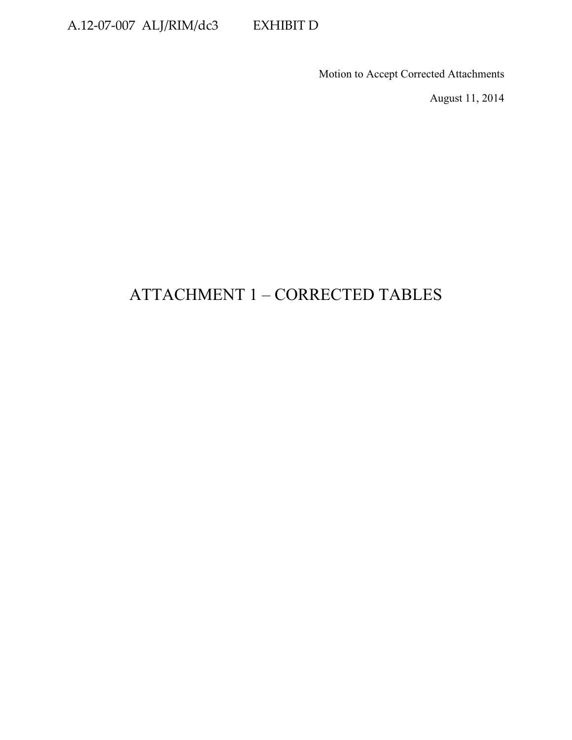A.12-07-007 ALJ/RIM/dc3 EXHIBIT D

Motion to Accept Corrected Attachments

August 11, 2014

# ATTACHMENT 1 – CORRECTED TABLES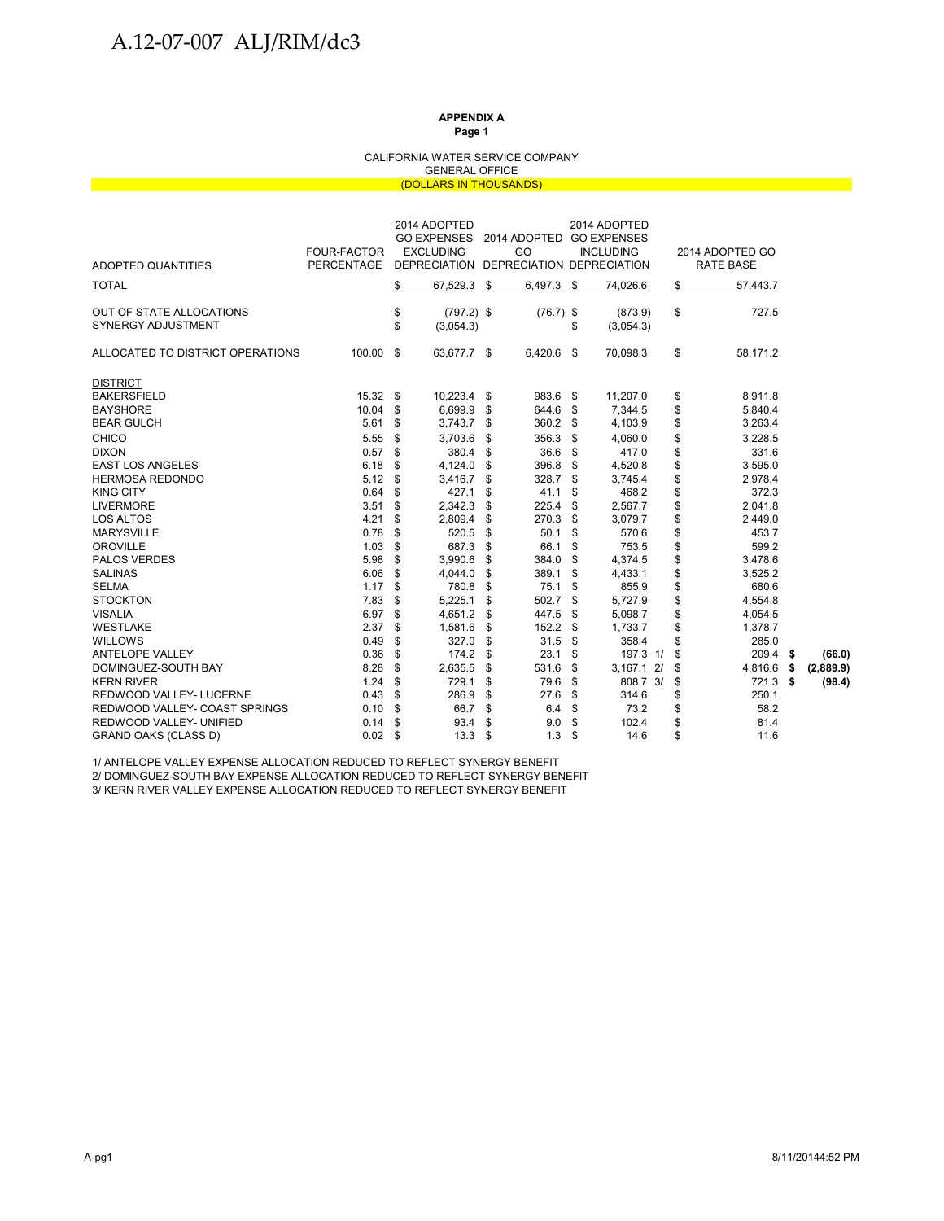**APPENDIX A**
**Page 1**

CALIFORNIA WATER SERVICE COMPANY
GENERAL OFFICE
(DOLLARS IN THOUSANDS)

| ADOPTED QUANTITIES | FOUR-FACTOR PERCENTAGE | 2014 ADOPTED GO EXPENSES EXCLUDING DEPRECIATION | 2014 ADOPTED GO DEPRECIATION | 2014 ADOPTED GO EXPENSES INCLUDING DEPRECIATION | 2014 ADOPTED GO RATE BASE | |
|---|---|---|---|---|---|---|
| TOTAL | | $ 67,529.3 | $ 6,497.3 | $ 74,026.6 | $ 57,443.7 | |
| OUT OF STATE ALLOCATIONS | | $ (797.2) | $ (76.7) | $ (873.9) | $ 727.5 | |
| SYNERGY ADJUSTMENT | | $ (3,054.3) | | $ (3,054.3) | | |
| ALLOCATED TO DISTRICT OPERATIONS | 100.00 | $ 63,677.7 | $ 6,420.6 | $ 70,098.3 | $ 58,171.2 | |
| DISTRICT | | | | | | |
| BAKERSFIELD | 15.32 | $ 10,223.4 | $ 983.6 | $ 11,207.0 | $ 8,911.8 | |
| BAYSHORE | 10.04 | $ 6,699.9 | $ 644.6 | $ 7,344.5 | $ 5,840.4 | |
| BEAR GULCH | 5.61 | $ 3,743.7 | $ 360.2 | $ 4,103.9 | $ 3,263.4 | |
| CHICO | 5.55 | $ 3,703.6 | $ 356.3 | $ 4,060.0 | $ 3,228.5 | |
| DIXON | 0.57 | $ 380.4 | $ 36.6 | $ 417.0 | $ 331.6 | |
| EAST LOS ANGELES | 6.18 | $ 4,124.0 | $ 396.8 | $ 4,520.8 | $ 3,595.0 | |
| HERMOSA REDONDO | 5.12 | $ 3,416.7 | $ 328.7 | $ 3,745.4 | $ 2,978.4 | |
| KING CITY | 0.64 | $ 427.1 | $ 41.1 | $ 468.2 | $ 372.3 | |
| LIVERMORE | 3.51 | $ 2,342.3 | $ 225.4 | $ 2,567.7 | $ 2,041.8 | |
| LOS ALTOS | 4.21 | $ 2,809.4 | $ 270.3 | $ 3,079.7 | $ 2,449.0 | |
| MARYSVILLE | 0.78 | $ 520.5 | $ 50.1 | $ 570.6 | $ 453.7 | |
| OROVILLE | 1.03 | $ 687.3 | $ 66.1 | $ 753.5 | $ 599.2 | |
| PALOS VERDES | 5.98 | $ 3,990.6 | $ 384.0 | $ 4,374.5 | $ 3,478.6 | |
| SALINAS | 6.06 | $ 4,044.0 | $ 389.1 | $ 4,433.1 | $ 3,525.2 | |
| SELMA | 1.17 | $ 780.8 | $ 75.1 | $ 855.9 | $ 680.6 | |
| STOCKTON | 7.83 | $ 5,225.1 | $ 502.7 | $ 5,727.9 | $ 4,554.8 | |
| VISALIA | 6.97 | $ 4,651.2 | $ 447.5 | $ 5,098.7 | $ 4,054.5 | |
| WESTLAKE | 2.37 | $ 1,581.6 | $ 152.2 | $ 1,733.7 | $ 1,378.7 | |
| WILLOWS | 0.49 | $ 327.0 | $ 31.5 | $ 358.4 | $ 285.0 | |
| ANTELOPE VALLEY | 0.36 | $ 174.2 | $ 23.1 | $ 197.3 1/ | $ 209.4 | **$ (66.0)** |
| DOMINGUEZ-SOUTH BAY | 8.28 | $ 2,635.5 | $ 531.6 | $ 3,167.1 2/ | $ 4,816.6 | **$ (2,889.9)** |
| KERN RIVER | 1.24 | $ 729.1 | $ 79.6 | $ 808.7 3/ | $ 721.3 | **$ (98.4)** |
| REDWOOD VALLEY- LUCERNE | 0.43 | $ 286.9 | $ 27.6 | $ 314.6 | $ 250.1 | |
| REDWOOD VALLEY- COAST SPRINGS | 0.10 | $ 66.7 | $ 6.4 | $ 73.2 | $ 58.2 | |
| REDWOOD VALLEY- UNIFIED | 0.14 | $ 93.4 | $ 9.0 | $ 102.4 | $ 81.4 | |
| GRAND OAKS (CLASS D) | 0.02 | $ 13.3 | $ 1.3 | $ 14.6 | $ 11.6 | |

1/ ANTELOPE VALLEY EXPENSE ALLOCATION REDUCED TO REFLECT SYNERGY BENEFIT
2/ DOMINGUEZ-SOUTH BAY EXPENSE ALLOCATION REDUCED TO REFLECT SYNERGY BENEFIT
3/ KERN RIVER VALLEY EXPENSE ALLOCATION REDUCED TO REFLECT SYNERGY BENEFIT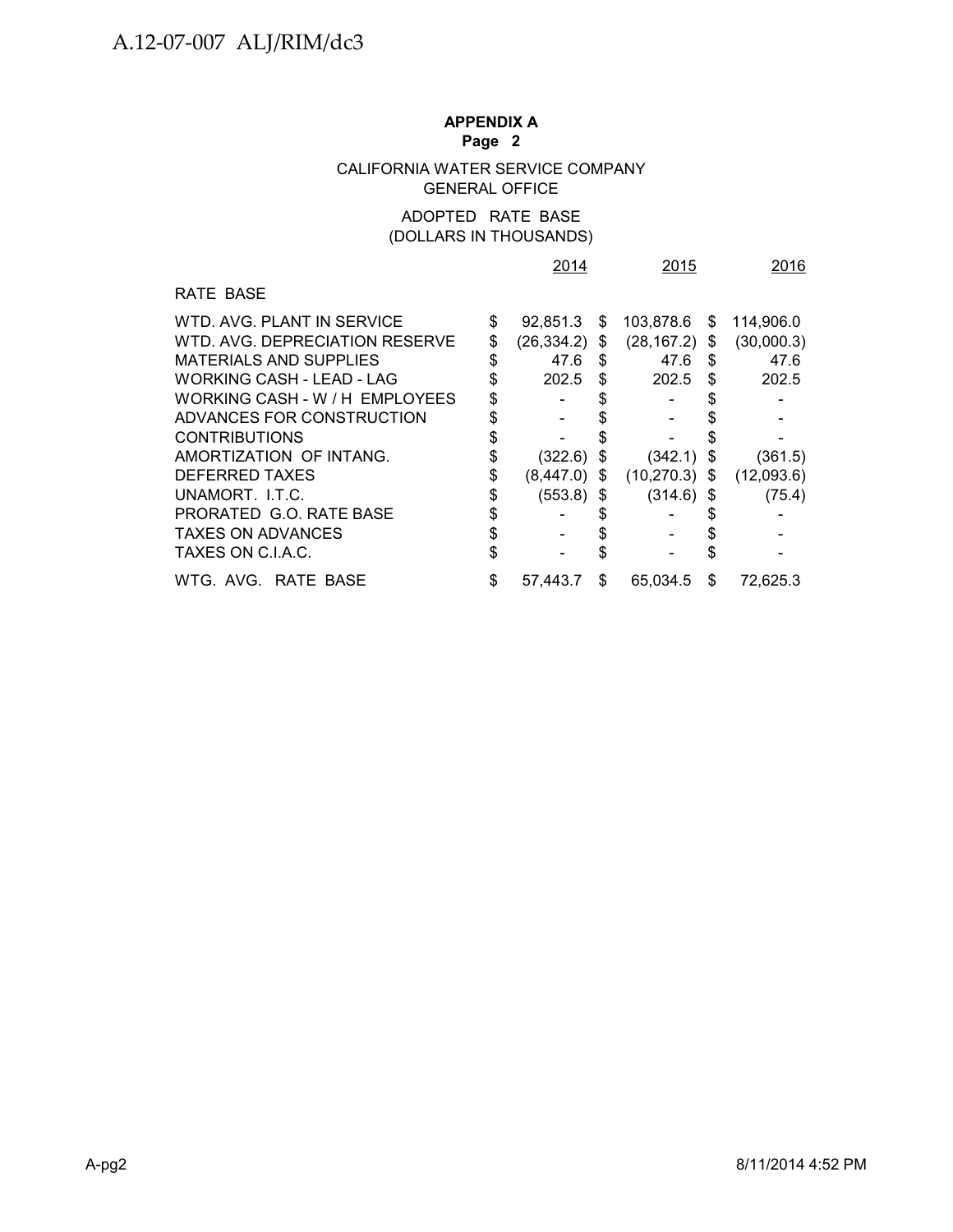**APPENDIX A**
**Page 2**

CALIFORNIA WATER SERVICE COMPANY
GENERAL OFFICE

ADOPTED RATE BASE
(DOLLARS IN THOUSANDS)

| | 2014 | 2015 | 2016 |
|---|---|---|---|
| RATE BASE | | | |
| WTD. AVG. PLANT IN SERVICE | $ 92,851.3 | $ 103,878.6 | $ 114,906.0 |
| WTD. AVG. DEPRECIATION RESERVE | $ (26,334.2) | $ (28,167.2) | $ (30,000.3) |
| MATERIALS AND SUPPLIES | $ 47.6 | $ 47.6 | $ 47.6 |
| WORKING CASH - LEAD - LAG | $ 202.5 | $ 202.5 | $ 202.5 |
| WORKING CASH - W / H EMPLOYEES | $ - | $ - | $ - |
| ADVANCES FOR CONSTRUCTION | $ - | $ - | $ - |
| CONTRIBUTIONS | $ - | $ - | $ - |
| AMORTIZATION OF INTANG. | $ (322.6) | $ (342.1) | $ (361.5) |
| DEFERRED TAXES | $ (8,447.0) | $ (10,270.3) | $ (12,093.6) |
| UNAMORT. I.T.C. | $ (553.8) | $ (314.6) | $ (75.4) |
| PRORATED G.O. RATE BASE | $ - | $ - | $ - |
| TAXES ON ADVANCES | $ - | $ - | $ - |
| TAXES ON C.I.A.C. | $ - | $ - | $ - |
| WTG. AVG. RATE BASE | $ 57,443.7 | $ 65,034.5 | $ 72,625.3 |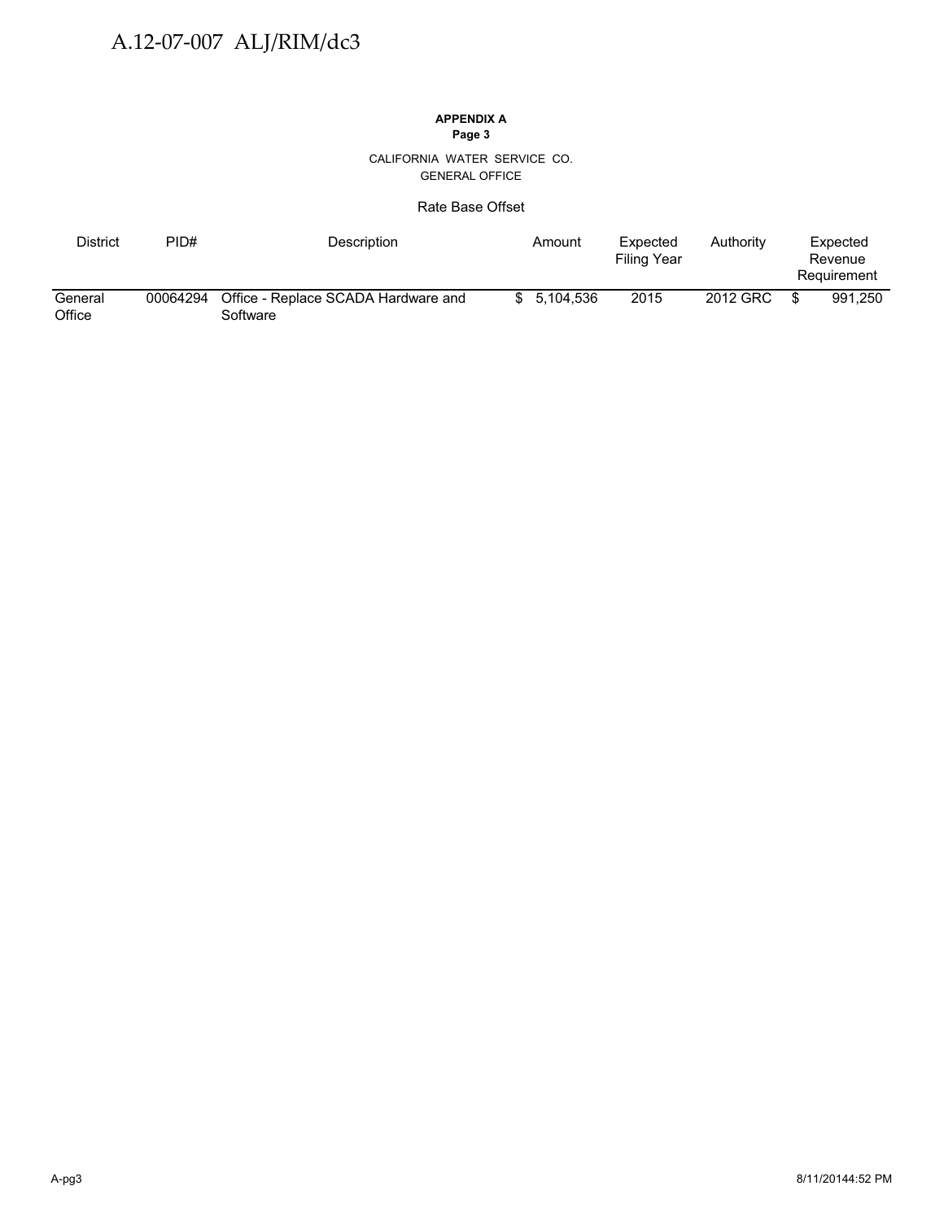**APPENDIX A**
**Page 3**

CALIFORNIA WATER SERVICE CO.
GENERAL OFFICE

Rate Base Offset

| District | PID# | Description | Amount | Expected Filing Year | Authority | Expected Revenue Requirement |
|---|---|---|---|---|---|---|
| General Office | 00064294 | Office - Replace SCADA Hardware and Software | $ 5,104,536 | 2015 | 2012 GRC | $ 991,250 |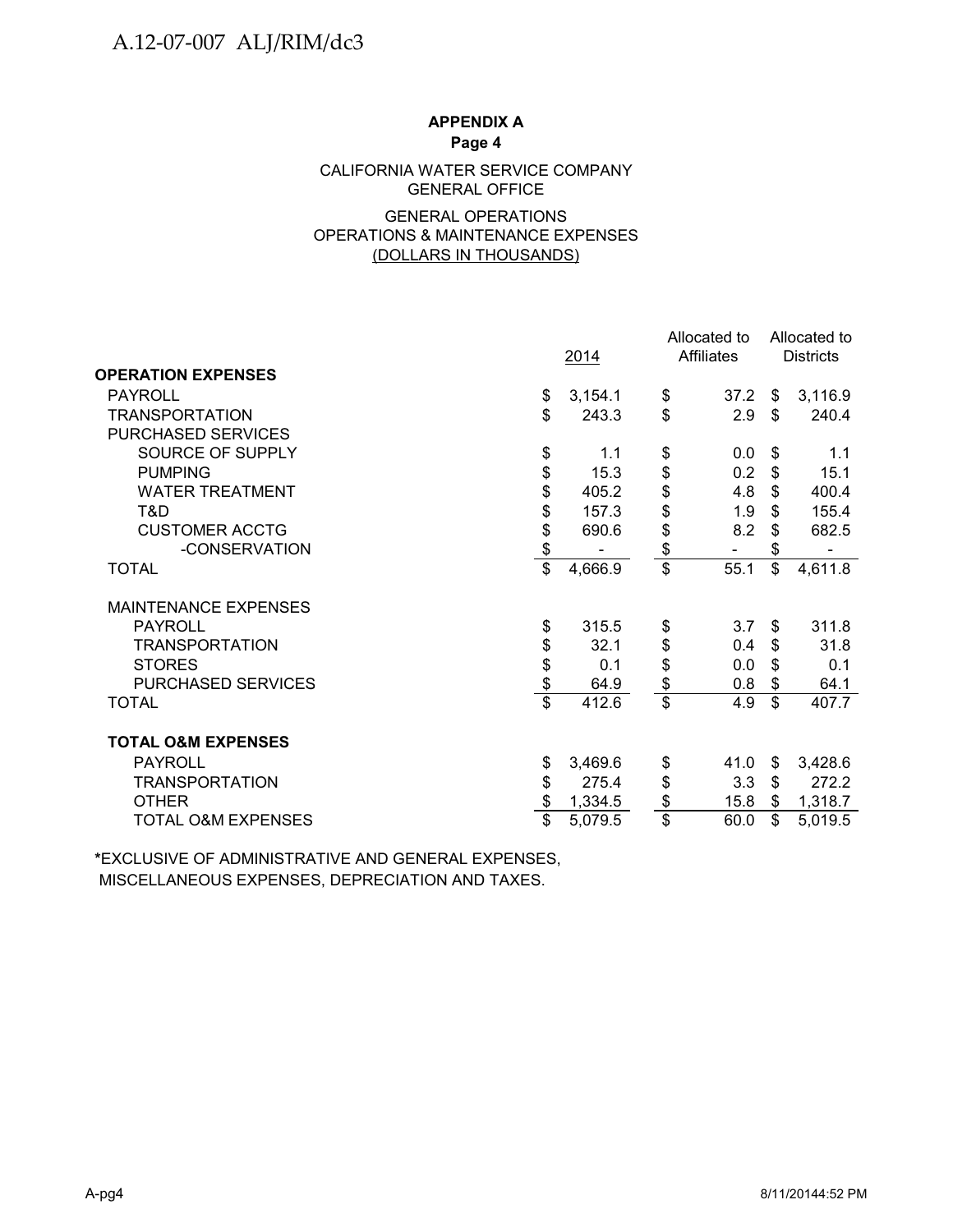**APPENDIX A**

**Page 4**

CALIFORNIA WATER SERVICE COMPANY
GENERAL OFFICE

GENERAL OPERATIONS
OPERATIONS & MAINTENANCE EXPENSES
(DOLLARS IN THOUSANDS)

| | 2014 | Allocated to Affiliates | Allocated to Districts |
|---|---|---|---|
| **OPERATION EXPENSES** | | | |
| PAYROLL | $ 3,154.1 | $ 37.2 | $ 3,116.9 |
| TRANSPORTATION | $ 243.3 | $ 2.9 | $ 240.4 |
| PURCHASED SERVICES | | | |
| SOURCE OF SUPPLY | $ 1.1 | $ 0.0 | $ 1.1 |
| PUMPING | $ 15.3 | $ 0.2 | $ 15.1 |
| WATER TREATMENT | $ 405.2 | $ 4.8 | $ 400.4 |
| T&D | $ 157.3 | $ 1.9 | $ 155.4 |
| CUSTOMER ACCTG | $ 690.6 | $ 8.2 | $ 682.5 |
| -CONSERVATION | $ - | $ - | $ - |
| TOTAL | $ 4,666.9 | $ 55.1 | $ 4,611.8 |
| | | | |
| MAINTENANCE EXPENSES | | | |
| PAYROLL | $ 315.5 | $ 3.7 | $ 311.8 |
| TRANSPORTATION | $ 32.1 | $ 0.4 | $ 31.8 |
| STORES | $ 0.1 | $ 0.0 | $ 0.1 |
| PURCHASED SERVICES | $ 64.9 | $ 0.8 | $ 64.1 |
| TOTAL | $ 412.6 | $ 4.9 | $ 407.7 |
| | | | |
| **TOTAL O&M EXPENSES** | | | |
| PAYROLL | $ 3,469.6 | $ 41.0 | $ 3,428.6 |
| TRANSPORTATION | $ 275.4 | $ 3.3 | $ 272.2 |
| OTHER | $ 1,334.5 | $ 15.8 | $ 1,318.7 |
| TOTAL O&M EXPENSES | $ 5,079.5 | $ 60.0 | $ 5,019.5 |

*EXCLUSIVE OF ADMINISTRATIVE AND GENERAL EXPENSES, MISCELLANEOUS EXPENSES, DEPRECIATION AND TAXES.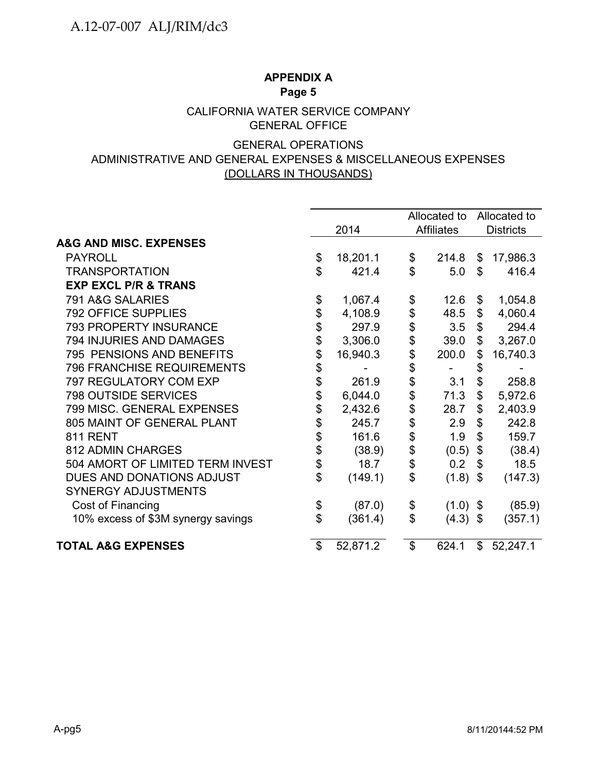## APPENDIX A
### Page 5

CALIFORNIA WATER SERVICE COMPANY
GENERAL OFFICE

GENERAL OPERATIONS
ADMINISTRATIVE AND GENERAL EXPENSES & MISCELLANEOUS EXPENSES
(DOLLARS IN THOUSANDS)

| | 2014 | Allocated to Affiliates | Allocated to Districts |
|---|---|---|---|
| **A&G AND MISC. EXPENSES** | | | |
| PAYROLL | $ 18,201.1 | $ 214.8 | $ 17,986.3 |
| TRANSPORTATION | $ 421.4 | $ 5.0 | $ 416.4 |
| **EXP EXCL P/R & TRANS** | | | |
| 791 A&G SALARIES | $ 1,067.4 | $ 12.6 | $ 1,054.8 |
| 792 OFFICE SUPPLIES | $ 4,108.9 | $ 48.5 | $ 4,060.4 |
| 793 PROPERTY INSURANCE | $ 297.9 | $ 3.5 | $ 294.4 |
| 794 INJURIES AND DAMAGES | $ 3,306.0 | $ 39.0 | $ 3,267.0 |
| 795 PENSIONS AND BENEFITS | $ 16,940.3 | $ 200.0 | $ 16,740.3 |
| 796 FRANCHISE REQUIREMENTS | $ - | $ - | $ - |
| 797 REGULATORY COM EXP | $ 261.9 | $ 3.1 | $ 258.8 |
| 798 OUTSIDE SERVICES | $ 6,044.0 | $ 71.3 | $ 5,972.6 |
| 799 MISC. GENERAL EXPENSES | $ 2,432.6 | $ 28.7 | $ 2,403.9 |
| 805 MAINT OF GENERAL PLANT | $ 245.7 | $ 2.9 | $ 242.8 |
| 811 RENT | $ 161.6 | $ 1.9 | $ 159.7 |
| 812 ADMIN CHARGES | $ (38.9) | $ (0.5) | $ (38.4) |
| 504 AMORT OF LIMITED TERM INVEST | $ 18.7 | $ 0.2 | $ 18.5 |
| DUES AND DONATIONS ADJUST | $ (149.1) | $ (1.8) | $ (147.3) |
| SYNERGY ADJUSTMENTS | | | |
| Cost of Financing | $ (87.0) | $ (1.0) | $ (85.9) |
| 10% excess of $3M synergy savings | $ (361.4) | $ (4.3) | $ (357.1) |
| **TOTAL A&G EXPENSES** | $ 52,871.2 | $ 624.1 | $ 52,247.1 |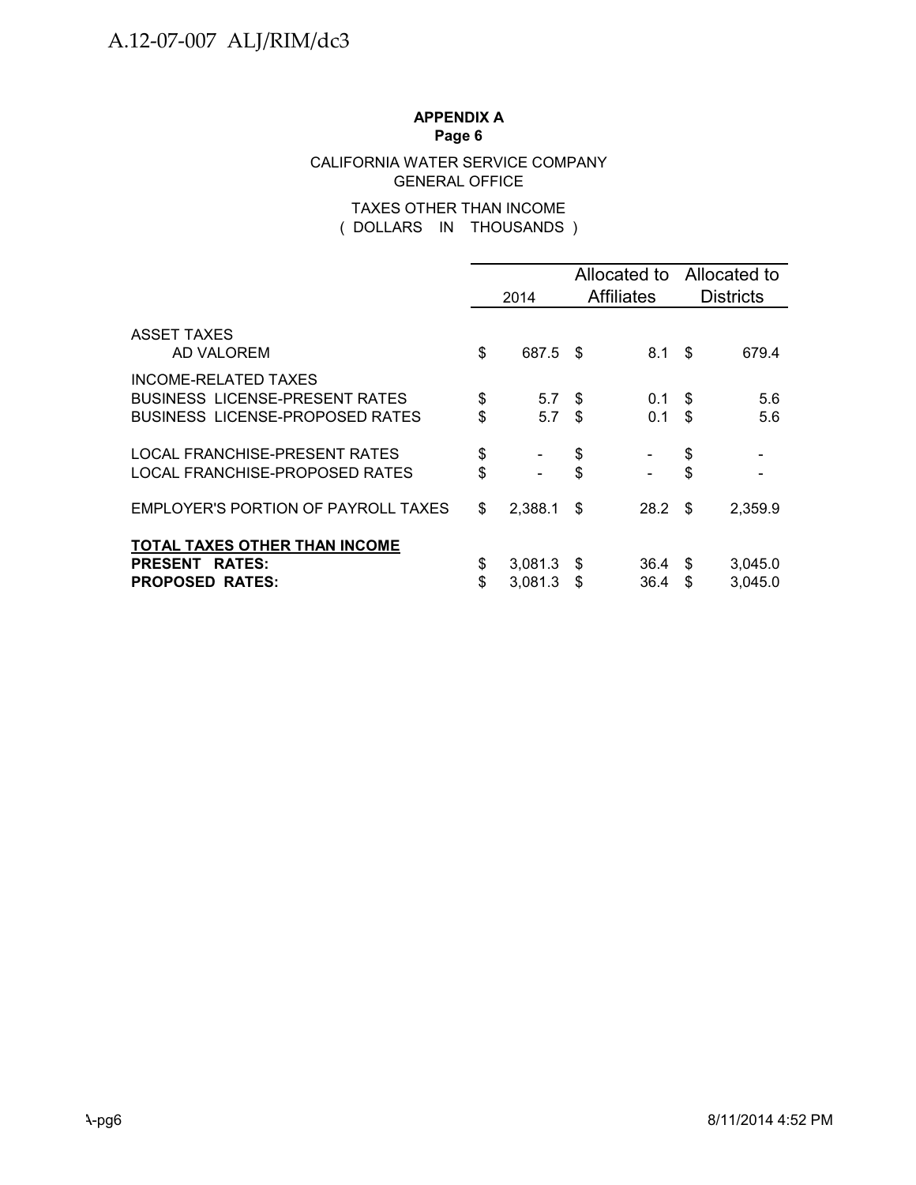**APPENDIX A**
**Page 6**

CALIFORNIA WATER SERVICE COMPANY
GENERAL OFFICE

TAXES OTHER THAN INCOME
( DOLLARS IN THOUSANDS )

| | 2014 | Allocated to Affiliates | Allocated to Districts |
|---|---|---|---|
| ASSET TAXES | | | |
| AD VALOREM | $ 687.5 | $ 8.1 | $ 679.4 |
| INCOME-RELATED TAXES | | | |
| BUSINESS LICENSE-PRESENT RATES | $ 5.7 | $ 0.1 | $ 5.6 |
| BUSINESS LICENSE-PROPOSED RATES | $ 5.7 | $ 0.1 | $ 5.6 |
| LOCAL FRANCHISE-PRESENT RATES | $ - | $ - | $ - |
| LOCAL FRANCHISE-PROPOSED RATES | $ - | $ - | $ - |
| EMPLOYER'S PORTION OF PAYROLL TAXES | $ 2,388.1 | $ 28.2 | $ 2,359.9 |
| **TOTAL TAXES OTHER THAN INCOME** | | | |
| **PRESENT RATES:** | $ 3,081.3 | $ 36.4 | $ 3,045.0 |
| **PROPOSED RATES:** | $ 3,081.3 | $ 36.4 | $ 3,045.0 |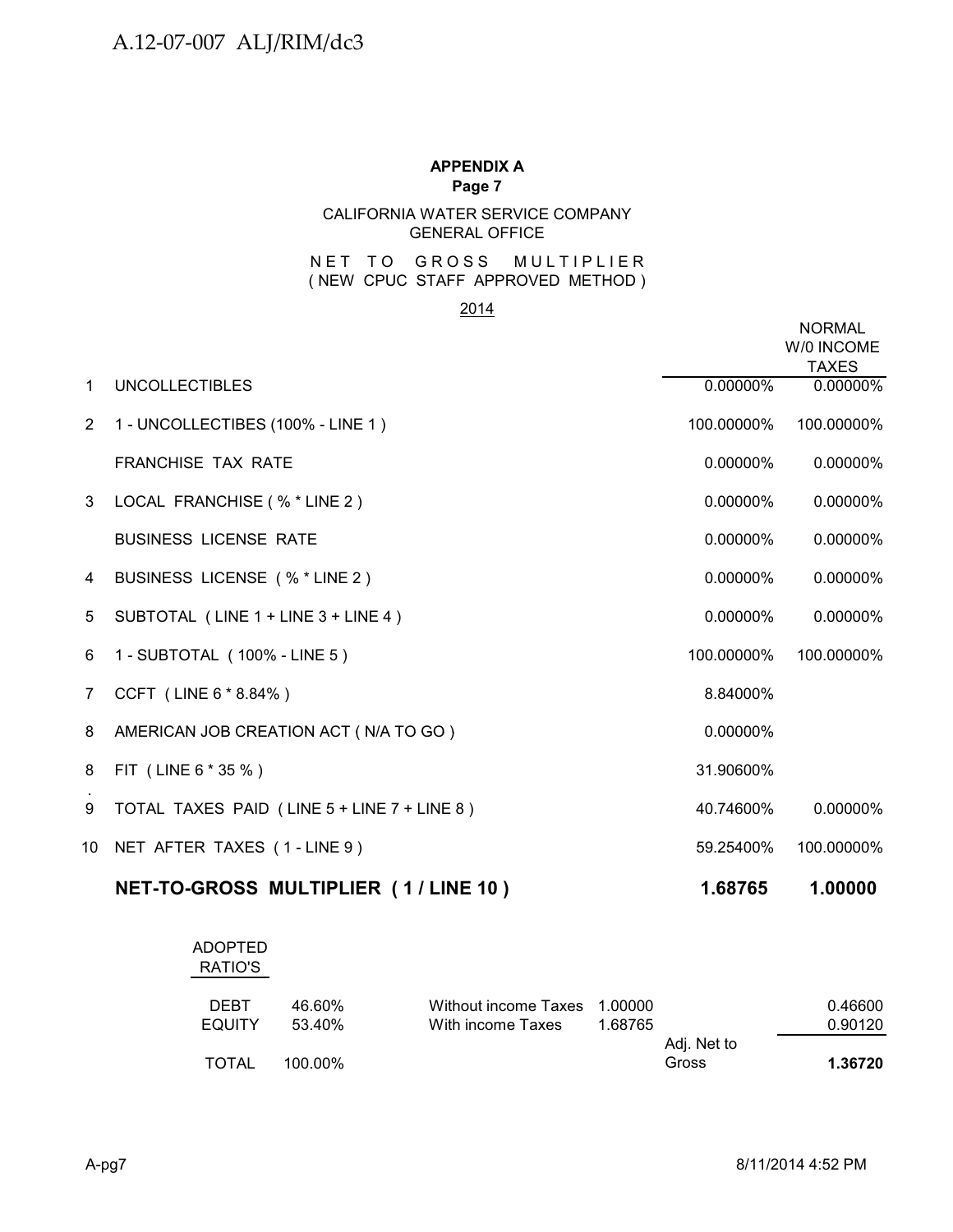**APPENDIX A**
**Page 7**

CALIFORNIA WATER SERVICE COMPANY
GENERAL OFFICE

NET TO GROSS MULTIPLIER
( NEW CPUC STAFF APPROVED METHOD )

2014

| | | | NORMAL W/0 INCOME TAXES |
|---|---|---|---|
| 1 | UNCOLLECTIBLES | 0.00000% | 0.00000% |
| 2 | 1 - UNCOLLECTIBES (100% - LINE 1 ) | 100.00000% | 100.00000% |
| | FRANCHISE TAX RATE | 0.00000% | 0.00000% |
| 3 | LOCAL FRANCHISE ( % * LINE 2 ) | 0.00000% | 0.00000% |
| | BUSINESS LICENSE RATE | 0.00000% | 0.00000% |
| 4 | BUSINESS LICENSE ( % * LINE 2 ) | 0.00000% | 0.00000% |
| 5 | SUBTOTAL ( LINE 1 + LINE 3 + LINE 4 ) | 0.00000% | 0.00000% |
| 6 | 1 - SUBTOTAL ( 100% - LINE 5 ) | 100.00000% | 100.00000% |
| 7 | CCFT ( LINE 6 * 8.84% ) | 8.84000% | |
| 8 | AMERICAN JOB CREATION ACT ( N/A TO GO ) | 0.00000% | |
| 8. | FIT ( LINE 6 * 35 % ) | 31.90600% | |
| 9 | TOTAL TAXES PAID ( LINE 5 + LINE 7 + LINE 8 ) | 40.74600% | 0.00000% |
| 10 | NET AFTER TAXES ( 1 - LINE 9 ) | 59.25400% | 100.00000% |
| | **NET-TO-GROSS MULTIPLIER ( 1 / LINE 10 )** | **1.68765** | **1.00000** |

| ADOPTED RATIO'S | | | | | |
|---|---|---|---|---|---|
| DEBT | 46.60% | Without income Taxes | 1.00000 | | 0.46600 |
| EQUITY | 53.40% | With income Taxes | 1.68765 | | 0.90120 |
| TOTAL | 100.00% | | | Adj. Net to Gross | **1.36720** |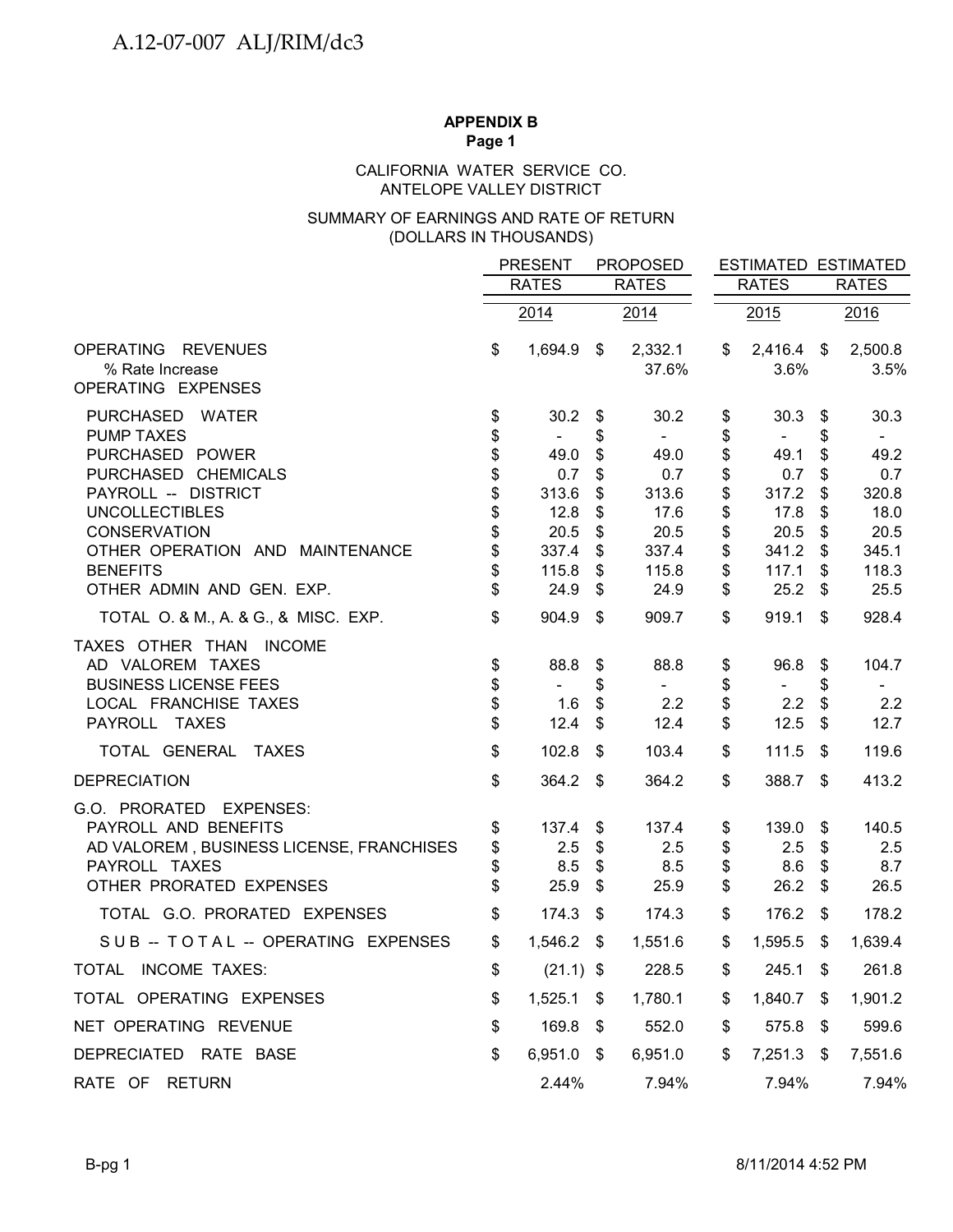**APPENDIX B**
**Page 1**

CALIFORNIA WATER SERVICE CO.
ANTELOPE VALLEY DISTRICT

SUMMARY OF EARNINGS AND RATE OF RETURN
(DOLLARS IN THOUSANDS)

| | PRESENT RATES 2014 | PROPOSED RATES 2014 | ESTIMATED RATES 2015 | ESTIMATED RATES 2016 |
|---|---|---|---|---|
| OPERATING REVENUES | $ 1,694.9 | $ 2,332.1 | $ 2,416.4 | $ 2,500.8 |
| % Rate Increase | | 37.6% | 3.6% | 3.5% |
| OPERATING EXPENSES | | | | |
| PURCHASED WATER | $ 30.2 | $ 30.2 | $ 30.3 | $ 30.3 |
| PUMP TAXES | $ - | $ - | $ - | $ - |
| PURCHASED POWER | $ 49.0 | $ 49.0 | $ 49.1 | $ 49.2 |
| PURCHASED CHEMICALS | $ 0.7 | $ 0.7 | $ 0.7 | $ 0.7 |
| PAYROLL -- DISTRICT | $ 313.6 | $ 313.6 | $ 317.2 | $ 320.8 |
| UNCOLLECTIBLES | $ 12.8 | $ 17.6 | $ 17.8 | $ 18.0 |
| CONSERVATION | $ 20.5 | $ 20.5 | $ 20.5 | $ 20.5 |
| OTHER OPERATION AND MAINTENANCE | $ 337.4 | $ 337.4 | $ 341.2 | $ 345.1 |
| BENEFITS | $ 115.8 | $ 115.8 | $ 117.1 | $ 118.3 |
| OTHER ADMIN AND GEN. EXP. | $ 24.9 | $ 24.9 | $ 25.2 | $ 25.5 |
| TOTAL O. & M., A. & G., & MISC. EXP. | $ 904.9 | $ 909.7 | $ 919.1 | $ 928.4 |
| TAXES OTHER THAN INCOME | | | | |
| AD VALOREM TAXES | $ 88.8 | $ 88.8 | $ 96.8 | $ 104.7 |
| BUSINESS LICENSE FEES | $ - | $ - | $ - | $ - |
| LOCAL FRANCHISE TAXES | $ 1.6 | $ 2.2 | $ 2.2 | $ 2.2 |
| PAYROLL TAXES | $ 12.4 | $ 12.4 | $ 12.5 | $ 12.7 |
| TOTAL GENERAL TAXES | $ 102.8 | $ 103.4 | $ 111.5 | $ 119.6 |
| DEPRECIATION | $ 364.2 | $ 364.2 | $ 388.7 | $ 413.2 |
| G.O. PRORATED EXPENSES: | | | | |
| PAYROLL AND BENEFITS | $ 137.4 | $ 137.4 | $ 139.0 | $ 140.5 |
| AD VALOREM , BUSINESS LICENSE, FRANCHISES | $ 2.5 | $ 2.5 | $ 2.5 | $ 2.5 |
| PAYROLL TAXES | $ 8.5 | $ 8.5 | $ 8.6 | $ 8.7 |
| OTHER PRORATED EXPENSES | $ 25.9 | $ 25.9 | $ 26.2 | $ 26.5 |
| TOTAL G.O. PRORATED EXPENSES | $ 174.3 | $ 174.3 | $ 176.2 | $ 178.2 |
| SUB -- TOTAL -- OPERATING EXPENSES | $ 1,546.2 | $ 1,551.6 | $ 1,595.5 | $ 1,639.4 |
| TOTAL INCOME TAXES: | $ (21.1) | $ 228.5 | $ 245.1 | $ 261.8 |
| TOTAL OPERATING EXPENSES | $ 1,525.1 | $ 1,780.1 | $ 1,840.7 | $ 1,901.2 |
| NET OPERATING REVENUE | $ 169.8 | $ 552.0 | $ 575.8 | $ 599.6 |
| DEPRECIATED RATE BASE | $ 6,951.0 | $ 6,951.0 | $ 7,251.3 | $ 7,551.6 |
| RATE OF RETURN | 2.44% | 7.94% | 7.94% | 7.94% |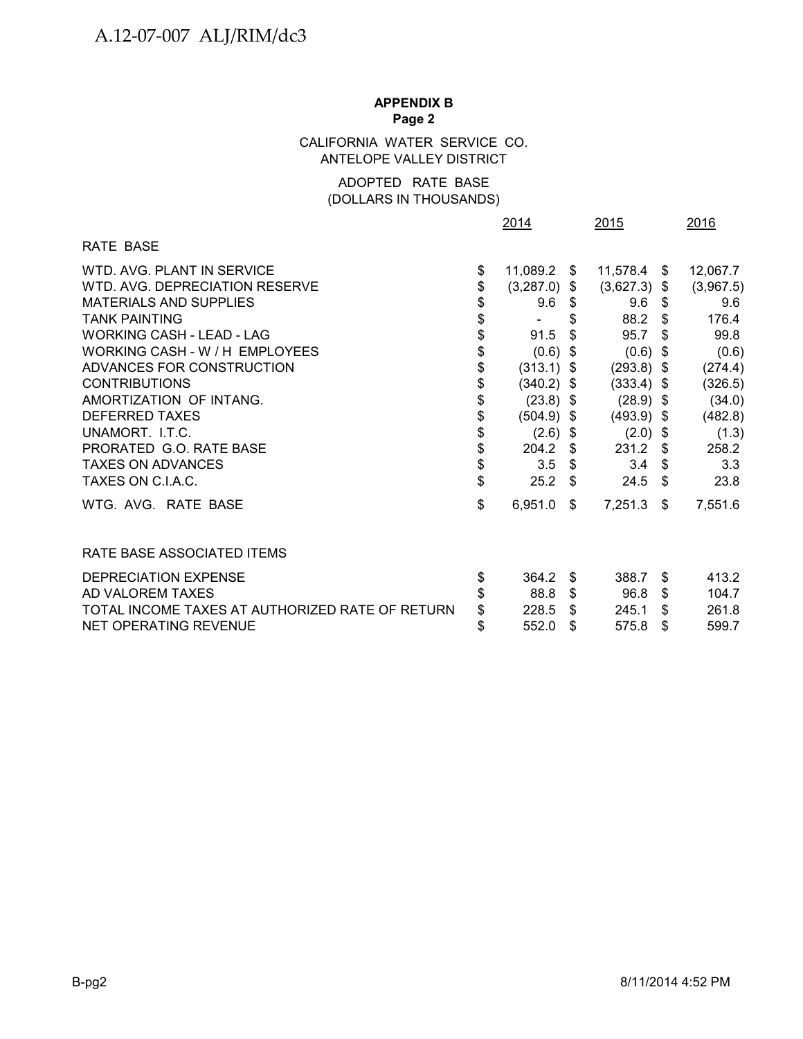**APPENDIX B**
**Page 2**

CALIFORNIA WATER SERVICE CO.
ANTELOPE VALLEY DISTRICT

ADOPTED RATE BASE
(DOLLARS IN THOUSANDS)

| | 2014 | 2015 | 2016 |
|---|---|---|---|
| RATE BASE | | | |
| WTD. AVG. PLANT IN SERVICE | $ 11,089.2 | $ 11,578.4 | $ 12,067.7 |
| WTD. AVG. DEPRECIATION RESERVE | $ (3,287.0) | $ (3,627.3) | $ (3,967.5) |
| MATERIALS AND SUPPLIES | $ 9.6 | $ 9.6 | $ 9.6 |
| TANK PAINTING | $ - | $ 88.2 | $ 176.4 |
| WORKING CASH - LEAD - LAG | $ 91.5 | $ 95.7 | $ 99.8 |
| WORKING CASH - W / H EMPLOYEES | $ (0.6) | $ (0.6) | $ (0.6) |
| ADVANCES FOR CONSTRUCTION | $ (313.1) | $ (293.8) | $ (274.4) |
| CONTRIBUTIONS | $ (340.2) | $ (333.4) | $ (326.5) |
| AMORTIZATION OF INTANG. | $ (23.8) | $ (28.9) | $ (34.0) |
| DEFERRED TAXES | $ (504.9) | $ (493.9) | $ (482.8) |
| UNAMORT. I.T.C. | $ (2.6) | $ (2.0) | $ (1.3) |
| PRORATED G.O. RATE BASE | $ 204.2 | $ 231.2 | $ 258.2 |
| TAXES ON ADVANCES | $ 3.5 | $ 3.4 | $ 3.3 |
| TAXES ON C.I.A.C. | $ 25.2 | $ 24.5 | $ 23.8 |
| WTG. AVG. RATE BASE | $ 6,951.0 | $ 7,251.3 | $ 7,551.6 |
| | | | |
| RATE BASE ASSOCIATED ITEMS | | | |
| DEPRECIATION EXPENSE | $ 364.2 | $ 388.7 | $ 413.2 |
| AD VALOREM TAXES | $ 88.8 | $ 96.8 | $ 104.7 |
| TOTAL INCOME TAXES AT AUTHORIZED RATE OF RETURN | $ 228.5 | $ 245.1 | $ 261.8 |
| NET OPERATING REVENUE | $ 552.0 | $ 575.8 | $ 599.7 |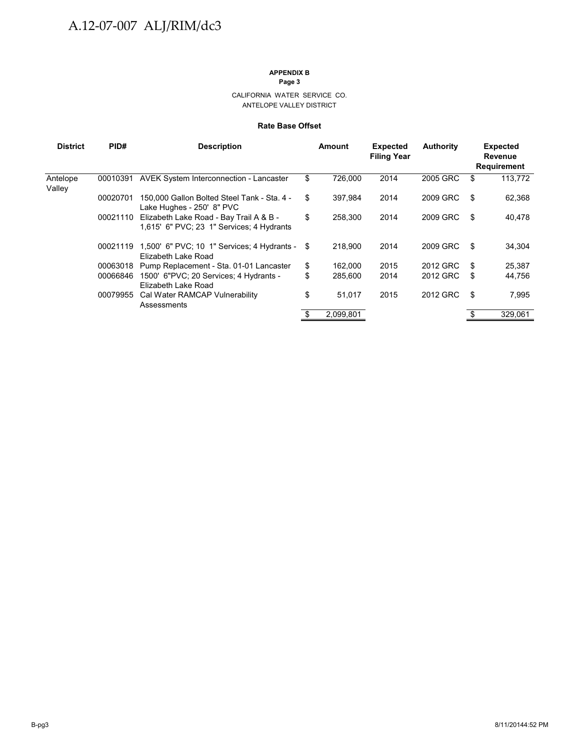**APPENDIX B**
**Page 3**

CALIFORNIA WATER SERVICE CO.
ANTELOPE VALLEY DISTRICT

**Rate Base Offset**

| District | PID# | Description | Amount | Expected Filing Year | Authority | Expected Revenue Requirement |
|---|---|---|---|---|---|---|
| Antelope Valley | 00010391 | AVEK System Interconnection - Lancaster | $ 726,000 | 2014 | 2005 GRC | $ 113,772 |
| | 00020701 | 150,000 Gallon Bolted Steel Tank - Sta. 4 - Lake Hughes - 250' 8" PVC | $ 397,984 | 2014 | 2009 GRC | $ 62,368 |
| | 00021110 | Elizabeth Lake Road - Bay Trail A & B - 1,615' 6" PVC; 23 1" Services; 4 Hydrants | $ 258,300 | 2014 | 2009 GRC | $ 40,478 |
| | 00021119 | 1,500' 6" PVC; 10 1" Services; 4 Hydrants - Elizabeth Lake Road | $ 218,900 | 2014 | 2009 GRC | $ 34,304 |
| | 00063018 | Pump Replacement - Sta. 01-01 Lancaster | $ 162,000 | 2015 | 2012 GRC | $ 25,387 |
| | 00066846 | 1500' 6"PVC; 20 Services; 4 Hydrants - Elizabeth Lake Road | $ 285,600 | 2014 | 2012 GRC | $ 44,756 |
| | 00079955 | Cal Water RAMCAP Vulnerability Assessments | $ 51,017 | 2015 | 2012 GRC | $ 7,995 |
| | | | $ 2,099,801 | | | $ 329,061 |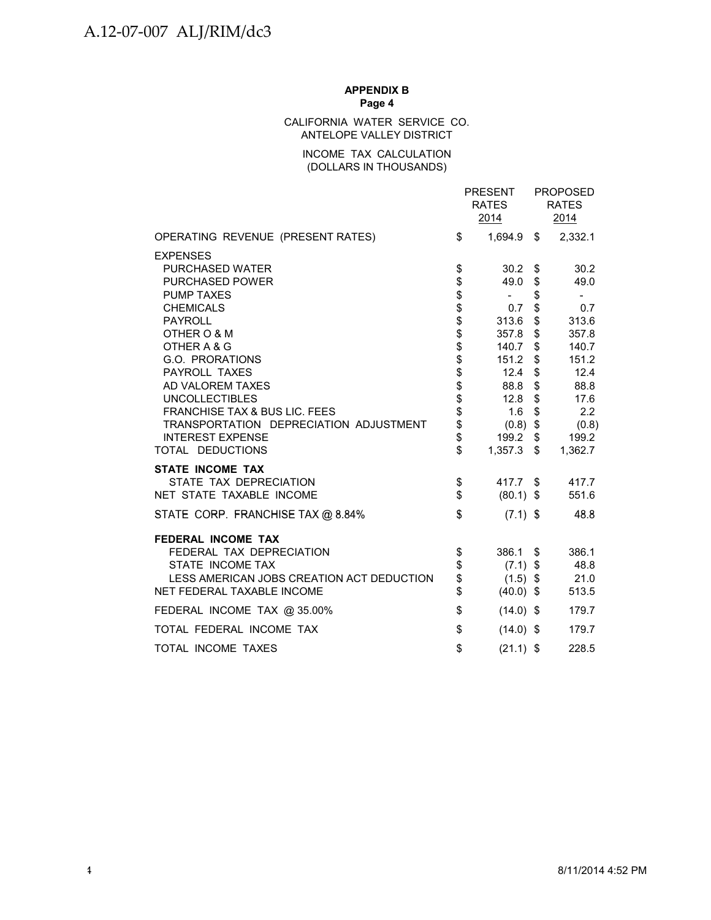**APPENDIX B**
**Page 4**

CALIFORNIA WATER SERVICE CO.
ANTELOPE VALLEY DISTRICT

INCOME TAX CALCULATION
(DOLLARS IN THOUSANDS)

| | PRESENT RATES 2014 | PROPOSED RATES 2014 |
|---|---|---|
| OPERATING REVENUE (PRESENT RATES) | $ 1,694.9 | $ 2,332.1 |
| **EXPENSES** | | |
| PURCHASED WATER | $ 30.2 | $ 30.2 |
| PURCHASED POWER | $ 49.0 | $ 49.0 |
| PUMP TAXES | $ - | $ - |
| CHEMICALS | $ 0.7 | $ 0.7 |
| PAYROLL | $ 313.6 | $ 313.6 |
| OTHER O & M | $ 357.8 | $ 357.8 |
| OTHER A & G | $ 140.7 | $ 140.7 |
| G.O. PRORATIONS | $ 151.2 | $ 151.2 |
| PAYROLL TAXES | $ 12.4 | $ 12.4 |
| AD VALOREM TAXES | $ 88.8 | $ 88.8 |
| UNCOLLECTIBLES | $ 12.8 | $ 17.6 |
| FRANCHISE TAX & BUS LIC. FEES | $ 1.6 | $ 2.2 |
| TRANSPORTATION DEPRECIATION ADJUSTMENT | $ (0.8) | $ (0.8) |
| INTEREST EXPENSE | $ 199.2 | $ 199.2 |
| TOTAL DEDUCTIONS | $ 1,357.3 | $ 1,362.7 |
| **STATE INCOME TAX** | | |
| STATE TAX DEPRECIATION | $ 417.7 | $ 417.7 |
| NET STATE TAXABLE INCOME | $ (80.1) | $ 551.6 |
| STATE CORP. FRANCHISE TAX @ 8.84% | $ (7.1) | $ 48.8 |
| **FEDERAL INCOME TAX** | | |
| FEDERAL TAX DEPRECIATION | $ 386.1 | $ 386.1 |
| STATE INCOME TAX | $ (7.1) | $ 48.8 |
| LESS AMERICAN JOBS CREATION ACT DEDUCTION | $ (1.5) | $ 21.0 |
| NET FEDERAL TAXABLE INCOME | $ (40.0) | $ 513.5 |
| FEDERAL INCOME TAX @ 35.00% | $ (14.0) | $ 179.7 |
| TOTAL FEDERAL INCOME TAX | $ (14.0) | $ 179.7 |
| TOTAL INCOME TAXES | $ (21.1) | $ 228.5 |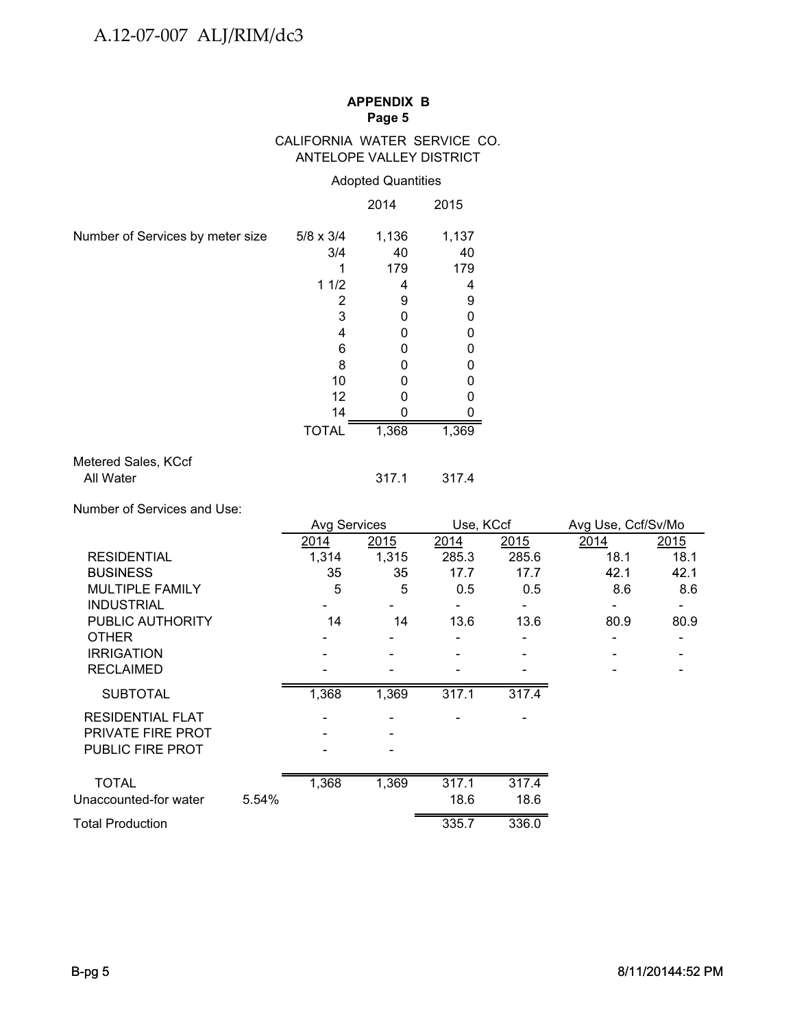**APPENDIX B**
**Page 5**

CALIFORNIA WATER SERVICE CO.
ANTELOPE VALLEY DISTRICT

Adopted Quantities

| | | 2014 | 2015 |
|---|---|---|---|
| Number of Services by meter size | 5/8 x 3/4 | 1,136 | 1,137 |
| | 3/4 | 40 | 40 |
| | 1 | 179 | 179 |
| | 1 1/2 | 4 | 4 |
| | 2 | 9 | 9 |
| | 3 | 0 | 0 |
| | 4 | 0 | 0 |
| | 6 | 0 | 0 |
| | 8 | 0 | 0 |
| | 10 | 0 | 0 |
| | 12 | 0 | 0 |
| | 14 | 0 | 0 |
| | TOTAL | 1,368 | 1,369 |

| Metered Sales, KCcf | 2014 | 2015 |
|---|---|---|
| All Water | 317.1 | 317.4 |

Number of Services and Use:

| | Avg Services | | Use, KCcf | | Avg Use, Ccf/Sv/Mo | |
|---|---|---|---|---|---|---|
| | 2014 | 2015 | 2014 | 2015 | 2014 | 2015 |
| RESIDENTIAL | 1,314 | 1,315 | 285.3 | 285.6 | 18.1 | 18.1 |
| BUSINESS | 35 | 35 | 17.7 | 17.7 | 42.1 | 42.1 |
| MULTIPLE FAMILY | 5 | 5 | 0.5 | 0.5 | 8.6 | 8.6 |
| INDUSTRIAL | - | - | - | - | - | - |
| PUBLIC AUTHORITY | 14 | 14 | 13.6 | 13.6 | 80.9 | 80.9 |
| OTHER | - | - | - | - | - | - |
| IRRIGATION | - | - | - | - | - | - |
| RECLAIMED | - | - | - | - | - | - |
| SUBTOTAL | 1,368 | 1,369 | 317.1 | 317.4 | | |
| RESIDENTIAL FLAT | - | - | - | - | | |
| PRIVATE FIRE PROT | - | - | | | | |
| PUBLIC FIRE PROT | - | - | | | | |
| TOTAL | 1,368 | 1,369 | 317.1 | 317.4 | | |
| Unaccounted-for water 5.54% | | | 18.6 | 18.6 | | |
| Total Production | | | 335.7 | 336.0 | | |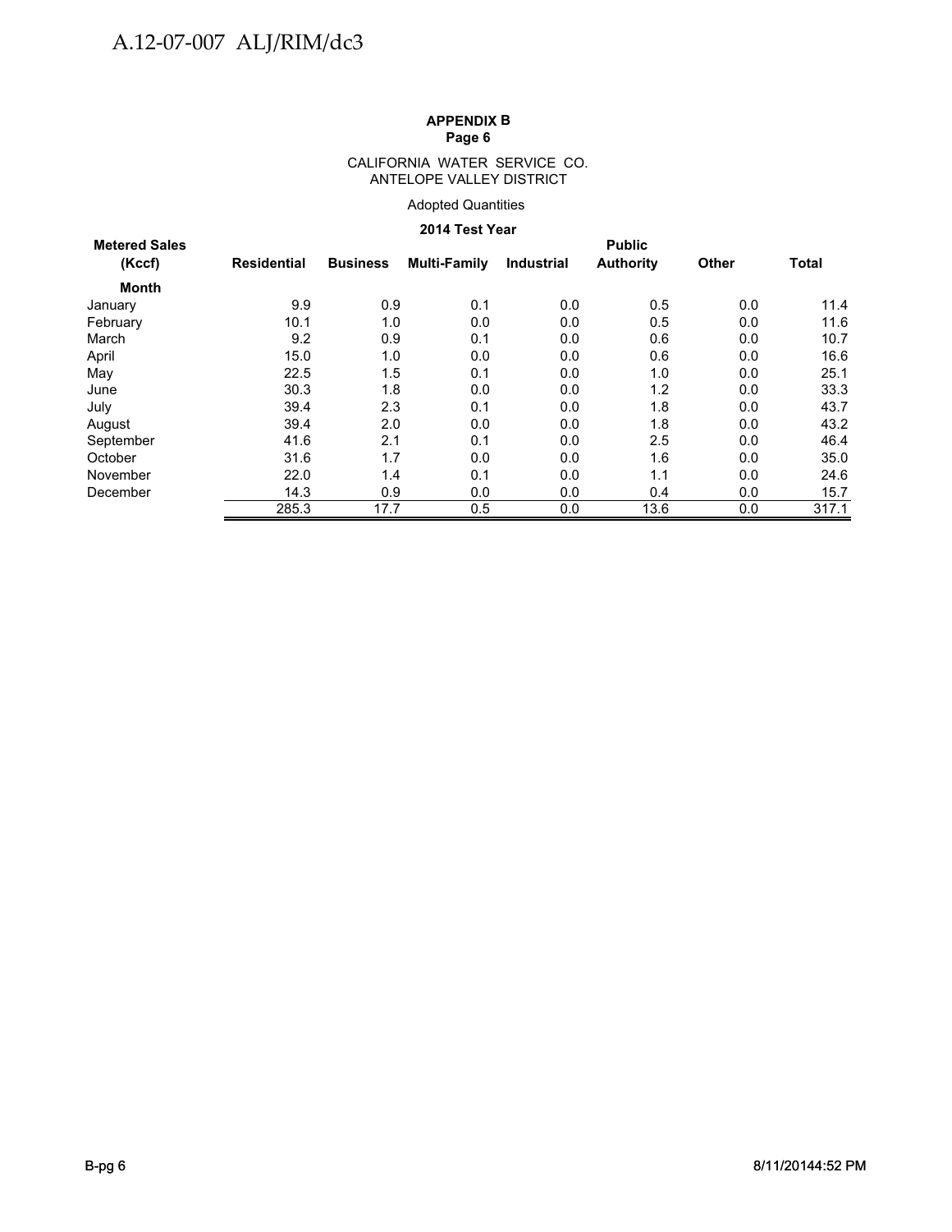**APPENDIX B**
**Page 6**

CALIFORNIA WATER SERVICE CO.
ANTELOPE VALLEY DISTRICT

Adopted Quantities

**2014 Test Year**

| Metered Sales (Kccf) | Residential | Business | Multi-Family | Industrial | Public Authority | Other | Total |
|---|---|---|---|---|---|---|---|
| **Month** | | | | | | | |
| January | 9.9 | 0.9 | 0.1 | 0.0 | 0.5 | 0.0 | 11.4 |
| February | 10.1 | 1.0 | 0.0 | 0.0 | 0.5 | 0.0 | 11.6 |
| March | 9.2 | 0.9 | 0.1 | 0.0 | 0.6 | 0.0 | 10.7 |
| April | 15.0 | 1.0 | 0.0 | 0.0 | 0.6 | 0.0 | 16.6 |
| May | 22.5 | 1.5 | 0.1 | 0.0 | 1.0 | 0.0 | 25.1 |
| June | 30.3 | 1.8 | 0.0 | 0.0 | 1.2 | 0.0 | 33.3 |
| July | 39.4 | 2.3 | 0.1 | 0.0 | 1.8 | 0.0 | 43.7 |
| August | 39.4 | 2.0 | 0.0 | 0.0 | 1.8 | 0.0 | 43.2 |
| September | 41.6 | 2.1 | 0.1 | 0.0 | 2.5 | 0.0 | 46.4 |
| October | 31.6 | 1.7 | 0.0 | 0.0 | 1.6 | 0.0 | 35.0 |
| November | 22.0 | 1.4 | 0.1 | 0.0 | 1.1 | 0.0 | 24.6 |
| December | 14.3 | 0.9 | 0.0 | 0.0 | 0.4 | 0.0 | 15.7 |
| | 285.3 | 17.7 | 0.5 | 0.0 | 13.6 | 0.0 | 317.1 |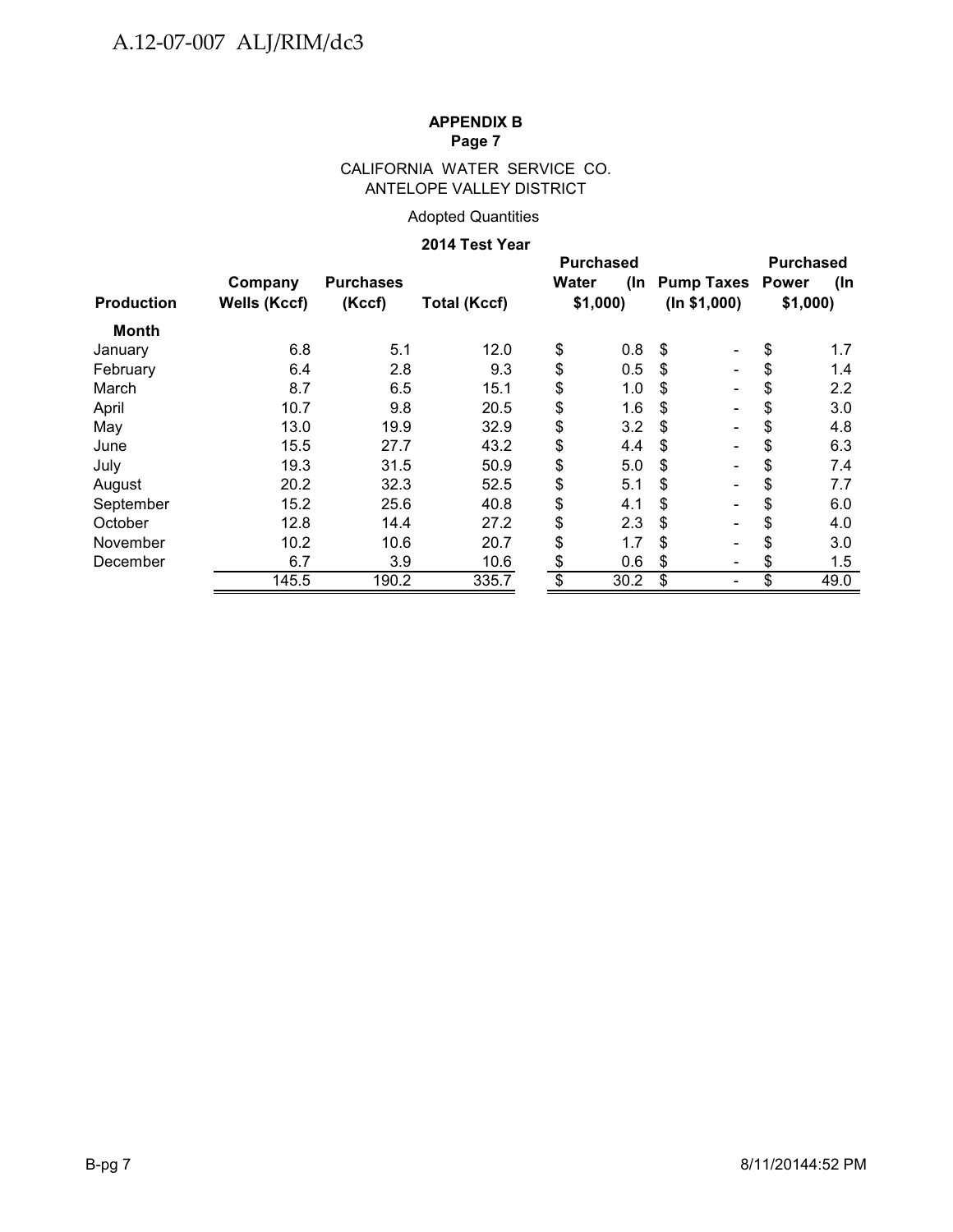**APPENDIX B**
**Page 7**

CALIFORNIA WATER SERVICE CO.
ANTELOPE VALLEY DISTRICT

Adopted Quantities

**2014 Test Year**

| Production | Company Wells (Kccf) | Purchases (Kccf) | Total (Kccf) | Purchased Water (In $1,000) | Pump Taxes (In $1,000) | Purchased Power (In $1,000) |
|---|---|---|---|---|---|---|
| **Month** | | | | | | |
| January | 6.8 | 5.1 | 12.0 | $ 0.8 | $ - | $ 1.7 |
| February | 6.4 | 2.8 | 9.3 | $ 0.5 | $ - | $ 1.4 |
| March | 8.7 | 6.5 | 15.1 | $ 1.0 | $ - | $ 2.2 |
| April | 10.7 | 9.8 | 20.5 | $ 1.6 | $ - | $ 3.0 |
| May | 13.0 | 19.9 | 32.9 | $ 3.2 | $ - | $ 4.8 |
| June | 15.5 | 27.7 | 43.2 | $ 4.4 | $ - | $ 6.3 |
| July | 19.3 | 31.5 | 50.9 | $ 5.0 | $ - | $ 7.4 |
| August | 20.2 | 32.3 | 52.5 | $ 5.1 | $ - | $ 7.7 |
| September | 15.2 | 25.6 | 40.8 | $ 4.1 | $ - | $ 6.0 |
| October | 12.8 | 14.4 | 27.2 | $ 2.3 | $ - | $ 4.0 |
| November | 10.2 | 10.6 | 20.7 | $ 1.7 | $ - | $ 3.0 |
| December | 6.7 | 3.9 | 10.6 | $ 0.6 | $ - | $ 1.5 |
| | 145.5 | 190.2 | 335.7 | $ 30.2 | $ - | $ 49.0 |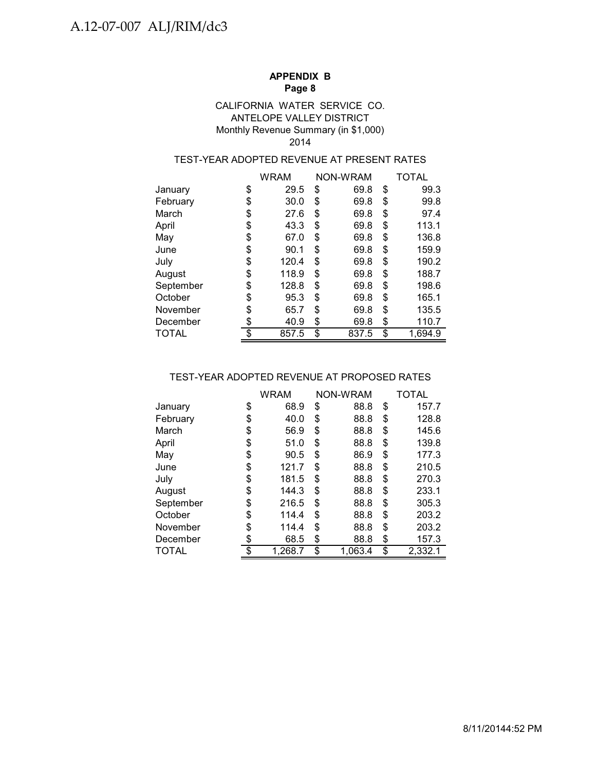**APPENDIX B**
**Page 8**

CALIFORNIA WATER SERVICE CO.
ANTELOPE VALLEY DISTRICT
Monthly Revenue Summary (in $1,000)
2014

TEST-YEAR ADOPTED REVENUE AT PRESENT RATES

| | WRAM | NON-WRAM | TOTAL |
|---|---|---|---|
| January | $ 29.5 | $ 69.8 | $ 99.3 |
| February | $ 30.0 | $ 69.8 | $ 99.8 |
| March | $ 27.6 | $ 69.8 | $ 97.4 |
| April | $ 43.3 | $ 69.8 | $ 113.1 |
| May | $ 67.0 | $ 69.8 | $ 136.8 |
| June | $ 90.1 | $ 69.8 | $ 159.9 |
| July | $ 120.4 | $ 69.8 | $ 190.2 |
| August | $ 118.9 | $ 69.8 | $ 188.7 |
| September | $ 128.8 | $ 69.8 | $ 198.6 |
| October | $ 95.3 | $ 69.8 | $ 165.1 |
| November | $ 65.7 | $ 69.8 | $ 135.5 |
| December | $ 40.9 | $ 69.8 | $ 110.7 |
| TOTAL | $ 857.5 | $ 837.5 | $ 1,694.9 |

TEST-YEAR ADOPTED REVENUE AT PROPOSED RATES

| | WRAM | NON-WRAM | TOTAL |
|---|---|---|---|
| January | $ 68.9 | $ 88.8 | $ 157.7 |
| February | $ 40.0 | $ 88.8 | $ 128.8 |
| March | $ 56.9 | $ 88.8 | $ 145.6 |
| April | $ 51.0 | $ 88.8 | $ 139.8 |
| May | $ 90.5 | $ 86.9 | $ 177.3 |
| June | $ 121.7 | $ 88.8 | $ 210.5 |
| July | $ 181.5 | $ 88.8 | $ 270.3 |
| August | $ 144.3 | $ 88.8 | $ 233.1 |
| September | $ 216.5 | $ 88.8 | $ 305.3 |
| October | $ 114.4 | $ 88.8 | $ 203.2 |
| November | $ 114.4 | $ 88.8 | $ 203.2 |
| December | $ 68.5 | $ 88.8 | $ 157.3 |
| TOTAL | $ 1,268.7 | $ 1,063.4 | $ 2,332.1 |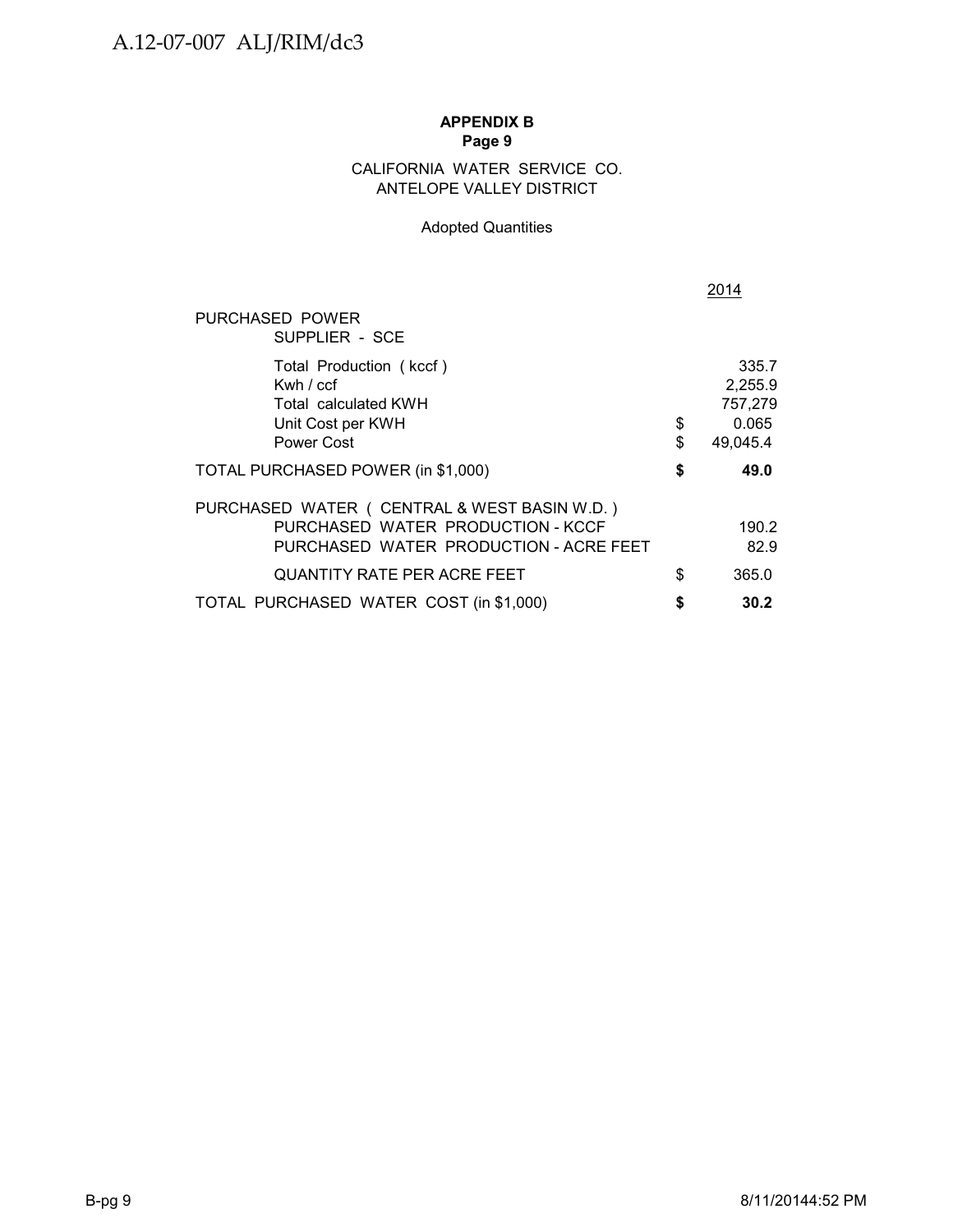**APPENDIX B**
**Page 9**

CALIFORNIA WATER SERVICE CO.
ANTELOPE VALLEY DISTRICT

Adopted Quantities

| | | 2014 |
|---|---|---|
| PURCHASED POWER | | |
| SUPPLIER - SCE | | |
| Total Production ( kccf ) | | 335.7 |
| Kwh / ccf | | 2,255.9 |
| Total calculated KWH | | 757,279 |
| Unit Cost per KWH | $ | 0.065 |
| Power Cost | $ | 49,045.4 |
| TOTAL PURCHASED POWER (in $1,000) | **$** | **49.0** |
| PURCHASED WATER ( CENTRAL & WEST BASIN W.D. ) | | |
| PURCHASED WATER PRODUCTION - KCCF | | 190.2 |
| PURCHASED WATER PRODUCTION - ACRE FEET | | 82.9 |
| QUANTITY RATE PER ACRE FEET | $ | 365.0 |
| TOTAL PURCHASED WATER COST (in $1,000) | **$** | **30.2** |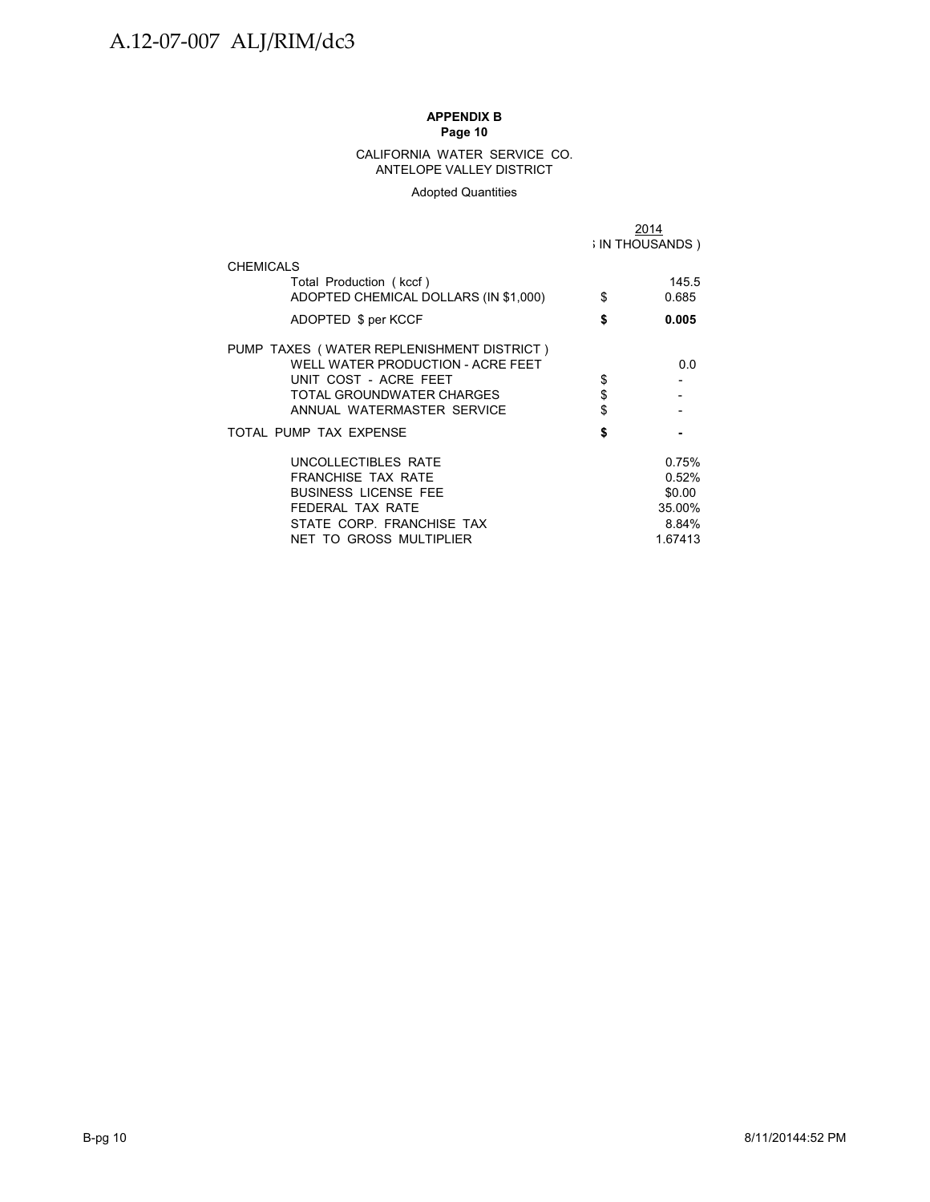**APPENDIX B**
**Page 10**

CALIFORNIA WATER SERVICE CO.
ANTELOPE VALLEY DISTRICT

Adopted Quantities

| | | 2014 |
|---|---|---|
| | | ; IN THOUSANDS ) |
| CHEMICALS | | |
| Total Production ( kccf ) | | 145.5 |
| ADOPTED CHEMICAL DOLLARS (IN $1,000) | $ | 0.685 |
| **ADOPTED $ per KCCF** | **$** | **0.005** |
| PUMP TAXES ( WATER REPLENISHMENT DISTRICT ) | | |
| WELL WATER PRODUCTION - ACRE FEET | | 0.0 |
| UNIT COST - ACRE FEET | $ | - |
| TOTAL GROUNDWATER CHARGES | $ | - |
| ANNUAL WATERMASTER SERVICE | $ | - |
| TOTAL PUMP TAX EXPENSE | **$** | **-** |
| UNCOLLECTIBLES RATE | | 0.75% |
| FRANCHISE TAX RATE | | 0.52% |
| BUSINESS LICENSE FEE | | $0.00 |
| FEDERAL TAX RATE | | 35.00% |
| STATE CORP. FRANCHISE TAX | | 8.84% |
| NET TO GROSS MULTIPLIER | | 1.67413 |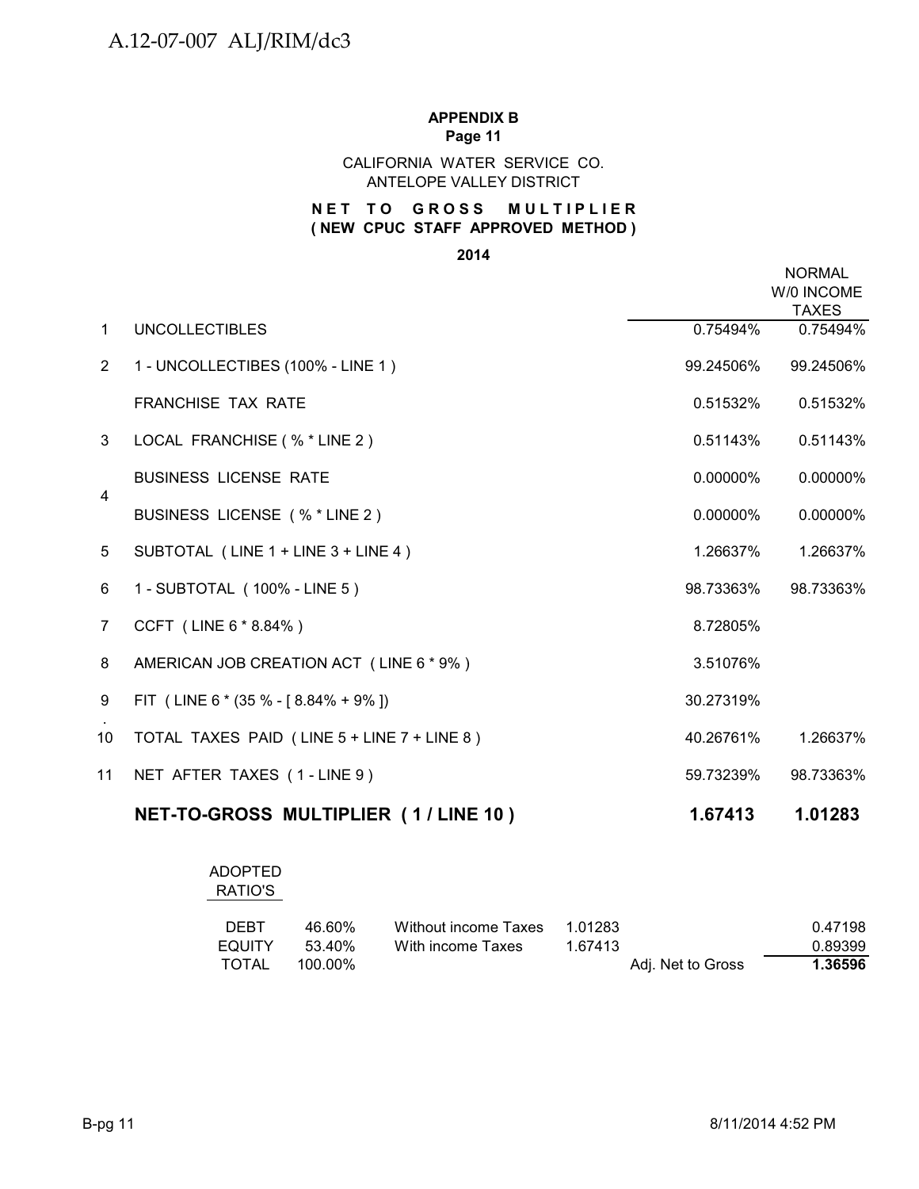**APPENDIX B**
**Page 11**

CALIFORNIA WATER SERVICE CO.
ANTELOPE VALLEY DISTRICT

**N E T  T O  G R O S S  M U L T I P L I E R**
**( NEW CPUC STAFF APPROVED METHOD )**

**2014**

| | | | NORMAL W/0 INCOME TAXES |
|---|---|---|---|
| 1 | UNCOLLECTIBLES | 0.75494% | 0.75494% |
| 2 | 1 - UNCOLLECTIBES (100% - LINE 1 ) | 99.24506% | 99.24506% |
| | FRANCHISE TAX RATE | 0.51532% | 0.51532% |
| 3 | LOCAL FRANCHISE ( % * LINE 2 ) | 0.51143% | 0.51143% |
| 4 | BUSINESS LICENSE RATE | 0.00000% | 0.00000% |
| | BUSINESS LICENSE ( % * LINE 2 ) | 0.00000% | 0.00000% |
| 5 | SUBTOTAL ( LINE 1 + LINE 3 + LINE 4 ) | 1.26637% | 1.26637% |
| 6 | 1 - SUBTOTAL ( 100% - LINE 5 ) | 98.73363% | 98.73363% |
| 7 | CCFT ( LINE 6 * 8.84% ) | 8.72805% | |
| 8 | AMERICAN JOB CREATION ACT ( LINE 6 * 9% ) | 3.51076% | |
| 9 | FIT ( LINE 6 * (35 % - [ 8.84% + 9% ]) | 30.27319% | |
| 10 | TOTAL TAXES PAID ( LINE 5 + LINE 7 + LINE 8 ) | 40.26761% | 1.26637% |
| 11 | NET AFTER TAXES ( 1 - LINE 9 ) | 59.73239% | 98.73363% |
| | **NET-TO-GROSS MULTIPLIER ( 1 / LINE 10 )** | **1.67413** | **1.01283** |

| ADOPTED RATIO'S | | | | | |
|---|---|---|---|---|---|
| DEBT | 46.60% | Without income Taxes | 1.01283 | | 0.47198 |
| EQUITY | 53.40% | With income Taxes | 1.67413 | | 0.89399 |
| TOTAL | 100.00% | | | Adj. Net to Gross | **1.36596** |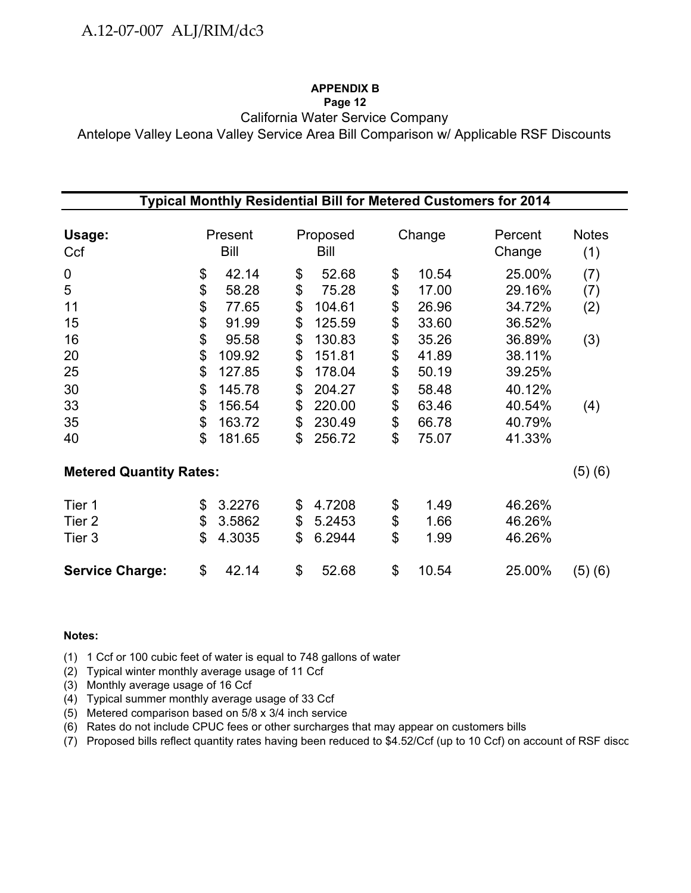**APPENDIX B**
**Page 12**

California Water Service Company
Antelope Valley Leona Valley Service Area Bill Comparison w/ Applicable RSF Discounts

| **Typical Monthly Residential Bill for Metered Customers for 2014** | | | | | |
|---|---|---|---|---|---|
| **Usage:** Ccf | Present Bill | Proposed Bill | Change | Percent Change | Notes (1) |
| 0 | $ 42.14 | $ 52.68 | $ 10.54 | 25.00% | (7) |
| 5 | $ 58.28 | $ 75.28 | $ 17.00 | 29.16% | (7) |
| 11 | $ 77.65 | $ 104.61 | $ 26.96 | 34.72% | (2) |
| 15 | $ 91.99 | $ 125.59 | $ 33.60 | 36.52% | |
| 16 | $ 95.58 | $ 130.83 | $ 35.26 | 36.89% | (3) |
| 20 | $ 109.92 | $ 151.81 | $ 41.89 | 38.11% | |
| 25 | $ 127.85 | $ 178.04 | $ 50.19 | 39.25% | |
| 30 | $ 145.78 | $ 204.27 | $ 58.48 | 40.12% | |
| 33 | $ 156.54 | $ 220.00 | $ 63.46 | 40.54% | (4) |
| 35 | $ 163.72 | $ 230.49 | $ 66.78 | 40.79% | |
| 40 | $ 181.65 | $ 256.72 | $ 75.07 | 41.33% | |
| **Metered Quantity Rates:** | | | | | (5) (6) |
| Tier 1 | $ 3.2276 | $ 4.7208 | $ 1.49 | 46.26% | |
| Tier 2 | $ 3.5862 | $ 5.2453 | $ 1.66 | 46.26% | |
| Tier 3 | $ 4.3035 | $ 6.2944 | $ 1.99 | 46.26% | |
| **Service Charge:** | $ 42.14 | $ 52.68 | $ 10.54 | 25.00% | (5) (6) |

**Notes:**

(1) 1 Ccf or 100 cubic feet of water is equal to 748 gallons of water
(2) Typical winter monthly average usage of 11 Ccf
(3) Monthly average usage of 16 Ccf
(4) Typical summer monthly average usage of 33 Ccf
(5) Metered comparison based on 5/8 x 3/4 inch service
(6) Rates do not include CPUC fees or other surcharges that may appear on customers bills
(7) Proposed bills reflect quantity rates having been reduced to $4.52/Ccf (up to 10 Ccf) on account of RSF disco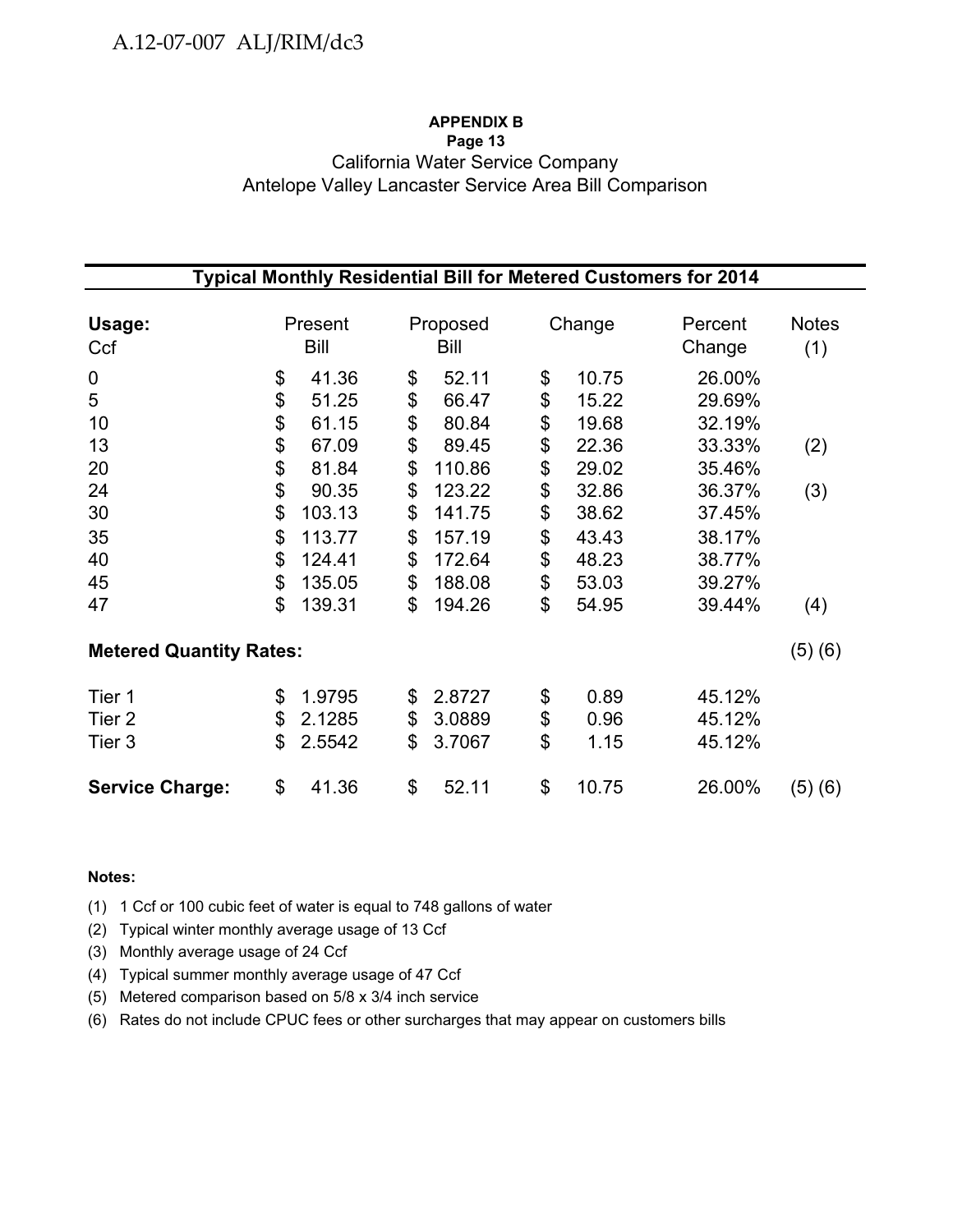**APPENDIX B**
**Page 13**

California Water Service Company
Antelope Valley Lancaster Service Area Bill Comparison

**Typical Monthly Residential Bill for Metered Customers for 2014**

| **Usage:** Ccf | Present Bill | Proposed Bill | Change | Percent Change | Notes (1) |
|---|---|---|---|---|---|
| 0 | $ 41.36 | $ 52.11 | $ 10.75 | 26.00% | |
| 5 | $ 51.25 | $ 66.47 | $ 15.22 | 29.69% | |
| 10 | $ 61.15 | $ 80.84 | $ 19.68 | 32.19% | |
| 13 | $ 67.09 | $ 89.45 | $ 22.36 | 33.33% | (2) |
| 20 | $ 81.84 | $ 110.86 | $ 29.02 | 35.46% | |
| 24 | $ 90.35 | $ 123.22 | $ 32.86 | 36.37% | (3) |
| 30 | $ 103.13 | $ 141.75 | $ 38.62 | 37.45% | |
| 35 | $ 113.77 | $ 157.19 | $ 43.43 | 38.17% | |
| 40 | $ 124.41 | $ 172.64 | $ 48.23 | 38.77% | |
| 45 | $ 135.05 | $ 188.08 | $ 53.03 | 39.27% | |
| 47 | $ 139.31 | $ 194.26 | $ 54.95 | 39.44% | (4) |
| **Metered Quantity Rates:** | | | | | (5) (6) |
| Tier 1 | $ 1.9795 | $ 2.8727 | $ 0.89 | 45.12% | |
| Tier 2 | $ 2.1285 | $ 3.0889 | $ 0.96 | 45.12% | |
| Tier 3 | $ 2.5542 | $ 3.7067 | $ 1.15 | 45.12% | |
| **Service Charge:** | $ 41.36 | $ 52.11 | $ 10.75 | 26.00% | (5) (6) |

**Notes:**

(1) 1 Ccf or 100 cubic feet of water is equal to 748 gallons of water
(2) Typical winter monthly average usage of 13 Ccf
(3) Monthly average usage of 24 Ccf
(4) Typical summer monthly average usage of 47 Ccf
(5) Metered comparison based on 5/8 x 3/4 inch service
(6) Rates do not include CPUC fees or other surcharges that may appear on customers bills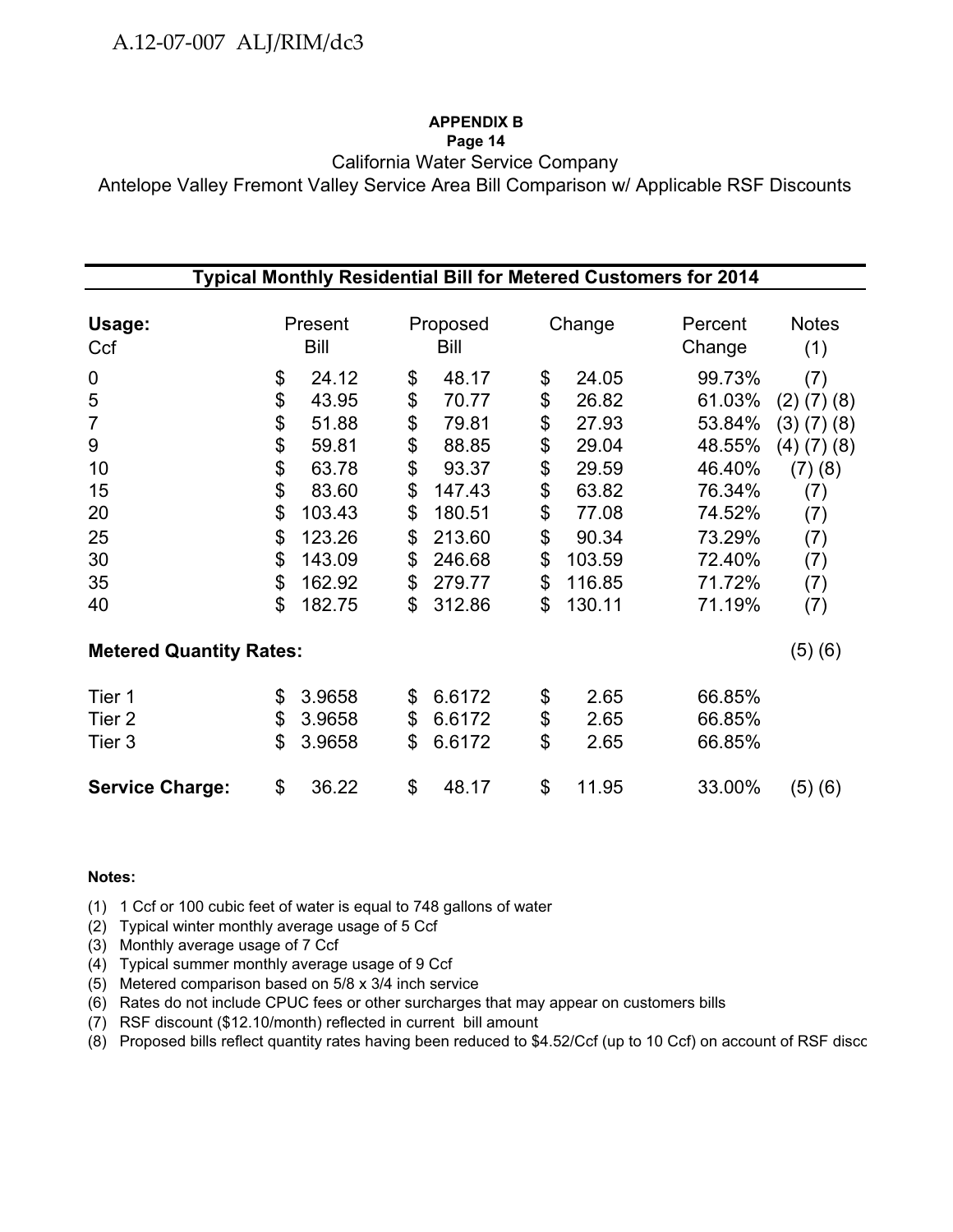**APPENDIX B**
**Page 14**

California Water Service Company

Antelope Valley Fremont Valley Service Area Bill Comparison w/ Applicable RSF Discounts

**Typical Monthly Residential Bill for Metered Customers for 2014**

| Usage: Ccf | Present Bill | Proposed Bill | Change | Percent Change | Notes (1) |
|---|---|---|---|---|---|
| 0 | $ 24.12 | $ 48.17 | $ 24.05 | 99.73% | (7) |
| 5 | $ 43.95 | $ 70.77 | $ 26.82 | 61.03% | (2) (7) (8) |
| 7 | $ 51.88 | $ 79.81 | $ 27.93 | 53.84% | (3) (7) (8) |
| 9 | $ 59.81 | $ 88.85 | $ 29.04 | 48.55% | (4) (7) (8) |
| 10 | $ 63.78 | $ 93.37 | $ 29.59 | 46.40% | (7) (8) |
| 15 | $ 83.60 | $ 147.43 | $ 63.82 | 76.34% | (7) |
| 20 | $ 103.43 | $ 180.51 | $ 77.08 | 74.52% | (7) |
| 25 | $ 123.26 | $ 213.60 | $ 90.34 | 73.29% | (7) |
| 30 | $ 143.09 | $ 246.68 | $ 103.59 | 72.40% | (7) |
| 35 | $ 162.92 | $ 279.77 | $ 116.85 | 71.72% | (7) |
| 40 | $ 182.75 | $ 312.86 | $ 130.11 | 71.19% | (7) |
| **Metered Quantity Rates:** | | | | | (5) (6) |
| Tier 1 | $ 3.9658 | $ 6.6172 | $ 2.65 | 66.85% | |
| Tier 2 | $ 3.9658 | $ 6.6172 | $ 2.65 | 66.85% | |
| Tier 3 | $ 3.9658 | $ 6.6172 | $ 2.65 | 66.85% | |
| **Service Charge:** | $ 36.22 | $ 48.17 | $ 11.95 | 33.00% | (5) (6) |

**Notes:**

(1) 1 Ccf or 100 cubic feet of water is equal to 748 gallons of water
(2) Typical winter monthly average usage of 5 Ccf
(3) Monthly average usage of 7 Ccf
(4) Typical summer monthly average usage of 9 Ccf
(5) Metered comparison based on 5/8 x 3/4 inch service
(6) Rates do not include CPUC fees or other surcharges that may appear on customers bills
(7) RSF discount ($12.10/month) reflected in current bill amount
(8) Proposed bills reflect quantity rates having been reduced to $4.52/Ccf (up to 10 Ccf) on account of RSF disco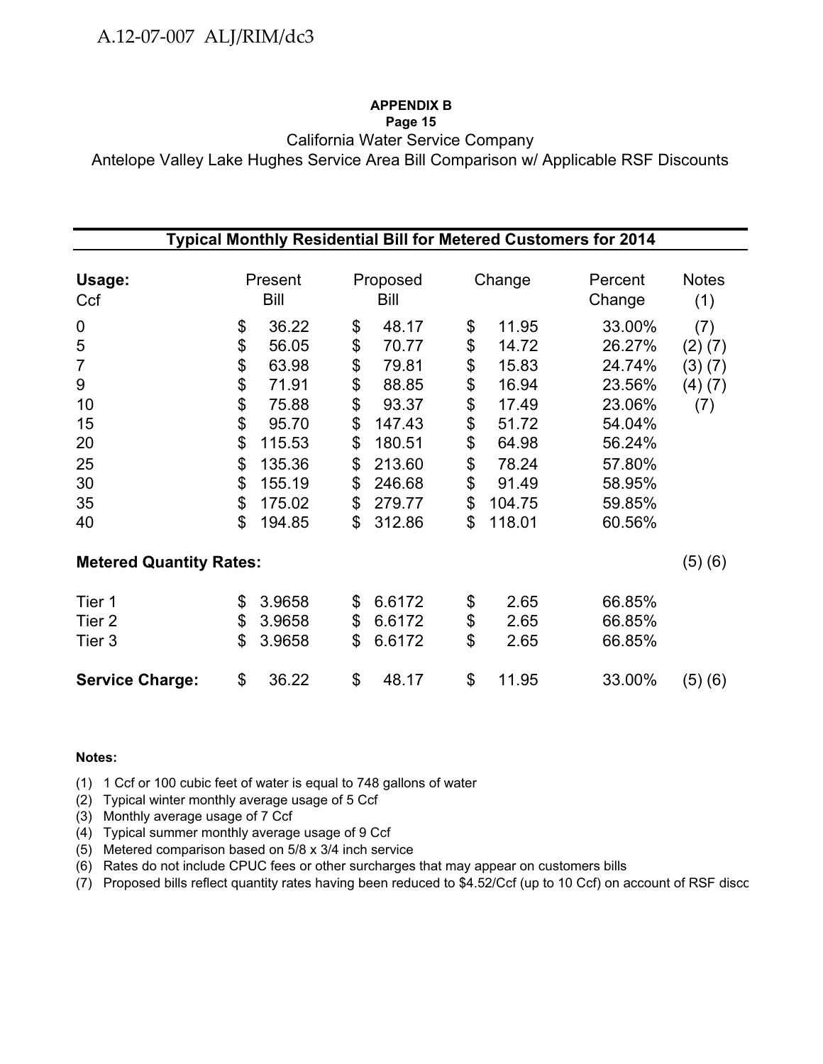**APPENDIX B**
**Page 15**

California Water Service Company
Antelope Valley Lake Hughes Service Area Bill Comparison w/ Applicable RSF Discounts

| **Typical Monthly Residential Bill for Metered Customers for 2014** | | | | | |
|---|---|---|---|---|---|
| **Usage:** Ccf | Present Bill | Proposed Bill | Change | Percent Change | Notes (1) |
| 0 | $ 36.22 | $ 48.17 | $ 11.95 | 33.00% | (7) |
| 5 | $ 56.05 | $ 70.77 | $ 14.72 | 26.27% | (2) (7) |
| 7 | $ 63.98 | $ 79.81 | $ 15.83 | 24.74% | (3) (7) |
| 9 | $ 71.91 | $ 88.85 | $ 16.94 | 23.56% | (4) (7) |
| 10 | $ 75.88 | $ 93.37 | $ 17.49 | 23.06% | (7) |
| 15 | $ 95.70 | $ 147.43 | $ 51.72 | 54.04% | |
| 20 | $ 115.53 | $ 180.51 | $ 64.98 | 56.24% | |
| 25 | $ 135.36 | $ 213.60 | $ 78.24 | 57.80% | |
| 30 | $ 155.19 | $ 246.68 | $ 91.49 | 58.95% | |
| 35 | $ 175.02 | $ 279.77 | $ 104.75 | 59.85% | |
| 40 | $ 194.85 | $ 312.86 | $ 118.01 | 60.56% | |
| **Metered Quantity Rates:** | | | | | (5) (6) |
| Tier 1 | $ 3.9658 | $ 6.6172 | $ 2.65 | 66.85% | |
| Tier 2 | $ 3.9658 | $ 6.6172 | $ 2.65 | 66.85% | |
| Tier 3 | $ 3.9658 | $ 6.6172 | $ 2.65 | 66.85% | |
| **Service Charge:** | $ 36.22 | $ 48.17 | $ 11.95 | 33.00% | (5) (6) |

**Notes:**

(1) 1 Ccf or 100 cubic feet of water is equal to 748 gallons of water
(2) Typical winter monthly average usage of 5 Ccf
(3) Monthly average usage of 7 Ccf
(4) Typical summer monthly average usage of 9 Ccf
(5) Metered comparison based on 5/8 x 3/4 inch service
(6) Rates do not include CPUC fees or other surcharges that may appear on customers bills
(7) Proposed bills reflect quantity rates having been reduced to $4.52/Ccf (up to 10 Ccf) on account of RSF disco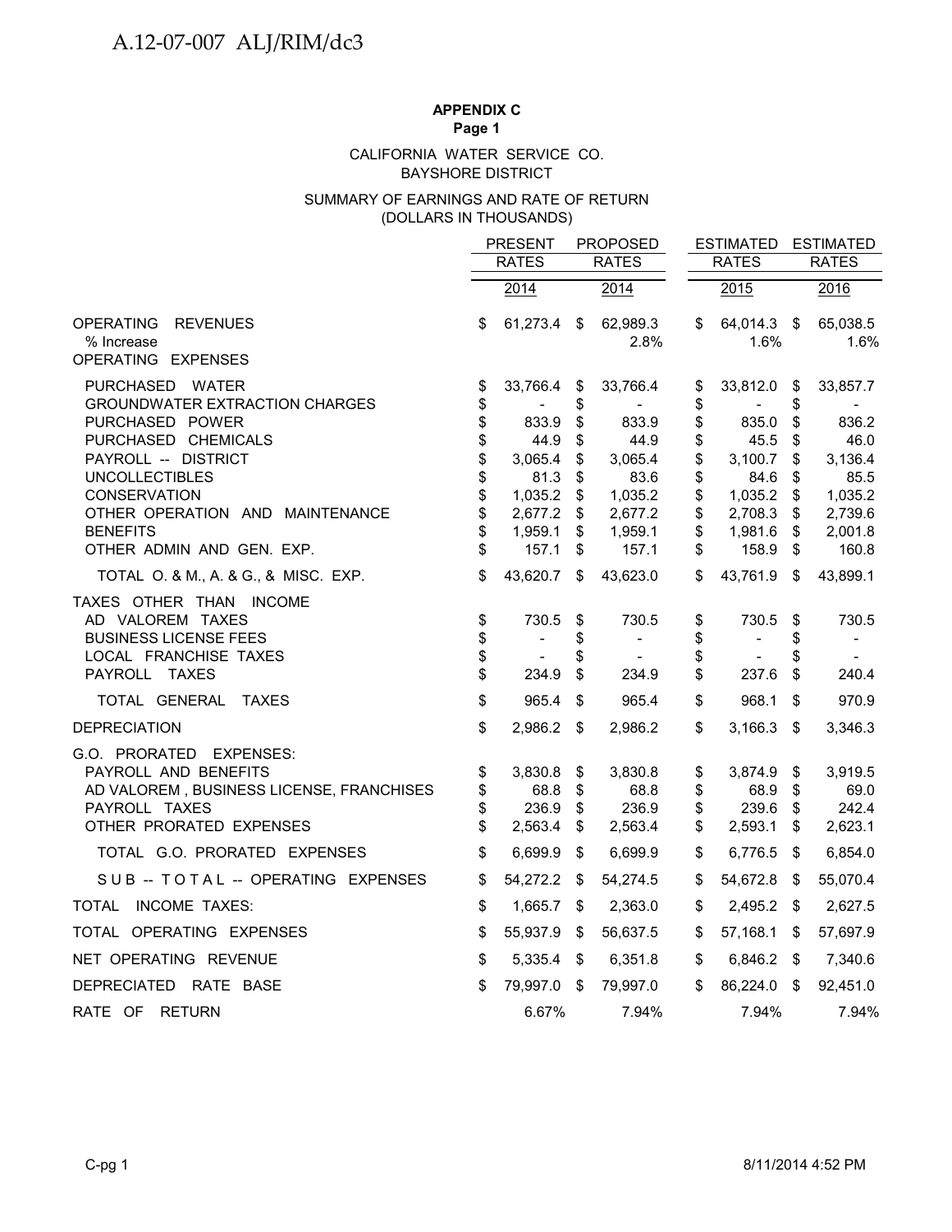**APPENDIX C**
**Page 1**

CALIFORNIA WATER SERVICE CO.
BAYSHORE DISTRICT

SUMMARY OF EARNINGS AND RATE OF RETURN
(DOLLARS IN THOUSANDS)

| | PRESENT RATES 2014 | PROPOSED RATES 2014 | ESTIMATED RATES 2015 | ESTIMATED RATES 2016 |
|---|---|---|---|---|
| OPERATING REVENUES | $ 61,273.4 | $ 62,989.3 | $ 64,014.3 | $ 65,038.5 |
| % Increase | | 2.8% | 1.6% | 1.6% |
| OPERATING EXPENSES | | | | |
| PURCHASED WATER | $ 33,766.4 | $ 33,766.4 | $ 33,812.0 | $ 33,857.7 |
| GROUNDWATER EXTRACTION CHARGES | $ - | $ - | $ - | $ - |
| PURCHASED POWER | $ 833.9 | $ 833.9 | $ 835.0 | $ 836.2 |
| PURCHASED CHEMICALS | $ 44.9 | $ 44.9 | $ 45.5 | $ 46.0 |
| PAYROLL -- DISTRICT | $ 3,065.4 | $ 3,065.4 | $ 3,100.7 | $ 3,136.4 |
| UNCOLLECTIBLES | $ 81.3 | $ 83.6 | $ 84.6 | $ 85.5 |
| CONSERVATION | $ 1,035.2 | $ 1,035.2 | $ 1,035.2 | $ 1,035.2 |
| OTHER OPERATION AND MAINTENANCE | $ 2,677.2 | $ 2,677.2 | $ 2,708.3 | $ 2,739.6 |
| BENEFITS | $ 1,959.1 | $ 1,959.1 | $ 1,981.6 | $ 2,001.8 |
| OTHER ADMIN AND GEN. EXP. | $ 157.1 | $ 157.1 | $ 158.9 | $ 160.8 |
| TOTAL O. & M., A. & G., & MISC. EXP. | $ 43,620.7 | $ 43,623.0 | $ 43,761.9 | $ 43,899.1 |
| TAXES OTHER THAN INCOME | | | | |
| AD VALOREM TAXES | $ 730.5 | $ 730.5 | $ 730.5 | $ 730.5 |
| BUSINESS LICENSE FEES | $ - | $ - | $ - | $ - |
| LOCAL FRANCHISE TAXES | $ - | $ - | $ - | $ - |
| PAYROLL TAXES | $ 234.9 | $ 234.9 | $ 237.6 | $ 240.4 |
| TOTAL GENERAL TAXES | $ 965.4 | $ 965.4 | $ 968.1 | $ 970.9 |
| DEPRECIATION | $ 2,986.2 | $ 2,986.2 | $ 3,166.3 | $ 3,346.3 |
| G.O. PRORATED EXPENSES: | | | | |
| PAYROLL AND BENEFITS | $ 3,830.8 | $ 3,830.8 | $ 3,874.9 | $ 3,919.5 |
| AD VALOREM , BUSINESS LICENSE, FRANCHISES | $ 68.8 | $ 68.8 | $ 68.9 | $ 69.0 |
| PAYROLL TAXES | $ 236.9 | $ 236.9 | $ 239.6 | $ 242.4 |
| OTHER PRORATED EXPENSES | $ 2,563.4 | $ 2,563.4 | $ 2,593.1 | $ 2,623.1 |
| TOTAL G.O. PRORATED EXPENSES | $ 6,699.9 | $ 6,699.9 | $ 6,776.5 | $ 6,854.0 |
| SUB -- TOTAL -- OPERATING EXPENSES | $ 54,272.2 | $ 54,274.5 | $ 54,672.8 | $ 55,070.4 |
| TOTAL INCOME TAXES: | $ 1,665.7 | $ 2,363.0 | $ 2,495.2 | $ 2,627.5 |
| TOTAL OPERATING EXPENSES | $ 55,937.9 | $ 56,637.5 | $ 57,168.1 | $ 57,697.9 |
| NET OPERATING REVENUE | $ 5,335.4 | $ 6,351.8 | $ 6,846.2 | $ 7,340.6 |
| DEPRECIATED RATE BASE | $ 79,997.0 | $ 79,997.0 | $ 86,224.0 | $ 92,451.0 |
| RATE OF RETURN | 6.67% | 7.94% | 7.94% | 7.94% |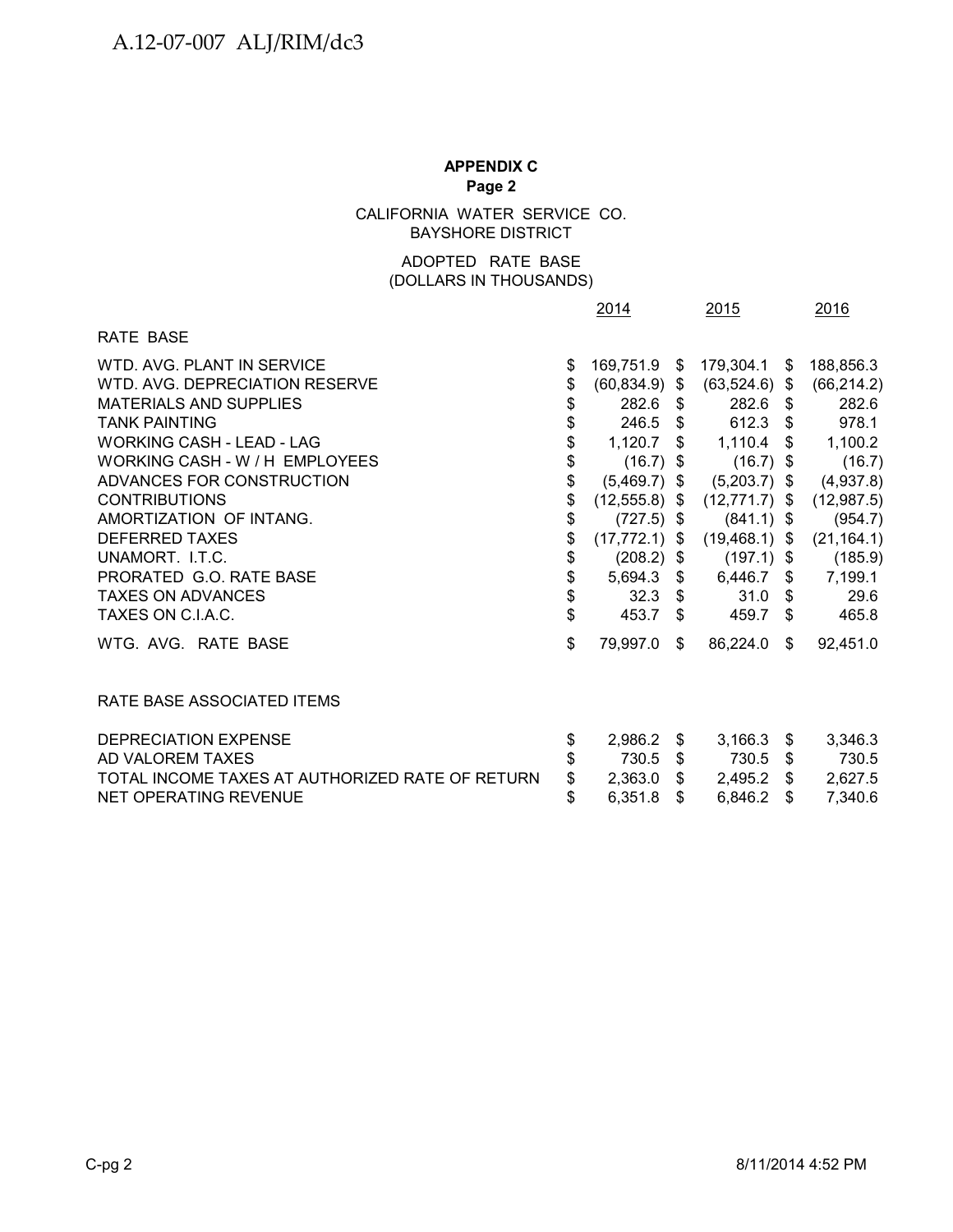**APPENDIX C**
**Page 2**

CALIFORNIA WATER SERVICE CO.
BAYSHORE DISTRICT

ADOPTED RATE BASE
(DOLLARS IN THOUSANDS)

| | 2014 | 2015 | 2016 |
|---|---|---|---|
| RATE BASE | | | |
| WTD. AVG. PLANT IN SERVICE | $ 169,751.9 | $ 179,304.1 | $ 188,856.3 |
| WTD. AVG. DEPRECIATION RESERVE | $ (60,834.9) | $ (63,524.6) | $ (66,214.2) |
| MATERIALS AND SUPPLIES | $ 282.6 | $ 282.6 | $ 282.6 |
| TANK PAINTING | $ 246.5 | $ 612.3 | $ 978.1 |
| WORKING CASH - LEAD - LAG | $ 1,120.7 | $ 1,110.4 | $ 1,100.2 |
| WORKING CASH - W / H EMPLOYEES | $ (16.7) | $ (16.7) | $ (16.7) |
| ADVANCES FOR CONSTRUCTION | $ (5,469.7) | $ (5,203.7) | $ (4,937.8) |
| CONTRIBUTIONS | $ (12,555.8) | $ (12,771.7) | $ (12,987.5) |
| AMORTIZATION OF INTANG. | $ (727.5) | $ (841.1) | $ (954.7) |
| DEFERRED TAXES | $ (17,772.1) | $ (19,468.1) | $ (21,164.1) |
| UNAMORT. I.T.C. | $ (208.2) | $ (197.1) | $ (185.9) |
| PRORATED G.O. RATE BASE | $ 5,694.3 | $ 6,446.7 | $ 7,199.1 |
| TAXES ON ADVANCES | $ 32.3 | $ 31.0 | $ 29.6 |
| TAXES ON C.I.A.C. | $ 453.7 | $ 459.7 | $ 465.8 |
| WTG. AVG. RATE BASE | $ 79,997.0 | $ 86,224.0 | $ 92,451.0 |
| | | | |
| RATE BASE ASSOCIATED ITEMS | | | |
| DEPRECIATION EXPENSE | $ 2,986.2 | $ 3,166.3 | $ 3,346.3 |
| AD VALOREM TAXES | $ 730.5 | $ 730.5 | $ 730.5 |
| TOTAL INCOME TAXES AT AUTHORIZED RATE OF RETURN | $ 2,363.0 | $ 2,495.2 | $ 2,627.5 |
| NET OPERATING REVENUE | $ 6,351.8 | $ 6,846.2 | $ 7,340.6 |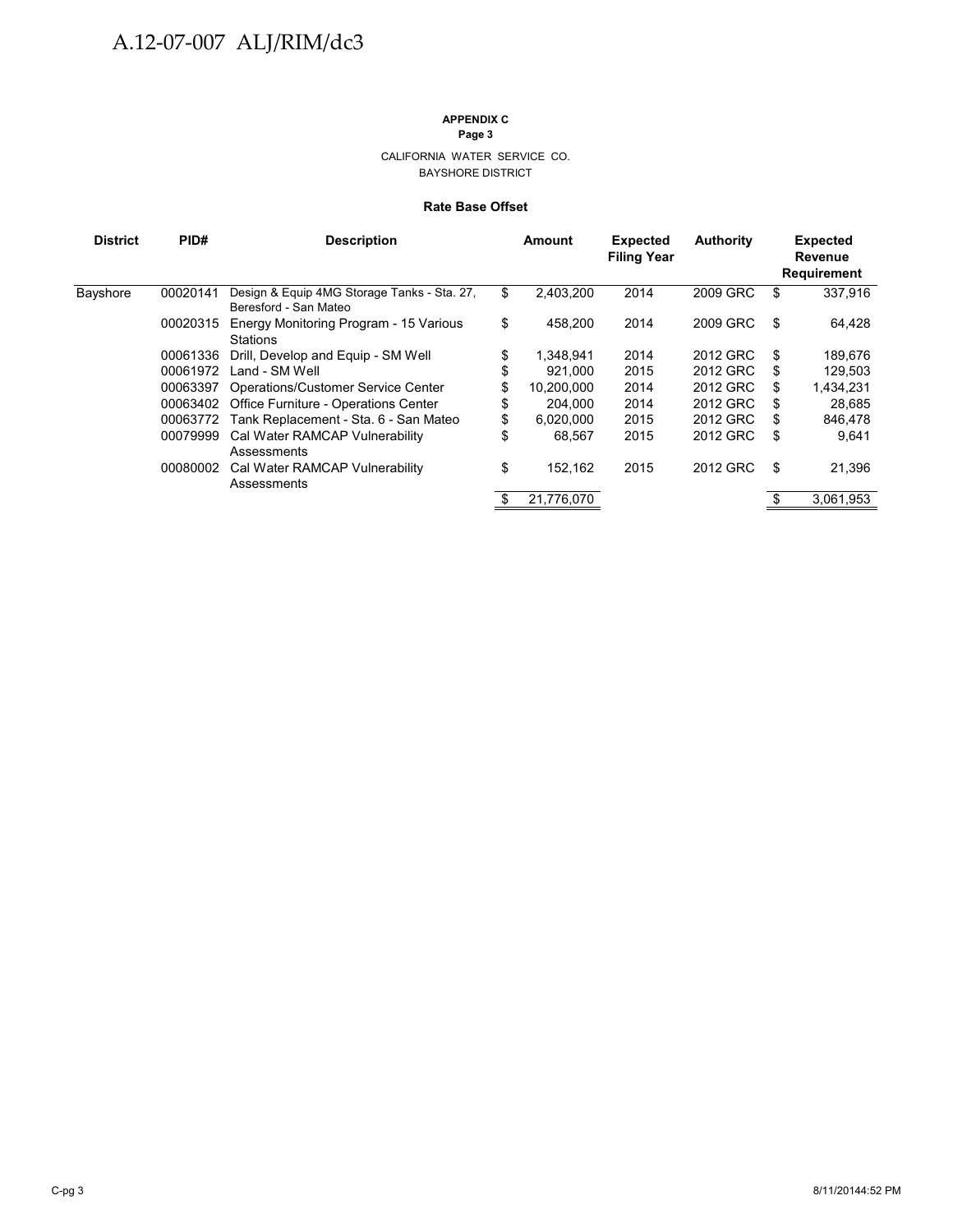**APPENDIX C**
**Page 3**

CALIFORNIA WATER SERVICE CO.
BAYSHORE DISTRICT

**Rate Base Offset**

| District | PID# | Description | Amount | Expected Filing Year | Authority | Expected Revenue Requirement |
|---|---|---|---|---|---|---|
| Bayshore | 00020141 | Design & Equip 4MG Storage Tanks - Sta. 27, Beresford - San Mateo | $ 2,403,200 | 2014 | 2009 GRC | $ 337,916 |
| | 00020315 | Energy Monitoring Program - 15 Various Stations | $ 458,200 | 2014 | 2009 GRC | $ 64,428 |
| | 00061336 | Drill, Develop and Equip - SM Well | $ 1,348,941 | 2014 | 2012 GRC | $ 189,676 |
| | 00061972 | Land - SM Well | $ 921,000 | 2015 | 2012 GRC | $ 129,503 |
| | 00063397 | Operations/Customer Service Center | $ 10,200,000 | 2014 | 2012 GRC | $ 1,434,231 |
| | 00063402 | Office Furniture - Operations Center | $ 204,000 | 2014 | 2012 GRC | $ 28,685 |
| | 00063772 | Tank Replacement - Sta. 6 - San Mateo | $ 6,020,000 | 2015 | 2012 GRC | $ 846,478 |
| | 00079999 | Cal Water RAMCAP Vulnerability Assessments | $ 68,567 | 2015 | 2012 GRC | $ 9,641 |
| | 00080002 | Cal Water RAMCAP Vulnerability Assessments | $ 152,162 | 2015 | 2012 GRC | $ 21,396 |
| | | | $ 21,776,070 | | | $ 3,061,953 |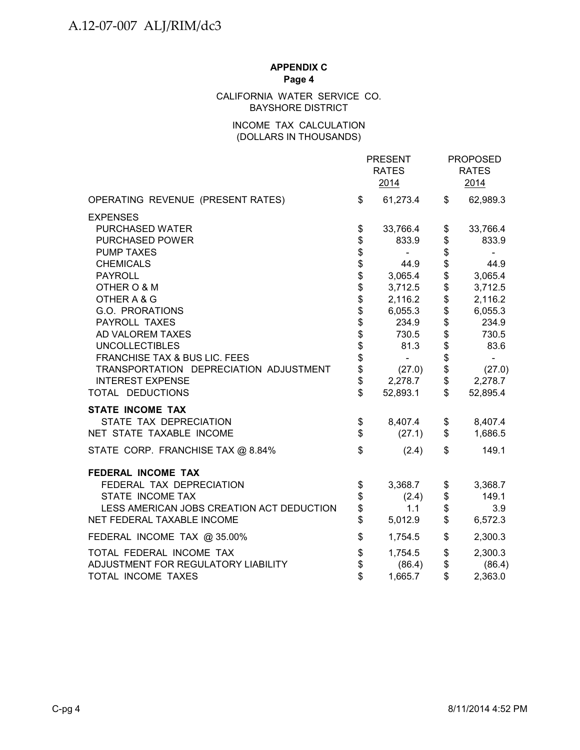**APPENDIX C**
**Page 4**

CALIFORNIA WATER SERVICE CO.
BAYSHORE DISTRICT

INCOME TAX CALCULATION
(DOLLARS IN THOUSANDS)

| | PRESENT RATES 2014 | PROPOSED RATES 2014 |
|---|---|---|
| OPERATING REVENUE (PRESENT RATES) | $ 61,273.4 | $ 62,989.3 |
| EXPENSES | | |
| PURCHASED WATER | $ 33,766.4 | $ 33,766.4 |
| PURCHASED POWER | $ 833.9 | $ 833.9 |
| PUMP TAXES | $ - | $ - |
| CHEMICALS | $ 44.9 | $ 44.9 |
| PAYROLL | $ 3,065.4 | $ 3,065.4 |
| OTHER O & M | $ 3,712.5 | $ 3,712.5 |
| OTHER A & G | $ 2,116.2 | $ 2,116.2 |
| G.O. PRORATIONS | $ 6,055.3 | $ 6,055.3 |
| PAYROLL TAXES | $ 234.9 | $ 234.9 |
| AD VALOREM TAXES | $ 730.5 | $ 730.5 |
| UNCOLLECTIBLES | $ 81.3 | $ 83.6 |
| FRANCHISE TAX & BUS LIC. FEES | $ - | $ - |
| TRANSPORTATION DEPRECIATION ADJUSTMENT | $ (27.0) | $ (27.0) |
| INTEREST EXPENSE | $ 2,278.7 | $ 2,278.7 |
| TOTAL DEDUCTIONS | $ 52,893.1 | $ 52,895.4 |
| **STATE INCOME TAX** | | |
| STATE TAX DEPRECIATION | $ 8,407.4 | $ 8,407.4 |
| NET STATE TAXABLE INCOME | $ (27.1) | $ 1,686.5 |
| STATE CORP. FRANCHISE TAX @ 8.84% | $ (2.4) | $ 149.1 |
| **FEDERAL INCOME TAX** | | |
| FEDERAL TAX DEPRECIATION | $ 3,368.7 | $ 3,368.7 |
| STATE INCOME TAX | $ (2.4) | $ 149.1 |
| LESS AMERICAN JOBS CREATION ACT DEDUCTION | $ 1.1 | $ 3.9 |
| NET FEDERAL TAXABLE INCOME | $ 5,012.9 | $ 6,572.3 |
| FEDERAL INCOME TAX @ 35.00% | $ 1,754.5 | $ 2,300.3 |
| TOTAL FEDERAL INCOME TAX | $ 1,754.5 | $ 2,300.3 |
| ADJUSTMENT FOR REGULATORY LIABILITY | $ (86.4) | $ (86.4) |
| TOTAL INCOME TAXES | $ 1,665.7 | $ 2,363.0 |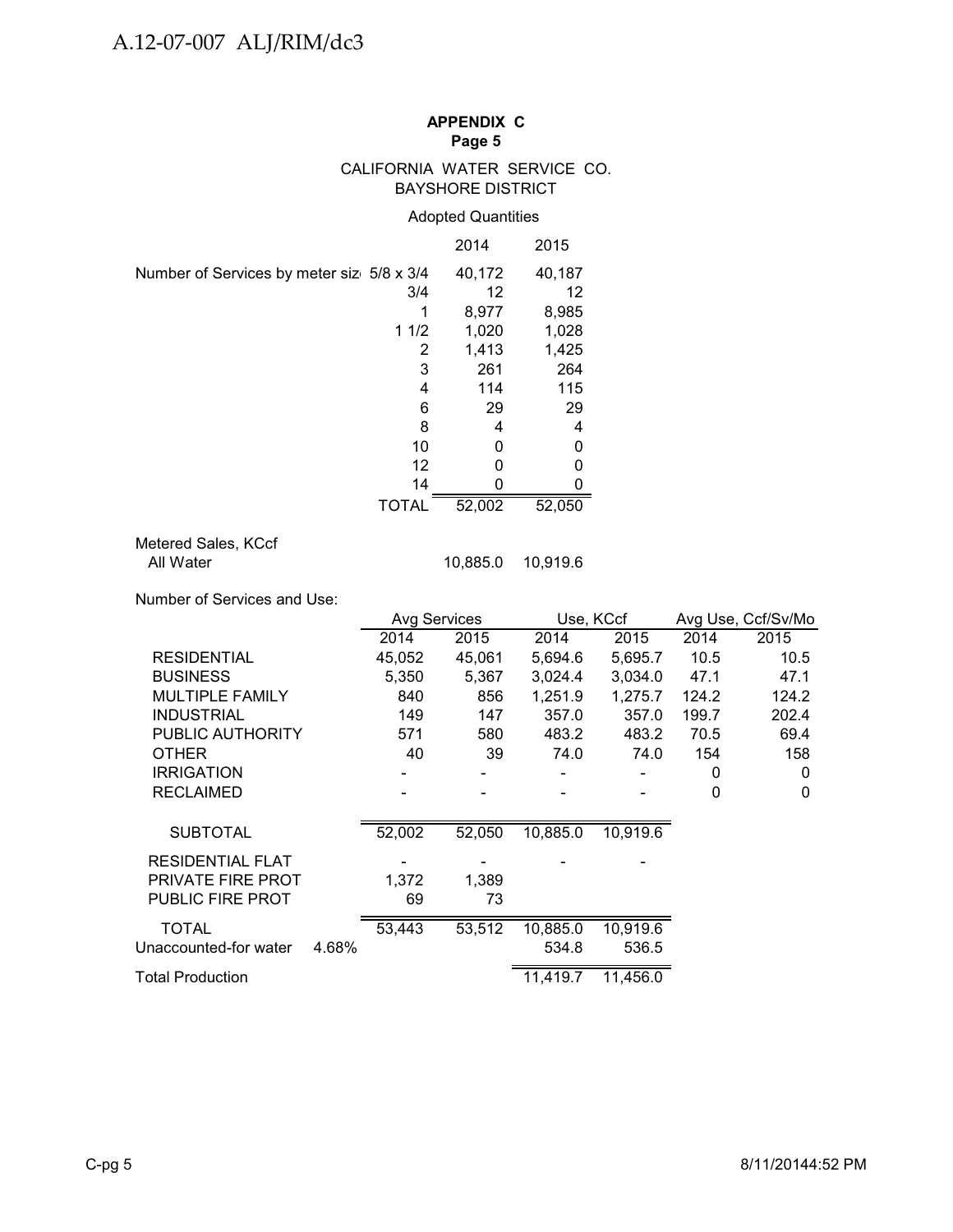**APPENDIX C**
**Page 5**

CALIFORNIA WATER SERVICE CO.
BAYSHORE DISTRICT

Adopted Quantities

| | | 2014 | 2015 |
|---|---|---|---|
| Number of Services by meter size | 5/8 x 3/4 | 40,172 | 40,187 |
| | 3/4 | 12 | 12 |
| | 1 | 8,977 | 8,985 |
| | 1 1/2 | 1,020 | 1,028 |
| | 2 | 1,413 | 1,425 |
| | 3 | 261 | 264 |
| | 4 | 114 | 115 |
| | 6 | 29 | 29 |
| | 8 | 4 | 4 |
| | 10 | 0 | 0 |
| | 12 | 0 | 0 |
| | 14 | 0 | 0 |
| | TOTAL | 52,002 | 52,050 |

| Metered Sales, KCcf | 2014 | 2015 |
|---|---|---|
| All Water | 10,885.0 | 10,919.6 |

Number of Services and Use:

| | Avg Services | | Use, KCcf | | Avg Use, Ccf/Sv/Mo | |
|---|---|---|---|---|---|---|
| | 2014 | 2015 | 2014 | 2015 | 2014 | 2015 |
| RESIDENTIAL | 45,052 | 45,061 | 5,694.6 | 5,695.7 | 10.5 | 10.5 |
| BUSINESS | 5,350 | 5,367 | 3,024.4 | 3,034.0 | 47.1 | 47.1 |
| MULTIPLE FAMILY | 840 | 856 | 1,251.9 | 1,275.7 | 124.2 | 124.2 |
| INDUSTRIAL | 149 | 147 | 357.0 | 357.0 | 199.7 | 202.4 |
| PUBLIC AUTHORITY | 571 | 580 | 483.2 | 483.2 | 70.5 | 69.4 |
| OTHER | 40 | 39 | 74.0 | 74.0 | 154 | 158 |
| IRRIGATION | - | - | - | - | 0 | 0 |
| RECLAIMED | - | - | - | - | 0 | 0 |
| SUBTOTAL | 52,002 | 52,050 | 10,885.0 | 10,919.6 | | |
| RESIDENTIAL FLAT | - | - | - | - | | |
| PRIVATE FIRE PROT | 1,372 | 1,389 | | | | |
| PUBLIC FIRE PROT | 69 | 73 | | | | |
| TOTAL | 53,443 | 53,512 | 10,885.0 | 10,919.6 | | |
| Unaccounted-for water 4.68% | | | 534.8 | 536.5 | | |
| Total Production | | | 11,419.7 | 11,456.0 | | |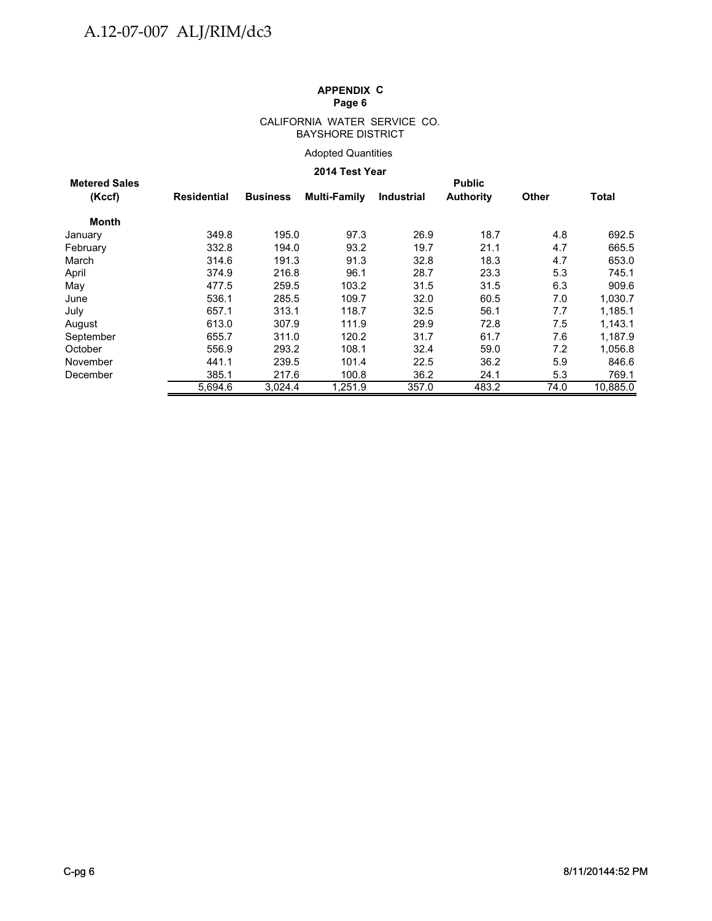**APPENDIX C**
**Page 6**

CALIFORNIA WATER SERVICE CO.
BAYSHORE DISTRICT

Adopted Quantities

**2014 Test Year**

| Metered Sales (Kccf) | Residential | Business | Multi-Family | Industrial | Public Authority | Other | Total |
|---|---|---|---|---|---|---|---|
| **Month** | | | | | | | |
| January | 349.8 | 195.0 | 97.3 | 26.9 | 18.7 | 4.8 | 692.5 |
| February | 332.8 | 194.0 | 93.2 | 19.7 | 21.1 | 4.7 | 665.5 |
| March | 314.6 | 191.3 | 91.3 | 32.8 | 18.3 | 4.7 | 653.0 |
| April | 374.9 | 216.8 | 96.1 | 28.7 | 23.3 | 5.3 | 745.1 |
| May | 477.5 | 259.5 | 103.2 | 31.5 | 31.5 | 6.3 | 909.6 |
| June | 536.1 | 285.5 | 109.7 | 32.0 | 60.5 | 7.0 | 1,030.7 |
| July | 657.1 | 313.1 | 118.7 | 32.5 | 56.1 | 7.7 | 1,185.1 |
| August | 613.0 | 307.9 | 111.9 | 29.9 | 72.8 | 7.5 | 1,143.1 |
| September | 655.7 | 311.0 | 120.2 | 31.7 | 61.7 | 7.6 | 1,187.9 |
| October | 556.9 | 293.2 | 108.1 | 32.4 | 59.0 | 7.2 | 1,056.8 |
| November | 441.1 | 239.5 | 101.4 | 22.5 | 36.2 | 5.9 | 846.6 |
| December | 385.1 | 217.6 | 100.8 | 36.2 | 24.1 | 5.3 | 769.1 |
| | 5,694.6 | 3,024.4 | 1,251.9 | 357.0 | 483.2 | 74.0 | 10,885.0 |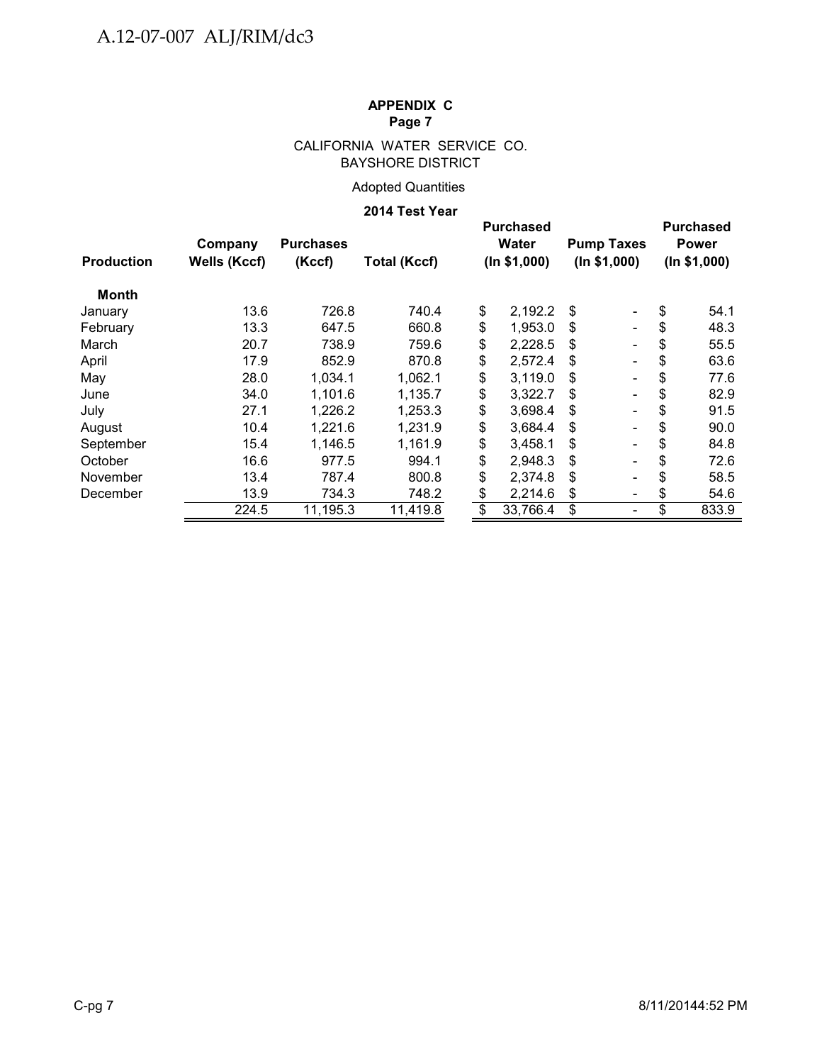**APPENDIX C**
**Page 7**

CALIFORNIA WATER SERVICE CO.
BAYSHORE DISTRICT

Adopted Quantities

**2014 Test Year**

| Production | Company Wells (Kccf) | Purchases (Kccf) | Total (Kccf) | Purchased Water (In $1,000) | Pump Taxes (In $1,000) | Purchased Power (In $1,000) |
|---|---|---|---|---|---|---|
| **Month** | | | | | | |
| January | 13.6 | 726.8 | 740.4 | $ 2,192.2 | $ - | $ 54.1 |
| February | 13.3 | 647.5 | 660.8 | $ 1,953.0 | $ - | $ 48.3 |
| March | 20.7 | 738.9 | 759.6 | $ 2,228.5 | $ - | $ 55.5 |
| April | 17.9 | 852.9 | 870.8 | $ 2,572.4 | $ - | $ 63.6 |
| May | 28.0 | 1,034.1 | 1,062.1 | $ 3,119.0 | $ - | $ 77.6 |
| June | 34.0 | 1,101.6 | 1,135.7 | $ 3,322.7 | $ - | $ 82.9 |
| July | 27.1 | 1,226.2 | 1,253.3 | $ 3,698.4 | $ - | $ 91.5 |
| August | 10.4 | 1,221.6 | 1,231.9 | $ 3,684.4 | $ - | $ 90.0 |
| September | 15.4 | 1,146.5 | 1,161.9 | $ 3,458.1 | $ - | $ 84.8 |
| October | 16.6 | 977.5 | 994.1 | $ 2,948.3 | $ - | $ 72.6 |
| November | 13.4 | 787.4 | 800.8 | $ 2,374.8 | $ - | $ 58.5 |
| December | 13.9 | 734.3 | 748.2 | $ 2,214.6 | $ - | $ 54.6 |
| | 224.5 | 11,195.3 | 11,419.8 | $ 33,766.4 | $ - | $ 833.9 |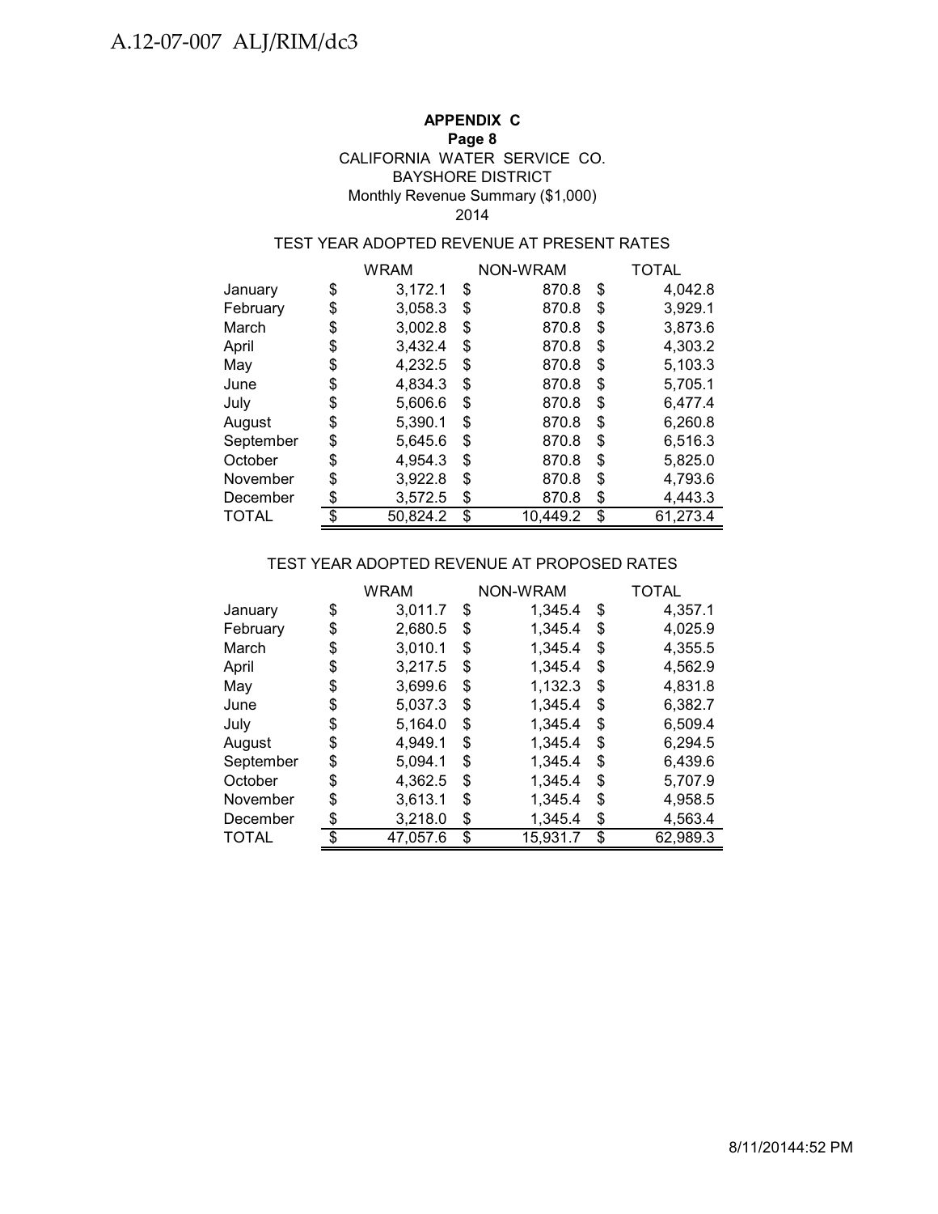**APPENDIX C**
**Page 8**
CALIFORNIA WATER SERVICE CO.
BAYSHORE DISTRICT
Monthly Revenue Summary ($1,000)
2014

TEST YEAR ADOPTED REVENUE AT PRESENT RATES

| | WRAM | NON-WRAM | TOTAL |
|---|---|---|---|
| January | $ 3,172.1 | $ 870.8 | $ 4,042.8 |
| February | $ 3,058.3 | $ 870.8 | $ 3,929.1 |
| March | $ 3,002.8 | $ 870.8 | $ 3,873.6 |
| April | $ 3,432.4 | $ 870.8 | $ 4,303.2 |
| May | $ 4,232.5 | $ 870.8 | $ 5,103.3 |
| June | $ 4,834.3 | $ 870.8 | $ 5,705.1 |
| July | $ 5,606.6 | $ 870.8 | $ 6,477.4 |
| August | $ 5,390.1 | $ 870.8 | $ 6,260.8 |
| September | $ 5,645.6 | $ 870.8 | $ 6,516.3 |
| October | $ 4,954.3 | $ 870.8 | $ 5,825.0 |
| November | $ 3,922.8 | $ 870.8 | $ 4,793.6 |
| December | $ 3,572.5 | $ 870.8 | $ 4,443.3 |
| TOTAL | $ 50,824.2 | $ 10,449.2 | $ 61,273.4 |

TEST YEAR ADOPTED REVENUE AT PROPOSED RATES

| | WRAM | NON-WRAM | TOTAL |
|---|---|---|---|
| January | $ 3,011.7 | $ 1,345.4 | $ 4,357.1 |
| February | $ 2,680.5 | $ 1,345.4 | $ 4,025.9 |
| March | $ 3,010.1 | $ 1,345.4 | $ 4,355.5 |
| April | $ 3,217.5 | $ 1,345.4 | $ 4,562.9 |
| May | $ 3,699.6 | $ 1,132.3 | $ 4,831.8 |
| June | $ 5,037.3 | $ 1,345.4 | $ 6,382.7 |
| July | $ 5,164.0 | $ 1,345.4 | $ 6,509.4 |
| August | $ 4,949.1 | $ 1,345.4 | $ 6,294.5 |
| September | $ 5,094.1 | $ 1,345.4 | $ 6,439.6 |
| October | $ 4,362.5 | $ 1,345.4 | $ 5,707.9 |
| November | $ 3,613.1 | $ 1,345.4 | $ 4,958.5 |
| December | $ 3,218.0 | $ 1,345.4 | $ 4,563.4 |
| TOTAL | $ 47,057.6 | $ 15,931.7 | $ 62,989.3 |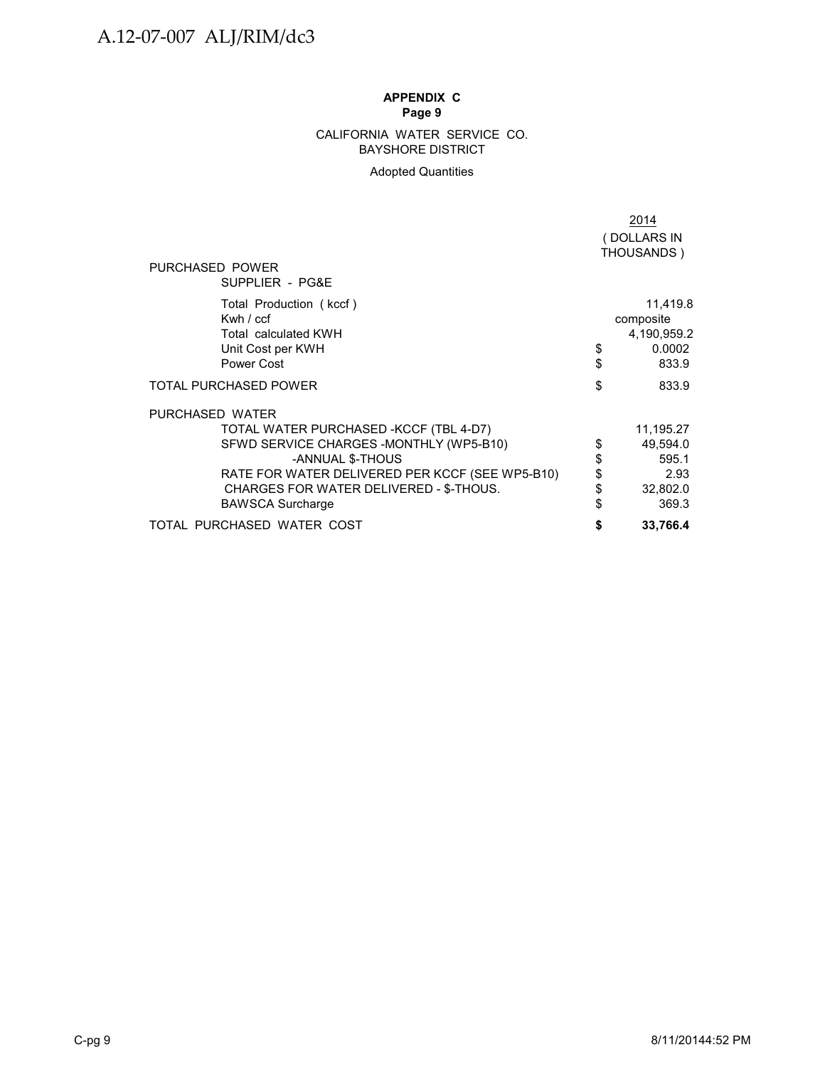**APPENDIX C**
**Page 9**

CALIFORNIA WATER SERVICE CO.
BAYSHORE DISTRICT

Adopted Quantities

| | | 2014 (DOLLARS IN THOUSANDS) |
|---|---|---|
| PURCHASED POWER | | |
| SUPPLIER - PG&E | | |
| Total Production (kccf) | | 11,419.8 |
| Kwh / ccf | | composite |
| Total calculated KWH | | 4,190,959.2 |
| Unit Cost per KWH | $ | 0.0002 |
| Power Cost | $ | 833.9 |
| TOTAL PURCHASED POWER | $ | 833.9 |
| PURCHASED WATER | | |
| TOTAL WATER PURCHASED -KCCF (TBL 4-D7) | | 11,195.27 |
| SFWD SERVICE CHARGES -MONTHLY (WP5-B10) | $ | 49,594.0 |
| -ANNUAL $-THOUS | $ | 595.1 |
| RATE FOR WATER DELIVERED PER KCCF (SEE WP5-B10) | $ | 2.93 |
| CHARGES FOR WATER DELIVERED - $-THOUS. | $ | 32,802.0 |
| BAWSCA Surcharge | $ | 369.3 |
| TOTAL PURCHASED WATER COST | **$** | **33,766.4** |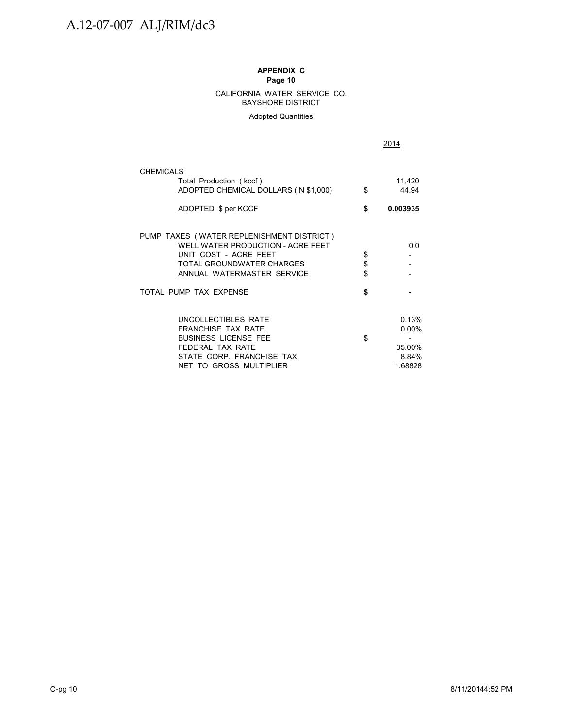**APPENDIX C**
**Page 10**

CALIFORNIA WATER SERVICE CO.
BAYSHORE DISTRICT

Adopted Quantities

| | | 2014 |
|---|---|---|
| CHEMICALS | | |
| Total Production ( kccf ) | | 11,420 |
| ADOPTED CHEMICAL DOLLARS (IN $1,000) | $ | 44.94 |
| **ADOPTED $ per KCCF** | **$** | **0.003935** |
| | | |
| PUMP TAXES ( WATER REPLENISHMENT DISTRICT ) | | |
| WELL WATER PRODUCTION - ACRE FEET | | 0.0 |
| UNIT COST - ACRE FEET | $ | - |
| TOTAL GROUNDWATER CHARGES | $ | - |
| ANNUAL WATERMASTER SERVICE | $ | - |
| TOTAL PUMP TAX EXPENSE | **$** | **-** |
| | | |
| UNCOLLECTIBLES RATE | | 0.13% |
| FRANCHISE TAX RATE | | 0.00% |
| BUSINESS LICENSE FEE | $ | - |
| FEDERAL TAX RATE | | 35.00% |
| STATE CORP. FRANCHISE TAX | | 8.84% |
| NET TO GROSS MULTIPLIER | | 1.68828 |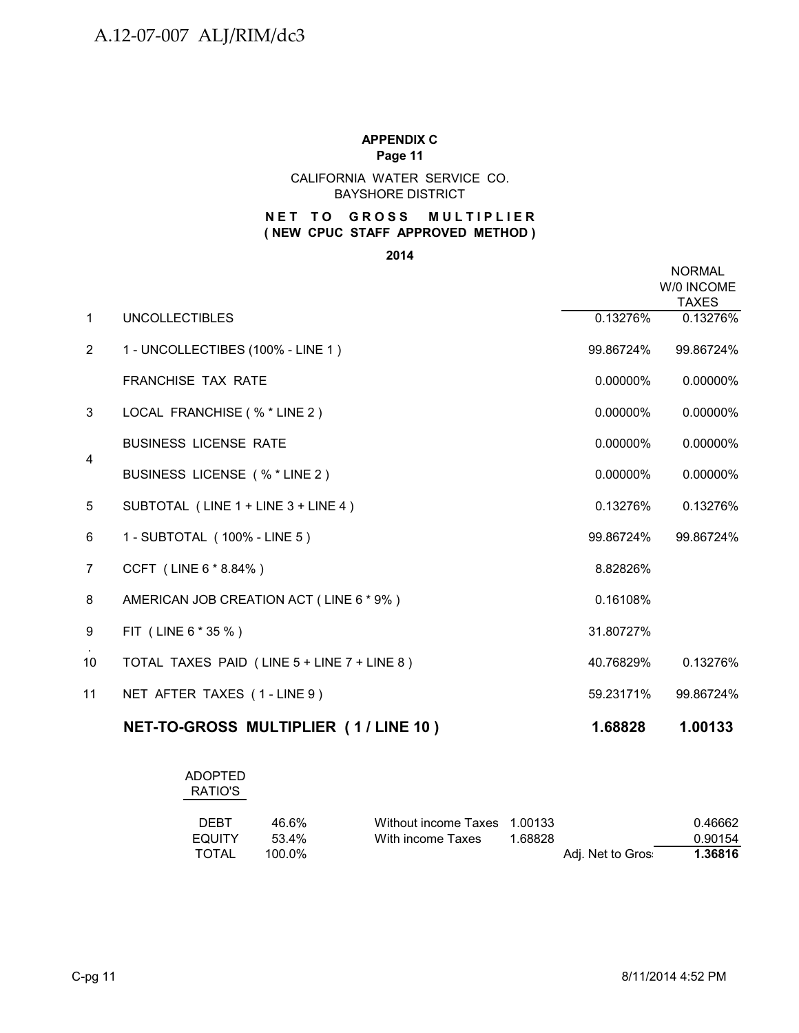A.12-07-007 ALJ/RIM/dc3

**APPENDIX C**
**Page 11**

CALIFORNIA WATER SERVICE CO.
BAYSHORE DISTRICT

**N E T T O G R O S S M U L T I P L I E R**
**( NEW CPUC STAFF APPROVED METHOD )**

**2014**

| | | | NORMAL W/0 INCOME TAXES |
|---|---|---|---|
| 1 | UNCOLLECTIBLES | 0.13276% | 0.13276% |
| 2 | 1 - UNCOLLECTIBES (100% - LINE 1 ) | 99.86724% | 99.86724% |
| | FRANCHISE TAX RATE | 0.00000% | 0.00000% |
| 3 | LOCAL FRANCHISE ( % * LINE 2 ) | 0.00000% | 0.00000% |
| 4 | BUSINESS LICENSE RATE | 0.00000% | 0.00000% |
| | BUSINESS LICENSE ( % * LINE 2 ) | 0.00000% | 0.00000% |
| 5 | SUBTOTAL ( LINE 1 + LINE 3 + LINE 4 ) | 0.13276% | 0.13276% |
| 6 | 1 - SUBTOTAL ( 100% - LINE 5 ) | 99.86724% | 99.86724% |
| 7 | CCFT ( LINE 6 * 8.84% ) | 8.82826% | |
| 8 | AMERICAN JOB CREATION ACT ( LINE 6 * 9% ) | 0.16108% | |
| 9 | FIT ( LINE 6 * 35 % ) | 31.80727% | |
| 10 | TOTAL TAXES PAID ( LINE 5 + LINE 7 + LINE 8 ) | 40.76829% | 0.13276% |
| 11 | NET AFTER TAXES ( 1 - LINE 9 ) | 59.23171% | 99.86724% |
| | **NET-TO-GROSS MULTIPLIER ( 1 / LINE 10 )** | **1.68828** | **1.00133** |

| ADOPTED RATIO'S | | | | | |
|---|---|---|---|---|---|
| DEBT | 46.6% | Without income Taxes | 1.00133 | | 0.46662 |
| EQUITY | 53.4% | With income Taxes | 1.68828 | | 0.90154 |
| TOTAL | 100.0% | | | Adj. Net to Gros | **1.36816** |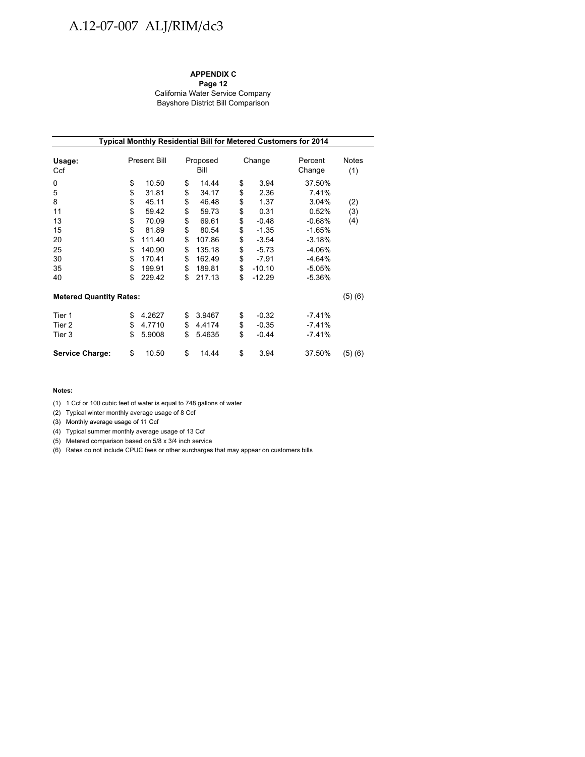**APPENDIX C**
**Page 12**
California Water Service Company
Bayshore District Bill Comparison

**Typical Monthly Residential Bill for Metered Customers for 2014**

| Usage: Ccf | Present Bill | Proposed Bill | Change | Percent Change | Notes (1) |
|---|---|---|---|---|---|
| 0 | $ 10.50 | $ 14.44 | $ 3.94 | 37.50% | |
| 5 | $ 31.81 | $ 34.17 | $ 2.36 | 7.41% | |
| 8 | $ 45.11 | $ 46.48 | $ 1.37 | 3.04% | (2) |
| 11 | $ 59.42 | $ 59.73 | $ 0.31 | 0.52% | (3) |
| 13 | $ 70.09 | $ 69.61 | $ -0.48 | -0.68% | (4) |
| 15 | $ 81.89 | $ 80.54 | $ -1.35 | -1.65% | |
| 20 | $ 111.40 | $ 107.86 | $ -3.54 | -3.18% | |
| 25 | $ 140.90 | $ 135.18 | $ -5.73 | -4.06% | |
| 30 | $ 170.41 | $ 162.49 | $ -7.91 | -4.64% | |
| 35 | $ 199.91 | $ 189.81 | $ -10.10 | -5.05% | |
| 40 | $ 229.42 | $ 217.13 | $ -12.29 | -5.36% | |
| **Metered Quantity Rates:** | | | | | (5) (6) |
| Tier 1 | $ 4.2627 | $ 3.9467 | $ -0.32 | -7.41% | |
| Tier 2 | $ 4.7710 | $ 4.4174 | $ -0.35 | -7.41% | |
| Tier 3 | $ 5.9008 | $ 5.4635 | $ -0.44 | -7.41% | |
| **Service Charge:** | $ 10.50 | $ 14.44 | $ 3.94 | 37.50% | (5) (6) |

**Notes:**

(1) 1 Ccf or 100 cubic feet of water is equal to 748 gallons of water

(2) Typical winter monthly average usage of 8 Ccf

(3) Monthly average usage of 11 Ccf

(4) Typical summer monthly average usage of 13 Ccf

(5) Metered comparison based on 5/8 x 3/4 inch service

(6) Rates do not include CPUC fees or other surcharges that may appear on customers bills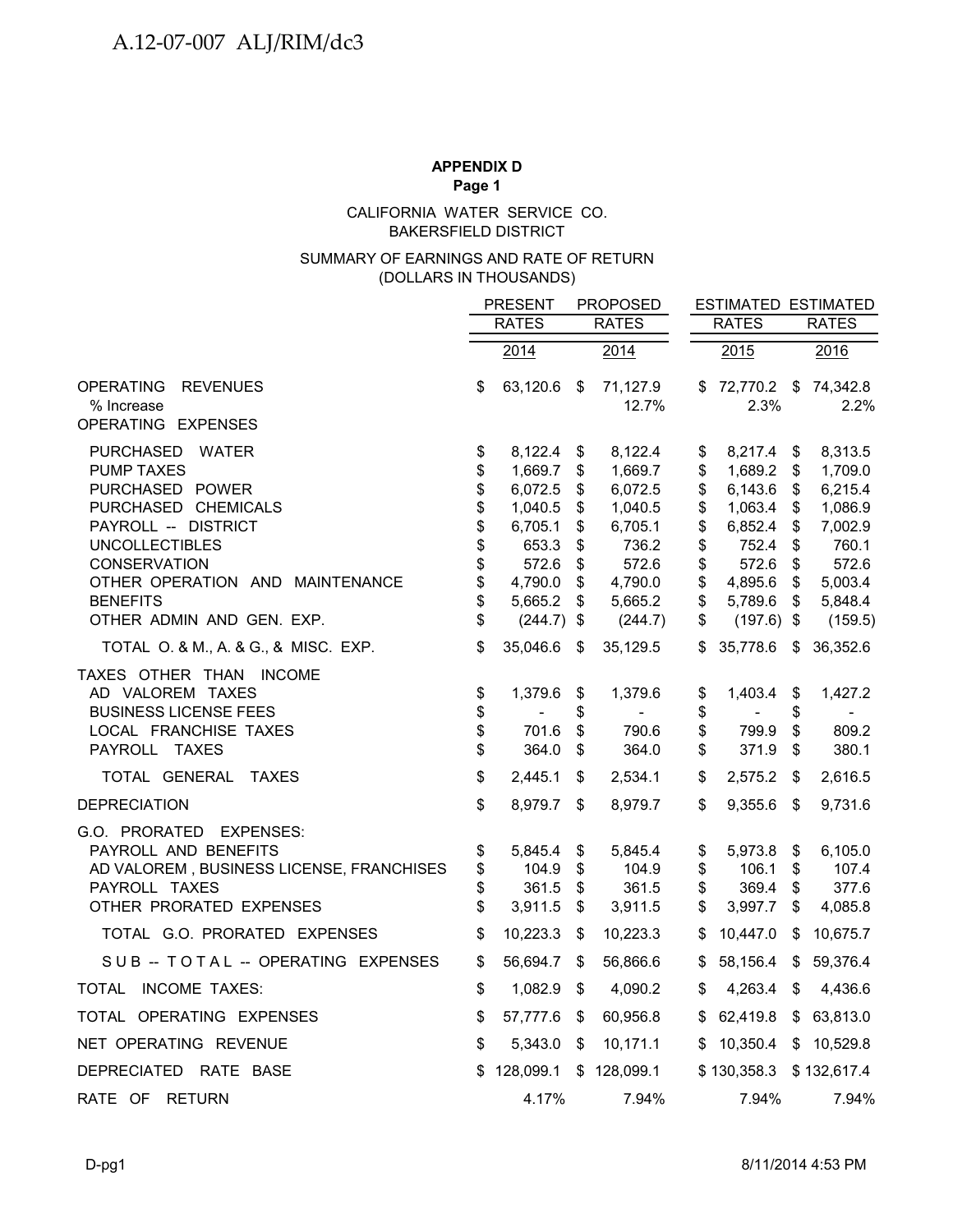**APPENDIX D**
**Page 1**

CALIFORNIA WATER SERVICE CO.
BAKERSFIELD DISTRICT

SUMMARY OF EARNINGS AND RATE OF RETURN
(DOLLARS IN THOUSANDS)

| | PRESENT RATES 2014 | PROPOSED RATES 2014 | ESTIMATED RATES 2015 | ESTIMATED RATES 2016 |
|---|---|---|---|---|
| OPERATING REVENUES | $ 63,120.6 | $ 71,127.9 | $ 72,770.2 | $ 74,342.8 |
| % Increase | | 12.7% | 2.3% | 2.2% |
| OPERATING EXPENSES | | | | |
| PURCHASED WATER | $ 8,122.4 | $ 8,122.4 | $ 8,217.4 | $ 8,313.5 |
| PUMP TAXES | $ 1,669.7 | $ 1,669.7 | $ 1,689.2 | $ 1,709.0 |
| PURCHASED POWER | $ 6,072.5 | $ 6,072.5 | $ 6,143.6 | $ 6,215.4 |
| PURCHASED CHEMICALS | $ 1,040.5 | $ 1,040.5 | $ 1,063.4 | $ 1,086.9 |
| PAYROLL -- DISTRICT | $ 6,705.1 | $ 6,705.1 | $ 6,852.4 | $ 7,002.9 |
| UNCOLLECTIBLES | $ 653.3 | $ 736.2 | $ 752.4 | $ 760.1 |
| CONSERVATION | $ 572.6 | $ 572.6 | $ 572.6 | $ 572.6 |
| OTHER OPERATION AND MAINTENANCE | $ 4,790.0 | $ 4,790.0 | $ 4,895.6 | $ 5,003.4 |
| BENEFITS | $ 5,665.2 | $ 5,665.2 | $ 5,789.6 | $ 5,848.4 |
| OTHER ADMIN AND GEN. EXP. | $ (244.7) | $ (244.7) | $ (197.6) | $ (159.5) |
| TOTAL O. & M., A. & G., & MISC. EXP. | $ 35,046.6 | $ 35,129.5 | $ 35,778.6 | $ 36,352.6 |
| TAXES OTHER THAN INCOME | | | | |
| AD VALOREM TAXES | $ 1,379.6 | $ 1,379.6 | $ 1,403.4 | $ 1,427.2 |
| BUSINESS LICENSE FEES | $ - | $ - | $ - | $ - |
| LOCAL FRANCHISE TAXES | $ 701.6 | $ 790.6 | $ 799.9 | $ 809.2 |
| PAYROLL TAXES | $ 364.0 | $ 364.0 | $ 371.9 | $ 380.1 |
| TOTAL GENERAL TAXES | $ 2,445.1 | $ 2,534.1 | $ 2,575.2 | $ 2,616.5 |
| DEPRECIATION | $ 8,979.7 | $ 8,979.7 | $ 9,355.6 | $ 9,731.6 |
| G.O. PRORATED EXPENSES: | | | | |
| PAYROLL AND BENEFITS | $ 5,845.4 | $ 5,845.4 | $ 5,973.8 | $ 6,105.0 |
| AD VALOREM , BUSINESS LICENSE, FRANCHISES | $ 104.9 | $ 104.9 | $ 106.1 | $ 107.4 |
| PAYROLL TAXES | $ 361.5 | $ 361.5 | $ 369.4 | $ 377.6 |
| OTHER PRORATED EXPENSES | $ 3,911.5 | $ 3,911.5 | $ 3,997.7 | $ 4,085.8 |
| TOTAL G.O. PRORATED EXPENSES | $ 10,223.3 | $ 10,223.3 | $ 10,447.0 | $ 10,675.7 |
| SUB -- TOTAL -- OPERATING EXPENSES | $ 56,694.7 | $ 56,866.6 | $ 58,156.4 | $ 59,376.4 |
| TOTAL INCOME TAXES: | $ 1,082.9 | $ 4,090.2 | $ 4,263.4 | $ 4,436.6 |
| TOTAL OPERATING EXPENSES | $ 57,777.6 | $ 60,956.8 | $ 62,419.8 | $ 63,813.0 |
| NET OPERATING REVENUE | $ 5,343.0 | $ 10,171.1 | $ 10,350.4 | $ 10,529.8 |
| DEPRECIATED RATE BASE | $ 128,099.1 | $ 128,099.1 | $ 130,358.3 | $ 132,617.4 |
| RATE OF RETURN | 4.17% | 7.94% | 7.94% | 7.94% |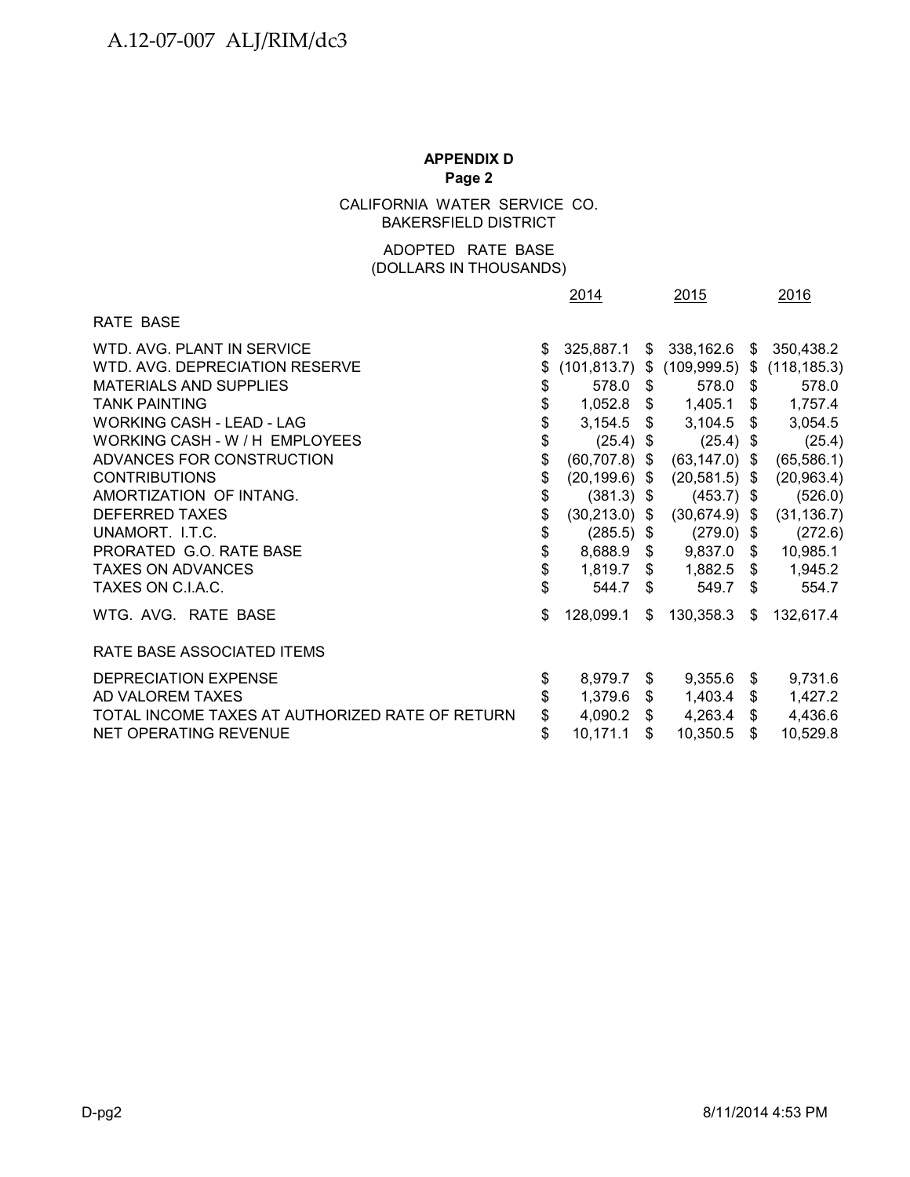**APPENDIX D**
**Page 2**

CALIFORNIA WATER SERVICE CO.
BAKERSFIELD DISTRICT

ADOPTED RATE BASE
(DOLLARS IN THOUSANDS)

| | 2014 | 2015 | 2016 |
|---|---|---|---|
| RATE BASE | | | |
| WTD. AVG. PLANT IN SERVICE | $ 325,887.1 | $ 338,162.6 | $ 350,438.2 |
| WTD. AVG. DEPRECIATION RESERVE | $ (101,813.7) | $ (109,999.5) | $ (118,185.3) |
| MATERIALS AND SUPPLIES | $ 578.0 | $ 578.0 | $ 578.0 |
| TANK PAINTING | $ 1,052.8 | $ 1,405.1 | $ 1,757.4 |
| WORKING CASH - LEAD - LAG | $ 3,154.5 | $ 3,104.5 | $ 3,054.5 |
| WORKING CASH - W / H EMPLOYEES | $ (25.4) | $ (25.4) | $ (25.4) |
| ADVANCES FOR CONSTRUCTION | $ (60,707.8) | $ (63,147.0) | $ (65,586.1) |
| CONTRIBUTIONS | $ (20,199.6) | $ (20,581.5) | $ (20,963.4) |
| AMORTIZATION OF INTANG. | $ (381.3) | $ (453.7) | $ (526.0) |
| DEFERRED TAXES | $ (30,213.0) | $ (30,674.9) | $ (31,136.7) |
| UNAMORT. I.T.C. | $ (285.5) | $ (279.0) | $ (272.6) |
| PRORATED G.O. RATE BASE | $ 8,688.9 | $ 9,837.0 | $ 10,985.1 |
| TAXES ON ADVANCES | $ 1,819.7 | $ 1,882.5 | $ 1,945.2 |
| TAXES ON C.I.A.C. | $ 544.7 | $ 549.7 | $ 554.7 |
| WTG. AVG. RATE BASE | $ 128,099.1 | $ 130,358.3 | $ 132,617.4 |
| RATE BASE ASSOCIATED ITEMS | | | |
| DEPRECIATION EXPENSE | $ 8,979.7 | $ 9,355.6 | $ 9,731.6 |
| AD VALOREM TAXES | $ 1,379.6 | $ 1,403.4 | $ 1,427.2 |
| TOTAL INCOME TAXES AT AUTHORIZED RATE OF RETURN | $ 4,090.2 | $ 4,263.4 | $ 4,436.6 |
| NET OPERATING REVENUE | $ 10,171.1 | $ 10,350.5 | $ 10,529.8 |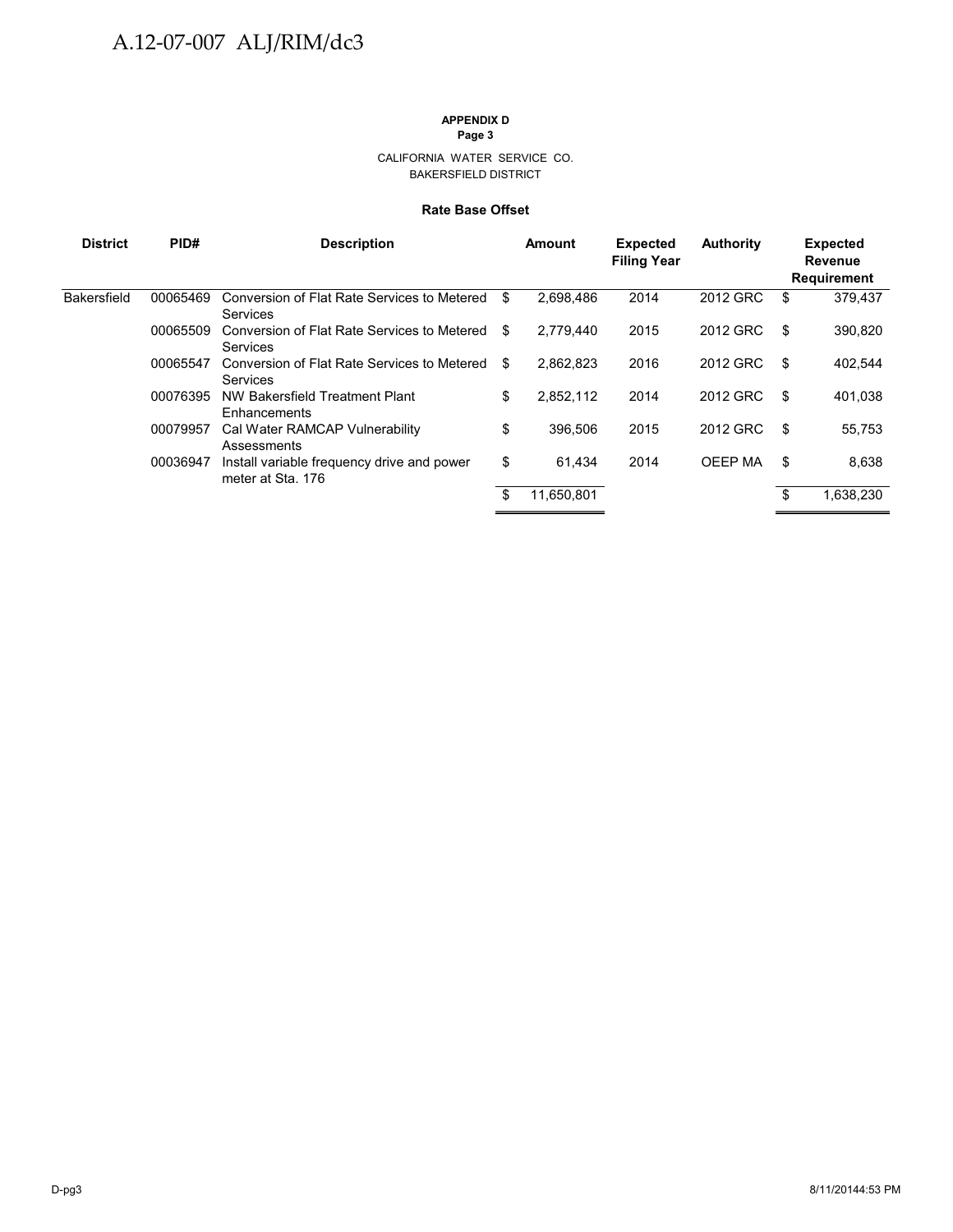**APPENDIX D**
**Page 3**

CALIFORNIA WATER SERVICE CO.
BAKERSFIELD DISTRICT

**Rate Base Offset**

| District | PID# | Description | Amount | Expected Filing Year | Authority | Expected Revenue Requirement |
|---|---|---|---|---|---|---|
| Bakersfield | 00065469 | Conversion of Flat Rate Services to Metered Services | $ 2,698,486 | 2014 | 2012 GRC | $ 379,437 |
| | 00065509 | Conversion of Flat Rate Services to Metered Services | $ 2,779,440 | 2015 | 2012 GRC | $ 390,820 |
| | 00065547 | Conversion of Flat Rate Services to Metered Services | $ 2,862,823 | 2016 | 2012 GRC | $ 402,544 |
| | 00076395 | NW Bakersfield Treatment Plant Enhancements | $ 2,852,112 | 2014 | 2012 GRC | $ 401,038 |
| | 00079957 | Cal Water RAMCAP Vulnerability Assessments | $ 396,506 | 2015 | 2012 GRC | $ 55,753 |
| | 00036947 | Install variable frequency drive and power meter at Sta. 176 | $ 61,434 | 2014 | OEEP MA | $ 8,638 |
| | | | $ 11,650,801 | | | $ 1,638,230 |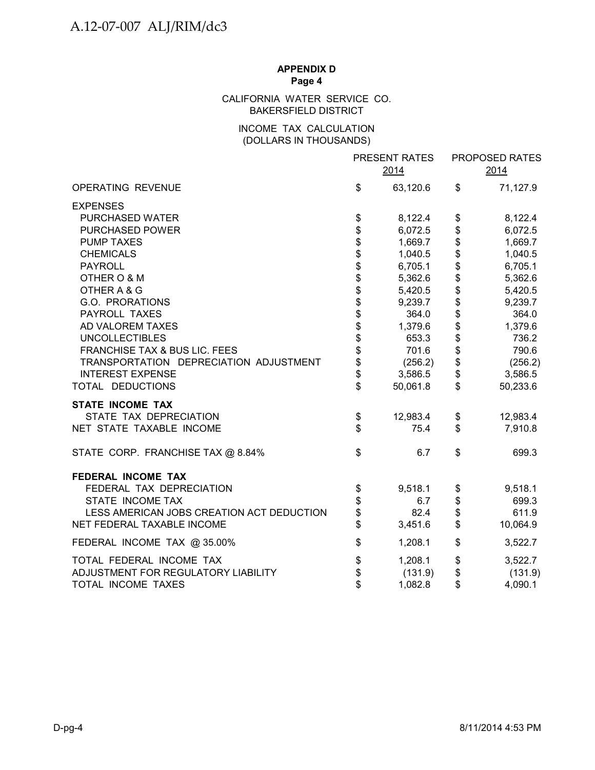**APPENDIX D**
**Page 4**

CALIFORNIA WATER SERVICE CO.
BAKERSFIELD DISTRICT

INCOME TAX CALCULATION
(DOLLARS IN THOUSANDS)

| | PRESENT RATES 2014 | PROPOSED RATES 2014 |
|---|---|---|
| OPERATING REVENUE | $ 63,120.6 | $ 71,127.9 |
| EXPENSES | | |
| PURCHASED WATER | $ 8,122.4 | $ 8,122.4 |
| PURCHASED POWER | $ 6,072.5 | $ 6,072.5 |
| PUMP TAXES | $ 1,669.7 | $ 1,669.7 |
| CHEMICALS | $ 1,040.5 | $ 1,040.5 |
| PAYROLL | $ 6,705.1 | $ 6,705.1 |
| OTHER O & M | $ 5,362.6 | $ 5,362.6 |
| OTHER A & G | $ 5,420.5 | $ 5,420.5 |
| G.O. PRORATIONS | $ 9,239.7 | $ 9,239.7 |
| PAYROLL TAXES | $ 364.0 | $ 364.0 |
| AD VALOREM TAXES | $ 1,379.6 | $ 1,379.6 |
| UNCOLLECTIBLES | $ 653.3 | $ 736.2 |
| FRANCHISE TAX & BUS LIC. FEES | $ 701.6 | $ 790.6 |
| TRANSPORTATION DEPRECIATION ADJUSTMENT | $ (256.2) | $ (256.2) |
| INTEREST EXPENSE | $ 3,586.5 | $ 3,586.5 |
| TOTAL DEDUCTIONS | $ 50,061.8 | $ 50,233.6 |
| **STATE INCOME TAX** | | |
| STATE TAX DEPRECIATION | $ 12,983.4 | $ 12,983.4 |
| NET STATE TAXABLE INCOME | $ 75.4 | $ 7,910.8 |
| STATE CORP. FRANCHISE TAX @ 8.84% | $ 6.7 | $ 699.3 |
| **FEDERAL INCOME TAX** | | |
| FEDERAL TAX DEPRECIATION | $ 9,518.1 | $ 9,518.1 |
| STATE INCOME TAX | $ 6.7 | $ 699.3 |
| LESS AMERICAN JOBS CREATION ACT DEDUCTION | $ 82.4 | $ 611.9 |
| NET FEDERAL TAXABLE INCOME | $ 3,451.6 | $ 10,064.9 |
| FEDERAL INCOME TAX @ 35.00% | $ 1,208.1 | $ 3,522.7 |
| TOTAL FEDERAL INCOME TAX | $ 1,208.1 | $ 3,522.7 |
| ADJUSTMENT FOR REGULATORY LIABILITY | $ (131.9) | $ (131.9) |
| TOTAL INCOME TAXES | $ 1,082.8 | $ 4,090.1 |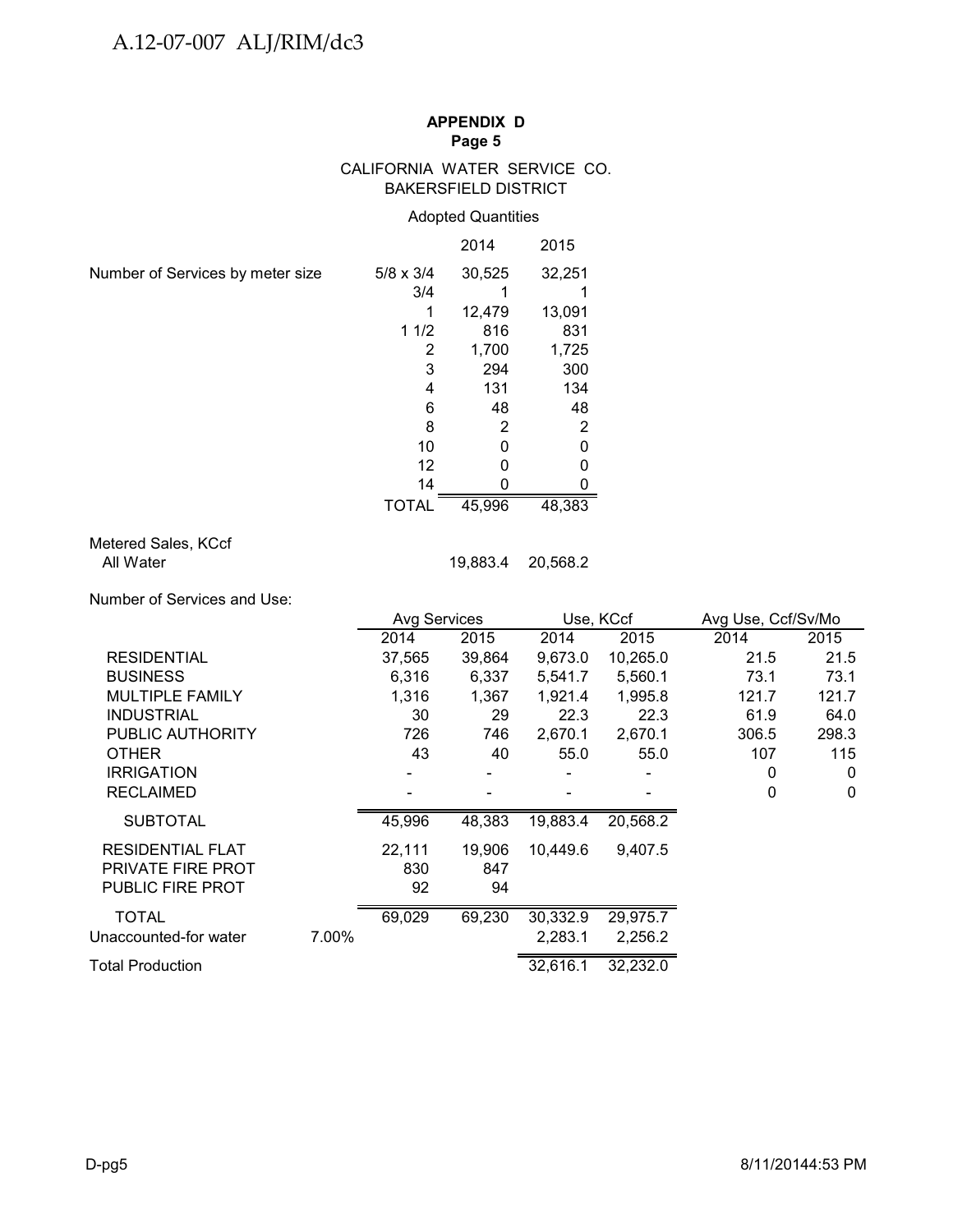**APPENDIX D**
**Page 5**

CALIFORNIA WATER SERVICE CO.
BAKERSFIELD DISTRICT

Adopted Quantities

| | | 2014 | 2015 |
|---|---|---|---|
| Number of Services by meter size | 5/8 x 3/4 | 30,525 | 32,251 |
| | 3/4 | 1 | 1 |
| | 1 | 12,479 | 13,091 |
| | 1 1/2 | 816 | 831 |
| | 2 | 1,700 | 1,725 |
| | 3 | 294 | 300 |
| | 4 | 131 | 134 |
| | 6 | 48 | 48 |
| | 8 | 2 | 2 |
| | 10 | 0 | 0 |
| | 12 | 0 | 0 |
| | 14 | 0 | 0 |
| | TOTAL | 45,996 | 48,383 |

| Metered Sales, KCcf | 2014 | 2015 |
|---|---|---|
| All Water | 19,883.4 | 20,568.2 |

Number of Services and Use:

| | | Avg Services | | Use, KCcf | | Avg Use, Ccf/Sv/Mo | |
|---|---|---|---|---|---|---|---|
| | | 2014 | 2015 | 2014 | 2015 | 2014 | 2015 |
| RESIDENTIAL | | 37,565 | 39,864 | 9,673.0 | 10,265.0 | 21.5 | 21.5 |
| BUSINESS | | 6,316 | 6,337 | 5,541.7 | 5,560.1 | 73.1 | 73.1 |
| MULTIPLE FAMILY | | 1,316 | 1,367 | 1,921.4 | 1,995.8 | 121.7 | 121.7 |
| INDUSTRIAL | | 30 | 29 | 22.3 | 22.3 | 61.9 | 64.0 |
| PUBLIC AUTHORITY | | 726 | 746 | 2,670.1 | 2,670.1 | 306.5 | 298.3 |
| OTHER | | 43 | 40 | 55.0 | 55.0 | 107 | 115 |
| IRRIGATION | | - | - | - | - | 0 | 0 |
| RECLAIMED | | - | - | - | - | 0 | 0 |
| SUBTOTAL | | 45,996 | 48,383 | 19,883.4 | 20,568.2 | | |
| RESIDENTIAL FLAT | | 22,111 | 19,906 | 10,449.6 | 9,407.5 | | |
| PRIVATE FIRE PROT | | 830 | 847 | | | | |
| PUBLIC FIRE PROT | | 92 | 94 | | | | |
| TOTAL | | 69,029 | 69,230 | 30,332.9 | 29,975.7 | | |
| Unaccounted-for water | 7.00% | | | 2,283.1 | 2,256.2 | | |
| Total Production | | | | 32,616.1 | 32,232.0 | | |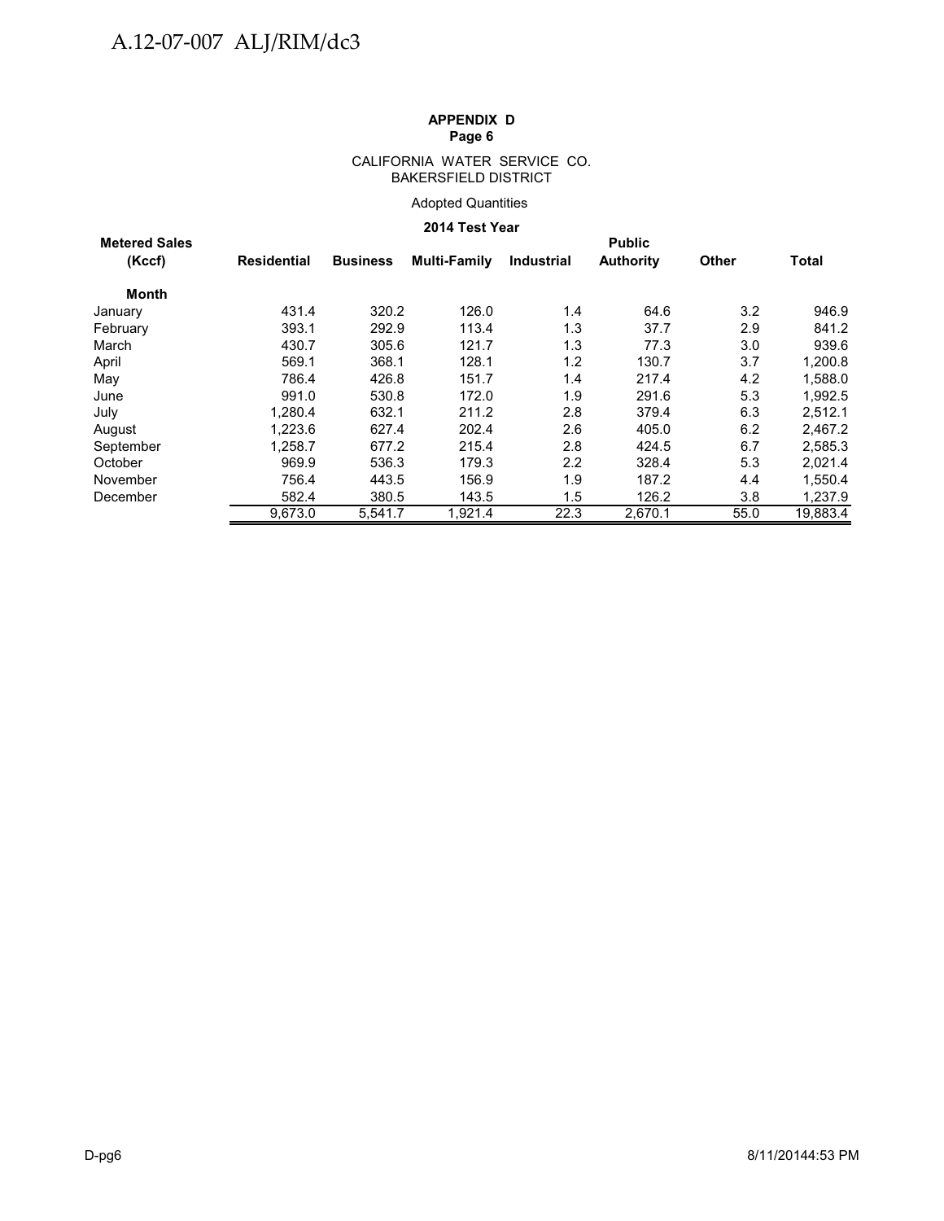**APPENDIX D**
**Page 6**

CALIFORNIA WATER SERVICE CO.
BAKERSFIELD DISTRICT

Adopted Quantities

**2014 Test Year**

| Metered Sales (Kccf) | Residential | Business | Multi-Family | Industrial | Public Authority | Other | Total |
|---|---|---|---|---|---|---|---|
| **Month** | | | | | | | |
| January | 431.4 | 320.2 | 126.0 | 1.4 | 64.6 | 3.2 | 946.9 |
| February | 393.1 | 292.9 | 113.4 | 1.3 | 37.7 | 2.9 | 841.2 |
| March | 430.7 | 305.6 | 121.7 | 1.3 | 77.3 | 3.0 | 939.6 |
| April | 569.1 | 368.1 | 128.1 | 1.2 | 130.7 | 3.7 | 1,200.8 |
| May | 786.4 | 426.8 | 151.7 | 1.4 | 217.4 | 4.2 | 1,588.0 |
| June | 991.0 | 530.8 | 172.0 | 1.9 | 291.6 | 5.3 | 1,992.5 |
| July | 1,280.4 | 632.1 | 211.2 | 2.8 | 379.4 | 6.3 | 2,512.1 |
| August | 1,223.6 | 627.4 | 202.4 | 2.6 | 405.0 | 6.2 | 2,467.2 |
| September | 1,258.7 | 677.2 | 215.4 | 2.8 | 424.5 | 6.7 | 2,585.3 |
| October | 969.9 | 536.3 | 179.3 | 2.2 | 328.4 | 5.3 | 2,021.4 |
| November | 756.4 | 443.5 | 156.9 | 1.9 | 187.2 | 4.4 | 1,550.4 |
| December | 582.4 | 380.5 | 143.5 | 1.5 | 126.2 | 3.8 | 1,237.9 |
| | 9,673.0 | 5,541.7 | 1,921.4 | 22.3 | 2,670.1 | 55.0 | 19,883.4 |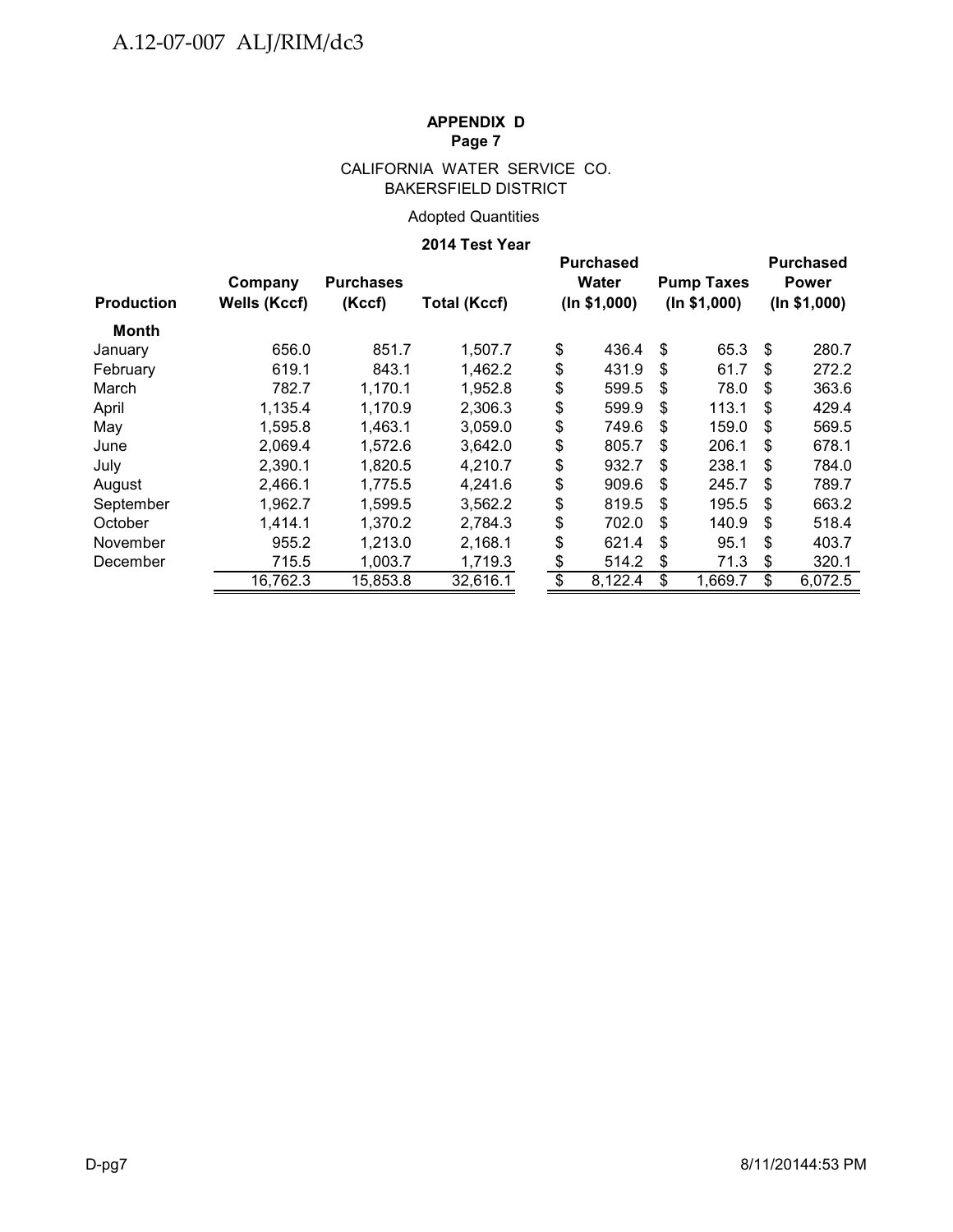**APPENDIX D**
**Page 7**

CALIFORNIA WATER SERVICE CO.
BAKERSFIELD DISTRICT

Adopted Quantities

**2014 Test Year**

| Production | Company Wells (Kccf) | Purchases (Kccf) | Total (Kccf) | Purchased Water (In $1,000) | Pump Taxes (In $1,000) | Purchased Power (In $1,000) |
|---|---|---|---|---|---|---|
| **Month** | | | | | | |
| January | 656.0 | 851.7 | 1,507.7 | $ 436.4 | $ 65.3 | $ 280.7 |
| February | 619.1 | 843.1 | 1,462.2 | $ 431.9 | $ 61.7 | $ 272.2 |
| March | 782.7 | 1,170.1 | 1,952.8 | $ 599.5 | $ 78.0 | $ 363.6 |
| April | 1,135.4 | 1,170.9 | 2,306.3 | $ 599.9 | $ 113.1 | $ 429.4 |
| May | 1,595.8 | 1,463.1 | 3,059.0 | $ 749.6 | $ 159.0 | $ 569.5 |
| June | 2,069.4 | 1,572.6 | 3,642.0 | $ 805.7 | $ 206.1 | $ 678.1 |
| July | 2,390.1 | 1,820.5 | 4,210.7 | $ 932.7 | $ 238.1 | $ 784.0 |
| August | 2,466.1 | 1,775.5 | 4,241.6 | $ 909.6 | $ 245.7 | $ 789.7 |
| September | 1,962.7 | 1,599.5 | 3,562.2 | $ 819.5 | $ 195.5 | $ 663.2 |
| October | 1,414.1 | 1,370.2 | 2,784.3 | $ 702.0 | $ 140.9 | $ 518.4 |
| November | 955.2 | 1,213.0 | 2,168.1 | $ 621.4 | $ 95.1 | $ 403.7 |
| December | 715.5 | 1,003.7 | 1,719.3 | $ 514.2 | $ 71.3 | $ 320.1 |
| | 16,762.3 | 15,853.8 | 32,616.1 | $ 8,122.4 | $ 1,669.7 | $ 6,072.5 |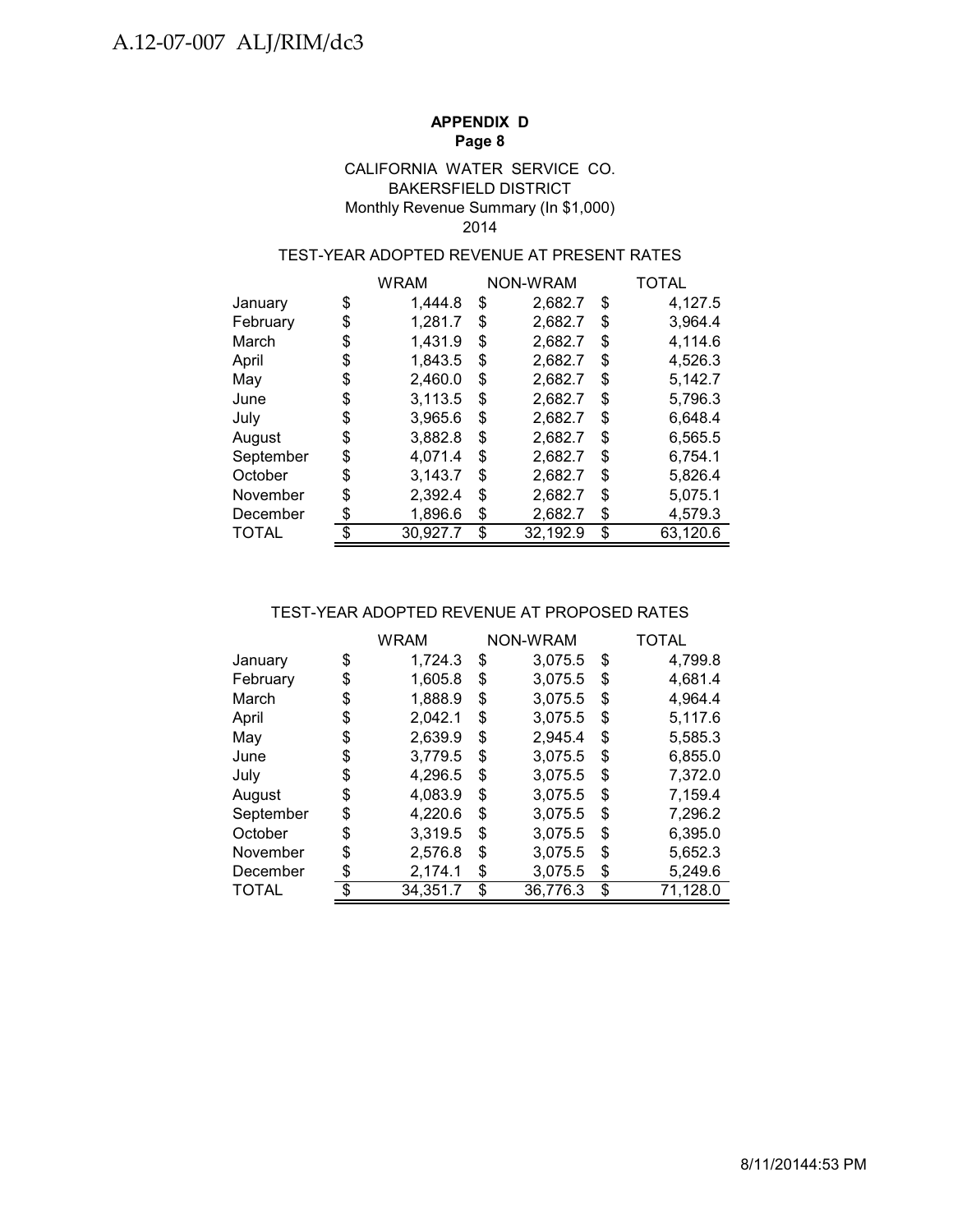**APPENDIX D**
**Page 8**

CALIFORNIA WATER SERVICE CO.
BAKERSFIELD DISTRICT
Monthly Revenue Summary (In $1,000)
2014

TEST-YEAR ADOPTED REVENUE AT PRESENT RATES

| | WRAM | NON-WRAM | TOTAL |
|---|---|---|---|
| January | $ 1,444.8 | $ 2,682.7 | $ 4,127.5 |
| February | $ 1,281.7 | $ 2,682.7 | $ 3,964.4 |
| March | $ 1,431.9 | $ 2,682.7 | $ 4,114.6 |
| April | $ 1,843.5 | $ 2,682.7 | $ 4,526.3 |
| May | $ 2,460.0 | $ 2,682.7 | $ 5,142.7 |
| June | $ 3,113.5 | $ 2,682.7 | $ 5,796.3 |
| July | $ 3,965.6 | $ 2,682.7 | $ 6,648.4 |
| August | $ 3,882.8 | $ 2,682.7 | $ 6,565.5 |
| September | $ 4,071.4 | $ 2,682.7 | $ 6,754.1 |
| October | $ 3,143.7 | $ 2,682.7 | $ 5,826.4 |
| November | $ 2,392.4 | $ 2,682.7 | $ 5,075.1 |
| December | $ 1,896.6 | $ 2,682.7 | $ 4,579.3 |
| TOTAL | $ 30,927.7 | $ 32,192.9 | $ 63,120.6 |

TEST-YEAR ADOPTED REVENUE AT PROPOSED RATES

| | WRAM | NON-WRAM | TOTAL |
|---|---|---|---|
| January | $ 1,724.3 | $ 3,075.5 | $ 4,799.8 |
| February | $ 1,605.8 | $ 3,075.5 | $ 4,681.4 |
| March | $ 1,888.9 | $ 3,075.5 | $ 4,964.4 |
| April | $ 2,042.1 | $ 3,075.5 | $ 5,117.6 |
| May | $ 2,639.9 | $ 2,945.4 | $ 5,585.3 |
| June | $ 3,779.5 | $ 3,075.5 | $ 6,855.0 |
| July | $ 4,296.5 | $ 3,075.5 | $ 7,372.0 |
| August | $ 4,083.9 | $ 3,075.5 | $ 7,159.4 |
| September | $ 4,220.6 | $ 3,075.5 | $ 7,296.2 |
| October | $ 3,319.5 | $ 3,075.5 | $ 6,395.0 |
| November | $ 2,576.8 | $ 3,075.5 | $ 5,652.3 |
| December | $ 2,174.1 | $ 3,075.5 | $ 5,249.6 |
| TOTAL | $ 34,351.7 | $ 36,776.3 | $ 71,128.0 |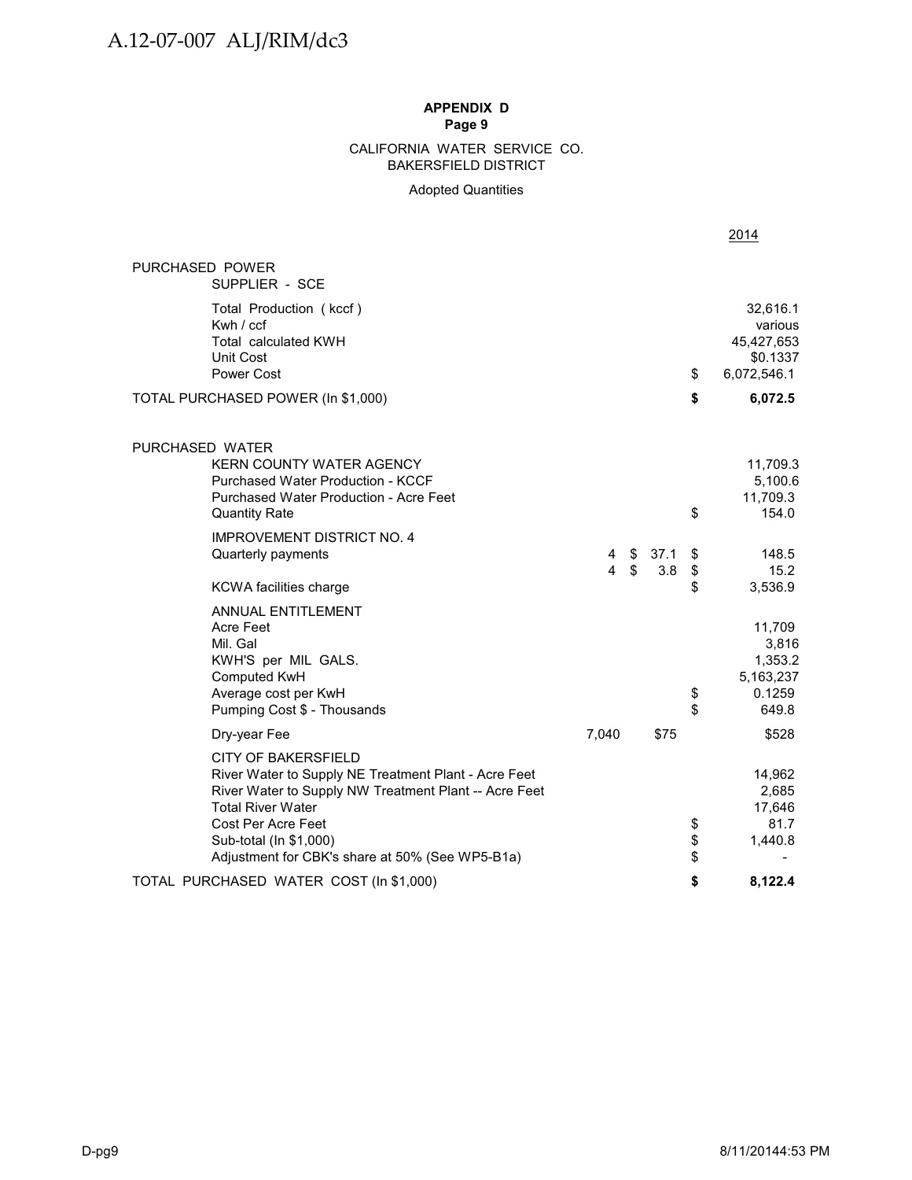**APPENDIX D**
**Page 9**

CALIFORNIA WATER SERVICE CO.
BAKERSFIELD DISTRICT

Adopted Quantities

| | | | | | 2014 |
|---|---|---|---|---|---|
| PURCHASED POWER | | | | | |
| SUPPLIER - SCE | | | | | |
| Total Production ( kccf ) | | | | | 32,616.1 |
| Kwh / ccf | | | | | various |
| Total calculated KWH | | | | | 45,427,653 |
| Unit Cost | | | | | $0.1337 |
| Power Cost | | | | $ | 6,072,546.1 |
| **TOTAL PURCHASED POWER (In $1,000)** | | | | **$** | **6,072.5** |
| | | | | | |
| PURCHASED WATER | | | | | |
| KERN COUNTY WATER AGENCY | | | | | 11,709.3 |
| Purchased Water Production - KCCF | | | | | 5,100.6 |
| Purchased Water Production - Acre Feet | | | | | 11,709.3 |
| Quantity Rate | | | | $ | 154.0 |
| IMPROVEMENT DISTRICT NO. 4 | | | | | |
| Quarterly payments | 4 | $ | 37.1 | $ | 148.5 |
| | 4 | $ | 3.8 | $ | 15.2 |
| KCWA facilities charge | | | | $ | 3,536.9 |
| ANNUAL ENTITLEMENT | | | | | |
| Acre Feet | | | | | 11,709 |
| Mil. Gal | | | | | 3,816 |
| KWH'S per MIL GALS. | | | | | 1,353.2 |
| Computed KwH | | | | | 5,163,237 |
| Average cost per KwH | | | | $ | 0.1259 |
| Pumping Cost $ - Thousands | | | | $ | 649.8 |
| Dry-year Fee | 7,040 | | $75 | | $528 |
| CITY OF BAKERSFIELD | | | | | |
| River Water to Supply NE Treatment Plant - Acre Feet | | | | | 14,962 |
| River Water to Supply NW Treatment Plant -- Acre Feet | | | | | 2,685 |
| Total River Water | | | | | 17,646 |
| Cost Per Acre Feet | | | | $ | 81.7 |
| Sub-total (In $1,000) | | | | $ | 1,440.8 |
| Adjustment for CBK's share at 50% (See WP5-B1a) | | | | $ | - |
| **TOTAL PURCHASED WATER COST (In $1,000)** | | | | **$** | **8,122.4** |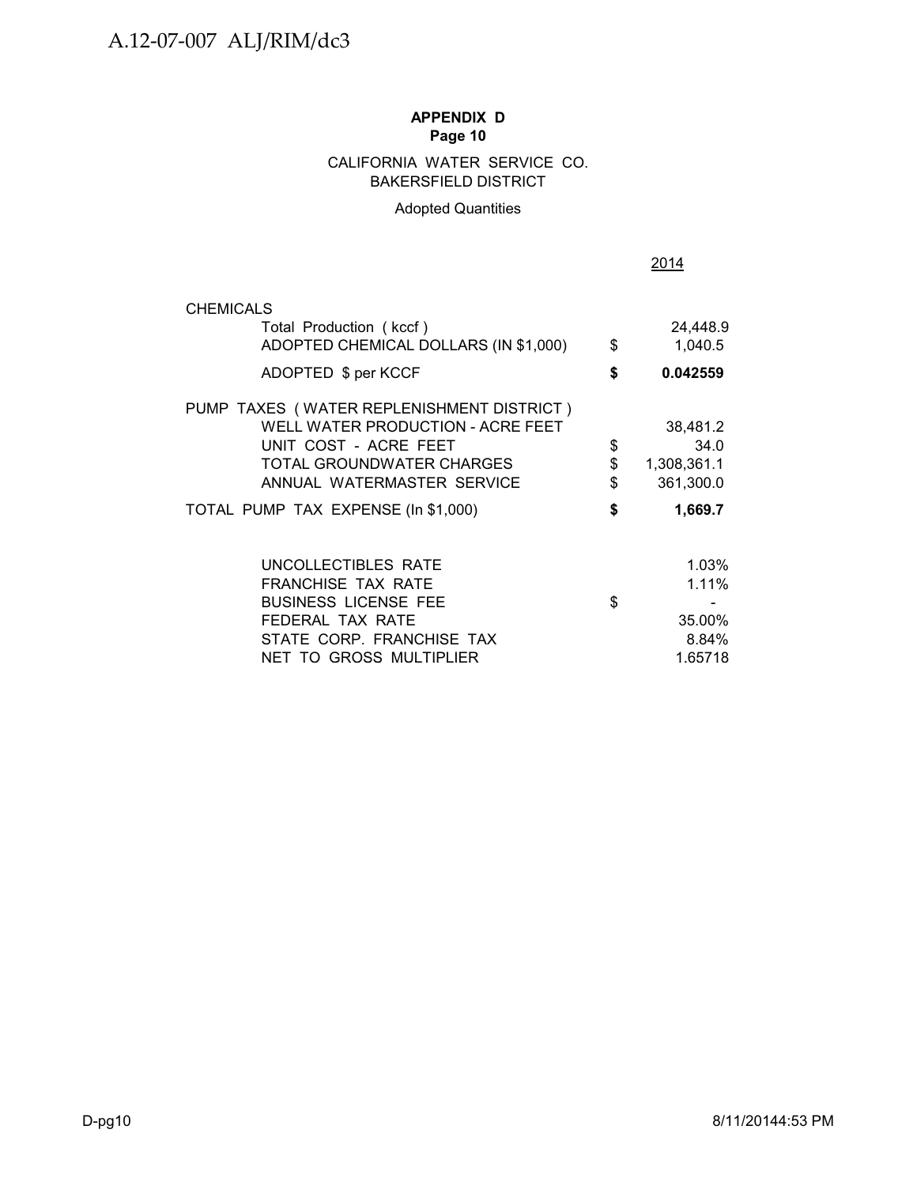**APPENDIX D**
**Page 10**

CALIFORNIA WATER SERVICE CO.
BAKERSFIELD DISTRICT

Adopted Quantities

| | | 2014 |
|---|---|---|
| CHEMICALS | | |
| Total Production ( kccf ) | | 24,448.9 |
| ADOPTED CHEMICAL DOLLARS (IN $1,000) | $ | 1,040.5 |
| ADOPTED $ per KCCF | **$** | **0.042559** |
| PUMP TAXES ( WATER REPLENISHMENT DISTRICT ) | | |
| WELL WATER PRODUCTION - ACRE FEET | | 38,481.2 |
| UNIT COST - ACRE FEET | $ | 34.0 |
| TOTAL GROUNDWATER CHARGES | $ | 1,308,361.1 |
| ANNUAL WATERMASTER SERVICE | $ | 361,300.0 |
| TOTAL PUMP TAX EXPENSE (In $1,000) | **$** | **1,669.7** |
| | | |
| UNCOLLECTIBLES RATE | | 1.03% |
| FRANCHISE TAX RATE | | 1.11% |
| BUSINESS LICENSE FEE | $ | - |
| FEDERAL TAX RATE | | 35.00% |
| STATE CORP. FRANCHISE TAX | | 8.84% |
| NET TO GROSS MULTIPLIER | | 1.65718 |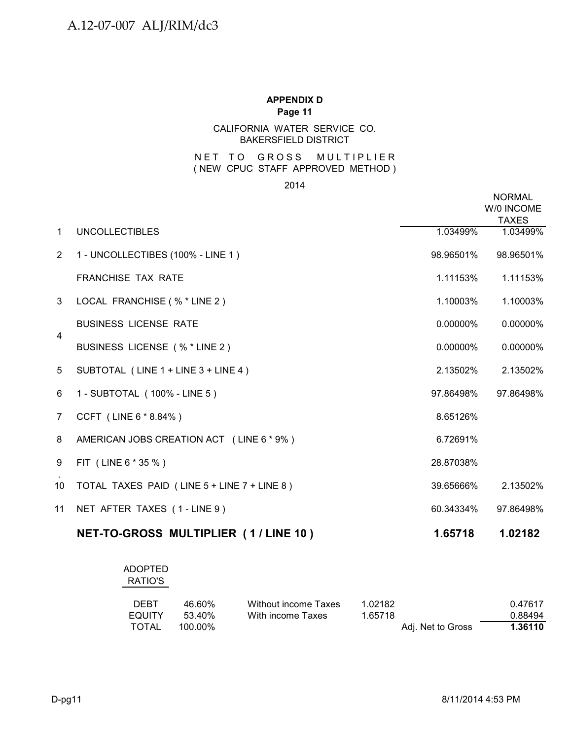**APPENDIX D**
**Page 11**

CALIFORNIA WATER SERVICE CO.
BAKERSFIELD DISTRICT

NET TO GROSS MULTIPLIER
( NEW CPUC STAFF APPROVED METHOD )

2014

| | | | NORMAL W/0 INCOME TAXES |
|---|---|---|---|
| 1 | UNCOLLECTIBLES | 1.03499% | 1.03499% |
| 2 | 1 - UNCOLLECTIBES (100% - LINE 1 ) | 98.96501% | 98.96501% |
| | FRANCHISE TAX RATE | 1.11153% | 1.11153% |
| 3 | LOCAL FRANCHISE ( % * LINE 2 ) | 1.10003% | 1.10003% |
| 4 | BUSINESS LICENSE RATE | 0.00000% | 0.00000% |
| | BUSINESS LICENSE ( % * LINE 2 ) | 0.00000% | 0.00000% |
| 5 | SUBTOTAL ( LINE 1 + LINE 3 + LINE 4 ) | 2.13502% | 2.13502% |
| 6 | 1 - SUBTOTAL ( 100% - LINE 5 ) | 97.86498% | 97.86498% |
| 7 | CCFT ( LINE 6 * 8.84% ) | 8.65126% | |
| 8 | AMERICAN JOBS CREATION ACT ( LINE 6 * 9% ) | 6.72691% | |
| 9 | FIT ( LINE 6 * 35 % ) | 28.87038% | |
| 10 | TOTAL TAXES PAID ( LINE 5 + LINE 7 + LINE 8 ) | 39.65666% | 2.13502% |
| 11 | NET AFTER TAXES ( 1 - LINE 9 ) | 60.34334% | 97.86498% |
| | **NET-TO-GROSS MULTIPLIER ( 1 / LINE 10 )** | **1.65718** | **1.02182** |

ADOPTED RATIO'S

| | | | | | |
|---|---|---|---|---|---|
| DEBT | 46.60% | Without income Taxes | 1.02182 | | 0.47617 |
| EQUITY | 53.40% | With income Taxes | 1.65718 | | 0.88494 |
| TOTAL | 100.00% | | | Adj. Net to Gross | **1.36110** |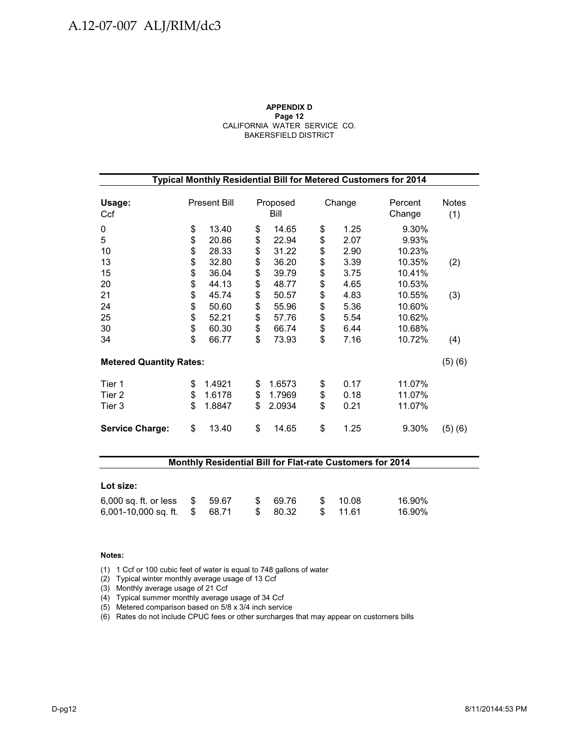**APPENDIX D**
**Page 12**
CALIFORNIA WATER SERVICE CO.
BAKERSFIELD DISTRICT

**Typical Monthly Residential Bill for Metered Customers for 2014**

| Usage: Ccf | Present Bill | Proposed Bill | Change | Percent Change | Notes (1) |
|---|---|---|---|---|---|
| 0 | $ 13.40 | $ 14.65 | $ 1.25 | 9.30% | |
| 5 | $ 20.86 | $ 22.94 | $ 2.07 | 9.93% | |
| 10 | $ 28.33 | $ 31.22 | $ 2.90 | 10.23% | |
| 13 | $ 32.80 | $ 36.20 | $ 3.39 | 10.35% | (2) |
| 15 | $ 36.04 | $ 39.79 | $ 3.75 | 10.41% | |
| 20 | $ 44.13 | $ 48.77 | $ 4.65 | 10.53% | |
| 21 | $ 45.74 | $ 50.57 | $ 4.83 | 10.55% | (3) |
| 24 | $ 50.60 | $ 55.96 | $ 5.36 | 10.60% | |
| 25 | $ 52.21 | $ 57.76 | $ 5.54 | 10.62% | |
| 30 | $ 60.30 | $ 66.74 | $ 6.44 | 10.68% | |
| 34 | $ 66.77 | $ 73.93 | $ 7.16 | 10.72% | (4) |
| **Metered Quantity Rates:** | | | | | (5) (6) |
| Tier 1 | $ 1.4921 | $ 1.6573 | $ 0.17 | 11.07% | |
| Tier 2 | $ 1.6178 | $ 1.7969 | $ 0.18 | 11.07% | |
| Tier 3 | $ 1.8847 | $ 2.0934 | $ 0.21 | 11.07% | |
| **Service Charge:** | $ 13.40 | $ 14.65 | $ 1.25 | 9.30% | (5) (6) |

**Monthly Residential Bill for Flat-rate Customers for 2014**

| Lot size: | | | | |
|---|---|---|---|---|
| 6,000 sq. ft. or less | $ 59.67 | $ 69.76 | $ 10.08 | 16.90% |
| 6,001-10,000 sq. ft. | $ 68.71 | $ 80.32 | $ 11.61 | 16.90% |

**Notes:**

(1) 1 Ccf or 100 cubic feet of water is equal to 748 gallons of water
(2) Typical winter monthly average usage of 13 Ccf
(3) Monthly average usage of 21 Ccf
(4) Typical summer monthly average usage of 34 Ccf
(5) Metered comparison based on 5/8 x 3/4 inch service
(6) Rates do not include CPUC fees or other surcharges that may appear on customers bills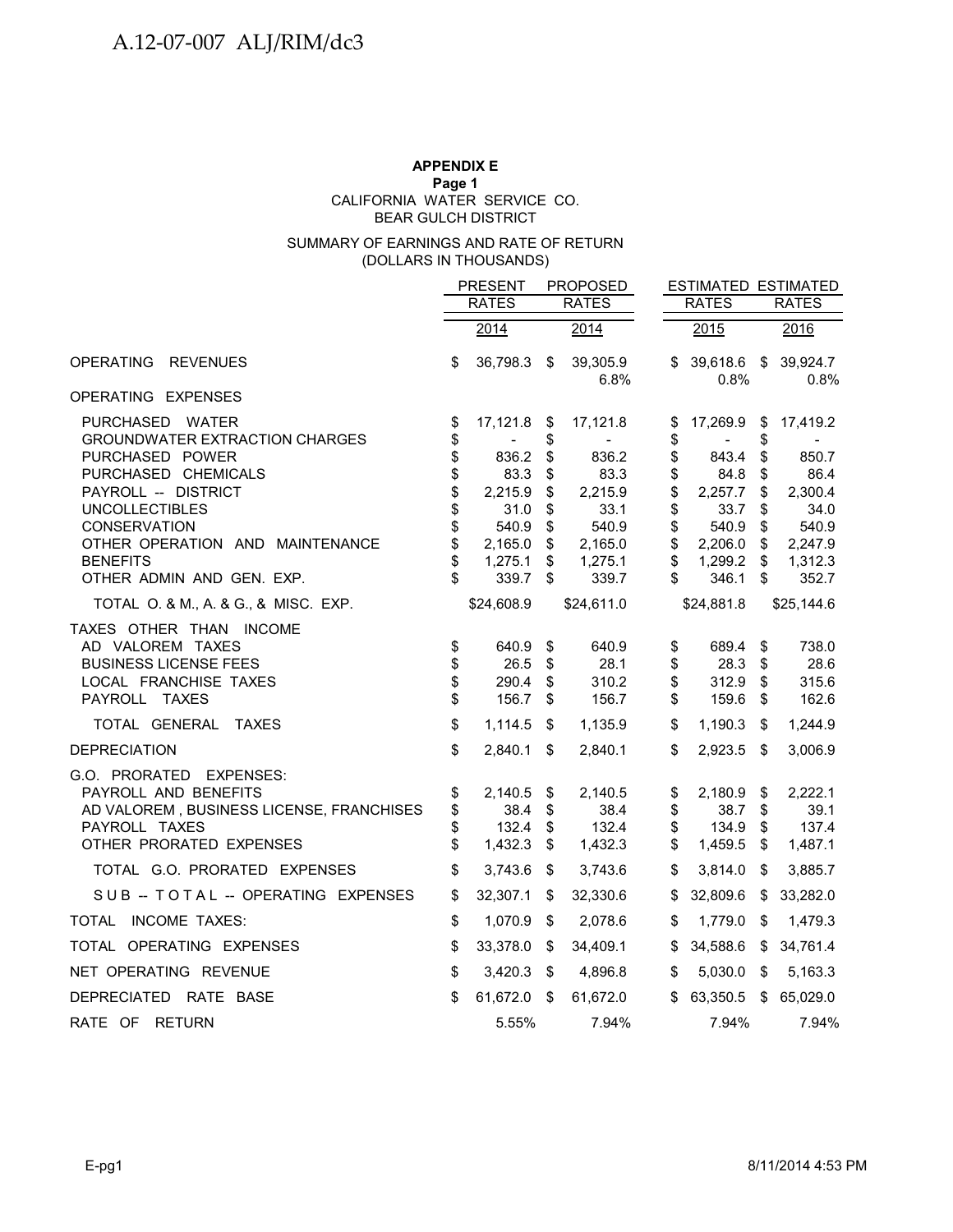**APPENDIX E**
**Page 1**
CALIFORNIA WATER SERVICE CO.
BEAR GULCH DISTRICT

SUMMARY OF EARNINGS AND RATE OF RETURN
(DOLLARS IN THOUSANDS)

| | PRESENT RATES | PROPOSED RATES | ESTIMATED RATES | ESTIMATED RATES |
|---|---|---|---|---|
| | 2014 | 2014 | 2015 | 2016 |
| OPERATING REVENUES | $ 36,798.3 | $ 39,305.9 | $ 39,618.6 | $ 39,924.7 |
| | | 6.8% | 0.8% | 0.8% |
| OPERATING EXPENSES | | | | |
| PURCHASED WATER | $ 17,121.8 | $ 17,121.8 | $ 17,269.9 | $ 17,419.2 |
| GROUNDWATER EXTRACTION CHARGES | $ - | $ - | $ - | $ - |
| PURCHASED POWER | $ 836.2 | $ 836.2 | $ 843.4 | $ 850.7 |
| PURCHASED CHEMICALS | $ 83.3 | $ 83.3 | $ 84.8 | $ 86.4 |
| PAYROLL -- DISTRICT | $ 2,215.9 | $ 2,215.9 | $ 2,257.7 | $ 2,300.4 |
| UNCOLLECTIBLES | $ 31.0 | $ 33.1 | $ 33.7 | $ 34.0 |
| CONSERVATION | $ 540.9 | $ 540.9 | $ 540.9 | $ 540.9 |
| OTHER OPERATION AND MAINTENANCE | $ 2,165.0 | $ 2,165.0 | $ 2,206.0 | $ 2,247.9 |
| BENEFITS | $ 1,275.1 | $ 1,275.1 | $ 1,299.2 | $ 1,312.3 |
| OTHER ADMIN AND GEN. EXP. | $ 339.7 | $ 339.7 | $ 346.1 | $ 352.7 |
| TOTAL O. & M., A. & G., & MISC. EXP. | $24,608.9 | $24,611.0 | $24,881.8 | $25,144.6 |
| TAXES OTHER THAN INCOME | | | | |
| AD VALOREM TAXES | $ 640.9 | $ 640.9 | $ 689.4 | $ 738.0 |
| BUSINESS LICENSE FEES | $ 26.5 | $ 28.1 | $ 28.3 | $ 28.6 |
| LOCAL FRANCHISE TAXES | $ 290.4 | $ 310.2 | $ 312.9 | $ 315.6 |
| PAYROLL TAXES | $ 156.7 | $ 156.7 | $ 159.6 | $ 162.6 |
| TOTAL GENERAL TAXES | $ 1,114.5 | $ 1,135.9 | $ 1,190.3 | $ 1,244.9 |
| DEPRECIATION | $ 2,840.1 | $ 2,840.1 | $ 2,923.5 | $ 3,006.9 |
| G.O. PRORATED EXPENSES: | | | | |
| PAYROLL AND BENEFITS | $ 2,140.5 | $ 2,140.5 | $ 2,180.9 | $ 2,222.1 |
| AD VALOREM , BUSINESS LICENSE, FRANCHISES | $ 38.4 | $ 38.4 | $ 38.7 | $ 39.1 |
| PAYROLL TAXES | $ 132.4 | $ 132.4 | $ 134.9 | $ 137.4 |
| OTHER PRORATED EXPENSES | $ 1,432.3 | $ 1,432.3 | $ 1,459.5 | $ 1,487.1 |
| TOTAL G.O. PRORATED EXPENSES | $ 3,743.6 | $ 3,743.6 | $ 3,814.0 | $ 3,885.7 |
| SUB -- TOTAL -- OPERATING EXPENSES | $ 32,307.1 | $ 32,330.6 | $ 32,809.6 | $ 33,282.0 |
| TOTAL INCOME TAXES: | $ 1,070.9 | $ 2,078.6 | $ 1,779.0 | $ 1,479.3 |
| TOTAL OPERATING EXPENSES | $ 33,378.0 | $ 34,409.1 | $ 34,588.6 | $ 34,761.4 |
| NET OPERATING REVENUE | $ 3,420.3 | $ 4,896.8 | $ 5,030.0 | $ 5,163.3 |
| DEPRECIATED RATE BASE | $ 61,672.0 | $ 61,672.0 | $ 63,350.5 | $ 65,029.0 |
| RATE OF RETURN | 5.55% | 7.94% | 7.94% | 7.94% |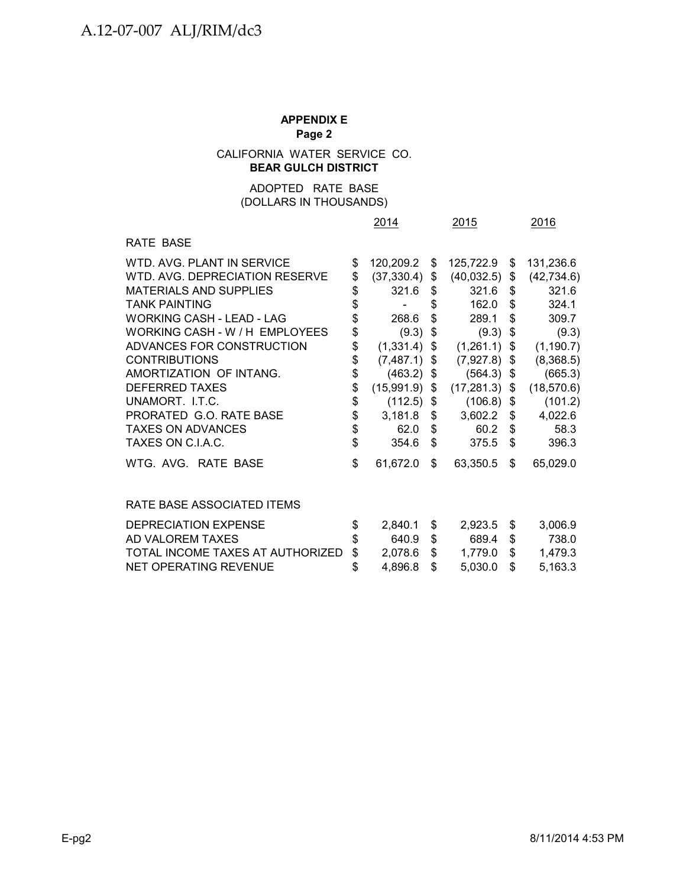**APPENDIX E**
**Page 2**

CALIFORNIA WATER SERVICE CO.
**BEAR GULCH DISTRICT**

ADOPTED RATE BASE
(DOLLARS IN THOUSANDS)

| | 2014 | 2015 | 2016 |
|---|---|---|---|
| RATE BASE | | | |
| WTD. AVG. PLANT IN SERVICE | $ 120,209.2 | $ 125,722.9 | $ 131,236.6 |
| WTD. AVG. DEPRECIATION RESERVE | $ (37,330.4) | $ (40,032.5) | $ (42,734.6) |
| MATERIALS AND SUPPLIES | $ 321.6 | $ 321.6 | $ 321.6 |
| TANK PAINTING | $ - | $ 162.0 | $ 324.1 |
| WORKING CASH - LEAD - LAG | $ 268.6 | $ 289.1 | $ 309.7 |
| WORKING CASH - W / H EMPLOYEES | $ (9.3) | $ (9.3) | $ (9.3) |
| ADVANCES FOR CONSTRUCTION | $ (1,331.4) | $ (1,261.1) | $ (1,190.7) |
| CONTRIBUTIONS | $ (7,487.1) | $ (7,927.8) | $ (8,368.5) |
| AMORTIZATION OF INTANG. | $ (463.2) | $ (564.3) | $ (665.3) |
| DEFERRED TAXES | $ (15,991.9) | $ (17,281.3) | $ (18,570.6) |
| UNAMORT. I.T.C. | $ (112.5) | $ (106.8) | $ (101.2) |
| PRORATED G.O. RATE BASE | $ 3,181.8 | $ 3,602.2 | $ 4,022.6 |
| TAXES ON ADVANCES | $ 62.0 | $ 60.2 | $ 58.3 |
| TAXES ON C.I.A.C. | $ 354.6 | $ 375.5 | $ 396.3 |
| WTG. AVG. RATE BASE | $ 61,672.0 | $ 63,350.5 | $ 65,029.0 |
| | | | |
| RATE BASE ASSOCIATED ITEMS | | | |
| DEPRECIATION EXPENSE | $ 2,840.1 | $ 2,923.5 | $ 3,006.9 |
| AD VALOREM TAXES | $ 640.9 | $ 689.4 | $ 738.0 |
| TOTAL INCOME TAXES AT AUTHORIZED | $ 2,078.6 | $ 1,779.0 | $ 1,479.3 |
| NET OPERATING REVENUE | $ 4,896.8 | $ 5,030.0 | $ 5,163.3 |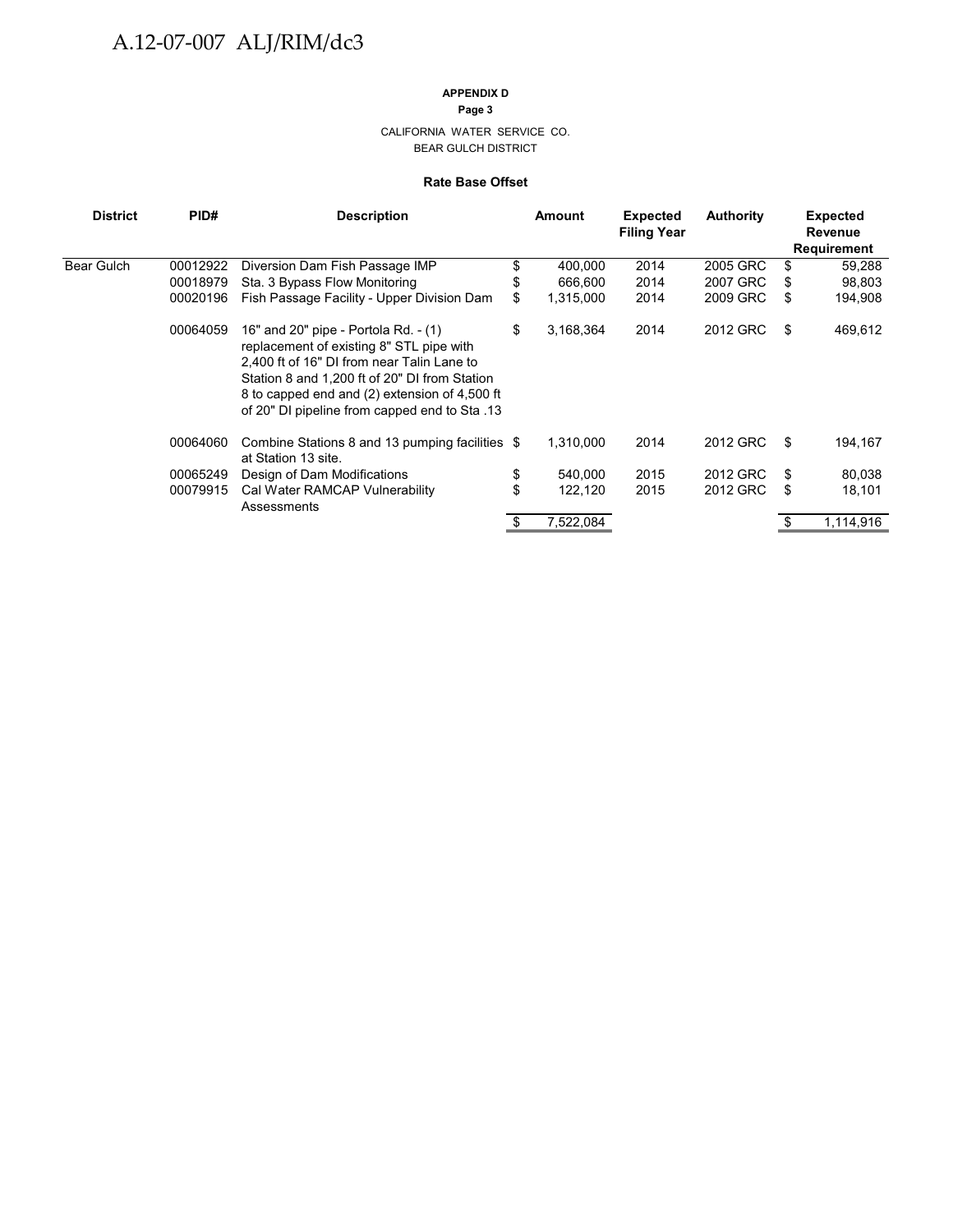**APPENDIX D**

**Page 3**

CALIFORNIA WATER SERVICE CO.
BEAR GULCH DISTRICT

**Rate Base Offset**

| District | PID# | Description | Amount | Expected Filing Year | Authority | Expected Revenue Requirement |
|---|---|---|---|---|---|---|
| Bear Gulch | 00012922 | Diversion Dam Fish Passage IMP | $ 400,000 | 2014 | 2005 GRC | $ 59,288 |
| | 00018979 | Sta. 3 Bypass Flow Monitoring | $ 666,600 | 2014 | 2007 GRC | $ 98,803 |
| | 00020196 | Fish Passage Facility - Upper Division Dam | $ 1,315,000 | 2014 | 2009 GRC | $ 194,908 |
| | 00064059 | 16" and 20" pipe - Portola Rd. - (1) replacement of existing 8" STL pipe with 2,400 ft of 16" DI from near Talin Lane to Station 8 and 1,200 ft of 20" DI from Station 8 to capped end and (2) extension of 4,500 ft of 20" DI pipeline from capped end to Sta .13 | $ 3,168,364 | 2014 | 2012 GRC | $ 469,612 |
| | 00064060 | Combine Stations 8 and 13 pumping facilities at Station 13 site. | $ 1,310,000 | 2014 | 2012 GRC | $ 194,167 |
| | 00065249 | Design of Dam Modifications | $ 540,000 | 2015 | 2012 GRC | $ 80,038 |
| | 00079915 | Cal Water RAMCAP Vulnerability Assessments | $ 122,120 | 2015 | 2012 GRC | $ 18,101 |
| | | | $ 7,522,084 | | | $ 1,114,916 |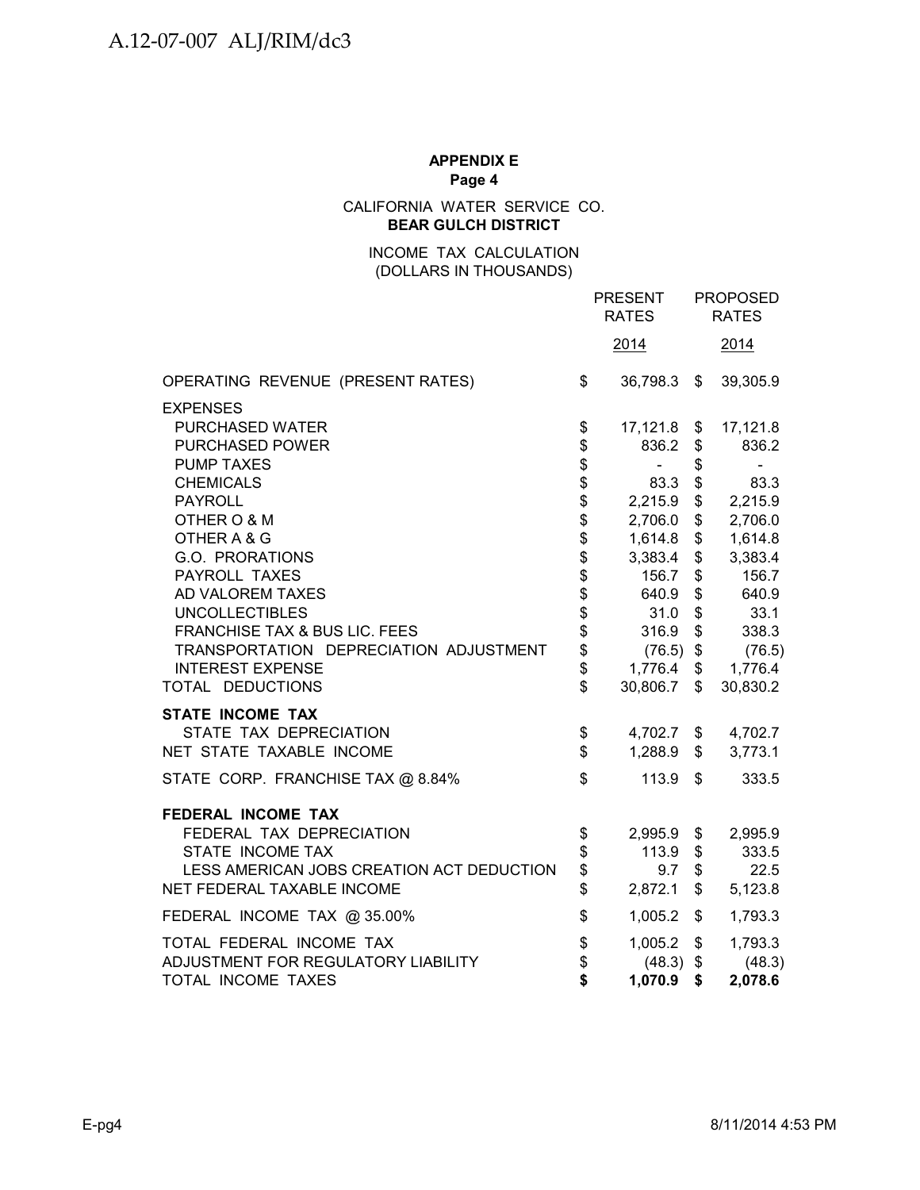A.12-07-007 ALJ/RIM/dc3

**APPENDIX E**
**Page 4**

CALIFORNIA WATER SERVICE CO.
**BEAR GULCH DISTRICT**

INCOME TAX CALCULATION
(DOLLARS IN THOUSANDS)

| | PRESENT RATES 2014 | PROPOSED RATES 2014 |
|---|---|---|
| OPERATING REVENUE (PRESENT RATES) | $ 36,798.3 | $ 39,305.9 |
| EXPENSES | | |
| PURCHASED WATER | $ 17,121.8 | $ 17,121.8 |
| PURCHASED POWER | $ 836.2 | $ 836.2 |
| PUMP TAXES | $ - | $ - |
| CHEMICALS | $ 83.3 | $ 83.3 |
| PAYROLL | $ 2,215.9 | $ 2,215.9 |
| OTHER O & M | $ 2,706.0 | $ 2,706.0 |
| OTHER A & G | $ 1,614.8 | $ 1,614.8 |
| G.O. PRORATIONS | $ 3,383.4 | $ 3,383.4 |
| PAYROLL TAXES | $ 156.7 | $ 156.7 |
| AD VALOREM TAXES | $ 640.9 | $ 640.9 |
| UNCOLLECTIBLES | $ 31.0 | $ 33.1 |
| FRANCHISE TAX & BUS LIC. FEES | $ 316.9 | $ 338.3 |
| TRANSPORTATION DEPRECIATION ADJUSTMENT | $ (76.5) | $ (76.5) |
| INTEREST EXPENSE | $ 1,776.4 | $ 1,776.4 |
| TOTAL DEDUCTIONS | $ 30,806.7 | $ 30,830.2 |
| **STATE INCOME TAX** | | |
| STATE TAX DEPRECIATION | $ 4,702.7 | $ 4,702.7 |
| NET STATE TAXABLE INCOME | $ 1,288.9 | $ 3,773.1 |
| STATE CORP. FRANCHISE TAX @ 8.84% | $ 113.9 | $ 333.5 |
| **FEDERAL INCOME TAX** | | |
| FEDERAL TAX DEPRECIATION | $ 2,995.9 | $ 2,995.9 |
| STATE INCOME TAX | $ 113.9 | $ 333.5 |
| LESS AMERICAN JOBS CREATION ACT DEDUCTION | $ 9.7 | $ 22.5 |
| NET FEDERAL TAXABLE INCOME | $ 2,872.1 | $ 5,123.8 |
| FEDERAL INCOME TAX @ 35.00% | $ 1,005.2 | $ 1,793.3 |
| TOTAL FEDERAL INCOME TAX | $ 1,005.2 | $ 1,793.3 |
| ADJUSTMENT FOR REGULATORY LIABILITY | $ (48.3) | $ (48.3) |
| TOTAL INCOME TAXES | **$ 1,070.9** | **$ 2,078.6** |

E-pg4 8/11/2014 4:53 PM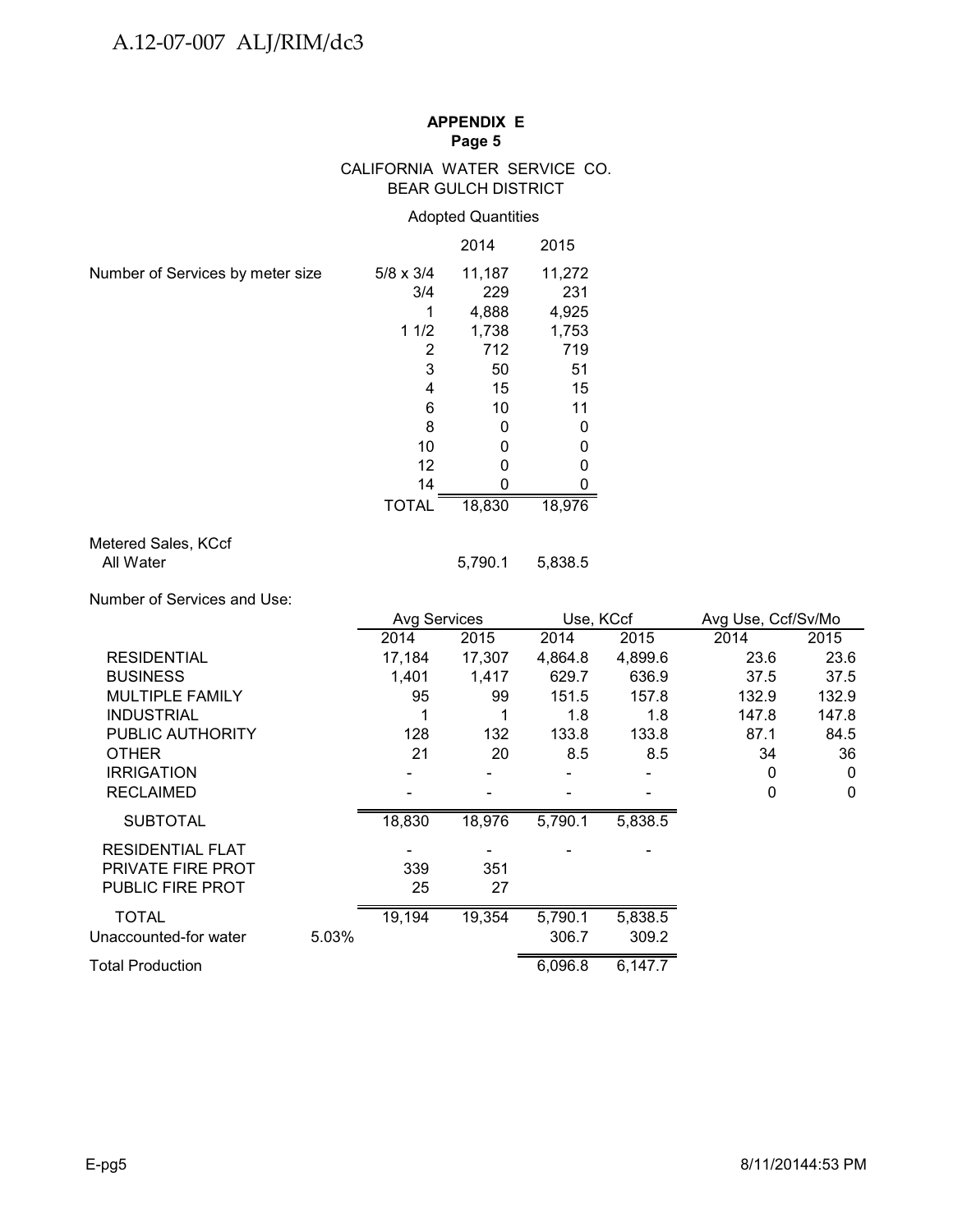**APPENDIX E**
**Page 5**

CALIFORNIA WATER SERVICE CO.
BEAR GULCH DISTRICT

Adopted Quantities

| | | 2014 | 2015 |
|---|---|---|---|
| Number of Services by meter size | 5/8 x 3/4 | 11,187 | 11,272 |
| | 3/4 | 229 | 231 |
| | 1 | 4,888 | 4,925 |
| | 1 1/2 | 1,738 | 1,753 |
| | 2 | 712 | 719 |
| | 3 | 50 | 51 |
| | 4 | 15 | 15 |
| | 6 | 10 | 11 |
| | 8 | 0 | 0 |
| | 10 | 0 | 0 |
| | 12 | 0 | 0 |
| | 14 | 0 | 0 |
| | TOTAL | 18,830 | 18,976 |

Metered Sales, KCcf

| | 2014 | 2015 |
|---|---|---|
| All Water | 5,790.1 | 5,838.5 |

Number of Services and Use:

| | | Avg Services | | Use, KCcf | | Avg Use, Ccf/Sv/Mo | |
|---|---|---|---|---|---|---|---|
| | | 2014 | 2015 | 2014 | 2015 | 2014 | 2015 |
| RESIDENTIAL | | 17,184 | 17,307 | 4,864.8 | 4,899.6 | 23.6 | 23.6 |
| BUSINESS | | 1,401 | 1,417 | 629.7 | 636.9 | 37.5 | 37.5 |
| MULTIPLE FAMILY | | 95 | 99 | 151.5 | 157.8 | 132.9 | 132.9 |
| INDUSTRIAL | | 1 | 1 | 1.8 | 1.8 | 147.8 | 147.8 |
| PUBLIC AUTHORITY | | 128 | 132 | 133.8 | 133.8 | 87.1 | 84.5 |
| OTHER | | 21 | 20 | 8.5 | 8.5 | 34 | 36 |
| IRRIGATION | | - | - | - | - | 0 | 0 |
| RECLAIMED | | - | - | - | - | 0 | 0 |
| SUBTOTAL | | 18,830 | 18,976 | 5,790.1 | 5,838.5 | | |
| RESIDENTIAL FLAT | | - | - | - | - | | |
| PRIVATE FIRE PROT | | 339 | 351 | | | | |
| PUBLIC FIRE PROT | | 25 | 27 | | | | |
| TOTAL | | 19,194 | 19,354 | 5,790.1 | 5,838.5 | | |
| Unaccounted-for water | 5.03% | | | 306.7 | 309.2 | | |
| Total Production | | | | 6,096.8 | 6,147.7 | | |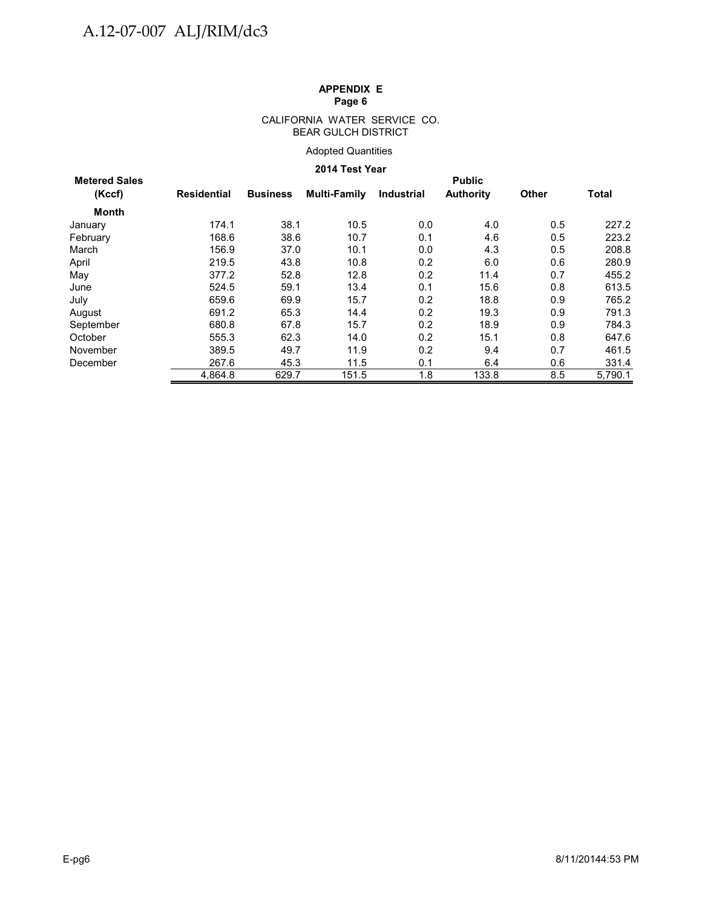**APPENDIX E**
**Page 6**

CALIFORNIA WATER SERVICE CO.
BEAR GULCH DISTRICT

Adopted Quantities

**2014 Test Year**

| Metered Sales (Kccf) | Residential | Business | Multi-Family | Industrial | Public Authority | Other | Total |
|---|---|---|---|---|---|---|---|
| **Month** | | | | | | | |
| January | 174.1 | 38.1 | 10.5 | 0.0 | 4.0 | 0.5 | 227.2 |
| February | 168.6 | 38.6 | 10.7 | 0.1 | 4.6 | 0.5 | 223.2 |
| March | 156.9 | 37.0 | 10.1 | 0.0 | 4.3 | 0.5 | 208.8 |
| April | 219.5 | 43.8 | 10.8 | 0.2 | 6.0 | 0.6 | 280.9 |
| May | 377.2 | 52.8 | 12.8 | 0.2 | 11.4 | 0.7 | 455.2 |
| June | 524.5 | 59.1 | 13.4 | 0.1 | 15.6 | 0.8 | 613.5 |
| July | 659.6 | 69.9 | 15.7 | 0.2 | 18.8 | 0.9 | 765.2 |
| August | 691.2 | 65.3 | 14.4 | 0.2 | 19.3 | 0.9 | 791.3 |
| September | 680.8 | 67.8 | 15.7 | 0.2 | 18.9 | 0.9 | 784.3 |
| October | 555.3 | 62.3 | 14.0 | 0.2 | 15.1 | 0.8 | 647.6 |
| November | 389.5 | 49.7 | 11.9 | 0.2 | 9.4 | 0.7 | 461.5 |
| December | 267.6 | 45.3 | 11.5 | 0.1 | 6.4 | 0.6 | 331.4 |
| | 4,864.8 | 629.7 | 151.5 | 1.8 | 133.8 | 8.5 | 5,790.1 |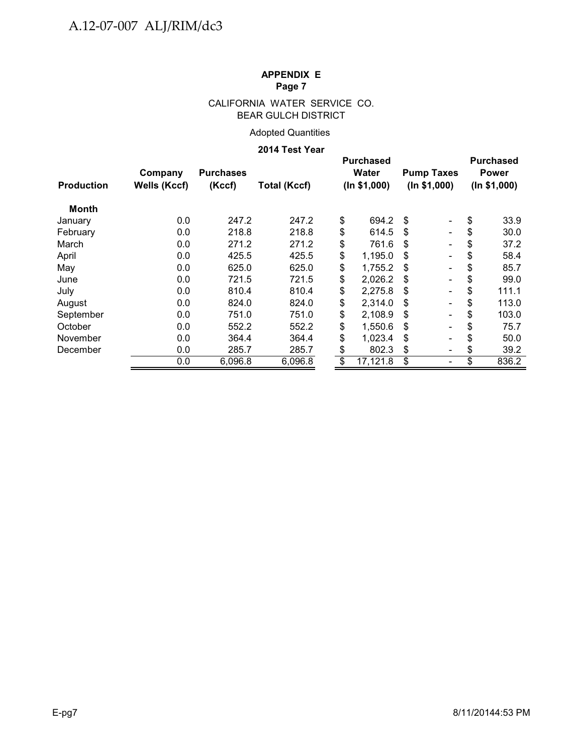A.12-07-007 ALJ/RIM/dc3

**APPENDIX E**
**Page 7**

CALIFORNIA WATER SERVICE CO.
BEAR GULCH DISTRICT

Adopted Quantities

**2014 Test Year**

| Production | Company Wells (Kccf) | Purchases (Kccf) | Total (Kccf) | Purchased Water (In $1,000) | Pump Taxes (In $1,000) | Purchased Power (In $1,000) |
|---|---|---|---|---|---|---|
| **Month** | | | | | | |
| January | 0.0 | 247.2 | 247.2 | $ 694.2 | $ - | $ 33.9 |
| February | 0.0 | 218.8 | 218.8 | $ 614.5 | $ - | $ 30.0 |
| March | 0.0 | 271.2 | 271.2 | $ 761.6 | $ - | $ 37.2 |
| April | 0.0 | 425.5 | 425.5 | $ 1,195.0 | $ - | $ 58.4 |
| May | 0.0 | 625.0 | 625.0 | $ 1,755.2 | $ - | $ 85.7 |
| June | 0.0 | 721.5 | 721.5 | $ 2,026.2 | $ - | $ 99.0 |
| July | 0.0 | 810.4 | 810.4 | $ 2,275.8 | $ - | $ 111.1 |
| August | 0.0 | 824.0 | 824.0 | $ 2,314.0 | $ - | $ 113.0 |
| September | 0.0 | 751.0 | 751.0 | $ 2,108.9 | $ - | $ 103.0 |
| October | 0.0 | 552.2 | 552.2 | $ 1,550.6 | $ - | $ 75.7 |
| November | 0.0 | 364.4 | 364.4 | $ 1,023.4 | $ - | $ 50.0 |
| December | 0.0 | 285.7 | 285.7 | $ 802.3 | $ - | $ 39.2 |
| | 0.0 | 6,096.8 | 6,096.8 | $ 17,121.8 | $ - | $ 836.2 |

E-pg7 8/11/20144:53 PM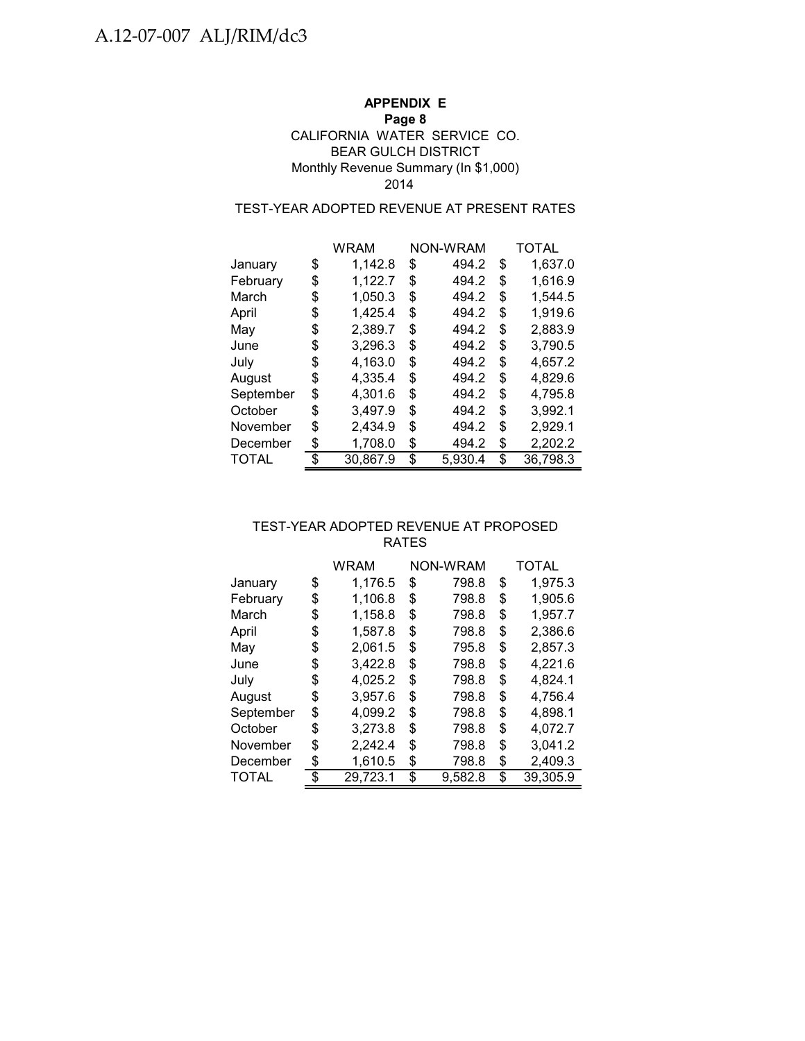**APPENDIX E**
**Page 8**

CALIFORNIA WATER SERVICE CO.
BEAR GULCH DISTRICT
Monthly Revenue Summary (In $1,000)
2014

TEST-YEAR ADOPTED REVENUE AT PRESENT RATES

| | WRAM | NON-WRAM | TOTAL |
|---|---|---|---|
| January | $ 1,142.8 | $ 494.2 | $ 1,637.0 |
| February | $ 1,122.7 | $ 494.2 | $ 1,616.9 |
| March | $ 1,050.3 | $ 494.2 | $ 1,544.5 |
| April | $ 1,425.4 | $ 494.2 | $ 1,919.6 |
| May | $ 2,389.7 | $ 494.2 | $ 2,883.9 |
| June | $ 3,296.3 | $ 494.2 | $ 3,790.5 |
| July | $ 4,163.0 | $ 494.2 | $ 4,657.2 |
| August | $ 4,335.4 | $ 494.2 | $ 4,829.6 |
| September | $ 4,301.6 | $ 494.2 | $ 4,795.8 |
| October | $ 3,497.9 | $ 494.2 | $ 3,992.1 |
| November | $ 2,434.9 | $ 494.2 | $ 2,929.1 |
| December | $ 1,708.0 | $ 494.2 | $ 2,202.2 |
| TOTAL | $ 30,867.9 | $ 5,930.4 | $ 36,798.3 |

TEST-YEAR ADOPTED REVENUE AT PROPOSED RATES

| | WRAM | NON-WRAM | TOTAL |
|---|---|---|---|
| January | $ 1,176.5 | $ 798.8 | $ 1,975.3 |
| February | $ 1,106.8 | $ 798.8 | $ 1,905.6 |
| March | $ 1,158.8 | $ 798.8 | $ 1,957.7 |
| April | $ 1,587.8 | $ 798.8 | $ 2,386.6 |
| May | $ 2,061.5 | $ 795.8 | $ 2,857.3 |
| June | $ 3,422.8 | $ 798.8 | $ 4,221.6 |
| July | $ 4,025.2 | $ 798.8 | $ 4,824.1 |
| August | $ 3,957.6 | $ 798.8 | $ 4,756.4 |
| September | $ 4,099.2 | $ 798.8 | $ 4,898.1 |
| October | $ 3,273.8 | $ 798.8 | $ 4,072.7 |
| November | $ 2,242.4 | $ 798.8 | $ 3,041.2 |
| December | $ 1,610.5 | $ 798.8 | $ 2,409.3 |
| TOTAL | $ 29,723.1 | $ 9,582.8 | $ 39,305.9 |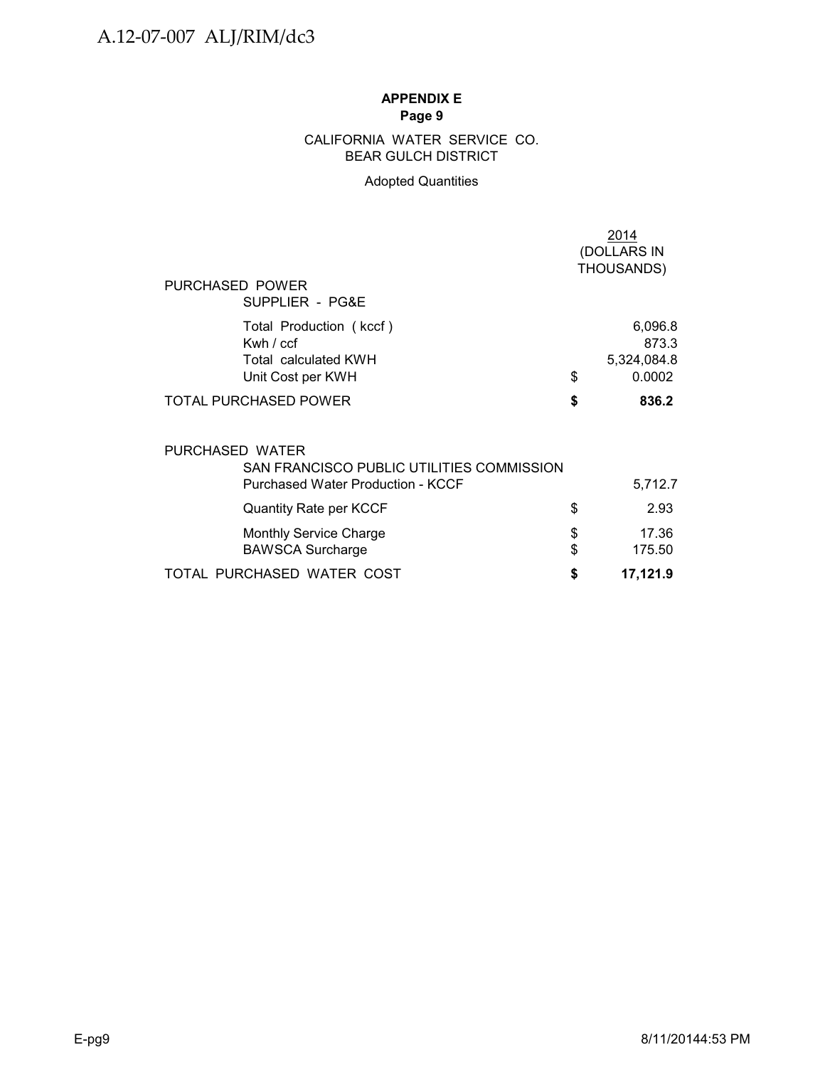**APPENDIX E**
**Page 9**

CALIFORNIA WATER SERVICE CO.
BEAR GULCH DISTRICT

Adopted Quantities

| | | 2014 (DOLLARS IN THOUSANDS) |
|---|---|---|
| PURCHASED POWER | | |
| SUPPLIER - PG&E | | |
| Total Production ( kccf ) | | 6,096.8 |
| Kwh / ccf | | 873.3 |
| Total calculated KWH | | 5,324,084.8 |
| Unit Cost per KWH | $ | 0.0002 |
| **TOTAL PURCHASED POWER** | **$** | **836.2** |
| | | |
| PURCHASED WATER | | |
| SAN FRANCISCO PUBLIC UTILITIES COMMISSION | | |
| Purchased Water Production - KCCF | | 5,712.7 |
| Quantity Rate per KCCF | $ | 2.93 |
| Monthly Service Charge | $ | 17.36 |
| BAWSCA Surcharge | $ | 175.50 |
| **TOTAL PURCHASED WATER COST** | **$** | **17,121.9** |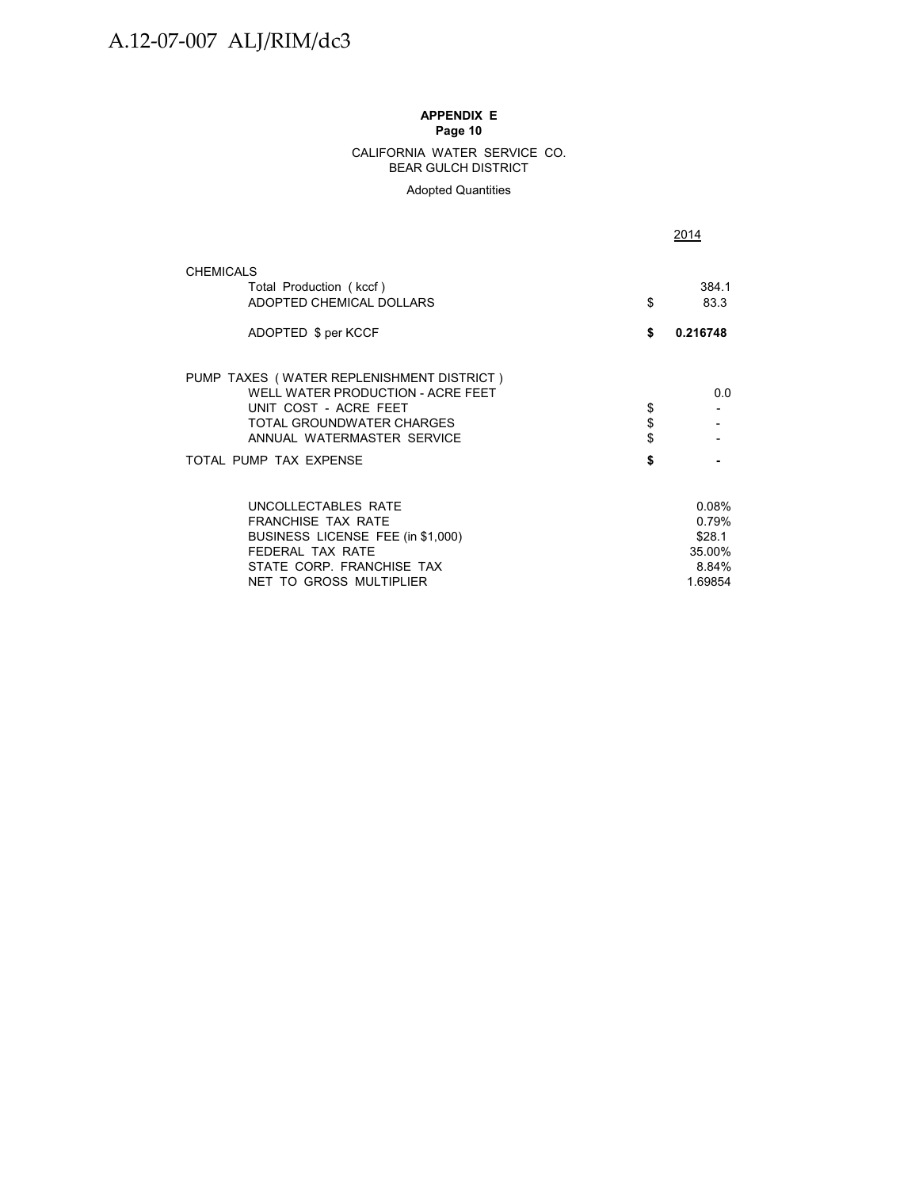**APPENDIX E**
**Page 10**

CALIFORNIA WATER SERVICE CO.
BEAR GULCH DISTRICT

Adopted Quantities

| | | 2014 |
|---|---|---|
| CHEMICALS | | |
| Total Production ( kccf ) | | 384.1 |
| ADOPTED CHEMICAL DOLLARS | $ | 83.3 |
| ADOPTED $ per KCCF | **$** | **0.216748** |
| PUMP TAXES ( WATER REPLENISHMENT DISTRICT ) | | |
| WELL WATER PRODUCTION - ACRE FEET | | 0.0 |
| UNIT COST - ACRE FEET | $ | - |
| TOTAL GROUNDWATER CHARGES | $ | - |
| ANNUAL WATERMASTER SERVICE | $ | - |
| TOTAL PUMP TAX EXPENSE | **$** | **-** |
| UNCOLLECTABLES RATE | | 0.08% |
| FRANCHISE TAX RATE | | 0.79% |
| BUSINESS LICENSE FEE (in $1,000) | | $28.1 |
| FEDERAL TAX RATE | | 35.00% |
| STATE CORP. FRANCHISE TAX | | 8.84% |
| NET TO GROSS MULTIPLIER | | 1.69854 |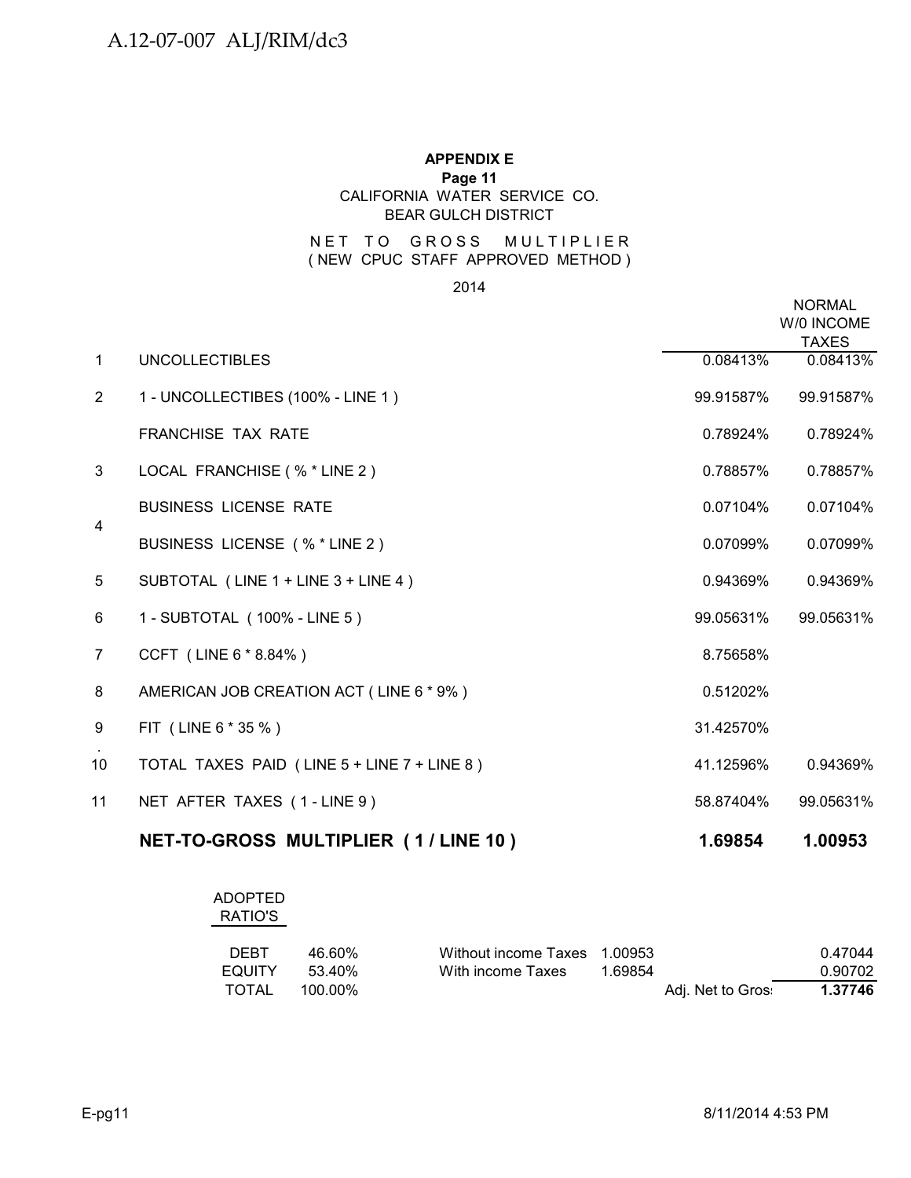**APPENDIX E**
**Page 11**
CALIFORNIA WATER SERVICE CO.
BEAR GULCH DISTRICT

NET TO GROSS MULTIPLIER
( NEW CPUC STAFF APPROVED METHOD )

2014

| | | | NORMAL W/0 INCOME TAXES |
|---|---|---|---|
| 1 | UNCOLLECTIBLES | 0.08413% | 0.08413% |
| 2 | 1 - UNCOLLECTIBES (100% - LINE 1 ) | 99.91587% | 99.91587% |
| | FRANCHISE TAX RATE | 0.78924% | 0.78924% |
| 3 | LOCAL FRANCHISE ( % * LINE 2 ) | 0.78857% | 0.78857% |
| 4 | BUSINESS LICENSE RATE | 0.07104% | 0.07104% |
| | BUSINESS LICENSE ( % * LINE 2 ) | 0.07099% | 0.07099% |
| 5 | SUBTOTAL ( LINE 1 + LINE 3 + LINE 4 ) | 0.94369% | 0.94369% |
| 6 | 1 - SUBTOTAL ( 100% - LINE 5 ) | 99.05631% | 99.05631% |
| 7 | CCFT ( LINE 6 * 8.84% ) | 8.75658% | |
| 8 | AMERICAN JOB CREATION ACT ( LINE 6 * 9% ) | 0.51202% | |
| 9 | FIT ( LINE 6 * 35 % ) | 31.42570% | |
| 10 | TOTAL TAXES PAID ( LINE 5 + LINE 7 + LINE 8 ) | 41.12596% | 0.94369% |
| 11 | NET AFTER TAXES ( 1 - LINE 9 ) | 58.87404% | 99.05631% |
| | **NET-TO-GROSS MULTIPLIER ( 1 / LINE 10 )** | **1.69854** | **1.00953** |

| ADOPTED RATIO'S | | | | | |
|---|---|---|---|---|---|
| DEBT | 46.60% | Without income Taxes | 1.00953 | | 0.47044 |
| EQUITY | 53.40% | With income Taxes | 1.69854 | | 0.90702 |
| TOTAL | 100.00% | | | Adj. Net to Gros | **1.37746** |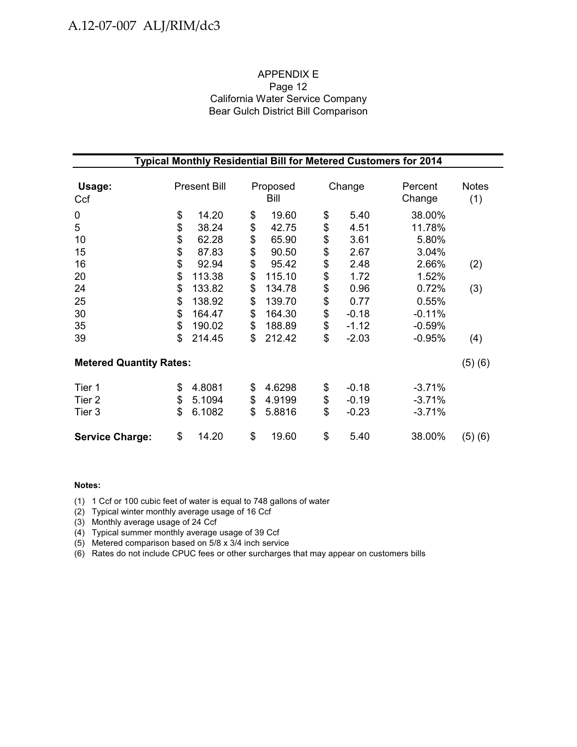APPENDIX E
Page 12
California Water Service Company
Bear Gulch District Bill Comparison

| Typical Monthly Residential Bill for Metered Customers for 2014 | | | | | |
|---|---|---|---|---|---|
| **Usage:** Ccf | Present Bill | Proposed Bill | Change | Percent Change | Notes (1) |
| 0 | $ 14.20 | $ 19.60 | $ 5.40 | 38.00% | |
| 5 | $ 38.24 | $ 42.75 | $ 4.51 | 11.78% | |
| 10 | $ 62.28 | $ 65.90 | $ 3.61 | 5.80% | |
| 15 | $ 87.83 | $ 90.50 | $ 2.67 | 3.04% | |
| 16 | $ 92.94 | $ 95.42 | $ 2.48 | 2.66% | (2) |
| 20 | $ 113.38 | $ 115.10 | $ 1.72 | 1.52% | |
| 24 | $ 133.82 | $ 134.78 | $ 0.96 | 0.72% | (3) |
| 25 | $ 138.92 | $ 139.70 | $ 0.77 | 0.55% | |
| 30 | $ 164.47 | $ 164.30 | $ -0.18 | -0.11% | |
| 35 | $ 190.02 | $ 188.89 | $ -1.12 | -0.59% | |
| 39 | $ 214.45 | $ 212.42 | $ -2.03 | -0.95% | (4) |
| **Metered Quantity Rates:** | | | | | (5) (6) |
| Tier 1 | $ 4.8081 | $ 4.6298 | $ -0.18 | -3.71% | |
| Tier 2 | $ 5.1094 | $ 4.9199 | $ -0.19 | -3.71% | |
| Tier 3 | $ 6.1082 | $ 5.8816 | $ -0.23 | -3.71% | |
| **Service Charge:** | $ 14.20 | $ 19.60 | $ 5.40 | 38.00% | (5) (6) |

**Notes:**

(1) 1 Ccf or 100 cubic feet of water is equal to 748 gallons of water
(2) Typical winter monthly average usage of 16 Ccf
(3) Monthly average usage of 24 Ccf
(4) Typical summer monthly average usage of 39 Ccf
(5) Metered comparison based on 5/8 x 3/4 inch service
(6) Rates do not include CPUC fees or other surcharges that may appear on customers bills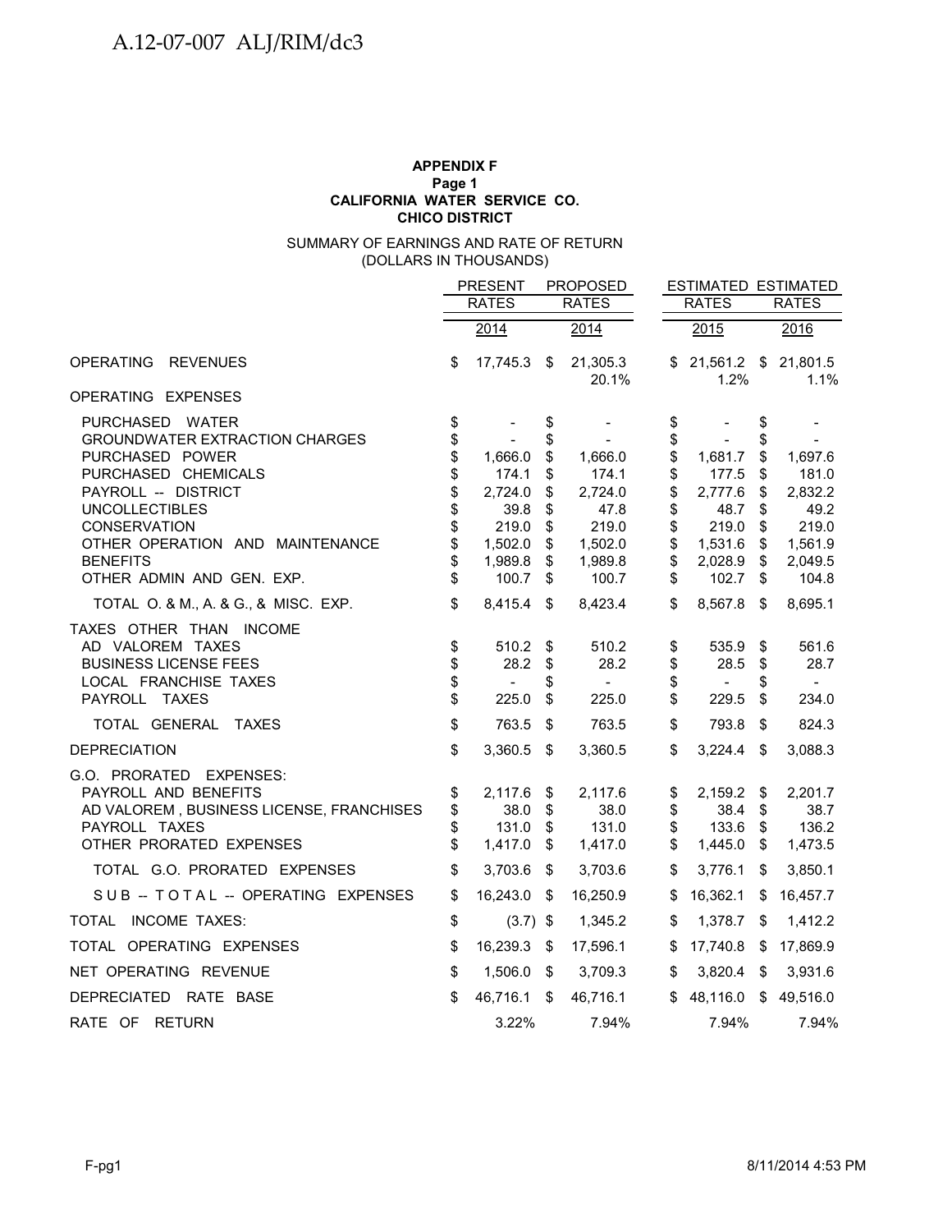**APPENDIX F**
**Page 1**
**CALIFORNIA WATER SERVICE CO.**
**CHICO DISTRICT**

SUMMARY OF EARNINGS AND RATE OF RETURN
(DOLLARS IN THOUSANDS)

| | PRESENT RATES 2014 | PROPOSED RATES 2014 | ESTIMATED RATES 2015 | ESTIMATED RATES 2016 |
|---|---|---|---|---|
| OPERATING REVENUES | $ 17,745.3 | $ 21,305.3 | $ 21,561.2 | $ 21,801.5 |
| | | 20.1% | 1.2% | 1.1% |
| OPERATING EXPENSES | | | | |
| PURCHASED WATER | $ - | $ - | $ - | $ - |
| GROUNDWATER EXTRACTION CHARGES | $ - | $ - | $ - | $ - |
| PURCHASED POWER | $ 1,666.0 | $ 1,666.0 | $ 1,681.7 | $ 1,697.6 |
| PURCHASED CHEMICALS | $ 174.1 | $ 174.1 | $ 177.5 | $ 181.0 |
| PAYROLL -- DISTRICT | $ 2,724.0 | $ 2,724.0 | $ 2,777.6 | $ 2,832.2 |
| UNCOLLECTIBLES | $ 39.8 | $ 47.8 | $ 48.7 | $ 49.2 |
| CONSERVATION | $ 219.0 | $ 219.0 | $ 219.0 | $ 219.0 |
| OTHER OPERATION AND MAINTENANCE | $ 1,502.0 | $ 1,502.0 | $ 1,531.6 | $ 1,561.9 |
| BENEFITS | $ 1,989.8 | $ 1,989.8 | $ 2,028.9 | $ 2,049.5 |
| OTHER ADMIN AND GEN. EXP. | $ 100.7 | $ 100.7 | $ 102.7 | $ 104.8 |
| TOTAL O. & M., A. & G., & MISC. EXP. | $ 8,415.4 | $ 8,423.4 | $ 8,567.8 | $ 8,695.1 |
| TAXES OTHER THAN INCOME | | | | |
| AD VALOREM TAXES | $ 510.2 | $ 510.2 | $ 535.9 | $ 561.6 |
| BUSINESS LICENSE FEES | $ 28.2 | $ 28.2 | $ 28.5 | $ 28.7 |
| LOCAL FRANCHISE TAXES | $ - | $ - | $ - | $ - |
| PAYROLL TAXES | $ 225.0 | $ 225.0 | $ 229.5 | $ 234.0 |
| TOTAL GENERAL TAXES | $ 763.5 | $ 763.5 | $ 793.8 | $ 824.3 |
| DEPRECIATION | $ 3,360.5 | $ 3,360.5 | $ 3,224.4 | $ 3,088.3 |
| G.O. PRORATED EXPENSES: | | | | |
| PAYROLL AND BENEFITS | $ 2,117.6 | $ 2,117.6 | $ 2,159.2 | $ 2,201.7 |
| AD VALOREM , BUSINESS LICENSE, FRANCHISES | $ 38.0 | $ 38.0 | $ 38.4 | $ 38.7 |
| PAYROLL TAXES | $ 131.0 | $ 131.0 | $ 133.6 | $ 136.2 |
| OTHER PRORATED EXPENSES | $ 1,417.0 | $ 1,417.0 | $ 1,445.0 | $ 1,473.5 |
| TOTAL G.O. PRORATED EXPENSES | $ 3,703.6 | $ 3,703.6 | $ 3,776.1 | $ 3,850.1 |
| SUB -- TOTAL -- OPERATING EXPENSES | $ 16,243.0 | $ 16,250.9 | $ 16,362.1 | $ 16,457.7 |
| TOTAL INCOME TAXES: | $ (3.7) | $ 1,345.2 | $ 1,378.7 | $ 1,412.2 |
| TOTAL OPERATING EXPENSES | $ 16,239.3 | $ 17,596.1 | $ 17,740.8 | $ 17,869.9 |
| NET OPERATING REVENUE | $ 1,506.0 | $ 3,709.3 | $ 3,820.4 | $ 3,931.6 |
| DEPRECIATED RATE BASE | $ 46,716.1 | $ 46,716.1 | $ 48,116.0 | $ 49,516.0 |
| RATE OF RETURN | 3.22% | 7.94% | 7.94% | 7.94% |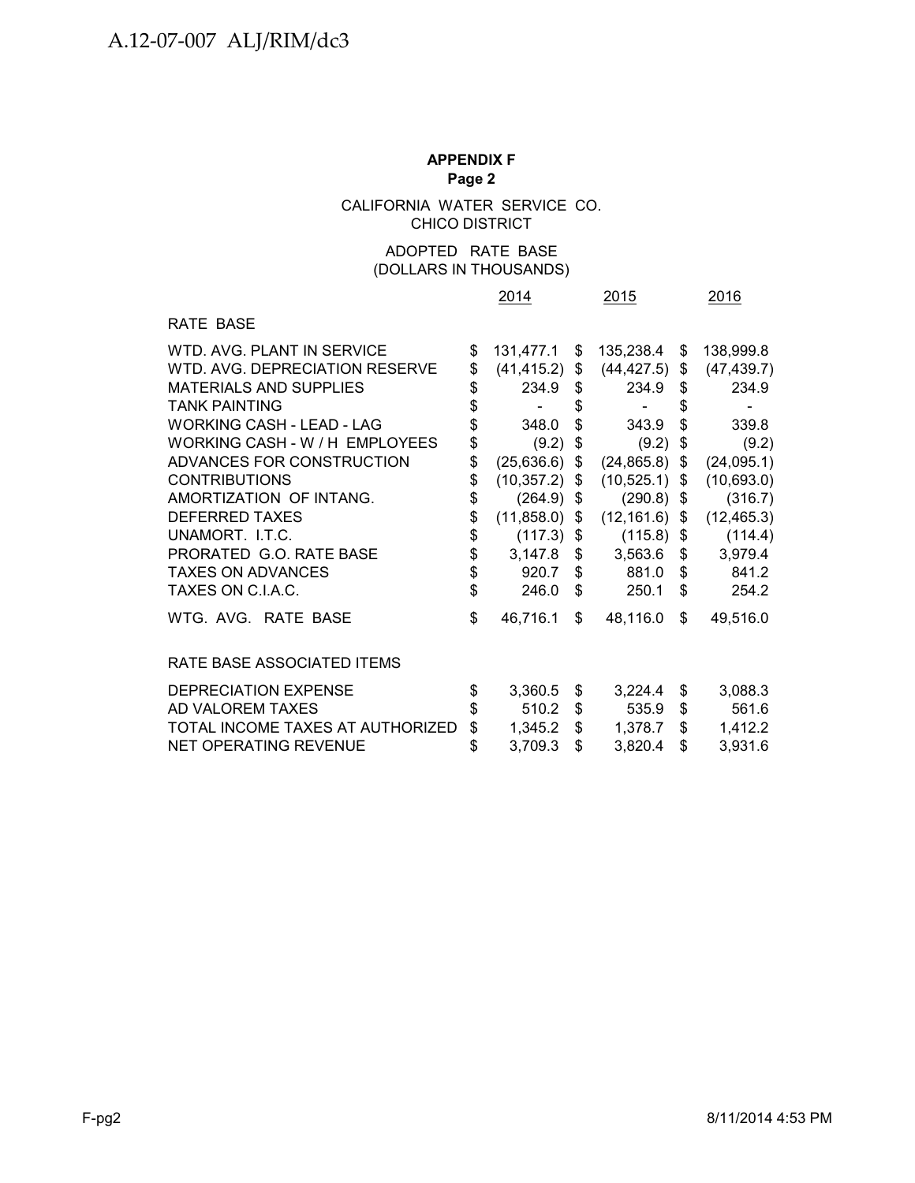**APPENDIX F**
**Page 2**

CALIFORNIA WATER SERVICE CO.
CHICO DISTRICT

ADOPTED RATE BASE
(DOLLARS IN THOUSANDS)

| | 2014 | 2015 | 2016 |
|---|---|---|---|
| RATE BASE | | | |
| WTD. AVG. PLANT IN SERVICE | $ 131,477.1 | $ 135,238.4 | $ 138,999.8 |
| WTD. AVG. DEPRECIATION RESERVE | $ (41,415.2) | $ (44,427.5) | $ (47,439.7) |
| MATERIALS AND SUPPLIES | $ 234.9 | $ 234.9 | $ 234.9 |
| TANK PAINTING | $ - | $ - | $ - |
| WORKING CASH - LEAD - LAG | $ 348.0 | $ 343.9 | $ 339.8 |
| WORKING CASH - W / H EMPLOYEES | $ (9.2) | $ (9.2) | $ (9.2) |
| ADVANCES FOR CONSTRUCTION | $ (25,636.6) | $ (24,865.8) | $ (24,095.1) |
| CONTRIBUTIONS | $ (10,357.2) | $ (10,525.1) | $ (10,693.0) |
| AMORTIZATION OF INTANG. | $ (264.9) | $ (290.8) | $ (316.7) |
| DEFERRED TAXES | $ (11,858.0) | $ (12,161.6) | $ (12,465.3) |
| UNAMORT. I.T.C. | $ (117.3) | $ (115.8) | $ (114.4) |
| PRORATED G.O. RATE BASE | $ 3,147.8 | $ 3,563.6 | $ 3,979.4 |
| TAXES ON ADVANCES | $ 920.7 | $ 881.0 | $ 841.2 |
| TAXES ON C.I.A.C. | $ 246.0 | $ 250.1 | $ 254.2 |
| WTG. AVG. RATE BASE | $ 46,716.1 | $ 48,116.0 | $ 49,516.0 |
| | | | |
| RATE BASE ASSOCIATED ITEMS | | | |
| DEPRECIATION EXPENSE | $ 3,360.5 | $ 3,224.4 | $ 3,088.3 |
| AD VALOREM TAXES | $ 510.2 | $ 535.9 | $ 561.6 |
| TOTAL INCOME TAXES AT AUTHORIZED | $ 1,345.2 | $ 1,378.7 | $ 1,412.2 |
| NET OPERATING REVENUE | $ 3,709.3 | $ 3,820.4 | $ 3,931.6 |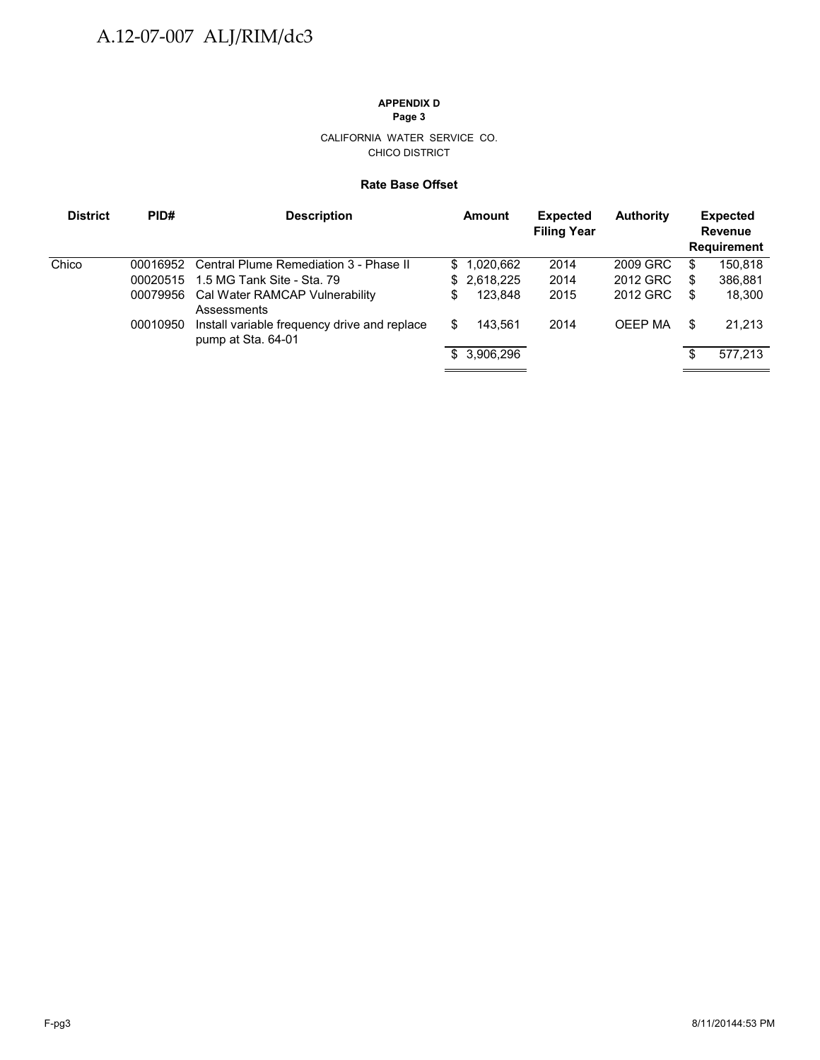**APPENDIX D**
**Page 3**

CALIFORNIA WATER SERVICE CO.
CHICO DISTRICT

**Rate Base Offset**

| District | PID# | Description | Amount | Expected Filing Year | Authority | Expected Revenue Requirement |
|---|---|---|---|---|---|---|
| Chico | 00016952 | Central Plume Remediation 3 - Phase II | $ 1,020,662 | 2014 | 2009 GRC | $ 150,818 |
| | 00020515 | 1.5 MG Tank Site - Sta. 79 | $ 2,618,225 | 2014 | 2012 GRC | $ 386,881 |
| | 00079956 | Cal Water RAMCAP Vulnerability Assessments | $ 123,848 | 2015 | 2012 GRC | $ 18,300 |
| | 00010950 | Install variable frequency drive and replace pump at Sta. 64-01 | $ 143,561 | 2014 | OEEP MA | $ 21,213 |
| | | | $ 3,906,296 | | | $ 577,213 |

F-pg3 8/11/2014 4:53 PM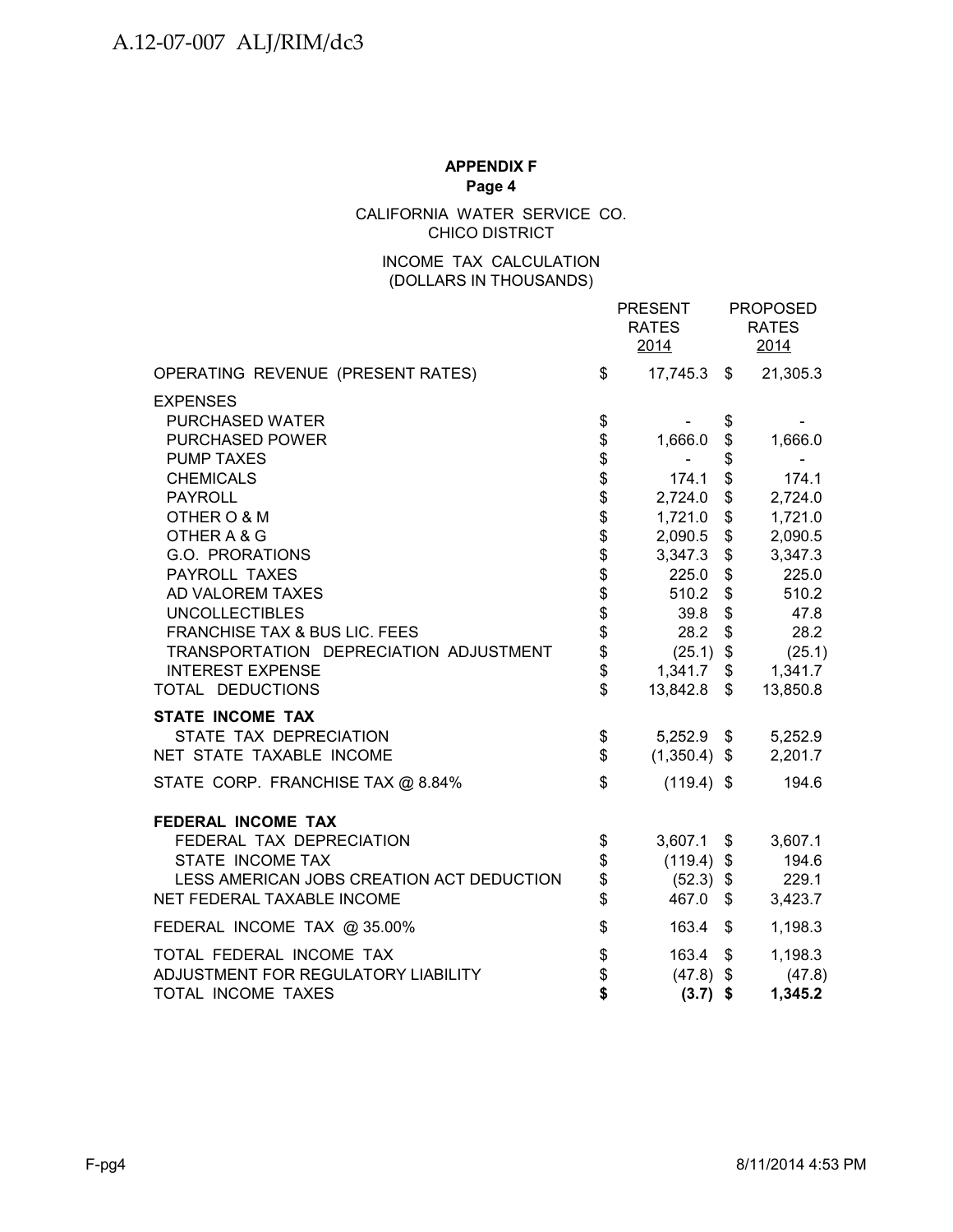A.12-07-007 ALJ/RIM/dc3

**APPENDIX F**
**Page 4**

CALIFORNIA WATER SERVICE CO.
CHICO DISTRICT

INCOME TAX CALCULATION
(DOLLARS IN THOUSANDS)

| | PRESENT RATES 2014 | PROPOSED RATES 2014 |
|---|---|---|
| OPERATING REVENUE (PRESENT RATES) | $ 17,745.3 | $ 21,305.3 |
| EXPENSES | | |
| PURCHASED WATER | $ - | $ - |
| PURCHASED POWER | $ 1,666.0 | $ 1,666.0 |
| PUMP TAXES | $ - | $ - |
| CHEMICALS | $ 174.1 | $ 174.1 |
| PAYROLL | $ 2,724.0 | $ 2,724.0 |
| OTHER O & M | $ 1,721.0 | $ 1,721.0 |
| OTHER A & G | $ 2,090.5 | $ 2,090.5 |
| G.O. PRORATIONS | $ 3,347.3 | $ 3,347.3 |
| PAYROLL TAXES | $ 225.0 | $ 225.0 |
| AD VALOREM TAXES | $ 510.2 | $ 510.2 |
| UNCOLLECTIBLES | $ 39.8 | $ 47.8 |
| FRANCHISE TAX & BUS LIC. FEES | $ 28.2 | $ 28.2 |
| TRANSPORTATION DEPRECIATION ADJUSTMENT | $ (25.1) | $ (25.1) |
| INTEREST EXPENSE | $ 1,341.7 | $ 1,341.7 |
| TOTAL DEDUCTIONS | $ 13,842.8 | $ 13,850.8 |
| **STATE INCOME TAX** | | |
| STATE TAX DEPRECIATION | $ 5,252.9 | $ 5,252.9 |
| NET STATE TAXABLE INCOME | $ (1,350.4) | $ 2,201.7 |
| STATE CORP. FRANCHISE TAX @ 8.84% | $ (119.4) | $ 194.6 |
| **FEDERAL INCOME TAX** | | |
| FEDERAL TAX DEPRECIATION | $ 3,607.1 | $ 3,607.1 |
| STATE INCOME TAX | $ (119.4) | $ 194.6 |
| LESS AMERICAN JOBS CREATION ACT DEDUCTION | $ (52.3) | $ 229.1 |
| NET FEDERAL TAXABLE INCOME | $ 467.0 | $ 3,423.7 |
| FEDERAL INCOME TAX @ 35.00% | $ 163.4 | $ 1,198.3 |
| TOTAL FEDERAL INCOME TAX | $ 163.4 | $ 1,198.3 |
| ADJUSTMENT FOR REGULATORY LIABILITY | $ (47.8) | $ (47.8) |
| TOTAL INCOME TAXES | **$ (3.7)** | **$ 1,345.2** |

F-pg4 8/11/2014 4:53 PM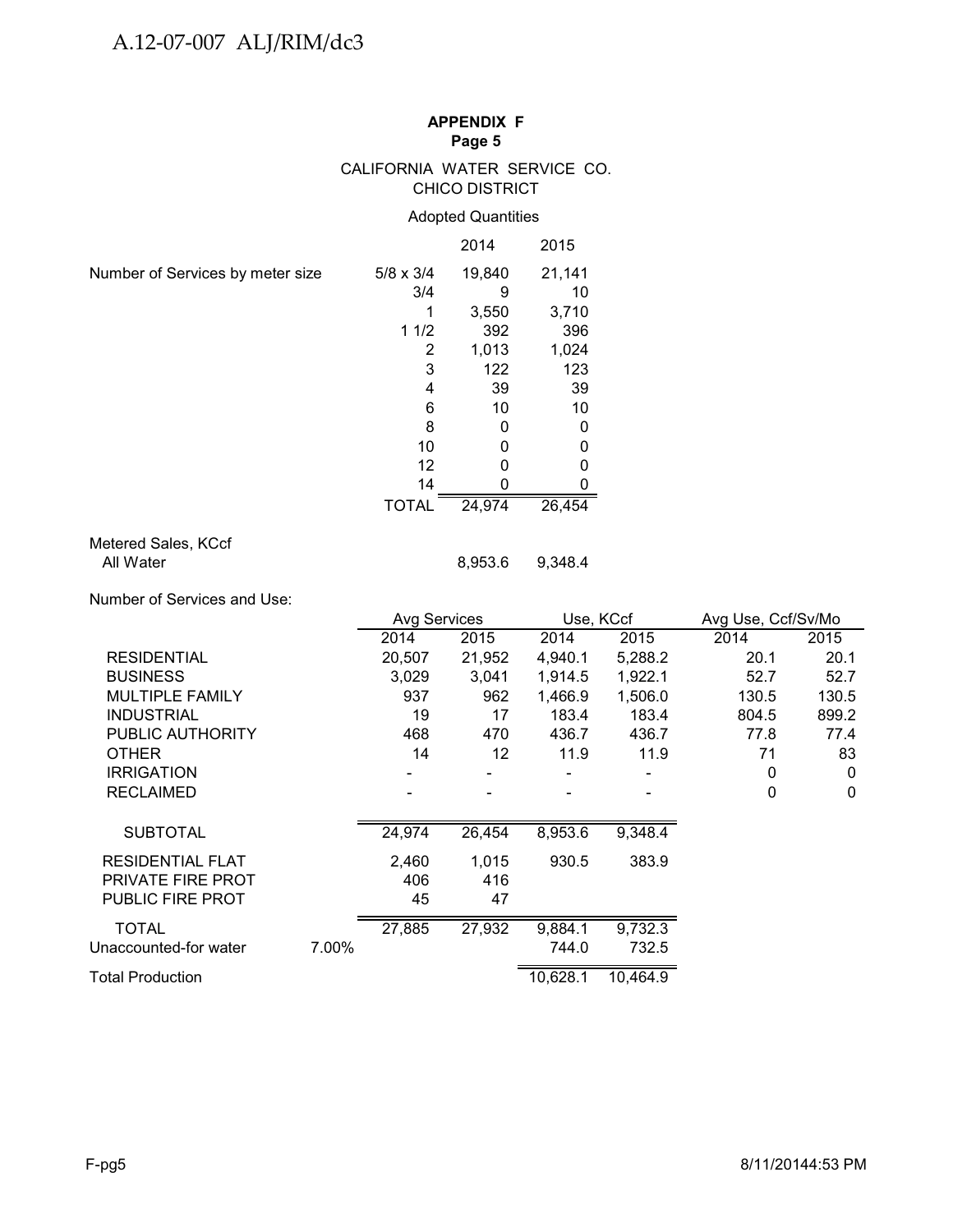## APPENDIX F
### Page 5

CALIFORNIA WATER SERVICE CO.
CHICO DISTRICT

Adopted Quantities

| | | 2014 | 2015 |
|---|---|---|---|
| Number of Services by meter size | 5/8 x 3/4 | 19,840 | 21,141 |
| | 3/4 | 9 | 10 |
| | 1 | 3,550 | 3,710 |
| | 1 1/2 | 392 | 396 |
| | 2 | 1,013 | 1,024 |
| | 3 | 122 | 123 |
| | 4 | 39 | 39 |
| | 6 | 10 | 10 |
| | 8 | 0 | 0 |
| | 10 | 0 | 0 |
| | 12 | 0 | 0 |
| | 14 | 0 | 0 |
| | TOTAL | 24,974 | 26,454 |
| Metered Sales, KCcf | | | |
| All Water | | 8,953.6 | 9,348.4 |

Number of Services and Use:

| | Avg Services | | Use, KCcf | | Avg Use, Ccf/Sv/Mo | |
|---|---|---|---|---|---|---|
| | 2014 | 2015 | 2014 | 2015 | 2014 | 2015 |
| RESIDENTIAL | 20,507 | 21,952 | 4,940.1 | 5,288.2 | 20.1 | 20.1 |
| BUSINESS | 3,029 | 3,041 | 1,914.5 | 1,922.1 | 52.7 | 52.7 |
| MULTIPLE FAMILY | 937 | 962 | 1,466.9 | 1,506.0 | 130.5 | 130.5 |
| INDUSTRIAL | 19 | 17 | 183.4 | 183.4 | 804.5 | 899.2 |
| PUBLIC AUTHORITY | 468 | 470 | 436.7 | 436.7 | 77.8 | 77.4 |
| OTHER | 14 | 12 | 11.9 | 11.9 | 71 | 83 |
| IRRIGATION | - | - | - | - | 0 | 0 |
| RECLAIMED | - | - | - | - | 0 | 0 |
| SUBTOTAL | 24,974 | 26,454 | 8,953.6 | 9,348.4 | | |
| RESIDENTIAL FLAT | 2,460 | 1,015 | 930.5 | 383.9 | | |
| PRIVATE FIRE PROT | 406 | 416 | | | | |
| PUBLIC FIRE PROT | 45 | 47 | | | | |
| TOTAL | 27,885 | 27,932 | 9,884.1 | 9,732.3 | | |
| Unaccounted-for water 7.00% | | | 744.0 | 732.5 | | |
| Total Production | | | 10,628.1 | 10,464.9 | | |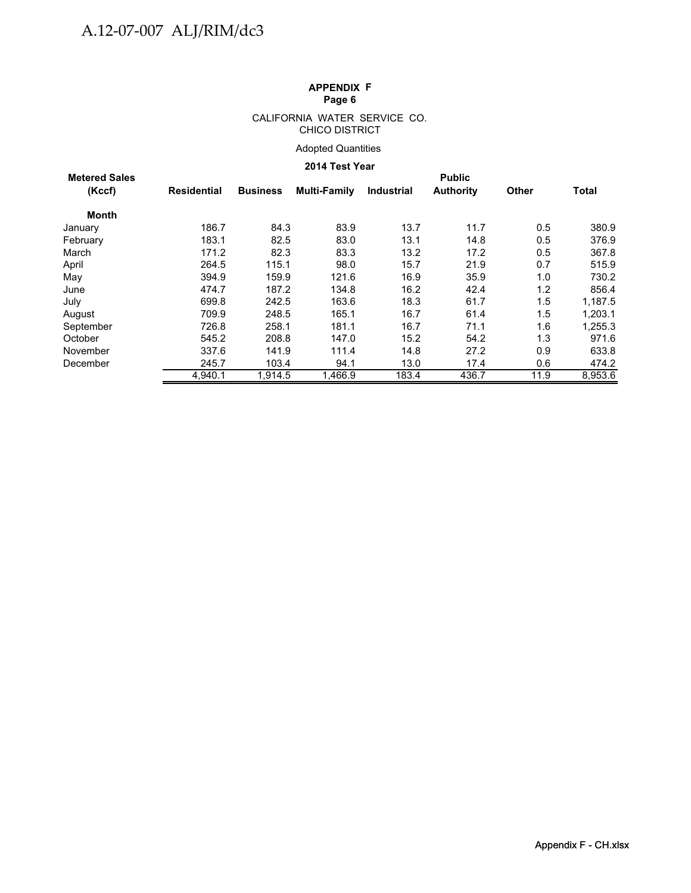**APPENDIX F**
**Page 6**

CALIFORNIA WATER SERVICE CO.
CHICO DISTRICT

Adopted Quantities

**2014 Test Year**

| Metered Sales (Kccf) | Residential | Business | Multi-Family | Industrial | Public Authority | Other | Total |
|---|---|---|---|---|---|---|---|
| **Month** | | | | | | | |
| January | 186.7 | 84.3 | 83.9 | 13.7 | 11.7 | 0.5 | 380.9 |
| February | 183.1 | 82.5 | 83.0 | 13.1 | 14.8 | 0.5 | 376.9 |
| March | 171.2 | 82.3 | 83.3 | 13.2 | 17.2 | 0.5 | 367.8 |
| April | 264.5 | 115.1 | 98.0 | 15.7 | 21.9 | 0.7 | 515.9 |
| May | 394.9 | 159.9 | 121.6 | 16.9 | 35.9 | 1.0 | 730.2 |
| June | 474.7 | 187.2 | 134.8 | 16.2 | 42.4 | 1.2 | 856.4 |
| July | 699.8 | 242.5 | 163.6 | 18.3 | 61.7 | 1.5 | 1,187.5 |
| August | 709.9 | 248.5 | 165.1 | 16.7 | 61.4 | 1.5 | 1,203.1 |
| September | 726.8 | 258.1 | 181.1 | 16.7 | 71.1 | 1.6 | 1,255.3 |
| October | 545.2 | 208.8 | 147.0 | 15.2 | 54.2 | 1.3 | 971.6 |
| November | 337.6 | 141.9 | 111.4 | 14.8 | 27.2 | 0.9 | 633.8 |
| December | 245.7 | 103.4 | 94.1 | 13.0 | 17.4 | 0.6 | 474.2 |
| | 4,940.1 | 1,914.5 | 1,466.9 | 183.4 | 436.7 | 11.9 | 8,953.6 |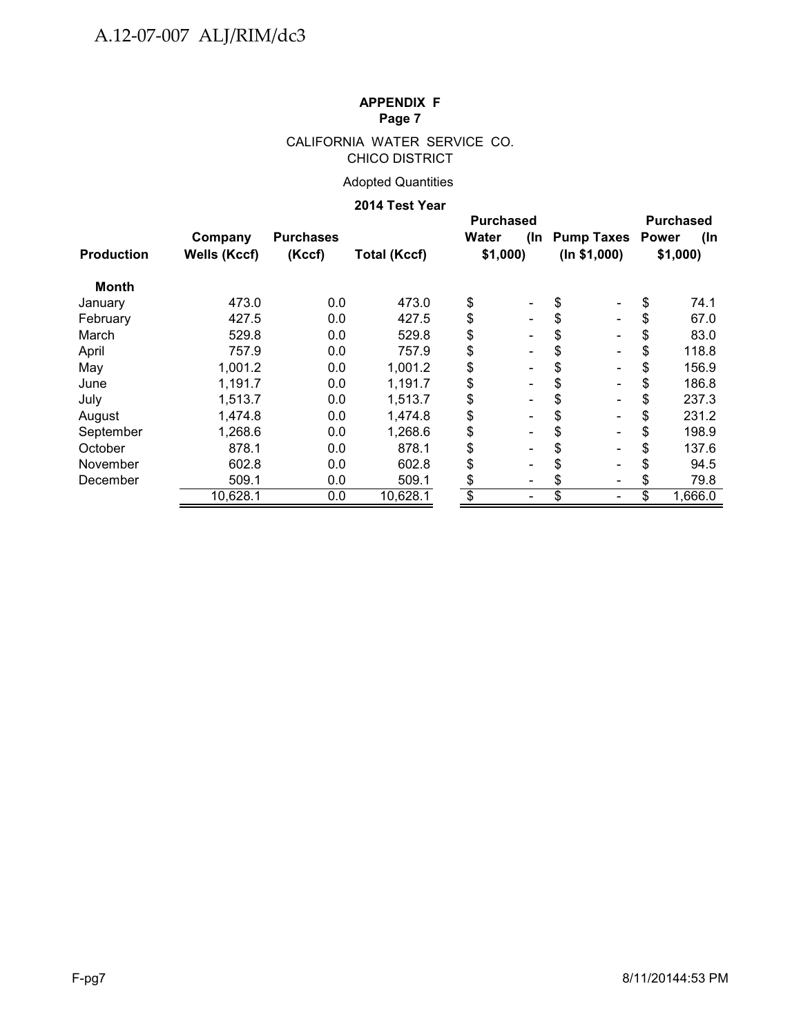**APPENDIX F**
**Page 7**

CALIFORNIA WATER SERVICE CO.
CHICO DISTRICT

Adopted Quantities

**2014 Test Year**

| Production | Company Wells (Kccf) | Purchases (Kccf) | Total (Kccf) | Purchased Water (In $1,000) | Pump Taxes (In $1,000) | Purchased Power (In $1,000) |
|---|---|---|---|---|---|---|
| **Month** | | | | | | |
| January | 473.0 | 0.0 | 473.0 | $ - | $ - | $ 74.1 |
| February | 427.5 | 0.0 | 427.5 | $ - | $ - | $ 67.0 |
| March | 529.8 | 0.0 | 529.8 | $ - | $ - | $ 83.0 |
| April | 757.9 | 0.0 | 757.9 | $ - | $ - | $ 118.8 |
| May | 1,001.2 | 0.0 | 1,001.2 | $ - | $ - | $ 156.9 |
| June | 1,191.7 | 0.0 | 1,191.7 | $ - | $ - | $ 186.8 |
| July | 1,513.7 | 0.0 | 1,513.7 | $ - | $ - | $ 237.3 |
| August | 1,474.8 | 0.0 | 1,474.8 | $ - | $ - | $ 231.2 |
| September | 1,268.6 | 0.0 | 1,268.6 | $ - | $ - | $ 198.9 |
| October | 878.1 | 0.0 | 878.1 | $ - | $ - | $ 137.6 |
| November | 602.8 | 0.0 | 602.8 | $ - | $ - | $ 94.5 |
| December | 509.1 | 0.0 | 509.1 | $ - | $ - | $ 79.8 |
| | 10,628.1 | 0.0 | 10,628.1 | $ - | $ - | $ 1,666.0 |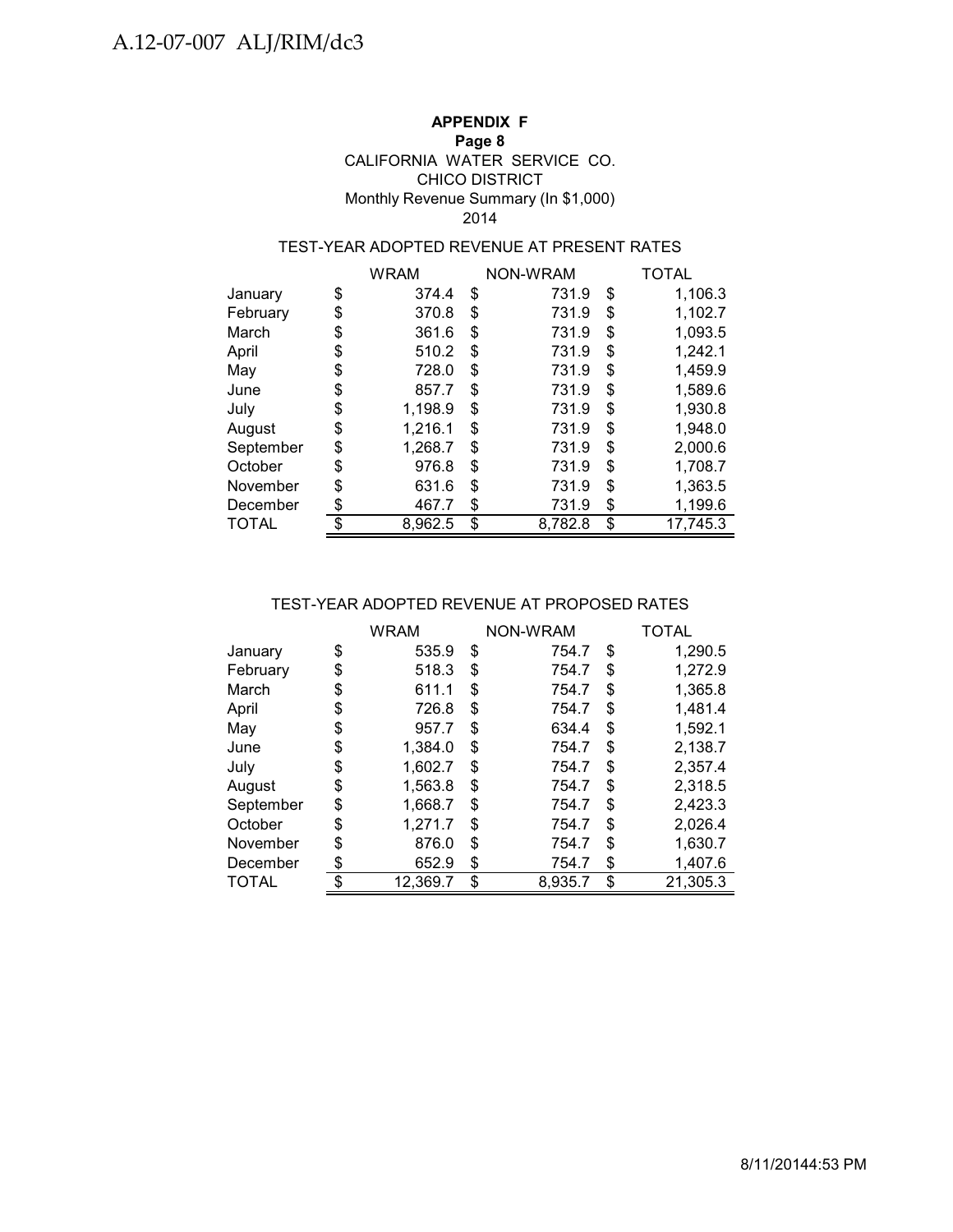**APPENDIX F**
**Page 8**
CALIFORNIA WATER SERVICE CO.
CHICO DISTRICT
Monthly Revenue Summary (In $1,000)
2014

TEST-YEAR ADOPTED REVENUE AT PRESENT RATES

| | WRAM | NON-WRAM | TOTAL |
|---|---|---|---|
| January | $ 374.4 | $ 731.9 | $ 1,106.3 |
| February | $ 370.8 | $ 731.9 | $ 1,102.7 |
| March | $ 361.6 | $ 731.9 | $ 1,093.5 |
| April | $ 510.2 | $ 731.9 | $ 1,242.1 |
| May | $ 728.0 | $ 731.9 | $ 1,459.9 |
| June | $ 857.7 | $ 731.9 | $ 1,589.6 |
| July | $ 1,198.9 | $ 731.9 | $ 1,930.8 |
| August | $ 1,216.1 | $ 731.9 | $ 1,948.0 |
| September | $ 1,268.7 | $ 731.9 | $ 2,000.6 |
| October | $ 976.8 | $ 731.9 | $ 1,708.7 |
| November | $ 631.6 | $ 731.9 | $ 1,363.5 |
| December | $ 467.7 | $ 731.9 | $ 1,199.6 |
| TOTAL | $ 8,962.5 | $ 8,782.8 | $ 17,745.3 |

TEST-YEAR ADOPTED REVENUE AT PROPOSED RATES

| | WRAM | NON-WRAM | TOTAL |
|---|---|---|---|
| January | $ 535.9 | $ 754.7 | $ 1,290.5 |
| February | $ 518.3 | $ 754.7 | $ 1,272.9 |
| March | $ 611.1 | $ 754.7 | $ 1,365.8 |
| April | $ 726.8 | $ 754.7 | $ 1,481.4 |
| May | $ 957.7 | $ 634.4 | $ 1,592.1 |
| June | $ 1,384.0 | $ 754.7 | $ 2,138.7 |
| July | $ 1,602.7 | $ 754.7 | $ 2,357.4 |
| August | $ 1,563.8 | $ 754.7 | $ 2,318.5 |
| September | $ 1,668.7 | $ 754.7 | $ 2,423.3 |
| October | $ 1,271.7 | $ 754.7 | $ 2,026.4 |
| November | $ 876.0 | $ 754.7 | $ 1,630.7 |
| December | $ 652.9 | $ 754.7 | $ 1,407.6 |
| TOTAL | $ 12,369.7 | $ 8,935.7 | $ 21,305.3 |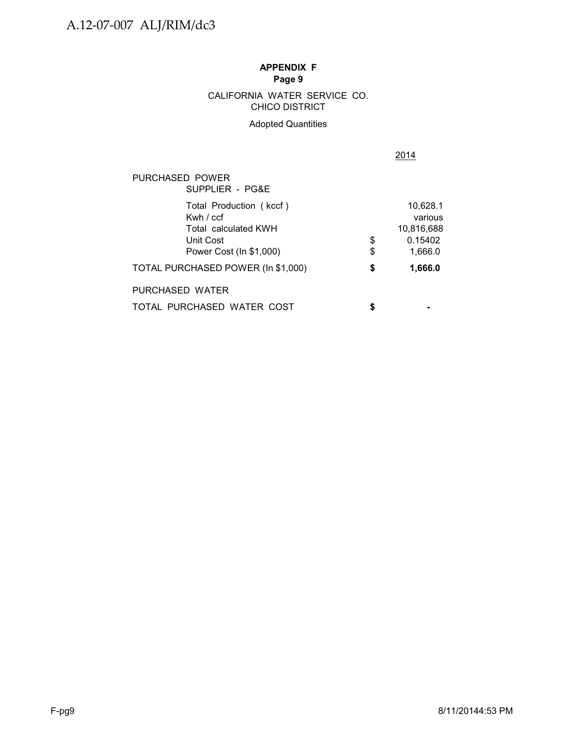**APPENDIX F**
**Page 9**

CALIFORNIA WATER SERVICE CO.
CHICO DISTRICT

Adopted Quantities

| | | 2014 |
|---|---|---|
| PURCHASED POWER | | |
| SUPPLIER - PG&E | | |
| Total Production ( kccf ) | | 10,628.1 |
| Kwh / ccf | | various |
| Total calculated KWH | | 10,816,688 |
| Unit Cost | $ | 0.15402 |
| Power Cost (In $1,000) | $ | 1,666.0 |
| **TOTAL PURCHASED POWER (In $1,000)** | **$** | **1,666.0** |
| PURCHASED WATER | | |
| TOTAL PURCHASED WATER COST | **$** | **-** |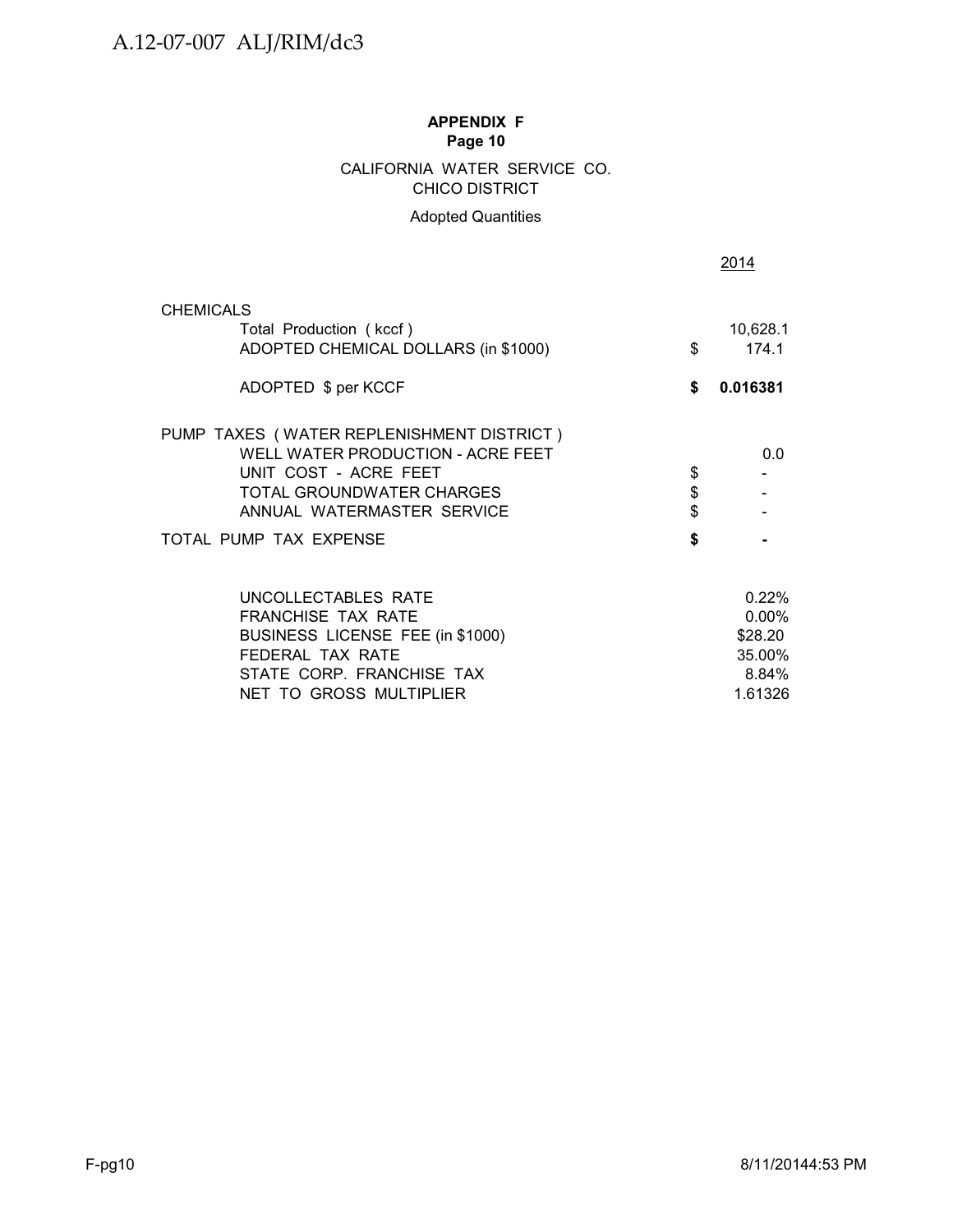**APPENDIX F**
**Page 10**

CALIFORNIA WATER SERVICE CO.
CHICO DISTRICT

Adopted Quantities

| | | 2014 |
|---|---|---|
| CHEMICALS | | |
| Total Production ( kccf ) | | 10,628.1 |
| ADOPTED CHEMICAL DOLLARS (in $1000) | $ | 174.1 |
| ADOPTED $ per KCCF | **$** | **0.016381** |
| PUMP TAXES ( WATER REPLENISHMENT DISTRICT ) | | |
| WELL WATER PRODUCTION - ACRE FEET | | 0.0 |
| UNIT COST - ACRE FEET | $ | - |
| TOTAL GROUNDWATER CHARGES | $ | - |
| ANNUAL WATERMASTER SERVICE | $ | - |
| TOTAL PUMP TAX EXPENSE | **$** | **-** |
| UNCOLLECTABLES RATE | | 0.22% |
| FRANCHISE TAX RATE | | 0.00% |
| BUSINESS LICENSE FEE (in $1000) | | $28.20 |
| FEDERAL TAX RATE | | 35.00% |
| STATE CORP. FRANCHISE TAX | | 8.84% |
| NET TO GROSS MULTIPLIER | | 1.61326 |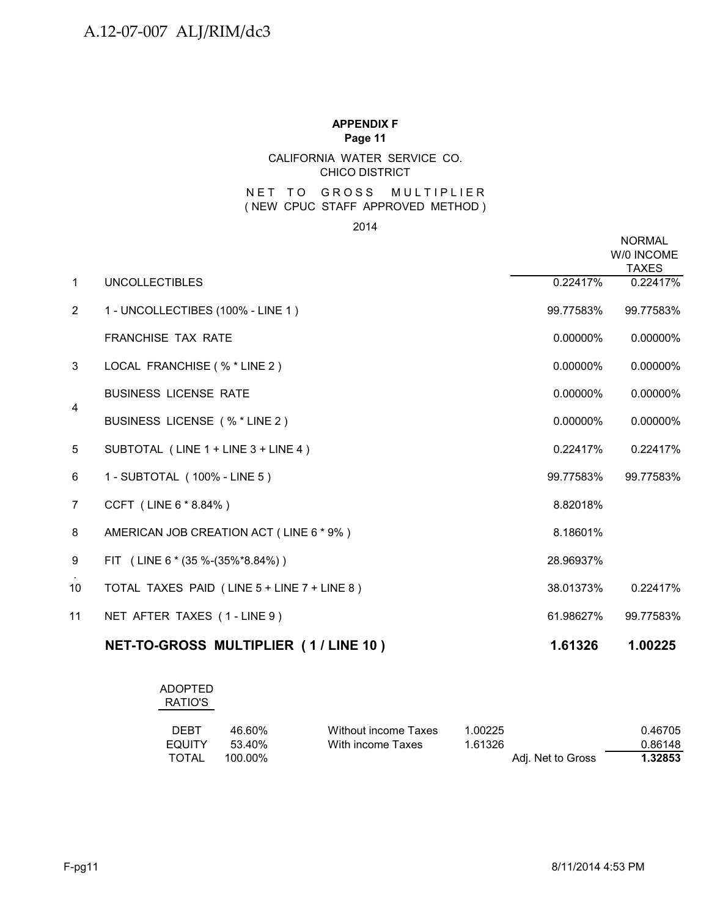**APPENDIX F**
**Page 11**

CALIFORNIA WATER SERVICE CO.
CHICO DISTRICT

NET TO GROSS MULTIPLIER
( NEW CPUC STAFF APPROVED METHOD )

2014

| | | | NORMAL W/0 INCOME TAXES |
|---|---|---|---|
| 1 | UNCOLLECTIBLES | 0.22417% | 0.22417% |
| 2 | 1 - UNCOLLECTIBES (100% - LINE 1 ) | 99.77583% | 99.77583% |
| | FRANCHISE TAX RATE | 0.00000% | 0.00000% |
| 3 | LOCAL FRANCHISE ( % * LINE 2 ) | 0.00000% | 0.00000% |
| 4 | BUSINESS LICENSE RATE | 0.00000% | 0.00000% |
| | BUSINESS LICENSE ( % * LINE 2 ) | 0.00000% | 0.00000% |
| 5 | SUBTOTAL ( LINE 1 + LINE 3 + LINE 4 ) | 0.22417% | 0.22417% |
| 6 | 1 - SUBTOTAL ( 100% - LINE 5 ) | 99.77583% | 99.77583% |
| 7 | CCFT ( LINE 6 * 8.84% ) | 8.82018% | |
| 8 | AMERICAN JOB CREATION ACT ( LINE 6 * 9% ) | 8.18601% | |
| 9 | FIT ( LINE 6 * (35 %-(35%*8.84%) ) | 28.96937% | |
| 10 | TOTAL TAXES PAID ( LINE 5 + LINE 7 + LINE 8 ) | 38.01373% | 0.22417% |
| 11 | NET AFTER TAXES ( 1 - LINE 9 ) | 61.98627% | 99.77583% |
| | **NET-TO-GROSS MULTIPLIER ( 1 / LINE 10 )** | **1.61326** | **1.00225** |

| ADOPTED RATIO'S | | | | | |
|---|---|---|---|---|---|
| DEBT | 46.60% | Without income Taxes | 1.00225 | | 0.46705 |
| EQUITY | 53.40% | With income Taxes | 1.61326 | | 0.86148 |
| TOTAL | 100.00% | | | Adj. Net to Gross | **1.32853** |

F-pg11 8/11/2014 4:53 PM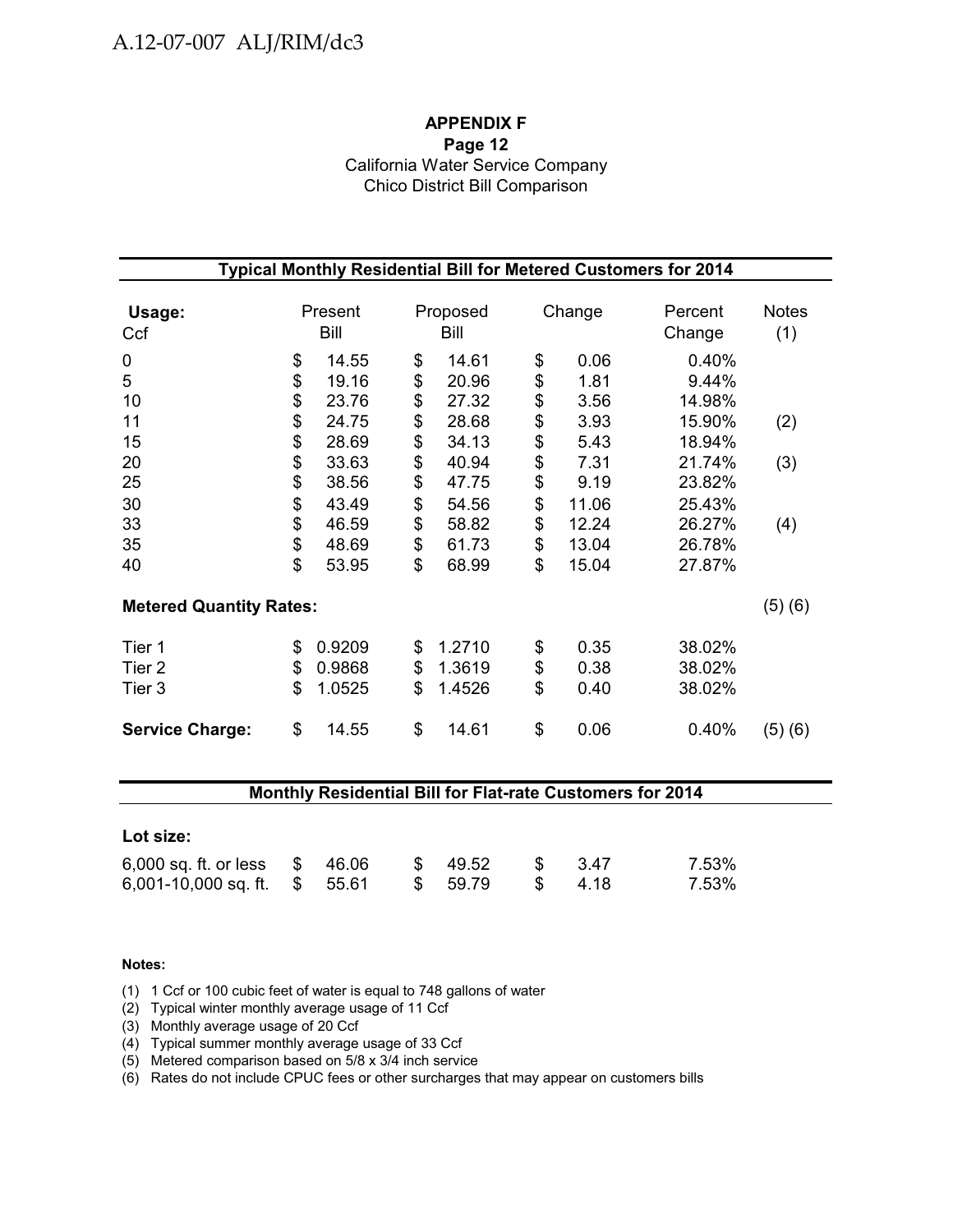**APPENDIX F**
**Page 12**
California Water Service Company
Chico District Bill Comparison

| **Typical Monthly Residential Bill for Metered Customers for 2014** | | | | | |
|---|---|---|---|---|---|
| **Usage:** Ccf | Present Bill | Proposed Bill | Change | Percent Change | Notes (1) |
| 0 | $ 14.55 | $ 14.61 | $ 0.06 | 0.40% | |
| 5 | $ 19.16 | $ 20.96 | $ 1.81 | 9.44% | |
| 10 | $ 23.76 | $ 27.32 | $ 3.56 | 14.98% | |
| 11 | $ 24.75 | $ 28.68 | $ 3.93 | 15.90% | (2) |
| 15 | $ 28.69 | $ 34.13 | $ 5.43 | 18.94% | |
| 20 | $ 33.63 | $ 40.94 | $ 7.31 | 21.74% | (3) |
| 25 | $ 38.56 | $ 47.75 | $ 9.19 | 23.82% | |
| 30 | $ 43.49 | $ 54.56 | $ 11.06 | 25.43% | |
| 33 | $ 46.59 | $ 58.82 | $ 12.24 | 26.27% | (4) |
| 35 | $ 48.69 | $ 61.73 | $ 13.04 | 26.78% | |
| 40 | $ 53.95 | $ 68.99 | $ 15.04 | 27.87% | |
| **Metered Quantity Rates:** | | | | | (5) (6) |
| Tier 1 | $ 0.9209 | $ 1.2710 | $ 0.35 | 38.02% | |
| Tier 2 | $ 0.9868 | $ 1.3619 | $ 0.38 | 38.02% | |
| Tier 3 | $ 1.0525 | $ 1.4526 | $ 0.40 | 38.02% | |
| **Service Charge:** | $ 14.55 | $ 14.61 | $ 0.06 | 0.40% | (5) (6) |

| **Monthly Residential Bill for Flat-rate Customers for 2014** | | | | |
|---|---|---|---|---|
| **Lot size:** | | | | |
| 6,000 sq. ft. or less | $ 46.06 | $ 49.52 | $ 3.47 | 7.53% |
| 6,001-10,000 sq. ft. | $ 55.61 | $ 59.79 | $ 4.18 | 7.53% |

**Notes:**

(1) 1 Ccf or 100 cubic feet of water is equal to 748 gallons of water
(2) Typical winter monthly average usage of 11 Ccf
(3) Monthly average usage of 20 Ccf
(4) Typical summer monthly average usage of 33 Ccf
(5) Metered comparison based on 5/8 x 3/4 inch service
(6) Rates do not include CPUC fees or other surcharges that may appear on customers bills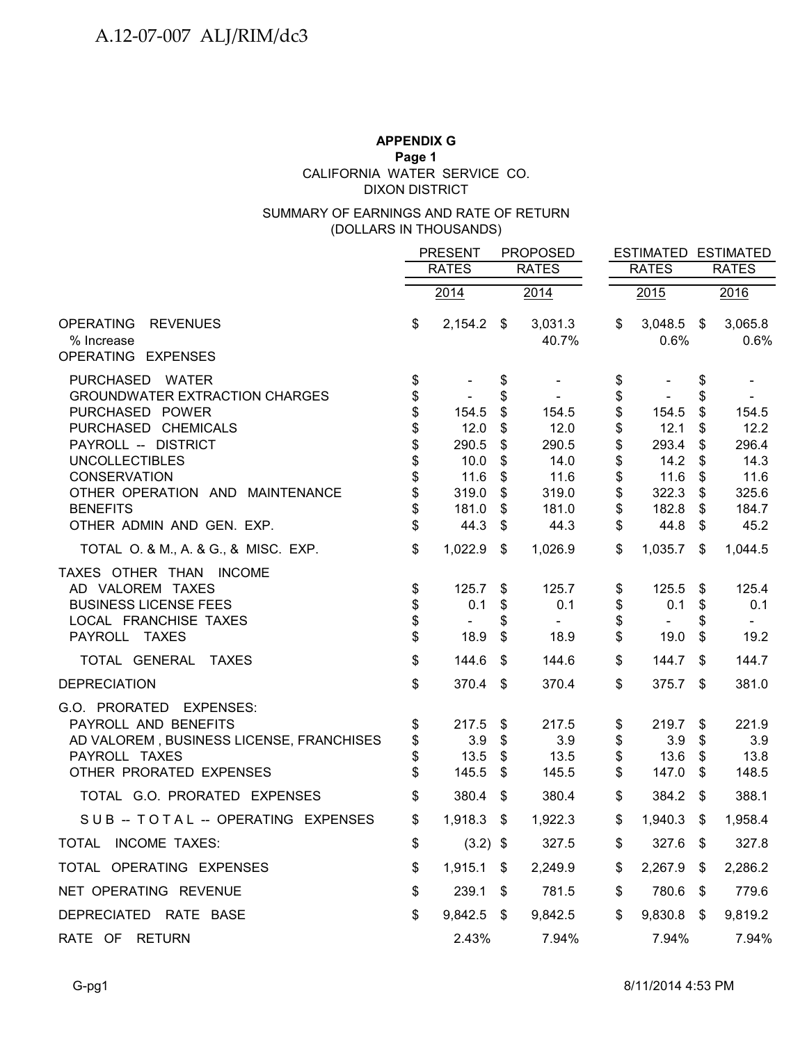**APPENDIX G**
**Page 1**
CALIFORNIA WATER SERVICE CO.
DIXON DISTRICT

SUMMARY OF EARNINGS AND RATE OF RETURN
(DOLLARS IN THOUSANDS)

| | PRESENT RATES 2014 | PROPOSED RATES 2014 | ESTIMATED RATES 2015 | ESTIMATED RATES 2016 |
|---|---|---|---|---|
| OPERATING REVENUES | $ 2,154.2 | $ 3,031.3 | $ 3,048.5 | $ 3,065.8 |
| % Increase | | 40.7% | 0.6% | 0.6% |
| OPERATING EXPENSES | | | | |
| PURCHASED WATER | $ - | $ - | $ - | $ - |
| GROUNDWATER EXTRACTION CHARGES | $ - | $ - | $ - | $ - |
| PURCHASED POWER | $ 154.5 | $ 154.5 | $ 154.5 | $ 154.5 |
| PURCHASED CHEMICALS | $ 12.0 | $ 12.0 | $ 12.1 | $ 12.2 |
| PAYROLL -- DISTRICT | $ 290.5 | $ 290.5 | $ 293.4 | $ 296.4 |
| UNCOLLECTIBLES | $ 10.0 | $ 14.0 | $ 14.2 | $ 14.3 |
| CONSERVATION | $ 11.6 | $ 11.6 | $ 11.6 | $ 11.6 |
| OTHER OPERATION AND MAINTENANCE | $ 319.0 | $ 319.0 | $ 322.3 | $ 325.6 |
| BENEFITS | $ 181.0 | $ 181.0 | $ 182.8 | $ 184.7 |
| OTHER ADMIN AND GEN. EXP. | $ 44.3 | $ 44.3 | $ 44.8 | $ 45.2 |
| TOTAL O. & M., A. & G., & MISC. EXP. | $ 1,022.9 | $ 1,026.9 | $ 1,035.7 | $ 1,044.5 |
| TAXES OTHER THAN INCOME | | | | |
| AD VALOREM TAXES | $ 125.7 | $ 125.7 | $ 125.5 | $ 125.4 |
| BUSINESS LICENSE FEES | $ 0.1 | $ 0.1 | $ 0.1 | $ 0.1 |
| LOCAL FRANCHISE TAXES | $ - | $ - | $ - | $ - |
| PAYROLL TAXES | $ 18.9 | $ 18.9 | $ 19.0 | $ 19.2 |
| TOTAL GENERAL TAXES | $ 144.6 | $ 144.6 | $ 144.7 | $ 144.7 |
| DEPRECIATION | $ 370.4 | $ 370.4 | $ 375.7 | $ 381.0 |
| G.O. PRORATED EXPENSES: | | | | |
| PAYROLL AND BENEFITS | $ 217.5 | $ 217.5 | $ 219.7 | $ 221.9 |
| AD VALOREM , BUSINESS LICENSE, FRANCHISES | $ 3.9 | $ 3.9 | $ 3.9 | $ 3.9 |
| PAYROLL TAXES | $ 13.5 | $ 13.5 | $ 13.6 | $ 13.8 |
| OTHER PRORATED EXPENSES | $ 145.5 | $ 145.5 | $ 147.0 | $ 148.5 |
| TOTAL G.O. PRORATED EXPENSES | $ 380.4 | $ 380.4 | $ 384.2 | $ 388.1 |
| SUB -- TOTAL -- OPERATING EXPENSES | $ 1,918.3 | $ 1,922.3 | $ 1,940.3 | $ 1,958.4 |
| TOTAL INCOME TAXES: | $ (3.2) | $ 327.5 | $ 327.6 | $ 327.8 |
| TOTAL OPERATING EXPENSES | $ 1,915.1 | $ 2,249.9 | $ 2,267.9 | $ 2,286.2 |
| NET OPERATING REVENUE | $ 239.1 | $ 781.5 | $ 780.6 | $ 779.6 |
| DEPRECIATED RATE BASE | $ 9,842.5 | $ 9,842.5 | $ 9,830.8 | $ 9,819.2 |
| RATE OF RETURN | 2.43% | 7.94% | 7.94% | 7.94% |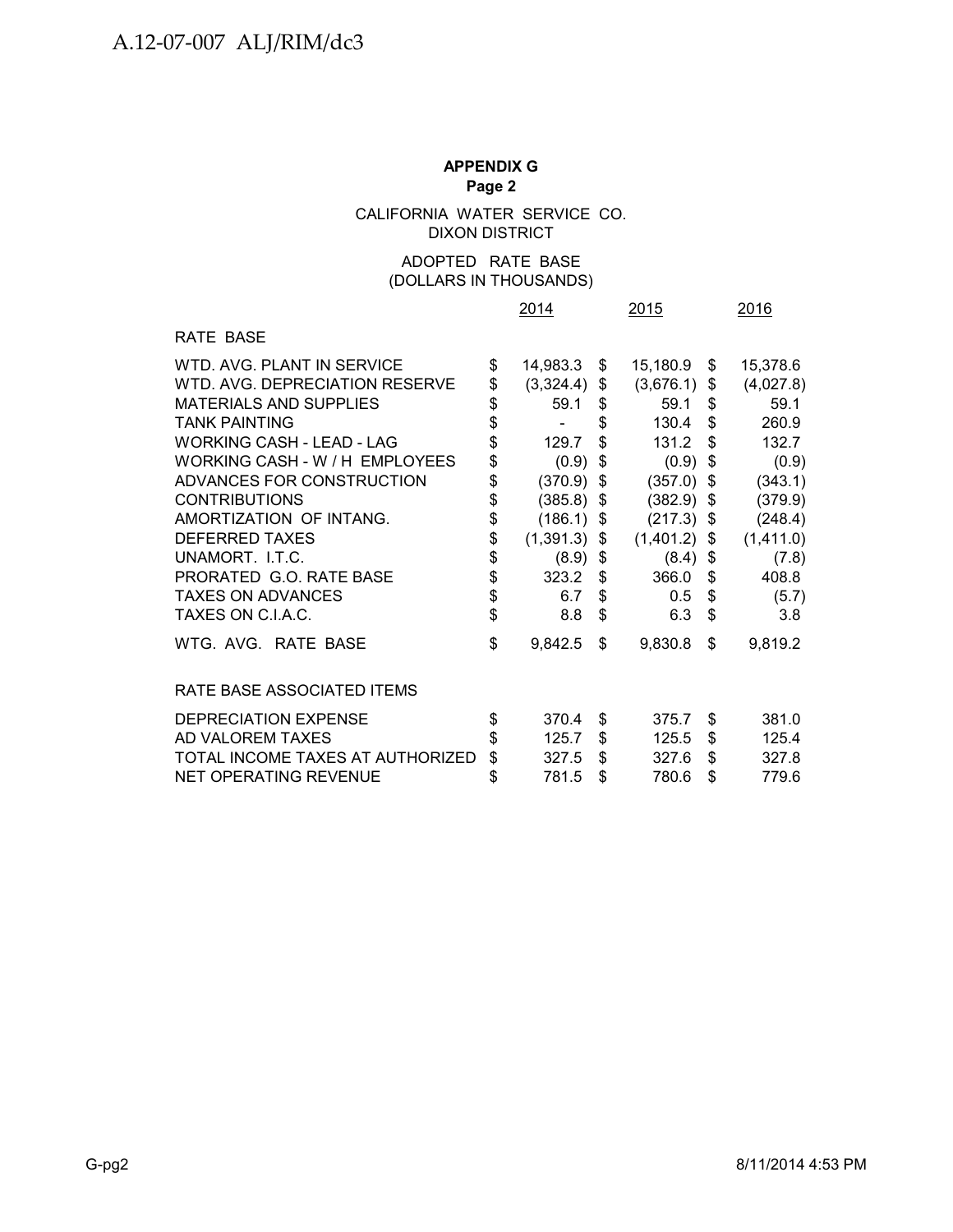**APPENDIX G**
**Page 2**

CALIFORNIA WATER SERVICE CO.
DIXON DISTRICT

ADOPTED RATE BASE
(DOLLARS IN THOUSANDS)

| | 2014 | 2015 | 2016 |
|---|---|---|---|
| RATE BASE | | | |
| WTD. AVG. PLANT IN SERVICE | $ 14,983.3 | $ 15,180.9 | $ 15,378.6 |
| WTD. AVG. DEPRECIATION RESERVE | $ (3,324.4) | $ (3,676.1) | $ (4,027.8) |
| MATERIALS AND SUPPLIES | $ 59.1 | $ 59.1 | $ 59.1 |
| TANK PAINTING | $ - | $ 130.4 | $ 260.9 |
| WORKING CASH - LEAD - LAG | $ 129.7 | $ 131.2 | $ 132.7 |
| WORKING CASH - W / H EMPLOYEES | $ (0.9) | $ (0.9) | $ (0.9) |
| ADVANCES FOR CONSTRUCTION | $ (370.9) | $ (357.0) | $ (343.1) |
| CONTRIBUTIONS | $ (385.8) | $ (382.9) | $ (379.9) |
| AMORTIZATION OF INTANG. | $ (186.1) | $ (217.3) | $ (248.4) |
| DEFERRED TAXES | $ (1,391.3) | $ (1,401.2) | $ (1,411.0) |
| UNAMORT. I.T.C. | $ (8.9) | $ (8.4) | $ (7.8) |
| PRORATED G.O. RATE BASE | $ 323.2 | $ 366.0 | $ 408.8 |
| TAXES ON ADVANCES | $ 6.7 | $ 0.5 | $ (5.7) |
| TAXES ON C.I.A.C. | $ 8.8 | $ 6.3 | $ 3.8 |
| WTG. AVG. RATE BASE | $ 9,842.5 | $ 9,830.8 | $ 9,819.2 |
| | | | |
| RATE BASE ASSOCIATED ITEMS | | | |
| DEPRECIATION EXPENSE | $ 370.4 | $ 375.7 | $ 381.0 |
| AD VALOREM TAXES | $ 125.7 | $ 125.5 | $ 125.4 |
| TOTAL INCOME TAXES AT AUTHORIZED | $ 327.5 | $ 327.6 | $ 327.8 |
| NET OPERATING REVENUE | $ 781.5 | $ 780.6 | $ 779.6 |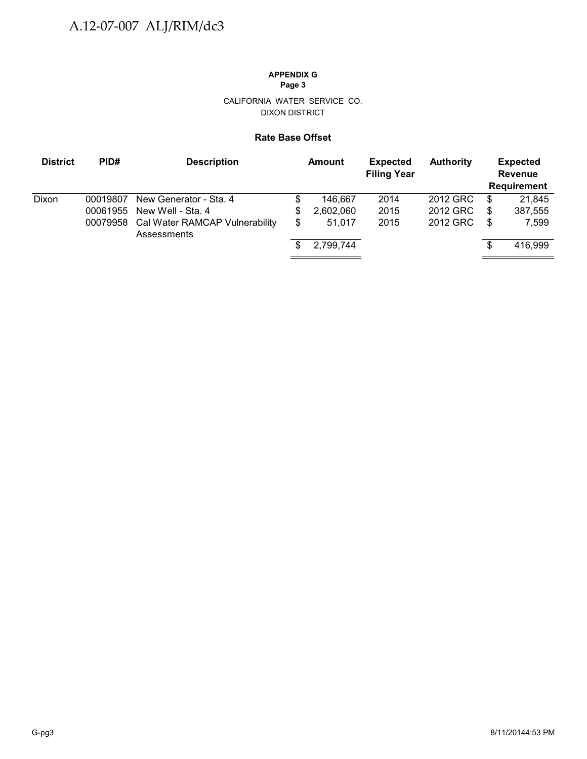**APPENDIX G**
**Page 3**

CALIFORNIA WATER SERVICE CO.
DIXON DISTRICT

**Rate Base Offset**

| District | PID# | Description | Amount | Expected Filing Year | Authority | Expected Revenue Requirement |
|---|---|---|---|---|---|---|
| Dixon | 00019807 | New Generator - Sta. 4 | $ 146,667 | 2014 | 2012 GRC | $ 21,845 |
| | 00061955 | New Well - Sta. 4 | $ 2,602,060 | 2015 | 2012 GRC | $ 387,555 |
| | 00079958 | Cal Water RAMCAP Vulnerability Assessments | $ 51,017 | 2015 | 2012 GRC | $ 7,599 |
| | | | $ 2,799,744 | | | $ 416,999 |

G-pg3 8/11/20144:53 PM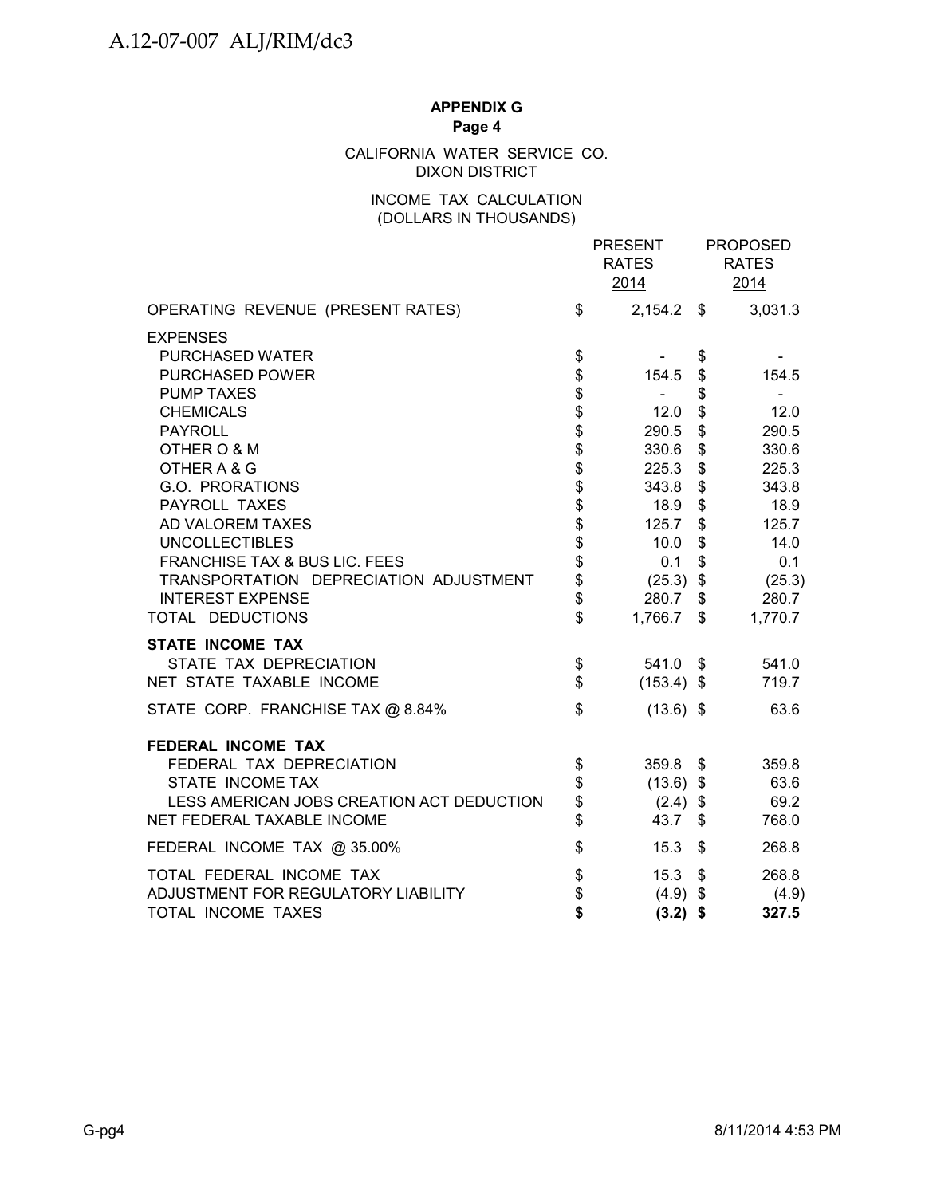**APPENDIX G**
**Page 4**

CALIFORNIA WATER SERVICE CO.
DIXON DISTRICT

INCOME TAX CALCULATION
(DOLLARS IN THOUSANDS)

| | PRESENT RATES 2014 | PROPOSED RATES 2014 |
|---|---|---|
| OPERATING REVENUE (PRESENT RATES) | $ 2,154.2 | $ 3,031.3 |
| EXPENSES | | |
| PURCHASED WATER | $ - | $ - |
| PURCHASED POWER | $ 154.5 | $ 154.5 |
| PUMP TAXES | $ - | $ - |
| CHEMICALS | $ 12.0 | $ 12.0 |
| PAYROLL | $ 290.5 | $ 290.5 |
| OTHER O & M | $ 330.6 | $ 330.6 |
| OTHER A & G | $ 225.3 | $ 225.3 |
| G.O. PRORATIONS | $ 343.8 | $ 343.8 |
| PAYROLL TAXES | $ 18.9 | $ 18.9 |
| AD VALOREM TAXES | $ 125.7 | $ 125.7 |
| UNCOLLECTIBLES | $ 10.0 | $ 14.0 |
| FRANCHISE TAX & BUS LIC. FEES | $ 0.1 | $ 0.1 |
| TRANSPORTATION DEPRECIATION ADJUSTMENT | $ (25.3) | $ (25.3) |
| INTEREST EXPENSE | $ 280.7 | $ 280.7 |
| TOTAL DEDUCTIONS | $ 1,766.7 | $ 1,770.7 |
| **STATE INCOME TAX** | | |
| STATE TAX DEPRECIATION | $ 541.0 | $ 541.0 |
| NET STATE TAXABLE INCOME | $ (153.4) | $ 719.7 |
| STATE CORP. FRANCHISE TAX @ 8.84% | $ (13.6) | $ 63.6 |
| **FEDERAL INCOME TAX** | | |
| FEDERAL TAX DEPRECIATION | $ 359.8 | $ 359.8 |
| STATE INCOME TAX | $ (13.6) | $ 63.6 |
| LESS AMERICAN JOBS CREATION ACT DEDUCTION | $ (2.4) | $ 69.2 |
| NET FEDERAL TAXABLE INCOME | $ 43.7 | $ 768.0 |
| FEDERAL INCOME TAX @ 35.00% | $ 15.3 | $ 268.8 |
| TOTAL FEDERAL INCOME TAX | $ 15.3 | $ 268.8 |
| ADJUSTMENT FOR REGULATORY LIABILITY | $ (4.9) | $ (4.9) |
| TOTAL INCOME TAXES | **$ (3.2)** | **$ 327.5** |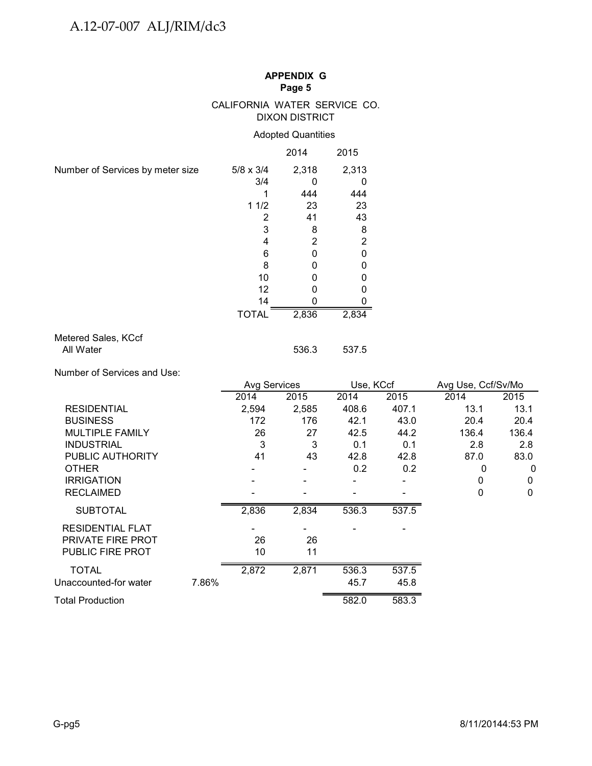A.12-07-007 ALJ/RIM/dc3

**APPENDIX G**
**Page 5**

CALIFORNIA WATER SERVICE CO.
DIXON DISTRICT

Adopted Quantities

| | | 2014 | 2015 |
|---|---|---|---|
| Number of Services by meter size | 5/8 x 3/4 | 2,318 | 2,313 |
| | 3/4 | 0 | 0 |
| | 1 | 444 | 444 |
| | 1 1/2 | 23 | 23 |
| | 2 | 41 | 43 |
| | 3 | 8 | 8 |
| | 4 | 2 | 2 |
| | 6 | 0 | 0 |
| | 8 | 0 | 0 |
| | 10 | 0 | 0 |
| | 12 | 0 | 0 |
| | 14 | 0 | 0 |
| | TOTAL | 2,836 | 2,834 |
| Metered Sales, KCcf | | | |
| All Water | | 536.3 | 537.5 |

Number of Services and Use:

| | | Avg Services | | Use, KCcf | | Avg Use, Ccf/Sv/Mo | |
|---|---|---|---|---|---|---|---|
| | | 2014 | 2015 | 2014 | 2015 | 2014 | 2015 |
| RESIDENTIAL | | 2,594 | 2,585 | 408.6 | 407.1 | 13.1 | 13.1 |
| BUSINESS | | 172 | 176 | 42.1 | 43.0 | 20.4 | 20.4 |
| MULTIPLE FAMILY | | 26 | 27 | 42.5 | 44.2 | 136.4 | 136.4 |
| INDUSTRIAL | | 3 | 3 | 0.1 | 0.1 | 2.8 | 2.8 |
| PUBLIC AUTHORITY | | 41 | 43 | 42.8 | 42.8 | 87.0 | 83.0 |
| OTHER | | - | - | 0.2 | 0.2 | 0 | 0 |
| IRRIGATION | | - | - | - | - | 0 | 0 |
| RECLAIMED | | - | - | - | - | 0 | 0 |
| SUBTOTAL | | 2,836 | 2,834 | 536.3 | 537.5 | | |
| RESIDENTIAL FLAT | | - | - | - | - | | |
| PRIVATE FIRE PROT | | 26 | 26 | | | | |
| PUBLIC FIRE PROT | | 10 | 11 | | | | |
| TOTAL | | 2,872 | 2,871 | 536.3 | 537.5 | | |
| Unaccounted-for water | 7.86% | | | 45.7 | 45.8 | | |
| Total Production | | | | 582.0 | 583.3 | | |

G-pg5 8/11/20144:53 PM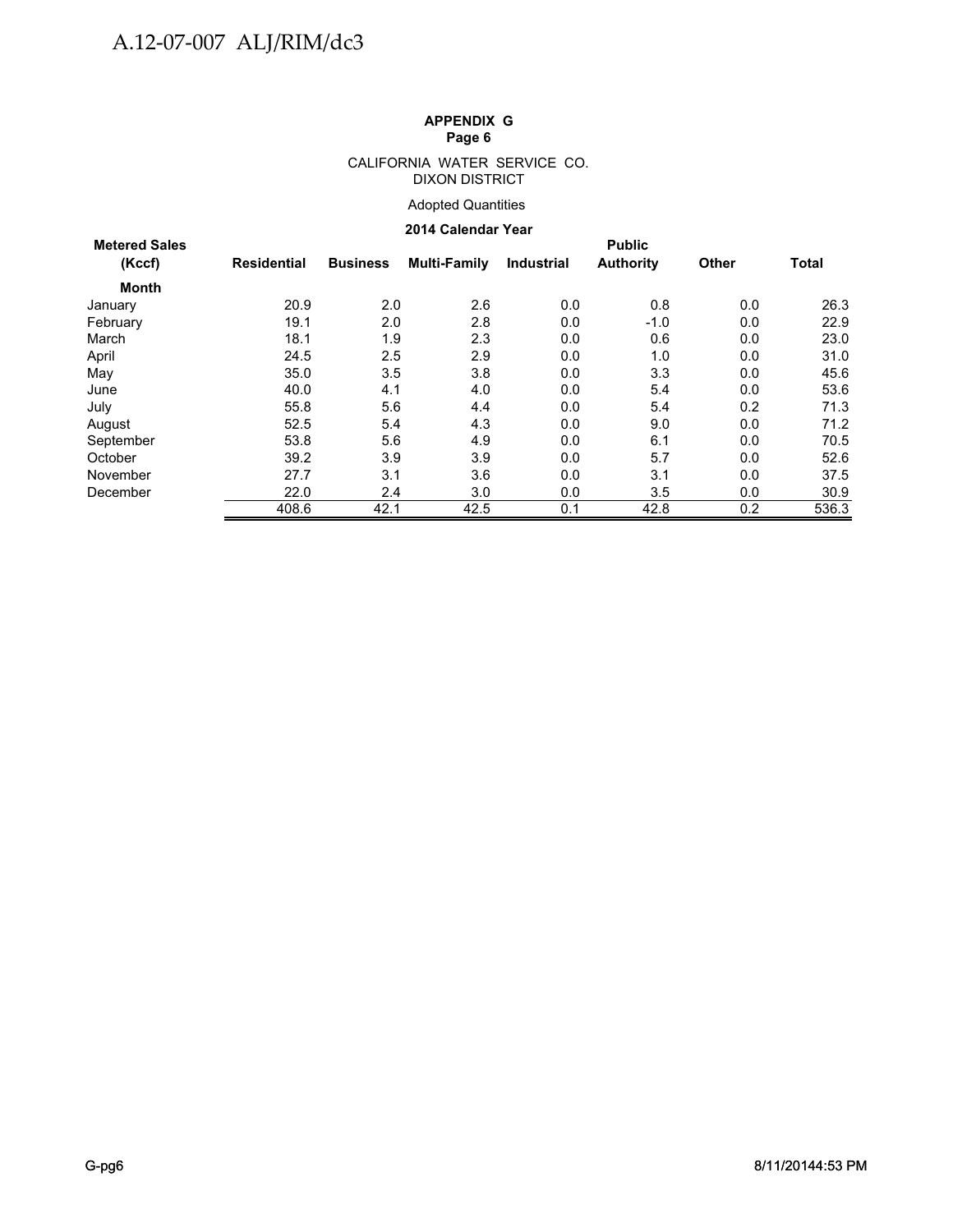**APPENDIX G**
**Page 6**

CALIFORNIA WATER SERVICE CO.
DIXON DISTRICT

Adopted Quantities

**2014 Calendar Year**

| Metered Sales (Kccf) | Residential | Business | Multi-Family | Industrial | Public Authority | Other | Total |
|---|---|---|---|---|---|---|---|
| **Month** | | | | | | | |
| January | 20.9 | 2.0 | 2.6 | 0.0 | 0.8 | 0.0 | 26.3 |
| February | 19.1 | 2.0 | 2.8 | 0.0 | -1.0 | 0.0 | 22.9 |
| March | 18.1 | 1.9 | 2.3 | 0.0 | 0.6 | 0.0 | 23.0 |
| April | 24.5 | 2.5 | 2.9 | 0.0 | 1.0 | 0.0 | 31.0 |
| May | 35.0 | 3.5 | 3.8 | 0.0 | 3.3 | 0.0 | 45.6 |
| June | 40.0 | 4.1 | 4.0 | 0.0 | 5.4 | 0.0 | 53.6 |
| July | 55.8 | 5.6 | 4.4 | 0.0 | 5.4 | 0.2 | 71.3 |
| August | 52.5 | 5.4 | 4.3 | 0.0 | 9.0 | 0.0 | 71.2 |
| September | 53.8 | 5.6 | 4.9 | 0.0 | 6.1 | 0.0 | 70.5 |
| October | 39.2 | 3.9 | 3.9 | 0.0 | 5.7 | 0.0 | 52.6 |
| November | 27.7 | 3.1 | 3.6 | 0.0 | 3.1 | 0.0 | 37.5 |
| December | 22.0 | 2.4 | 3.0 | 0.0 | 3.5 | 0.0 | 30.9 |
| | 408.6 | 42.1 | 42.5 | 0.1 | 42.8 | 0.2 | 536.3 |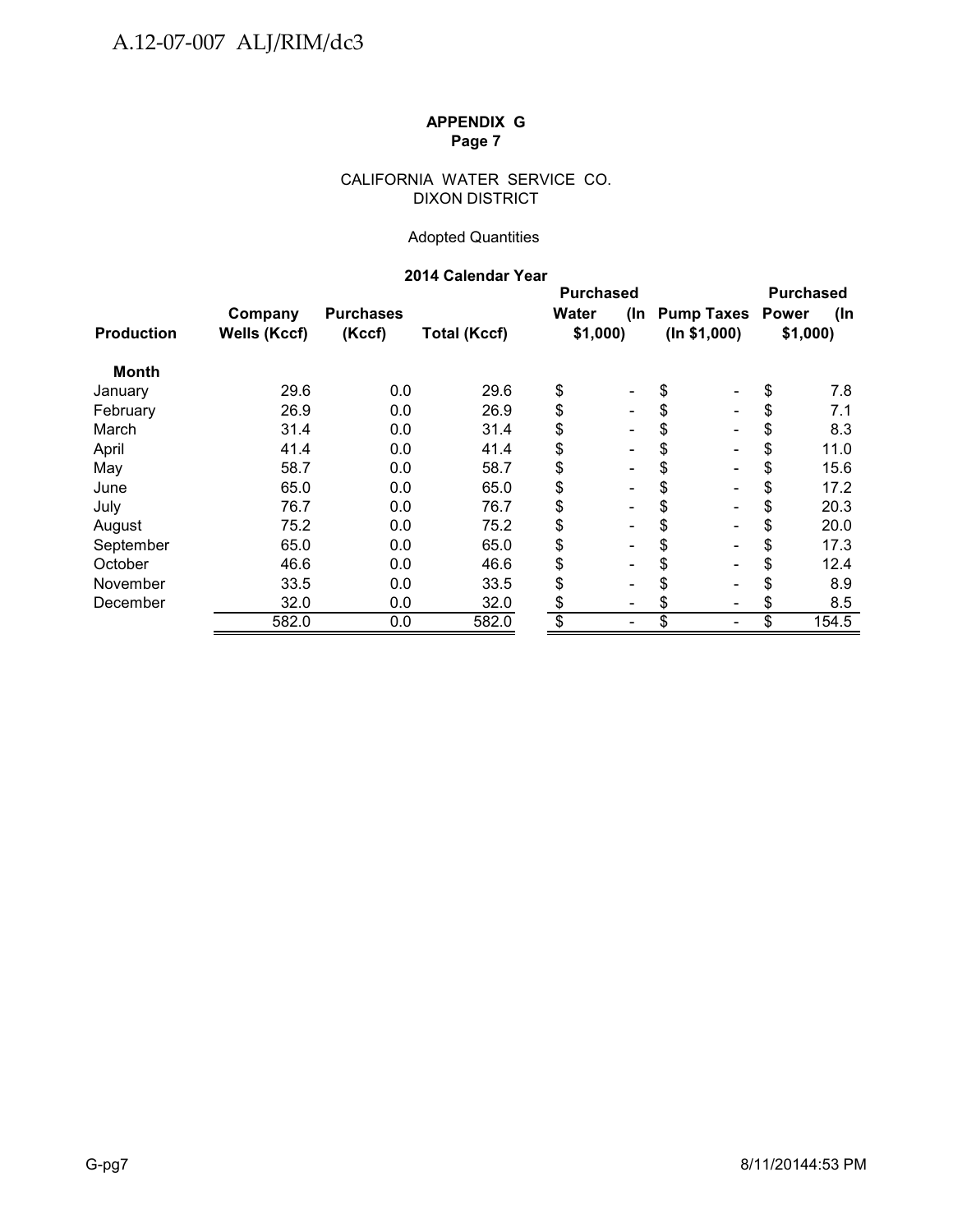**APPENDIX G**
**Page 7**

CALIFORNIA WATER SERVICE CO.
DIXON DISTRICT

Adopted Quantities

**2014 Calendar Year**

| Production | Company Wells (Kccf) | Purchases (Kccf) | Total (Kccf) | Purchased Water (In $1,000) | Pump Taxes (In $1,000) | Purchased Power (In $1,000) |
|---|---|---|---|---|---|---|
| **Month** | | | | | | |
| January | 29.6 | 0.0 | 29.6 | $ - | $ - | $ 7.8 |
| February | 26.9 | 0.0 | 26.9 | $ - | $ - | $ 7.1 |
| March | 31.4 | 0.0 | 31.4 | $ - | $ - | $ 8.3 |
| April | 41.4 | 0.0 | 41.4 | $ - | $ - | $ 11.0 |
| May | 58.7 | 0.0 | 58.7 | $ - | $ - | $ 15.6 |
| June | 65.0 | 0.0 | 65.0 | $ - | $ - | $ 17.2 |
| July | 76.7 | 0.0 | 76.7 | $ - | $ - | $ 20.3 |
| August | 75.2 | 0.0 | 75.2 | $ - | $ - | $ 20.0 |
| September | 65.0 | 0.0 | 65.0 | $ - | $ - | $ 17.3 |
| October | 46.6 | 0.0 | 46.6 | $ - | $ - | $ 12.4 |
| November | 33.5 | 0.0 | 33.5 | $ - | $ - | $ 8.9 |
| December | 32.0 | 0.0 | 32.0 | $ - | $ - | $ 8.5 |
| | 582.0 | 0.0 | 582.0 | $ - | $ - | $ 154.5 |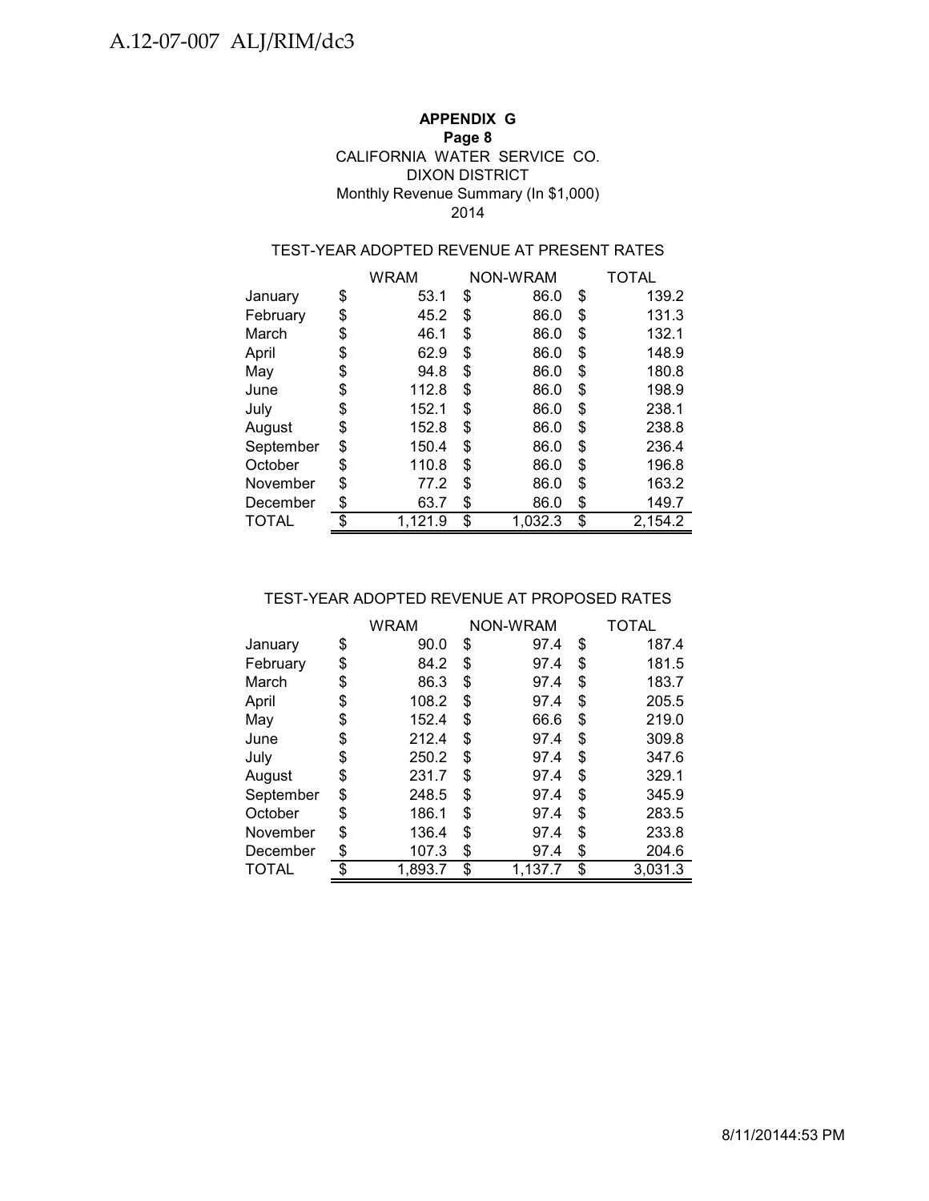**APPENDIX G**
**Page 8**
CALIFORNIA WATER SERVICE CO.
DIXON DISTRICT
Monthly Revenue Summary (In $1,000)
2014

TEST-YEAR ADOPTED REVENUE AT PRESENT RATES

| | WRAM | NON-WRAM | TOTAL |
|---|---|---|---|
| January | $ 53.1 | $ 86.0 | $ 139.2 |
| February | $ 45.2 | $ 86.0 | $ 131.3 |
| March | $ 46.1 | $ 86.0 | $ 132.1 |
| April | $ 62.9 | $ 86.0 | $ 148.9 |
| May | $ 94.8 | $ 86.0 | $ 180.8 |
| June | $ 112.8 | $ 86.0 | $ 198.9 |
| July | $ 152.1 | $ 86.0 | $ 238.1 |
| August | $ 152.8 | $ 86.0 | $ 238.8 |
| September | $ 150.4 | $ 86.0 | $ 236.4 |
| October | $ 110.8 | $ 86.0 | $ 196.8 |
| November | $ 77.2 | $ 86.0 | $ 163.2 |
| December | $ 63.7 | $ 86.0 | $ 149.7 |
| TOTAL | $ 1,121.9 | $ 1,032.3 | $ 2,154.2 |

TEST-YEAR ADOPTED REVENUE AT PROPOSED RATES

| | WRAM | NON-WRAM | TOTAL |
|---|---|---|---|
| January | $ 90.0 | $ 97.4 | $ 187.4 |
| February | $ 84.2 | $ 97.4 | $ 181.5 |
| March | $ 86.3 | $ 97.4 | $ 183.7 |
| April | $ 108.2 | $ 97.4 | $ 205.5 |
| May | $ 152.4 | $ 66.6 | $ 219.0 |
| June | $ 212.4 | $ 97.4 | $ 309.8 |
| July | $ 250.2 | $ 97.4 | $ 347.6 |
| August | $ 231.7 | $ 97.4 | $ 329.1 |
| September | $ 248.5 | $ 97.4 | $ 345.9 |
| October | $ 186.1 | $ 97.4 | $ 283.5 |
| November | $ 136.4 | $ 97.4 | $ 233.8 |
| December | $ 107.3 | $ 97.4 | $ 204.6 |
| TOTAL | $ 1,893.7 | $ 1,137.7 | $ 3,031.3 |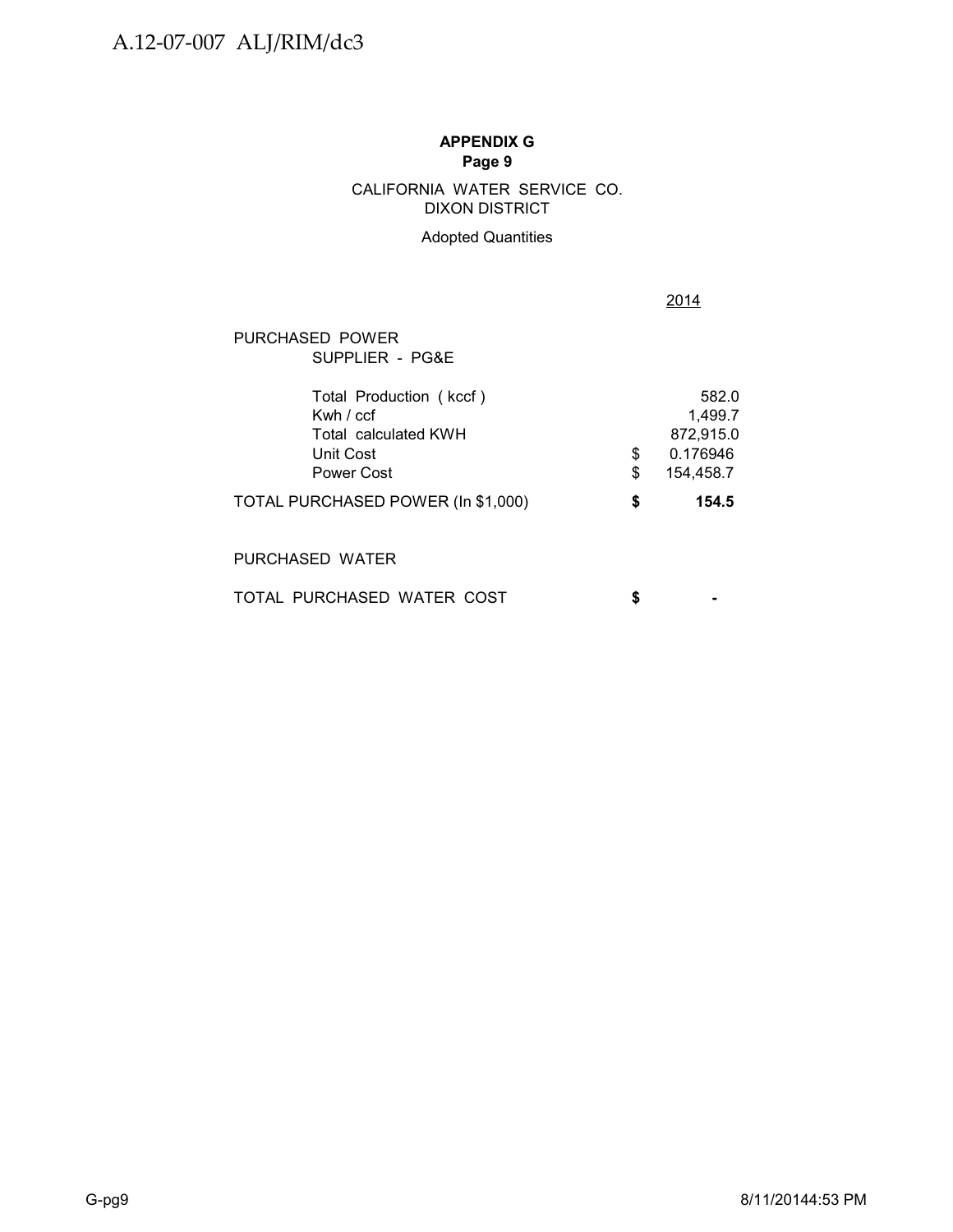**APPENDIX G**
**Page 9**

CALIFORNIA WATER SERVICE CO.
DIXON DISTRICT

Adopted Quantities

| | | 2014 |
|---|---|---|
| PURCHASED POWER | | |
| SUPPLIER - PG&E | | |
| Total Production ( kccf ) | | 582.0 |
| Kwh / ccf | | 1,499.7 |
| Total calculated KWH | | 872,915.0 |
| Unit Cost | $ | 0.176946 |
| Power Cost | $ | 154,458.7 |
| **TOTAL PURCHASED POWER (In $1,000)** | **$** | **154.5** |
| PURCHASED WATER | | |
| TOTAL PURCHASED WATER COST | **$** | **-** |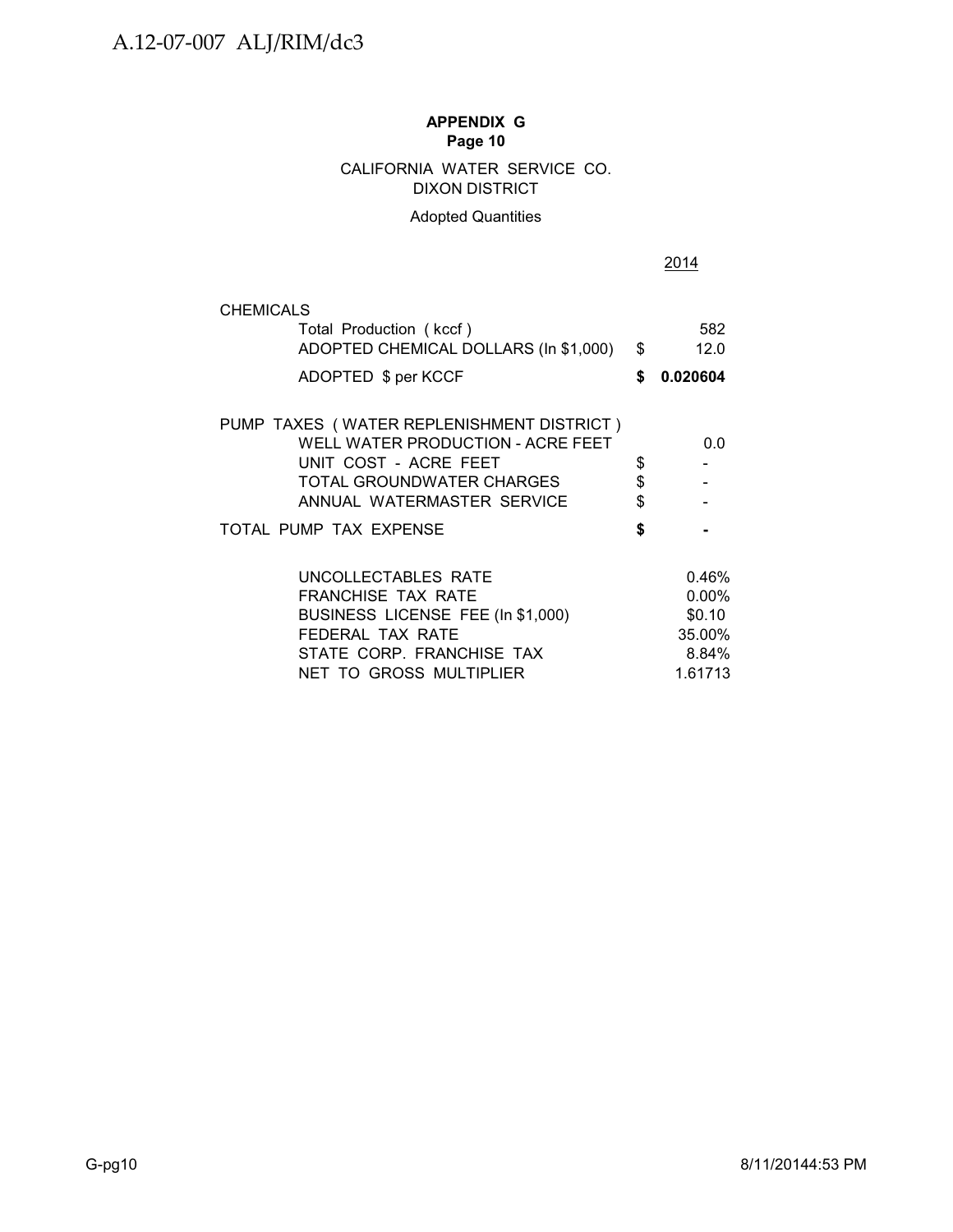**APPENDIX G**
**Page 10**

CALIFORNIA WATER SERVICE CO.
DIXON DISTRICT

Adopted Quantities

| | | 2014 |
|---|---|---|
| **CHEMICALS** | | |
| Total Production ( kccf ) | | 582 |
| ADOPTED CHEMICAL DOLLARS (In $1,000) | $ | 12.0 |
| ADOPTED $ per KCCF | **$** | **0.020604** |
| **PUMP TAXES ( WATER REPLENISHMENT DISTRICT )** | | |
| WELL WATER PRODUCTION - ACRE FEET | | 0.0 |
| UNIT COST - ACRE FEET | $ | - |
| TOTAL GROUNDWATER CHARGES | $ | - |
| ANNUAL WATERMASTER SERVICE | $ | - |
| TOTAL PUMP TAX EXPENSE | **$** | **-** |
| UNCOLLECTABLES RATE | | 0.46% |
| FRANCHISE TAX RATE | | 0.00% |
| BUSINESS LICENSE FEE (In $1,000) | | $0.10 |
| FEDERAL TAX RATE | | 35.00% |
| STATE CORP. FRANCHISE TAX | | 8.84% |
| NET TO GROSS MULTIPLIER | | 1.61713 |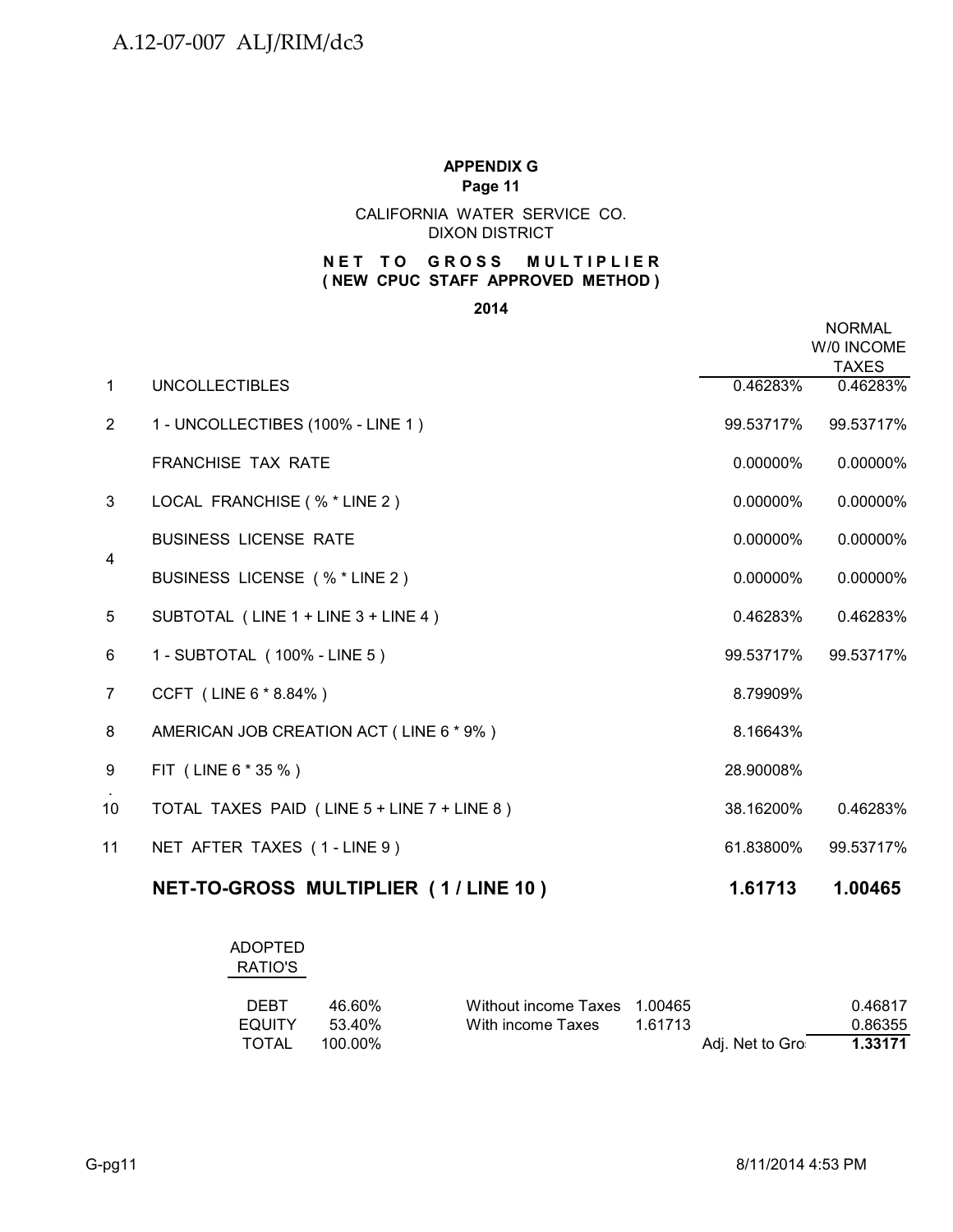**APPENDIX G**
**Page 11**

CALIFORNIA WATER SERVICE CO.
DIXON DISTRICT

**NET TO GROSS MULTIPLIER**
**( NEW CPUC STAFF APPROVED METHOD )**

**2014**

| | | | NORMAL W/0 INCOME TAXES |
|---|---|---|---|
| 1 | UNCOLLECTIBLES | 0.46283% | 0.46283% |
| 2 | 1 - UNCOLLECTIBES (100% - LINE 1 ) | 99.53717% | 99.53717% |
| | FRANCHISE TAX RATE | 0.00000% | 0.00000% |
| 3 | LOCAL FRANCHISE ( % * LINE 2 ) | 0.00000% | 0.00000% |
| 4 | BUSINESS LICENSE RATE | 0.00000% | 0.00000% |
| | BUSINESS LICENSE ( % * LINE 2 ) | 0.00000% | 0.00000% |
| 5 | SUBTOTAL ( LINE 1 + LINE 3 + LINE 4 ) | 0.46283% | 0.46283% |
| 6 | 1 - SUBTOTAL ( 100% - LINE 5 ) | 99.53717% | 99.53717% |
| 7 | CCFT ( LINE 6 * 8.84% ) | 8.79909% | |
| 8 | AMERICAN JOB CREATION ACT ( LINE 6 * 9% ) | 8.16643% | |
| 9 | FIT ( LINE 6 * 35 % ) | 28.90008% | |
| 10 | TOTAL TAXES PAID ( LINE 5 + LINE 7 + LINE 8 ) | 38.16200% | 0.46283% |
| 11 | NET AFTER TAXES ( 1 - LINE 9 ) | 61.83800% | 99.53717% |
| | **NET-TO-GROSS MULTIPLIER ( 1 / LINE 10 )** | **1.61713** | **1.00465** |

| ADOPTED RATIO'S | | | | | |
|---|---|---|---|---|---|
| DEBT | 46.60% | Without income Taxes | 1.00465 | | 0.46817 |
| EQUITY | 53.40% | With income Taxes | 1.61713 | | 0.86355 |
| TOTAL | 100.00% | | | Adj. Net to Gro | **1.33171** |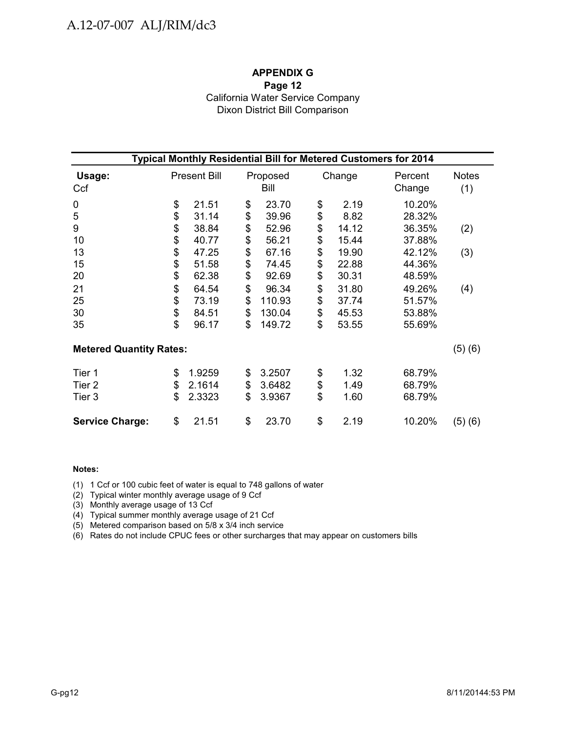**APPENDIX G**
**Page 12**
California Water Service Company
Dixon District Bill Comparison

| **Typical Monthly Residential Bill for Metered Customers for 2014** | | | | | |
|---|---|---|---|---|---|
| **Usage:** Ccf | Present Bill | Proposed Bill | Change | Percent Change | Notes (1) |
| 0 | $ 21.51 | $ 23.70 | $ 2.19 | 10.20% | |
| 5 | $ 31.14 | $ 39.96 | $ 8.82 | 28.32% | |
| 9 | $ 38.84 | $ 52.96 | $ 14.12 | 36.35% | (2) |
| 10 | $ 40.77 | $ 56.21 | $ 15.44 | 37.88% | |
| 13 | $ 47.25 | $ 67.16 | $ 19.90 | 42.12% | (3) |
| 15 | $ 51.58 | $ 74.45 | $ 22.88 | 44.36% | |
| 20 | $ 62.38 | $ 92.69 | $ 30.31 | 48.59% | |
| 21 | $ 64.54 | $ 96.34 | $ 31.80 | 49.26% | (4) |
| 25 | $ 73.19 | $ 110.93 | $ 37.74 | 51.57% | |
| 30 | $ 84.51 | $ 130.04 | $ 45.53 | 53.88% | |
| 35 | $ 96.17 | $ 149.72 | $ 53.55 | 55.69% | |
| **Metered Quantity Rates:** | | | | | (5) (6) |
| Tier 1 | $ 1.9259 | $ 3.2507 | $ 1.32 | 68.79% | |
| Tier 2 | $ 2.1614 | $ 3.6482 | $ 1.49 | 68.79% | |
| Tier 3 | $ 2.3323 | $ 3.9367 | $ 1.60 | 68.79% | |
| **Service Charge:** | $ 21.51 | $ 23.70 | $ 2.19 | 10.20% | (5) (6) |

**Notes:**

(1) 1 Ccf or 100 cubic feet of water is equal to 748 gallons of water
(2) Typical winter monthly average usage of 9 Ccf
(3) Monthly average usage of 13 Ccf
(4) Typical summer monthly average usage of 21 Ccf
(5) Metered comparison based on 5/8 x 3/4 inch service
(6) Rates do not include CPUC fees or other surcharges that may appear on customers bills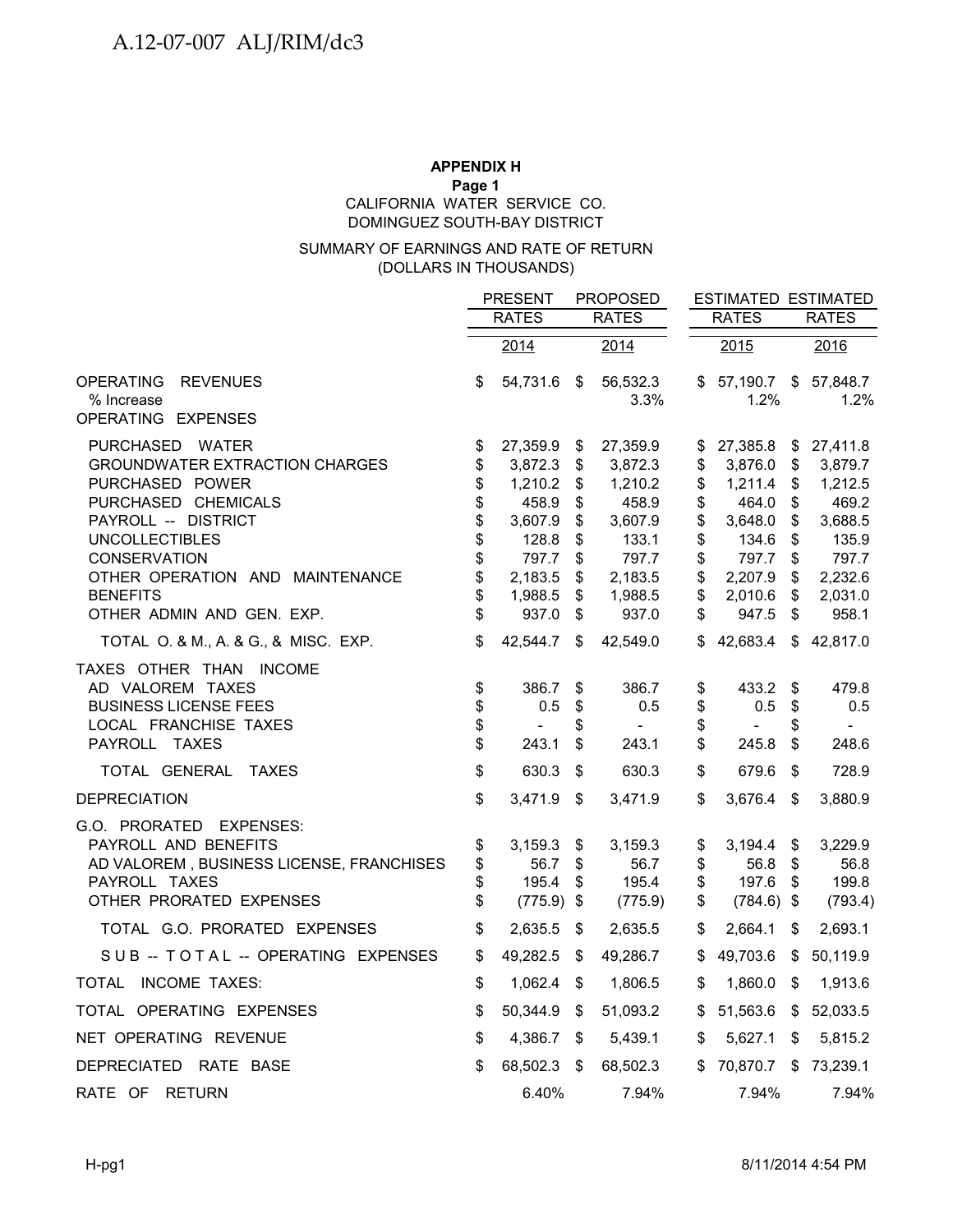**APPENDIX H**
**Page 1**
CALIFORNIA WATER SERVICE CO.
DOMINGUEZ SOUTH-BAY DISTRICT

SUMMARY OF EARNINGS AND RATE OF RETURN
(DOLLARS IN THOUSANDS)

| | PRESENT RATES 2014 | PROPOSED RATES 2014 | ESTIMATED RATES 2015 | ESTIMATED RATES 2016 |
|---|---|---|---|---|
| OPERATING REVENUES | $ 54,731.6 | $ 56,532.3 | $ 57,190.7 | $ 57,848.7 |
| % Increase | | 3.3% | 1.2% | 1.2% |
| OPERATING EXPENSES | | | | |
| PURCHASED WATER | $ 27,359.9 | $ 27,359.9 | $ 27,385.8 | $ 27,411.8 |
| GROUNDWATER EXTRACTION CHARGES | $ 3,872.3 | $ 3,872.3 | $ 3,876.0 | $ 3,879.7 |
| PURCHASED POWER | $ 1,210.2 | $ 1,210.2 | $ 1,211.4 | $ 1,212.5 |
| PURCHASED CHEMICALS | $ 458.9 | $ 458.9 | $ 464.0 | $ 469.2 |
| PAYROLL -- DISTRICT | $ 3,607.9 | $ 3,607.9 | $ 3,648.0 | $ 3,688.5 |
| UNCOLLECTIBLES | $ 128.8 | $ 133.1 | $ 134.6 | $ 135.9 |
| CONSERVATION | $ 797.7 | $ 797.7 | $ 797.7 | $ 797.7 |
| OTHER OPERATION AND MAINTENANCE | $ 2,183.5 | $ 2,183.5 | $ 2,207.9 | $ 2,232.6 |
| BENEFITS | $ 1,988.5 | $ 1,988.5 | $ 2,010.6 | $ 2,031.0 |
| OTHER ADMIN AND GEN. EXP. | $ 937.0 | $ 937.0 | $ 947.5 | $ 958.1 |
| TOTAL O. & M., A. & G., & MISC. EXP. | $ 42,544.7 | $ 42,549.0 | $ 42,683.4 | $ 42,817.0 |
| TAXES OTHER THAN INCOME | | | | |
| AD VALOREM TAXES | $ 386.7 | $ 386.7 | $ 433.2 | $ 479.8 |
| BUSINESS LICENSE FEES | $ 0.5 | $ 0.5 | $ 0.5 | $ 0.5 |
| LOCAL FRANCHISE TAXES | $ - | $ - | $ - | $ - |
| PAYROLL TAXES | $ 243.1 | $ 243.1 | $ 245.8 | $ 248.6 |
| TOTAL GENERAL TAXES | $ 630.3 | $ 630.3 | $ 679.6 | $ 728.9 |
| DEPRECIATION | $ 3,471.9 | $ 3,471.9 | $ 3,676.4 | $ 3,880.9 |
| G.O. PRORATED EXPENSES: | | | | |
| PAYROLL AND BENEFITS | $ 3,159.3 | $ 3,159.3 | $ 3,194.4 | $ 3,229.9 |
| AD VALOREM , BUSINESS LICENSE, FRANCHISES | $ 56.7 | $ 56.7 | $ 56.8 | $ 56.8 |
| PAYROLL TAXES | $ 195.4 | $ 195.4 | $ 197.6 | $ 199.8 |
| OTHER PRORATED EXPENSES | $ (775.9) | $ (775.9) | $ (784.6) | $ (793.4) |
| TOTAL G.O. PRORATED EXPENSES | $ 2,635.5 | $ 2,635.5 | $ 2,664.1 | $ 2,693.1 |
| S U B -- T O T A L -- OPERATING EXPENSES | $ 49,282.5 | $ 49,286.7 | $ 49,703.6 | $ 50,119.9 |
| TOTAL INCOME TAXES: | $ 1,062.4 | $ 1,806.5 | $ 1,860.0 | $ 1,913.6 |
| TOTAL OPERATING EXPENSES | $ 50,344.9 | $ 51,093.2 | $ 51,563.6 | $ 52,033.5 |
| NET OPERATING REVENUE | $ 4,386.7 | $ 5,439.1 | $ 5,627.1 | $ 5,815.2 |
| DEPRECIATED RATE BASE | $ 68,502.3 | $ 68,502.3 | $ 70,870.7 | $ 73,239.1 |
| RATE OF RETURN | 6.40% | 7.94% | 7.94% | 7.94% |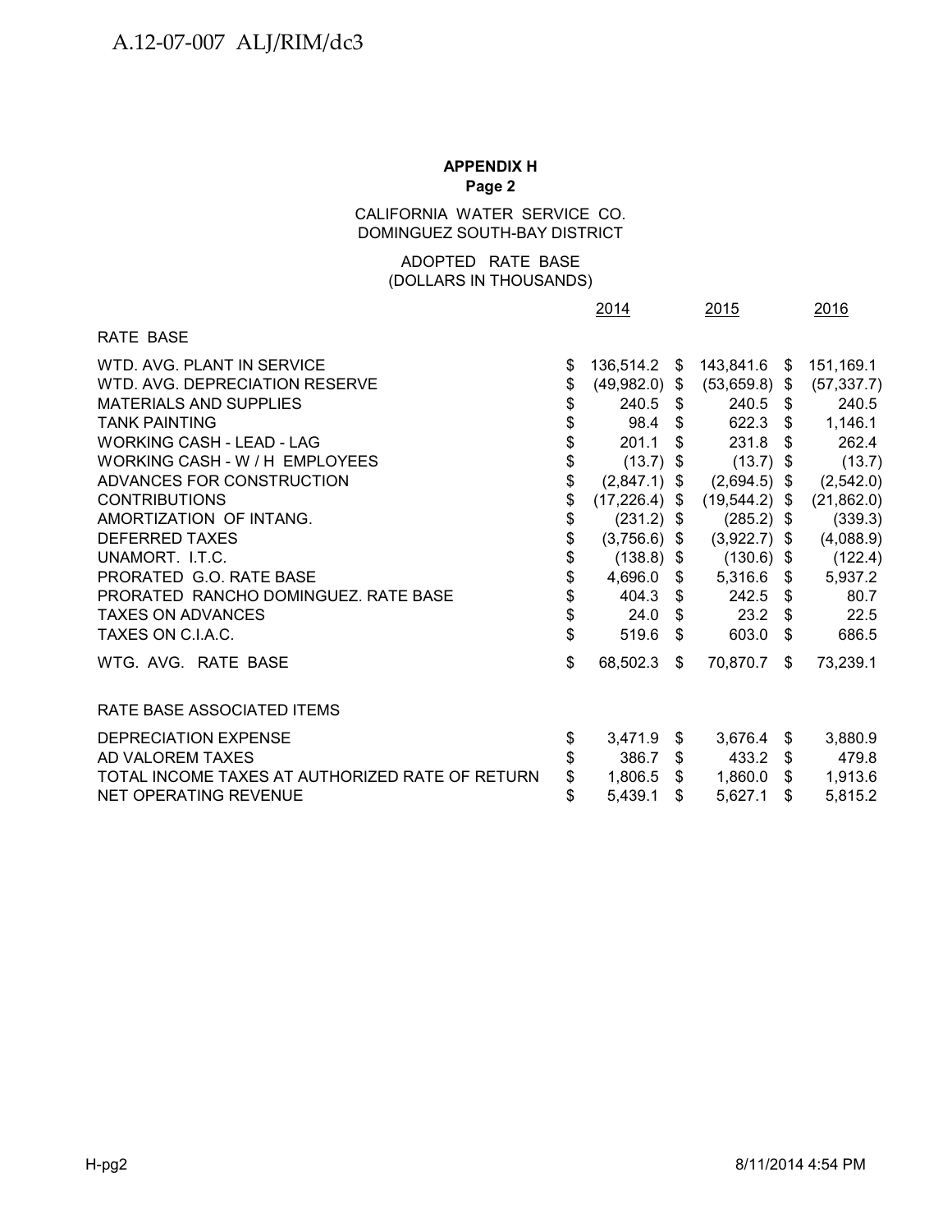**APPENDIX H**
**Page 2**

CALIFORNIA WATER SERVICE CO.
DOMINGUEZ SOUTH-BAY DISTRICT

ADOPTED RATE BASE
(DOLLARS IN THOUSANDS)

| | 2014 | 2015 | 2016 |
|---|---|---|---|
| **RATE BASE** | | | |
| WTD. AVG. PLANT IN SERVICE | $ 136,514.2 | $ 143,841.6 | $ 151,169.1 |
| WTD. AVG. DEPRECIATION RESERVE | $ (49,982.0) | $ (53,659.8) | $ (57,337.7) |
| MATERIALS AND SUPPLIES | $ 240.5 | $ 240.5 | $ 240.5 |
| TANK PAINTING | $ 98.4 | $ 622.3 | $ 1,146.1 |
| WORKING CASH - LEAD - LAG | $ 201.1 | $ 231.8 | $ 262.4 |
| WORKING CASH - W / H EMPLOYEES | $ (13.7) | $ (13.7) | $ (13.7) |
| ADVANCES FOR CONSTRUCTION | $ (2,847.1) | $ (2,694.5) | $ (2,542.0) |
| CONTRIBUTIONS | $ (17,226.4) | $ (19,544.2) | $ (21,862.0) |
| AMORTIZATION OF INTANG. | $ (231.2) | $ (285.2) | $ (339.3) |
| DEFERRED TAXES | $ (3,756.6) | $ (3,922.7) | $ (4,088.9) |
| UNAMORT. I.T.C. | $ (138.8) | $ (130.6) | $ (122.4) |
| PRORATED G.O. RATE BASE | $ 4,696.0 | $ 5,316.6 | $ 5,937.2 |
| PRORATED RANCHO DOMINGUEZ. RATE BASE | $ 404.3 | $ 242.5 | $ 80.7 |
| TAXES ON ADVANCES | $ 24.0 | $ 23.2 | $ 22.5 |
| TAXES ON C.I.A.C. | $ 519.6 | $ 603.0 | $ 686.5 |
| WTG. AVG. RATE BASE | $ 68,502.3 | $ 70,870.7 | $ 73,239.1 |
| | | | |
| **RATE BASE ASSOCIATED ITEMS** | | | |
| DEPRECIATION EXPENSE | $ 3,471.9 | $ 3,676.4 | $ 3,880.9 |
| AD VALOREM TAXES | $ 386.7 | $ 433.2 | $ 479.8 |
| TOTAL INCOME TAXES AT AUTHORIZED RATE OF RETURN | $ 1,806.5 | $ 1,860.0 | $ 1,913.6 |
| NET OPERATING REVENUE | $ 5,439.1 | $ 5,627.1 | $ 5,815.2 |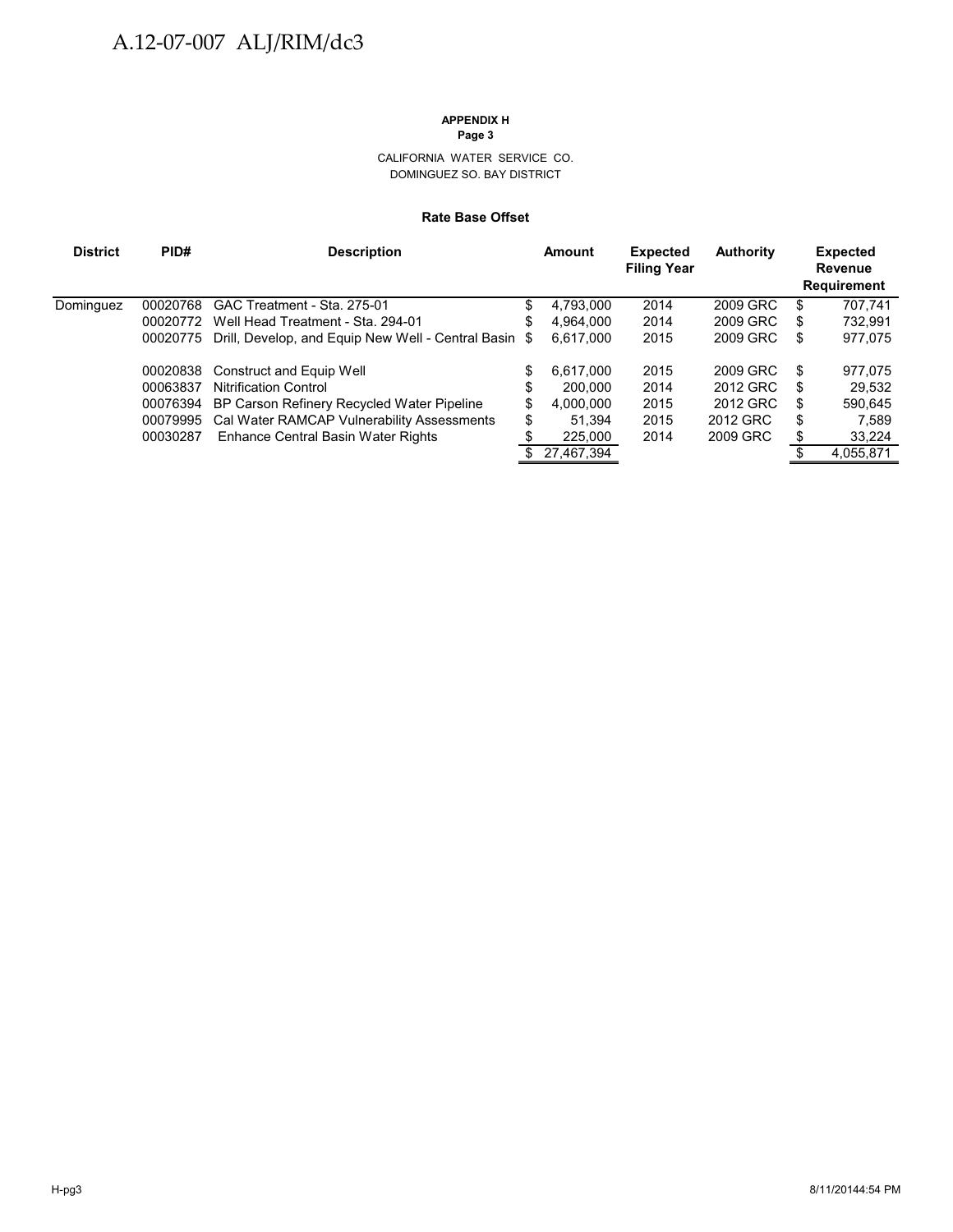**APPENDIX H**
**Page 3**

CALIFORNIA WATER SERVICE CO.
DOMINGUEZ SO. BAY DISTRICT

**Rate Base Offset**

| District | PID# | Description | Amount | Expected Filing Year | Authority | Expected Revenue Requirement |
|---|---|---|---|---|---|---|
| Dominguez | 00020768 | GAC Treatment - Sta. 275-01 | $ 4,793,000 | 2014 | 2009 GRC | $ 707,741 |
| | 00020772 | Well Head Treatment - Sta. 294-01 | $ 4,964,000 | 2014 | 2009 GRC | $ 732,991 |
| | 00020775 | Drill, Develop, and Equip New Well - Central Basin | $ 6,617,000 | 2015 | 2009 GRC | $ 977,075 |
| | 00020838 | Construct and Equip Well | $ 6,617,000 | 2015 | 2009 GRC | $ 977,075 |
| | 00063837 | Nitrification Control | $ 200,000 | 2014 | 2012 GRC | $ 29,532 |
| | 00076394 | BP Carson Refinery Recycled Water Pipeline | $ 4,000,000 | 2015 | 2012 GRC | $ 590,645 |
| | 00079995 | Cal Water RAMCAP Vulnerability Assessments | $ 51,394 | 2015 | 2012 GRC | $ 7,589 |
| | 00030287 | Enhance Central Basin Water Rights | $ 225,000 | 2014 | 2009 GRC | $ 33,224 |
| | | | $ 27,467,394 | | | $ 4,055,871 |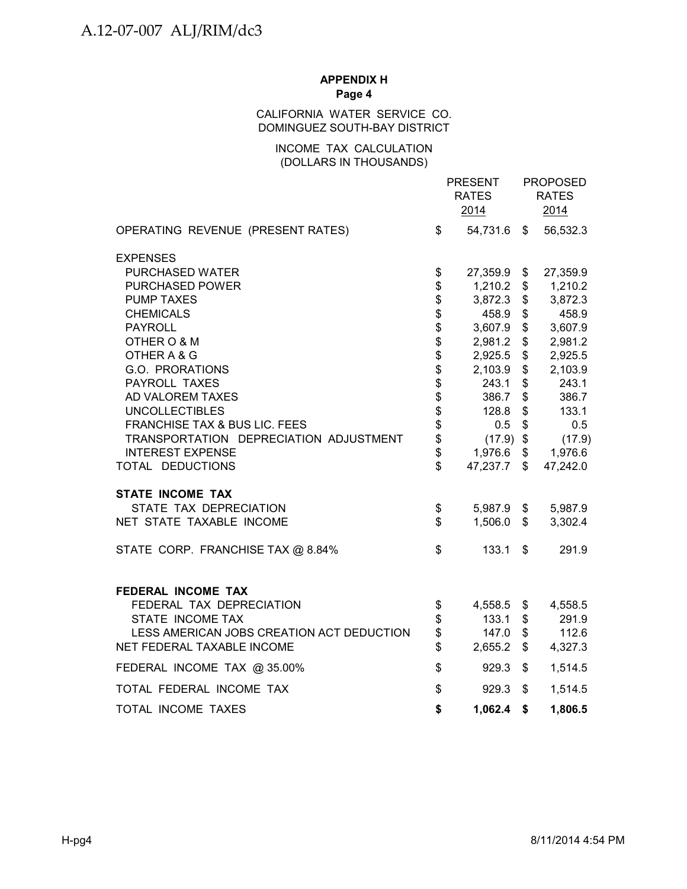**APPENDIX H**
**Page 4**

CALIFORNIA WATER SERVICE CO.
DOMINGUEZ SOUTH-BAY DISTRICT

INCOME TAX CALCULATION
(DOLLARS IN THOUSANDS)

| | PRESENT RATES 2014 | PROPOSED RATES 2014 |
|---|---|---|
| OPERATING REVENUE (PRESENT RATES) | $ 54,731.6 | $ 56,532.3 |
| EXPENSES | | |
| PURCHASED WATER | $ 27,359.9 | $ 27,359.9 |
| PURCHASED POWER | $ 1,210.2 | $ 1,210.2 |
| PUMP TAXES | $ 3,872.3 | $ 3,872.3 |
| CHEMICALS | $ 458.9 | $ 458.9 |
| PAYROLL | $ 3,607.9 | $ 3,607.9 |
| OTHER O & M | $ 2,981.2 | $ 2,981.2 |
| OTHER A & G | $ 2,925.5 | $ 2,925.5 |
| G.O. PRORATIONS | $ 2,103.9 | $ 2,103.9 |
| PAYROLL TAXES | $ 243.1 | $ 243.1 |
| AD VALOREM TAXES | $ 386.7 | $ 386.7 |
| UNCOLLECTIBLES | $ 128.8 | $ 133.1 |
| FRANCHISE TAX & BUS LIC. FEES | $ 0.5 | $ 0.5 |
| TRANSPORTATION DEPRECIATION ADJUSTMENT | $ (17.9) | $ (17.9) |
| INTEREST EXPENSE | $ 1,976.6 | $ 1,976.6 |
| TOTAL DEDUCTIONS | $ 47,237.7 | $ 47,242.0 |
| **STATE INCOME TAX** | | |
| STATE TAX DEPRECIATION | $ 5,987.9 | $ 5,987.9 |
| NET STATE TAXABLE INCOME | $ 1,506.0 | $ 3,302.4 |
| STATE CORP. FRANCHISE TAX @ 8.84% | $ 133.1 | $ 291.9 |
| **FEDERAL INCOME TAX** | | |
| FEDERAL TAX DEPRECIATION | $ 4,558.5 | $ 4,558.5 |
| STATE INCOME TAX | $ 133.1 | $ 291.9 |
| LESS AMERICAN JOBS CREATION ACT DEDUCTION | $ 147.0 | $ 112.6 |
| NET FEDERAL TAXABLE INCOME | $ 2,655.2 | $ 4,327.3 |
| FEDERAL INCOME TAX @ 35.00% | $ 929.3 | $ 1,514.5 |
| TOTAL FEDERAL INCOME TAX | $ 929.3 | $ 1,514.5 |
| **TOTAL INCOME TAXES** | **$ 1,062.4** | **$ 1,806.5** |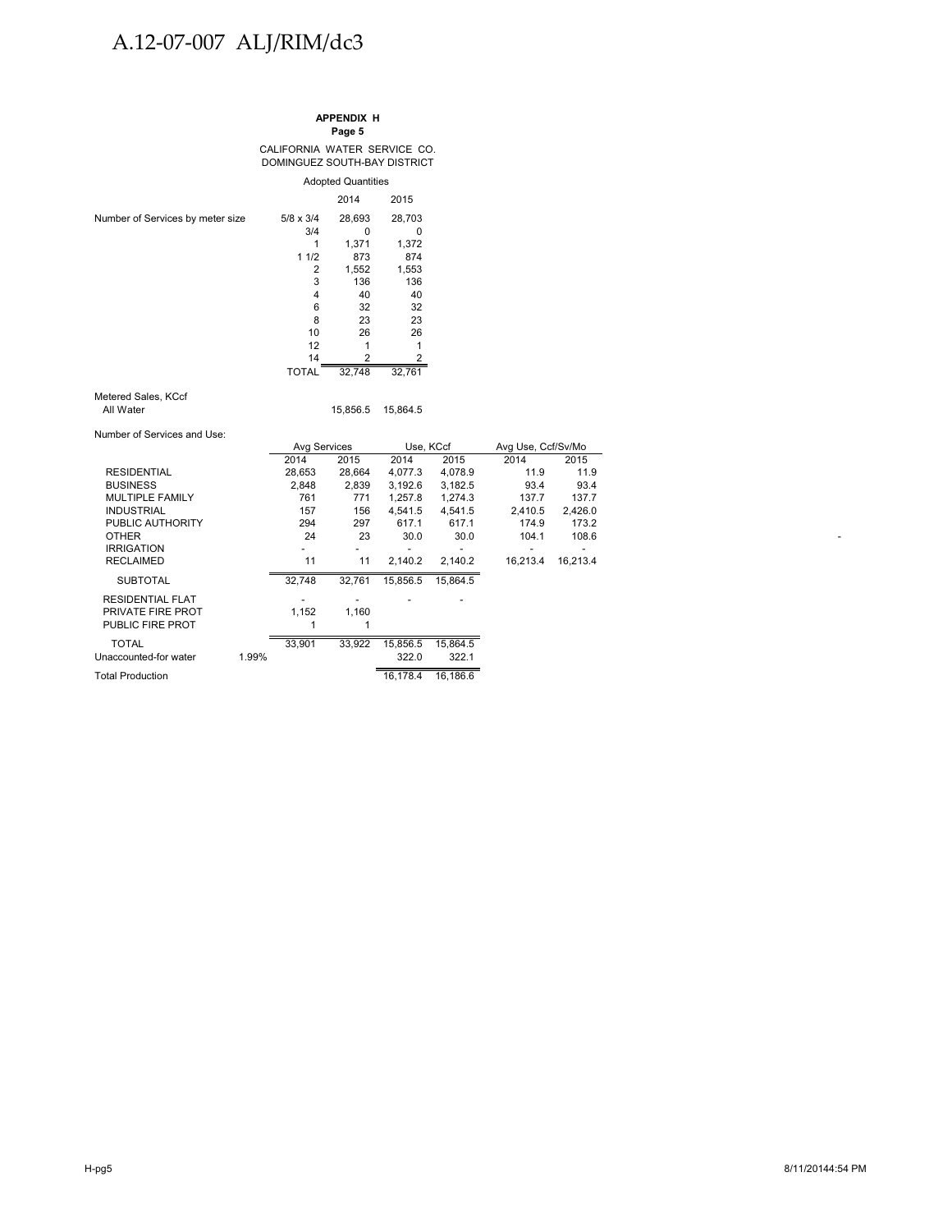A.12-07-007 ALJ/RIM/dc3

**APPENDIX H**
**Page 5**

CALIFORNIA WATER SERVICE CO.
DOMINGUEZ SOUTH-BAY DISTRICT

Adopted Quantities

| | | 2014 | 2015 |
|---|---|---|---|
| Number of Services by meter size | 5/8 x 3/4 | 28,693 | 28,703 |
| | 3/4 | 0 | 0 |
| | 1 | 1,371 | 1,372 |
| | 1 1/2 | 873 | 874 |
| | 2 | 1,552 | 1,553 |
| | 3 | 136 | 136 |
| | 4 | 40 | 40 |
| | 6 | 32 | 32 |
| | 8 | 23 | 23 |
| | 10 | 26 | 26 |
| | 12 | 1 | 1 |
| | 14 | 2 | 2 |
| | TOTAL | 32,748 | 32,761 |

Metered Sales, KCcf

| | 2014 | 2015 |
|---|---|---|
| All Water | 15,856.5 | 15,864.5 |

Number of Services and Use:

| | Avg Services | | Use, KCcf | | Avg Use, Ccf/Sv/Mo | |
|---|---|---|---|---|---|---|
| | 2014 | 2015 | 2014 | 2015 | 2014 | 2015 |
| RESIDENTIAL | 28,653 | 28,664 | 4,077.3 | 4,078.9 | 11.9 | 11.9 |
| BUSINESS | 2,848 | 2,839 | 3,192.6 | 3,182.5 | 93.4 | 93.4 |
| MULTIPLE FAMILY | 761 | 771 | 1,257.8 | 1,274.3 | 137.7 | 137.7 |
| INDUSTRIAL | 157 | 156 | 4,541.5 | 4,541.5 | 2,410.5 | 2,426.0 |
| PUBLIC AUTHORITY | 294 | 297 | 617.1 | 617.1 | 174.9 | 173.2 |
| OTHER | 24 | 23 | 30.0 | 30.0 | 104.1 | 108.6 |
| IRRIGATION | - | - | - | - | - | - |
| RECLAIMED | 11 | 11 | 2,140.2 | 2,140.2 | 16,213.4 | 16,213.4 |
| SUBTOTAL | 32,748 | 32,761 | 15,856.5 | 15,864.5 | | |
| RESIDENTIAL FLAT | - | - | - | - | | |
| PRIVATE FIRE PROT | 1,152 | 1,160 | | | | |
| PUBLIC FIRE PROT | 1 | 1 | | | | |
| TOTAL | 33,901 | 33,922 | 15,856.5 | 15,864.5 | | |
| Unaccounted-for water 1.99% | | | 322.0 | 322.1 | | |
| Total Production | | | 16,178.4 | 16,186.6 | | |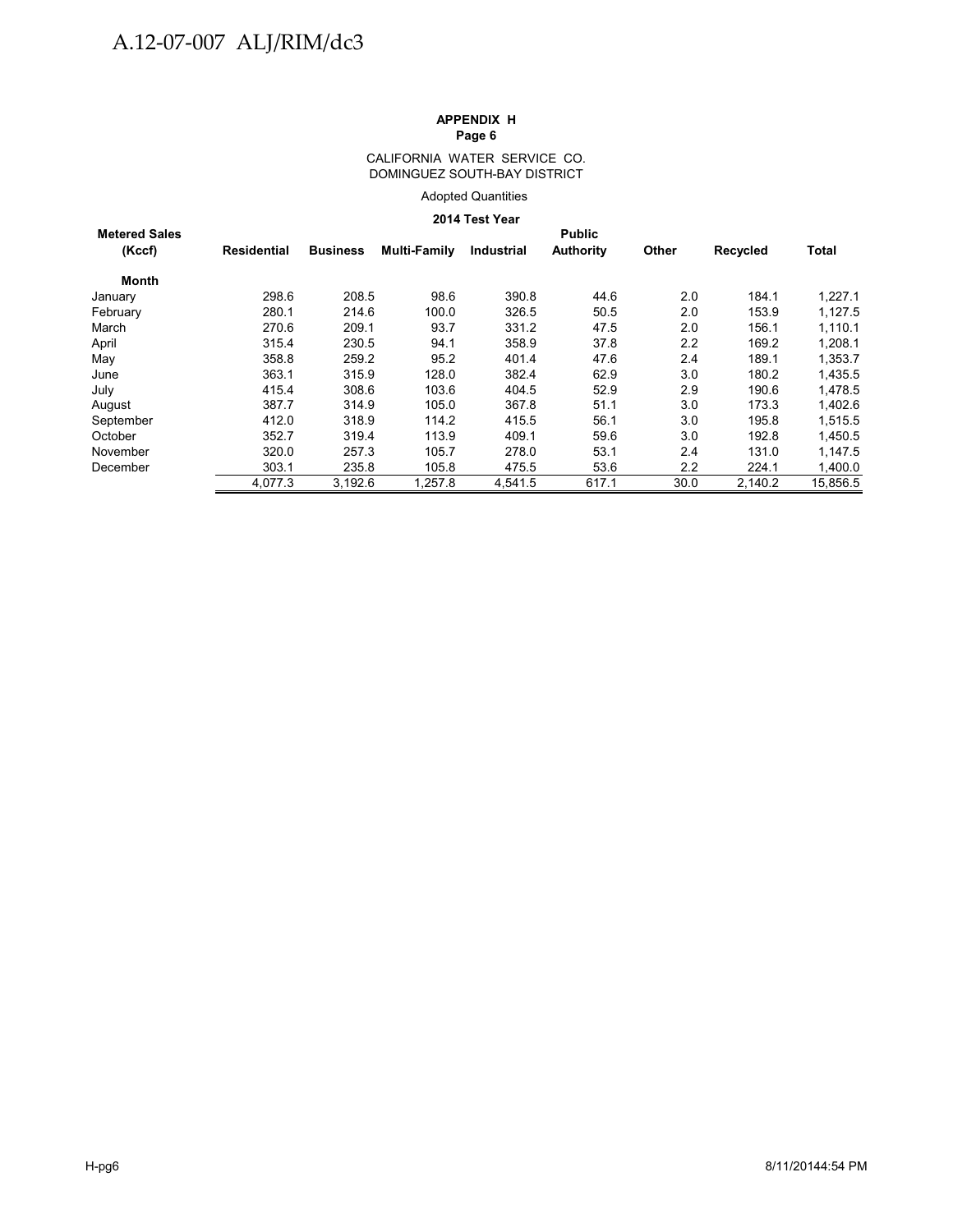**APPENDIX H**
**Page 6**

CALIFORNIA WATER SERVICE CO.
DOMINGUEZ SOUTH-BAY DISTRICT

Adopted Quantities

**2014 Test Year**

| Metered Sales (Kccf) | Residential | Business | Multi-Family | Industrial | Public Authority | Other | Recycled | Total |
|---|---|---|---|---|---|---|---|---|
| **Month** | | | | | | | | |
| January | 298.6 | 208.5 | 98.6 | 390.8 | 44.6 | 2.0 | 184.1 | 1,227.1 |
| February | 280.1 | 214.6 | 100.0 | 326.5 | 50.5 | 2.0 | 153.9 | 1,127.5 |
| March | 270.6 | 209.1 | 93.7 | 331.2 | 47.5 | 2.0 | 156.1 | 1,110.1 |
| April | 315.4 | 230.5 | 94.1 | 358.9 | 37.8 | 2.2 | 169.2 | 1,208.1 |
| May | 358.8 | 259.2 | 95.2 | 401.4 | 47.6 | 2.4 | 189.1 | 1,353.7 |
| June | 363.1 | 315.9 | 128.0 | 382.4 | 62.9 | 3.0 | 180.2 | 1,435.5 |
| July | 415.4 | 308.6 | 103.6 | 404.5 | 52.9 | 2.9 | 190.6 | 1,478.5 |
| August | 387.7 | 314.9 | 105.0 | 367.8 | 51.1 | 3.0 | 173.3 | 1,402.6 |
| September | 412.0 | 318.9 | 114.2 | 415.5 | 56.1 | 3.0 | 195.8 | 1,515.5 |
| October | 352.7 | 319.4 | 113.9 | 409.1 | 59.6 | 3.0 | 192.8 | 1,450.5 |
| November | 320.0 | 257.3 | 105.7 | 278.0 | 53.1 | 2.4 | 131.0 | 1,147.5 |
| December | 303.1 | 235.8 | 105.8 | 475.5 | 53.6 | 2.2 | 224.1 | 1,400.0 |
| | 4,077.3 | 3,192.6 | 1,257.8 | 4,541.5 | 617.1 | 30.0 | 2,140.2 | 15,856.5 |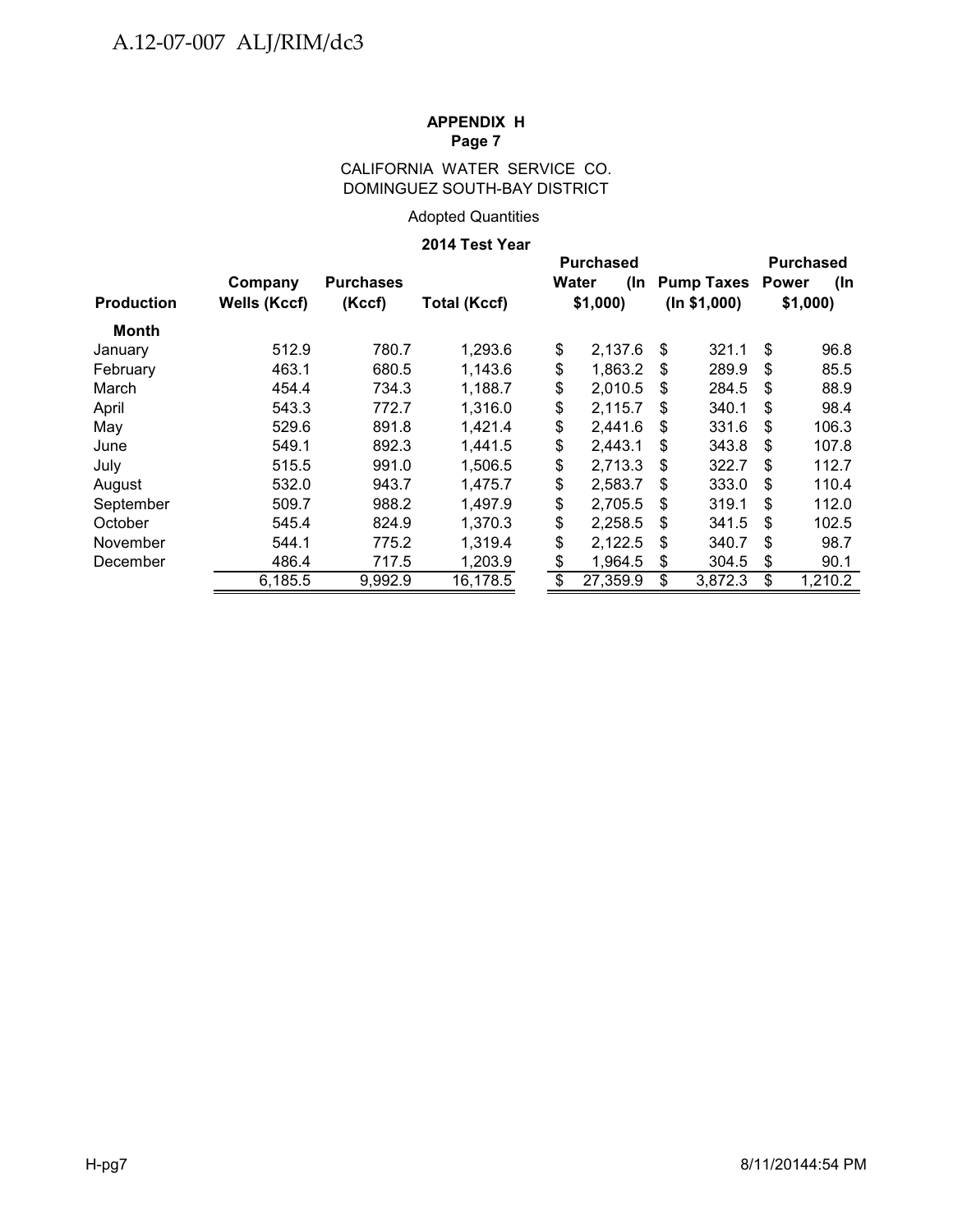A.12-07-007 ALJ/RIM/dc3

**APPENDIX H**
**Page 7**

CALIFORNIA WATER SERVICE CO.
DOMINGUEZ SOUTH-BAY DISTRICT

Adopted Quantities

**2014 Test Year**

| Production | Company Wells (Kccf) | Purchases (Kccf) | Total (Kccf) | Purchased Water (In $1,000) | Pump Taxes (In $1,000) | Purchased Power (In $1,000) |
|---|---|---|---|---|---|---|
| **Month** | | | | | | |
| January | 512.9 | 780.7 | 1,293.6 | $ 2,137.6 | $ 321.1 | $ 96.8 |
| February | 463.1 | 680.5 | 1,143.6 | $ 1,863.2 | $ 289.9 | $ 85.5 |
| March | 454.4 | 734.3 | 1,188.7 | $ 2,010.5 | $ 284.5 | $ 88.9 |
| April | 543.3 | 772.7 | 1,316.0 | $ 2,115.7 | $ 340.1 | $ 98.4 |
| May | 529.6 | 891.8 | 1,421.4 | $ 2,441.6 | $ 331.6 | $ 106.3 |
| June | 549.1 | 892.3 | 1,441.5 | $ 2,443.1 | $ 343.8 | $ 107.8 |
| July | 515.5 | 991.0 | 1,506.5 | $ 2,713.3 | $ 322.7 | $ 112.7 |
| August | 532.0 | 943.7 | 1,475.7 | $ 2,583.7 | $ 333.0 | $ 110.4 |
| September | 509.7 | 988.2 | 1,497.9 | $ 2,705.5 | $ 319.1 | $ 112.0 |
| October | 545.4 | 824.9 | 1,370.3 | $ 2,258.5 | $ 341.5 | $ 102.5 |
| November | 544.1 | 775.2 | 1,319.4 | $ 2,122.5 | $ 340.7 | $ 98.7 |
| December | 486.4 | 717.5 | 1,203.9 | $ 1,964.5 | $ 304.5 | $ 90.1 |
| | 6,185.5 | 9,992.9 | 16,178.5 | $ 27,359.9 | $ 3,872.3 | $ 1,210.2 |

H-pg7 8/11/20144:54 PM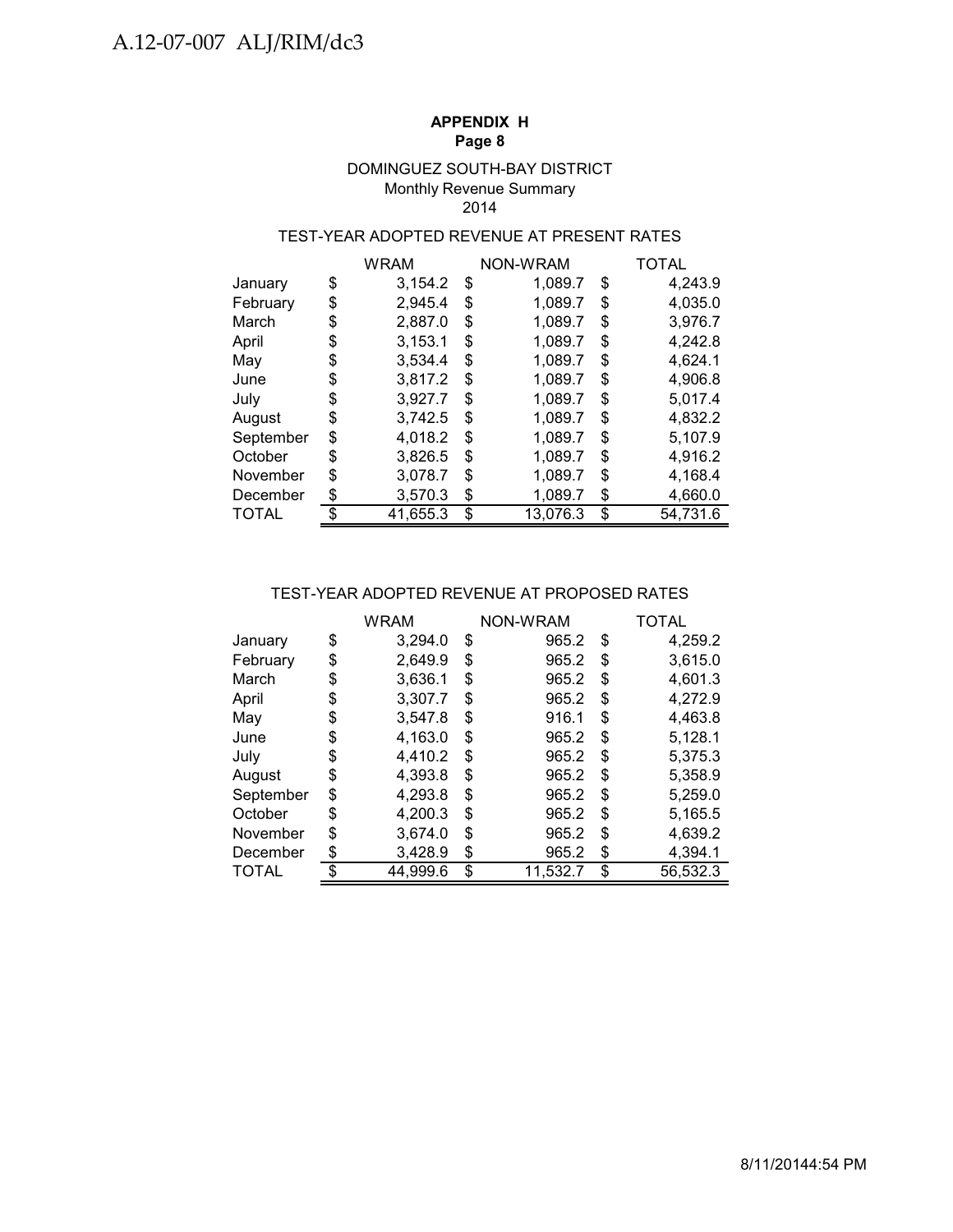**APPENDIX H**
**Page 8**

DOMINGUEZ SOUTH-BAY DISTRICT
Monthly Revenue Summary
2014

TEST-YEAR ADOPTED REVENUE AT PRESENT RATES

| | WRAM | NON-WRAM | TOTAL |
|---|---|---|---|
| January | $ 3,154.2 | $ 1,089.7 | $ 4,243.9 |
| February | $ 2,945.4 | $ 1,089.7 | $ 4,035.0 |
| March | $ 2,887.0 | $ 1,089.7 | $ 3,976.7 |
| April | $ 3,153.1 | $ 1,089.7 | $ 4,242.8 |
| May | $ 3,534.4 | $ 1,089.7 | $ 4,624.1 |
| June | $ 3,817.2 | $ 1,089.7 | $ 4,906.8 |
| July | $ 3,927.7 | $ 1,089.7 | $ 5,017.4 |
| August | $ 3,742.5 | $ 1,089.7 | $ 4,832.2 |
| September | $ 4,018.2 | $ 1,089.7 | $ 5,107.9 |
| October | $ 3,826.5 | $ 1,089.7 | $ 4,916.2 |
| November | $ 3,078.7 | $ 1,089.7 | $ 4,168.4 |
| December | $ 3,570.3 | $ 1,089.7 | $ 4,660.0 |
| TOTAL | $ 41,655.3 | $ 13,076.3 | $ 54,731.6 |

TEST-YEAR ADOPTED REVENUE AT PROPOSED RATES

| | WRAM | NON-WRAM | TOTAL |
|---|---|---|---|
| January | $ 3,294.0 | $ 965.2 | $ 4,259.2 |
| February | $ 2,649.9 | $ 965.2 | $ 3,615.0 |
| March | $ 3,636.1 | $ 965.2 | $ 4,601.3 |
| April | $ 3,307.7 | $ 965.2 | $ 4,272.9 |
| May | $ 3,547.8 | $ 916.1 | $ 4,463.8 |
| June | $ 4,163.0 | $ 965.2 | $ 5,128.1 |
| July | $ 4,410.2 | $ 965.2 | $ 5,375.3 |
| August | $ 4,393.8 | $ 965.2 | $ 5,358.9 |
| September | $ 4,293.8 | $ 965.2 | $ 5,259.0 |
| October | $ 4,200.3 | $ 965.2 | $ 5,165.5 |
| November | $ 3,674.0 | $ 965.2 | $ 4,639.2 |
| December | $ 3,428.9 | $ 965.2 | $ 4,394.1 |
| TOTAL | $ 44,999.6 | $ 11,532.7 | $ 56,532.3 |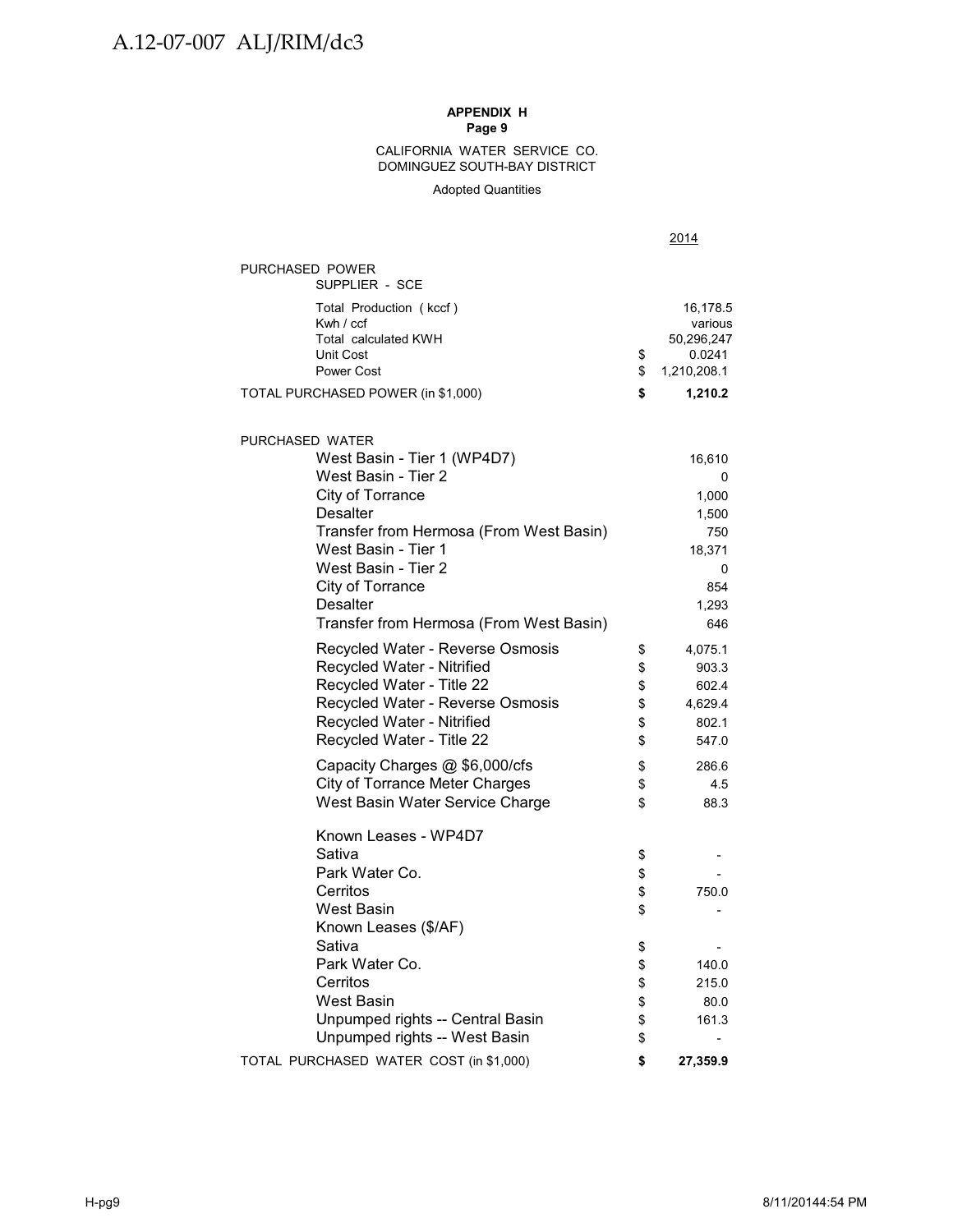**APPENDIX H**
**Page 9**

CALIFORNIA WATER SERVICE CO.
DOMINGUEZ SOUTH-BAY DISTRICT

Adopted Quantities

| | | 2014 |
|---|---|---|
| PURCHASED POWER | | |
| SUPPLIER - SCE | | |
| Total Production ( kccf ) | | 16,178.5 |
| Kwh / ccf | | various |
| Total calculated KWH | | 50,296,247 |
| Unit Cost | $ | 0.0241 |
| Power Cost | $ | 1,210,208.1 |
| **TOTAL PURCHASED POWER (in $1,000)** | **$** | **1,210.2** |
| | | |
| PURCHASED WATER | | |
| West Basin - Tier 1 (WP4D7) | | 16,610 |
| West Basin - Tier 2 | | 0 |
| City of Torrance | | 1,000 |
| Desalter | | 1,500 |
| Transfer from Hermosa (From West Basin) | | 750 |
| West Basin - Tier 1 | | 18,371 |
| West Basin - Tier 2 | | 0 |
| City of Torrance | | 854 |
| Desalter | | 1,293 |
| Transfer from Hermosa (From West Basin) | | 646 |
| Recycled Water - Reverse Osmosis | $ | 4,075.1 |
| Recycled Water - Nitrified | $ | 903.3 |
| Recycled Water - Title 22 | $ | 602.4 |
| Recycled Water - Reverse Osmosis | $ | 4,629.4 |
| Recycled Water - Nitrified | $ | 802.1 |
| Recycled Water - Title 22 | $ | 547.0 |
| Capacity Charges @ $6,000/cfs | $ | 286.6 |
| City of Torrance Meter Charges | $ | 4.5 |
| West Basin Water Service Charge | $ | 88.3 |
| Known Leases - WP4D7 | | |
| Sativa | $ | - |
| Park Water Co. | $ | - |
| Cerritos | $ | 750.0 |
| West Basin | $ | - |
| Known Leases ($/AF) | | |
| Sativa | $ | - |
| Park Water Co. | $ | 140.0 |
| Cerritos | $ | 215.0 |
| West Basin | $ | 80.0 |
| Unpumped rights -- Central Basin | $ | 161.3 |
| Unpumped rights -- West Basin | $ | - |
| **TOTAL PURCHASED WATER COST (in $1,000)** | **$** | **27,359.9** |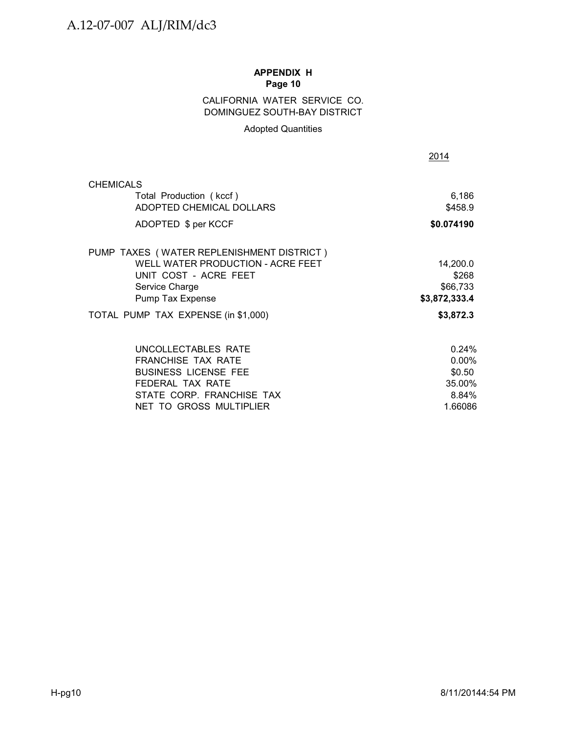**APPENDIX H**
**Page 10**

CALIFORNIA WATER SERVICE CO.
DOMINGUEZ SOUTH-BAY DISTRICT

Adopted Quantities

| | 2014 |
|---|---|
| CHEMICALS | |
| Total Production ( kccf ) | 6,186 |
| ADOPTED CHEMICAL DOLLARS | $458.9 |
| ADOPTED $ per KCCF | **$0.074190** |
| PUMP TAXES ( WATER REPLENISHMENT DISTRICT ) | |
| WELL WATER PRODUCTION - ACRE FEET | 14,200.0 |
| UNIT COST - ACRE FEET | $268 |
| Service Charge | $66,733 |
| Pump Tax Expense | **$3,872,333.4** |
| TOTAL PUMP TAX EXPENSE (in $1,000) | **$3,872.3** |
| UNCOLLECTABLES RATE | 0.24% |
| FRANCHISE TAX RATE | 0.00% |
| BUSINESS LICENSE FEE | $0.50 |
| FEDERAL TAX RATE | 35.00% |
| STATE CORP. FRANCHISE TAX | 8.84% |
| NET TO GROSS MULTIPLIER | 1.66086 |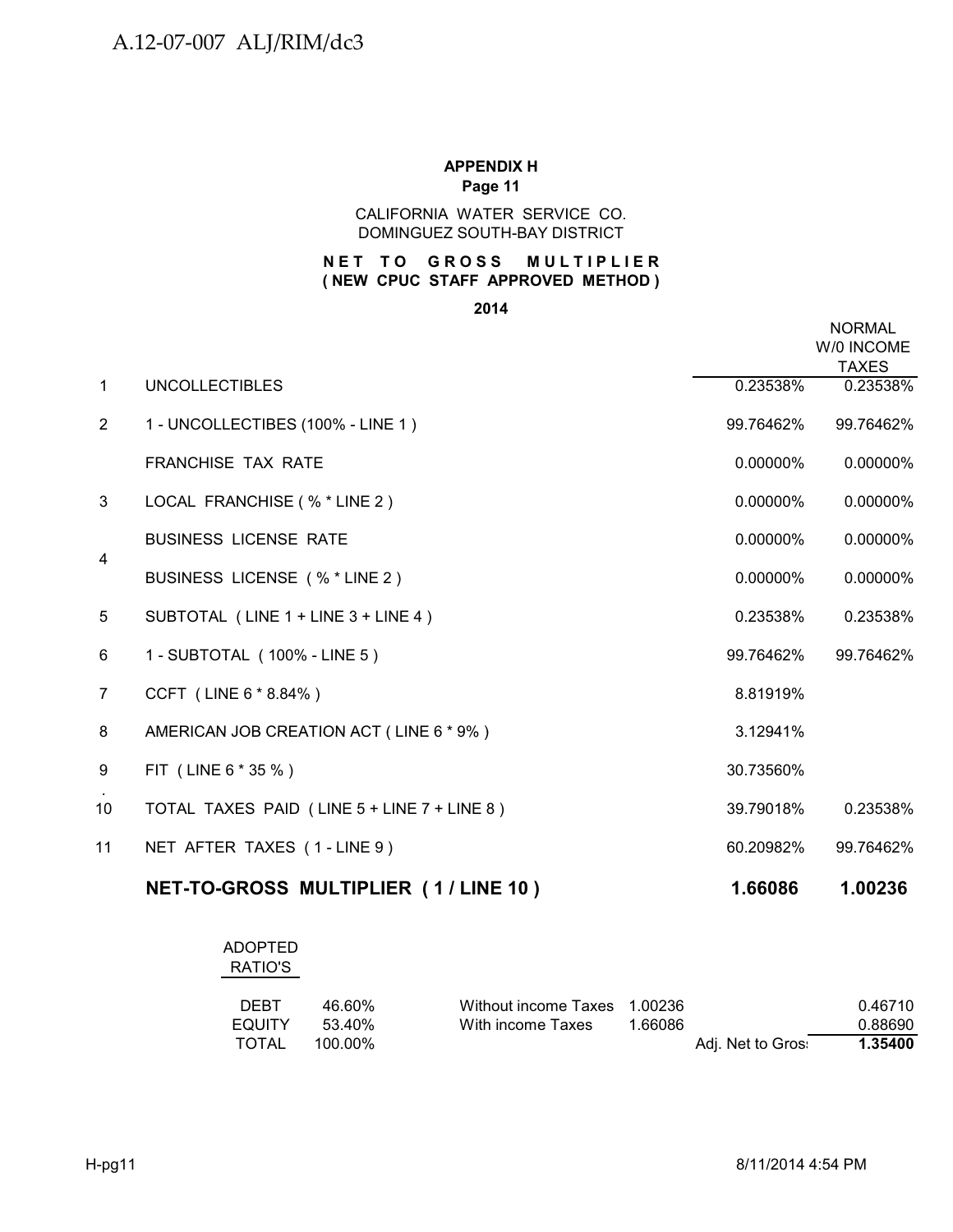**APPENDIX H**
**Page 11**

CALIFORNIA WATER SERVICE CO.
DOMINGUEZ SOUTH-BAY DISTRICT

**NET TO GROSS MULTIPLIER**
**( NEW CPUC STAFF APPROVED METHOD )**

**2014**

| | | | NORMAL W/0 INCOME TAXES |
|---|---|---|---|
| 1 | UNCOLLECTIBLES | 0.23538% | 0.23538% |
| 2 | 1 - UNCOLLECTIBES (100% - LINE 1 ) | 99.76462% | 99.76462% |
| | FRANCHISE TAX RATE | 0.00000% | 0.00000% |
| 3 | LOCAL FRANCHISE ( % * LINE 2 ) | 0.00000% | 0.00000% |
| 4 | BUSINESS LICENSE RATE | 0.00000% | 0.00000% |
| | BUSINESS LICENSE ( % * LINE 2 ) | 0.00000% | 0.00000% |
| 5 | SUBTOTAL ( LINE 1 + LINE 3 + LINE 4 ) | 0.23538% | 0.23538% |
| 6 | 1 - SUBTOTAL ( 100% - LINE 5 ) | 99.76462% | 99.76462% |
| 7 | CCFT ( LINE 6 * 8.84% ) | 8.81919% | |
| 8 | AMERICAN JOB CREATION ACT ( LINE 6 * 9% ) | 3.12941% | |
| 9 | FIT ( LINE 6 * 35 % ) | 30.73560% | |
| 10 | TOTAL TAXES PAID ( LINE 5 + LINE 7 + LINE 8 ) | 39.79018% | 0.23538% |
| 11 | NET AFTER TAXES ( 1 - LINE 9 ) | 60.20982% | 99.76462% |
| | **NET-TO-GROSS MULTIPLIER ( 1 / LINE 10 )** | **1.66086** | **1.00236** |

| ADOPTED RATIO'S | | | | | |
|---|---|---|---|---|---|
| DEBT | 46.60% | Without income Taxes | 1.00236 | | 0.46710 |
| EQUITY | 53.40% | With income Taxes | 1.66086 | | 0.88690 |
| TOTAL | 100.00% | | | Adj. Net to Gross | **1.35400** |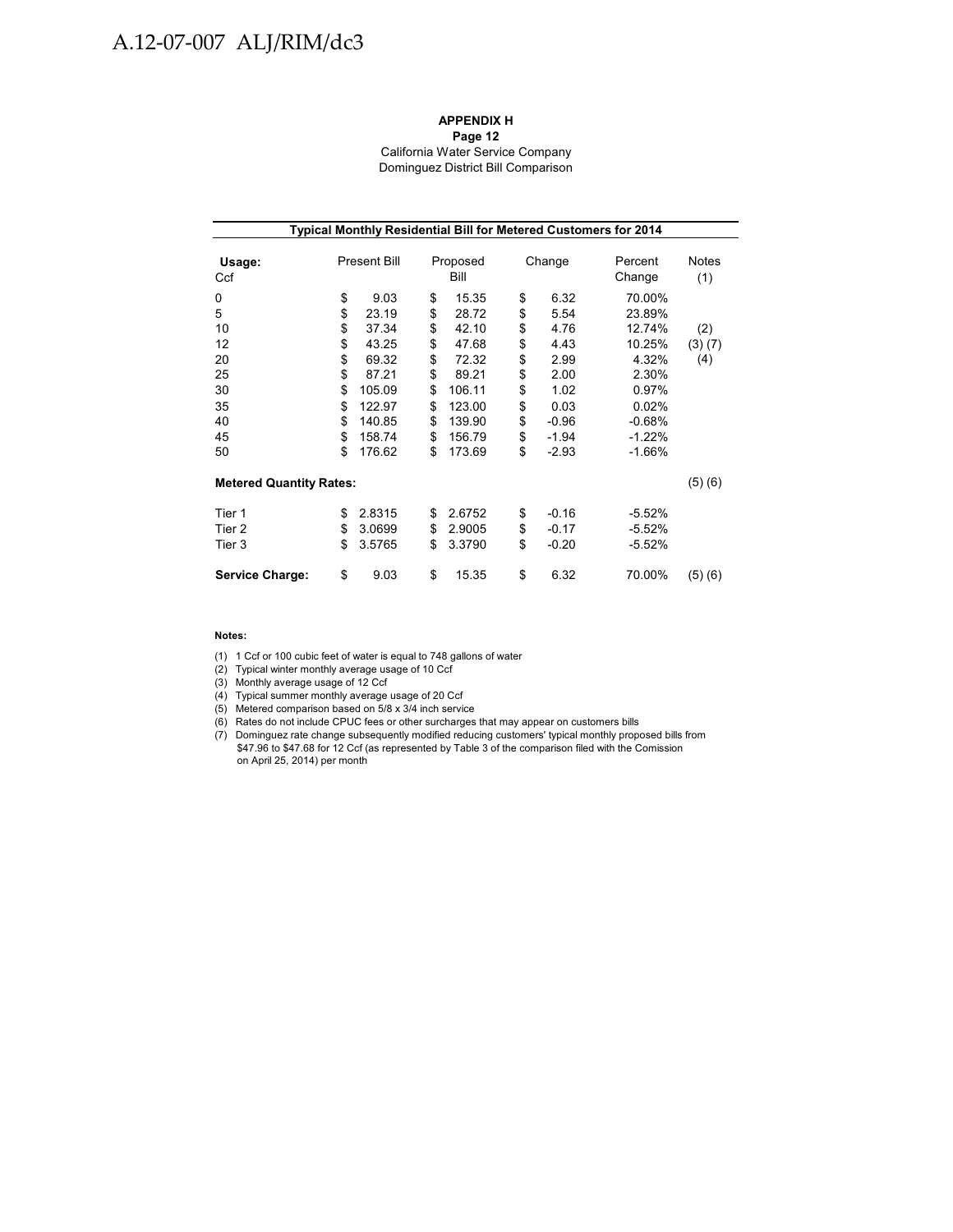**APPENDIX H**
**Page 12**
California Water Service Company
Dominguez District Bill Comparison

| Typical Monthly Residential Bill for Metered Customers for 2014 | | | | | |
|---|---|---|---|---|---|
| **Usage:** Ccf | Present Bill | Proposed Bill | Change | Percent Change | Notes (1) |
| 0 | $ 9.03 | $ 15.35 | $ 6.32 | 70.00% | |
| 5 | $ 23.19 | $ 28.72 | $ 5.54 | 23.89% | |
| 10 | $ 37.34 | $ 42.10 | $ 4.76 | 12.74% | (2) |
| 12 | $ 43.25 | $ 47.68 | $ 4.43 | 10.25% | (3) (7) |
| 20 | $ 69.32 | $ 72.32 | $ 2.99 | 4.32% | (4) |
| 25 | $ 87.21 | $ 89.21 | $ 2.00 | 2.30% | |
| 30 | $ 105.09 | $ 106.11 | $ 1.02 | 0.97% | |
| 35 | $ 122.97 | $ 123.00 | $ 0.03 | 0.02% | |
| 40 | $ 140.85 | $ 139.90 | $ -0.96 | -0.68% | |
| 45 | $ 158.74 | $ 156.79 | $ -1.94 | -1.22% | |
| 50 | $ 176.62 | $ 173.69 | $ -2.93 | -1.66% | |
| **Metered Quantity Rates:** | | | | | (5) (6) |
| Tier 1 | $ 2.8315 | $ 2.6752 | $ -0.16 | -5.52% | |
| Tier 2 | $ 3.0699 | $ 2.9005 | $ -0.17 | -5.52% | |
| Tier 3 | $ 3.5765 | $ 3.3790 | $ -0.20 | -5.52% | |
| **Service Charge:** | $ 9.03 | $ 15.35 | $ 6.32 | 70.00% | (5) (6) |

**Notes:**

(1) 1 Ccf or 100 cubic feet of water is equal to 748 gallons of water
(2) Typical winter monthly average usage of 10 Ccf
(3) Monthly average usage of 12 Ccf
(4) Typical summer monthly average usage of 20 Ccf
(5) Metered comparison based on 5/8 x 3/4 inch service
(6) Rates do not include CPUC fees or other surcharges that may appear on customers bills
(7) Dominguez rate change subsequently modified reducing customers' typical monthly proposed bills from $47.96 to $47.68 for 12 Ccf (as represented by Table 3 of the comparison filed with the Comission on April 25, 2014) per month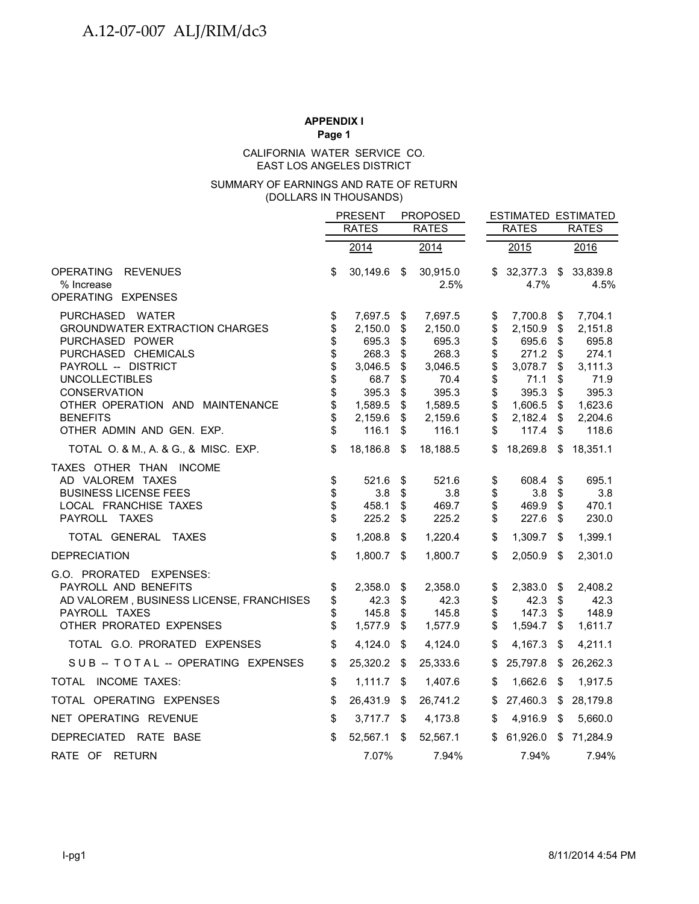**APPENDIX I**
**Page 1**

CALIFORNIA WATER SERVICE CO.
EAST LOS ANGELES DISTRICT

SUMMARY OF EARNINGS AND RATE OF RETURN
(DOLLARS IN THOUSANDS)

| | PRESENT RATES 2014 | PROPOSED RATES 2014 | ESTIMATED RATES 2015 | ESTIMATED RATES 2016 |
|---|---|---|---|---|
| OPERATING REVENUES | $ 30,149.6 | $ 30,915.0 | $ 32,377.3 | $ 33,839.8 |
| % Increase | | 2.5% | 4.7% | 4.5% |
| OPERATING EXPENSES | | | | |
| PURCHASED WATER | $ 7,697.5 | $ 7,697.5 | $ 7,700.8 | $ 7,704.1 |
| GROUNDWATER EXTRACTION CHARGES | $ 2,150.0 | $ 2,150.0 | $ 2,150.9 | $ 2,151.8 |
| PURCHASED POWER | $ 695.3 | $ 695.3 | $ 695.6 | $ 695.8 |
| PURCHASED CHEMICALS | $ 268.3 | $ 268.3 | $ 271.2 | $ 274.1 |
| PAYROLL -- DISTRICT | $ 3,046.5 | $ 3,046.5 | $ 3,078.7 | $ 3,111.3 |
| UNCOLLECTIBLES | $ 68.7 | $ 70.4 | $ 71.1 | $ 71.9 |
| CONSERVATION | $ 395.3 | $ 395.3 | $ 395.3 | $ 395.3 |
| OTHER OPERATION AND MAINTENANCE | $ 1,589.5 | $ 1,589.5 | $ 1,606.5 | $ 1,623.6 |
| BENEFITS | $ 2,159.6 | $ 2,159.6 | $ 2,182.4 | $ 2,204.6 |
| OTHER ADMIN AND GEN. EXP. | $ 116.1 | $ 116.1 | $ 117.4 | $ 118.6 |
| TOTAL O. & M., A. & G., & MISC. EXP. | $ 18,186.8 | $ 18,188.5 | $ 18,269.8 | $ 18,351.1 |
| TAXES OTHER THAN INCOME | | | | |
| AD VALOREM TAXES | $ 521.6 | $ 521.6 | $ 608.4 | $ 695.1 |
| BUSINESS LICENSE FEES | $ 3.8 | $ 3.8 | $ 3.8 | $ 3.8 |
| LOCAL FRANCHISE TAXES | $ 458.1 | $ 469.7 | $ 469.9 | $ 470.1 |
| PAYROLL TAXES | $ 225.2 | $ 225.2 | $ 227.6 | $ 230.0 |
| TOTAL GENERAL TAXES | $ 1,208.8 | $ 1,220.4 | $ 1,309.7 | $ 1,399.1 |
| DEPRECIATION | $ 1,800.7 | $ 1,800.7 | $ 2,050.9 | $ 2,301.0 |
| G.O. PRORATED EXPENSES: | | | | |
| PAYROLL AND BENEFITS | $ 2,358.0 | $ 2,358.0 | $ 2,383.0 | $ 2,408.2 |
| AD VALOREM , BUSINESS LICENSE, FRANCHISES | $ 42.3 | $ 42.3 | $ 42.3 | $ 42.3 |
| PAYROLL TAXES | $ 145.8 | $ 145.8 | $ 147.3 | $ 148.9 |
| OTHER PRORATED EXPENSES | $ 1,577.9 | $ 1,577.9 | $ 1,594.7 | $ 1,611.7 |
| TOTAL G.O. PRORATED EXPENSES | $ 4,124.0 | $ 4,124.0 | $ 4,167.3 | $ 4,211.1 |
| SUB -- TOTAL -- OPERATING EXPENSES | $ 25,320.2 | $ 25,333.6 | $ 25,797.8 | $ 26,262.3 |
| TOTAL INCOME TAXES: | $ 1,111.7 | $ 1,407.6 | $ 1,662.6 | $ 1,917.5 |
| TOTAL OPERATING EXPENSES | $ 26,431.9 | $ 26,741.2 | $ 27,460.3 | $ 28,179.8 |
| NET OPERATING REVENUE | $ 3,717.7 | $ 4,173.8 | $ 4,916.9 | $ 5,660.0 |
| DEPRECIATED RATE BASE | $ 52,567.1 | $ 52,567.1 | $ 61,926.0 | $ 71,284.9 |
| RATE OF RETURN | 7.07% | 7.94% | 7.94% | 7.94% |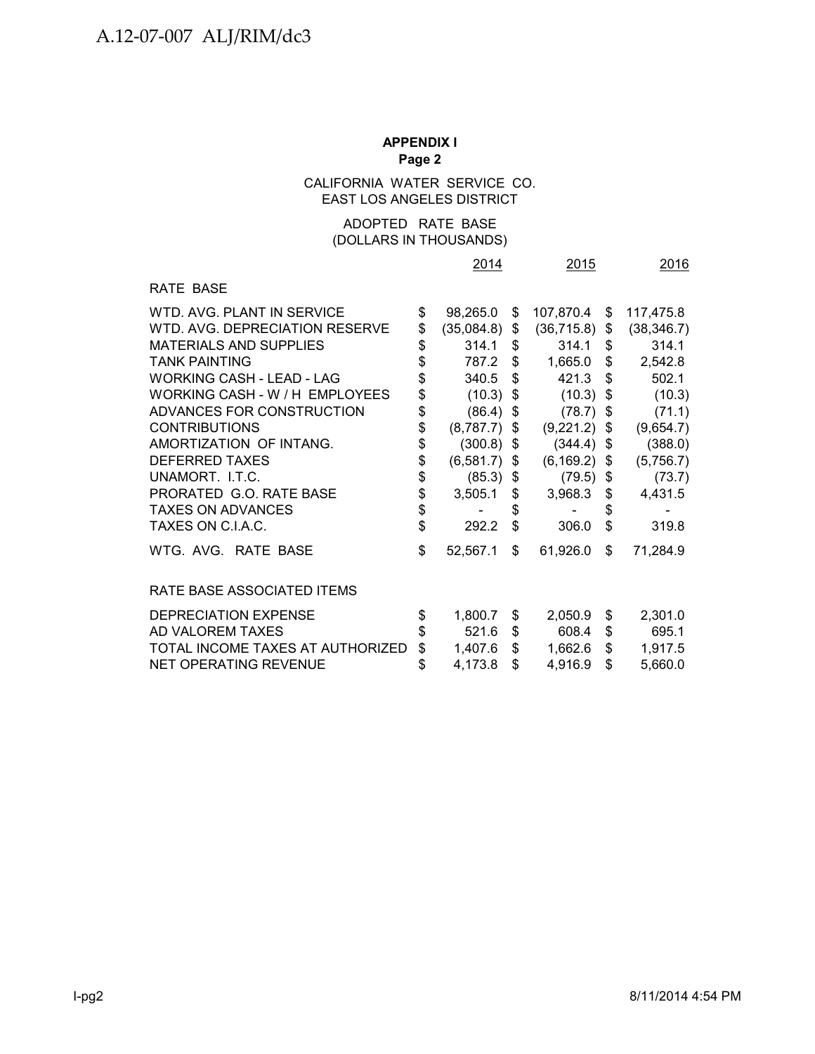**APPENDIX I**
**Page 2**

CALIFORNIA WATER SERVICE CO.
EAST LOS ANGELES DISTRICT

ADOPTED RATE BASE
(DOLLARS IN THOUSANDS)

| | 2014 | 2015 | 2016 |
|---|---|---|---|
| RATE BASE | | | |
| WTD. AVG. PLANT IN SERVICE | $ 98,265.0 | $ 107,870.4 | $ 117,475.8 |
| WTD. AVG. DEPRECIATION RESERVE | $ (35,084.8) | $ (36,715.8) | $ (38,346.7) |
| MATERIALS AND SUPPLIES | $ 314.1 | $ 314.1 | $ 314.1 |
| TANK PAINTING | $ 787.2 | $ 1,665.0 | $ 2,542.8 |
| WORKING CASH - LEAD - LAG | $ 340.5 | $ 421.3 | $ 502.1 |
| WORKING CASH - W / H EMPLOYEES | $ (10.3) | $ (10.3) | $ (10.3) |
| ADVANCES FOR CONSTRUCTION | $ (86.4) | $ (78.7) | $ (71.1) |
| CONTRIBUTIONS | $ (8,787.7) | $ (9,221.2) | $ (9,654.7) |
| AMORTIZATION OF INTANG. | $ (300.8) | $ (344.4) | $ (388.0) |
| DEFERRED TAXES | $ (6,581.7) | $ (6,169.2) | $ (5,756.7) |
| UNAMORT. I.T.C. | $ (85.3) | $ (79.5) | $ (73.7) |
| PRORATED G.O. RATE BASE | $ 3,505.1 | $ 3,968.3 | $ 4,431.5 |
| TAXES ON ADVANCES | $ - | $ - | $ - |
| TAXES ON C.I.A.C. | $ 292.2 | $ 306.0 | $ 319.8 |
| WTG. AVG. RATE BASE | $ 52,567.1 | $ 61,926.0 | $ 71,284.9 |
| RATE BASE ASSOCIATED ITEMS | | | |
| DEPRECIATION EXPENSE | $ 1,800.7 | $ 2,050.9 | $ 2,301.0 |
| AD VALOREM TAXES | $ 521.6 | $ 608.4 | $ 695.1 |
| TOTAL INCOME TAXES AT AUTHORIZED | $ 1,407.6 | $ 1,662.6 | $ 1,917.5 |
| NET OPERATING REVENUE | $ 4,173.8 | $ 4,916.9 | $ 5,660.0 |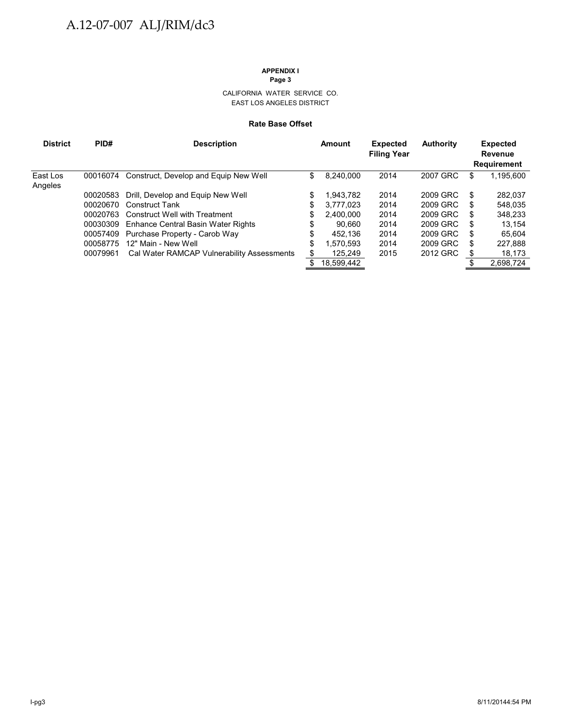**APPENDIX I**
**Page 3**

CALIFORNIA WATER SERVICE CO.
EAST LOS ANGELES DISTRICT

**Rate Base Offset**

| District | PID# | Description | Amount | Expected Filing Year | Authority | Expected Revenue Requirement |
|---|---|---|---|---|---|---|
| East Los Angeles | 00016074 | Construct, Develop and Equip New Well | $ 8,240,000 | 2014 | 2007 GRC | $ 1,195,600 |
| | 00020583 | Drill, Develop and Equip New Well | $ 1,943,782 | 2014 | 2009 GRC | $ 282,037 |
| | 00020670 | Construct Tank | $ 3,777,023 | 2014 | 2009 GRC | $ 548,035 |
| | 00020763 | Construct Well with Treatment | $ 2,400,000 | 2014 | 2009 GRC | $ 348,233 |
| | 00030309 | Enhance Central Basin Water Rights | $ 90,660 | 2014 | 2009 GRC | $ 13,154 |
| | 00057409 | Purchase Property - Carob Way | $ 452,136 | 2014 | 2009 GRC | $ 65,604 |
| | 00058775 | 12" Main - New Well | $ 1,570,593 | 2014 | 2009 GRC | $ 227,888 |
| | 00079961 | Cal Water RAMCAP Vulnerability Assessments | $ 125,249 | 2015 | 2012 GRC | $ 18,173 |
| | | | $ 18,599,442 | | | $ 2,698,724 |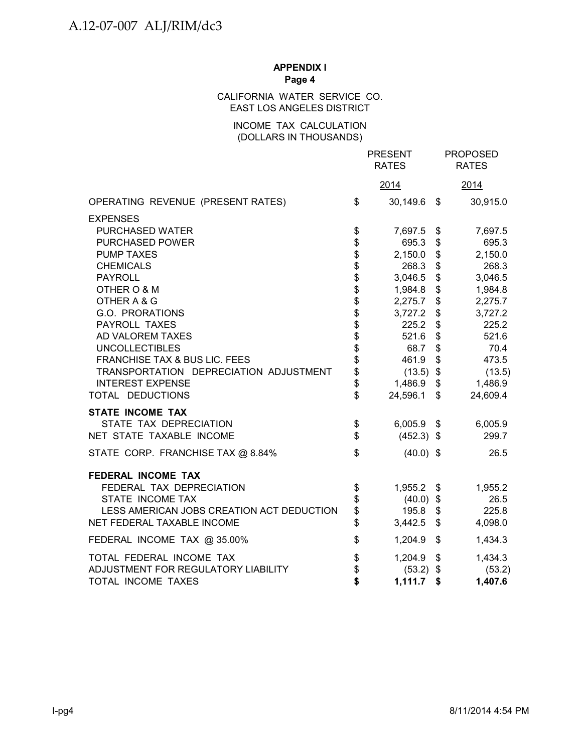**APPENDIX I**
**Page 4**

CALIFORNIA WATER SERVICE CO.
EAST LOS ANGELES DISTRICT

INCOME TAX CALCULATION
(DOLLARS IN THOUSANDS)

| | PRESENT RATES | PROPOSED RATES |
|---|---|---|
| | 2014 | 2014 |
| OPERATING REVENUE (PRESENT RATES) | $ 30,149.6 | $ 30,915.0 |
| EXPENSES | | |
| PURCHASED WATER | $ 7,697.5 | $ 7,697.5 |
| PURCHASED POWER | $ 695.3 | $ 695.3 |
| PUMP TAXES | $ 2,150.0 | $ 2,150.0 |
| CHEMICALS | $ 268.3 | $ 268.3 |
| PAYROLL | $ 3,046.5 | $ 3,046.5 |
| OTHER O & M | $ 1,984.8 | $ 1,984.8 |
| OTHER A & G | $ 2,275.7 | $ 2,275.7 |
| G.O. PRORATIONS | $ 3,727.2 | $ 3,727.2 |
| PAYROLL TAXES | $ 225.2 | $ 225.2 |
| AD VALOREM TAXES | $ 521.6 | $ 521.6 |
| UNCOLLECTIBLES | $ 68.7 | $ 70.4 |
| FRANCHISE TAX & BUS LIC. FEES | $ 461.9 | $ 473.5 |
| TRANSPORTATION DEPRECIATION ADJUSTMENT | $ (13.5) | $ (13.5) |
| INTEREST EXPENSE | $ 1,486.9 | $ 1,486.9 |
| TOTAL DEDUCTIONS | $ 24,596.1 | $ 24,609.4 |
| **STATE INCOME TAX** | | |
| STATE TAX DEPRECIATION | $ 6,005.9 | $ 6,005.9 |
| NET STATE TAXABLE INCOME | $ (452.3) | $ 299.7 |
| STATE CORP. FRANCHISE TAX @ 8.84% | $ (40.0) | $ 26.5 |
| **FEDERAL INCOME TAX** | | |
| FEDERAL TAX DEPRECIATION | $ 1,955.2 | $ 1,955.2 |
| STATE INCOME TAX | $ (40.0) | $ 26.5 |
| LESS AMERICAN JOBS CREATION ACT DEDUCTION | $ 195.8 | $ 225.8 |
| NET FEDERAL TAXABLE INCOME | $ 3,442.5 | $ 4,098.0 |
| FEDERAL INCOME TAX @ 35.00% | $ 1,204.9 | $ 1,434.3 |
| TOTAL FEDERAL INCOME TAX | $ 1,204.9 | $ 1,434.3 |
| ADJUSTMENT FOR REGULATORY LIABILITY | $ (53.2) | $ (53.2) |
| **TOTAL INCOME TAXES** | **$ 1,111.7** | **$ 1,407.6** |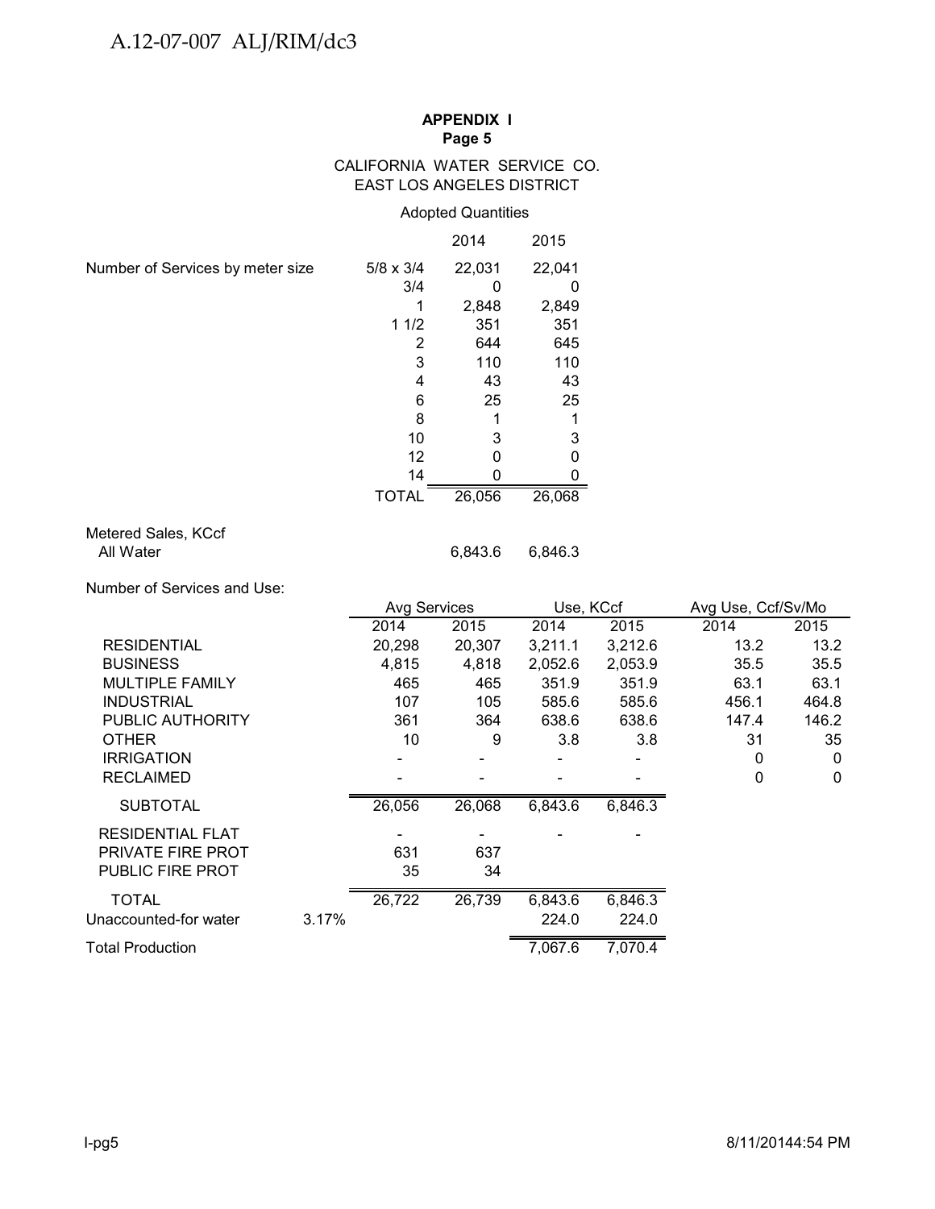**APPENDIX I**
**Page 5**

CALIFORNIA WATER SERVICE CO.
EAST LOS ANGELES DISTRICT

Adopted Quantities

| | | 2014 | 2015 |
|---|---|---|---|
| Number of Services by meter size | 5/8 x 3/4 | 22,031 | 22,041 |
| | 3/4 | 0 | 0 |
| | 1 | 2,848 | 2,849 |
| | 1 1/2 | 351 | 351 |
| | 2 | 644 | 645 |
| | 3 | 110 | 110 |
| | 4 | 43 | 43 |
| | 6 | 25 | 25 |
| | 8 | 1 | 1 |
| | 10 | 3 | 3 |
| | 12 | 0 | 0 |
| | 14 | 0 | 0 |
| | TOTAL | 26,056 | 26,068 |

Metered Sales, KCcf

| | 2014 | 2015 |
|---|---|---|
| All Water | 6,843.6 | 6,846.3 |

Number of Services and Use:

| | | Avg Services | | Use, KCcf | | Avg Use, Ccf/Sv/Mo | |
|---|---|---|---|---|---|---|---|
| | | 2014 | 2015 | 2014 | 2015 | 2014 | 2015 |
| RESIDENTIAL | | 20,298 | 20,307 | 3,211.1 | 3,212.6 | 13.2 | 13.2 |
| BUSINESS | | 4,815 | 4,818 | 2,052.6 | 2,053.9 | 35.5 | 35.5 |
| MULTIPLE FAMILY | | 465 | 465 | 351.9 | 351.9 | 63.1 | 63.1 |
| INDUSTRIAL | | 107 | 105 | 585.6 | 585.6 | 456.1 | 464.8 |
| PUBLIC AUTHORITY | | 361 | 364 | 638.6 | 638.6 | 147.4 | 146.2 |
| OTHER | | 10 | 9 | 3.8 | 3.8 | 31 | 35 |
| IRRIGATION | | - | - | - | - | 0 | 0 |
| RECLAIMED | | - | - | - | - | 0 | 0 |
| SUBTOTAL | | 26,056 | 26,068 | 6,843.6 | 6,846.3 | | |
| RESIDENTIAL FLAT | | - | - | - | - | | |
| PRIVATE FIRE PROT | | 631 | 637 | | | | |
| PUBLIC FIRE PROT | | 35 | 34 | | | | |
| TOTAL | | 26,722 | 26,739 | 6,843.6 | 6,846.3 | | |
| Unaccounted-for water | 3.17% | | | 224.0 | 224.0 | | |
| Total Production | | | | 7,067.6 | 7,070.4 | | |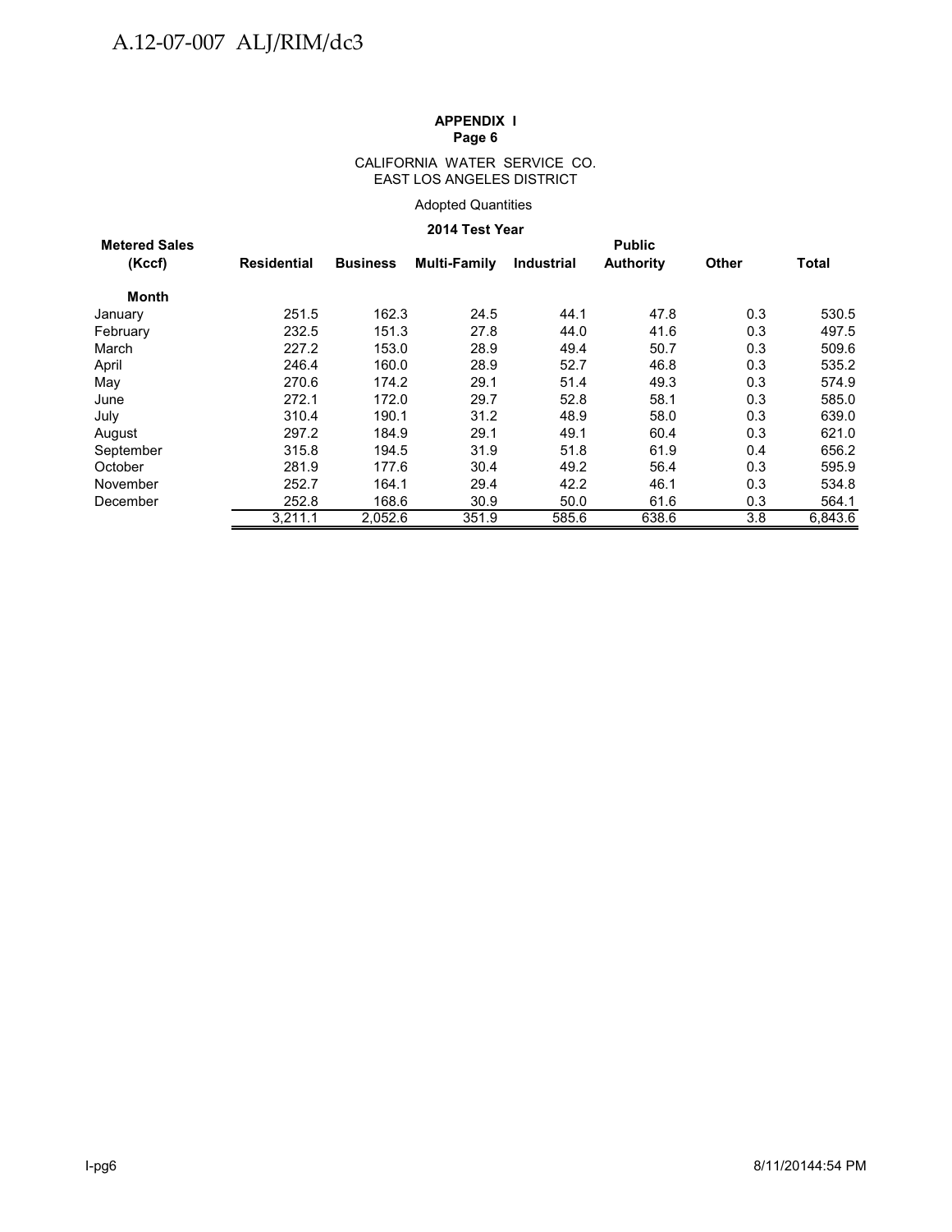**APPENDIX I**
**Page 6**

CALIFORNIA WATER SERVICE CO.
EAST LOS ANGELES DISTRICT

Adopted Quantities

**2014 Test Year**

| **Metered Sales (Kccf)** | **Residential** | **Business** | **Multi-Family** | **Industrial** | **Public Authority** | **Other** | **Total** |
|---|---|---|---|---|---|---|---|
| **Month** | | | | | | | |
| January | 251.5 | 162.3 | 24.5 | 44.1 | 47.8 | 0.3 | 530.5 |
| February | 232.5 | 151.3 | 27.8 | 44.0 | 41.6 | 0.3 | 497.5 |
| March | 227.2 | 153.0 | 28.9 | 49.4 | 50.7 | 0.3 | 509.6 |
| April | 246.4 | 160.0 | 28.9 | 52.7 | 46.8 | 0.3 | 535.2 |
| May | 270.6 | 174.2 | 29.1 | 51.4 | 49.3 | 0.3 | 574.9 |
| June | 272.1 | 172.0 | 29.7 | 52.8 | 58.1 | 0.3 | 585.0 |
| July | 310.4 | 190.1 | 31.2 | 48.9 | 58.0 | 0.3 | 639.0 |
| August | 297.2 | 184.9 | 29.1 | 49.1 | 60.4 | 0.3 | 621.0 |
| September | 315.8 | 194.5 | 31.9 | 51.8 | 61.9 | 0.4 | 656.2 |
| October | 281.9 | 177.6 | 30.4 | 49.2 | 56.4 | 0.3 | 595.9 |
| November | 252.7 | 164.1 | 29.4 | 42.2 | 46.1 | 0.3 | 534.8 |
| December | 252.8 | 168.6 | 30.9 | 50.0 | 61.6 | 0.3 | 564.1 |
| | 3,211.1 | 2,052.6 | 351.9 | 585.6 | 638.6 | 3.8 | 6,843.6 |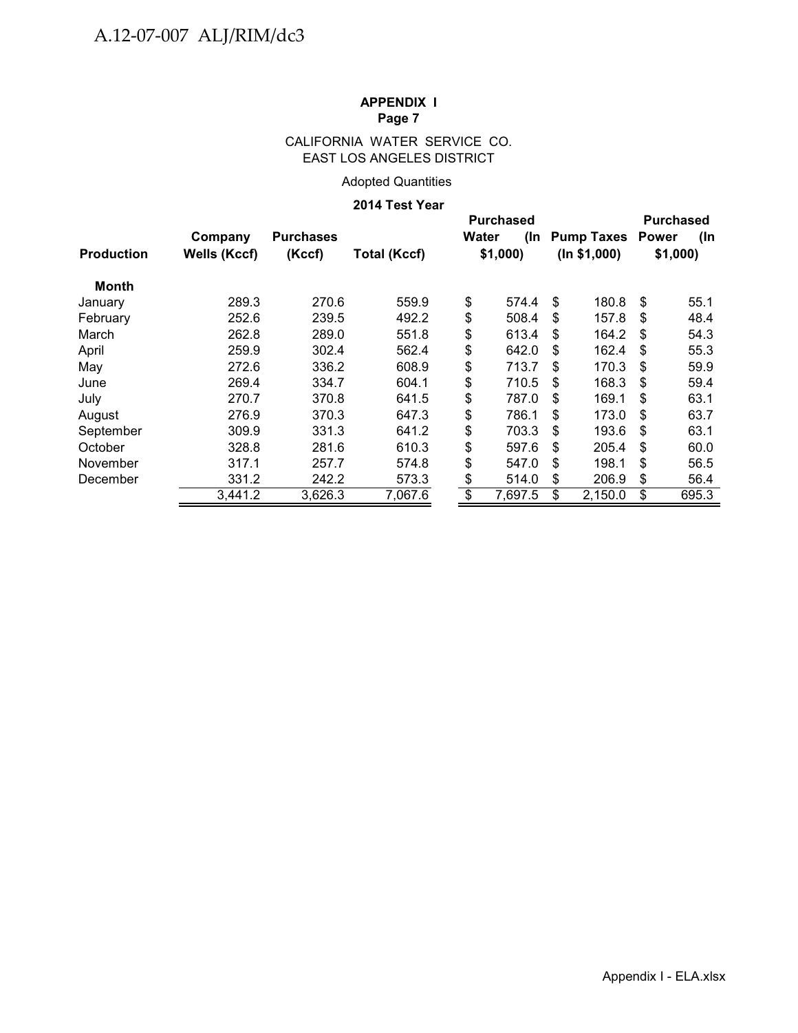**APPENDIX I**
**Page 7**

CALIFORNIA WATER SERVICE CO.
EAST LOS ANGELES DISTRICT

Adopted Quantities

**2014 Test Year**

| Production | Company Wells (Kccf) | Purchases (Kccf) | Total (Kccf) | Purchased Water (In $1,000) | Pump Taxes (In $1,000) | Purchased Power (In $1,000) |
|---|---|---|---|---|---|---|
| **Month** | | | | | | |
| January | 289.3 | 270.6 | 559.9 | $ 574.4 | $ 180.8 | $ 55.1 |
| February | 252.6 | 239.5 | 492.2 | $ 508.4 | $ 157.8 | $ 48.4 |
| March | 262.8 | 289.0 | 551.8 | $ 613.4 | $ 164.2 | $ 54.3 |
| April | 259.9 | 302.4 | 562.4 | $ 642.0 | $ 162.4 | $ 55.3 |
| May | 272.6 | 336.2 | 608.9 | $ 713.7 | $ 170.3 | $ 59.9 |
| June | 269.4 | 334.7 | 604.1 | $ 710.5 | $ 168.3 | $ 59.4 |
| July | 270.7 | 370.8 | 641.5 | $ 787.0 | $ 169.1 | $ 63.1 |
| August | 276.9 | 370.3 | 647.3 | $ 786.1 | $ 173.0 | $ 63.7 |
| September | 309.9 | 331.3 | 641.2 | $ 703.3 | $ 193.6 | $ 63.1 |
| October | 328.8 | 281.6 | 610.3 | $ 597.6 | $ 205.4 | $ 60.0 |
| November | 317.1 | 257.7 | 574.8 | $ 547.0 | $ 198.1 | $ 56.5 |
| December | 331.2 | 242.2 | 573.3 | $ 514.0 | $ 206.9 | $ 56.4 |
| | 3,441.2 | 3,626.3 | 7,067.6 | $ 7,697.5 | $ 2,150.0 | $ 695.3 |

Appendix I - ELA.xlsx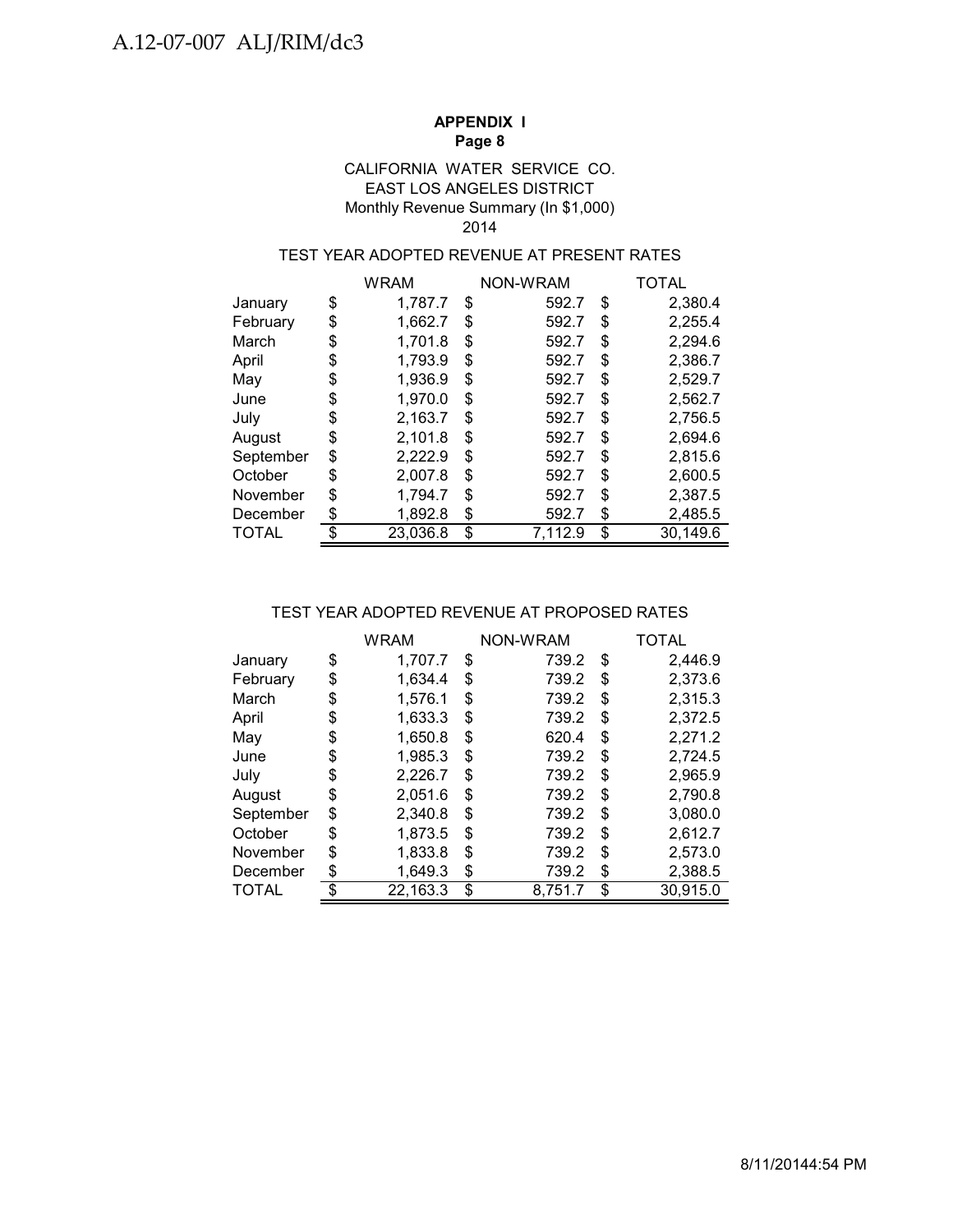**APPENDIX I**
**Page 8**

CALIFORNIA WATER SERVICE CO.
EAST LOS ANGELES DISTRICT
Monthly Revenue Summary (In $1,000)
2014

TEST YEAR ADOPTED REVENUE AT PRESENT RATES

| | WRAM | NON-WRAM | TOTAL |
|---|---|---|---|
| January | $ 1,787.7 | $ 592.7 | $ 2,380.4 |
| February | $ 1,662.7 | $ 592.7 | $ 2,255.4 |
| March | $ 1,701.8 | $ 592.7 | $ 2,294.6 |
| April | $ 1,793.9 | $ 592.7 | $ 2,386.7 |
| May | $ 1,936.9 | $ 592.7 | $ 2,529.7 |
| June | $ 1,970.0 | $ 592.7 | $ 2,562.7 |
| July | $ 2,163.7 | $ 592.7 | $ 2,756.5 |
| August | $ 2,101.8 | $ 592.7 | $ 2,694.6 |
| September | $ 2,222.9 | $ 592.7 | $ 2,815.6 |
| October | $ 2,007.8 | $ 592.7 | $ 2,600.5 |
| November | $ 1,794.7 | $ 592.7 | $ 2,387.5 |
| December | $ 1,892.8 | $ 592.7 | $ 2,485.5 |
| TOTAL | $ 23,036.8 | $ 7,112.9 | $ 30,149.6 |

TEST YEAR ADOPTED REVENUE AT PROPOSED RATES

| | WRAM | NON-WRAM | TOTAL |
|---|---|---|---|
| January | $ 1,707.7 | $ 739.2 | $ 2,446.9 |
| February | $ 1,634.4 | $ 739.2 | $ 2,373.6 |
| March | $ 1,576.1 | $ 739.2 | $ 2,315.3 |
| April | $ 1,633.3 | $ 739.2 | $ 2,372.5 |
| May | $ 1,650.8 | $ 620.4 | $ 2,271.2 |
| June | $ 1,985.3 | $ 739.2 | $ 2,724.5 |
| July | $ 2,226.7 | $ 739.2 | $ 2,965.9 |
| August | $ 2,051.6 | $ 739.2 | $ 2,790.8 |
| September | $ 2,340.8 | $ 739.2 | $ 3,080.0 |
| October | $ 1,873.5 | $ 739.2 | $ 2,612.7 |
| November | $ 1,833.8 | $ 739.2 | $ 2,573.0 |
| December | $ 1,649.3 | $ 739.2 | $ 2,388.5 |
| TOTAL | $ 22,163.3 | $ 8,751.7 | $ 30,915.0 |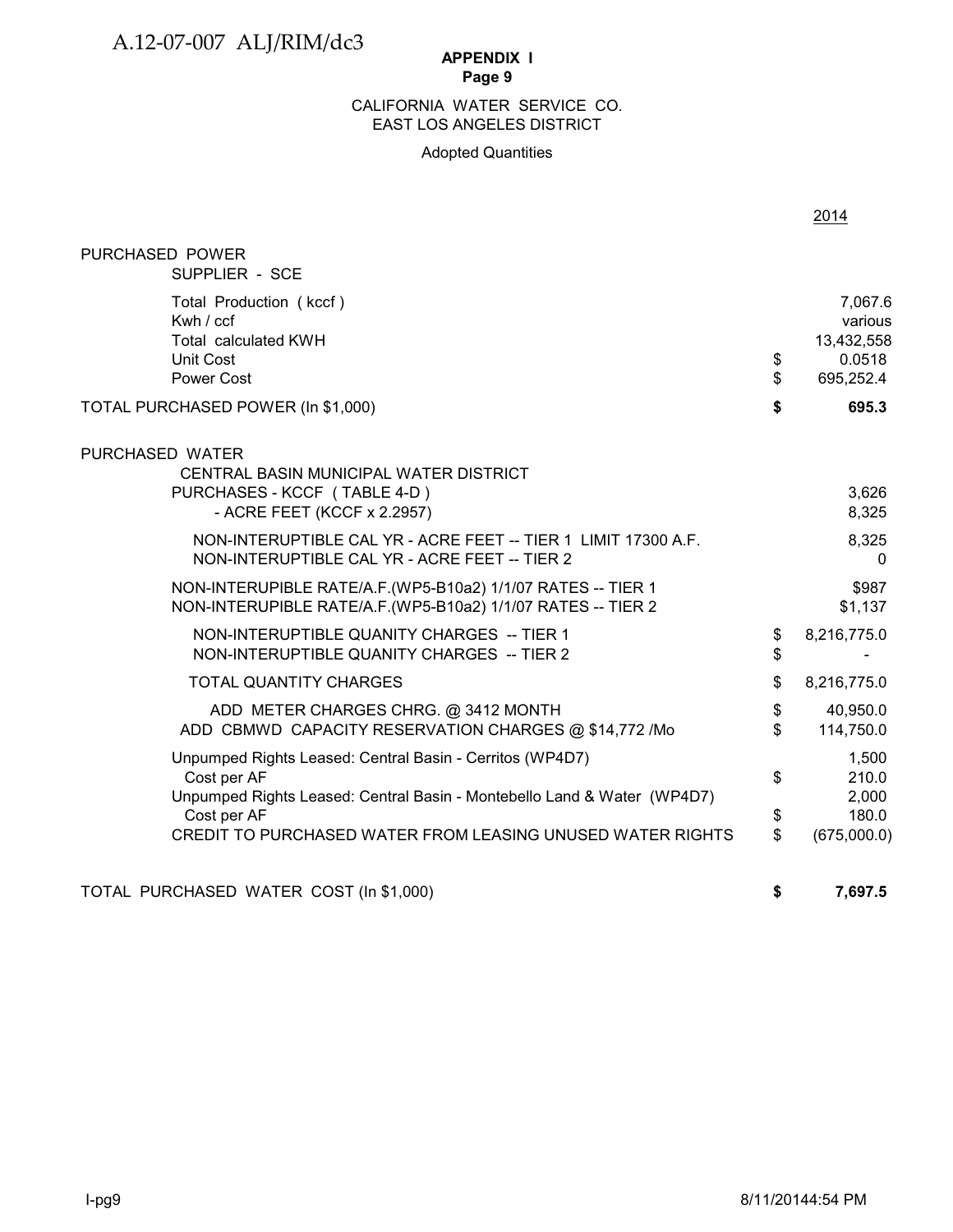A.12-07-007 ALJ/RIM/dc3

**APPENDIX I**
**Page 9**

CALIFORNIA WATER SERVICE CO.
EAST LOS ANGELES DISTRICT

Adopted Quantities

| | | 2014 |
|---|---|---|
| PURCHASED POWER | | |
| SUPPLIER - SCE | | |
| Total Production ( kccf ) | | 7,067.6 |
| Kwh / ccf | | various |
| Total calculated KWH | | 13,432,558 |
| Unit Cost | $ | 0.0518 |
| Power Cost | $ | 695,252.4 |
| **TOTAL PURCHASED POWER (In $1,000)** | **$** | **695.3** |
| PURCHASED WATER | | |
| CENTRAL BASIN MUNICIPAL WATER DISTRICT | | |
| PURCHASES - KCCF ( TABLE 4-D ) | | 3,626 |
| - ACRE FEET (KCCF x 2.2957) | | 8,325 |
| NON-INTERUPTIBLE CAL YR - ACRE FEET -- TIER 1 LIMIT 17300 A.F. | | 8,325 |
| NON-INTERUPTIBLE CAL YR - ACRE FEET -- TIER 2 | | 0 |
| NON-INTERUPIBLE RATE/A.F.(WP5-B10a2) 1/1/07 RATES -- TIER 1 | | $987 |
| NON-INTERUPIBLE RATE/A.F.(WP5-B10a2) 1/1/07 RATES -- TIER 2 | | $1,137 |
| NON-INTERUPTIBLE QUANITY CHARGES -- TIER 1 | $ | 8,216,775.0 |
| NON-INTERUPTIBLE QUANITY CHARGES -- TIER 2 | $ | - |
| TOTAL QUANTITY CHARGES | $ | 8,216,775.0 |
| ADD METER CHARGES CHRG. @ 3412 MONTH | $ | 40,950.0 |
| ADD CBMWD CAPACITY RESERVATION CHARGES @ $14,772 /Mo | $ | 114,750.0 |
| Unpumped Rights Leased: Central Basin - Cerritos (WP4D7) | | 1,500 |
| Cost per AF | $ | 210.0 |
| Unpumped Rights Leased: Central Basin - Montebello Land & Water (WP4D7) | | 2,000 |
| Cost per AF | $ | 180.0 |
| CREDIT TO PURCHASED WATER FROM LEASING UNUSED WATER RIGHTS | $ | (675,000.0) |
| **TOTAL PURCHASED WATER COST (In $1,000)** | **$** | **7,697.5** |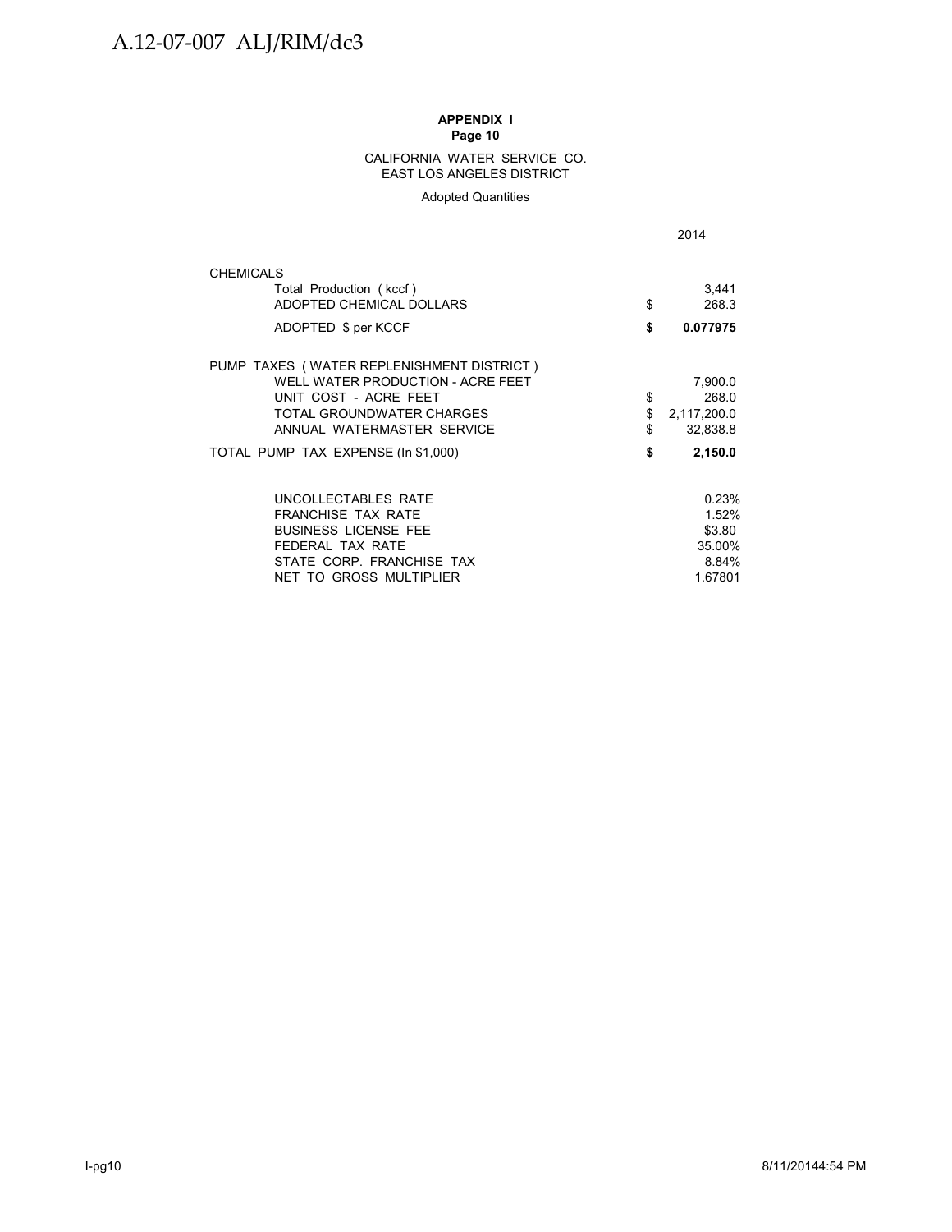**APPENDIX I**
**Page 10**

CALIFORNIA WATER SERVICE CO.
EAST LOS ANGELES DISTRICT

Adopted Quantities

| | | 2014 |
|---|---|---|
| CHEMICALS | | |
| Total Production ( kccf ) | | 3,441 |
| ADOPTED CHEMICAL DOLLARS | $ | 268.3 |
| **ADOPTED $ per KCCF** | **$** | **0.077975** |
| | | |
| PUMP TAXES ( WATER REPLENISHMENT DISTRICT ) | | |
| WELL WATER PRODUCTION - ACRE FEET | | 7,900.0 |
| UNIT COST - ACRE FEET | $ | 268.0 |
| TOTAL GROUNDWATER CHARGES | $ | 2,117,200.0 |
| ANNUAL WATERMASTER SERVICE | $ | 32,838.8 |
| TOTAL PUMP TAX EXPENSE (In $1,000) | **$** | **2,150.0** |
| | | |
| UNCOLLECTABLES RATE | | 0.23% |
| FRANCHISE TAX RATE | | 1.52% |
| BUSINESS LICENSE FEE | | $3.80 |
| FEDERAL TAX RATE | | 35.00% |
| STATE CORP. FRANCHISE TAX | | 8.84% |
| NET TO GROSS MULTIPLIER | | 1.67801 |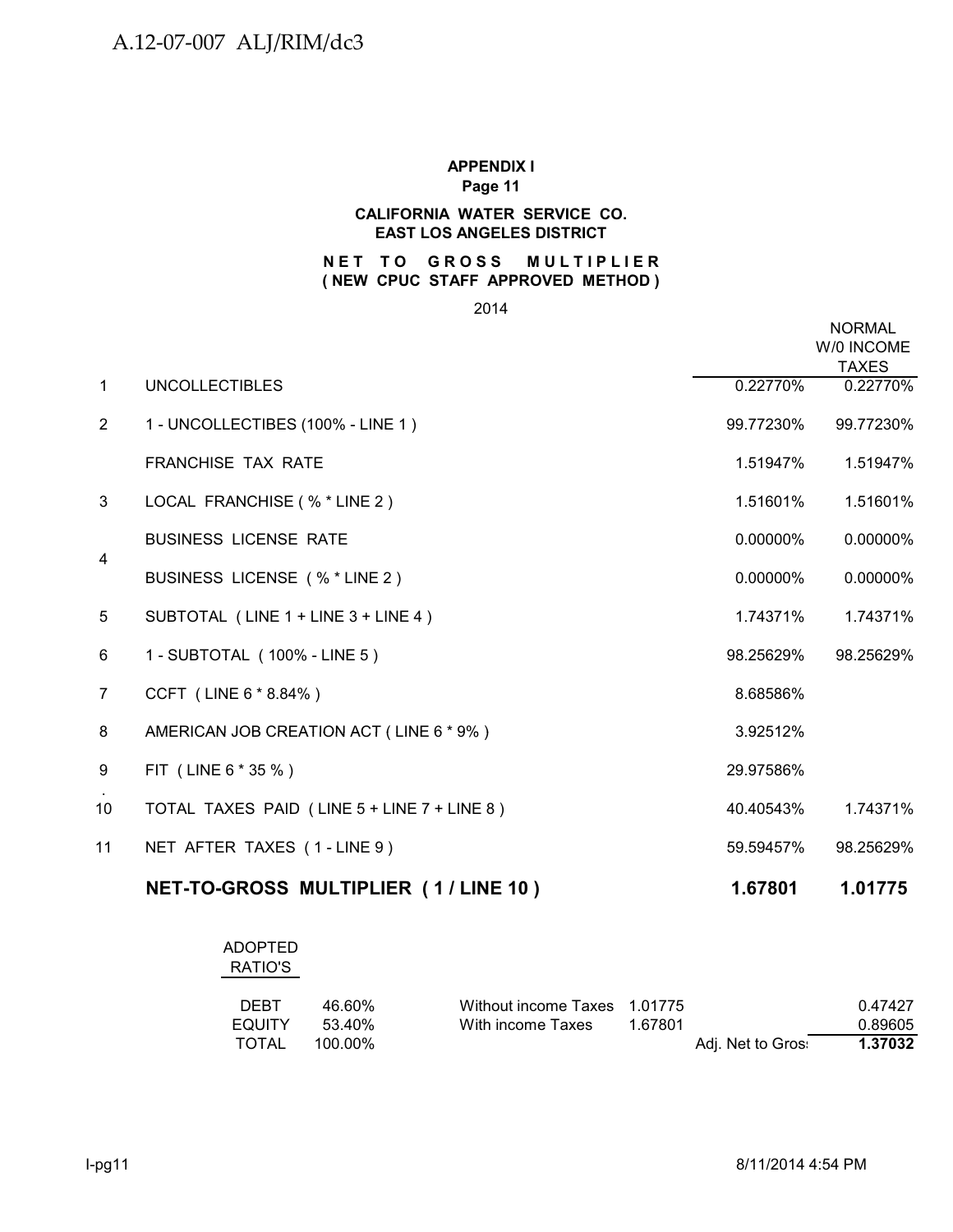**APPENDIX I**
**Page 11**

**CALIFORNIA WATER SERVICE CO.**
**EAST LOS ANGELES DISTRICT**

**NET TO GROSS MULTIPLIER**
**( NEW CPUC STAFF APPROVED METHOD )**

2014

| | | | NORMAL W/0 INCOME TAXES |
|---|---|---|---|
| 1 | UNCOLLECTIBLES | 0.22770% | 0.22770% |
| 2 | 1 - UNCOLLECTIBES (100% - LINE 1 ) | 99.77230% | 99.77230% |
| | FRANCHISE TAX RATE | 1.51947% | 1.51947% |
| 3 | LOCAL FRANCHISE ( % * LINE 2 ) | 1.51601% | 1.51601% |
| 4 | BUSINESS LICENSE RATE | 0.00000% | 0.00000% |
| | BUSINESS LICENSE ( % * LINE 2 ) | 0.00000% | 0.00000% |
| 5 | SUBTOTAL ( LINE 1 + LINE 3 + LINE 4 ) | 1.74371% | 1.74371% |
| 6 | 1 - SUBTOTAL ( 100% - LINE 5 ) | 98.25629% | 98.25629% |
| 7 | CCFT ( LINE 6 * 8.84% ) | 8.68586% | |
| 8 | AMERICAN JOB CREATION ACT ( LINE 6 * 9% ) | 3.92512% | |
| 9 | FIT ( LINE 6 * 35 % ) | 29.97586% | |
| 10 | TOTAL TAXES PAID ( LINE 5 + LINE 7 + LINE 8 ) | 40.40543% | 1.74371% |
| 11 | NET AFTER TAXES ( 1 - LINE 9 ) | 59.59457% | 98.25629% |
| | **NET-TO-GROSS MULTIPLIER ( 1 / LINE 10 )** | **1.67801** | **1.01775** |

| ADOPTED RATIO'S | | | | | |
|---|---|---|---|---|---|
| DEBT | 46.60% | Without income Taxes | 1.01775 | | 0.47427 |
| EQUITY | 53.40% | With income Taxes | 1.67801 | | 0.89605 |
| TOTAL | 100.00% | | | Adj. Net to Gros: | **1.37032** |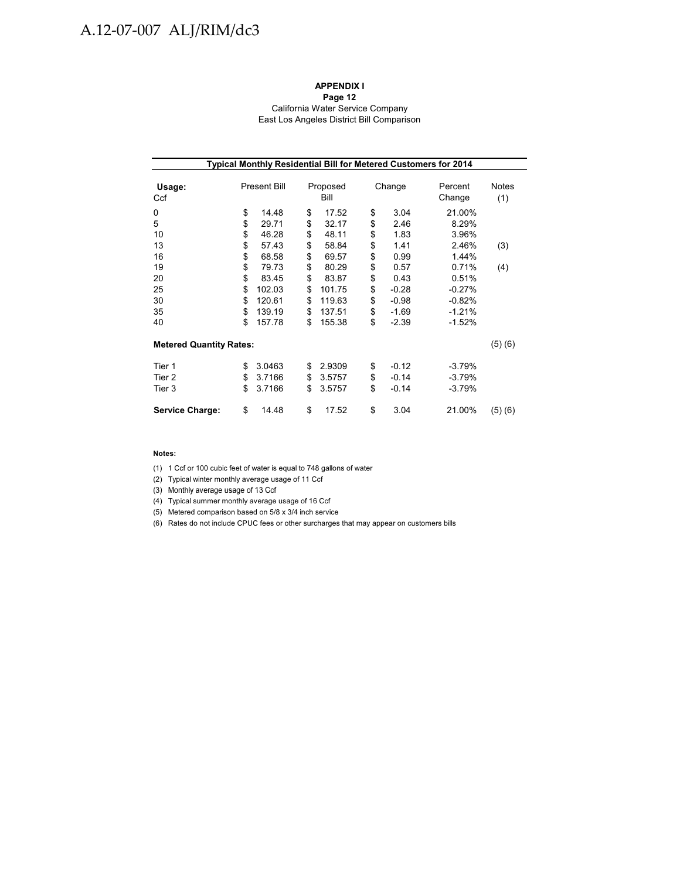**APPENDIX I**
**Page 12**
California Water Service Company
East Los Angeles District Bill Comparison

| **Typical Monthly Residential Bill for Metered Customers for 2014** | | | | | |
|---|---|---|---|---|---|
| **Usage:** Ccf | Present Bill | Proposed Bill | Change | Percent Change | Notes (1) |
| 0 | $ 14.48 | $ 17.52 | $ 3.04 | 21.00% | |
| 5 | $ 29.71 | $ 32.17 | $ 2.46 | 8.29% | |
| 10 | $ 46.28 | $ 48.11 | $ 1.83 | 3.96% | |
| 13 | $ 57.43 | $ 58.84 | $ 1.41 | 2.46% | (3) |
| 16 | $ 68.58 | $ 69.57 | $ 0.99 | 1.44% | |
| 19 | $ 79.73 | $ 80.29 | $ 0.57 | 0.71% | (4) |
| 20 | $ 83.45 | $ 83.87 | $ 0.43 | 0.51% | |
| 25 | $ 102.03 | $ 101.75 | $ -0.28 | -0.27% | |
| 30 | $ 120.61 | $ 119.63 | $ -0.98 | -0.82% | |
| 35 | $ 139.19 | $ 137.51 | $ -1.69 | -1.21% | |
| 40 | $ 157.78 | $ 155.38 | $ -2.39 | -1.52% | |
| **Metered Quantity Rates:** | | | | | (5) (6) |
| Tier 1 | $ 3.0463 | $ 2.9309 | $ -0.12 | -3.79% | |
| Tier 2 | $ 3.7166 | $ 3.5757 | $ -0.14 | -3.79% | |
| Tier 3 | $ 3.7166 | $ 3.5757 | $ -0.14 | -3.79% | |
| **Service Charge:** | $ 14.48 | $ 17.52 | $ 3.04 | 21.00% | (5) (6) |

**Notes:**

(1) 1 Ccf or 100 cubic feet of water is equal to 748 gallons of water

(2) Typical winter monthly average usage of 11 Ccf

(3) Monthly average usage of 13 Ccf

(4) Typical summer monthly average usage of 16 Ccf

(5) Metered comparison based on 5/8 x 3/4 inch service

(6) Rates do not include CPUC fees or other surcharges that may appear on customers bills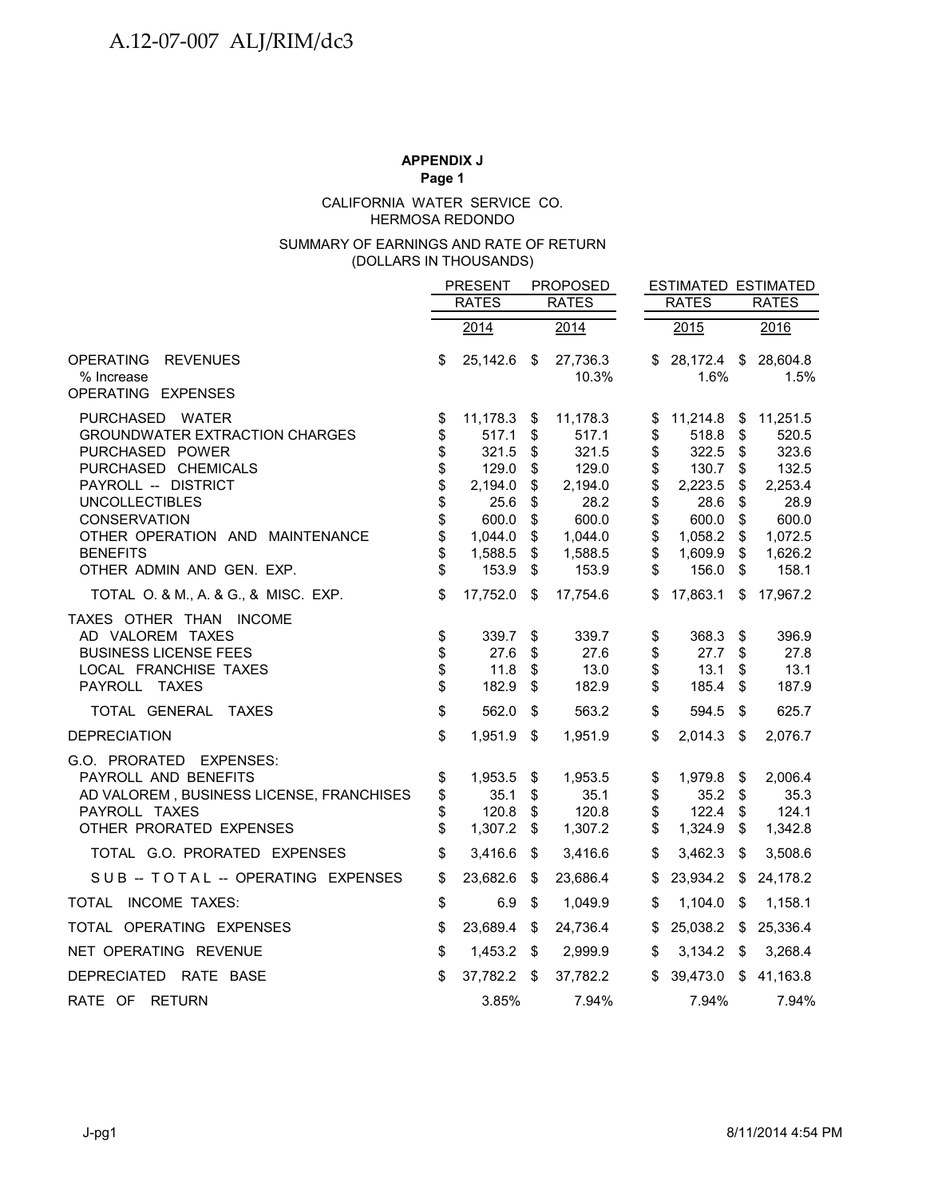**APPENDIX J**
**Page 1**

CALIFORNIA WATER SERVICE CO.
HERMOSA REDONDO

SUMMARY OF EARNINGS AND RATE OF RETURN
(DOLLARS IN THOUSANDS)

| | PRESENT RATES 2014 | PROPOSED RATES 2014 | ESTIMATED RATES 2015 | ESTIMATED RATES 2016 |
|---|---|---|---|---|
| OPERATING REVENUES | $ 25,142.6 | $ 27,736.3 | $ 28,172.4 | $ 28,604.8 |
| % Increase | | 10.3% | 1.6% | 1.5% |
| OPERATING EXPENSES | | | | |
| PURCHASED WATER | $ 11,178.3 | $ 11,178.3 | $ 11,214.8 | $ 11,251.5 |
| GROUNDWATER EXTRACTION CHARGES | $ 517.1 | $ 517.1 | $ 518.8 | $ 520.5 |
| PURCHASED POWER | $ 321.5 | $ 321.5 | $ 322.5 | $ 323.6 |
| PURCHASED CHEMICALS | $ 129.0 | $ 129.0 | $ 130.7 | $ 132.5 |
| PAYROLL -- DISTRICT | $ 2,194.0 | $ 2,194.0 | $ 2,223.5 | $ 2,253.4 |
| UNCOLLECTIBLES | $ 25.6 | $ 28.2 | $ 28.6 | $ 28.9 |
| CONSERVATION | $ 600.0 | $ 600.0 | $ 600.0 | $ 600.0 |
| OTHER OPERATION AND MAINTENANCE | $ 1,044.0 | $ 1,044.0 | $ 1,058.2 | $ 1,072.5 |
| BENEFITS | $ 1,588.5 | $ 1,588.5 | $ 1,609.9 | $ 1,626.2 |
| OTHER ADMIN AND GEN. EXP. | $ 153.9 | $ 153.9 | $ 156.0 | $ 158.1 |
| TOTAL O. & M., A. & G., & MISC. EXP. | $ 17,752.0 | $ 17,754.6 | $ 17,863.1 | $ 17,967.2 |
| TAXES OTHER THAN INCOME | | | | |
| AD VALOREM TAXES | $ 339.7 | $ 339.7 | $ 368.3 | $ 396.9 |
| BUSINESS LICENSE FEES | $ 27.6 | $ 27.6 | $ 27.7 | $ 27.8 |
| LOCAL FRANCHISE TAXES | $ 11.8 | $ 13.0 | $ 13.1 | $ 13.1 |
| PAYROLL TAXES | $ 182.9 | $ 182.9 | $ 185.4 | $ 187.9 |
| TOTAL GENERAL TAXES | $ 562.0 | $ 563.2 | $ 594.5 | $ 625.7 |
| DEPRECIATION | $ 1,951.9 | $ 1,951.9 | $ 2,014.3 | $ 2,076.7 |
| G.O. PRORATED EXPENSES: | | | | |
| PAYROLL AND BENEFITS | $ 1,953.5 | $ 1,953.5 | $ 1,979.8 | $ 2,006.4 |
| AD VALOREM , BUSINESS LICENSE, FRANCHISES | $ 35.1 | $ 35.1 | $ 35.2 | $ 35.3 |
| PAYROLL TAXES | $ 120.8 | $ 120.8 | $ 122.4 | $ 124.1 |
| OTHER PRORATED EXPENSES | $ 1,307.2 | $ 1,307.2 | $ 1,324.9 | $ 1,342.8 |
| TOTAL G.O. PRORATED EXPENSES | $ 3,416.6 | $ 3,416.6 | $ 3,462.3 | $ 3,508.6 |
| SUB -- TOTAL -- OPERATING EXPENSES | $ 23,682.6 | $ 23,686.4 | $ 23,934.2 | $ 24,178.2 |
| TOTAL INCOME TAXES: | $ 6.9 | $ 1,049.9 | $ 1,104.0 | $ 1,158.1 |
| TOTAL OPERATING EXPENSES | $ 23,689.4 | $ 24,736.4 | $ 25,038.2 | $ 25,336.4 |
| NET OPERATING REVENUE | $ 1,453.2 | $ 2,999.9 | $ 3,134.2 | $ 3,268.4 |
| DEPRECIATED RATE BASE | $ 37,782.2 | $ 37,782.2 | $ 39,473.0 | $ 41,163.8 |
| RATE OF RETURN | 3.85% | 7.94% | 7.94% | 7.94% |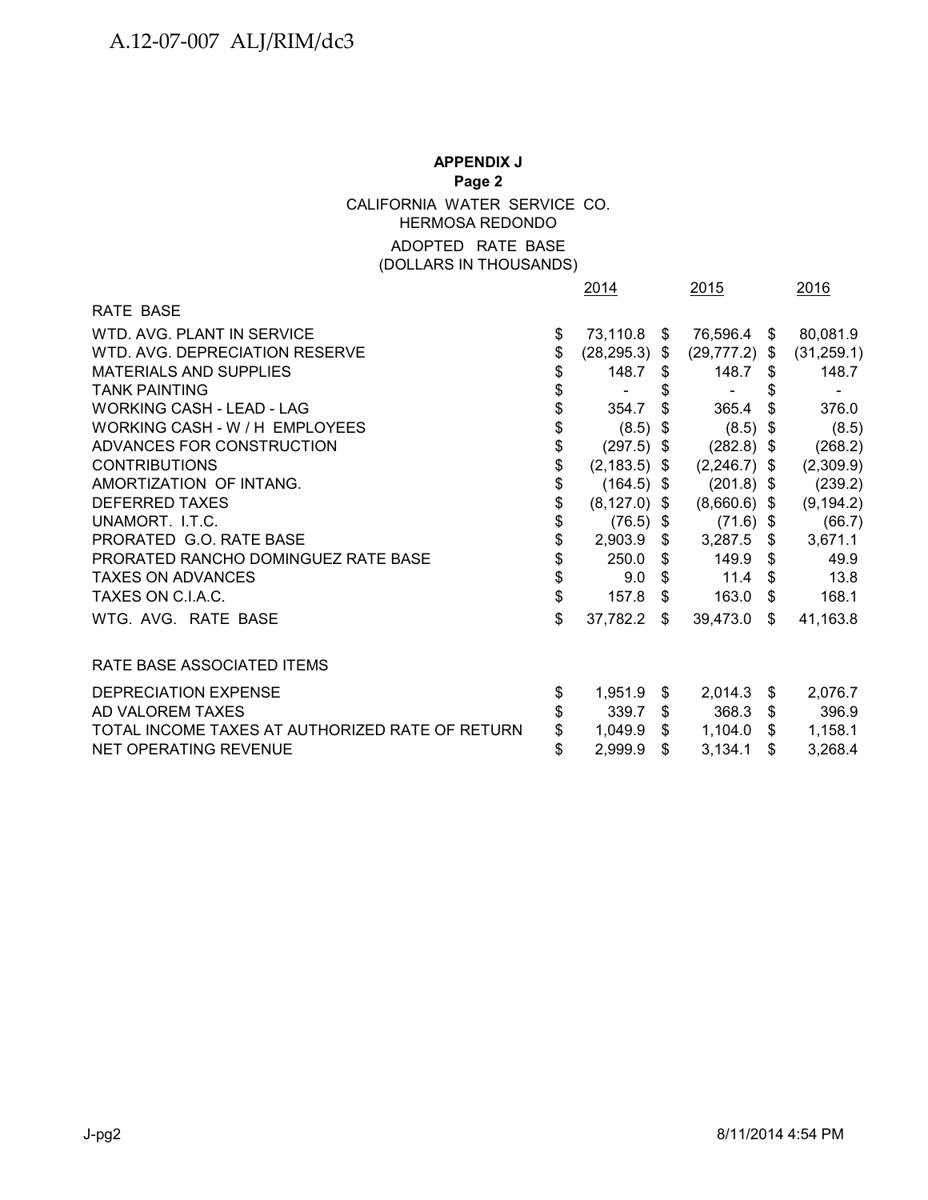**APPENDIX J**

**Page 2**

CALIFORNIA WATER SERVICE CO.
HERMOSA REDONDO
ADOPTED RATE BASE
(DOLLARS IN THOUSANDS)

| | 2014 | 2015 | 2016 |
|---|---|---|---|
| RATE BASE | | | |
| WTD. AVG. PLANT IN SERVICE | $ 73,110.8 | $ 76,596.4 | $ 80,081.9 |
| WTD. AVG. DEPRECIATION RESERVE | $ (28,295.3) | $ (29,777.2) | $ (31,259.1) |
| MATERIALS AND SUPPLIES | $ 148.7 | $ 148.7 | $ 148.7 |
| TANK PAINTING | $ - | $ - | $ - |
| WORKING CASH - LEAD - LAG | $ 354.7 | $ 365.4 | $ 376.0 |
| WORKING CASH - W / H EMPLOYEES | $ (8.5) | $ (8.5) | $ (8.5) |
| ADVANCES FOR CONSTRUCTION | $ (297.5) | $ (282.8) | $ (268.2) |
| CONTRIBUTIONS | $ (2,183.5) | $ (2,246.7) | $ (2,309.9) |
| AMORTIZATION OF INTANG. | $ (164.5) | $ (201.8) | $ (239.2) |
| DEFERRED TAXES | $ (8,127.0) | $ (8,660.6) | $ (9,194.2) |
| UNAMORT. I.T.C. | $ (76.5) | $ (71.6) | $ (66.7) |
| PRORATED G.O. RATE BASE | $ 2,903.9 | $ 3,287.5 | $ 3,671.1 |
| PRORATED RANCHO DOMINGUEZ RATE BASE | $ 250.0 | $ 149.9 | $ 49.9 |
| TAXES ON ADVANCES | $ 9.0 | $ 11.4 | $ 13.8 |
| TAXES ON C.I.A.C. | $ 157.8 | $ 163.0 | $ 168.1 |
| WTG. AVG. RATE BASE | $ 37,782.2 | $ 39,473.0 | $ 41,163.8 |
| | | | |
| RATE BASE ASSOCIATED ITEMS | | | |
| DEPRECIATION EXPENSE | $ 1,951.9 | $ 2,014.3 | $ 2,076.7 |
| AD VALOREM TAXES | $ 339.7 | $ 368.3 | $ 396.9 |
| TOTAL INCOME TAXES AT AUTHORIZED RATE OF RETURN | $ 1,049.9 | $ 1,104.0 | $ 1,158.1 |
| NET OPERATING REVENUE | $ 2,999.9 | $ 3,134.1 | $ 3,268.4 |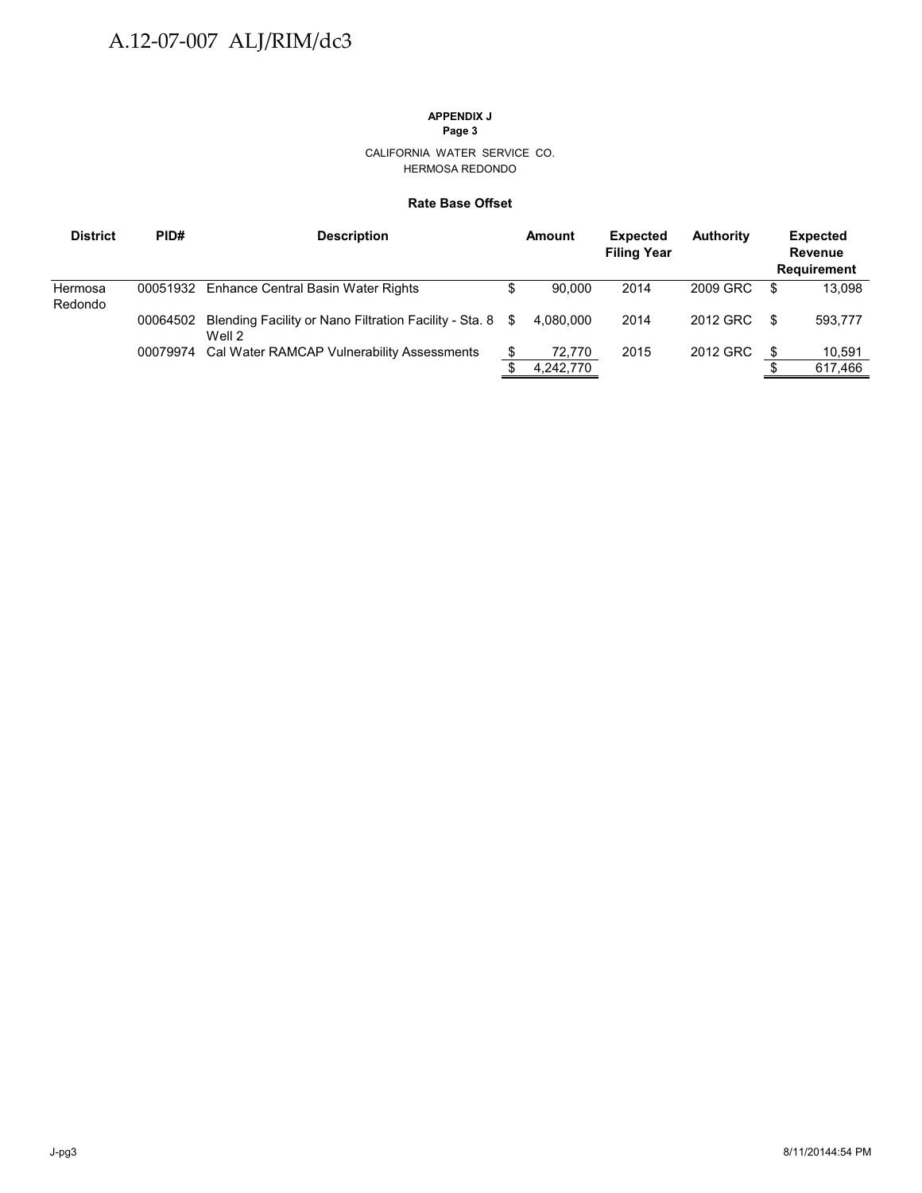**APPENDIX J**
**Page 3**

CALIFORNIA WATER SERVICE CO.
HERMOSA REDONDO

**Rate Base Offset**

| District | PID# | Description | Amount | Expected Filing Year | Authority | Expected Revenue Requirement |
|---|---|---|---|---|---|---|
| Hermosa Redondo | 00051932 | Enhance Central Basin Water Rights | $ 90,000 | 2014 | 2009 GRC | $ 13,098 |
| | 00064502 | Blending Facility or Nano Filtration Facility - Sta. 8 Well 2 | $ 4,080,000 | 2014 | 2012 GRC | $ 593,777 |
| | 00079974 | Cal Water RAMCAP Vulnerability Assessments | $ 72,770 | 2015 | 2012 GRC | $ 10,591 |
| | | | $ 4,242,770 | | | $ 617,466 |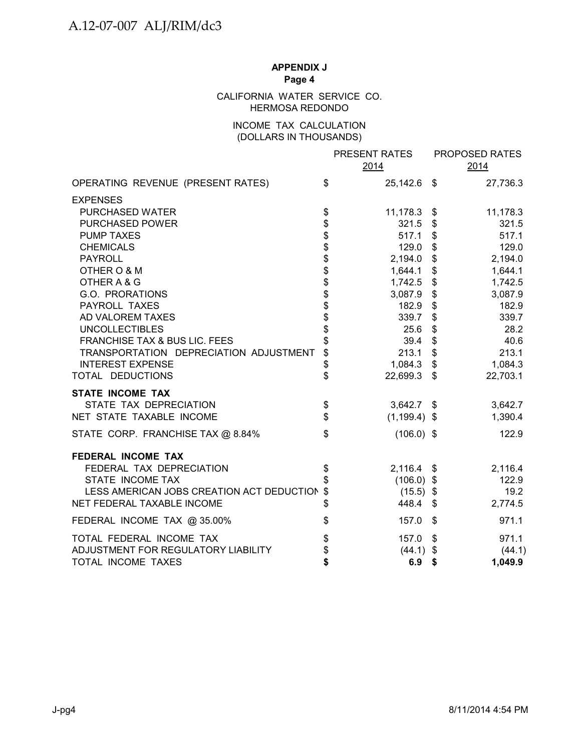**APPENDIX J**
**Page 4**

CALIFORNIA WATER SERVICE CO.
HERMOSA REDONDO

INCOME TAX CALCULATION
(DOLLARS IN THOUSANDS)

| | PRESENT RATES 2014 | PROPOSED RATES 2014 |
|---|---|---|
| OPERATING REVENUE (PRESENT RATES) | $ 25,142.6 | $ 27,736.3 |
| EXPENSES | | |
| PURCHASED WATER | $ 11,178.3 | $ 11,178.3 |
| PURCHASED POWER | $ 321.5 | $ 321.5 |
| PUMP TAXES | $ 517.1 | $ 517.1 |
| CHEMICALS | $ 129.0 | $ 129.0 |
| PAYROLL | $ 2,194.0 | $ 2,194.0 |
| OTHER O & M | $ 1,644.1 | $ 1,644.1 |
| OTHER A & G | $ 1,742.5 | $ 1,742.5 |
| G.O. PRORATIONS | $ 3,087.9 | $ 3,087.9 |
| PAYROLL TAXES | $ 182.9 | $ 182.9 |
| AD VALOREM TAXES | $ 339.7 | $ 339.7 |
| UNCOLLECTIBLES | $ 25.6 | $ 28.2 |
| FRANCHISE TAX & BUS LIC. FEES | $ 39.4 | $ 40.6 |
| TRANSPORTATION DEPRECIATION ADJUSTMENT | $ 213.1 | $ 213.1 |
| INTEREST EXPENSE | $ 1,084.3 | $ 1,084.3 |
| TOTAL DEDUCTIONS | $ 22,699.3 | $ 22,703.1 |
| **STATE INCOME TAX** | | |
| STATE TAX DEPRECIATION | $ 3,642.7 | $ 3,642.7 |
| NET STATE TAXABLE INCOME | $ (1,199.4) | $ 1,390.4 |
| STATE CORP. FRANCHISE TAX @ 8.84% | $ (106.0) | $ 122.9 |
| **FEDERAL INCOME TAX** | | |
| FEDERAL TAX DEPRECIATION | $ 2,116.4 | $ 2,116.4 |
| STATE INCOME TAX | $ (106.0) | $ 122.9 |
| LESS AMERICAN JOBS CREATION ACT DEDUCTION | $ (15.5) | $ 19.2 |
| NET FEDERAL TAXABLE INCOME | $ 448.4 | $ 2,774.5 |
| FEDERAL INCOME TAX @ 35.00% | $ 157.0 | $ 971.1 |
| TOTAL FEDERAL INCOME TAX | $ 157.0 | $ 971.1 |
| ADJUSTMENT FOR REGULATORY LIABILITY | $ (44.1) | $ (44.1) |
| TOTAL INCOME TAXES | **$ 6.9** | **$ 1,049.9** |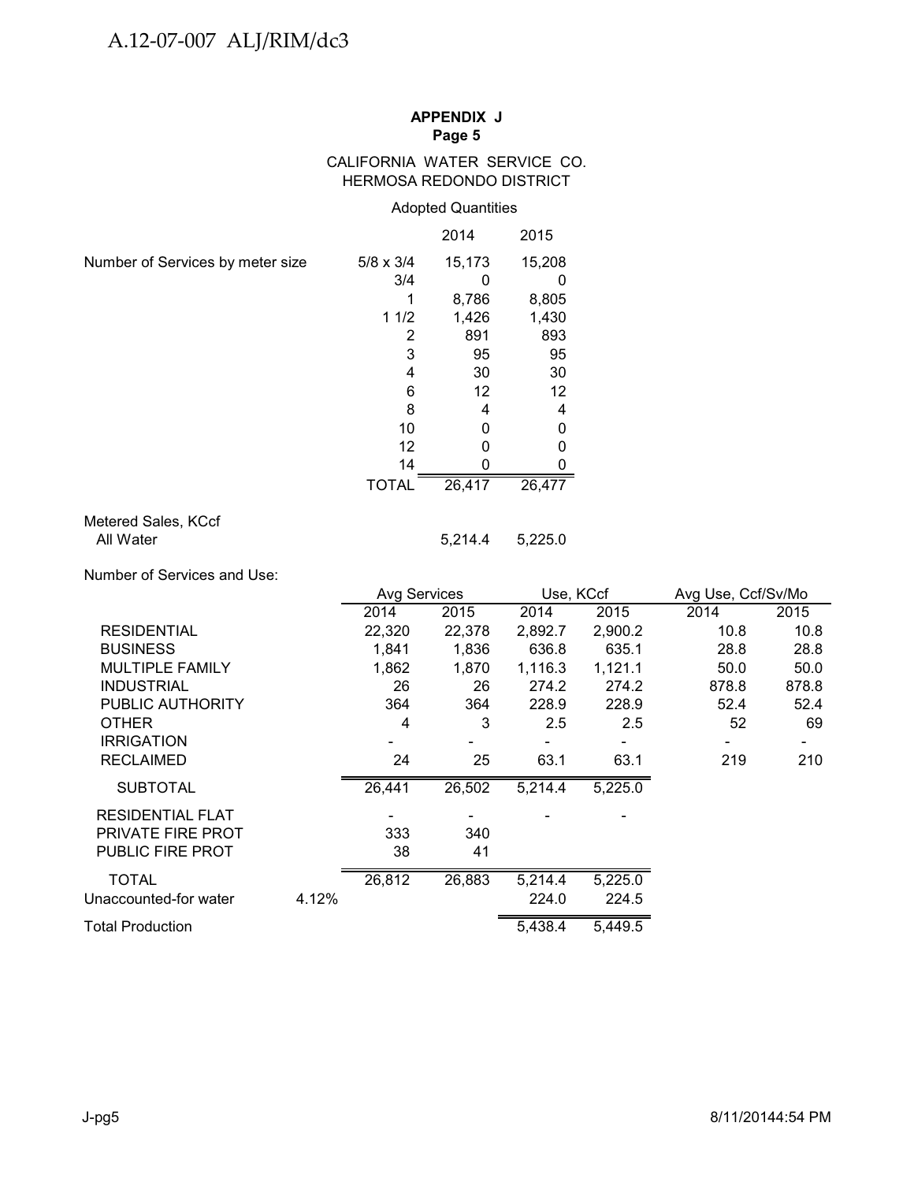**APPENDIX J**
**Page 5**

CALIFORNIA WATER SERVICE CO.
HERMOSA REDONDO DISTRICT

Adopted Quantities

| | | 2014 | 2015 |
|---|---|---|---|
| Number of Services by meter size | 5/8 x 3/4 | 15,173 | 15,208 |
| | 3/4 | 0 | 0 |
| | 1 | 8,786 | 8,805 |
| | 1 1/2 | 1,426 | 1,430 |
| | 2 | 891 | 893 |
| | 3 | 95 | 95 |
| | 4 | 30 | 30 |
| | 6 | 12 | 12 |
| | 8 | 4 | 4 |
| | 10 | 0 | 0 |
| | 12 | 0 | 0 |
| | 14 | 0 | 0 |
| | TOTAL | 26,417 | 26,477 |

| Metered Sales, KCcf | 2014 | 2015 |
|---|---|---|
| All Water | 5,214.4 | 5,225.0 |

Number of Services and Use:

| | | Avg Services | | Use, KCcf | | Avg Use, Ccf/Sv/Mo | |
|---|---|---|---|---|---|---|---|
| | | 2014 | 2015 | 2014 | 2015 | 2014 | 2015 |
| RESIDENTIAL | | 22,320 | 22,378 | 2,892.7 | 2,900.2 | 10.8 | 10.8 |
| BUSINESS | | 1,841 | 1,836 | 636.8 | 635.1 | 28.8 | 28.8 |
| MULTIPLE FAMILY | | 1,862 | 1,870 | 1,116.3 | 1,121.1 | 50.0 | 50.0 |
| INDUSTRIAL | | 26 | 26 | 274.2 | 274.2 | 878.8 | 878.8 |
| PUBLIC AUTHORITY | | 364 | 364 | 228.9 | 228.9 | 52.4 | 52.4 |
| OTHER | | 4 | 3 | 2.5 | 2.5 | 52 | 69 |
| IRRIGATION | | - | - | - | - | - | - |
| RECLAIMED | | 24 | 25 | 63.1 | 63.1 | 219 | 210 |
| SUBTOTAL | | 26,441 | 26,502 | 5,214.4 | 5,225.0 | | |
| RESIDENTIAL FLAT | | - | - | - | - | | |
| PRIVATE FIRE PROT | | 333 | 340 | | | | |
| PUBLIC FIRE PROT | | 38 | 41 | | | | |
| TOTAL | | 26,812 | 26,883 | 5,214.4 | 5,225.0 | | |
| Unaccounted-for water | 4.12% | | | 224.0 | 224.5 | | |
| Total Production | | | | 5,438.4 | 5,449.5 | | |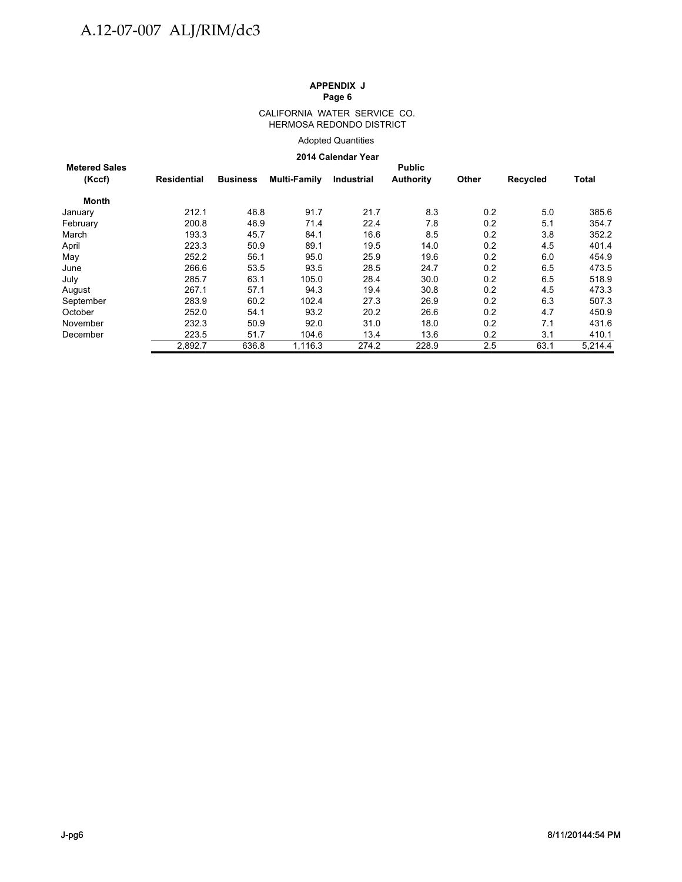**APPENDIX J**
**Page 6**

CALIFORNIA WATER SERVICE CO.
HERMOSA REDONDO DISTRICT

Adopted Quantities

**2014 Calendar Year**

| Metered Sales (Kccf) | Residential | Business | Multi-Family | Industrial | Public Authority | Other | Recycled | Total |
|---|---|---|---|---|---|---|---|---|
| **Month** | | | | | | | | |
| January | 212.1 | 46.8 | 91.7 | 21.7 | 8.3 | 0.2 | 5.0 | 385.6 |
| February | 200.8 | 46.9 | 71.4 | 22.4 | 7.8 | 0.2 | 5.1 | 354.7 |
| March | 193.3 | 45.7 | 84.1 | 16.6 | 8.5 | 0.2 | 3.8 | 352.2 |
| April | 223.3 | 50.9 | 89.1 | 19.5 | 14.0 | 0.2 | 4.5 | 401.4 |
| May | 252.2 | 56.1 | 95.0 | 25.9 | 19.6 | 0.2 | 6.0 | 454.9 |
| June | 266.6 | 53.5 | 93.5 | 28.5 | 24.7 | 0.2 | 6.5 | 473.5 |
| July | 285.7 | 63.1 | 105.0 | 28.4 | 30.0 | 0.2 | 6.5 | 518.9 |
| August | 267.1 | 57.1 | 94.3 | 19.4 | 30.8 | 0.2 | 4.5 | 473.3 |
| September | 283.9 | 60.2 | 102.4 | 27.3 | 26.9 | 0.2 | 6.3 | 507.3 |
| October | 252.0 | 54.1 | 93.2 | 20.2 | 26.6 | 0.2 | 4.7 | 450.9 |
| November | 232.3 | 50.9 | 92.0 | 31.0 | 18.0 | 0.2 | 7.1 | 431.6 |
| December | 223.5 | 51.7 | 104.6 | 13.4 | 13.6 | 0.2 | 3.1 | 410.1 |
| | 2,892.7 | 636.8 | 1,116.3 | 274.2 | 228.9 | 2.5 | 63.1 | 5,214.4 |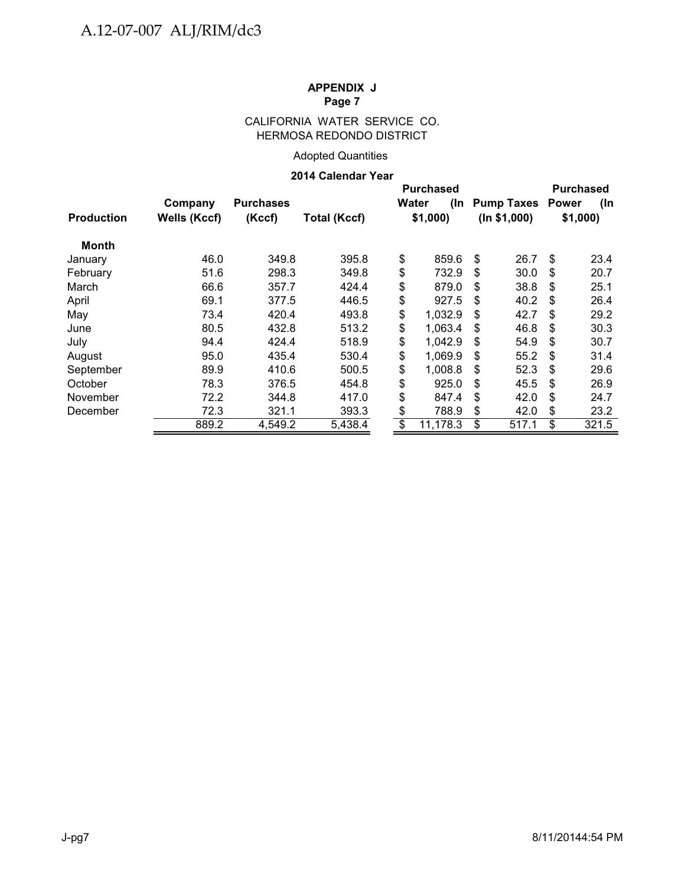**APPENDIX J**
**Page 7**

CALIFORNIA WATER SERVICE CO.
HERMOSA REDONDO DISTRICT

Adopted Quantities

**2014 Calendar Year**

| Production | Company Wells (Kccf) | Purchases (Kccf) | Total (Kccf) | Purchased Water (In $1,000) | Pump Taxes (In $1,000) | Purchased Power (In $1,000) |
|---|---|---|---|---|---|---|
| **Month** | | | | | | |
| January | 46.0 | 349.8 | 395.8 | $ 859.6 | $ 26.7 | $ 23.4 |
| February | 51.6 | 298.3 | 349.8 | $ 732.9 | $ 30.0 | $ 20.7 |
| March | 66.6 | 357.7 | 424.4 | $ 879.0 | $ 38.8 | $ 25.1 |
| April | 69.1 | 377.5 | 446.5 | $ 927.5 | $ 40.2 | $ 26.4 |
| May | 73.4 | 420.4 | 493.8 | $ 1,032.9 | $ 42.7 | $ 29.2 |
| June | 80.5 | 432.8 | 513.2 | $ 1,063.4 | $ 46.8 | $ 30.3 |
| July | 94.4 | 424.4 | 518.9 | $ 1,042.9 | $ 54.9 | $ 30.7 |
| August | 95.0 | 435.4 | 530.4 | $ 1,069.9 | $ 55.2 | $ 31.4 |
| September | 89.9 | 410.6 | 500.5 | $ 1,008.8 | $ 52.3 | $ 29.6 |
| October | 78.3 | 376.5 | 454.8 | $ 925.0 | $ 45.5 | $ 26.9 |
| November | 72.2 | 344.8 | 417.0 | $ 847.4 | $ 42.0 | $ 24.7 |
| December | 72.3 | 321.1 | 393.3 | $ 788.9 | $ 42.0 | $ 23.2 |
| | 889.2 | 4,549.2 | 5,438.4 | $ 11,178.3 | $ 517.1 | $ 321.5 |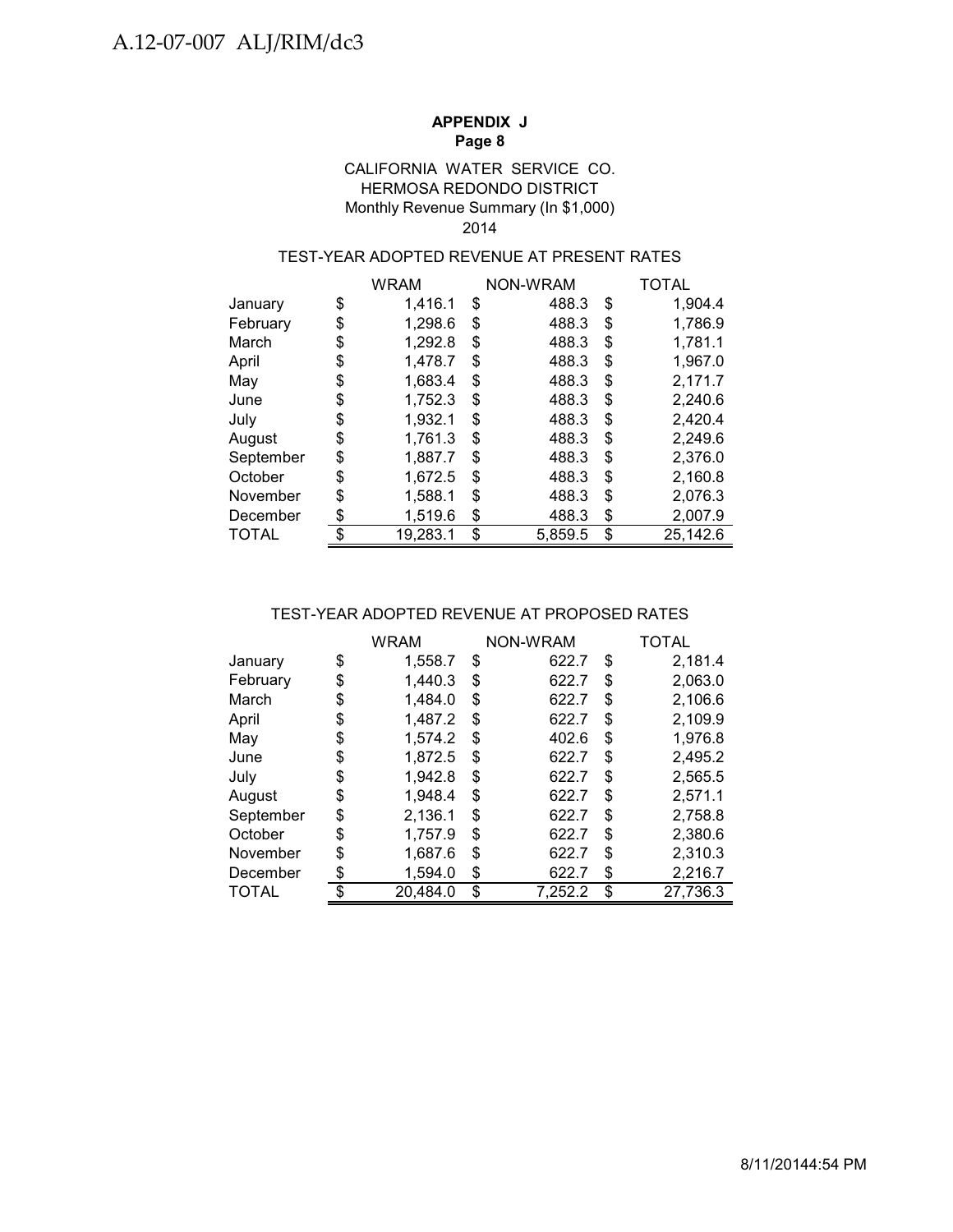**APPENDIX J**
**Page 8**

CALIFORNIA WATER SERVICE CO.
HERMOSA REDONDO DISTRICT
Monthly Revenue Summary (In $1,000)
2014

TEST-YEAR ADOPTED REVENUE AT PRESENT RATES

| | WRAM | NON-WRAM | TOTAL |
|---|---|---|---|
| January | $ 1,416.1 | $ 488.3 | $ 1,904.4 |
| February | $ 1,298.6 | $ 488.3 | $ 1,786.9 |
| March | $ 1,292.8 | $ 488.3 | $ 1,781.1 |
| April | $ 1,478.7 | $ 488.3 | $ 1,967.0 |
| May | $ 1,683.4 | $ 488.3 | $ 2,171.7 |
| June | $ 1,752.3 | $ 488.3 | $ 2,240.6 |
| July | $ 1,932.1 | $ 488.3 | $ 2,420.4 |
| August | $ 1,761.3 | $ 488.3 | $ 2,249.6 |
| September | $ 1,887.7 | $ 488.3 | $ 2,376.0 |
| October | $ 1,672.5 | $ 488.3 | $ 2,160.8 |
| November | $ 1,588.1 | $ 488.3 | $ 2,076.3 |
| December | $ 1,519.6 | $ 488.3 | $ 2,007.9 |
| TOTAL | $ 19,283.1 | $ 5,859.5 | $ 25,142.6 |

TEST-YEAR ADOPTED REVENUE AT PROPOSED RATES

| | WRAM | NON-WRAM | TOTAL |
|---|---|---|---|
| January | $ 1,558.7 | $ 622.7 | $ 2,181.4 |
| February | $ 1,440.3 | $ 622.7 | $ 2,063.0 |
| March | $ 1,484.0 | $ 622.7 | $ 2,106.6 |
| April | $ 1,487.2 | $ 622.7 | $ 2,109.9 |
| May | $ 1,574.2 | $ 402.6 | $ 1,976.8 |
| June | $ 1,872.5 | $ 622.7 | $ 2,495.2 |
| July | $ 1,942.8 | $ 622.7 | $ 2,565.5 |
| August | $ 1,948.4 | $ 622.7 | $ 2,571.1 |
| September | $ 2,136.1 | $ 622.7 | $ 2,758.8 |
| October | $ 1,757.9 | $ 622.7 | $ 2,380.6 |
| November | $ 1,687.6 | $ 622.7 | $ 2,310.3 |
| December | $ 1,594.0 | $ 622.7 | $ 2,216.7 |
| TOTAL | $ 20,484.0 | $ 7,252.2 | $ 27,736.3 |

8/11/20144:54 PM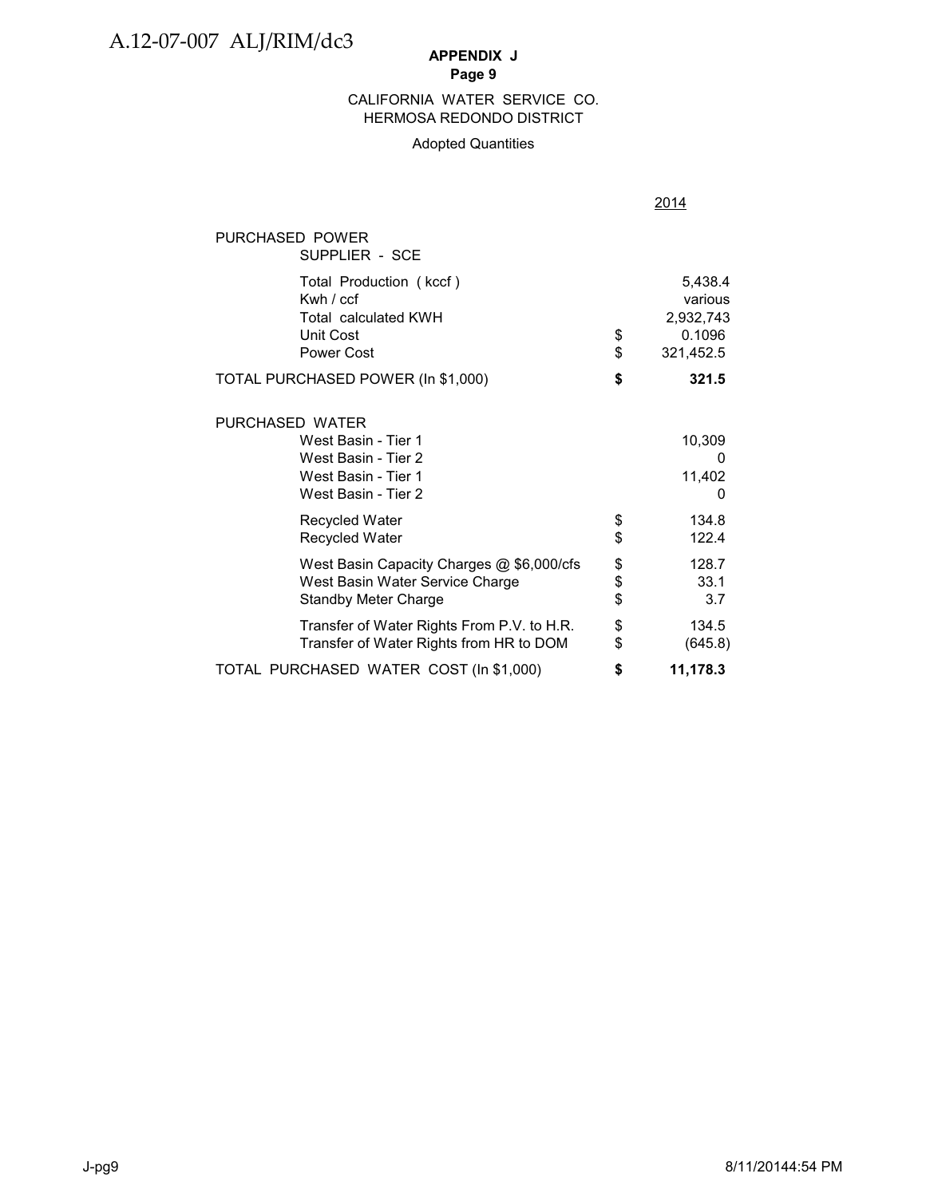APPENDIX J
Page 9

CALIFORNIA WATER SERVICE CO.
HERMOSA REDONDO DISTRICT

Adopted Quantities

| | | 2014 |
|---|---|---|
| **PURCHASED POWER** | | |
| SUPPLIER - SCE | | |
| Total Production ( kccf ) | | 5,438.4 |
| Kwh / ccf | | various |
| Total calculated KWH | | 2,932,743 |
| Unit Cost | $ | 0.1096 |
| Power Cost | $ | 321,452.5 |
| **TOTAL PURCHASED POWER (In $1,000)** | **$** | **321.5** |
| **PURCHASED WATER** | | |
| West Basin - Tier 1 | | 10,309 |
| West Basin - Tier 2 | | 0 |
| West Basin - Tier 1 | | 11,402 |
| West Basin - Tier 2 | | 0 |
| Recycled Water | $ | 134.8 |
| Recycled Water | $ | 122.4 |
| West Basin Capacity Charges @ $6,000/cfs | $ | 128.7 |
| West Basin Water Service Charge | $ | 33.1 |
| Standby Meter Charge | $ | 3.7 |
| Transfer of Water Rights From P.V. to H.R. | $ | 134.5 |
| Transfer of Water Rights from HR to DOM | $ | (645.8) |
| **TOTAL PURCHASED WATER COST (In $1,000)** | **$** | **11,178.3** |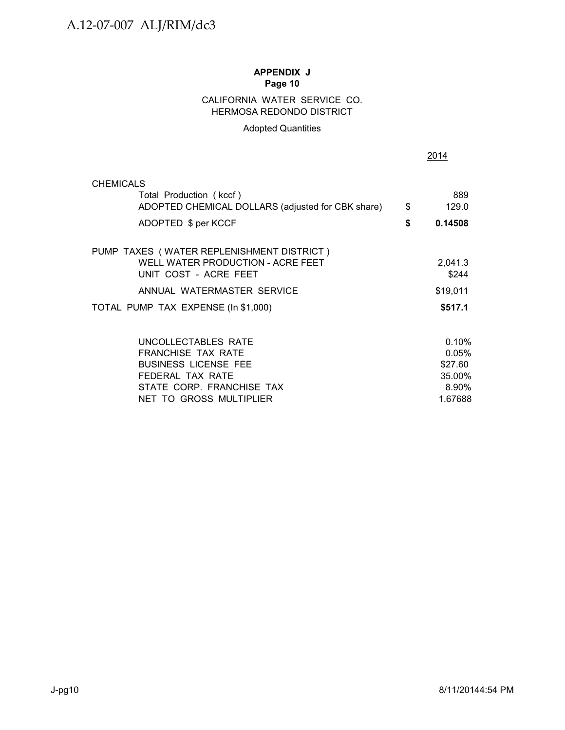**APPENDIX J**
**Page 10**

CALIFORNIA WATER SERVICE CO.
HERMOSA REDONDO DISTRICT

Adopted Quantities

| | | 2014 |
|---|---|---|
| CHEMICALS | | |
| Total Production ( kccf ) | | 889 |
| ADOPTED CHEMICAL DOLLARS (adjusted for CBK share) | $ | 129.0 |
| ADOPTED $ per KCCF | **$** | **0.14508** |
| | | |
| PUMP TAXES ( WATER REPLENISHMENT DISTRICT ) | | |
| WELL WATER PRODUCTION - ACRE FEET | | 2,041.3 |
| UNIT COST - ACRE FEET | | $244 |
| ANNUAL WATERMASTER SERVICE | | $19,011 |
| TOTAL PUMP TAX EXPENSE (In $1,000) | | **$517.1** |
| | | |
| UNCOLLECTABLES RATE | | 0.10% |
| FRANCHISE TAX RATE | | 0.05% |
| BUSINESS LICENSE FEE | | $27.60 |
| FEDERAL TAX RATE | | 35.00% |
| STATE CORP. FRANCHISE TAX | | 8.90% |
| NET TO GROSS MULTIPLIER | | 1.67688 |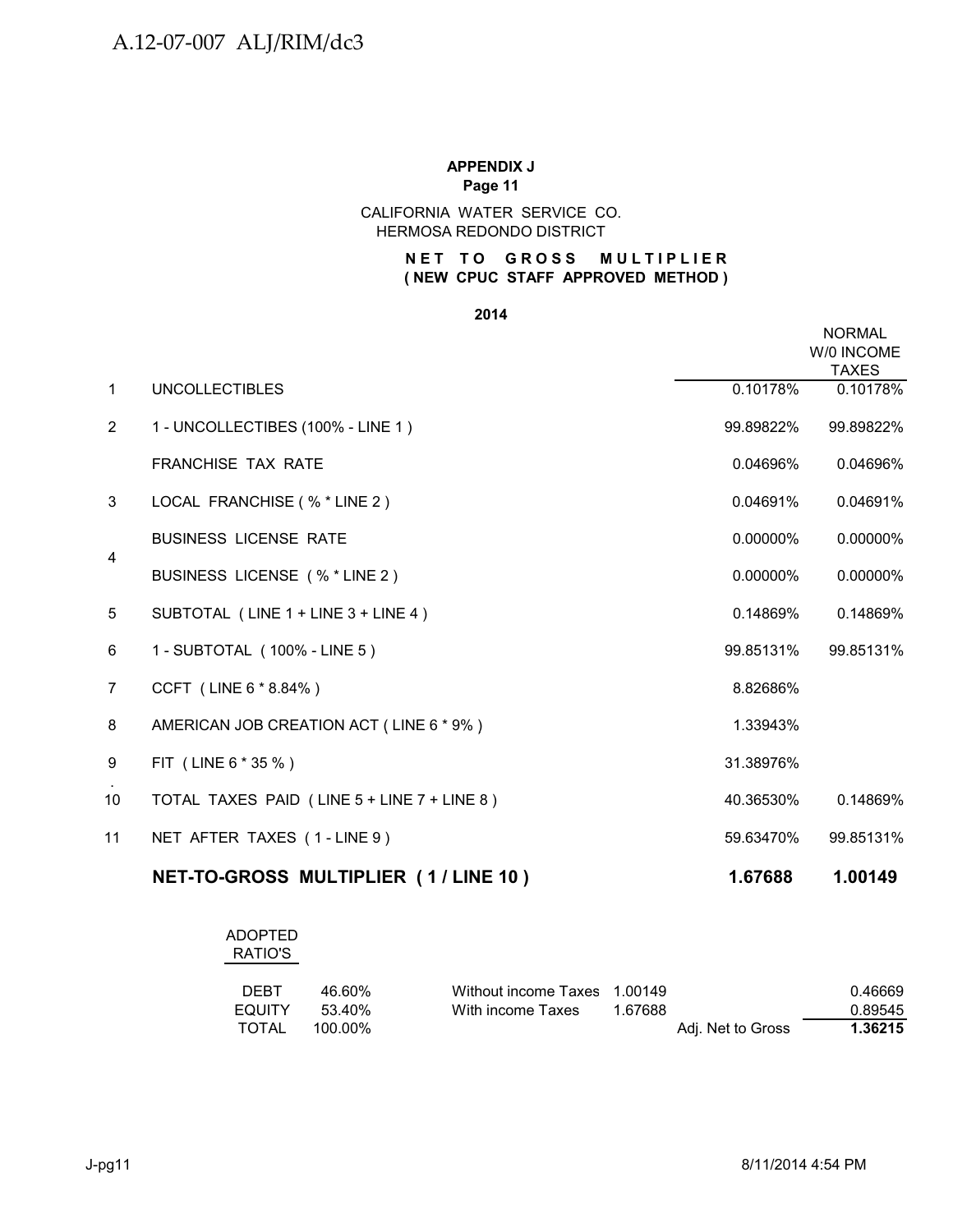A.12-07-007 ALJ/RIM/dc3

**APPENDIX J**
**Page 11**

CALIFORNIA WATER SERVICE CO.
HERMOSA REDONDO DISTRICT

**NET TO GROSS MULTIPLIER**
**( NEW CPUC STAFF APPROVED METHOD )**

**2014**

| | | | NORMAL W/0 INCOME TAXES |
|---|---|---|---|
| 1 | UNCOLLECTIBLES | 0.10178% | 0.10178% |
| 2 | 1 - UNCOLLECTIBES (100% - LINE 1 ) | 99.89822% | 99.89822% |
| | FRANCHISE TAX RATE | 0.04696% | 0.04696% |
| 3 | LOCAL FRANCHISE ( % * LINE 2 ) | 0.04691% | 0.04691% |
| 4 | BUSINESS LICENSE RATE | 0.00000% | 0.00000% |
| | BUSINESS LICENSE ( % * LINE 2 ) | 0.00000% | 0.00000% |
| 5 | SUBTOTAL ( LINE 1 + LINE 3 + LINE 4 ) | 0.14869% | 0.14869% |
| 6 | 1 - SUBTOTAL ( 100% - LINE 5 ) | 99.85131% | 99.85131% |
| 7 | CCFT ( LINE 6 * 8.84% ) | 8.82686% | |
| 8 | AMERICAN JOB CREATION ACT ( LINE 6 * 9% ) | 1.33943% | |
| 9 | FIT ( LINE 6 * 35 % ) | 31.38976% | |
| 10 | TOTAL TAXES PAID ( LINE 5 + LINE 7 + LINE 8 ) | 40.36530% | 0.14869% |
| 11 | NET AFTER TAXES ( 1 - LINE 9 ) | 59.63470% | 99.85131% |
| | **NET-TO-GROSS MULTIPLIER ( 1 / LINE 10 )** | **1.67688** | **1.00149** |

| ADOPTED RATIO'S | | | | | |
|---|---|---|---|---|---|
| DEBT | 46.60% | Without income Taxes | 1.00149 | | 0.46669 |
| EQUITY | 53.40% | With income Taxes | 1.67688 | | 0.89545 |
| TOTAL | 100.00% | | | Adj. Net to Gross | **1.36215** |

J-pg11 8/11/2014 4:54 PM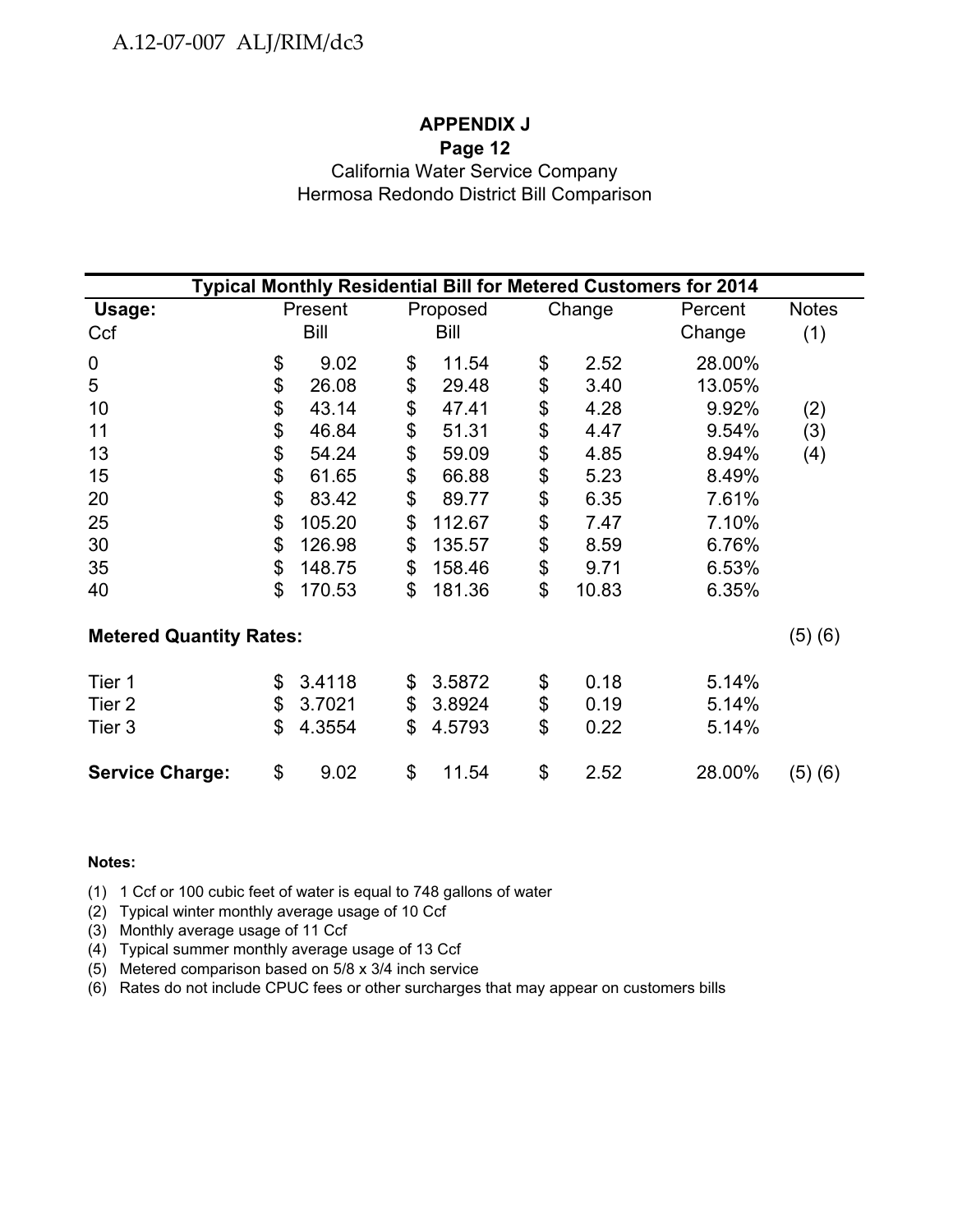**APPENDIX J**
**Page 12**
California Water Service Company
Hermosa Redondo District Bill Comparison

| Typical Monthly Residential Bill for Metered Customers for 2014 | | | | | |
|---|---|---|---|---|---|
| **Usage:** Ccf | Present Bill | Proposed Bill | Change | Percent Change | Notes (1) |
| 0 | $ 9.02 | $ 11.54 | $ 2.52 | 28.00% | |
| 5 | $ 26.08 | $ 29.48 | $ 3.40 | 13.05% | |
| 10 | $ 43.14 | $ 47.41 | $ 4.28 | 9.92% | (2) |
| 11 | $ 46.84 | $ 51.31 | $ 4.47 | 9.54% | (3) |
| 13 | $ 54.24 | $ 59.09 | $ 4.85 | 8.94% | (4) |
| 15 | $ 61.65 | $ 66.88 | $ 5.23 | 8.49% | |
| 20 | $ 83.42 | $ 89.77 | $ 6.35 | 7.61% | |
| 25 | $ 105.20 | $ 112.67 | $ 7.47 | 7.10% | |
| 30 | $ 126.98 | $ 135.57 | $ 8.59 | 6.76% | |
| 35 | $ 148.75 | $ 158.46 | $ 9.71 | 6.53% | |
| 40 | $ 170.53 | $ 181.36 | $ 10.83 | 6.35% | |
| **Metered Quantity Rates:** | | | | | (5) (6) |
| Tier 1 | $ 3.4118 | $ 3.5872 | $ 0.18 | 5.14% | |
| Tier 2 | $ 3.7021 | $ 3.8924 | $ 0.19 | 5.14% | |
| Tier 3 | $ 4.3554 | $ 4.5793 | $ 0.22 | 5.14% | |
| **Service Charge:** | $ 9.02 | $ 11.54 | $ 2.52 | 28.00% | (5) (6) |

**Notes:**

(1) 1 Ccf or 100 cubic feet of water is equal to 748 gallons of water
(2) Typical winter monthly average usage of 10 Ccf
(3) Monthly average usage of 11 Ccf
(4) Typical summer monthly average usage of 13 Ccf
(5) Metered comparison based on 5/8 x 3/4 inch service
(6) Rates do not include CPUC fees or other surcharges that may appear on customers bills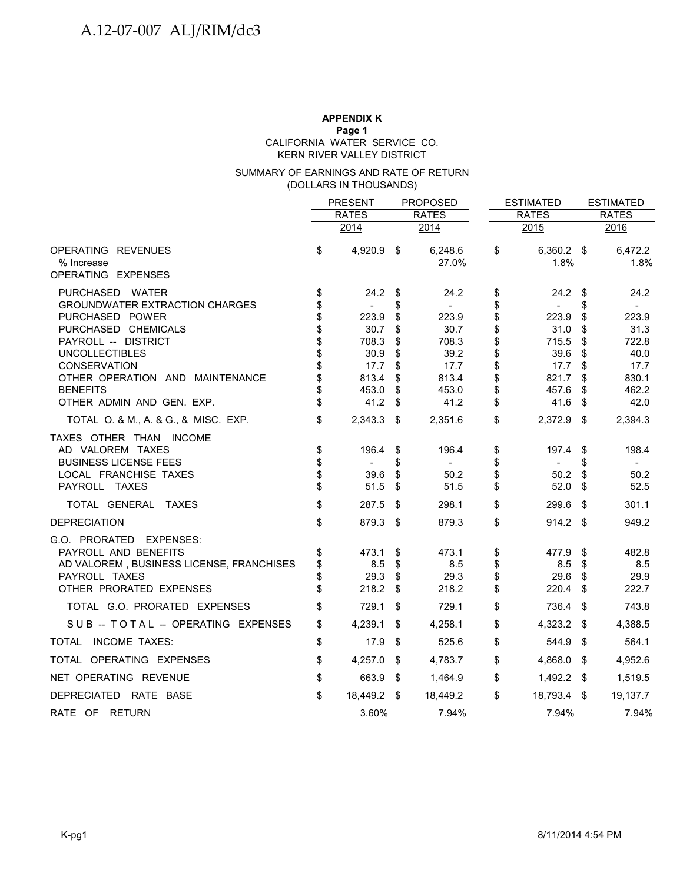**APPENDIX K**
**Page 1**
CALIFORNIA WATER SERVICE CO.
KERN RIVER VALLEY DISTRICT

SUMMARY OF EARNINGS AND RATE OF RETURN
(DOLLARS IN THOUSANDS)

| | PRESENT RATES 2014 | PROPOSED RATES 2014 | ESTIMATED RATES 2015 | ESTIMATED RATES 2016 |
|---|---|---|---|---|
| OPERATING REVENUES | $ 4,920.9 | $ 6,248.6 | $ 6,360.2 | $ 6,472.2 |
| % Increase | | 27.0% | 1.8% | 1.8% |
| OPERATING EXPENSES | | | | |
| PURCHASED WATER | $ 24.2 | $ 24.2 | $ 24.2 | $ 24.2 |
| GROUNDWATER EXTRACTION CHARGES | $ - | $ - | $ - | $ - |
| PURCHASED POWER | $ 223.9 | $ 223.9 | $ 223.9 | $ 223.9 |
| PURCHASED CHEMICALS | $ 30.7 | $ 30.7 | $ 31.0 | $ 31.3 |
| PAYROLL -- DISTRICT | $ 708.3 | $ 708.3 | $ 715.5 | $ 722.8 |
| UNCOLLECTIBLES | $ 30.9 | $ 39.2 | $ 39.6 | $ 40.0 |
| CONSERVATION | $ 17.7 | $ 17.7 | $ 17.7 | $ 17.7 |
| OTHER OPERATION AND MAINTENANCE | $ 813.4 | $ 813.4 | $ 821.7 | $ 830.1 |
| BENEFITS | $ 453.0 | $ 453.0 | $ 457.6 | $ 462.2 |
| OTHER ADMIN AND GEN. EXP. | $ 41.2 | $ 41.2 | $ 41.6 | $ 42.0 |
| TOTAL O. & M., A. & G., & MISC. EXP. | $ 2,343.3 | $ 2,351.6 | $ 2,372.9 | $ 2,394.3 |
| TAXES OTHER THAN INCOME | | | | |
| AD VALOREM TAXES | $ 196.4 | $ 196.4 | $ 197.4 | $ 198.4 |
| BUSINESS LICENSE FEES | $ - | $ - | $ - | $ - |
| LOCAL FRANCHISE TAXES | $ 39.6 | $ 50.2 | $ 50.2 | $ 50.2 |
| PAYROLL TAXES | $ 51.5 | $ 51.5 | $ 52.0 | $ 52.5 |
| TOTAL GENERAL TAXES | $ 287.5 | $ 298.1 | $ 299.6 | $ 301.1 |
| DEPRECIATION | $ 879.3 | $ 879.3 | $ 914.2 | $ 949.2 |
| G.O. PRORATED EXPENSES: | | | | |
| PAYROLL AND BENEFITS | $ 473.1 | $ 473.1 | $ 477.9 | $ 482.8 |
| AD VALOREM , BUSINESS LICENSE, FRANCHISES | $ 8.5 | $ 8.5 | $ 8.5 | $ 8.5 |
| PAYROLL TAXES | $ 29.3 | $ 29.3 | $ 29.6 | $ 29.9 |
| OTHER PRORATED EXPENSES | $ 218.2 | $ 218.2 | $ 220.4 | $ 222.7 |
| TOTAL G.O. PRORATED EXPENSES | $ 729.1 | $ 729.1 | $ 736.4 | $ 743.8 |
| SUB -- TOTAL -- OPERATING EXPENSES | $ 4,239.1 | $ 4,258.1 | $ 4,323.2 | $ 4,388.5 |
| TOTAL INCOME TAXES: | $ 17.9 | $ 525.6 | $ 544.9 | $ 564.1 |
| TOTAL OPERATING EXPENSES | $ 4,257.0 | $ 4,783.7 | $ 4,868.0 | $ 4,952.6 |
| NET OPERATING REVENUE | $ 663.9 | $ 1,464.9 | $ 1,492.2 | $ 1,519.5 |
| DEPRECIATED RATE BASE | $ 18,449.2 | $ 18,449.2 | $ 18,793.4 | $ 19,137.7 |
| RATE OF RETURN | 3.60% | 7.94% | 7.94% | 7.94% |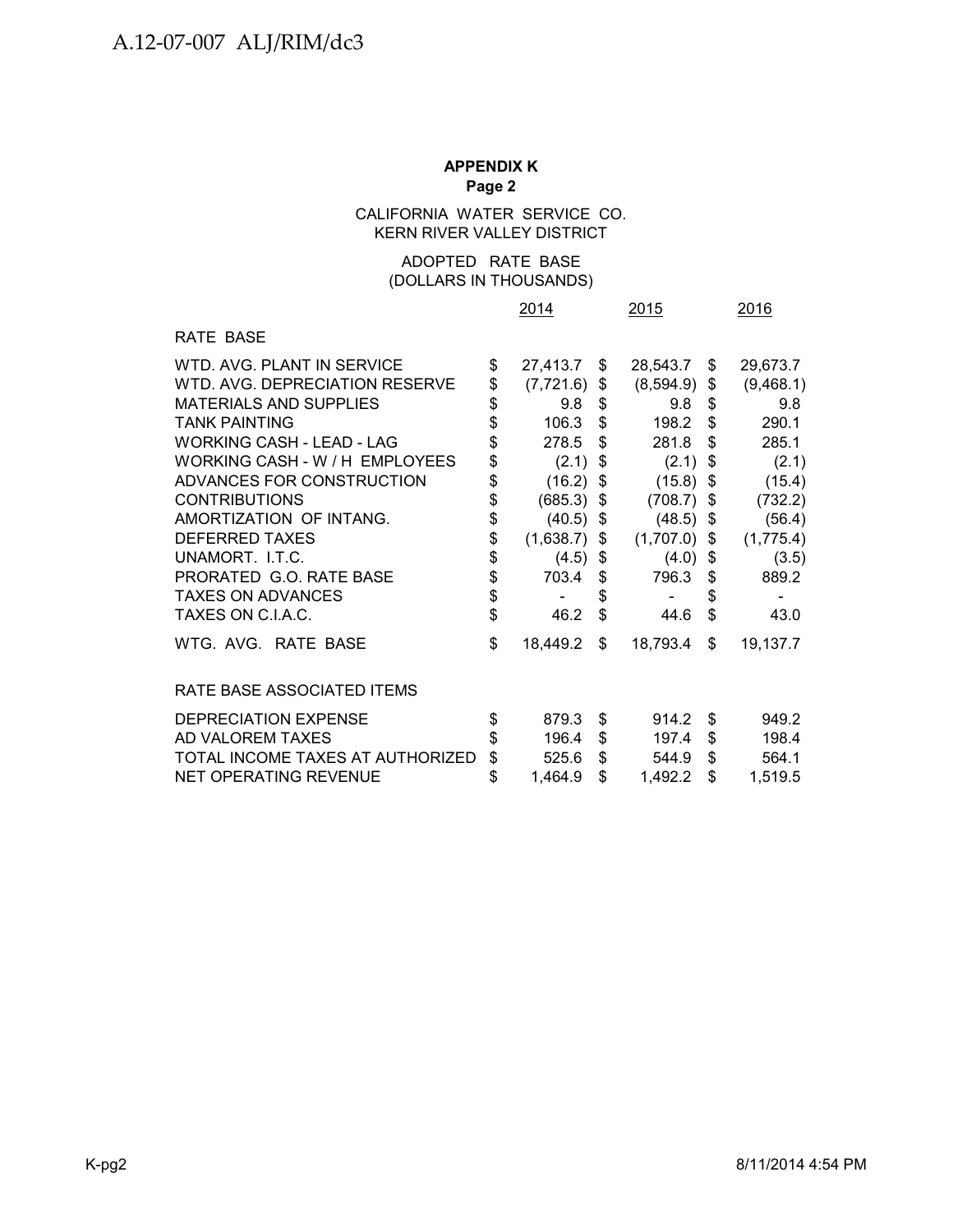**APPENDIX K**
**Page 2**

CALIFORNIA WATER SERVICE CO.
KERN RIVER VALLEY DISTRICT

ADOPTED RATE BASE
(DOLLARS IN THOUSANDS)

| | 2014 | 2015 | 2016 |
|---|---|---|---|
| RATE BASE | | | |
| WTD. AVG. PLANT IN SERVICE | $ 27,413.7 | $ 28,543.7 | $ 29,673.7 |
| WTD. AVG. DEPRECIATION RESERVE | $ (7,721.6) | $ (8,594.9) | $ (9,468.1) |
| MATERIALS AND SUPPLIES | $ 9.8 | $ 9.8 | $ 9.8 |
| TANK PAINTING | $ 106.3 | $ 198.2 | $ 290.1 |
| WORKING CASH - LEAD - LAG | $ 278.5 | $ 281.8 | $ 285.1 |
| WORKING CASH - W / H EMPLOYEES | $ (2.1) | $ (2.1) | $ (2.1) |
| ADVANCES FOR CONSTRUCTION | $ (16.2) | $ (15.8) | $ (15.4) |
| CONTRIBUTIONS | $ (685.3) | $ (708.7) | $ (732.2) |
| AMORTIZATION OF INTANG. | $ (40.5) | $ (48.5) | $ (56.4) |
| DEFERRED TAXES | $ (1,638.7) | $ (1,707.0) | $ (1,775.4) |
| UNAMORT. I.T.C. | $ (4.5) | $ (4.0) | $ (3.5) |
| PRORATED G.O. RATE BASE | $ 703.4 | $ 796.3 | $ 889.2 |
| TAXES ON ADVANCES | $ - | $ - | $ - |
| TAXES ON C.I.A.C. | $ 46.2 | $ 44.6 | $ 43.0 |
| WTG. AVG. RATE BASE | $ 18,449.2 | $ 18,793.4 | $ 19,137.7 |
| | | | |
| RATE BASE ASSOCIATED ITEMS | | | |
| DEPRECIATION EXPENSE | $ 879.3 | $ 914.2 | $ 949.2 |
| AD VALOREM TAXES | $ 196.4 | $ 197.4 | $ 198.4 |
| TOTAL INCOME TAXES AT AUTHORIZED | $ 525.6 | $ 544.9 | $ 564.1 |
| NET OPERATING REVENUE | $ 1,464.9 | $ 1,492.2 | $ 1,519.5 |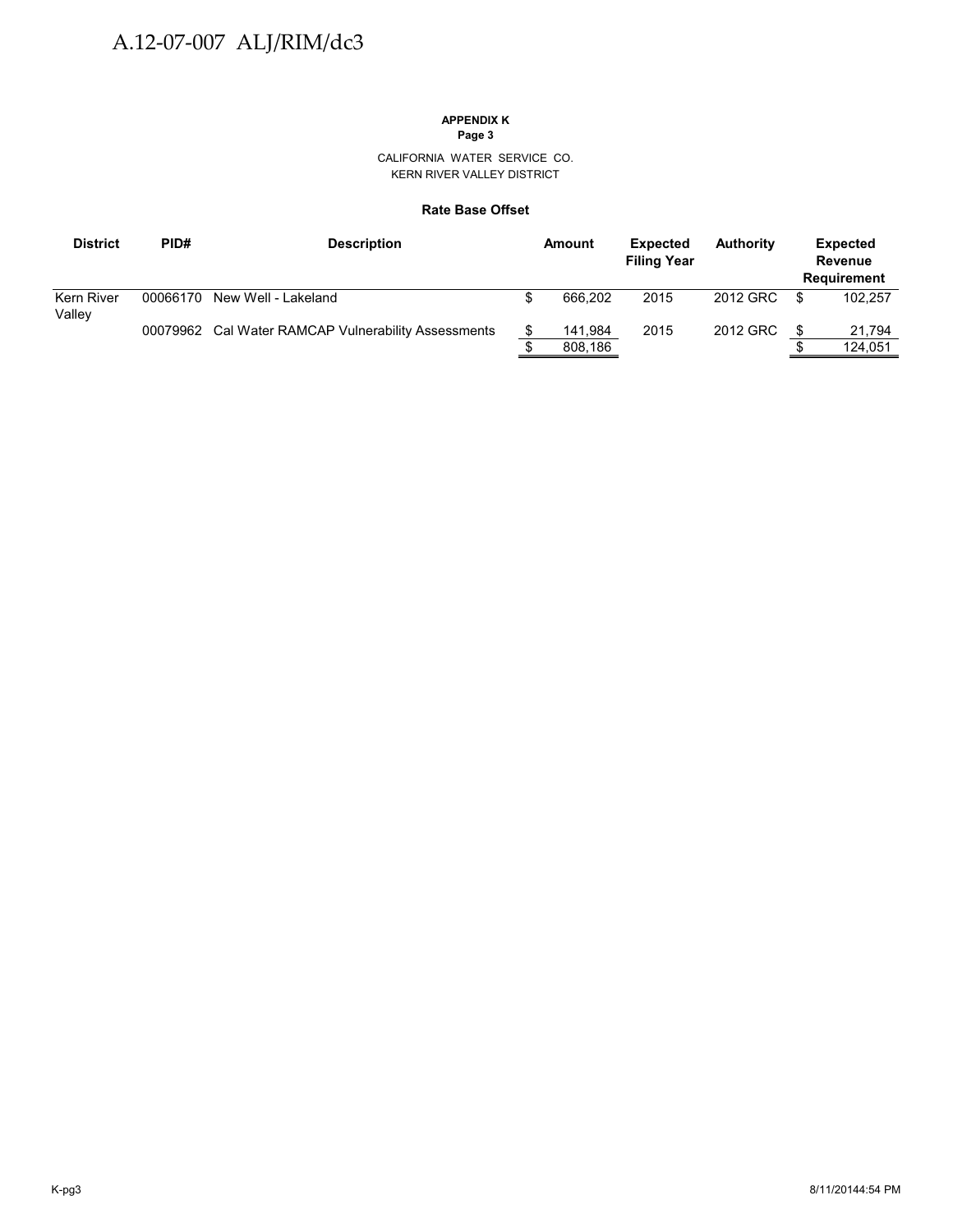**APPENDIX K**
**Page 3**

CALIFORNIA WATER SERVICE CO.
KERN RIVER VALLEY DISTRICT

**Rate Base Offset**

| District | PID# | Description | Amount | Expected Filing Year | Authority | Expected Revenue Requirement |
|---|---|---|---|---|---|---|
| Kern River Valley | 00066170 | New Well - Lakeland | $ 666,202 | 2015 | 2012 GRC | $ 102,257 |
| | 00079962 | Cal Water RAMCAP Vulnerability Assessments | $ 141,984 | 2015 | 2012 GRC | $ 21,794 |
| | | | $ 808,186 | | | $ 124,051 |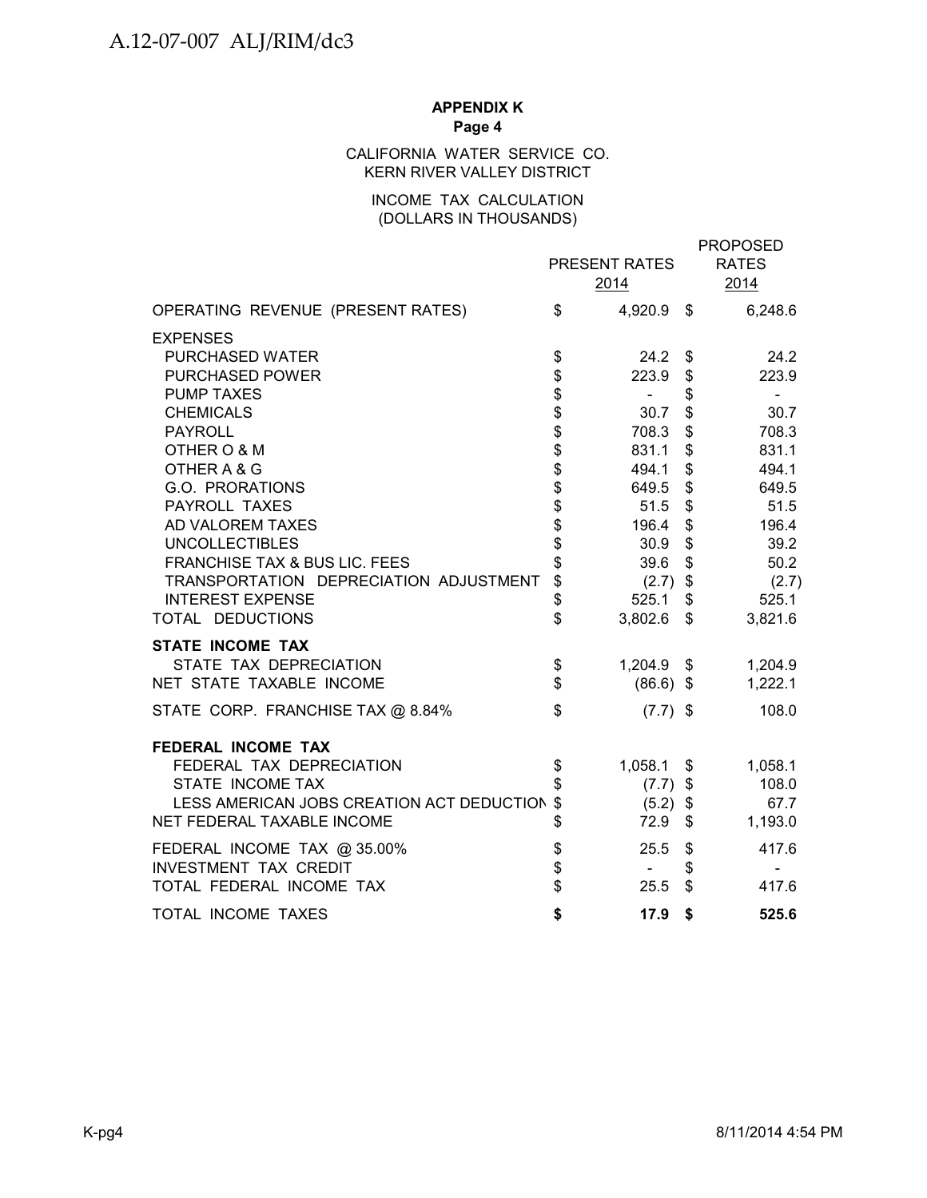**APPENDIX K**
**Page 4**

CALIFORNIA WATER SERVICE CO.
KERN RIVER VALLEY DISTRICT

INCOME TAX CALCULATION
(DOLLARS IN THOUSANDS)

| | PRESENT RATES 2014 | PROPOSED RATES 2014 |
|---|---|---|
| OPERATING REVENUE (PRESENT RATES) | $ 4,920.9 | $ 6,248.6 |
| **EXPENSES** | | |
| PURCHASED WATER | $ 24.2 | $ 24.2 |
| PURCHASED POWER | $ 223.9 | $ 223.9 |
| PUMP TAXES | $ - | $ - |
| CHEMICALS | $ 30.7 | $ 30.7 |
| PAYROLL | $ 708.3 | $ 708.3 |
| OTHER O & M | $ 831.1 | $ 831.1 |
| OTHER A & G | $ 494.1 | $ 494.1 |
| G.O. PRORATIONS | $ 649.5 | $ 649.5 |
| PAYROLL TAXES | $ 51.5 | $ 51.5 |
| AD VALOREM TAXES | $ 196.4 | $ 196.4 |
| UNCOLLECTIBLES | $ 30.9 | $ 39.2 |
| FRANCHISE TAX & BUS LIC. FEES | $ 39.6 | $ 50.2 |
| TRANSPORTATION DEPRECIATION ADJUSTMENT | $ (2.7) | $ (2.7) |
| INTEREST EXPENSE | $ 525.1 | $ 525.1 |
| TOTAL DEDUCTIONS | $ 3,802.6 | $ 3,821.6 |
| **STATE INCOME TAX** | | |
| STATE TAX DEPRECIATION | $ 1,204.9 | $ 1,204.9 |
| NET STATE TAXABLE INCOME | $ (86.6) | $ 1,222.1 |
| STATE CORP. FRANCHISE TAX @ 8.84% | $ (7.7) | $ 108.0 |
| **FEDERAL INCOME TAX** | | |
| FEDERAL TAX DEPRECIATION | $ 1,058.1 | $ 1,058.1 |
| STATE INCOME TAX | $ (7.7) | $ 108.0 |
| LESS AMERICAN JOBS CREATION ACT DEDUCTION | $ (5.2) | $ 67.7 |
| NET FEDERAL TAXABLE INCOME | $ 72.9 | $ 1,193.0 |
| FEDERAL INCOME TAX @ 35.00% | $ 25.5 | $ 417.6 |
| INVESTMENT TAX CREDIT | $ - | $ - |
| TOTAL FEDERAL INCOME TAX | $ 25.5 | $ 417.6 |
| **TOTAL INCOME TAXES** | **$ 17.9** | **$ 525.6** |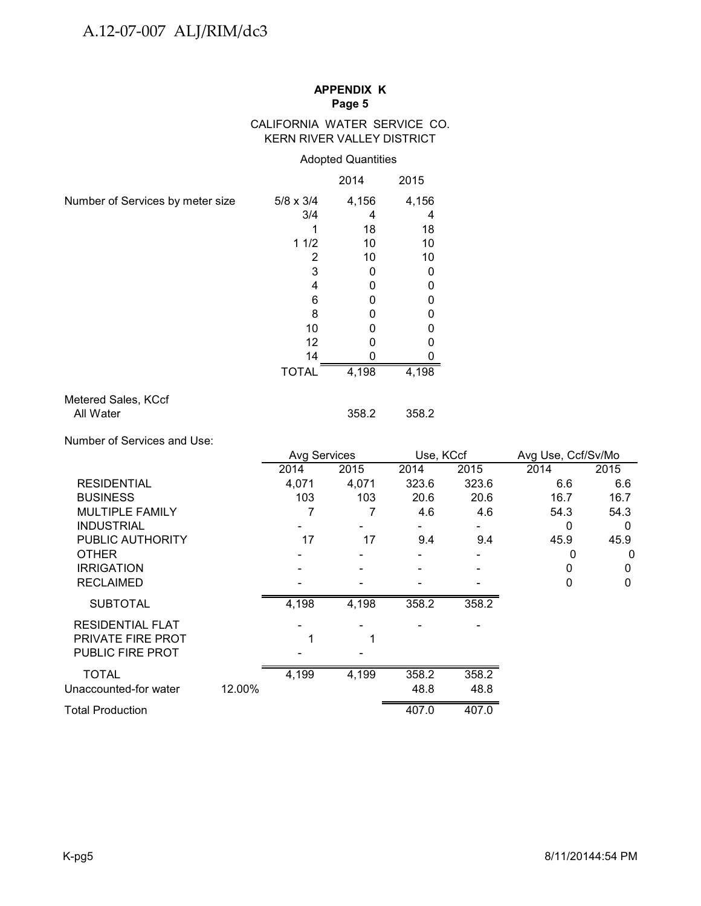**APPENDIX K**
**Page 5**

CALIFORNIA WATER SERVICE CO.
KERN RIVER VALLEY DISTRICT

Adopted Quantities

| | | 2014 | 2015 |
|---|---|---|---|
| Number of Services by meter size | 5/8 x 3/4 | 4,156 | 4,156 |
| | 3/4 | 4 | 4 |
| | 1 | 18 | 18 |
| | 1 1/2 | 10 | 10 |
| | 2 | 10 | 10 |
| | 3 | 0 | 0 |
| | 4 | 0 | 0 |
| | 6 | 0 | 0 |
| | 8 | 0 | 0 |
| | 10 | 0 | 0 |
| | 12 | 0 | 0 |
| | 14 | 0 | 0 |
| | TOTAL | 4,198 | 4,198 |

Metered Sales, KCcf

| | 2014 | 2015 |
|---|---|---|
| All Water | 358.2 | 358.2 |

Number of Services and Use:

| | | Avg Services | | Use, KCcf | | Avg Use, Ccf/Sv/Mo | |
|---|---|---|---|---|---|---|---|
| | | 2014 | 2015 | 2014 | 2015 | 2014 | 2015 |
| RESIDENTIAL | | 4,071 | 4,071 | 323.6 | 323.6 | 6.6 | 6.6 |
| BUSINESS | | 103 | 103 | 20.6 | 20.6 | 16.7 | 16.7 |
| MULTIPLE FAMILY | | 7 | 7 | 4.6 | 4.6 | 54.3 | 54.3 |
| INDUSTRIAL | | - | - | - | - | 0 | 0 |
| PUBLIC AUTHORITY | | 17 | 17 | 9.4 | 9.4 | 45.9 | 45.9 |
| OTHER | | - | - | - | - | 0 | 0 |
| IRRIGATION | | - | - | - | - | 0 | 0 |
| RECLAIMED | | - | - | - | - | 0 | 0 |
| SUBTOTAL | | 4,198 | 4,198 | 358.2 | 358.2 | | |
| RESIDENTIAL FLAT | | - | - | - | - | | |
| PRIVATE FIRE PROT | | 1 | 1 | | | | |
| PUBLIC FIRE PROT | | - | - | | | | |
| TOTAL | | 4,199 | 4,199 | 358.2 | 358.2 | | |
| Unaccounted-for water | 12.00% | | | 48.8 | 48.8 | | |
| Total Production | | | | 407.0 | 407.0 | | |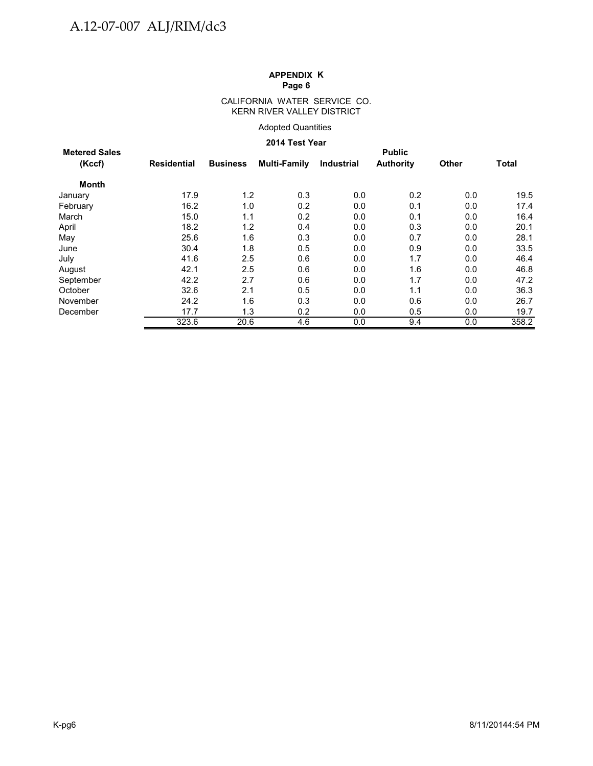**APPENDIX K**
**Page 6**

CALIFORNIA WATER SERVICE CO.
KERN RIVER VALLEY DISTRICT

Adopted Quantities

**2014 Test Year**

| Metered Sales (Kccf) | Residential | Business | Multi-Family | Industrial | Public Authority | Other | Total |
|---|---|---|---|---|---|---|---|
| **Month** | | | | | | | |
| January | 17.9 | 1.2 | 0.3 | 0.0 | 0.2 | 0.0 | 19.5 |
| February | 16.2 | 1.0 | 0.2 | 0.0 | 0.1 | 0.0 | 17.4 |
| March | 15.0 | 1.1 | 0.2 | 0.0 | 0.1 | 0.0 | 16.4 |
| April | 18.2 | 1.2 | 0.4 | 0.0 | 0.3 | 0.0 | 20.1 |
| May | 25.6 | 1.6 | 0.3 | 0.0 | 0.7 | 0.0 | 28.1 |
| June | 30.4 | 1.8 | 0.5 | 0.0 | 0.9 | 0.0 | 33.5 |
| July | 41.6 | 2.5 | 0.6 | 0.0 | 1.7 | 0.0 | 46.4 |
| August | 42.1 | 2.5 | 0.6 | 0.0 | 1.6 | 0.0 | 46.8 |
| September | 42.2 | 2.7 | 0.6 | 0.0 | 1.7 | 0.0 | 47.2 |
| October | 32.6 | 2.1 | 0.5 | 0.0 | 1.1 | 0.0 | 36.3 |
| November | 24.2 | 1.6 | 0.3 | 0.0 | 0.6 | 0.0 | 26.7 |
| December | 17.7 | 1.3 | 0.2 | 0.0 | 0.5 | 0.0 | 19.7 |
| | 323.6 | 20.6 | 4.6 | 0.0 | 9.4 | 0.0 | 358.2 |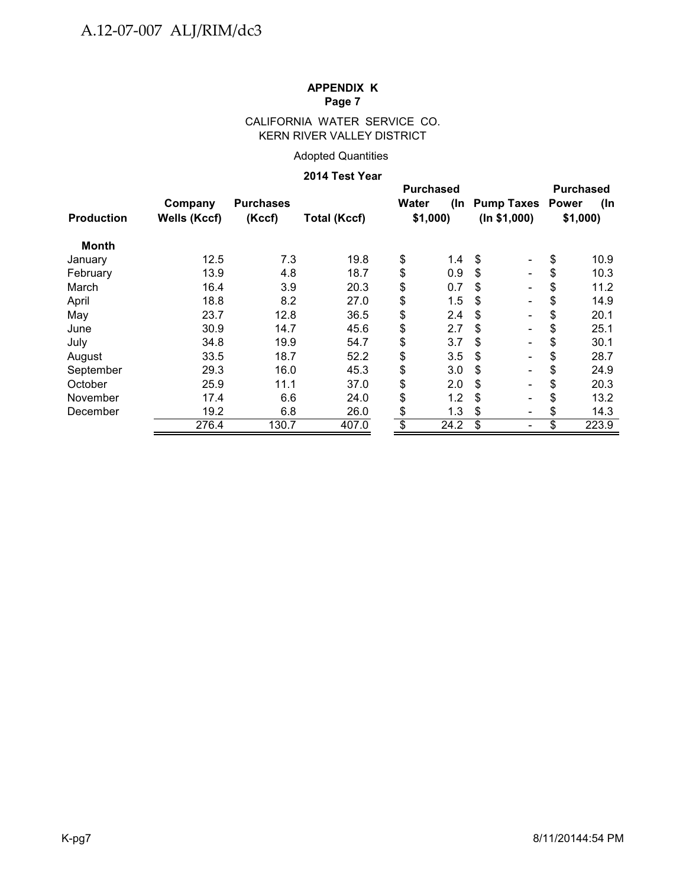**APPENDIX K**
**Page 7**

CALIFORNIA WATER SERVICE CO.
KERN RIVER VALLEY DISTRICT

Adopted Quantities

**2014 Test Year**

| Production | Company Wells (Kccf) | Purchases (Kccf) | Total (Kccf) | Purchased Water (In $1,000) | Pump Taxes (In $1,000) | Purchased Power (In $1,000) |
|---|---|---|---|---|---|---|
| **Month** | | | | | | |
| January | 12.5 | 7.3 | 19.8 | $ 1.4 | $ - | $ 10.9 |
| February | 13.9 | 4.8 | 18.7 | $ 0.9 | $ - | $ 10.3 |
| March | 16.4 | 3.9 | 20.3 | $ 0.7 | $ - | $ 11.2 |
| April | 18.8 | 8.2 | 27.0 | $ 1.5 | $ - | $ 14.9 |
| May | 23.7 | 12.8 | 36.5 | $ 2.4 | $ - | $ 20.1 |
| June | 30.9 | 14.7 | 45.6 | $ 2.7 | $ - | $ 25.1 |
| July | 34.8 | 19.9 | 54.7 | $ 3.7 | $ - | $ 30.1 |
| August | 33.5 | 18.7 | 52.2 | $ 3.5 | $ - | $ 28.7 |
| September | 29.3 | 16.0 | 45.3 | $ 3.0 | $ - | $ 24.9 |
| October | 25.9 | 11.1 | 37.0 | $ 2.0 | $ - | $ 20.3 |
| November | 17.4 | 6.6 | 24.0 | $ 1.2 | $ - | $ 13.2 |
| December | 19.2 | 6.8 | 26.0 | $ 1.3 | $ - | $ 14.3 |
| | 276.4 | 130.7 | 407.0 | $ 24.2 | $ - | $ 223.9 |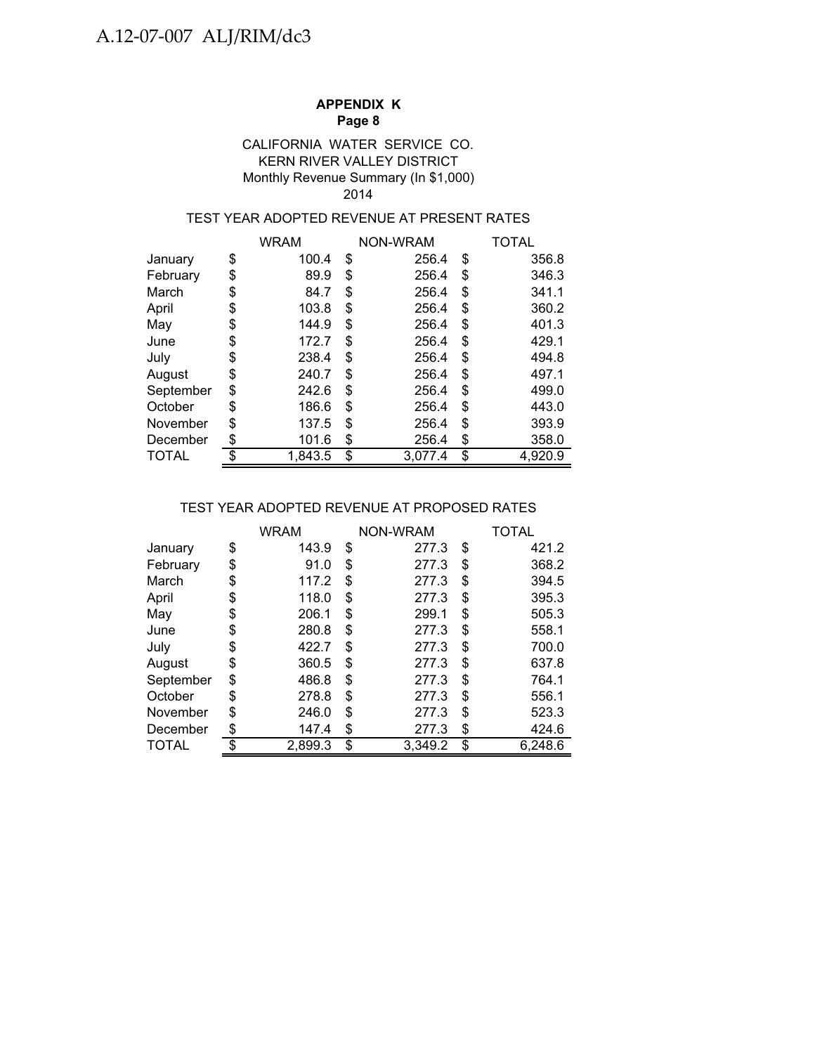**APPENDIX K**
**Page 8**

CALIFORNIA WATER SERVICE CO.
KERN RIVER VALLEY DISTRICT
Monthly Revenue Summary (In $1,000)
2014

TEST YEAR ADOPTED REVENUE AT PRESENT RATES

| | WRAM | NON-WRAM | TOTAL |
|---|---|---|---|
| January | $ 100.4 | $ 256.4 | $ 356.8 |
| February | $ 89.9 | $ 256.4 | $ 346.3 |
| March | $ 84.7 | $ 256.4 | $ 341.1 |
| April | $ 103.8 | $ 256.4 | $ 360.2 |
| May | $ 144.9 | $ 256.4 | $ 401.3 |
| June | $ 172.7 | $ 256.4 | $ 429.1 |
| July | $ 238.4 | $ 256.4 | $ 494.8 |
| August | $ 240.7 | $ 256.4 | $ 497.1 |
| September | $ 242.6 | $ 256.4 | $ 499.0 |
| October | $ 186.6 | $ 256.4 | $ 443.0 |
| November | $ 137.5 | $ 256.4 | $ 393.9 |
| December | $ 101.6 | $ 256.4 | $ 358.0 |
| TOTAL | $ 1,843.5 | $ 3,077.4 | $ 4,920.9 |

TEST YEAR ADOPTED REVENUE AT PROPOSED RATES

| | WRAM | NON-WRAM | TOTAL |
|---|---|---|---|
| January | $ 143.9 | $ 277.3 | $ 421.2 |
| February | $ 91.0 | $ 277.3 | $ 368.2 |
| March | $ 117.2 | $ 277.3 | $ 394.5 |
| April | $ 118.0 | $ 277.3 | $ 395.3 |
| May | $ 206.1 | $ 299.1 | $ 505.3 |
| June | $ 280.8 | $ 277.3 | $ 558.1 |
| July | $ 422.7 | $ 277.3 | $ 700.0 |
| August | $ 360.5 | $ 277.3 | $ 637.8 |
| September | $ 486.8 | $ 277.3 | $ 764.1 |
| October | $ 278.8 | $ 277.3 | $ 556.1 |
| November | $ 246.0 | $ 277.3 | $ 523.3 |
| December | $ 147.4 | $ 277.3 | $ 424.6 |
| TOTAL | $ 2,899.3 | $ 3,349.2 | $ 6,248.6 |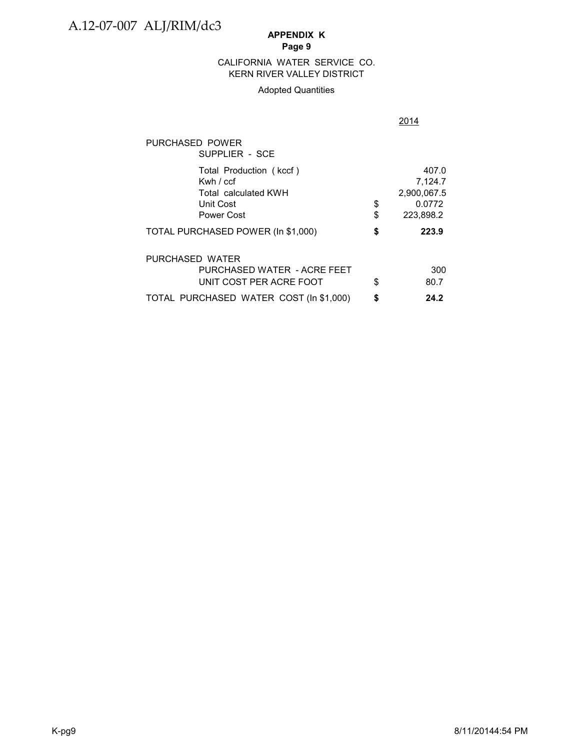**APPENDIX K**
**Page 9**

CALIFORNIA WATER SERVICE CO.
KERN RIVER VALLEY DISTRICT

Adopted Quantities

| | | 2014 |
|---|---|---|
| PURCHASED POWER | | |
| SUPPLIER - SCE | | |
| Total Production ( kccf ) | | 407.0 |
| Kwh / ccf | | 7,124.7 |
| Total calculated KWH | | 2,900,067.5 |
| Unit Cost | $ | 0.0772 |
| Power Cost | $ | 223,898.2 |
| **TOTAL PURCHASED POWER (In $1,000)** | **$** | **223.9** |
| | | |
| PURCHASED WATER | | |
| PURCHASED WATER - ACRE FEET | | 300 |
| UNIT COST PER ACRE FOOT | $ | 80.7 |
| **TOTAL PURCHASED WATER COST (In $1,000)** | **$** | **24.2** |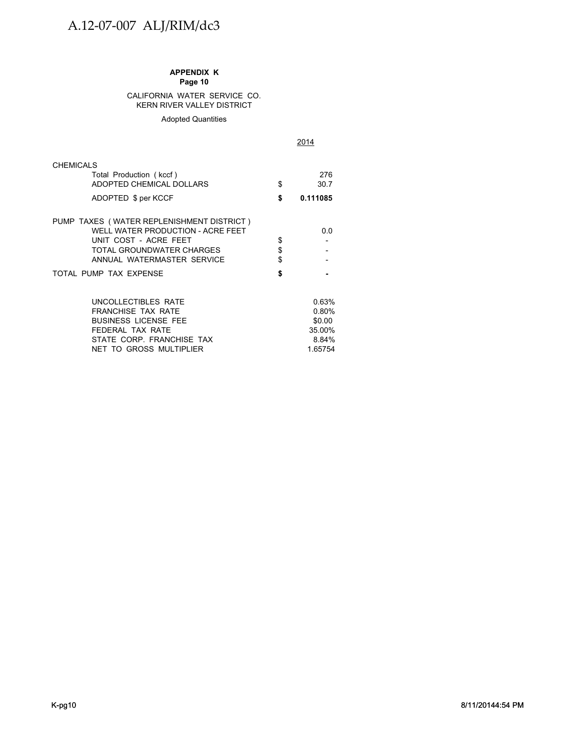A.12-07-007 ALJ/RIM/dc3

**APPENDIX K**
**Page 10**

CALIFORNIA WATER SERVICE CO.
KERN RIVER VALLEY DISTRICT

Adopted Quantities

| | | 2014 |
|---|---|---|
| CHEMICALS | | |
| Total Production ( kccf ) | | 276 |
| ADOPTED CHEMICAL DOLLARS | $ | 30.7 |
| **ADOPTED $ per KCCF** | **$** | **0.111085** |
| | | |
| PUMP TAXES ( WATER REPLENISHMENT DISTRICT ) | | |
| WELL WATER PRODUCTION - ACRE FEET | | 0.0 |
| UNIT COST - ACRE FEET | $ | - |
| TOTAL GROUNDWATER CHARGES | $ | - |
| ANNUAL WATERMASTER SERVICE | $ | - |
| TOTAL PUMP TAX EXPENSE | **$** | **-** |
| | | |
| UNCOLLECTIBLES RATE | | 0.63% |
| FRANCHISE TAX RATE | | 0.80% |
| BUSINESS LICENSE FEE | | $0.00 |
| FEDERAL TAX RATE | | 35.00% |
| STATE CORP. FRANCHISE TAX | | 8.84% |
| NET TO GROSS MULTIPLIER | | 1.65754 |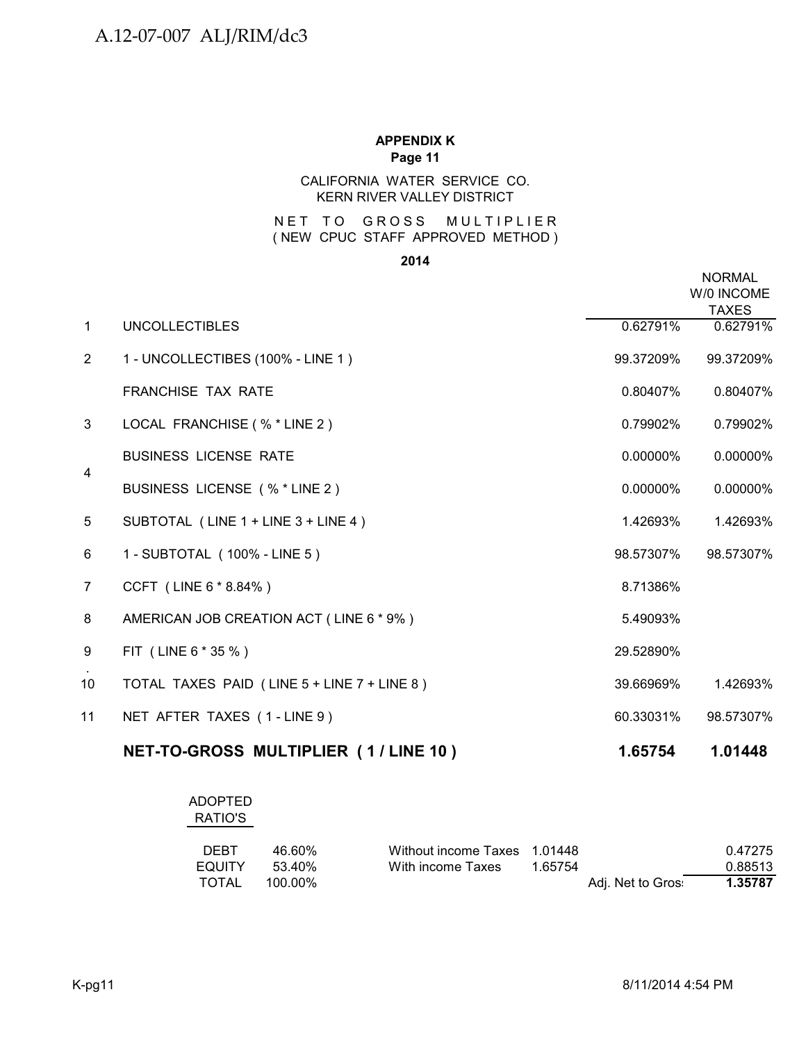**APPENDIX K**
**Page 11**

CALIFORNIA WATER SERVICE CO.
KERN RIVER VALLEY DISTRICT

NET TO GROSS MULTIPLIER
( NEW CPUC STAFF APPROVED METHOD )

**2014**

| | | | NORMAL W/0 INCOME TAXES |
|---|---|---|---|
| 1 | UNCOLLECTIBLES | 0.62791% | 0.62791% |
| 2 | 1 - UNCOLLECTIBES (100% - LINE 1 ) | 99.37209% | 99.37209% |
| | FRANCHISE TAX RATE | 0.80407% | 0.80407% |
| 3 | LOCAL FRANCHISE ( % * LINE 2 ) | 0.79902% | 0.79902% |
| 4 | BUSINESS LICENSE RATE | 0.00000% | 0.00000% |
| | BUSINESS LICENSE ( % * LINE 2 ) | 0.00000% | 0.00000% |
| 5 | SUBTOTAL ( LINE 1 + LINE 3 + LINE 4 ) | 1.42693% | 1.42693% |
| 6 | 1 - SUBTOTAL ( 100% - LINE 5 ) | 98.57307% | 98.57307% |
| 7 | CCFT ( LINE 6 * 8.84% ) | 8.71386% | |
| 8 | AMERICAN JOB CREATION ACT ( LINE 6 * 9% ) | 5.49093% | |
| 9 | FIT ( LINE 6 * 35 % ) | 29.52890% | |
| 10 | TOTAL TAXES PAID ( LINE 5 + LINE 7 + LINE 8 ) | 39.66969% | 1.42693% |
| 11 | NET AFTER TAXES ( 1 - LINE 9 ) | 60.33031% | 98.57307% |
| | **NET-TO-GROSS MULTIPLIER ( 1 / LINE 10 )** | **1.65754** | **1.01448** |

| ADOPTED RATIO'S | | | | | |
|---|---|---|---|---|---|
| DEBT | 46.60% | Without income Taxes | 1.01448 | | 0.47275 |
| EQUITY | 53.40% | With income Taxes | 1.65754 | | 0.88513 |
| TOTAL | 100.00% | | | Adj. Net to Gros: | **1.35787** |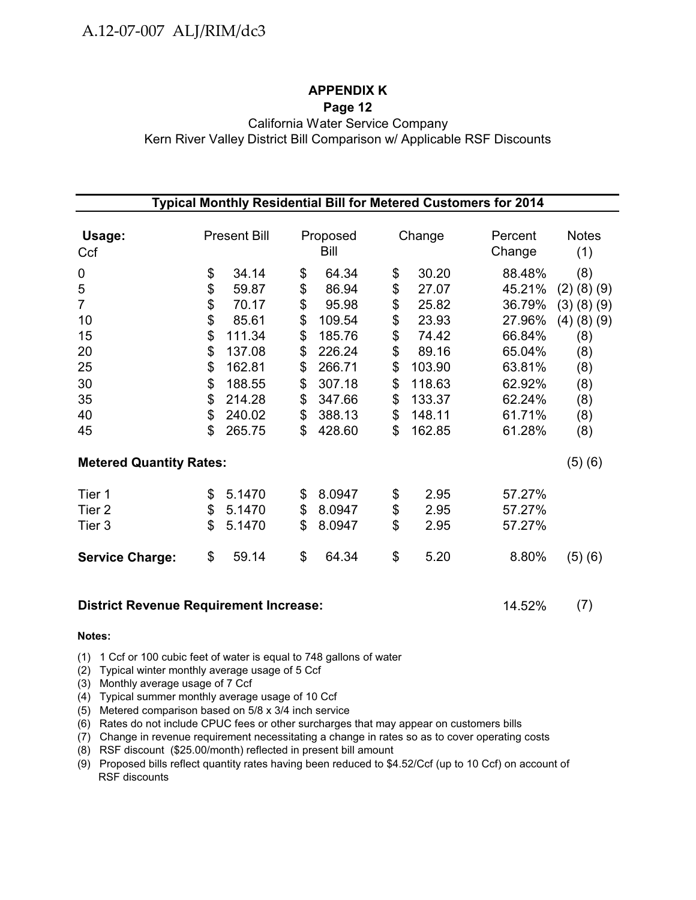A.12-07-007 ALJ/RIM/dc3

**APPENDIX K**

**Page 12**

California Water Service Company

Kern River Valley District Bill Comparison w/ Applicable RSF Discounts

| **Typical Monthly Residential Bill for Metered Customers for 2014** | | | | | |
|---|---|---|---|---|---|
| **Usage:** Ccf | Present Bill | Proposed Bill | Change | Percent Change | Notes (1) |
| 0 | $ 34.14 | $ 64.34 | $ 30.20 | 88.48% | (8) |
| 5 | $ 59.87 | $ 86.94 | $ 27.07 | 45.21% | (2) (8) (9) |
| 7 | $ 70.17 | $ 95.98 | $ 25.82 | 36.79% | (3) (8) (9) |
| 10 | $ 85.61 | $ 109.54 | $ 23.93 | 27.96% | (4) (8) (9) |
| 15 | $ 111.34 | $ 185.76 | $ 74.42 | 66.84% | (8) |
| 20 | $ 137.08 | $ 226.24 | $ 89.16 | 65.04% | (8) |
| 25 | $ 162.81 | $ 266.71 | $ 103.90 | 63.81% | (8) |
| 30 | $ 188.55 | $ 307.18 | $ 118.63 | 62.92% | (8) |
| 35 | $ 214.28 | $ 347.66 | $ 133.37 | 62.24% | (8) |
| 40 | $ 240.02 | $ 388.13 | $ 148.11 | 61.71% | (8) |
| 45 | $ 265.75 | $ 428.60 | $ 162.85 | 61.28% | (8) |
| **Metered Quantity Rates:** | | | | | (5) (6) |
| Tier 1 | $ 5.1470 | $ 8.0947 | $ 2.95 | 57.27% | |
| Tier 2 | $ 5.1470 | $ 8.0947 | $ 2.95 | 57.27% | |
| Tier 3 | $ 5.1470 | $ 8.0947 | $ 2.95 | 57.27% | |
| **Service Charge:** | $ 59.14 | $ 64.34 | $ 5.20 | 8.80% | (5) (6) |
| **District Revenue Requirement Increase:** | | | | 14.52% | (7) |

**Notes:**

(1) 1 Ccf or 100 cubic feet of water is equal to 748 gallons of water
(2) Typical winter monthly average usage of 5 Ccf
(3) Monthly average usage of 7 Ccf
(4) Typical summer monthly average usage of 10 Ccf
(5) Metered comparison based on 5/8 x 3/4 inch service
(6) Rates do not include CPUC fees or other surcharges that may appear on customers bills
(7) Change in revenue requirement necessitating a change in rates so as to cover operating costs
(8) RSF discount ($25.00/month) reflected in present bill amount
(9) Proposed bills reflect quantity rates having been reduced to $4.52/Ccf (up to 10 Ccf) on account of RSF discounts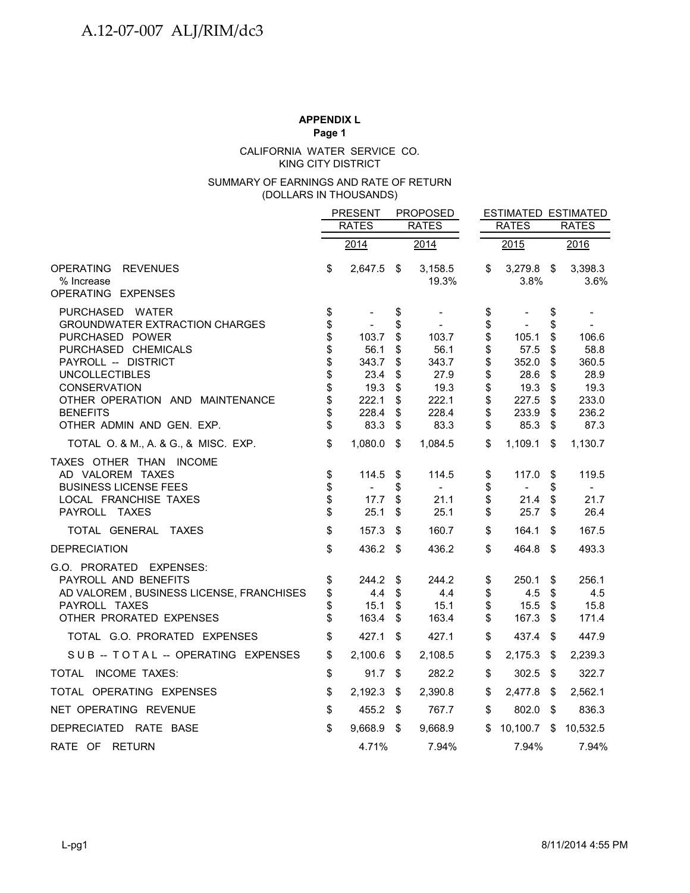**APPENDIX L**
**Page 1**

CALIFORNIA WATER SERVICE CO.
KING CITY DISTRICT

SUMMARY OF EARNINGS AND RATE OF RETURN
(DOLLARS IN THOUSANDS)

| | PRESENT RATES 2014 | PROPOSED RATES 2014 | ESTIMATED RATES 2015 | ESTIMATED RATES 2016 |
|---|---|---|---|---|
| OPERATING REVENUES | $ 2,647.5 | $ 3,158.5 | $ 3,279.8 | $ 3,398.3 |
| % Increase | | 19.3% | 3.8% | 3.6% |
| OPERATING EXPENSES | | | | |
| PURCHASED WATER | $ - | $ - | $ - | $ - |
| GROUNDWATER EXTRACTION CHARGES | $ - | $ - | $ - | $ - |
| PURCHASED POWER | $ 103.7 | $ 103.7 | $ 105.1 | $ 106.6 |
| PURCHASED CHEMICALS | $ 56.1 | $ 56.1 | $ 57.5 | $ 58.8 |
| PAYROLL -- DISTRICT | $ 343.7 | $ 343.7 | $ 352.0 | $ 360.5 |
| UNCOLLECTIBLES | $ 23.4 | $ 27.9 | $ 28.6 | $ 28.9 |
| CONSERVATION | $ 19.3 | $ 19.3 | $ 19.3 | $ 19.3 |
| OTHER OPERATION AND MAINTENANCE | $ 222.1 | $ 222.1 | $ 227.5 | $ 233.0 |
| BENEFITS | $ 228.4 | $ 228.4 | $ 233.9 | $ 236.2 |
| OTHER ADMIN AND GEN. EXP. | $ 83.3 | $ 83.3 | $ 85.3 | $ 87.3 |
| TOTAL O. & M., A. & G., & MISC. EXP. | $ 1,080.0 | $ 1,084.5 | $ 1,109.1 | $ 1,130.7 |
| TAXES OTHER THAN INCOME | | | | |
| AD VALOREM TAXES | $ 114.5 | $ 114.5 | $ 117.0 | $ 119.5 |
| BUSINESS LICENSE FEES | $ - | $ - | $ - | $ - |
| LOCAL FRANCHISE TAXES | $ 17.7 | $ 21.1 | $ 21.4 | $ 21.7 |
| PAYROLL TAXES | $ 25.1 | $ 25.1 | $ 25.7 | $ 26.4 |
| TOTAL GENERAL TAXES | $ 157.3 | $ 160.7 | $ 164.1 | $ 167.5 |
| DEPRECIATION | $ 436.2 | $ 436.2 | $ 464.8 | $ 493.3 |
| G.O. PRORATED EXPENSES: | | | | |
| PAYROLL AND BENEFITS | $ 244.2 | $ 244.2 | $ 250.1 | $ 256.1 |
| AD VALOREM , BUSINESS LICENSE, FRANCHISES | $ 4.4 | $ 4.4 | $ 4.5 | $ 4.5 |
| PAYROLL TAXES | $ 15.1 | $ 15.1 | $ 15.5 | $ 15.8 |
| OTHER PRORATED EXPENSES | $ 163.4 | $ 163.4 | $ 167.3 | $ 171.4 |
| TOTAL G.O. PRORATED EXPENSES | $ 427.1 | $ 427.1 | $ 437.4 | $ 447.9 |
| SUB -- TOTAL -- OPERATING EXPENSES | $ 2,100.6 | $ 2,108.5 | $ 2,175.3 | $ 2,239.3 |
| TOTAL INCOME TAXES: | $ 91.7 | $ 282.2 | $ 302.5 | $ 322.7 |
| TOTAL OPERATING EXPENSES | $ 2,192.3 | $ 2,390.8 | $ 2,477.8 | $ 2,562.1 |
| NET OPERATING REVENUE | $ 455.2 | $ 767.7 | $ 802.0 | $ 836.3 |
| DEPRECIATED RATE BASE | $ 9,668.9 | $ 9,668.9 | $ 10,100.7 | $ 10,532.5 |
| RATE OF RETURN | 4.71% | 7.94% | 7.94% | 7.94% |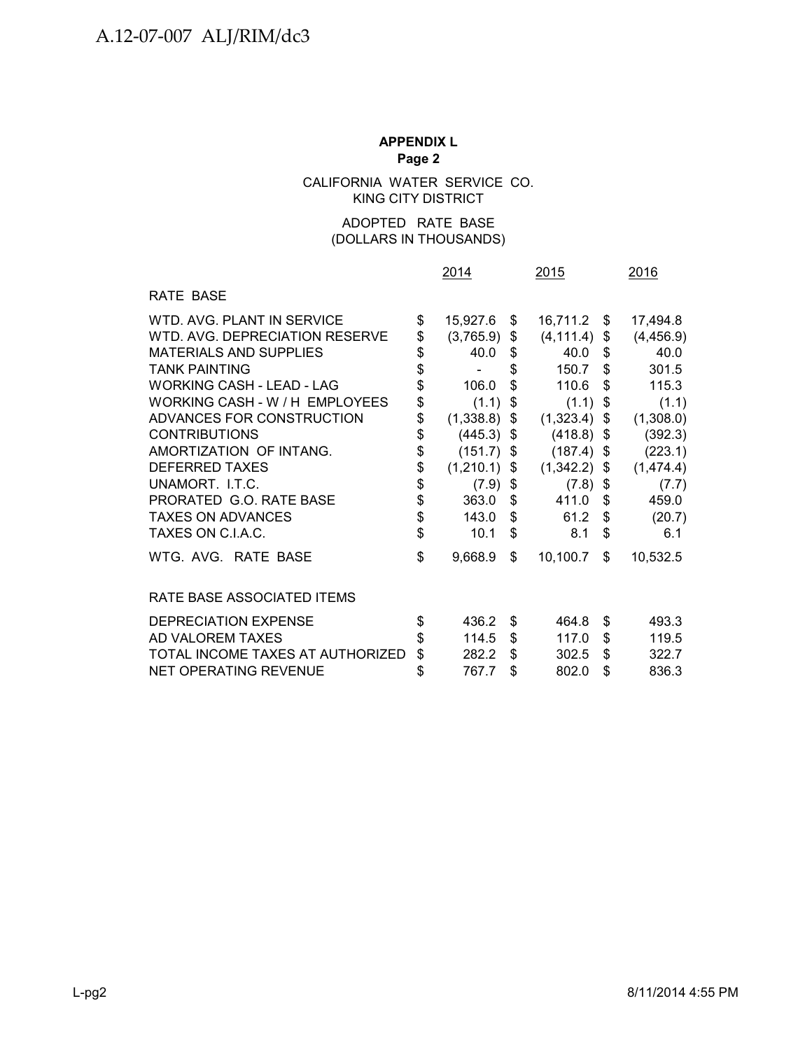**APPENDIX L**
**Page 2**

CALIFORNIA WATER SERVICE CO.
KING CITY DISTRICT

ADOPTED RATE BASE
(DOLLARS IN THOUSANDS)

| | 2014 | 2015 | 2016 |
|---|---|---|---|
| RATE BASE | | | |
| WTD. AVG. PLANT IN SERVICE | $ 15,927.6 | $ 16,711.2 | $ 17,494.8 |
| WTD. AVG. DEPRECIATION RESERVE | $ (3,765.9) | $ (4,111.4) | $ (4,456.9) |
| MATERIALS AND SUPPLIES | $ 40.0 | $ 40.0 | $ 40.0 |
| TANK PAINTING | $ - | $ 150.7 | $ 301.5 |
| WORKING CASH - LEAD - LAG | $ 106.0 | $ 110.6 | $ 115.3 |
| WORKING CASH - W / H EMPLOYEES | $ (1.1) | $ (1.1) | $ (1.1) |
| ADVANCES FOR CONSTRUCTION | $ (1,338.8) | $ (1,323.4) | $ (1,308.0) |
| CONTRIBUTIONS | $ (445.3) | $ (418.8) | $ (392.3) |
| AMORTIZATION OF INTANG. | $ (151.7) | $ (187.4) | $ (223.1) |
| DEFERRED TAXES | $ (1,210.1) | $ (1,342.2) | $ (1,474.4) |
| UNAMORT. I.T.C. | $ (7.9) | $ (7.8) | $ (7.7) |
| PRORATED G.O. RATE BASE | $ 363.0 | $ 411.0 | $ 459.0 |
| TAXES ON ADVANCES | $ 143.0 | $ 61.2 | $ (20.7) |
| TAXES ON C.I.A.C. | $ 10.1 | $ 8.1 | $ 6.1 |
| WTG. AVG. RATE BASE | $ 9,668.9 | $ 10,100.7 | $ 10,532.5 |
| | | | |
| RATE BASE ASSOCIATED ITEMS | | | |
| DEPRECIATION EXPENSE | $ 436.2 | $ 464.8 | $ 493.3 |
| AD VALOREM TAXES | $ 114.5 | $ 117.0 | $ 119.5 |
| TOTAL INCOME TAXES AT AUTHORIZED | $ 282.2 | $ 302.5 | $ 322.7 |
| NET OPERATING REVENUE | $ 767.7 | $ 802.0 | $ 836.3 |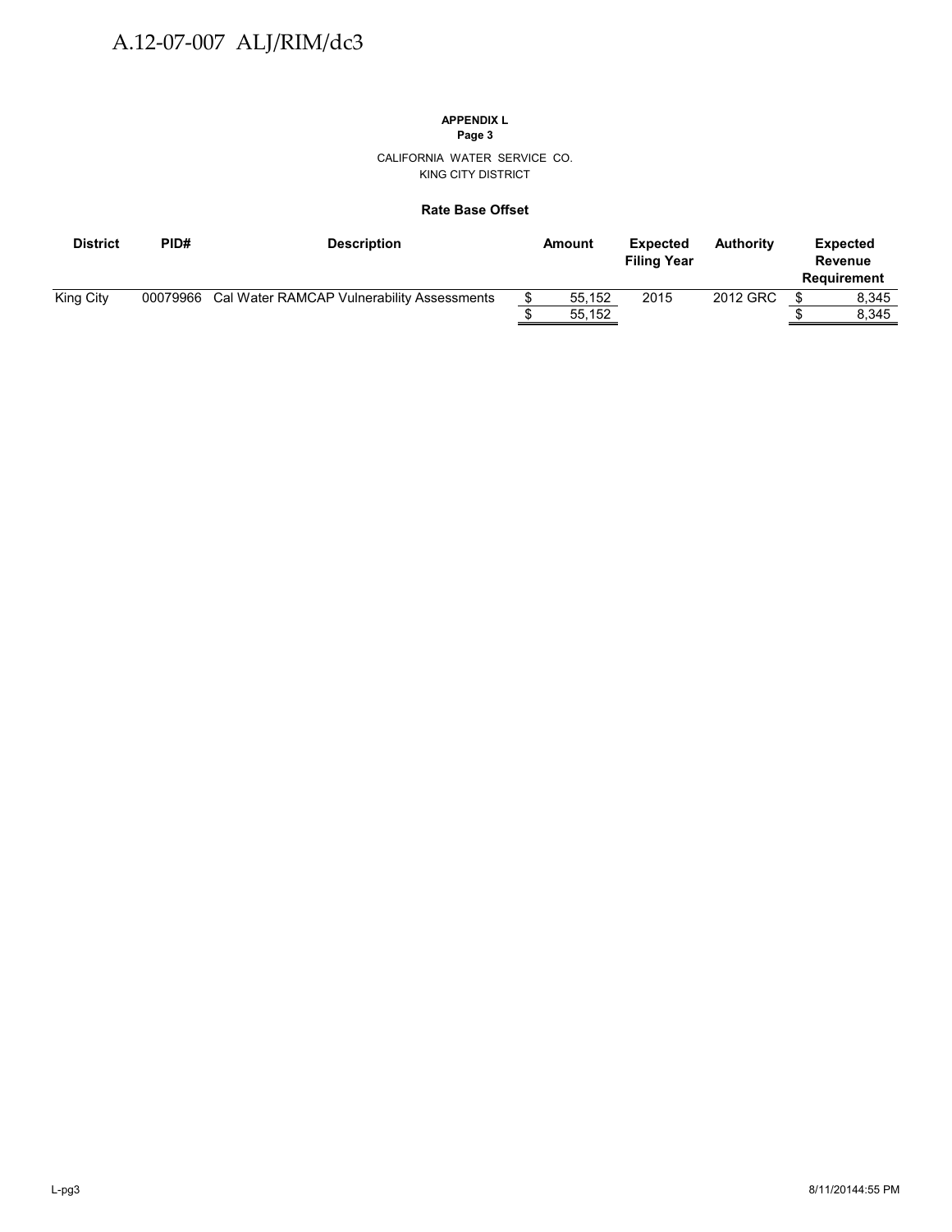**APPENDIX L**
**Page 3**

CALIFORNIA WATER SERVICE CO.
KING CITY DISTRICT

**Rate Base Offset**

| District | PID# | Description | Amount | Expected Filing Year | Authority | Expected Revenue Requirement |
|---|---|---|---|---|---|---|
| King City | 00079966 | Cal Water RAMCAP Vulnerability Assessments | $ 55,152 | 2015 | 2012 GRC | $ 8,345 |
| | | | $ 55,152 | | | $ 8,345 |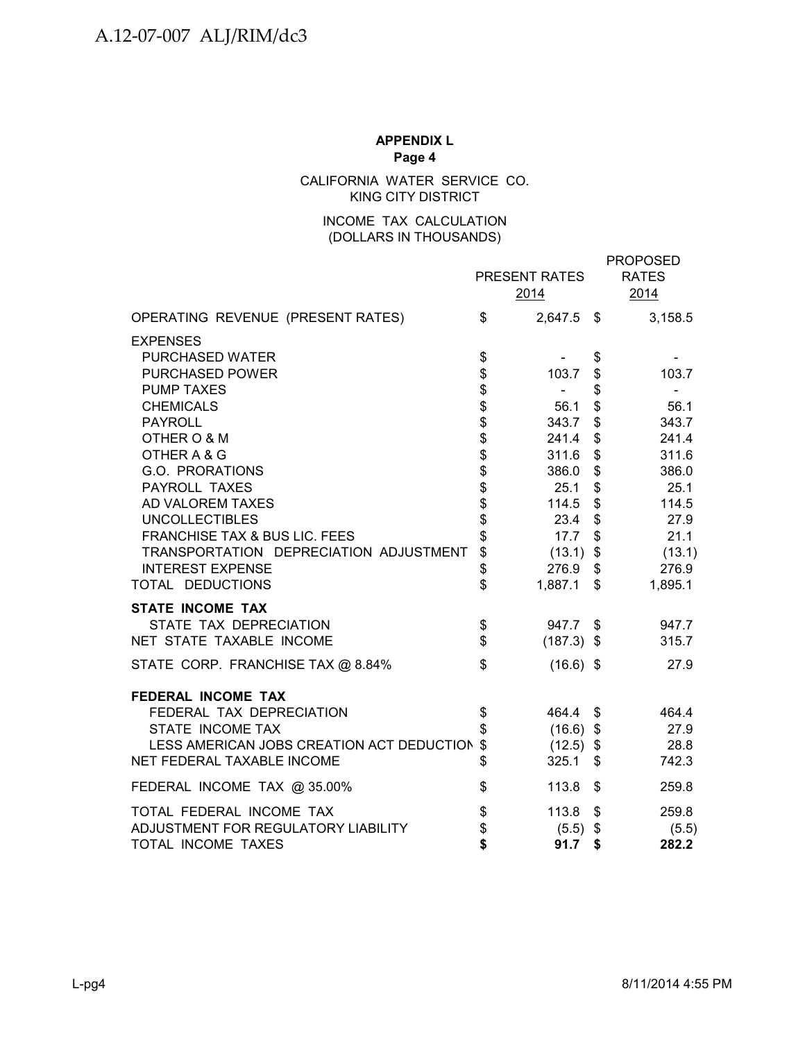**APPENDIX L**
**Page 4**

CALIFORNIA WATER SERVICE CO.
KING CITY DISTRICT

INCOME TAX CALCULATION
(DOLLARS IN THOUSANDS)

| | PRESENT RATES 2014 | PROPOSED RATES 2014 |
|---|---|---|
| OPERATING REVENUE (PRESENT RATES) | $ 2,647.5 | $ 3,158.5 |
| **EXPENSES** | | |
| PURCHASED WATER | $ - | $ - |
| PURCHASED POWER | $ 103.7 | $ 103.7 |
| PUMP TAXES | $ - | $ - |
| CHEMICALS | $ 56.1 | $ 56.1 |
| PAYROLL | $ 343.7 | $ 343.7 |
| OTHER O & M | $ 241.4 | $ 241.4 |
| OTHER A & G | $ 311.6 | $ 311.6 |
| G.O. PRORATIONS | $ 386.0 | $ 386.0 |
| PAYROLL TAXES | $ 25.1 | $ 25.1 |
| AD VALOREM TAXES | $ 114.5 | $ 114.5 |
| UNCOLLECTIBLES | $ 23.4 | $ 27.9 |
| FRANCHISE TAX & BUS LIC. FEES | $ 17.7 | $ 21.1 |
| TRANSPORTATION DEPRECIATION ADJUSTMENT | $ (13.1) | $ (13.1) |
| INTEREST EXPENSE | $ 276.9 | $ 276.9 |
| TOTAL DEDUCTIONS | $ 1,887.1 | $ 1,895.1 |
| **STATE INCOME TAX** | | |
| STATE TAX DEPRECIATION | $ 947.7 | $ 947.7 |
| NET STATE TAXABLE INCOME | $ (187.3) | $ 315.7 |
| STATE CORP. FRANCHISE TAX @ 8.84% | $ (16.6) | $ 27.9 |
| **FEDERAL INCOME TAX** | | |
| FEDERAL TAX DEPRECIATION | $ 464.4 | $ 464.4 |
| STATE INCOME TAX | $ (16.6) | $ 27.9 |
| LESS AMERICAN JOBS CREATION ACT DEDUCTION | $ (12.5) | $ 28.8 |
| NET FEDERAL TAXABLE INCOME | $ 325.1 | $ 742.3 |
| FEDERAL INCOME TAX @ 35.00% | $ 113.8 | $ 259.8 |
| TOTAL FEDERAL INCOME TAX | $ 113.8 | $ 259.8 |
| ADJUSTMENT FOR REGULATORY LIABILITY | $ (5.5) | $ (5.5) |
| TOTAL INCOME TAXES | **$ 91.7** | **$ 282.2** |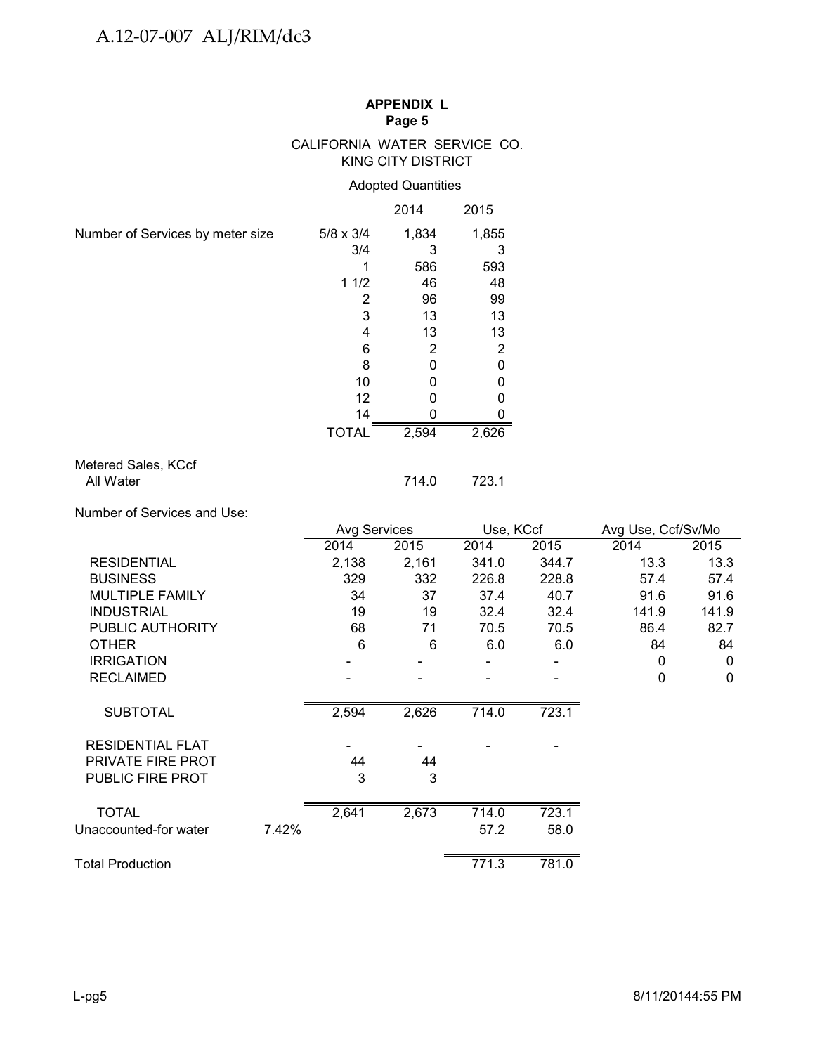**APPENDIX L**
**Page 5**

CALIFORNIA WATER SERVICE CO.
KING CITY DISTRICT

Adopted Quantities

| | | 2014 | 2015 |
|---|---|---|---|
| Number of Services by meter size | 5/8 x 3/4 | 1,834 | 1,855 |
| | 3/4 | 3 | 3 |
| | 1 | 586 | 593 |
| | 1 1/2 | 46 | 48 |
| | 2 | 96 | 99 |
| | 3 | 13 | 13 |
| | 4 | 13 | 13 |
| | 6 | 2 | 2 |
| | 8 | 0 | 0 |
| | 10 | 0 | 0 |
| | 12 | 0 | 0 |
| | 14 | 0 | 0 |
| | TOTAL | 2,594 | 2,626 |
| Metered Sales, KCcf All Water | | 714.0 | 723.1 |

Number of Services and Use:

| | Avg Services | | Use, KCcf | | Avg Use, Ccf/Sv/Mo | |
|---|---|---|---|---|---|---|
| | 2014 | 2015 | 2014 | 2015 | 2014 | 2015 |
| RESIDENTIAL | 2,138 | 2,161 | 341.0 | 344.7 | 13.3 | 13.3 |
| BUSINESS | 329 | 332 | 226.8 | 228.8 | 57.4 | 57.4 |
| MULTIPLE FAMILY | 34 | 37 | 37.4 | 40.7 | 91.6 | 91.6 |
| INDUSTRIAL | 19 | 19 | 32.4 | 32.4 | 141.9 | 141.9 |
| PUBLIC AUTHORITY | 68 | 71 | 70.5 | 70.5 | 86.4 | 82.7 |
| OTHER | 6 | 6 | 6.0 | 6.0 | 84 | 84 |
| IRRIGATION | - | - | - | - | 0 | 0 |
| RECLAIMED | - | - | - | - | 0 | 0 |
| SUBTOTAL | 2,594 | 2,626 | 714.0 | 723.1 | | |
| RESIDENTIAL FLAT | - | - | - | - | | |
| PRIVATE FIRE PROT | 44 | 44 | | | | |
| PUBLIC FIRE PROT | 3 | 3 | | | | |
| TOTAL | 2,641 | 2,673 | 714.0 | 723.1 | | |
| Unaccounted-for water 7.42% | | | 57.2 | 58.0 | | |
| Total Production | | | 771.3 | 781.0 | | |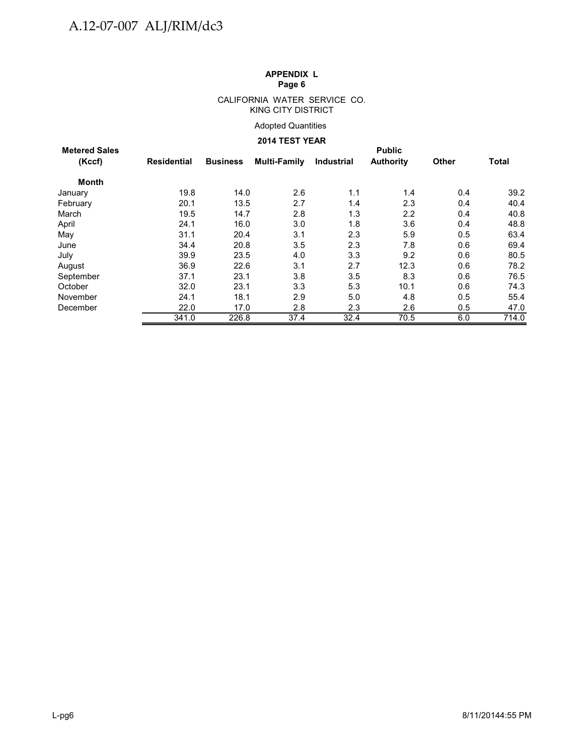**APPENDIX L**
**Page 6**

CALIFORNIA WATER SERVICE CO.
KING CITY DISTRICT

Adopted Quantities

**2014 TEST YEAR**

| Metered Sales (Kccf) | Residential | Business | Multi-Family | Industrial | Public Authority | Other | Total |
|---|---|---|---|---|---|---|---|
| **Month** | | | | | | | |
| January | 19.8 | 14.0 | 2.6 | 1.1 | 1.4 | 0.4 | 39.2 |
| February | 20.1 | 13.5 | 2.7 | 1.4 | 2.3 | 0.4 | 40.4 |
| March | 19.5 | 14.7 | 2.8 | 1.3 | 2.2 | 0.4 | 40.8 |
| April | 24.1 | 16.0 | 3.0 | 1.8 | 3.6 | 0.4 | 48.8 |
| May | 31.1 | 20.4 | 3.1 | 2.3 | 5.9 | 0.5 | 63.4 |
| June | 34.4 | 20.8 | 3.5 | 2.3 | 7.8 | 0.6 | 69.4 |
| July | 39.9 | 23.5 | 4.0 | 3.3 | 9.2 | 0.6 | 80.5 |
| August | 36.9 | 22.6 | 3.1 | 2.7 | 12.3 | 0.6 | 78.2 |
| September | 37.1 | 23.1 | 3.8 | 3.5 | 8.3 | 0.6 | 76.5 |
| October | 32.0 | 23.1 | 3.3 | 5.3 | 10.1 | 0.6 | 74.3 |
| November | 24.1 | 18.1 | 2.9 | 5.0 | 4.8 | 0.5 | 55.4 |
| December | 22.0 | 17.0 | 2.8 | 2.3 | 2.6 | 0.5 | 47.0 |
| | 341.0 | 226.8 | 37.4 | 32.4 | 70.5 | 6.0 | 714.0 |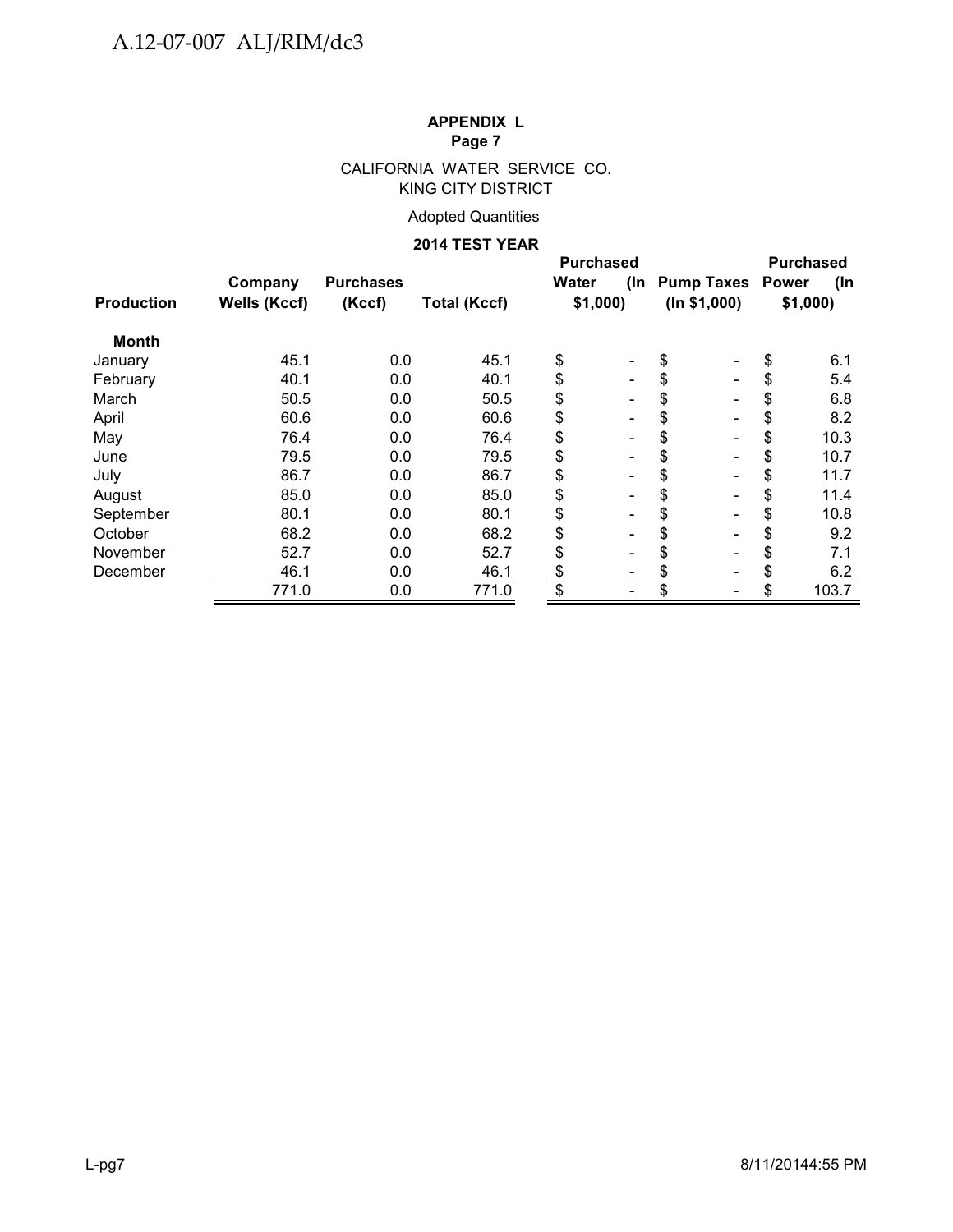**APPENDIX L**
**Page 7**

CALIFORNIA WATER SERVICE CO.
KING CITY DISTRICT

Adopted Quantities

**2014 TEST YEAR**

| Production | Company Wells (Kccf) | Purchases (Kccf) | Total (Kccf) | Purchased Water (In $1,000) | Pump Taxes (In $1,000) | Purchased Power (In $1,000) |
|---|---|---|---|---|---|---|
| **Month** | | | | | | |
| January | 45.1 | 0.0 | 45.1 | $ - | $ - | $ 6.1 |
| February | 40.1 | 0.0 | 40.1 | $ - | $ - | $ 5.4 |
| March | 50.5 | 0.0 | 50.5 | $ - | $ - | $ 6.8 |
| April | 60.6 | 0.0 | 60.6 | $ - | $ - | $ 8.2 |
| May | 76.4 | 0.0 | 76.4 | $ - | $ - | $ 10.3 |
| June | 79.5 | 0.0 | 79.5 | $ - | $ - | $ 10.7 |
| July | 86.7 | 0.0 | 86.7 | $ - | $ - | $ 11.7 |
| August | 85.0 | 0.0 | 85.0 | $ - | $ - | $ 11.4 |
| September | 80.1 | 0.0 | 80.1 | $ - | $ - | $ 10.8 |
| October | 68.2 | 0.0 | 68.2 | $ - | $ - | $ 9.2 |
| November | 52.7 | 0.0 | 52.7 | $ - | $ - | $ 7.1 |
| December | 46.1 | 0.0 | 46.1 | $ - | $ - | $ 6.2 |
| | 771.0 | 0.0 | 771.0 | $ - | $ - | $ 103.7 |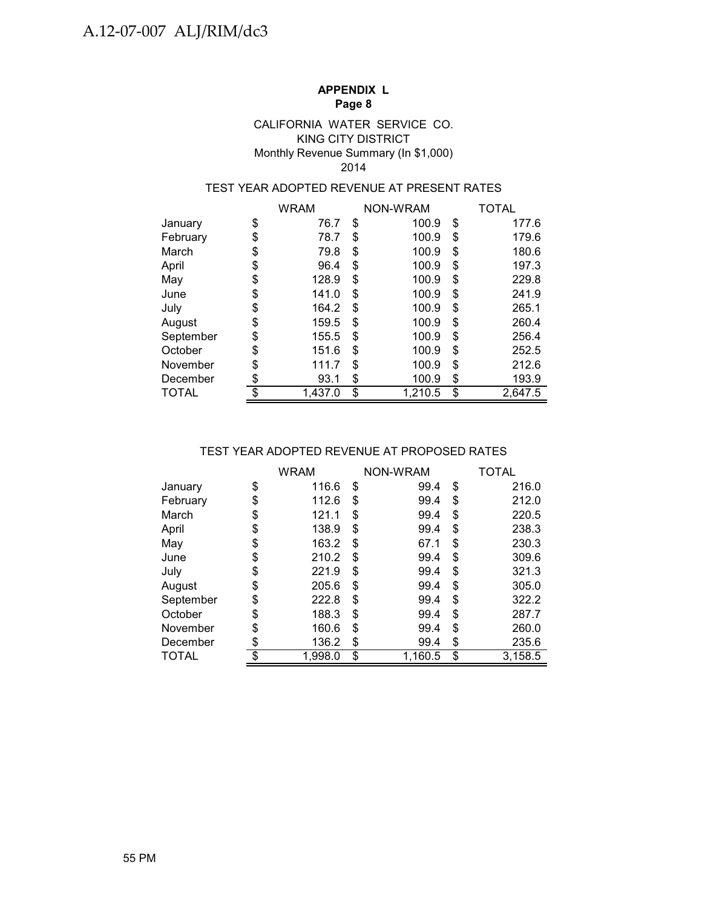**APPENDIX L**
**Page 8**

CALIFORNIA WATER SERVICE CO.
KING CITY DISTRICT
Monthly Revenue Summary (In $1,000)
2014

TEST YEAR ADOPTED REVENUE AT PRESENT RATES

| | WRAM | NON-WRAM | TOTAL |
|---|---|---|---|
| January | $ 76.7 | $ 100.9 | $ 177.6 |
| February | $ 78.7 | $ 100.9 | $ 179.6 |
| March | $ 79.8 | $ 100.9 | $ 180.6 |
| April | $ 96.4 | $ 100.9 | $ 197.3 |
| May | $ 128.9 | $ 100.9 | $ 229.8 |
| June | $ 141.0 | $ 100.9 | $ 241.9 |
| July | $ 164.2 | $ 100.9 | $ 265.1 |
| August | $ 159.5 | $ 100.9 | $ 260.4 |
| September | $ 155.5 | $ 100.9 | $ 256.4 |
| October | $ 151.6 | $ 100.9 | $ 252.5 |
| November | $ 111.7 | $ 100.9 | $ 212.6 |
| December | $ 93.1 | $ 100.9 | $ 193.9 |
| TOTAL | $ 1,437.0 | $ 1,210.5 | $ 2,647.5 |

TEST YEAR ADOPTED REVENUE AT PROPOSED RATES

| | WRAM | NON-WRAM | TOTAL |
|---|---|---|---|
| January | $ 116.6 | $ 99.4 | $ 216.0 |
| February | $ 112.6 | $ 99.4 | $ 212.0 |
| March | $ 121.1 | $ 99.4 | $ 220.5 |
| April | $ 138.9 | $ 99.4 | $ 238.3 |
| May | $ 163.2 | $ 67.1 | $ 230.3 |
| June | $ 210.2 | $ 99.4 | $ 309.6 |
| July | $ 221.9 | $ 99.4 | $ 321.3 |
| August | $ 205.6 | $ 99.4 | $ 305.0 |
| September | $ 222.8 | $ 99.4 | $ 322.2 |
| October | $ 188.3 | $ 99.4 | $ 287.7 |
| November | $ 160.6 | $ 99.4 | $ 260.0 |
| December | $ 136.2 | $ 99.4 | $ 235.6 |
| TOTAL | $ 1,998.0 | $ 1,160.5 | $ 3,158.5 |

55 PM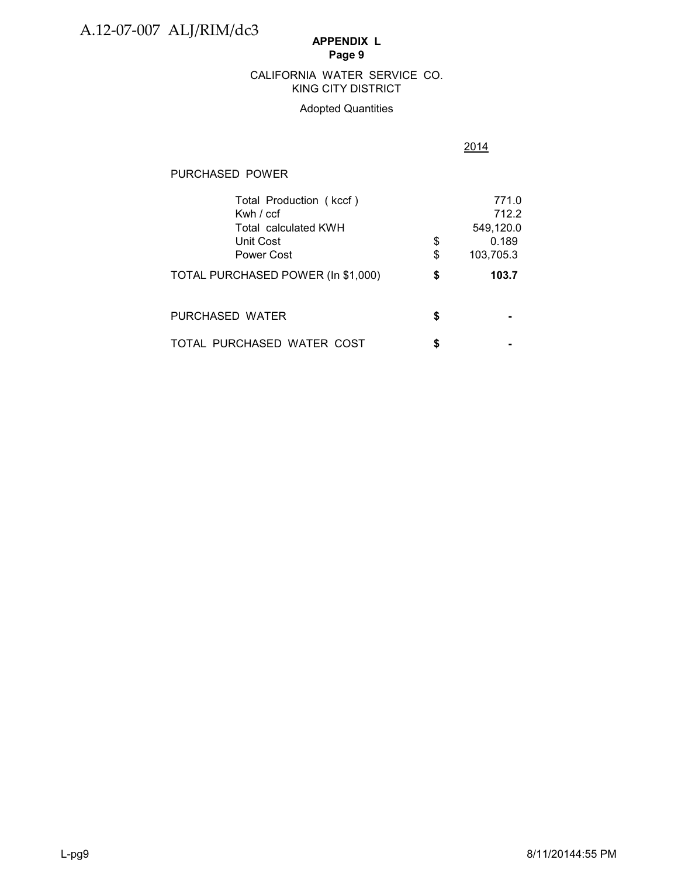**APPENDIX L**
**Page 9**

CALIFORNIA WATER SERVICE CO.
KING CITY DISTRICT

Adopted Quantities

| | | 2014 |
|---|---|---|
| PURCHASED POWER | | |
| Total Production ( kccf ) | | 771.0 |
| Kwh / ccf | | 712.2 |
| Total calculated KWH | | 549,120.0 |
| Unit Cost | $ | 0.189 |
| Power Cost | $ | 103,705.3 |
| **TOTAL PURCHASED POWER (In $1,000)** | **$** | **103.7** |
| PURCHASED WATER | **$** | **-** |
| TOTAL PURCHASED WATER COST | **$** | **-** |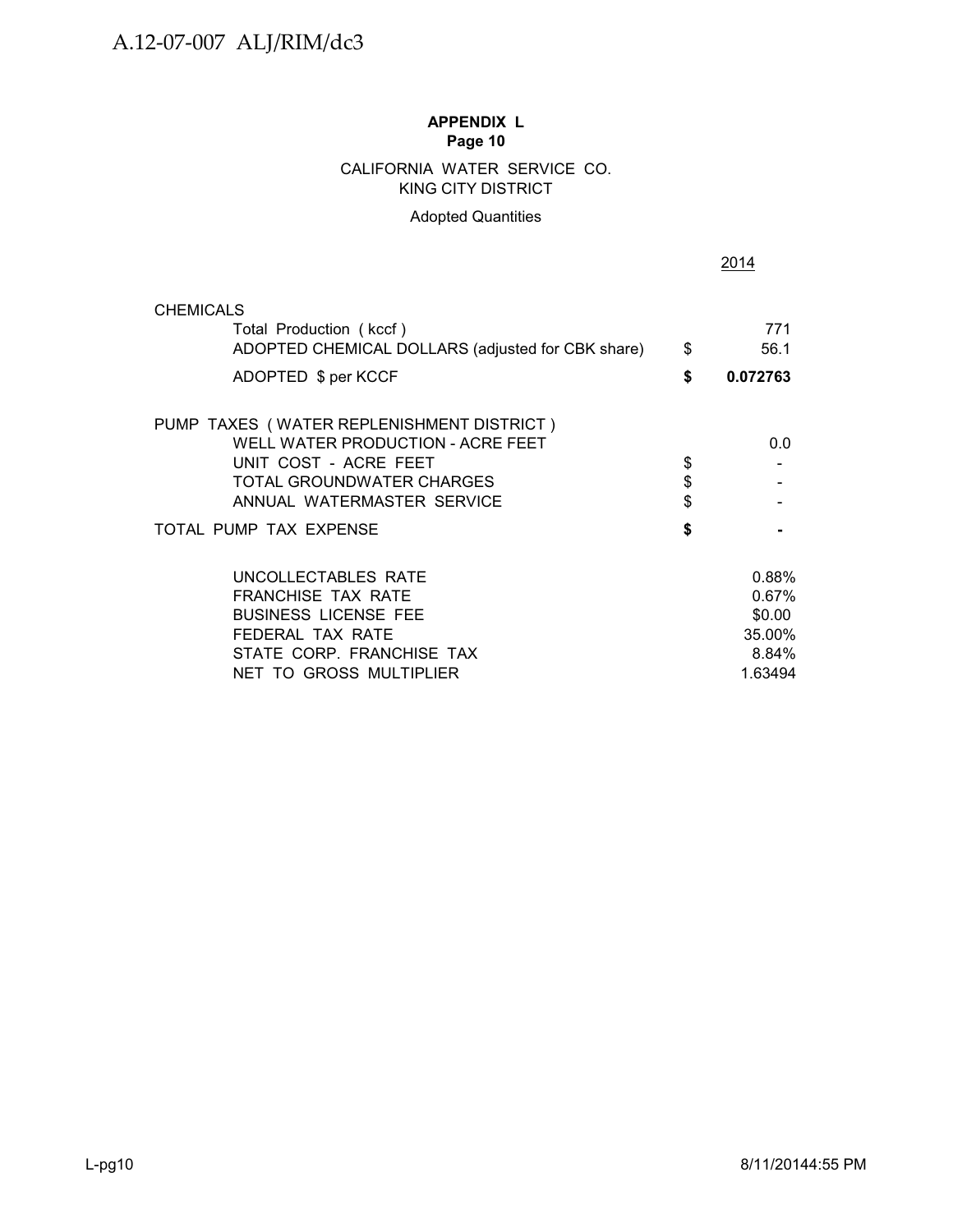**APPENDIX L**
**Page 10**

CALIFORNIA WATER SERVICE CO.
KING CITY DISTRICT

Adopted Quantities

| | | 2014 |
|---|---|---|
| CHEMICALS | | |
| Total Production ( kccf ) | | 771 |
| ADOPTED CHEMICAL DOLLARS (adjusted for CBK share) | $ | 56.1 |
| ADOPTED $ per KCCF | **$** | **0.072763** |
| | | |
| PUMP TAXES ( WATER REPLENISHMENT DISTRICT ) | | |
| WELL WATER PRODUCTION - ACRE FEET | | 0.0 |
| UNIT COST - ACRE FEET | $ | - |
| TOTAL GROUNDWATER CHARGES | $ | - |
| ANNUAL WATERMASTER SERVICE | $ | - |
| TOTAL PUMP TAX EXPENSE | **$** | **-** |
| | | |
| UNCOLLECTABLES RATE | | 0.88% |
| FRANCHISE TAX RATE | | 0.67% |
| BUSINESS LICENSE FEE | | $0.00 |
| FEDERAL TAX RATE | | 35.00% |
| STATE CORP. FRANCHISE TAX | | 8.84% |
| NET TO GROSS MULTIPLIER | | 1.63494 |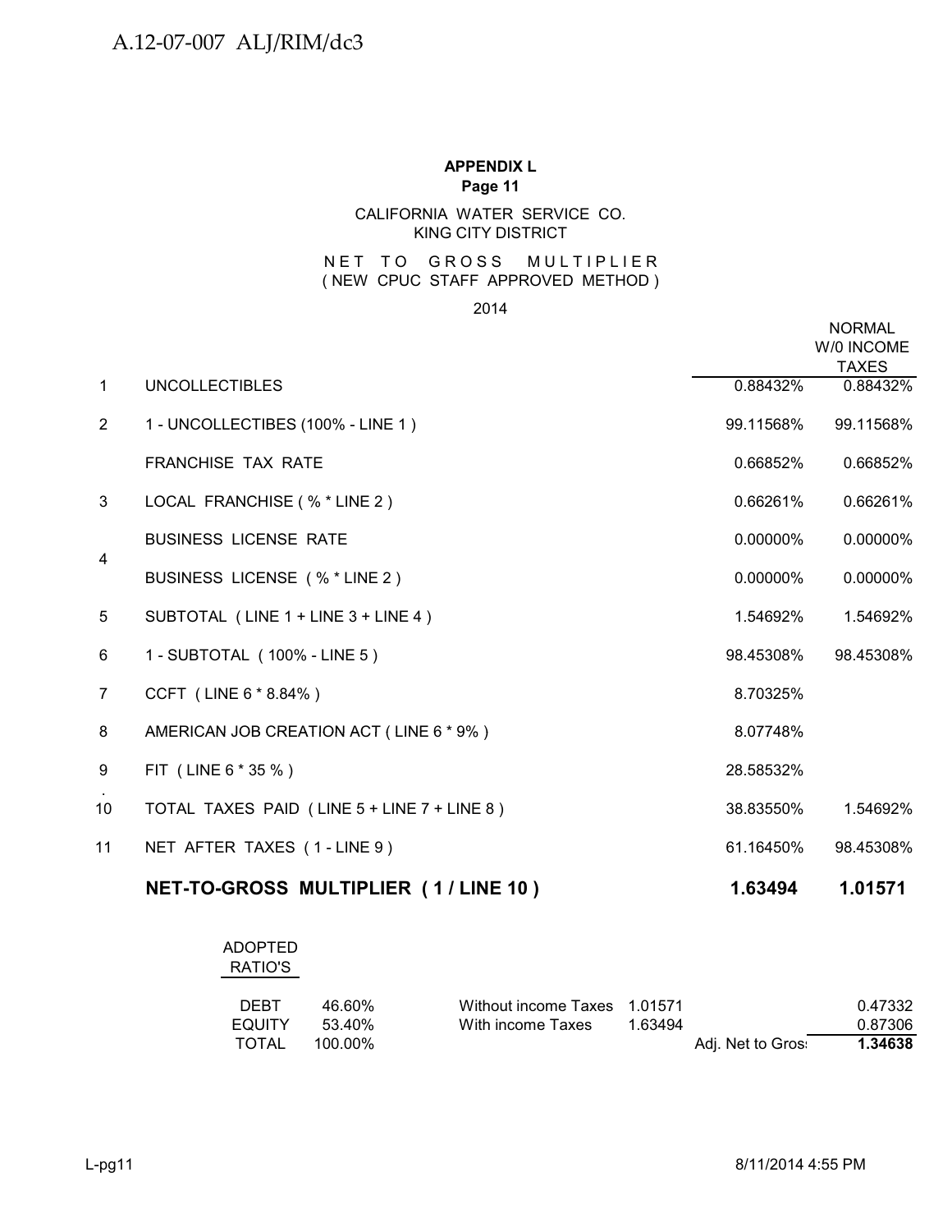A.12-07-007 ALJ/RIM/dc3

**APPENDIX L**
**Page 11**

CALIFORNIA WATER SERVICE CO.
KING CITY DISTRICT

NET TO GROSS MULTIPLIER
( NEW CPUC STAFF APPROVED METHOD )

2014

| | | | NORMAL W/0 INCOME TAXES |
|---|---|---|---|
| 1 | UNCOLLECTIBLES | 0.88432% | 0.88432% |
| 2 | 1 - UNCOLLECTIBES (100% - LINE 1 ) | 99.11568% | 99.11568% |
| | FRANCHISE TAX RATE | 0.66852% | 0.66852% |
| 3 | LOCAL FRANCHISE ( % * LINE 2 ) | 0.66261% | 0.66261% |
| 4 | BUSINESS LICENSE RATE | 0.00000% | 0.00000% |
| | BUSINESS LICENSE ( % * LINE 2 ) | 0.00000% | 0.00000% |
| 5 | SUBTOTAL ( LINE 1 + LINE 3 + LINE 4 ) | 1.54692% | 1.54692% |
| 6 | 1 - SUBTOTAL ( 100% - LINE 5 ) | 98.45308% | 98.45308% |
| 7 | CCFT ( LINE 6 * 8.84% ) | 8.70325% | |
| 8 | AMERICAN JOB CREATION ACT ( LINE 6 * 9% ) | 8.07748% | |
| 9 | FIT ( LINE 6 * 35 % ) | 28.58532% | |
| 10 | TOTAL TAXES PAID ( LINE 5 + LINE 7 + LINE 8 ) | 38.83550% | 1.54692% |
| 11 | NET AFTER TAXES ( 1 - LINE 9 ) | 61.16450% | 98.45308% |
| | **NET-TO-GROSS MULTIPLIER ( 1 / LINE 10 )** | **1.63494** | **1.01571** |

ADOPTED RATIO'S

| | | | | | |
|---|---|---|---|---|---|
| DEBT | 46.60% | Without income Taxes | 1.01571 | | 0.47332 |
| EQUITY | 53.40% | With income Taxes | 1.63494 | | 0.87306 |
| TOTAL | 100.00% | | | Adj. Net to Gross | **1.34638** |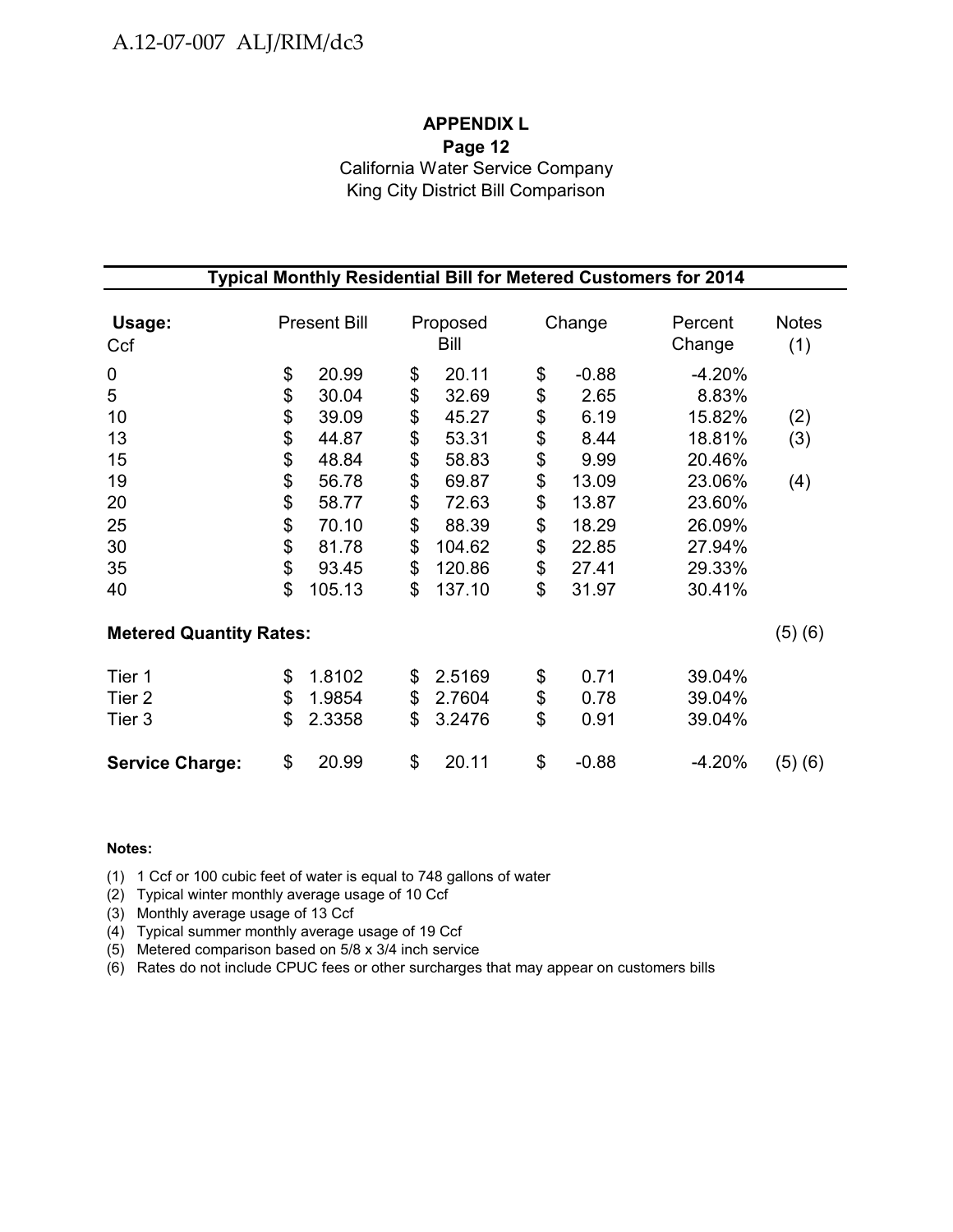# APPENDIX L

**Page 12**

California Water Service Company
King City District Bill Comparison

**Typical Monthly Residential Bill for Metered Customers for 2014**

| **Usage:** Ccf | Present Bill | Proposed Bill | Change | Percent Change | Notes (1) |
|---|---|---|---|---|---|
| 0 | $ 20.99 | $ 20.11 | $ -0.88 | -4.20% | |
| 5 | $ 30.04 | $ 32.69 | $ 2.65 | 8.83% | |
| 10 | $ 39.09 | $ 45.27 | $ 6.19 | 15.82% | (2) |
| 13 | $ 44.87 | $ 53.31 | $ 8.44 | 18.81% | (3) |
| 15 | $ 48.84 | $ 58.83 | $ 9.99 | 20.46% | |
| 19 | $ 56.78 | $ 69.87 | $ 13.09 | 23.06% | (4) |
| 20 | $ 58.77 | $ 72.63 | $ 13.87 | 23.60% | |
| 25 | $ 70.10 | $ 88.39 | $ 18.29 | 26.09% | |
| 30 | $ 81.78 | $ 104.62 | $ 22.85 | 27.94% | |
| 35 | $ 93.45 | $ 120.86 | $ 27.41 | 29.33% | |
| 40 | $ 105.13 | $ 137.10 | $ 31.97 | 30.41% | |
| **Metered Quantity Rates:** | | | | | (5) (6) |
| Tier 1 | $ 1.8102 | $ 2.5169 | $ 0.71 | 39.04% | |
| Tier 2 | $ 1.9854 | $ 2.7604 | $ 0.78 | 39.04% | |
| Tier 3 | $ 2.3358 | $ 3.2476 | $ 0.91 | 39.04% | |
| **Service Charge:** | $ 20.99 | $ 20.11 | $ -0.88 | -4.20% | (5) (6) |

**Notes:**

(1) 1 Ccf or 100 cubic feet of water is equal to 748 gallons of water
(2) Typical winter monthly average usage of 10 Ccf
(3) Monthly average usage of 13 Ccf
(4) Typical summer monthly average usage of 19 Ccf
(5) Metered comparison based on 5/8 x 3/4 inch service
(6) Rates do not include CPUC fees or other surcharges that may appear on customers bills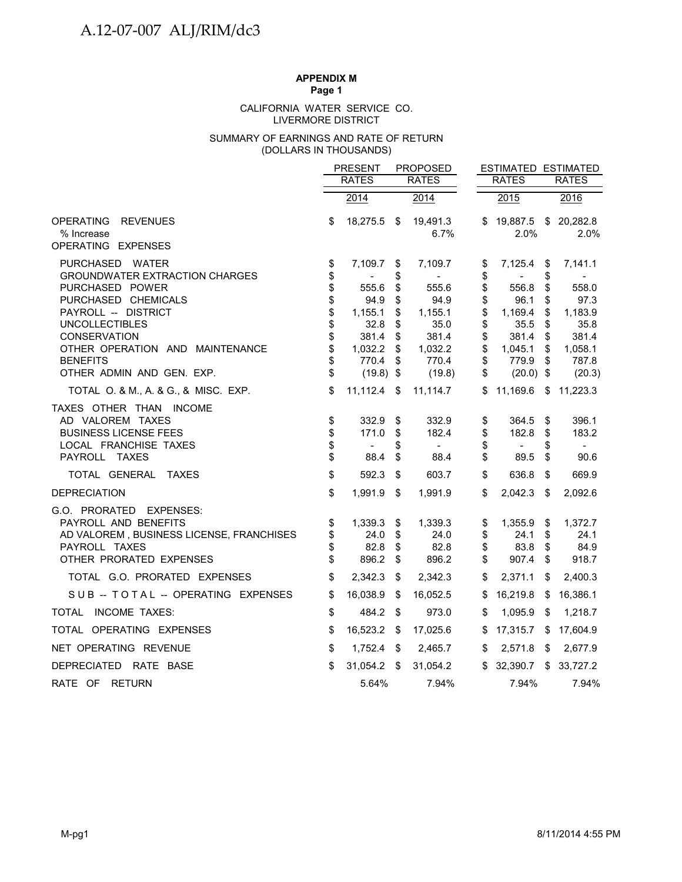**APPENDIX M**
**Page 1**

CALIFORNIA WATER SERVICE CO.
LIVERMORE DISTRICT

SUMMARY OF EARNINGS AND RATE OF RETURN
(DOLLARS IN THOUSANDS)

| | PRESENT RATES 2014 | PROPOSED RATES 2014 | ESTIMATED RATES 2015 | ESTIMATED RATES 2016 |
|---|---|---|---|---|
| OPERATING REVENUES | $ 18,275.5 | $ 19,491.3 | $ 19,887.5 | $ 20,282.8 |
| % Increase | | 6.7% | 2.0% | 2.0% |
| OPERATING EXPENSES | | | | |
| PURCHASED WATER | $ 7,109.7 | $ 7,109.7 | $ 7,125.4 | $ 7,141.1 |
| GROUNDWATER EXTRACTION CHARGES | $ - | $ - | $ - | $ - |
| PURCHASED POWER | $ 555.6 | $ 555.6 | $ 556.8 | $ 558.0 |
| PURCHASED CHEMICALS | $ 94.9 | $ 94.9 | $ 96.1 | $ 97.3 |
| PAYROLL -- DISTRICT | $ 1,155.1 | $ 1,155.1 | $ 1,169.4 | $ 1,183.9 |
| UNCOLLECTIBLES | $ 32.8 | $ 35.0 | $ 35.5 | $ 35.8 |
| CONSERVATION | $ 381.4 | $ 381.4 | $ 381.4 | $ 381.4 |
| OTHER OPERATION AND MAINTENANCE | $ 1,032.2 | $ 1,032.2 | $ 1,045.1 | $ 1,058.1 |
| BENEFITS | $ 770.4 | $ 770.4 | $ 779.9 | $ 787.8 |
| OTHER ADMIN AND GEN. EXP. | $ (19.8) | $ (19.8) | $ (20.0) | $ (20.3) |
| TOTAL O. & M., A. & G., & MISC. EXP. | $ 11,112.4 | $ 11,114.7 | $ 11,169.6 | $ 11,223.3 |
| TAXES OTHER THAN INCOME | | | | |
| AD VALOREM TAXES | $ 332.9 | $ 332.9 | $ 364.5 | $ 396.1 |
| BUSINESS LICENSE FEES | $ 171.0 | $ 182.4 | $ 182.8 | $ 183.2 |
| LOCAL FRANCHISE TAXES | $ - | $ - | $ - | $ - |
| PAYROLL TAXES | $ 88.4 | $ 88.4 | $ 89.5 | $ 90.6 |
| TOTAL GENERAL TAXES | $ 592.3 | $ 603.7 | $ 636.8 | $ 669.9 |
| DEPRECIATION | $ 1,991.9 | $ 1,991.9 | $ 2,042.3 | $ 2,092.6 |
| G.O. PRORATED EXPENSES: | | | | |
| PAYROLL AND BENEFITS | $ 1,339.3 | $ 1,339.3 | $ 1,355.9 | $ 1,372.7 |
| AD VALOREM , BUSINESS LICENSE, FRANCHISES | $ 24.0 | $ 24.0 | $ 24.1 | $ 24.1 |
| PAYROLL TAXES | $ 82.8 | $ 82.8 | $ 83.8 | $ 84.9 |
| OTHER PRORATED EXPENSES | $ 896.2 | $ 896.2 | $ 907.4 | $ 918.7 |
| TOTAL G.O. PRORATED EXPENSES | $ 2,342.3 | $ 2,342.3 | $ 2,371.1 | $ 2,400.3 |
| SUB -- TOTAL -- OPERATING EXPENSES | $ 16,038.9 | $ 16,052.5 | $ 16,219.8 | $ 16,386.1 |
| TOTAL INCOME TAXES: | $ 484.2 | $ 973.0 | $ 1,095.9 | $ 1,218.7 |
| TOTAL OPERATING EXPENSES | $ 16,523.2 | $ 17,025.6 | $ 17,315.7 | $ 17,604.9 |
| NET OPERATING REVENUE | $ 1,752.4 | $ 2,465.7 | $ 2,571.8 | $ 2,677.9 |
| DEPRECIATED RATE BASE | $ 31,054.2 | $ 31,054.2 | $ 32,390.7 | $ 33,727.2 |
| RATE OF RETURN | 5.64% | 7.94% | 7.94% | 7.94% |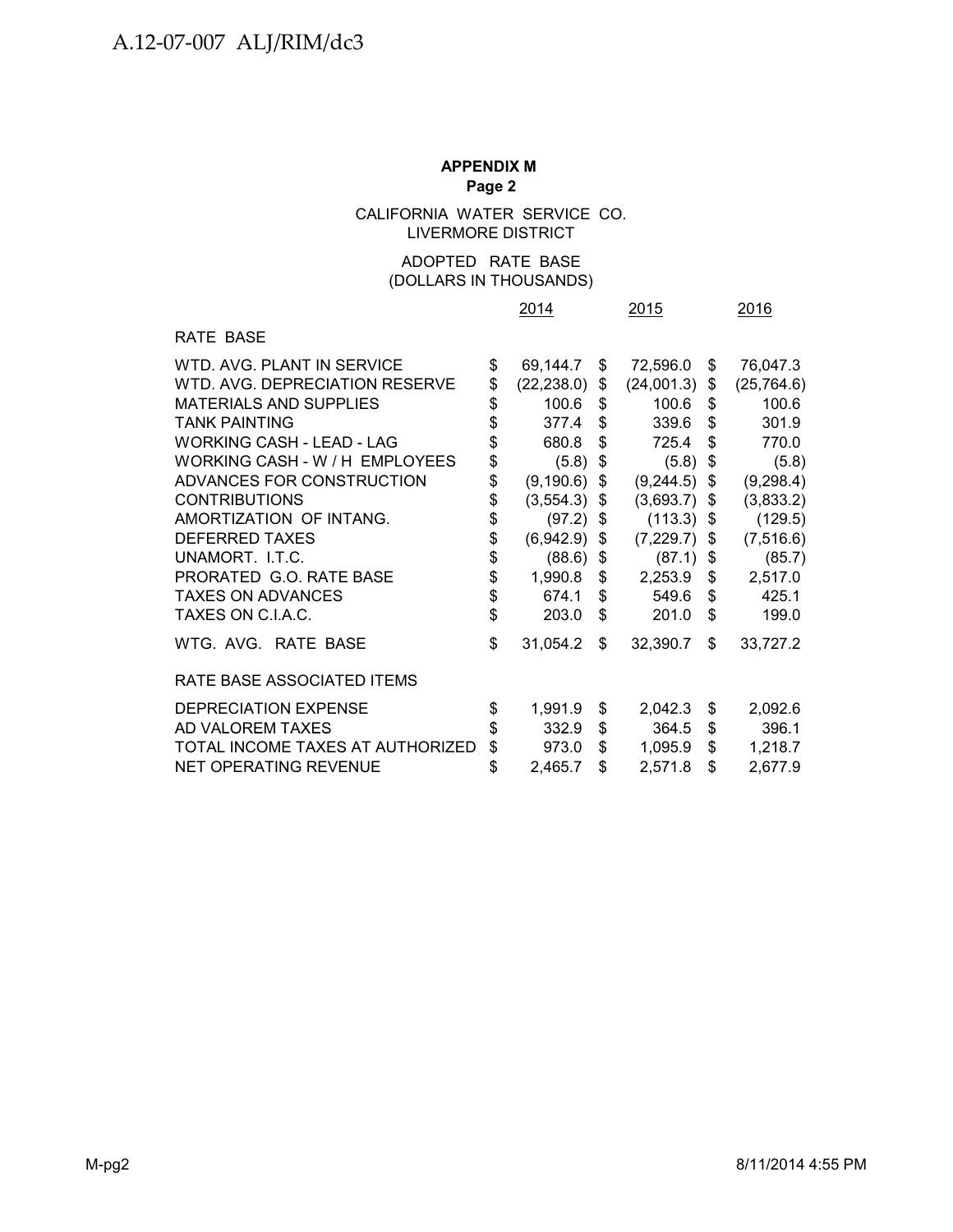**APPENDIX M**
**Page 2**

CALIFORNIA WATER SERVICE CO.
LIVERMORE DISTRICT

ADOPTED RATE BASE
(DOLLARS IN THOUSANDS)

| | 2014 | 2015 | 2016 |
|---|---|---|---|
| RATE BASE | | | |
| WTD. AVG. PLANT IN SERVICE | $ 69,144.7 | $ 72,596.0 | $ 76,047.3 |
| WTD. AVG. DEPRECIATION RESERVE | $ (22,238.0) | $ (24,001.3) | $ (25,764.6) |
| MATERIALS AND SUPPLIES | $ 100.6 | $ 100.6 | $ 100.6 |
| TANK PAINTING | $ 377.4 | $ 339.6 | $ 301.9 |
| WORKING CASH - LEAD - LAG | $ 680.8 | $ 725.4 | $ 770.0 |
| WORKING CASH - W / H EMPLOYEES | $ (5.8) | $ (5.8) | $ (5.8) |
| ADVANCES FOR CONSTRUCTION | $ (9,190.6) | $ (9,244.5) | $ (9,298.4) |
| CONTRIBUTIONS | $ (3,554.3) | $ (3,693.7) | $ (3,833.2) |
| AMORTIZATION OF INTANG. | $ (97.2) | $ (113.3) | $ (129.5) |
| DEFERRED TAXES | $ (6,942.9) | $ (7,229.7) | $ (7,516.6) |
| UNAMORT. I.T.C. | $ (88.6) | $ (87.1) | $ (85.7) |
| PRORATED G.O. RATE BASE | $ 1,990.8 | $ 2,253.9 | $ 2,517.0 |
| TAXES ON ADVANCES | $ 674.1 | $ 549.6 | $ 425.1 |
| TAXES ON C.I.A.C. | $ 203.0 | $ 201.0 | $ 199.0 |
| WTG. AVG. RATE BASE | $ 31,054.2 | $ 32,390.7 | $ 33,727.2 |
| RATE BASE ASSOCIATED ITEMS | | | |
| DEPRECIATION EXPENSE | $ 1,991.9 | $ 2,042.3 | $ 2,092.6 |
| AD VALOREM TAXES | $ 332.9 | $ 364.5 | $ 396.1 |
| TOTAL INCOME TAXES AT AUTHORIZED | $ 973.0 | $ 1,095.9 | $ 1,218.7 |
| NET OPERATING REVENUE | $ 2,465.7 | $ 2,571.8 | $ 2,677.9 |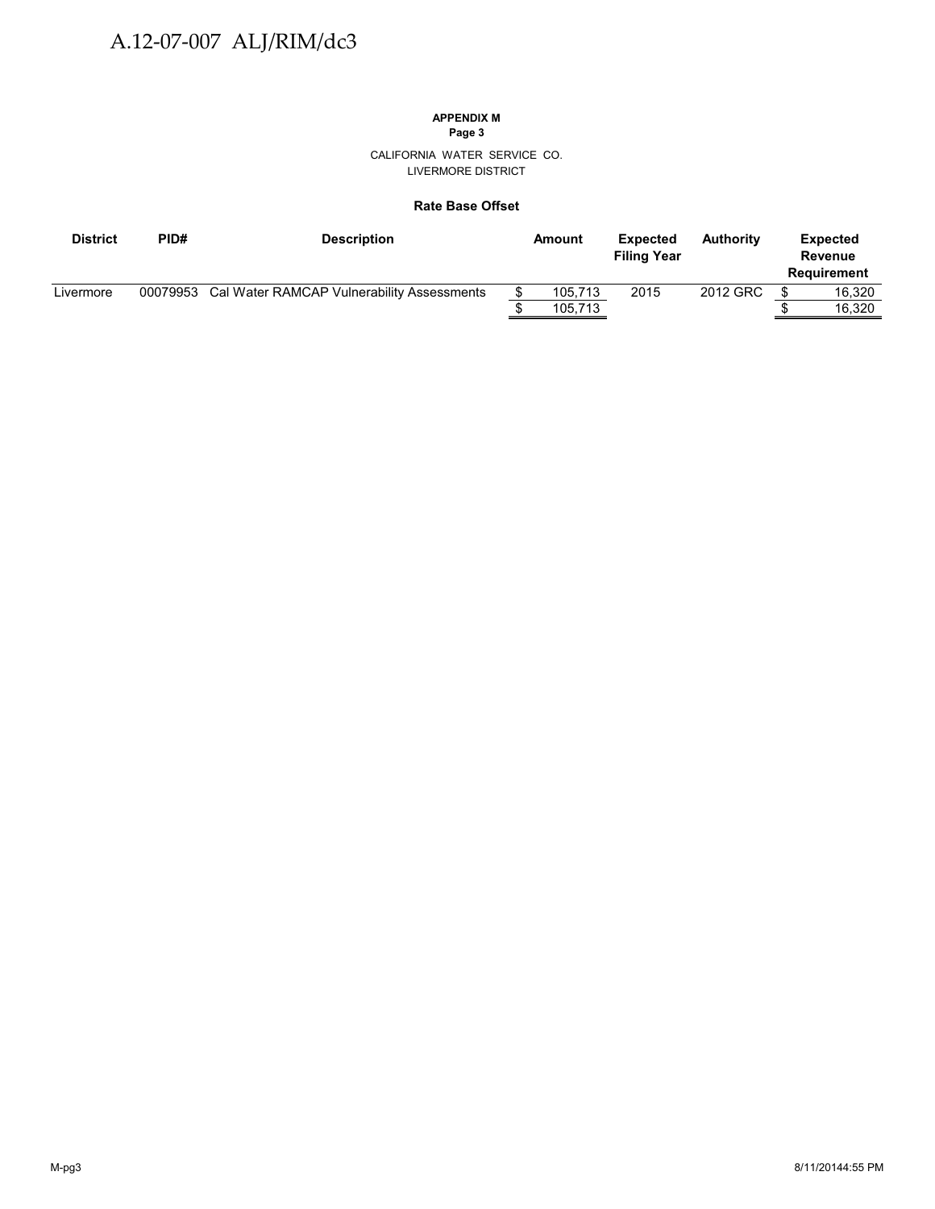**APPENDIX M**
**Page 3**

CALIFORNIA WATER SERVICE CO.
LIVERMORE DISTRICT

**Rate Base Offset**

| District | PID# | Description | Amount | Expected Filing Year | Authority | Expected Revenue Requirement |
|---|---|---|---|---|---|---|
| Livermore | 00079953 | Cal Water RAMCAP Vulnerability Assessments | $ 105,713 | 2015 | 2012 GRC | $ 16,320 |
| | | | $ 105,713 | | | $ 16,320 |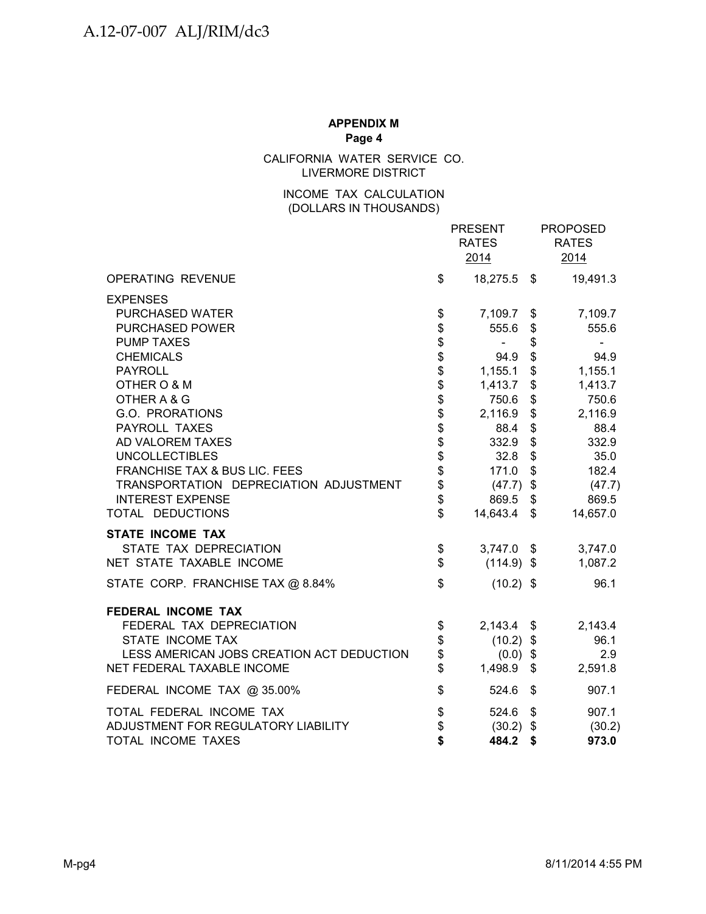**APPENDIX M**
**Page 4**

CALIFORNIA WATER SERVICE CO.
LIVERMORE DISTRICT

INCOME TAX CALCULATION
(DOLLARS IN THOUSANDS)

| | PRESENT RATES 2014 | PROPOSED RATES 2014 |
|---|---|---|
| OPERATING REVENUE | $ 18,275.5 | $ 19,491.3 |
| EXPENSES | | |
| PURCHASED WATER | $ 7,109.7 | $ 7,109.7 |
| PURCHASED POWER | $ 555.6 | $ 555.6 |
| PUMP TAXES | $ - | $ - |
| CHEMICALS | $ 94.9 | $ 94.9 |
| PAYROLL | $ 1,155.1 | $ 1,155.1 |
| OTHER O & M | $ 1,413.7 | $ 1,413.7 |
| OTHER A & G | $ 750.6 | $ 750.6 |
| G.O. PRORATIONS | $ 2,116.9 | $ 2,116.9 |
| PAYROLL TAXES | $ 88.4 | $ 88.4 |
| AD VALOREM TAXES | $ 332.9 | $ 332.9 |
| UNCOLLECTIBLES | $ 32.8 | $ 35.0 |
| FRANCHISE TAX & BUS LIC. FEES | $ 171.0 | $ 182.4 |
| TRANSPORTATION DEPRECIATION ADJUSTMENT | $ (47.7) | $ (47.7) |
| INTEREST EXPENSE | $ 869.5 | $ 869.5 |
| TOTAL DEDUCTIONS | $ 14,643.4 | $ 14,657.0 |
| **STATE INCOME TAX** | | |
| STATE TAX DEPRECIATION | $ 3,747.0 | $ 3,747.0 |
| NET STATE TAXABLE INCOME | $ (114.9) | $ 1,087.2 |
| STATE CORP. FRANCHISE TAX @ 8.84% | $ (10.2) | $ 96.1 |
| **FEDERAL INCOME TAX** | | |
| FEDERAL TAX DEPRECIATION | $ 2,143.4 | $ 2,143.4 |
| STATE INCOME TAX | $ (10.2) | $ 96.1 |
| LESS AMERICAN JOBS CREATION ACT DEDUCTION | $ (0.0) | $ 2.9 |
| NET FEDERAL TAXABLE INCOME | $ 1,498.9 | $ 2,591.8 |
| FEDERAL INCOME TAX @ 35.00% | $ 524.6 | $ 907.1 |
| TOTAL FEDERAL INCOME TAX | $ 524.6 | $ 907.1 |
| ADJUSTMENT FOR REGULATORY LIABILITY | $ (30.2) | $ (30.2) |
| TOTAL INCOME TAXES | **$ 484.2** | **$ 973.0** |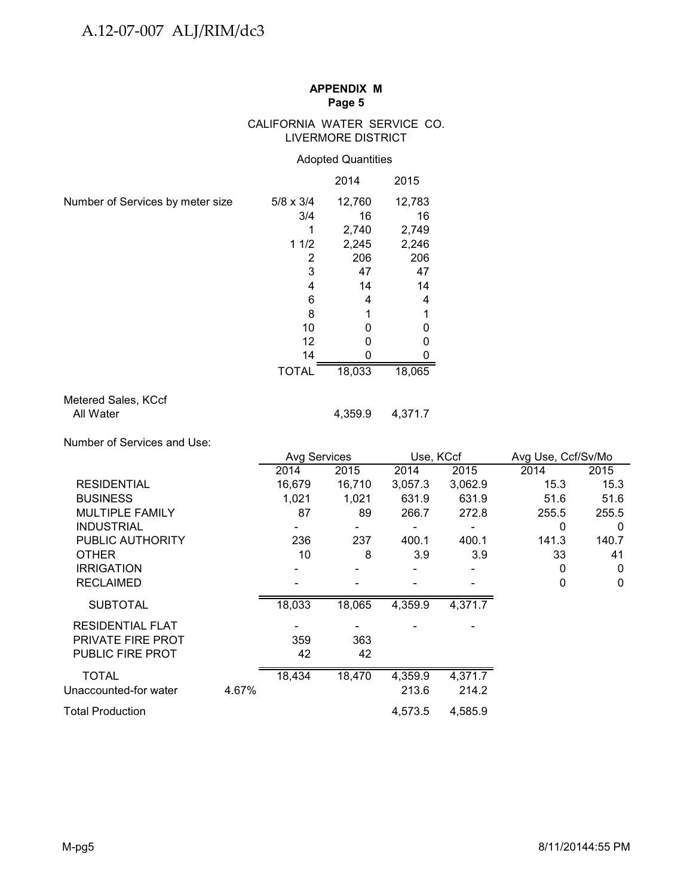**APPENDIX M**
**Page 5**

CALIFORNIA WATER SERVICE CO.
LIVERMORE DISTRICT

Adopted Quantities

| | | 2014 | 2015 |
|---|---|---|---|
| Number of Services by meter size | 5/8 x 3/4 | 12,760 | 12,783 |
| | 3/4 | 16 | 16 |
| | 1 | 2,740 | 2,749 |
| | 1 1/2 | 2,245 | 2,246 |
| | 2 | 206 | 206 |
| | 3 | 47 | 47 |
| | 4 | 14 | 14 |
| | 6 | 4 | 4 |
| | 8 | 1 | 1 |
| | 10 | 0 | 0 |
| | 12 | 0 | 0 |
| | 14 | 0 | 0 |
| | TOTAL | 18,033 | 18,065 |

| Metered Sales, KCcf | 2014 | 2015 |
|---|---|---|
| All Water | 4,359.9 | 4,371.7 |

Number of Services and Use:

| | | Avg Services | | Use, KCcf | | Avg Use, Ccf/Sv/Mo | |
|---|---|---|---|---|---|---|---|
| | | 2014 | 2015 | 2014 | 2015 | 2014 | 2015 |
| RESIDENTIAL | | 16,679 | 16,710 | 3,057.3 | 3,062.9 | 15.3 | 15.3 |
| BUSINESS | | 1,021 | 1,021 | 631.9 | 631.9 | 51.6 | 51.6 |
| MULTIPLE FAMILY | | 87 | 89 | 266.7 | 272.8 | 255.5 | 255.5 |
| INDUSTRIAL | | - | - | - | - | 0 | 0 |
| PUBLIC AUTHORITY | | 236 | 237 | 400.1 | 400.1 | 141.3 | 140.7 |
| OTHER | | 10 | 8 | 3.9 | 3.9 | 33 | 41 |
| IRRIGATION | | - | - | - | - | 0 | 0 |
| RECLAIMED | | - | - | - | - | 0 | 0 |
| SUBTOTAL | | 18,033 | 18,065 | 4,359.9 | 4,371.7 | | |
| RESIDENTIAL FLAT | | - | - | - | - | | |
| PRIVATE FIRE PROT | | 359 | 363 | | | | |
| PUBLIC FIRE PROT | | 42 | 42 | | | | |
| TOTAL | | 18,434 | 18,470 | 4,359.9 | 4,371.7 | | |
| Unaccounted-for water | 4.67% | | | 213.6 | 214.2 | | |
| Total Production | | | | 4,573.5 | 4,585.9 | | |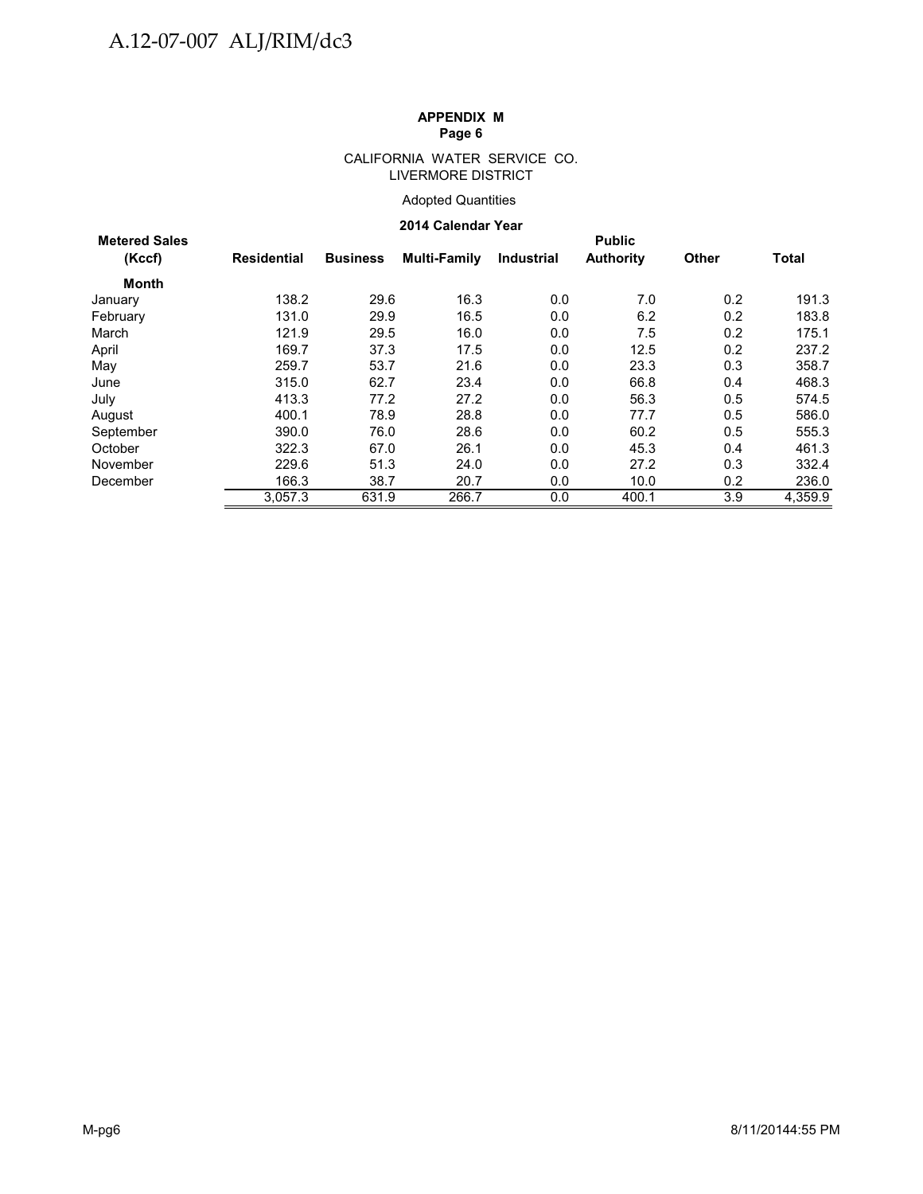**APPENDIX M**
**Page 6**

CALIFORNIA WATER SERVICE CO.
LIVERMORE DISTRICT

Adopted Quantities

**2014 Calendar Year**

| Metered Sales (Kccf) | Residential | Business | Multi-Family | Industrial | Public Authority | Other | Total |
|---|---|---|---|---|---|---|---|
| **Month** | | | | | | | |
| January | 138.2 | 29.6 | 16.3 | 0.0 | 7.0 | 0.2 | 191.3 |
| February | 131.0 | 29.9 | 16.5 | 0.0 | 6.2 | 0.2 | 183.8 |
| March | 121.9 | 29.5 | 16.0 | 0.0 | 7.5 | 0.2 | 175.1 |
| April | 169.7 | 37.3 | 17.5 | 0.0 | 12.5 | 0.2 | 237.2 |
| May | 259.7 | 53.7 | 21.6 | 0.0 | 23.3 | 0.3 | 358.7 |
| June | 315.0 | 62.7 | 23.4 | 0.0 | 66.8 | 0.4 | 468.3 |
| July | 413.3 | 77.2 | 27.2 | 0.0 | 56.3 | 0.5 | 574.5 |
| August | 400.1 | 78.9 | 28.8 | 0.0 | 77.7 | 0.5 | 586.0 |
| September | 390.0 | 76.0 | 28.6 | 0.0 | 60.2 | 0.5 | 555.3 |
| October | 322.3 | 67.0 | 26.1 | 0.0 | 45.3 | 0.4 | 461.3 |
| November | 229.6 | 51.3 | 24.0 | 0.0 | 27.2 | 0.3 | 332.4 |
| December | 166.3 | 38.7 | 20.7 | 0.0 | 10.0 | 0.2 | 236.0 |
| | 3,057.3 | 631.9 | 266.7 | 0.0 | 400.1 | 3.9 | 4,359.9 |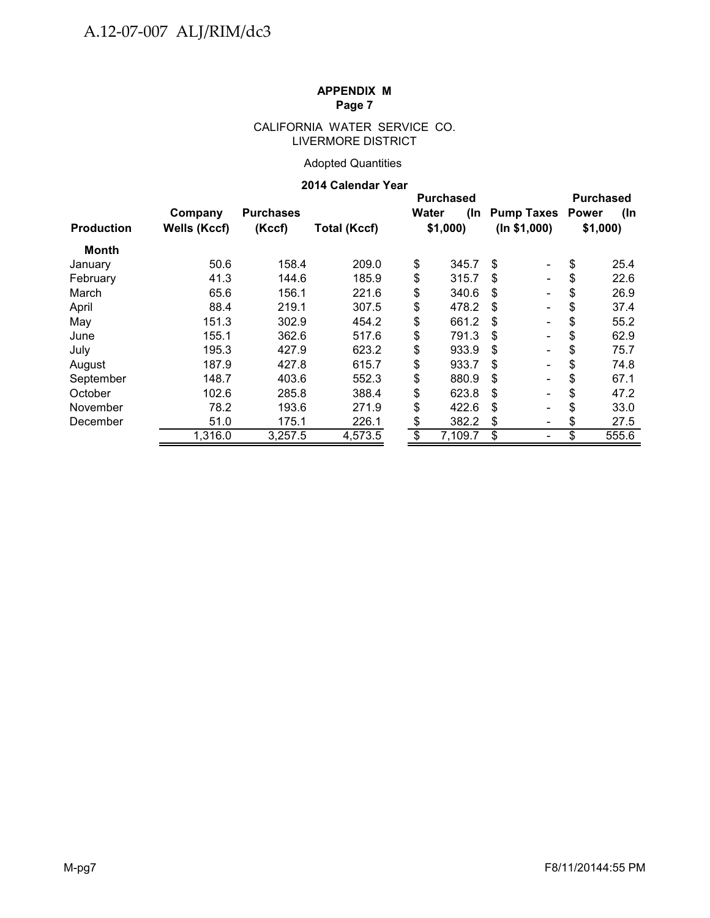A.12-07-007 ALJ/RIM/dc3

**APPENDIX M**
**Page 7**

CALIFORNIA WATER SERVICE CO.
LIVERMORE DISTRICT

Adopted Quantities

**2014 Calendar Year**

| Production | Company Wells (Kccf) | Purchases (Kccf) | Total (Kccf) | Purchased Water (In $1,000) | Pump Taxes (In $1,000) | Purchased Power (In $1,000) |
|---|---|---|---|---|---|---|
| **Month** | | | | | | |
| January | 50.6 | 158.4 | 209.0 | $ 345.7 | $ - | $ 25.4 |
| February | 41.3 | 144.6 | 185.9 | $ 315.7 | $ - | $ 22.6 |
| March | 65.6 | 156.1 | 221.6 | $ 340.6 | $ - | $ 26.9 |
| April | 88.4 | 219.1 | 307.5 | $ 478.2 | $ - | $ 37.4 |
| May | 151.3 | 302.9 | 454.2 | $ 661.2 | $ - | $ 55.2 |
| June | 155.1 | 362.6 | 517.6 | $ 791.3 | $ - | $ 62.9 |
| July | 195.3 | 427.9 | 623.2 | $ 933.9 | $ - | $ 75.7 |
| August | 187.9 | 427.8 | 615.7 | $ 933.7 | $ - | $ 74.8 |
| September | 148.7 | 403.6 | 552.3 | $ 880.9 | $ - | $ 67.1 |
| October | 102.6 | 285.8 | 388.4 | $ 623.8 | $ - | $ 47.2 |
| November | 78.2 | 193.6 | 271.9 | $ 422.6 | $ - | $ 33.0 |
| December | 51.0 | 175.1 | 226.1 | $ 382.2 | $ - | $ 27.5 |
| | 1,316.0 | 3,257.5 | 4,573.5 | $ 7,109.7 | $ - | $ 555.6 |

M-pg7 F8/11/20144:55 PM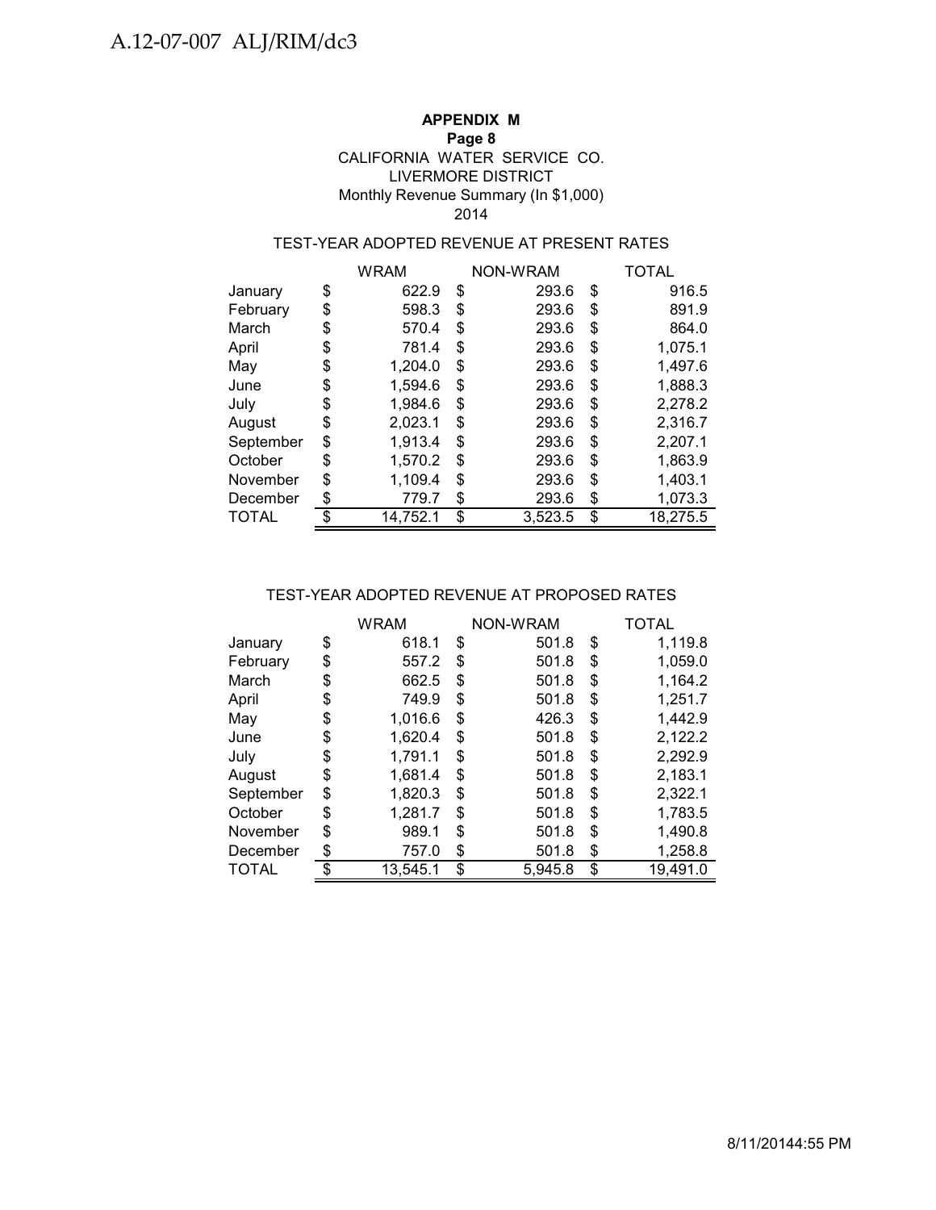**APPENDIX M**
**Page 8**
CALIFORNIA WATER SERVICE CO.
LIVERMORE DISTRICT
Monthly Revenue Summary (In $1,000)
2014

TEST-YEAR ADOPTED REVENUE AT PRESENT RATES

| | WRAM | NON-WRAM | TOTAL |
|---|---|---|---|
| January | $ 622.9 | $ 293.6 | $ 916.5 |
| February | $ 598.3 | $ 293.6 | $ 891.9 |
| March | $ 570.4 | $ 293.6 | $ 864.0 |
| April | $ 781.4 | $ 293.6 | $ 1,075.1 |
| May | $ 1,204.0 | $ 293.6 | $ 1,497.6 |
| June | $ 1,594.6 | $ 293.6 | $ 1,888.3 |
| July | $ 1,984.6 | $ 293.6 | $ 2,278.2 |
| August | $ 2,023.1 | $ 293.6 | $ 2,316.7 |
| September | $ 1,913.4 | $ 293.6 | $ 2,207.1 |
| October | $ 1,570.2 | $ 293.6 | $ 1,863.9 |
| November | $ 1,109.4 | $ 293.6 | $ 1,403.1 |
| December | $ 779.7 | $ 293.6 | $ 1,073.3 |
| TOTAL | $ 14,752.1 | $ 3,523.5 | $ 18,275.5 |

TEST-YEAR ADOPTED REVENUE AT PROPOSED RATES

| | WRAM | NON-WRAM | TOTAL |
|---|---|---|---|
| January | $ 618.1 | $ 501.8 | $ 1,119.8 |
| February | $ 557.2 | $ 501.8 | $ 1,059.0 |
| March | $ 662.5 | $ 501.8 | $ 1,164.2 |
| April | $ 749.9 | $ 501.8 | $ 1,251.7 |
| May | $ 1,016.6 | $ 426.3 | $ 1,442.9 |
| June | $ 1,620.4 | $ 501.8 | $ 2,122.2 |
| July | $ 1,791.1 | $ 501.8 | $ 2,292.9 |
| August | $ 1,681.4 | $ 501.8 | $ 2,183.1 |
| September | $ 1,820.3 | $ 501.8 | $ 2,322.1 |
| October | $ 1,281.7 | $ 501.8 | $ 1,783.5 |
| November | $ 989.1 | $ 501.8 | $ 1,490.8 |
| December | $ 757.0 | $ 501.8 | $ 1,258.8 |
| TOTAL | $ 13,545.1 | $ 5,945.8 | $ 19,491.0 |

8/11/20144:55 PM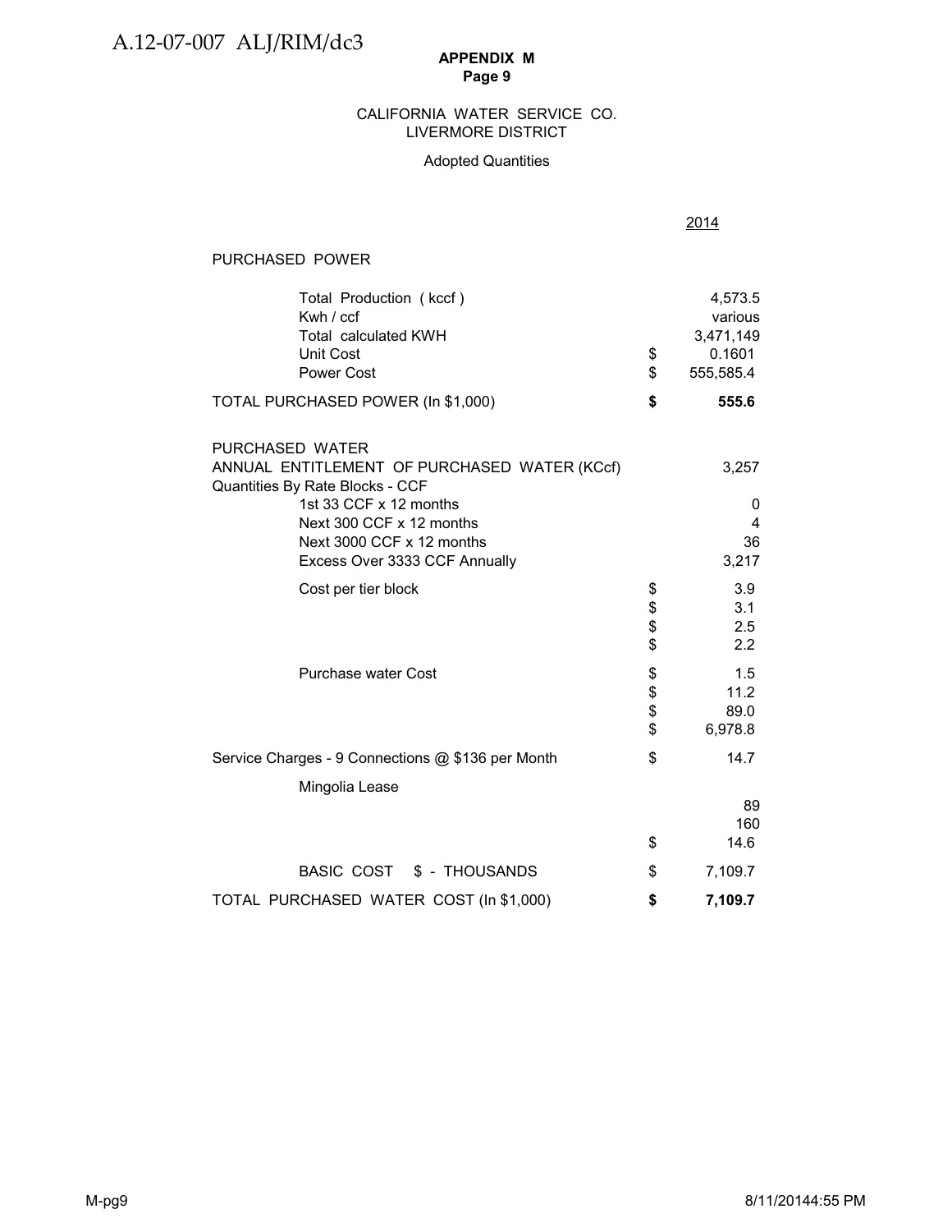**APPENDIX M**
**Page 9**

CALIFORNIA WATER SERVICE CO.
LIVERMORE DISTRICT

Adopted Quantities

| | | 2014 |
|---|---|---|
| PURCHASED POWER | | |
| Total Production ( kccf ) | | 4,573.5 |
| Kwh / ccf | | various |
| Total calculated KWH | | 3,471,149 |
| Unit Cost | $ | 0.1601 |
| Power Cost | $ | 555,585.4 |
| **TOTAL PURCHASED POWER (In $1,000)** | **$** | **555.6** |
| | | |
| PURCHASED WATER | | |
| ANNUAL ENTITLEMENT OF PURCHASED WATER (KCcf) | | 3,257 |
| Quantities By Rate Blocks - CCF | | |
| 1st 33 CCF x 12 months | | 0 |
| Next 300 CCF x 12 months | | 4 |
| Next 3000 CCF x 12 months | | 36 |
| Excess Over 3333 CCF Annually | | 3,217 |
| Cost per tier block | $ | 3.9 |
| | $ | 3.1 |
| | $ | 2.5 |
| | $ | 2.2 |
| Purchase water Cost | $ | 1.5 |
| | $ | 11.2 |
| | $ | 89.0 |
| | $ | 6,978.8 |
| Service Charges - 9 Connections @ $136 per Month | $ | 14.7 |
| Mingolia Lease | | |
| | | 89 |
| | | 160 |
| | $ | 14.6 |
| BASIC COST $ - THOUSANDS | $ | 7,109.7 |
| **TOTAL PURCHASED WATER COST (In $1,000)** | **$** | **7,109.7** |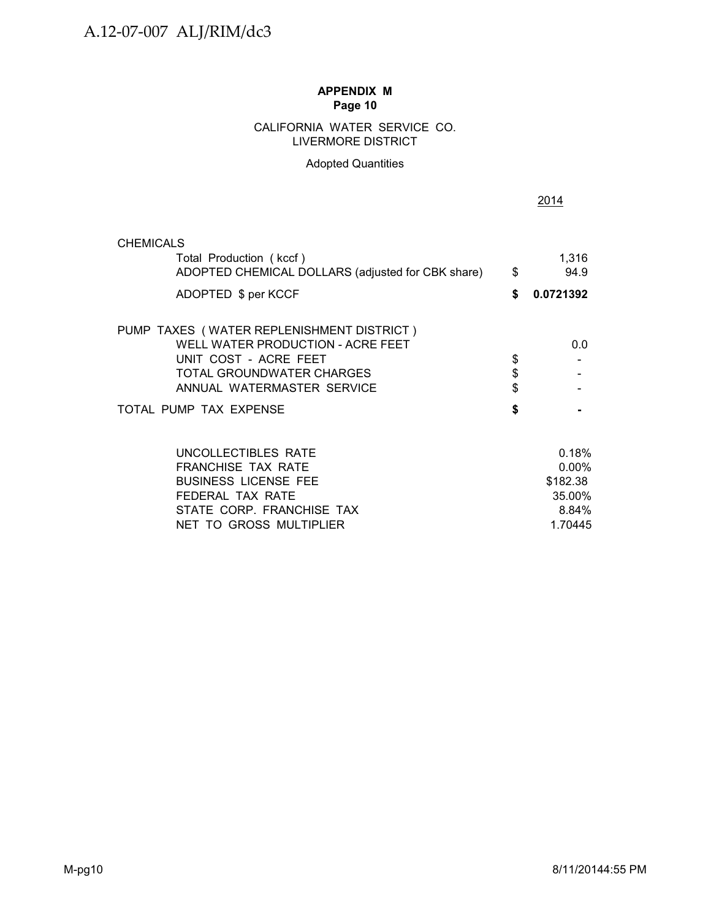**APPENDIX M**
**Page 10**

CALIFORNIA WATER SERVICE CO.
LIVERMORE DISTRICT

Adopted Quantities

| | | 2014 |
|---|---|---|
| **CHEMICALS** | | |
| Total Production ( kccf ) | | 1,316 |
| ADOPTED CHEMICAL DOLLARS (adjusted for CBK share) | $ | 94.9 |
| ADOPTED $ per KCCF | **$** | **0.0721392** |
| | | |
| PUMP TAXES ( WATER REPLENISHMENT DISTRICT ) | | |
| WELL WATER PRODUCTION - ACRE FEET | | 0.0 |
| UNIT COST - ACRE FEET | $ | - |
| TOTAL GROUNDWATER CHARGES | $ | - |
| ANNUAL WATERMASTER SERVICE | $ | - |
| TOTAL PUMP TAX EXPENSE | **$** | **-** |
| | | |
| UNCOLLECTIBLES RATE | | 0.18% |
| FRANCHISE TAX RATE | | 0.00% |
| BUSINESS LICENSE FEE | | $182.38 |
| FEDERAL TAX RATE | | 35.00% |
| STATE CORP. FRANCHISE TAX | | 8.84% |
| NET TO GROSS MULTIPLIER | | 1.70445 |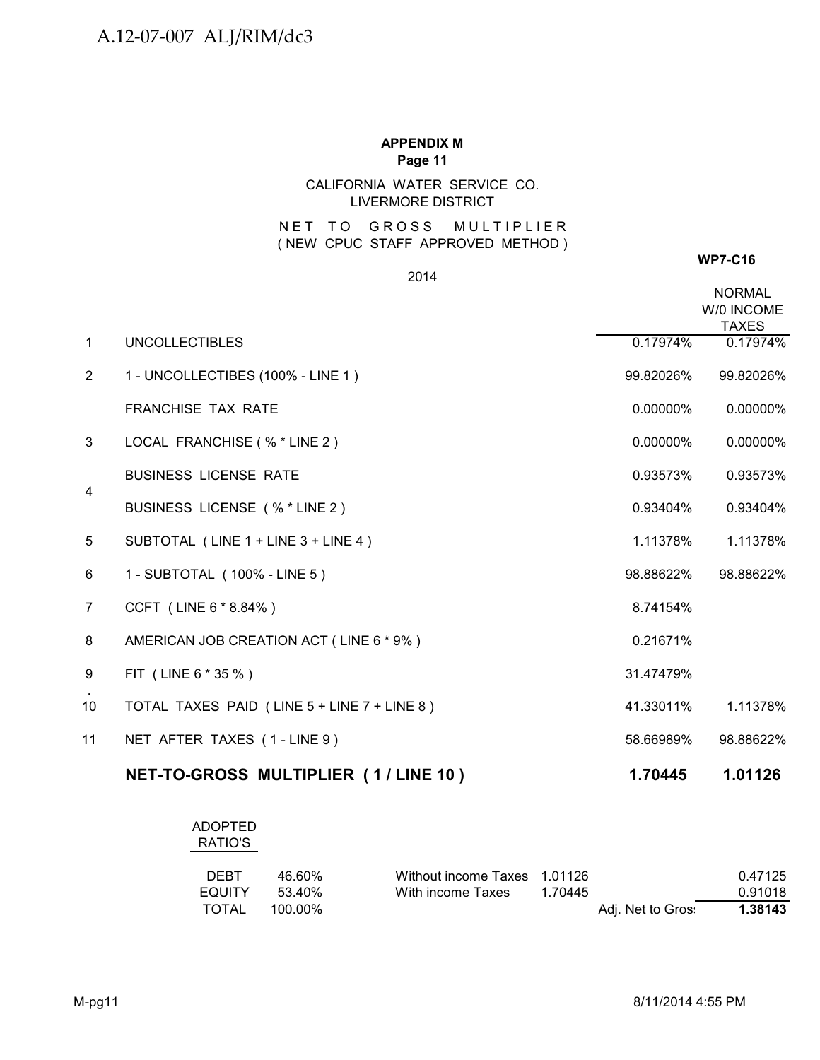**APPENDIX M**
**Page 11**

CALIFORNIA WATER SERVICE CO.
LIVERMORE DISTRICT

NET TO GROSS MULTIPLIER
( NEW CPUC STAFF APPROVED METHOD )

**WP7-C16**

2014

| | | | NORMAL W/0 INCOME TAXES |
|---|---|---|---|
| 1 | UNCOLLECTIBLES | 0.17974% | 0.17974% |
| 2 | 1 - UNCOLLECTIBES (100% - LINE 1 ) | 99.82026% | 99.82026% |
| | FRANCHISE TAX RATE | 0.00000% | 0.00000% |
| 3 | LOCAL FRANCHISE ( % * LINE 2 ) | 0.00000% | 0.00000% |
| 4 | BUSINESS LICENSE RATE | 0.93573% | 0.93573% |
| | BUSINESS LICENSE ( % * LINE 2 ) | 0.93404% | 0.93404% |
| 5 | SUBTOTAL ( LINE 1 + LINE 3 + LINE 4 ) | 1.11378% | 1.11378% |
| 6 | 1 - SUBTOTAL ( 100% - LINE 5 ) | 98.88622% | 98.88622% |
| 7 | CCFT ( LINE 6 * 8.84% ) | 8.74154% | |
| 8 | AMERICAN JOB CREATION ACT ( LINE 6 * 9% ) | 0.21671% | |
| 9 | FIT ( LINE 6 * 35 % ) | 31.47479% | |
| 10 | TOTAL TAXES PAID ( LINE 5 + LINE 7 + LINE 8 ) | 41.33011% | 1.11378% |
| 11 | NET AFTER TAXES ( 1 - LINE 9 ) | 58.66989% | 98.88622% |
| | **NET-TO-GROSS MULTIPLIER ( 1 / LINE 10 )** | **1.70445** | **1.01126** |

| ADOPTED RATIO'S | | | | | |
|---|---|---|---|---|---|
| DEBT | 46.60% | Without income Taxes | 1.01126 | | 0.47125 |
| EQUITY | 53.40% | With income Taxes | 1.70445 | | 0.91018 |
| TOTAL | 100.00% | | | Adj. Net to Gros: | **1.38143** |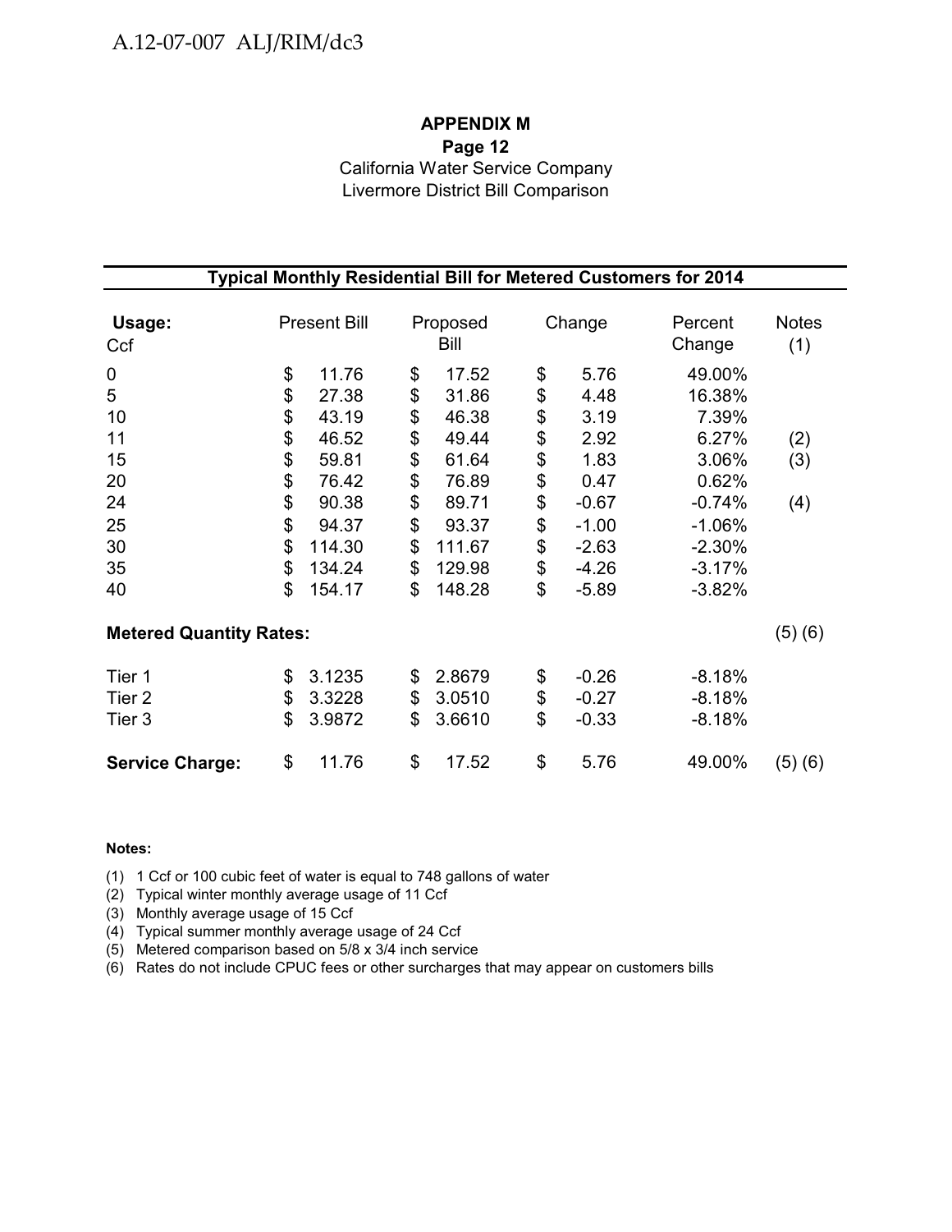**APPENDIX M**
**Page 12**
California Water Service Company
Livermore District Bill Comparison

**Typical Monthly Residential Bill for Metered Customers for 2014**

| **Usage:** Ccf | Present Bill | Proposed Bill | Change | Percent Change | Notes (1) |
|---|---|---|---|---|---|
| 0 | $ 11.76 | $ 17.52 | $ 5.76 | 49.00% | |
| 5 | $ 27.38 | $ 31.86 | $ 4.48 | 16.38% | |
| 10 | $ 43.19 | $ 46.38 | $ 3.19 | 7.39% | |
| 11 | $ 46.52 | $ 49.44 | $ 2.92 | 6.27% | (2) |
| 15 | $ 59.81 | $ 61.64 | $ 1.83 | 3.06% | (3) |
| 20 | $ 76.42 | $ 76.89 | $ 0.47 | 0.62% | |
| 24 | $ 90.38 | $ 89.71 | $ -0.67 | -0.74% | (4) |
| 25 | $ 94.37 | $ 93.37 | $ -1.00 | -1.06% | |
| 30 | $ 114.30 | $ 111.67 | $ -2.63 | -2.30% | |
| 35 | $ 134.24 | $ 129.98 | $ -4.26 | -3.17% | |
| 40 | $ 154.17 | $ 148.28 | $ -5.89 | -3.82% | |
| **Metered Quantity Rates:** | | | | | (5) (6) |
| Tier 1 | $ 3.1235 | $ 2.8679 | $ -0.26 | -8.18% | |
| Tier 2 | $ 3.3228 | $ 3.0510 | $ -0.27 | -8.18% | |
| Tier 3 | $ 3.9872 | $ 3.6610 | $ -0.33 | -8.18% | |
| **Service Charge:** | $ 11.76 | $ 17.52 | $ 5.76 | 49.00% | (5) (6) |

**Notes:**

(1) 1 Ccf or 100 cubic feet of water is equal to 748 gallons of water
(2) Typical winter monthly average usage of 11 Ccf
(3) Monthly average usage of 15 Ccf
(4) Typical summer monthly average usage of 24 Ccf
(5) Metered comparison based on 5/8 x 3/4 inch service
(6) Rates do not include CPUC fees or other surcharges that may appear on customers bills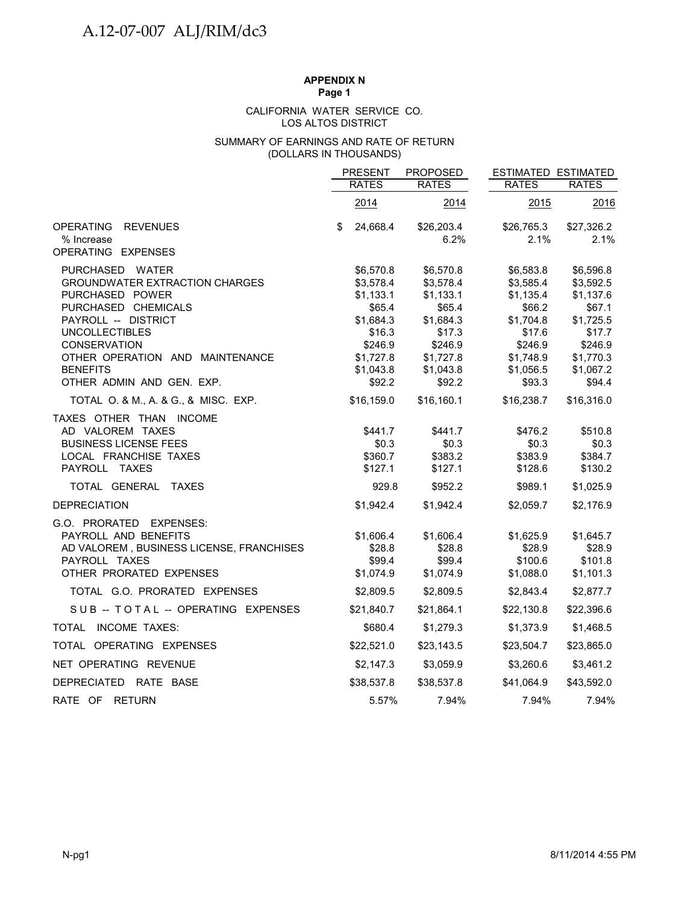**APPENDIX N**
**Page 1**

CALIFORNIA WATER SERVICE CO.
LOS ALTOS DISTRICT

SUMMARY OF EARNINGS AND RATE OF RETURN
(DOLLARS IN THOUSANDS)

| | PRESENT RATES | PROPOSED RATES | ESTIMATED RATES | ESTIMATED RATES |
|---|---|---|---|---|
| | 2014 | 2014 | 2015 | 2016 |
| OPERATING REVENUES | $ 24,668.4 | $26,203.4 | $26,765.3 | $27,326.2 |
| % Increase | | 6.2% | 2.1% | 2.1% |
| OPERATING EXPENSES | | | | |
| PURCHASED WATER | $6,570.8 | $6,570.8 | $6,583.8 | $6,596.8 |
| GROUNDWATER EXTRACTION CHARGES | $3,578.4 | $3,578.4 | $3,585.4 | $3,592.5 |
| PURCHASED POWER | $1,133.1 | $1,133.1 | $1,135.4 | $1,137.6 |
| PURCHASED CHEMICALS | $65.4 | $65.4 | $66.2 | $67.1 |
| PAYROLL -- DISTRICT | $1,684.3 | $1,684.3 | $1,704.8 | $1,725.5 |
| UNCOLLECTIBLES | $16.3 | $17.3 | $17.6 | $17.7 |
| CONSERVATION | $246.9 | $246.9 | $246.9 | $246.9 |
| OTHER OPERATION AND MAINTENANCE | $1,727.8 | $1,727.8 | $1,748.9 | $1,770.3 |
| BENEFITS | $1,043.8 | $1,043.8 | $1,056.5 | $1,067.2 |
| OTHER ADMIN AND GEN. EXP. | $92.2 | $92.2 | $93.3 | $94.4 |
| TOTAL O. & M., A. & G., & MISC. EXP. | $16,159.0 | $16,160.1 | $16,238.7 | $16,316.0 |
| TAXES OTHER THAN INCOME | | | | |
| AD VALOREM TAXES | $441.7 | $441.7 | $476.2 | $510.8 |
| BUSINESS LICENSE FEES | $0.3 | $0.3 | $0.3 | $0.3 |
| LOCAL FRANCHISE TAXES | $360.7 | $383.2 | $383.9 | $384.7 |
| PAYROLL TAXES | $127.1 | $127.1 | $128.6 | $130.2 |
| TOTAL GENERAL TAXES | 929.8 | $952.2 | $989.1 | $1,025.9 |
| DEPRECIATION | $1,942.4 | $1,942.4 | $2,059.7 | $2,176.9 |
| G.O. PRORATED EXPENSES: | | | | |
| PAYROLL AND BENEFITS | $1,606.4 | $1,606.4 | $1,625.9 | $1,645.7 |
| AD VALOREM , BUSINESS LICENSE, FRANCHISES | $28.8 | $28.8 | $28.9 | $28.9 |
| PAYROLL TAXES | $99.4 | $99.4 | $100.6 | $101.8 |
| OTHER PRORATED EXPENSES | $1,074.9 | $1,074.9 | $1,088.0 | $1,101.3 |
| TOTAL G.O. PRORATED EXPENSES | $2,809.5 | $2,809.5 | $2,843.4 | $2,877.7 |
| SUB -- TOTAL -- OPERATING EXPENSES | $21,840.7 | $21,864.1 | $22,130.8 | $22,396.6 |
| TOTAL INCOME TAXES: | $680.4 | $1,279.3 | $1,373.9 | $1,468.5 |
| TOTAL OPERATING EXPENSES | $22,521.0 | $23,143.5 | $23,504.7 | $23,865.0 |
| NET OPERATING REVENUE | $2,147.3 | $3,059.9 | $3,260.6 | $3,461.2 |
| DEPRECIATED RATE BASE | $38,537.8 | $38,537.8 | $41,064.9 | $43,592.0 |
| RATE OF RETURN | 5.57% | 7.94% | 7.94% | 7.94% |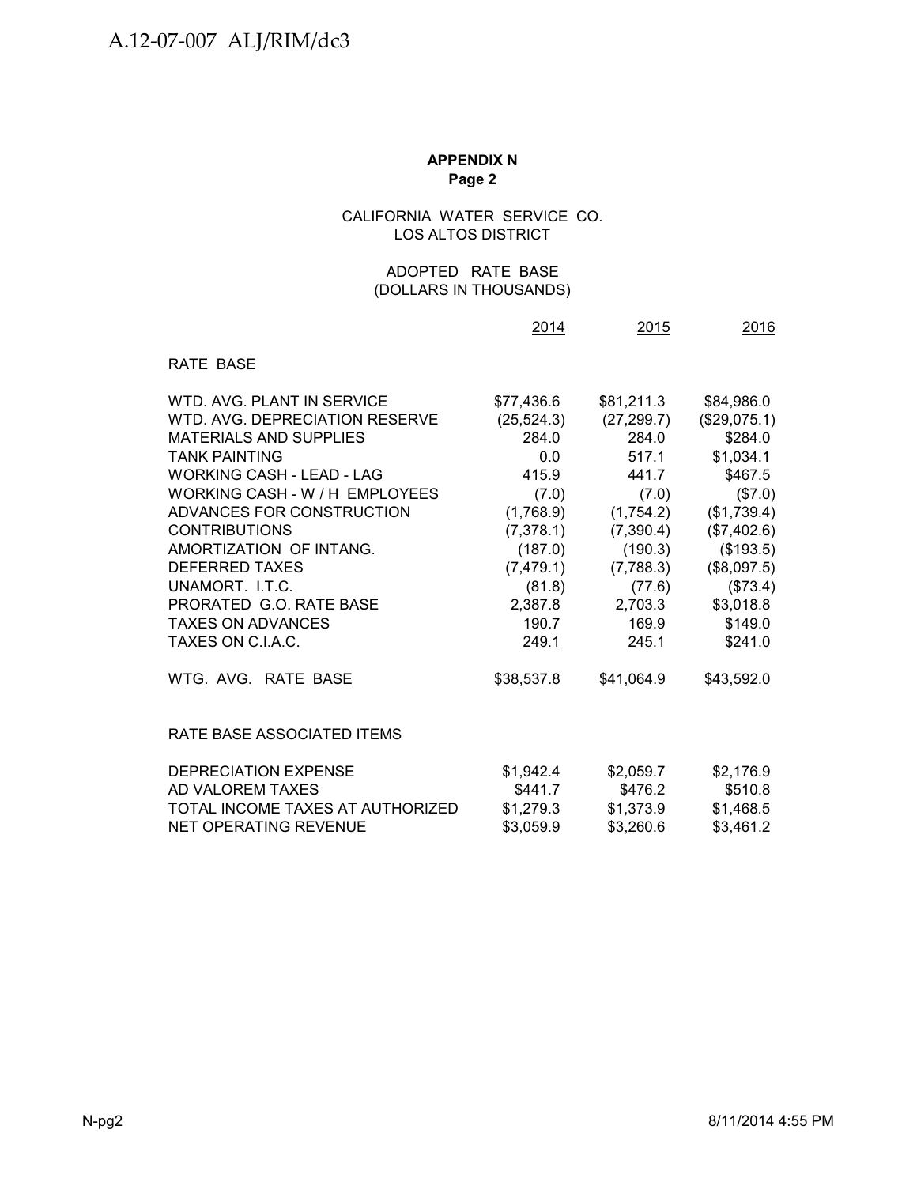**APPENDIX N**
**Page 2**

CALIFORNIA WATER SERVICE CO.
LOS ALTOS DISTRICT

ADOPTED RATE BASE
(DOLLARS IN THOUSANDS)

| | 2014 | 2015 | 2016 |
|---|---|---|---|
| RATE BASE | | | |
| WTD. AVG. PLANT IN SERVICE | $77,436.6 | $81,211.3 | $84,986.0 |
| WTD. AVG. DEPRECIATION RESERVE | (25,524.3) | (27,299.7) | ($29,075.1) |
| MATERIALS AND SUPPLIES | 284.0 | 284.0 | $284.0 |
| TANK PAINTING | 0.0 | 517.1 | $1,034.1 |
| WORKING CASH - LEAD - LAG | 415.9 | 441.7 | $467.5 |
| WORKING CASH - W / H EMPLOYEES | (7.0) | (7.0) | ($7.0) |
| ADVANCES FOR CONSTRUCTION | (1,768.9) | (1,754.2) | ($1,739.4) |
| CONTRIBUTIONS | (7,378.1) | (7,390.4) | ($7,402.6) |
| AMORTIZATION OF INTANG. | (187.0) | (190.3) | ($193.5) |
| DEFERRED TAXES | (7,479.1) | (7,788.3) | ($8,097.5) |
| UNAMORT. I.T.C. | (81.8) | (77.6) | ($73.4) |
| PRORATED G.O. RATE BASE | 2,387.8 | 2,703.3 | $3,018.8 |
| TAXES ON ADVANCES | 190.7 | 169.9 | $149.0 |
| TAXES ON C.I.A.C. | 249.1 | 245.1 | $241.0 |
| WTG. AVG. RATE BASE | $38,537.8 | $41,064.9 | $43,592.0 |
| RATE BASE ASSOCIATED ITEMS | | | |
| DEPRECIATION EXPENSE | $1,942.4 | $2,059.7 | $2,176.9 |
| AD VALOREM TAXES | $441.7 | $476.2 | $510.8 |
| TOTAL INCOME TAXES AT AUTHORIZED | $1,279.3 | $1,373.9 | $1,468.5 |
| NET OPERATING REVENUE | $3,059.9 | $3,260.6 | $3,461.2 |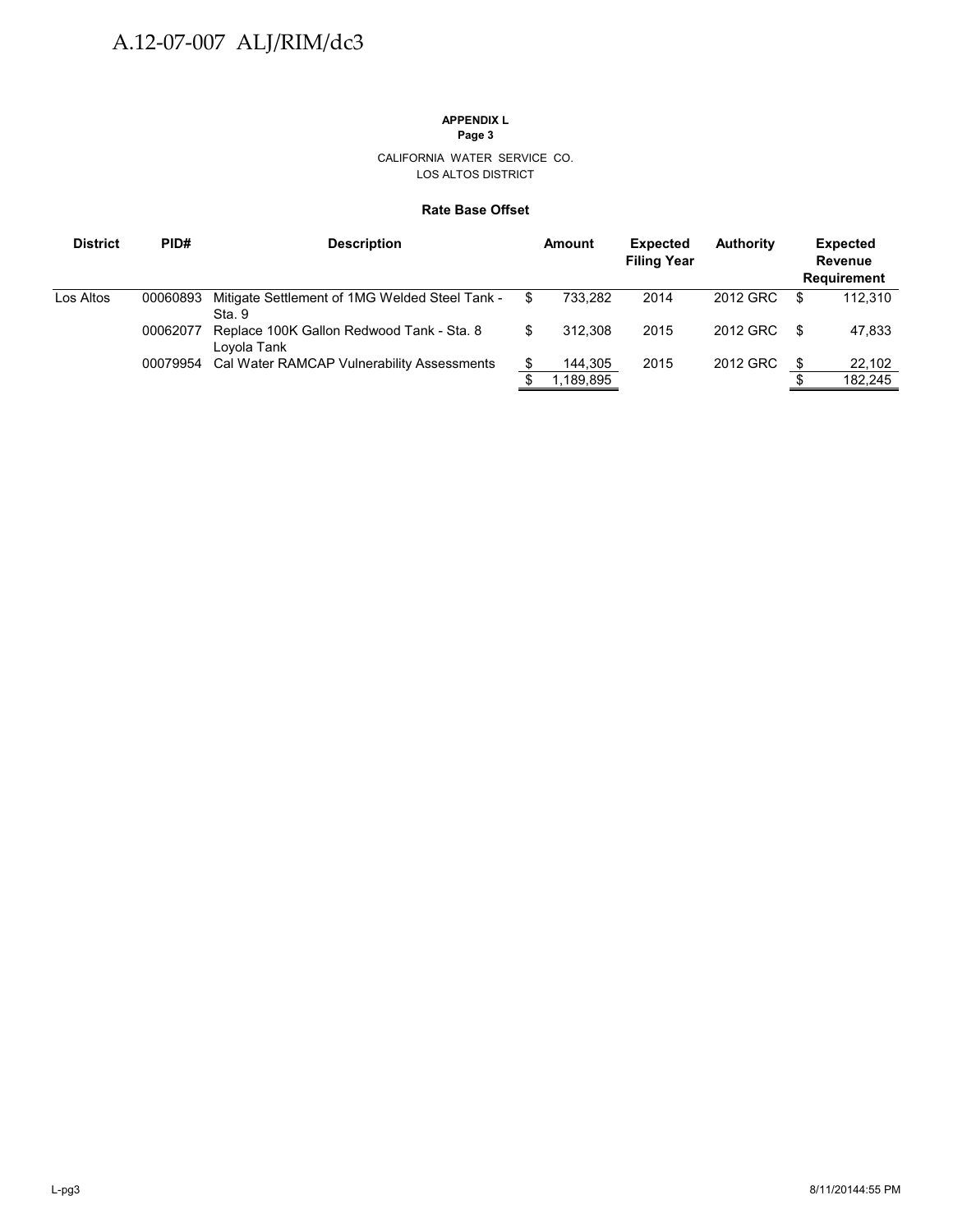**APPENDIX L**
**Page 3**

CALIFORNIA WATER SERVICE CO.
LOS ALTOS DISTRICT

**Rate Base Offset**

| District | PID# | Description | Amount | Expected Filing Year | Authority | Expected Revenue Requirement |
|---|---|---|---|---|---|---|
| Los Altos | 00060893 | Mitigate Settlement of 1MG Welded Steel Tank - Sta. 9 | $ 733,282 | 2014 | 2012 GRC | $ 112,310 |
| | 00062077 | Replace 100K Gallon Redwood Tank - Sta. 8 Loyola Tank | $ 312,308 | 2015 | 2012 GRC | $ 47,833 |
| | 00079954 | Cal Water RAMCAP Vulnerability Assessments | $ 144,305 | 2015 | 2012 GRC | $ 22,102 |
| | | | $ 1,189,895 | | | $ 182,245 |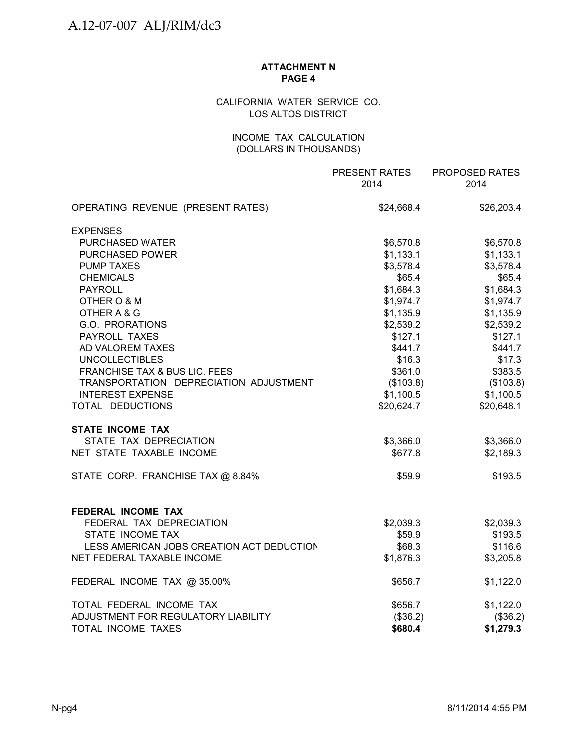**ATTACHMENT N**
**PAGE 4**

CALIFORNIA WATER SERVICE CO.
LOS ALTOS DISTRICT

INCOME TAX CALCULATION
(DOLLARS IN THOUSANDS)

| | PRESENT RATES 2014 | PROPOSED RATES 2014 |
|---|---|---|
| OPERATING REVENUE (PRESENT RATES) | $24,668.4 | $26,203.4 |
| EXPENSES | | |
| PURCHASED WATER | $6,570.8 | $6,570.8 |
| PURCHASED POWER | $1,133.1 | $1,133.1 |
| PUMP TAXES | $3,578.4 | $3,578.4 |
| CHEMICALS | $65.4 | $65.4 |
| PAYROLL | $1,684.3 | $1,684.3 |
| OTHER O & M | $1,974.7 | $1,974.7 |
| OTHER A & G | $1,135.9 | $1,135.9 |
| G.O. PRORATIONS | $2,539.2 | $2,539.2 |
| PAYROLL TAXES | $127.1 | $127.1 |
| AD VALOREM TAXES | $441.7 | $441.7 |
| UNCOLLECTIBLES | $16.3 | $17.3 |
| FRANCHISE TAX & BUS LIC. FEES | $361.0 | $383.5 |
| TRANSPORTATION DEPRECIATION ADJUSTMENT | ($103.8) | ($103.8) |
| INTEREST EXPENSE | $1,100.5 | $1,100.5 |
| TOTAL DEDUCTIONS | $20,624.7 | $20,648.1 |
| **STATE INCOME TAX** | | |
| STATE TAX DEPRECIATION | $3,366.0 | $3,366.0 |
| NET STATE TAXABLE INCOME | $677.8 | $2,189.3 |
| STATE CORP. FRANCHISE TAX @ 8.84% | $59.9 | $193.5 |
| **FEDERAL INCOME TAX** | | |
| FEDERAL TAX DEPRECIATION | $2,039.3 | $2,039.3 |
| STATE INCOME TAX | $59.9 | $193.5 |
| LESS AMERICAN JOBS CREATION ACT DEDUCTION | $68.3 | $116.6 |
| NET FEDERAL TAXABLE INCOME | $1,876.3 | $3,205.8 |
| FEDERAL INCOME TAX @ 35.00% | $656.7 | $1,122.0 |
| TOTAL FEDERAL INCOME TAX | $656.7 | $1,122.0 |
| ADJUSTMENT FOR REGULATORY LIABILITY | ($36.2) | ($36.2) |
| TOTAL INCOME TAXES | **$680.4** | **$1,279.3** |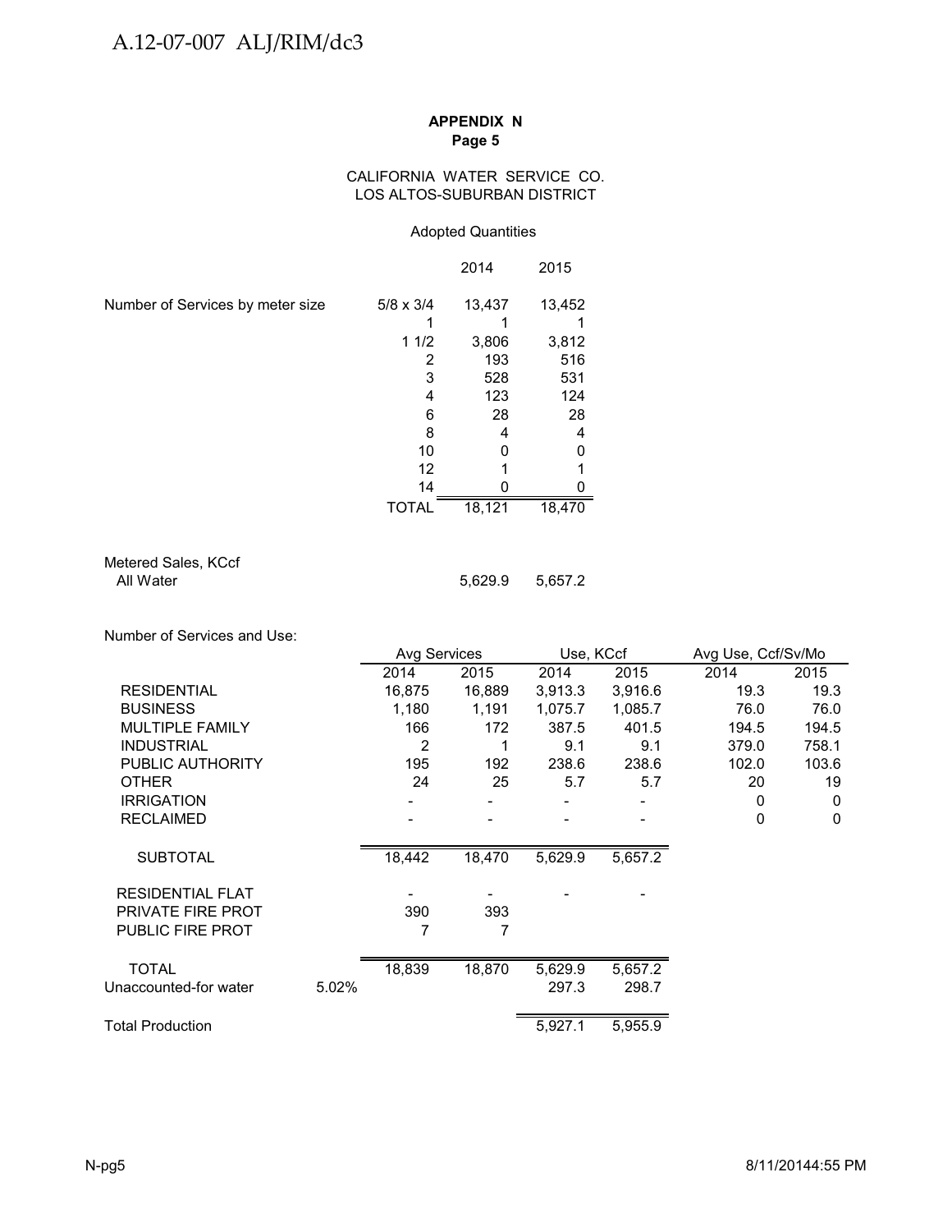**APPENDIX N**
**Page 5**

CALIFORNIA WATER SERVICE CO.
LOS ALTOS-SUBURBAN DISTRICT

Adopted Quantities

| | | 2014 | 2015 |
|---|---|---|---|
| Number of Services by meter size | 5/8 x 3/4 | 13,437 | 13,452 |
| | 1 | 1 | 1 |
| | 1 1/2 | 3,806 | 3,812 |
| | 2 | 193 | 516 |
| | 3 | 528 | 531 |
| | 4 | 123 | 124 |
| | 6 | 28 | 28 |
| | 8 | 4 | 4 |
| | 10 | 0 | 0 |
| | 12 | 1 | 1 |
| | 14 | 0 | 0 |
| | TOTAL | 18,121 | 18,470 |

| Metered Sales, KCcf | 2014 | 2015 |
|---|---|---|
| All Water | 5,629.9 | 5,657.2 |

Number of Services and Use:

| | | Avg Services | | Use, KCcf | | Avg Use, Ccf/Sv/Mo | |
|---|---|---|---|---|---|---|---|
| | | 2014 | 2015 | 2014 | 2015 | 2014 | 2015 |
| RESIDENTIAL | | 16,875 | 16,889 | 3,913.3 | 3,916.6 | 19.3 | 19.3 |
| BUSINESS | | 1,180 | 1,191 | 1,075.7 | 1,085.7 | 76.0 | 76.0 |
| MULTIPLE FAMILY | | 166 | 172 | 387.5 | 401.5 | 194.5 | 194.5 |
| INDUSTRIAL | | 2 | 1 | 9.1 | 9.1 | 379.0 | 758.1 |
| PUBLIC AUTHORITY | | 195 | 192 | 238.6 | 238.6 | 102.0 | 103.6 |
| OTHER | | 24 | 25 | 5.7 | 5.7 | 20 | 19 |
| IRRIGATION | | - | - | - | - | 0 | 0 |
| RECLAIMED | | - | - | - | - | 0 | 0 |
| SUBTOTAL | | 18,442 | 18,470 | 5,629.9 | 5,657.2 | | |
| RESIDENTIAL FLAT | | - | - | - | - | | |
| PRIVATE FIRE PROT | | 390 | 393 | | | | |
| PUBLIC FIRE PROT | | 7 | 7 | | | | |
| TOTAL | | 18,839 | 18,870 | 5,629.9 | 5,657.2 | | |
| Unaccounted-for water | 5.02% | | | 297.3 | 298.7 | | |
| Total Production | | | | 5,927.1 | 5,955.9 | | |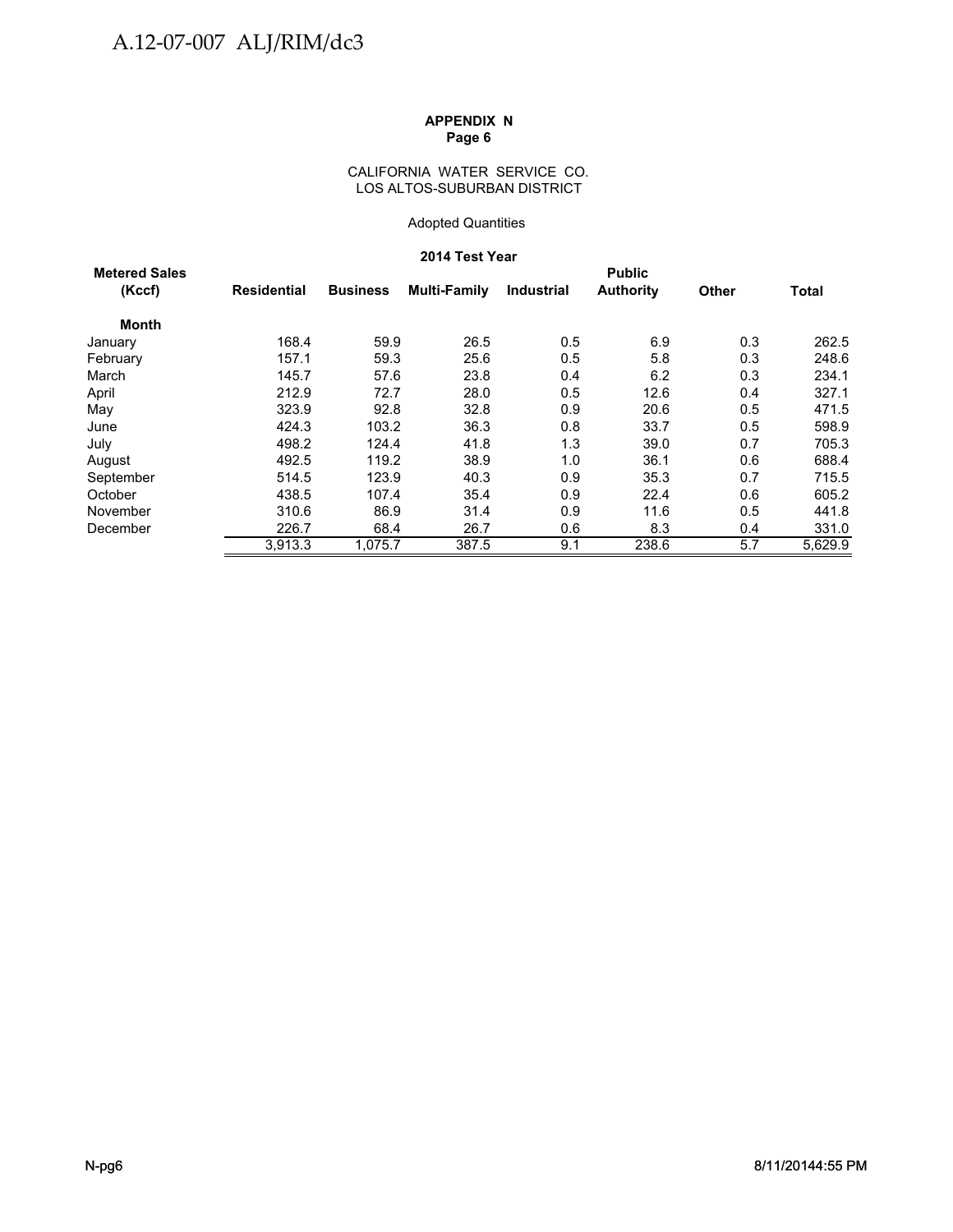**APPENDIX N**
**Page 6**

CALIFORNIA WATER SERVICE CO.
LOS ALTOS-SUBURBAN DISTRICT

Adopted Quantities

**2014 Test Year**

| Metered Sales (Kccf) | Residential | Business | Multi-Family | Industrial | Public Authority | Other | Total |
|---|---|---|---|---|---|---|---|
| **Month** | | | | | | | |
| January | 168.4 | 59.9 | 26.5 | 0.5 | 6.9 | 0.3 | 262.5 |
| February | 157.1 | 59.3 | 25.6 | 0.5 | 5.8 | 0.3 | 248.6 |
| March | 145.7 | 57.6 | 23.8 | 0.4 | 6.2 | 0.3 | 234.1 |
| April | 212.9 | 72.7 | 28.0 | 0.5 | 12.6 | 0.4 | 327.1 |
| May | 323.9 | 92.8 | 32.8 | 0.9 | 20.6 | 0.5 | 471.5 |
| June | 424.3 | 103.2 | 36.3 | 0.8 | 33.7 | 0.5 | 598.9 |
| July | 498.2 | 124.4 | 41.8 | 1.3 | 39.0 | 0.7 | 705.3 |
| August | 492.5 | 119.2 | 38.9 | 1.0 | 36.1 | 0.6 | 688.4 |
| September | 514.5 | 123.9 | 40.3 | 0.9 | 35.3 | 0.7 | 715.5 |
| October | 438.5 | 107.4 | 35.4 | 0.9 | 22.4 | 0.6 | 605.2 |
| November | 310.6 | 86.9 | 31.4 | 0.9 | 11.6 | 0.5 | 441.8 |
| December | 226.7 | 68.4 | 26.7 | 0.6 | 8.3 | 0.4 | 331.0 |
| | 3,913.3 | 1,075.7 | 387.5 | 9.1 | 238.6 | 5.7 | 5,629.9 |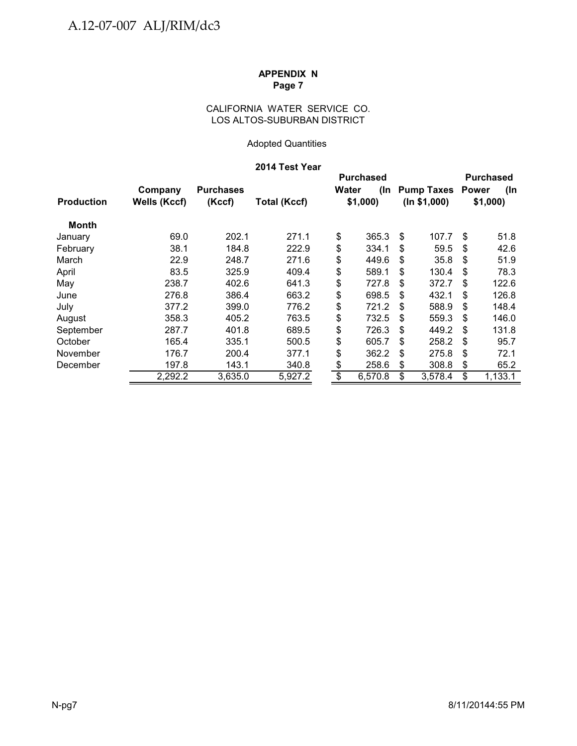**APPENDIX N**
**Page 7**

CALIFORNIA WATER SERVICE CO.
LOS ALTOS-SUBURBAN DISTRICT

Adopted Quantities

**2014 Test Year**

| Production | Company Wells (Kccf) | Purchases (Kccf) | Total (Kccf) | Purchased Water (In $1,000) | Pump Taxes (In $1,000) | Purchased Power (In $1,000) |
|---|---|---|---|---|---|---|
| **Month** | | | | | | |
| January | 69.0 | 202.1 | 271.1 | $ 365.3 | $ 107.7 | $ 51.8 |
| February | 38.1 | 184.8 | 222.9 | $ 334.1 | $ 59.5 | $ 42.6 |
| March | 22.9 | 248.7 | 271.6 | $ 449.6 | $ 35.8 | $ 51.9 |
| April | 83.5 | 325.9 | 409.4 | $ 589.1 | $ 130.4 | $ 78.3 |
| May | 238.7 | 402.6 | 641.3 | $ 727.8 | $ 372.7 | $ 122.6 |
| June | 276.8 | 386.4 | 663.2 | $ 698.5 | $ 432.1 | $ 126.8 |
| July | 377.2 | 399.0 | 776.2 | $ 721.2 | $ 588.9 | $ 148.4 |
| August | 358.3 | 405.2 | 763.5 | $ 732.5 | $ 559.3 | $ 146.0 |
| September | 287.7 | 401.8 | 689.5 | $ 726.3 | $ 449.2 | $ 131.8 |
| October | 165.4 | 335.1 | 500.5 | $ 605.7 | $ 258.2 | $ 95.7 |
| November | 176.7 | 200.4 | 377.1 | $ 362.2 | $ 275.8 | $ 72.1 |
| December | 197.8 | 143.1 | 340.8 | $ 258.6 | $ 308.8 | $ 65.2 |
| | 2,292.2 | 3,635.0 | 5,927.2 | $ 6,570.8 | $ 3,578.4 | $ 1,133.1 |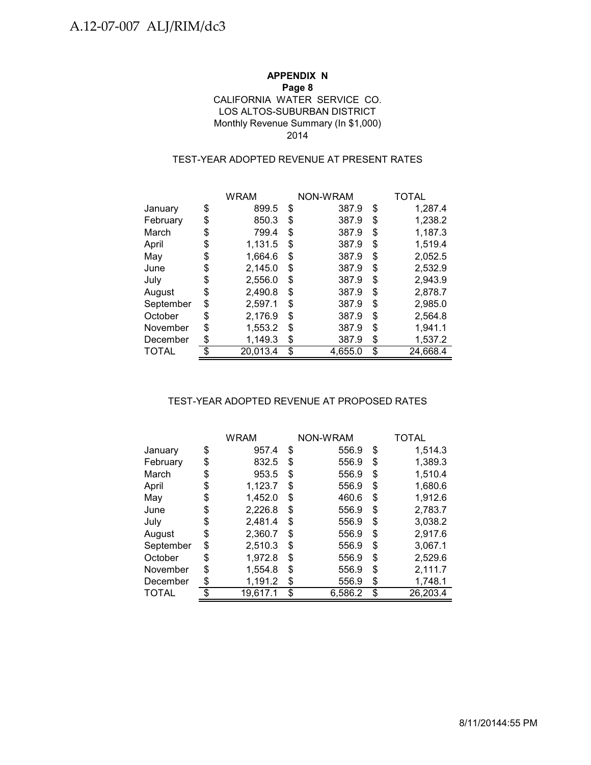**APPENDIX N**
**Page 8**
CALIFORNIA WATER SERVICE CO.
LOS ALTOS-SUBURBAN DISTRICT
Monthly Revenue Summary (In $1,000)
2014

TEST-YEAR ADOPTED REVENUE AT PRESENT RATES

| | WRAM | NON-WRAM | TOTAL |
|---|---|---|---|
| January | $ 899.5 | $ 387.9 | $ 1,287.4 |
| February | $ 850.3 | $ 387.9 | $ 1,238.2 |
| March | $ 799.4 | $ 387.9 | $ 1,187.3 |
| April | $ 1,131.5 | $ 387.9 | $ 1,519.4 |
| May | $ 1,664.6 | $ 387.9 | $ 2,052.5 |
| June | $ 2,145.0 | $ 387.9 | $ 2,532.9 |
| July | $ 2,556.0 | $ 387.9 | $ 2,943.9 |
| August | $ 2,490.8 | $ 387.9 | $ 2,878.7 |
| September | $ 2,597.1 | $ 387.9 | $ 2,985.0 |
| October | $ 2,176.9 | $ 387.9 | $ 2,564.8 |
| November | $ 1,553.2 | $ 387.9 | $ 1,941.1 |
| December | $ 1,149.3 | $ 387.9 | $ 1,537.2 |
| TOTAL | $ 20,013.4 | $ 4,655.0 | $ 24,668.4 |

TEST-YEAR ADOPTED REVENUE AT PROPOSED RATES

| | WRAM | NON-WRAM | TOTAL |
|---|---|---|---|
| January | $ 957.4 | $ 556.9 | $ 1,514.3 |
| February | $ 832.5 | $ 556.9 | $ 1,389.3 |
| March | $ 953.5 | $ 556.9 | $ 1,510.4 |
| April | $ 1,123.7 | $ 556.9 | $ 1,680.6 |
| May | $ 1,452.0 | $ 460.6 | $ 1,912.6 |
| June | $ 2,226.8 | $ 556.9 | $ 2,783.7 |
| July | $ 2,481.4 | $ 556.9 | $ 3,038.2 |
| August | $ 2,360.7 | $ 556.9 | $ 2,917.6 |
| September | $ 2,510.3 | $ 556.9 | $ 3,067.1 |
| October | $ 1,972.8 | $ 556.9 | $ 2,529.6 |
| November | $ 1,554.8 | $ 556.9 | $ 2,111.7 |
| December | $ 1,191.2 | $ 556.9 | $ 1,748.1 |
| TOTAL | $ 19,617.1 | $ 6,586.2 | $ 26,203.4 |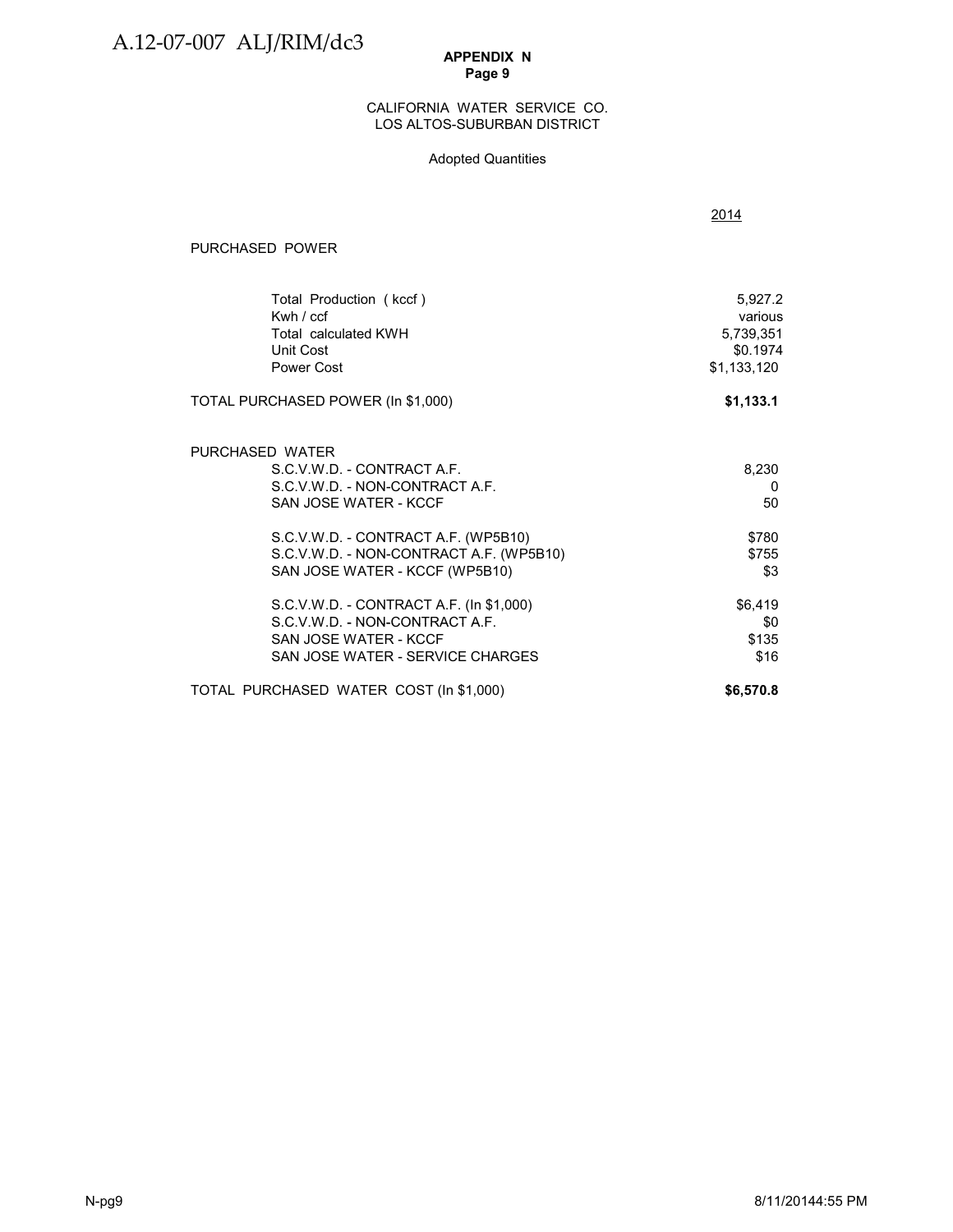**APPENDIX N**
**Page 9**

CALIFORNIA WATER SERVICE CO.
LOS ALTOS-SUBURBAN DISTRICT

Adopted Quantities

| | 2014 |
|---|---|
| PURCHASED POWER | |
| Total Production ( kccf ) | 5,927.2 |
| Kwh / ccf | various |
| Total calculated KWH | 5,739,351 |
| Unit Cost | $0.1974 |
| Power Cost | $1,133,120 |
| **TOTAL PURCHASED POWER (In $1,000)** | **$1,133.1** |
| PURCHASED WATER | |
| S.C.V.W.D. - CONTRACT A.F. | 8,230 |
| S.C.V.W.D. - NON-CONTRACT A.F. | 0 |
| SAN JOSE WATER - KCCF | 50 |
| S.C.V.W.D. - CONTRACT A.F. (WP5B10) | $780 |
| S.C.V.W.D. - NON-CONTRACT A.F. (WP5B10) | $755 |
| SAN JOSE WATER - KCCF (WP5B10) | $3 |
| S.C.V.W.D. - CONTRACT A.F. (In $1,000) | $6,419 |
| S.C.V.W.D. - NON-CONTRACT A.F. | $0 |
| SAN JOSE WATER - KCCF | $135 |
| SAN JOSE WATER - SERVICE CHARGES | $16 |
| **TOTAL PURCHASED WATER COST (In $1,000)** | **$6,570.8** |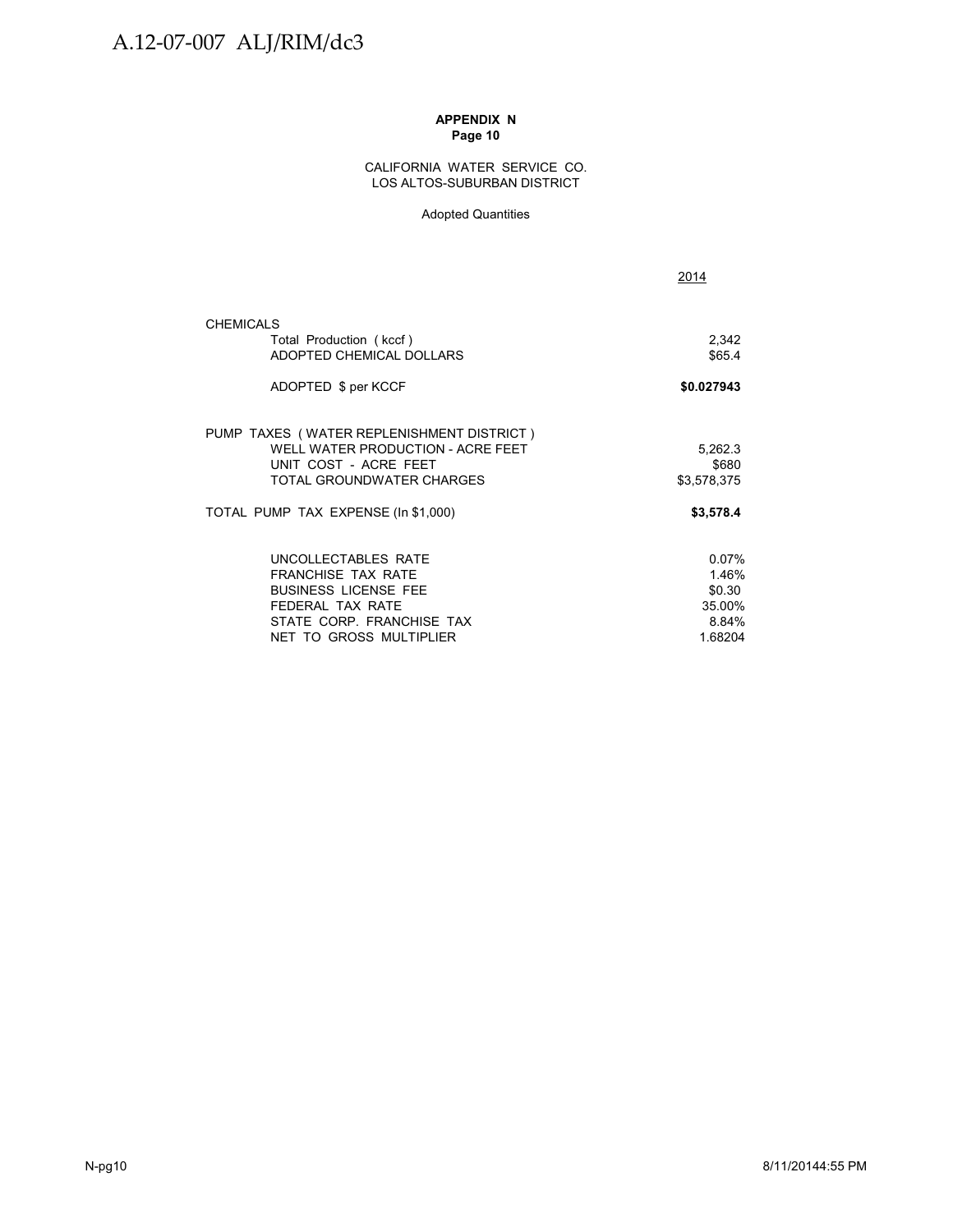**APPENDIX N**
**Page 10**

CALIFORNIA WATER SERVICE CO.
LOS ALTOS-SUBURBAN DISTRICT

Adopted Quantities

| | 2014 |
|---|---|
| CHEMICALS | |
| Total Production ( kccf ) | 2,342 |
| ADOPTED CHEMICAL DOLLARS | $65.4 |
| ADOPTED $ per KCCF | **$0.027943** |
| PUMP TAXES ( WATER REPLENISHMENT DISTRICT ) | |
| WELL WATER PRODUCTION - ACRE FEET | 5,262.3 |
| UNIT COST - ACRE FEET | $680 |
| TOTAL GROUNDWATER CHARGES | $3,578,375 |
| TOTAL PUMP TAX EXPENSE (In $1,000) | **$3,578.4** |
| UNCOLLECTABLES RATE | 0.07% |
| FRANCHISE TAX RATE | 1.46% |
| BUSINESS LICENSE FEE | $0.30 |
| FEDERAL TAX RATE | 35.00% |
| STATE CORP. FRANCHISE TAX | 8.84% |
| NET TO GROSS MULTIPLIER | 1.68204 |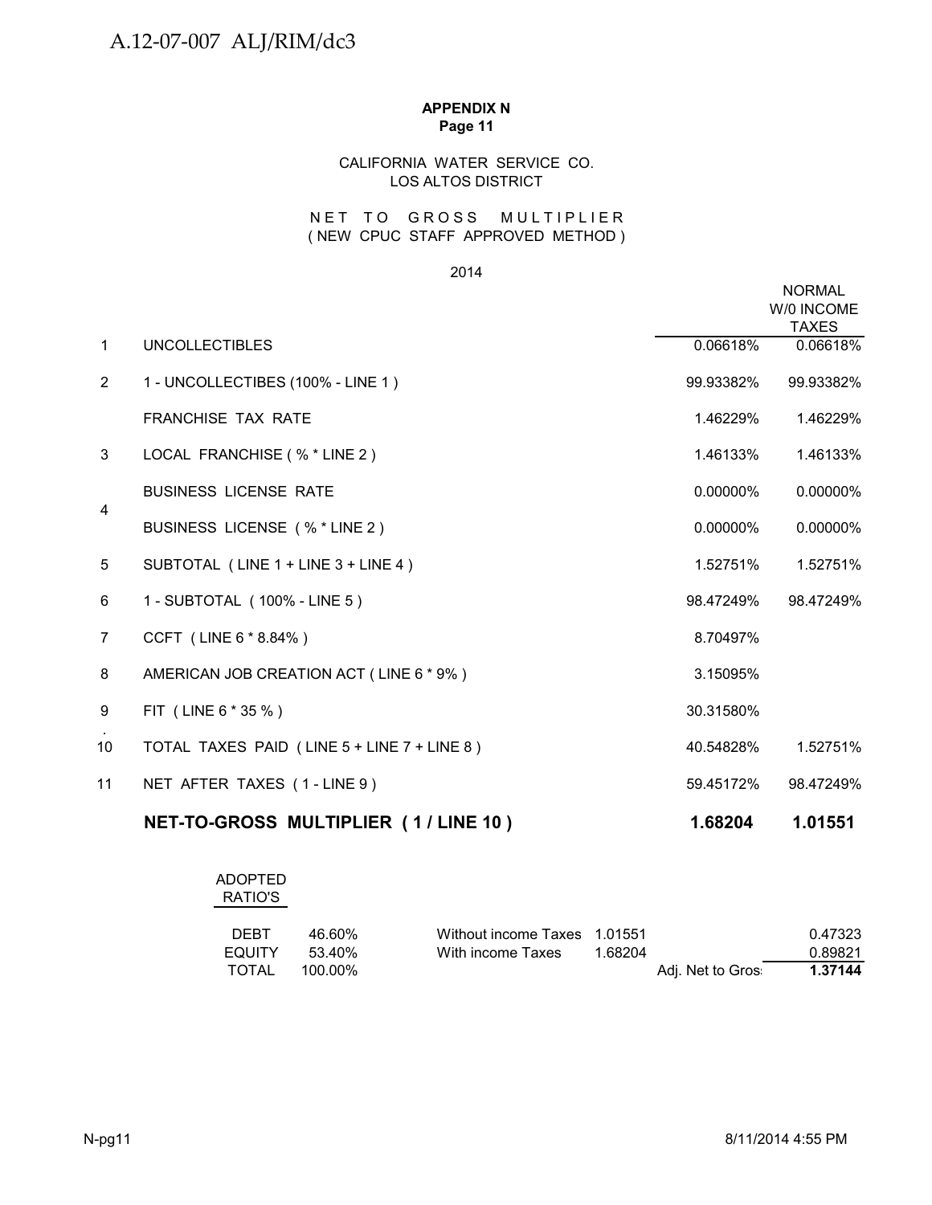**APPENDIX N**
**Page 11**

CALIFORNIA WATER SERVICE CO.
LOS ALTOS DISTRICT

NET TO GROSS MULTIPLIER
( NEW CPUC STAFF APPROVED METHOD )

2014

| | | | NORMAL W/0 INCOME TAXES |
|---|---|---|---|
| 1 | UNCOLLECTIBLES | 0.06618% | 0.06618% |
| 2 | 1 - UNCOLLECTIBES (100% - LINE 1 ) | 99.93382% | 99.93382% |
| | FRANCHISE TAX RATE | 1.46229% | 1.46229% |
| 3 | LOCAL FRANCHISE ( % * LINE 2 ) | 1.46133% | 1.46133% |
| 4 | BUSINESS LICENSE RATE | 0.00000% | 0.00000% |
| | BUSINESS LICENSE ( % * LINE 2 ) | 0.00000% | 0.00000% |
| 5 | SUBTOTAL ( LINE 1 + LINE 3 + LINE 4 ) | 1.52751% | 1.52751% |
| 6 | 1 - SUBTOTAL ( 100% - LINE 5 ) | 98.47249% | 98.47249% |
| 7 | CCFT ( LINE 6 * 8.84% ) | 8.70497% | |
| 8 | AMERICAN JOB CREATION ACT ( LINE 6 * 9% ) | 3.15095% | |
| 9 | FIT ( LINE 6 * 35 % ) | 30.31580% | |
| 10 | TOTAL TAXES PAID ( LINE 5 + LINE 7 + LINE 8 ) | 40.54828% | 1.52751% |
| 11 | NET AFTER TAXES ( 1 - LINE 9 ) | 59.45172% | 98.47249% |
| | **NET-TO-GROSS MULTIPLIER ( 1 / LINE 10 )** | **1.68204** | **1.01551** |

| ADOPTED RATIO'S | | | | | |
|---|---|---|---|---|---|
| DEBT | 46.60% | Without income Taxes | 1.01551 | | 0.47323 |
| EQUITY | 53.40% | With income Taxes | 1.68204 | | 0.89821 |
| TOTAL | 100.00% | | | Adj. Net to Gros | **1.37144** |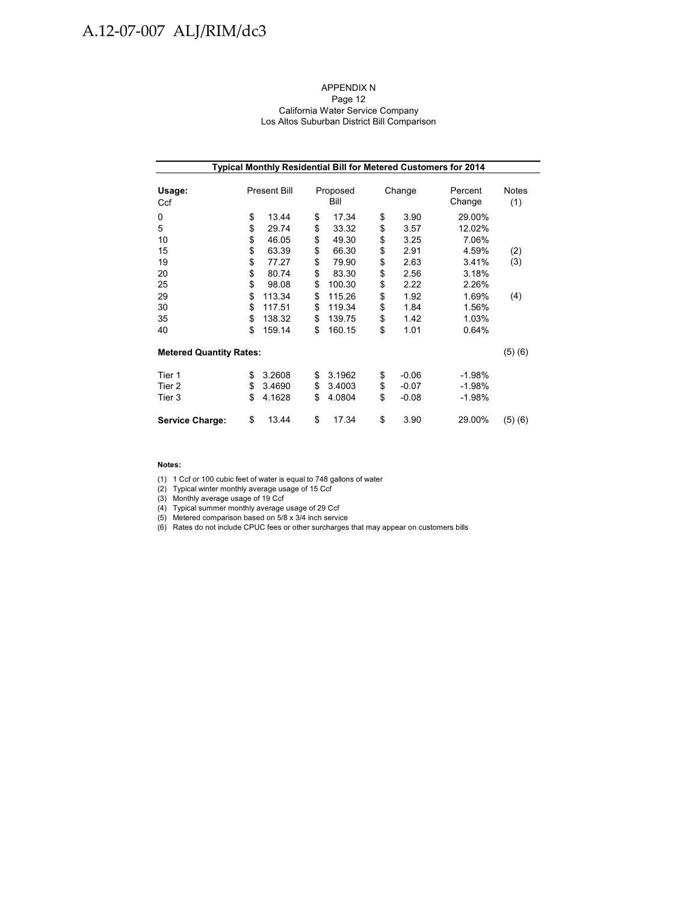APPENDIX N
Page 12
California Water Service Company
Los Altos Suburban District Bill Comparison

**Typical Monthly Residential Bill for Metered Customers for 2014**

| Usage: Ccf | Present Bill | Proposed Bill | Change | Percent Change | Notes (1) |
|---|---|---|---|---|---|
| 0 | $ 13.44 | $ 17.34 | $ 3.90 | 29.00% | |
| 5 | $ 29.74 | $ 33.32 | $ 3.57 | 12.02% | |
| 10 | $ 46.05 | $ 49.30 | $ 3.25 | 7.06% | |
| 15 | $ 63.39 | $ 66.30 | $ 2.91 | 4.59% | (2) |
| 19 | $ 77.27 | $ 79.90 | $ 2.63 | 3.41% | (3) |
| 20 | $ 80.74 | $ 83.30 | $ 2.56 | 3.18% | |
| 25 | $ 98.08 | $ 100.30 | $ 2.22 | 2.26% | |
| 29 | $ 113.34 | $ 115.26 | $ 1.92 | 1.69% | (4) |
| 30 | $ 117.51 | $ 119.34 | $ 1.84 | 1.56% | |
| 35 | $ 138.32 | $ 139.75 | $ 1.42 | 1.03% | |
| 40 | $ 159.14 | $ 160.15 | $ 1.01 | 0.64% | |
| **Metered Quantity Rates:** | | | | | (5) (6) |
| Tier 1 | $ 3.2608 | $ 3.1962 | $ -0.06 | -1.98% | |
| Tier 2 | $ 3.4690 | $ 3.4003 | $ -0.07 | -1.98% | |
| Tier 3 | $ 4.1628 | $ 4.0804 | $ -0.08 | -1.98% | |
| **Service Charge:** | $ 13.44 | $ 17.34 | $ 3.90 | 29.00% | (5) (6) |

**Notes:**

(1) 1 Ccf or 100 cubic feet of water is equal to 748 gallons of water
(2) Typical winter monthly average usage of 15 Ccf
(3) Monthly average usage of 19 Ccf
(4) Typical summer monthly average usage of 29 Ccf
(5) Metered comparison based on 5/8 x 3/4 inch service
(6) Rates do not include CPUC fees or other surcharges that may appear on customers bills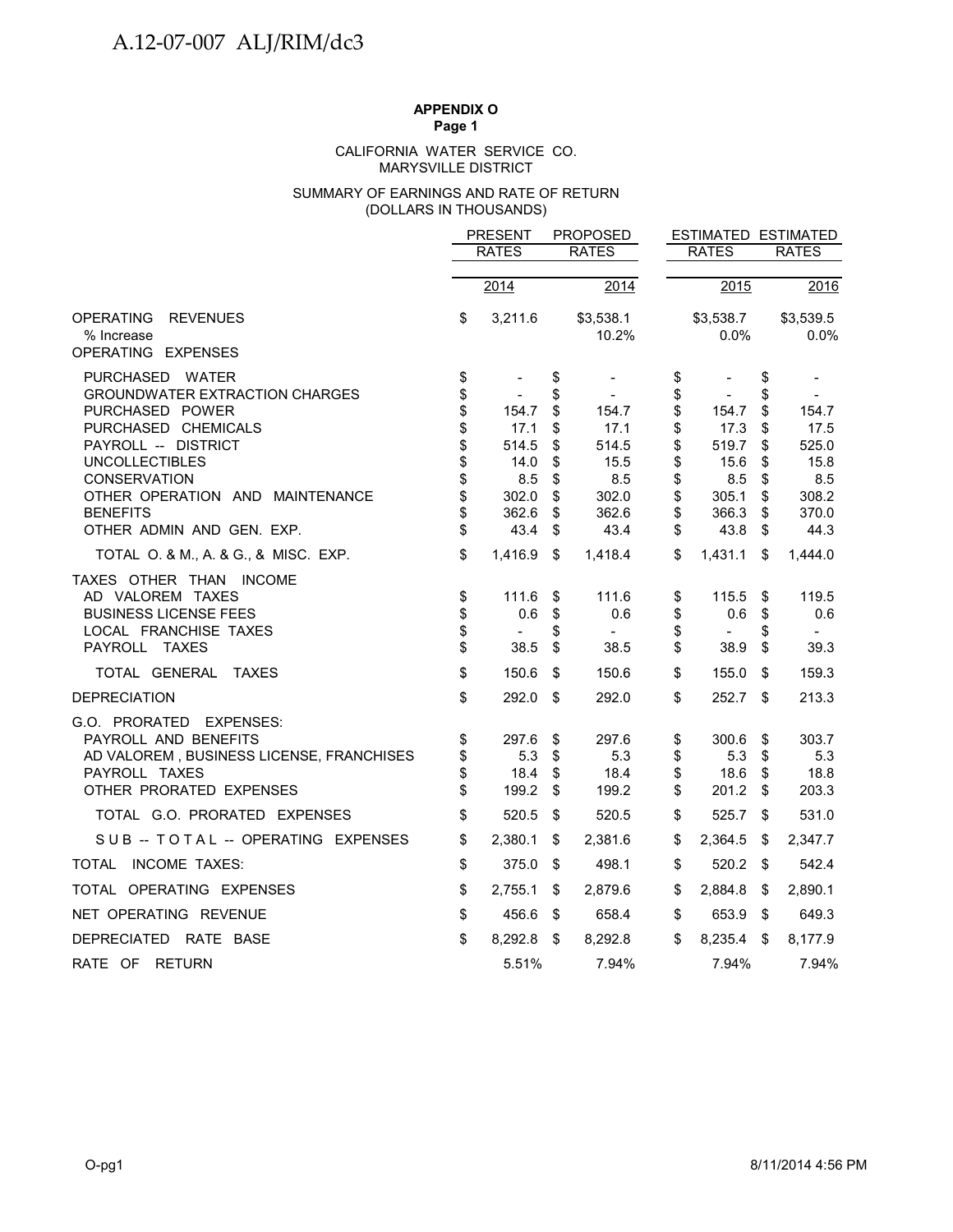**APPENDIX O**
**Page 1**

CALIFORNIA WATER SERVICE CO.
MARYSVILLE DISTRICT

SUMMARY OF EARNINGS AND RATE OF RETURN
(DOLLARS IN THOUSANDS)

| | PRESENT RATES | PROPOSED RATES | ESTIMATED RATES | ESTIMATED RATES |
|---|---|---|---|---|
| | 2014 | 2014 | 2015 | 2016 |
| OPERATING REVENUES | $ 3,211.6 | $3,538.1 | $3,538.7 | $3,539.5 |
| % Increase | | 10.2% | 0.0% | 0.0% |
| OPERATING EXPENSES | | | | |
| PURCHASED WATER | $ - | $ - | $ - | $ - |
| GROUNDWATER EXTRACTION CHARGES | $ - | $ - | $ - | $ - |
| PURCHASED POWER | $ 154.7 | $ 154.7 | $ 154.7 | $ 154.7 |
| PURCHASED CHEMICALS | $ 17.1 | $ 17.1 | $ 17.3 | $ 17.5 |
| PAYROLL -- DISTRICT | $ 514.5 | $ 514.5 | $ 519.7 | $ 525.0 |
| UNCOLLECTIBLES | $ 14.0 | $ 15.5 | $ 15.6 | $ 15.8 |
| CONSERVATION | $ 8.5 | $ 8.5 | $ 8.5 | $ 8.5 |
| OTHER OPERATION AND MAINTENANCE | $ 302.0 | $ 302.0 | $ 305.1 | $ 308.2 |
| BENEFITS | $ 362.6 | $ 362.6 | $ 366.3 | $ 370.0 |
| OTHER ADMIN AND GEN. EXP. | $ 43.4 | $ 43.4 | $ 43.8 | $ 44.3 |
| TOTAL O. & M., A. & G., & MISC. EXP. | $ 1,416.9 | $ 1,418.4 | $ 1,431.1 | $ 1,444.0 |
| TAXES OTHER THAN INCOME | | | | |
| AD VALOREM TAXES | $ 111.6 | $ 111.6 | $ 115.5 | $ 119.5 |
| BUSINESS LICENSE FEES | $ 0.6 | $ 0.6 | $ 0.6 | $ 0.6 |
| LOCAL FRANCHISE TAXES | $ - | $ - | $ - | $ - |
| PAYROLL TAXES | $ 38.5 | $ 38.5 | $ 38.9 | $ 39.3 |
| TOTAL GENERAL TAXES | $ 150.6 | $ 150.6 | $ 155.0 | $ 159.3 |
| DEPRECIATION | $ 292.0 | $ 292.0 | $ 252.7 | $ 213.3 |
| G.O. PRORATED EXPENSES: | | | | |
| PAYROLL AND BENEFITS | $ 297.6 | $ 297.6 | $ 300.6 | $ 303.7 |
| AD VALOREM , BUSINESS LICENSE, FRANCHISES | $ 5.3 | $ 5.3 | $ 5.3 | $ 5.3 |
| PAYROLL TAXES | $ 18.4 | $ 18.4 | $ 18.6 | $ 18.8 |
| OTHER PRORATED EXPENSES | $ 199.2 | $ 199.2 | $ 201.2 | $ 203.3 |
| TOTAL G.O. PRORATED EXPENSES | $ 520.5 | $ 520.5 | $ 525.7 | $ 531.0 |
| SUB -- TOTAL -- OPERATING EXPENSES | $ 2,380.1 | $ 2,381.6 | $ 2,364.5 | $ 2,347.7 |
| TOTAL INCOME TAXES: | $ 375.0 | $ 498.1 | $ 520.2 | $ 542.4 |
| TOTAL OPERATING EXPENSES | $ 2,755.1 | $ 2,879.6 | $ 2,884.8 | $ 2,890.1 |
| NET OPERATING REVENUE | $ 456.6 | $ 658.4 | $ 653.9 | $ 649.3 |
| DEPRECIATED RATE BASE | $ 8,292.8 | $ 8,292.8 | $ 8,235.4 | $ 8,177.9 |
| RATE OF RETURN | 5.51% | 7.94% | 7.94% | 7.94% |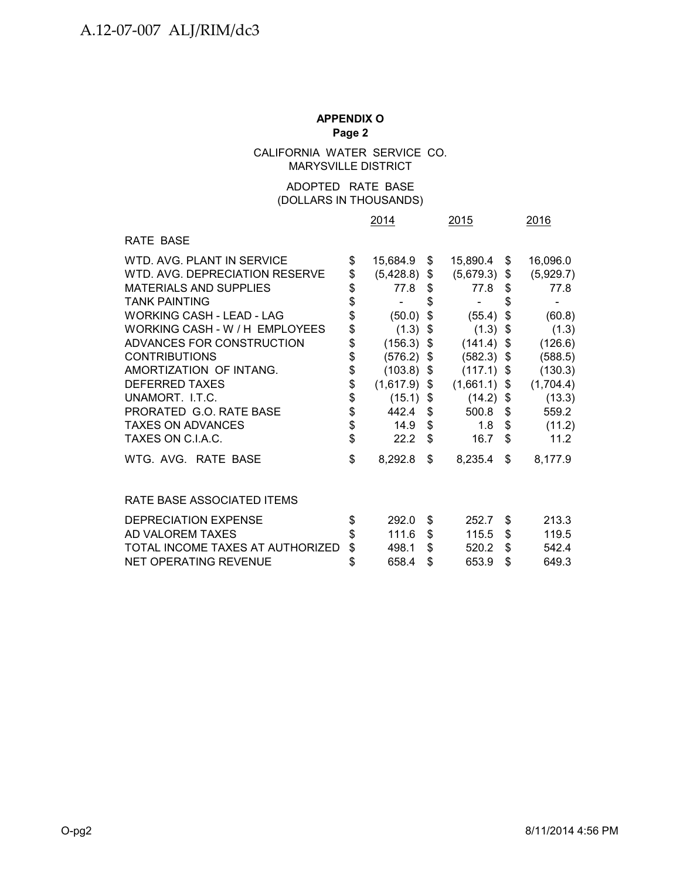**APPENDIX O**
**Page 2**

CALIFORNIA WATER SERVICE CO.
MARYSVILLE DISTRICT

ADOPTED RATE BASE
(DOLLARS IN THOUSANDS)

| | 2014 | 2015 | 2016 |
|---|---|---|---|
| RATE BASE | | | |
| WTD. AVG. PLANT IN SERVICE | $ 15,684.9 | $ 15,890.4 | $ 16,096.0 |
| WTD. AVG. DEPRECIATION RESERVE | $ (5,428.8) | $ (5,679.3) | $ (5,929.7) |
| MATERIALS AND SUPPLIES | $ 77.8 | $ 77.8 | $ 77.8 |
| TANK PAINTING | $ - | $ - | $ - |
| WORKING CASH - LEAD - LAG | $ (50.0) | $ (55.4) | $ (60.8) |
| WORKING CASH - W / H EMPLOYEES | $ (1.3) | $ (1.3) | $ (1.3) |
| ADVANCES FOR CONSTRUCTION | $ (156.3) | $ (141.4) | $ (126.6) |
| CONTRIBUTIONS | $ (576.2) | $ (582.3) | $ (588.5) |
| AMORTIZATION OF INTANG. | $ (103.8) | $ (117.1) | $ (130.3) |
| DEFERRED TAXES | $ (1,617.9) | $ (1,661.1) | $ (1,704.4) |
| UNAMORT. I.T.C. | $ (15.1) | $ (14.2) | $ (13.3) |
| PRORATED G.O. RATE BASE | $ 442.4 | $ 500.8 | $ 559.2 |
| TAXES ON ADVANCES | $ 14.9 | $ 1.8 | $ (11.2) |
| TAXES ON C.I.A.C. | $ 22.2 | $ 16.7 | $ 11.2 |
| WTG. AVG. RATE BASE | $ 8,292.8 | $ 8,235.4 | $ 8,177.9 |
| | | | |
| RATE BASE ASSOCIATED ITEMS | | | |
| DEPRECIATION EXPENSE | $ 292.0 | $ 252.7 | $ 213.3 |
| AD VALOREM TAXES | $ 111.6 | $ 115.5 | $ 119.5 |
| TOTAL INCOME TAXES AT AUTHORIZED | $ 498.1 | $ 520.2 | $ 542.4 |
| NET OPERATING REVENUE | $ 658.4 | $ 653.9 | $ 649.3 |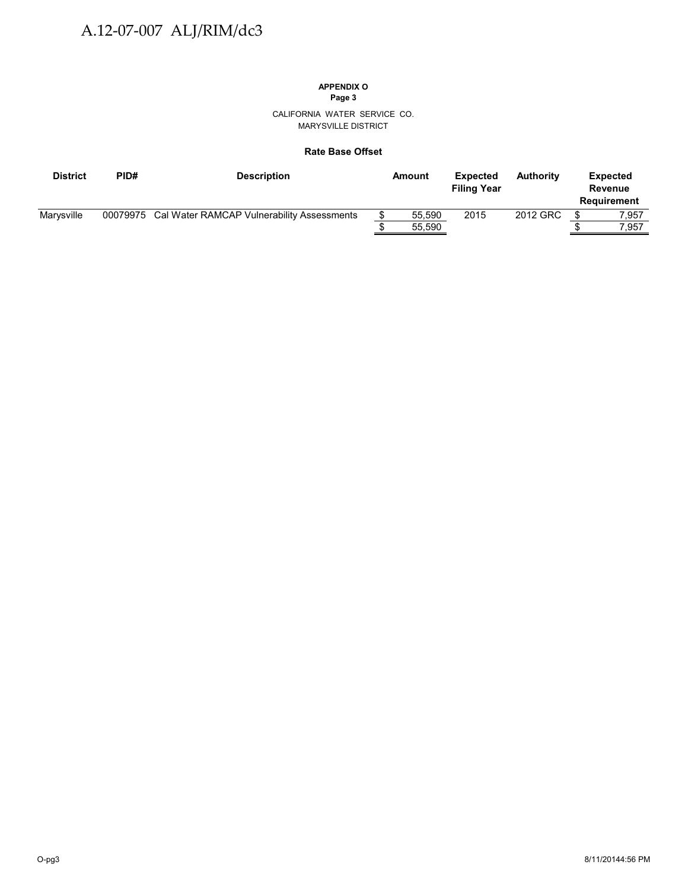**APPENDIX O**
**Page 3**

CALIFORNIA WATER SERVICE CO.
MARYSVILLE DISTRICT

**Rate Base Offset**

| District | PID# | Description | Amount | Expected Filing Year | Authority | Expected Revenue Requirement |
|---|---|---|---|---|---|---|
| Marysville | 00079975 | Cal Water RAMCAP Vulnerability Assessments | $ 55,590 | 2015 | 2012 GRC | $ 7,957 |
| | | | $ 55,590 | | | $ 7,957 |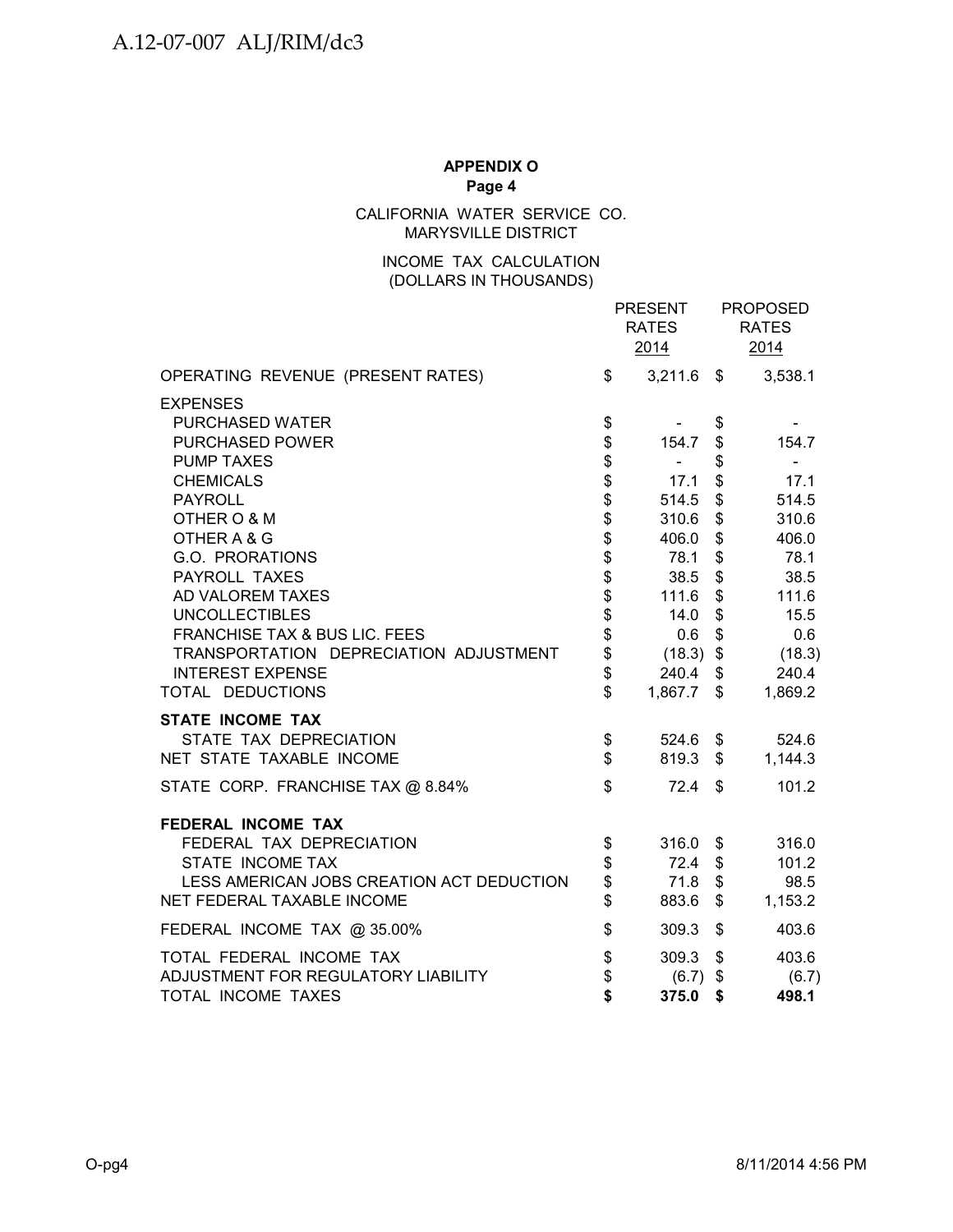**APPENDIX O**
**Page 4**

CALIFORNIA WATER SERVICE CO.
MARYSVILLE DISTRICT

INCOME TAX CALCULATION
(DOLLARS IN THOUSANDS)

| | PRESENT RATES 2014 | PROPOSED RATES 2014 |
|---|---|---|
| OPERATING REVENUE (PRESENT RATES) | $ 3,211.6 | $ 3,538.1 |
| EXPENSES | | |
| PURCHASED WATER | $ - | $ - |
| PURCHASED POWER | $ 154.7 | $ 154.7 |
| PUMP TAXES | $ - | $ - |
| CHEMICALS | $ 17.1 | $ 17.1 |
| PAYROLL | $ 514.5 | $ 514.5 |
| OTHER O & M | $ 310.6 | $ 310.6 |
| OTHER A & G | $ 406.0 | $ 406.0 |
| G.O. PRORATIONS | $ 78.1 | $ 78.1 |
| PAYROLL TAXES | $ 38.5 | $ 38.5 |
| AD VALOREM TAXES | $ 111.6 | $ 111.6 |
| UNCOLLECTIBLES | $ 14.0 | $ 15.5 |
| FRANCHISE TAX & BUS LIC. FEES | $ 0.6 | $ 0.6 |
| TRANSPORTATION DEPRECIATION ADJUSTMENT | $ (18.3) | $ (18.3) |
| INTEREST EXPENSE | $ 240.4 | $ 240.4 |
| TOTAL DEDUCTIONS | $ 1,867.7 | $ 1,869.2 |
| **STATE INCOME TAX** | | |
| STATE TAX DEPRECIATION | $ 524.6 | $ 524.6 |
| NET STATE TAXABLE INCOME | $ 819.3 | $ 1,144.3 |
| STATE CORP. FRANCHISE TAX @ 8.84% | $ 72.4 | $ 101.2 |
| **FEDERAL INCOME TAX** | | |
| FEDERAL TAX DEPRECIATION | $ 316.0 | $ 316.0 |
| STATE INCOME TAX | $ 72.4 | $ 101.2 |
| LESS AMERICAN JOBS CREATION ACT DEDUCTION | $ 71.8 | $ 98.5 |
| NET FEDERAL TAXABLE INCOME | $ 883.6 | $ 1,153.2 |
| FEDERAL INCOME TAX @ 35.00% | $ 309.3 | $ 403.6 |
| TOTAL FEDERAL INCOME TAX | $ 309.3 | $ 403.6 |
| ADJUSTMENT FOR REGULATORY LIABILITY | $ (6.7) | $ (6.7) |
| TOTAL INCOME TAXES | **$ 375.0** | **$ 498.1** |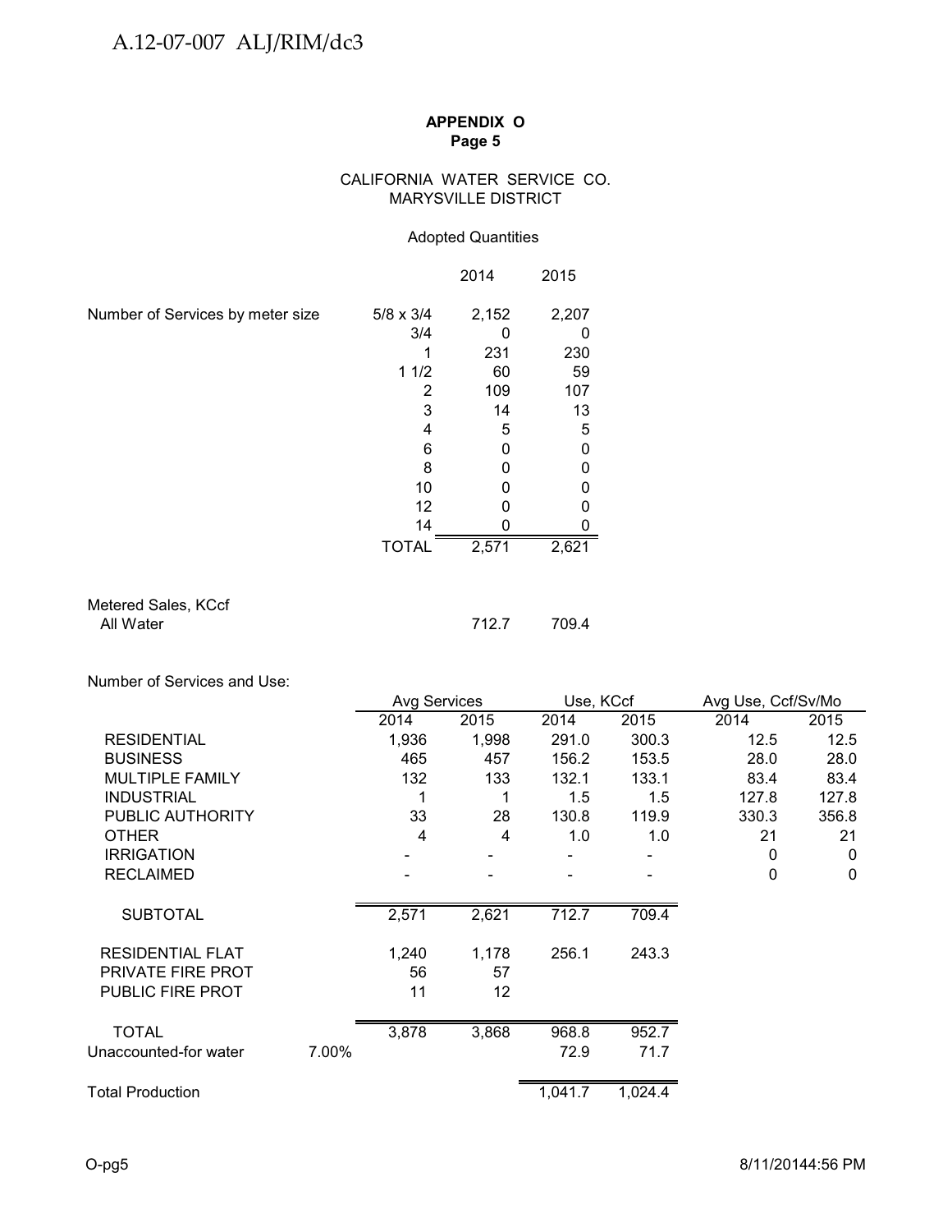**APPENDIX O**
**Page 5**

CALIFORNIA WATER SERVICE CO.
MARYSVILLE DISTRICT

Adopted Quantities

| | | 2014 | 2015 |
|---|---|---|---|
| Number of Services by meter size | 5/8 x 3/4 | 2,152 | 2,207 |
| | 3/4 | 0 | 0 |
| | 1 | 231 | 230 |
| | 1 1/2 | 60 | 59 |
| | 2 | 109 | 107 |
| | 3 | 14 | 13 |
| | 4 | 5 | 5 |
| | 6 | 0 | 0 |
| | 8 | 0 | 0 |
| | 10 | 0 | 0 |
| | 12 | 0 | 0 |
| | 14 | 0 | 0 |
| | TOTAL | 2,571 | 2,621 |

| | 2014 | 2015 |
|---|---|---|
| Metered Sales, KCcf | | |
| All Water | 712.7 | 709.4 |

Number of Services and Use:

| | | Avg Services | | Use, KCcf | | Avg Use, Ccf/Sv/Mo | |
|---|---|---|---|---|---|---|---|
| | | 2014 | 2015 | 2014 | 2015 | 2014 | 2015 |
| RESIDENTIAL | | 1,936 | 1,998 | 291.0 | 300.3 | 12.5 | 12.5 |
| BUSINESS | | 465 | 457 | 156.2 | 153.5 | 28.0 | 28.0 |
| MULTIPLE FAMILY | | 132 | 133 | 132.1 | 133.1 | 83.4 | 83.4 |
| INDUSTRIAL | | 1 | 1 | 1.5 | 1.5 | 127.8 | 127.8 |
| PUBLIC AUTHORITY | | 33 | 28 | 130.8 | 119.9 | 330.3 | 356.8 |
| OTHER | | 4 | 4 | 1.0 | 1.0 | 21 | 21 |
| IRRIGATION | | - | - | - | - | 0 | 0 |
| RECLAIMED | | - | - | - | - | 0 | 0 |
| SUBTOTAL | | 2,571 | 2,621 | 712.7 | 709.4 | | |
| RESIDENTIAL FLAT | | 1,240 | 1,178 | 256.1 | 243.3 | | |
| PRIVATE FIRE PROT | | 56 | 57 | | | | |
| PUBLIC FIRE PROT | | 11 | 12 | | | | |
| TOTAL | | 3,878 | 3,868 | 968.8 | 952.7 | | |
| Unaccounted-for water | 7.00% | | | 72.9 | 71.7 | | |
| Total Production | | | | 1,041.7 | 1,024.4 | | |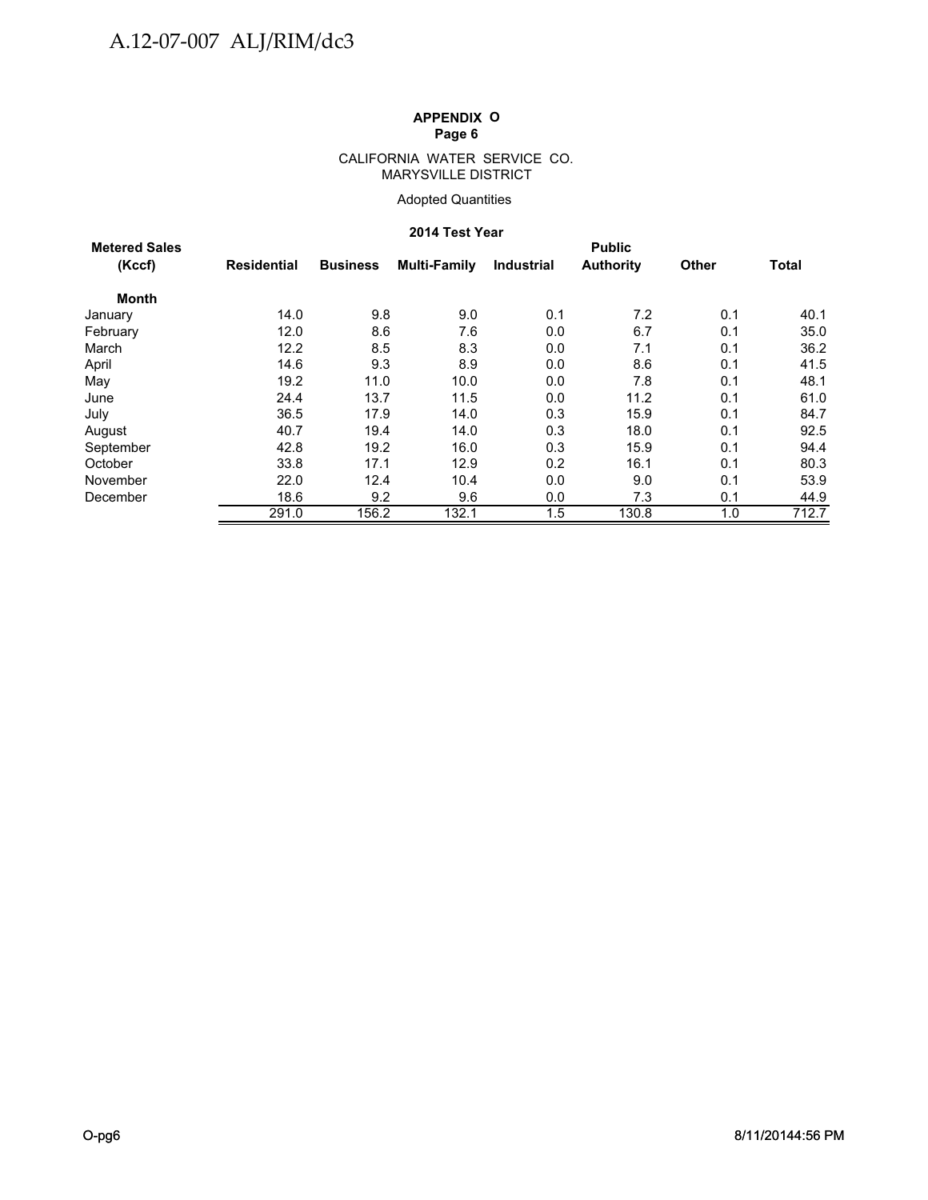**APPENDIX O**
**Page 6**

CALIFORNIA WATER SERVICE CO.
MARYSVILLE DISTRICT

Adopted Quantities

**2014 Test Year**

| Metered Sales (Kccf) | Residential | Business | Multi-Family | Industrial | Public Authority | Other | Total |
|---|---|---|---|---|---|---|---|
| **Month** | | | | | | | |
| January | 14.0 | 9.8 | 9.0 | 0.1 | 7.2 | 0.1 | 40.1 |
| February | 12.0 | 8.6 | 7.6 | 0.0 | 6.7 | 0.1 | 35.0 |
| March | 12.2 | 8.5 | 8.3 | 0.0 | 7.1 | 0.1 | 36.2 |
| April | 14.6 | 9.3 | 8.9 | 0.0 | 8.6 | 0.1 | 41.5 |
| May | 19.2 | 11.0 | 10.0 | 0.0 | 7.8 | 0.1 | 48.1 |
| June | 24.4 | 13.7 | 11.5 | 0.0 | 11.2 | 0.1 | 61.0 |
| July | 36.5 | 17.9 | 14.0 | 0.3 | 15.9 | 0.1 | 84.7 |
| August | 40.7 | 19.4 | 14.0 | 0.3 | 18.0 | 0.1 | 92.5 |
| September | 42.8 | 19.2 | 16.0 | 0.3 | 15.9 | 0.1 | 94.4 |
| October | 33.8 | 17.1 | 12.9 | 0.2 | 16.1 | 0.1 | 80.3 |
| November | 22.0 | 12.4 | 10.4 | 0.0 | 9.0 | 0.1 | 53.9 |
| December | 18.6 | 9.2 | 9.6 | 0.0 | 7.3 | 0.1 | 44.9 |
| | 291.0 | 156.2 | 132.1 | 1.5 | 130.8 | 1.0 | 712.7 |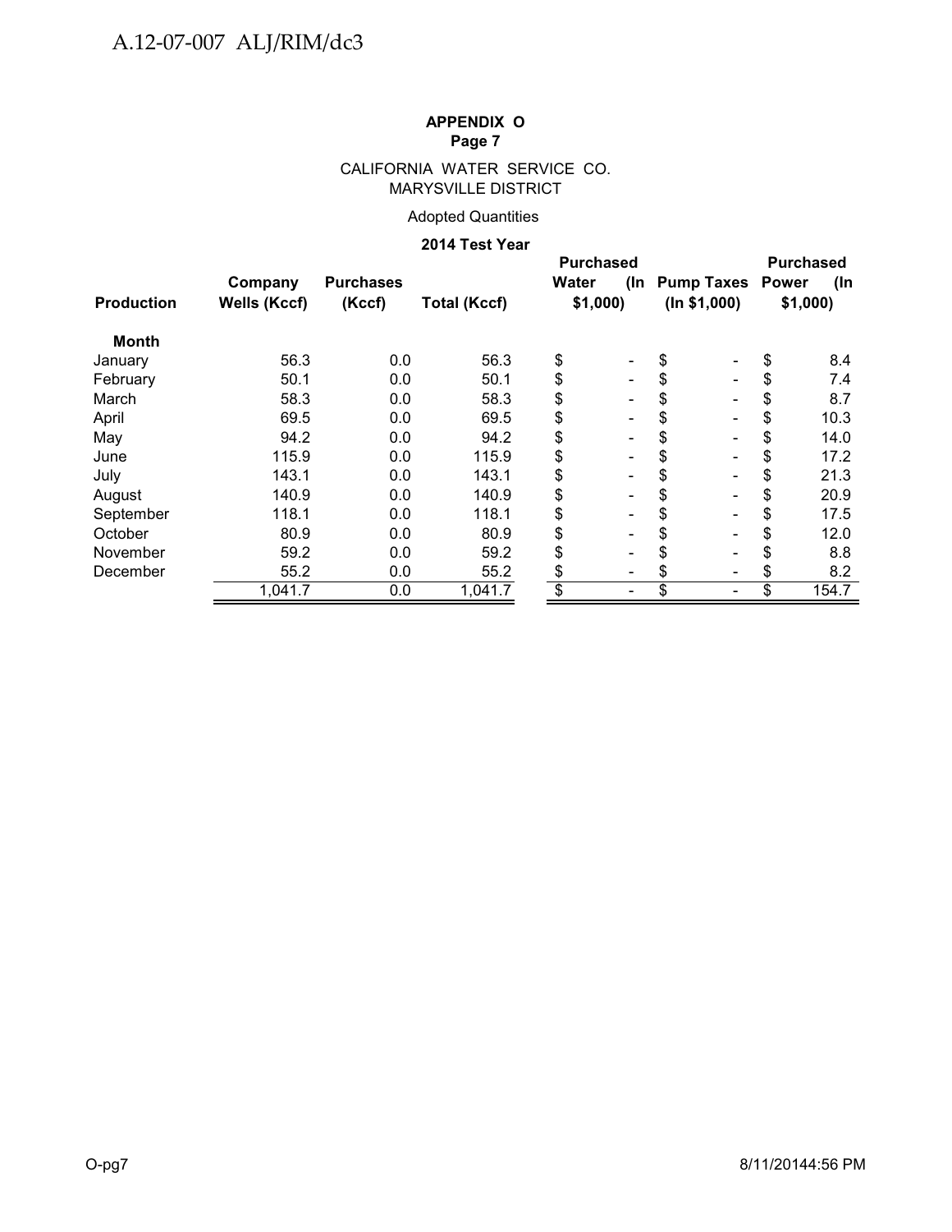**APPENDIX O**
**Page 7**

CALIFORNIA WATER SERVICE CO.
MARYSVILLE DISTRICT

Adopted Quantities

**2014 Test Year**

| Production | Company Wells (Kccf) | Purchases (Kccf) | Total (Kccf) | Purchased Water (In $1,000) | Pump Taxes (In $1,000) | Purchased Power (In $1,000) |
|---|---|---|---|---|---|---|
| **Month** | | | | | | |
| January | 56.3 | 0.0 | 56.3 | $ - | $ - | $ 8.4 |
| February | 50.1 | 0.0 | 50.1 | $ - | $ - | $ 7.4 |
| March | 58.3 | 0.0 | 58.3 | $ - | $ - | $ 8.7 |
| April | 69.5 | 0.0 | 69.5 | $ - | $ - | $ 10.3 |
| May | 94.2 | 0.0 | 94.2 | $ - | $ - | $ 14.0 |
| June | 115.9 | 0.0 | 115.9 | $ - | $ - | $ 17.2 |
| July | 143.1 | 0.0 | 143.1 | $ - | $ - | $ 21.3 |
| August | 140.9 | 0.0 | 140.9 | $ - | $ - | $ 20.9 |
| September | 118.1 | 0.0 | 118.1 | $ - | $ - | $ 17.5 |
| October | 80.9 | 0.0 | 80.9 | $ - | $ - | $ 12.0 |
| November | 59.2 | 0.0 | 59.2 | $ - | $ - | $ 8.8 |
| December | 55.2 | 0.0 | 55.2 | $ - | $ - | $ 8.2 |
| | 1,041.7 | 0.0 | 1,041.7 | $ - | $ - | $ 154.7 |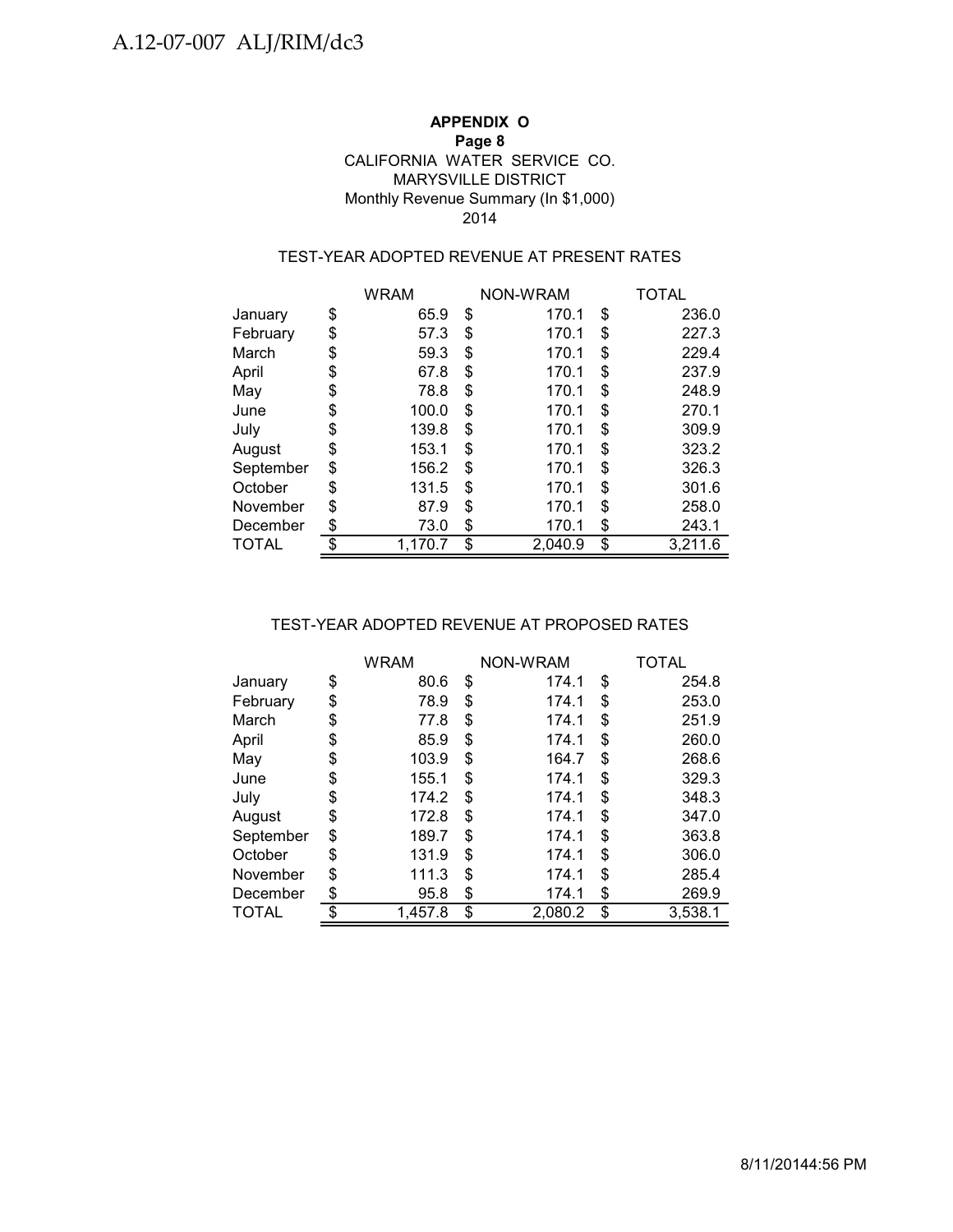**APPENDIX O**
**Page 8**
CALIFORNIA WATER SERVICE CO.
MARYSVILLE DISTRICT
Monthly Revenue Summary (In $1,000)
2014

TEST-YEAR ADOPTED REVENUE AT PRESENT RATES

| | WRAM | NON-WRAM | TOTAL |
|---|---|---|---|
| January | $ 65.9 | $ 170.1 | $ 236.0 |
| February | $ 57.3 | $ 170.1 | $ 227.3 |
| March | $ 59.3 | $ 170.1 | $ 229.4 |
| April | $ 67.8 | $ 170.1 | $ 237.9 |
| May | $ 78.8 | $ 170.1 | $ 248.9 |
| June | $ 100.0 | $ 170.1 | $ 270.1 |
| July | $ 139.8 | $ 170.1 | $ 309.9 |
| August | $ 153.1 | $ 170.1 | $ 323.2 |
| September | $ 156.2 | $ 170.1 | $ 326.3 |
| October | $ 131.5 | $ 170.1 | $ 301.6 |
| November | $ 87.9 | $ 170.1 | $ 258.0 |
| December | $ 73.0 | $ 170.1 | $ 243.1 |
| TOTAL | $ 1,170.7 | $ 2,040.9 | $ 3,211.6 |

TEST-YEAR ADOPTED REVENUE AT PROPOSED RATES

| | WRAM | NON-WRAM | TOTAL |
|---|---|---|---|
| January | $ 80.6 | $ 174.1 | $ 254.8 |
| February | $ 78.9 | $ 174.1 | $ 253.0 |
| March | $ 77.8 | $ 174.1 | $ 251.9 |
| April | $ 85.9 | $ 174.1 | $ 260.0 |
| May | $ 103.9 | $ 164.7 | $ 268.6 |
| June | $ 155.1 | $ 174.1 | $ 329.3 |
| July | $ 174.2 | $ 174.1 | $ 348.3 |
| August | $ 172.8 | $ 174.1 | $ 347.0 |
| September | $ 189.7 | $ 174.1 | $ 363.8 |
| October | $ 131.9 | $ 174.1 | $ 306.0 |
| November | $ 111.3 | $ 174.1 | $ 285.4 |
| December | $ 95.8 | $ 174.1 | $ 269.9 |
| TOTAL | $ 1,457.8 | $ 2,080.2 | $ 3,538.1 |

8/11/20144:56 PM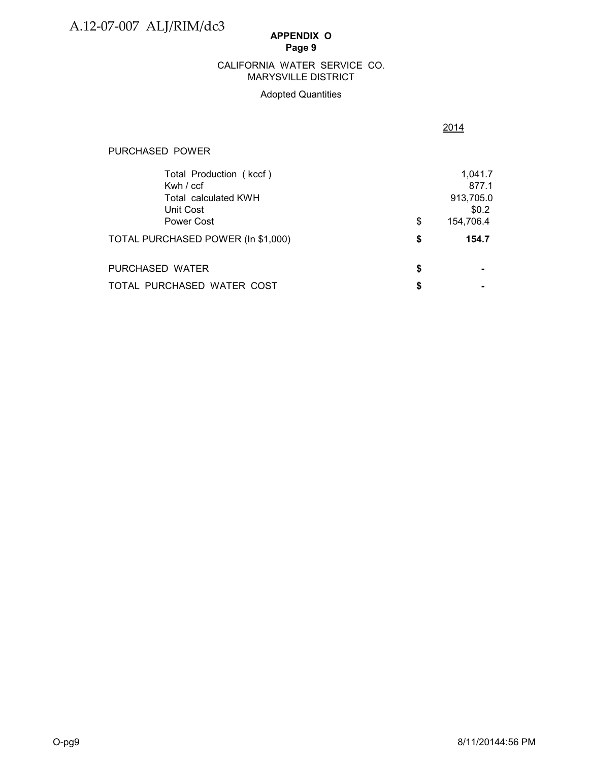**APPENDIX O**
**Page 9**

CALIFORNIA WATER SERVICE CO.
MARYSVILLE DISTRICT

Adopted Quantities

| | | 2014 |
|---|---|---|
| PURCHASED POWER | | |
| Total Production ( kccf ) | | 1,041.7 |
| Kwh / ccf | | 877.1 |
| Total calculated KWH | | 913,705.0 |
| Unit Cost | | $0.2 |
| Power Cost | $ | 154,706.4 |
| TOTAL PURCHASED POWER (In $1,000) | **$** | **154.7** |
| PURCHASED WATER | **$** | **-** |
| TOTAL PURCHASED WATER COST | **$** | **-** |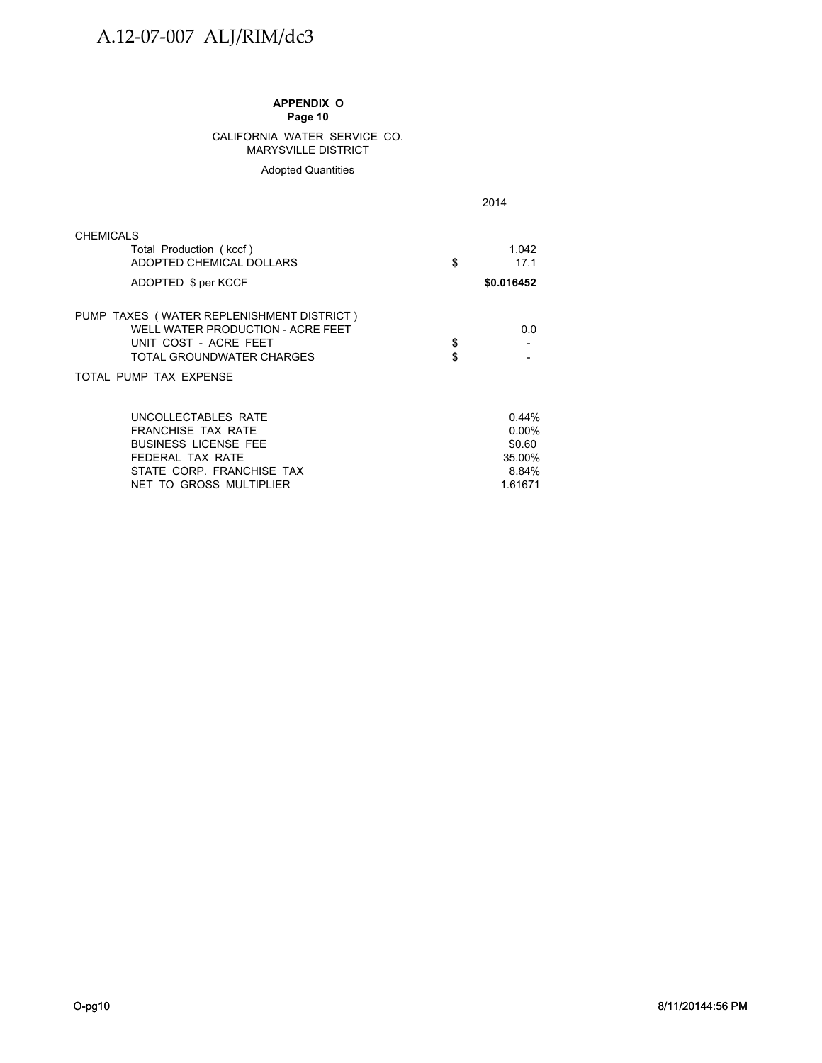**APPENDIX O**
**Page 10**

CALIFORNIA WATER SERVICE CO.
MARYSVILLE DISTRICT

Adopted Quantities

| | | 2014 |
|---|---|---|
| CHEMICALS | | |
| Total Production ( kccf ) | | 1,042 |
| ADOPTED CHEMICAL DOLLARS | $ | 17.1 |
| ADOPTED $ per KCCF | | **$0.016452** |
| PUMP TAXES ( WATER REPLENISHMENT DISTRICT ) | | |
| WELL WATER PRODUCTION - ACRE FEET | | 0.0 |
| UNIT COST - ACRE FEET | $ | - |
| TOTAL GROUNDWATER CHARGES | $ | - |
| TOTAL PUMP TAX EXPENSE | | |
| UNCOLLECTABLES RATE | | 0.44% |
| FRANCHISE TAX RATE | | 0.00% |
| BUSINESS LICENSE FEE | | $0.60 |
| FEDERAL TAX RATE | | 35.00% |
| STATE CORP. FRANCHISE TAX | | 8.84% |
| NET TO GROSS MULTIPLIER | | 1.61671 |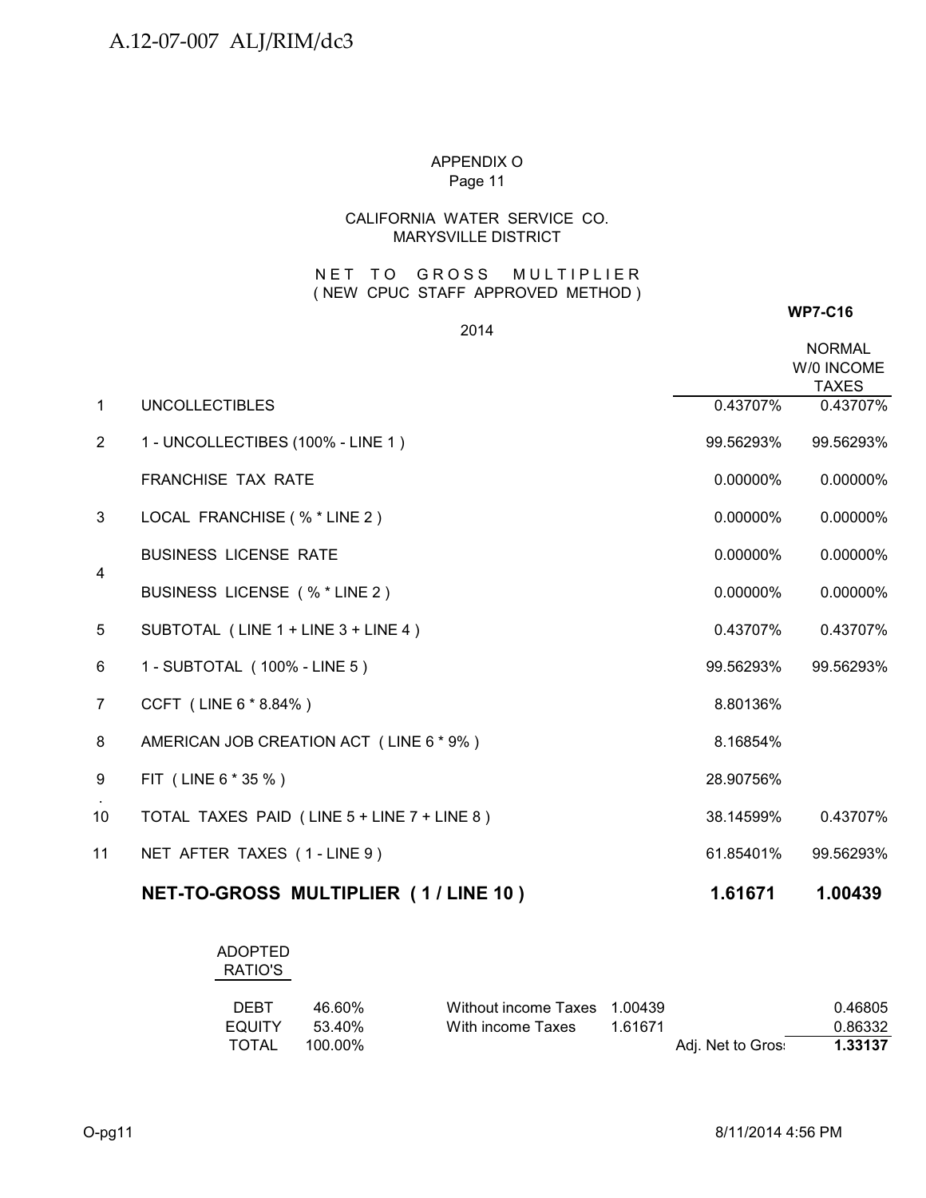APPENDIX O
Page 11

CALIFORNIA WATER SERVICE CO.
MARYSVILLE DISTRICT

NET TO GROSS MULTIPLIER
( NEW CPUC STAFF APPROVED METHOD )

**WP7-C16**

2014

| | | | NORMAL W/0 INCOME TAXES |
|---|---|---|---|
| 1 | UNCOLLECTIBLES | 0.43707% | 0.43707% |
| 2 | 1 - UNCOLLECTIBES (100% - LINE 1 ) | 99.56293% | 99.56293% |
| | FRANCHISE TAX RATE | 0.00000% | 0.00000% |
| 3 | LOCAL FRANCHISE ( % * LINE 2 ) | 0.00000% | 0.00000% |
| 4 | BUSINESS LICENSE RATE | 0.00000% | 0.00000% |
| | BUSINESS LICENSE ( % * LINE 2 ) | 0.00000% | 0.00000% |
| 5 | SUBTOTAL ( LINE 1 + LINE 3 + LINE 4 ) | 0.43707% | 0.43707% |
| 6 | 1 - SUBTOTAL ( 100% - LINE 5 ) | 99.56293% | 99.56293% |
| 7 | CCFT ( LINE 6 * 8.84% ) | 8.80136% | |
| 8 | AMERICAN JOB CREATION ACT ( LINE 6 * 9% ) | 8.16854% | |
| 9 | FIT ( LINE 6 * 35 % ) | 28.90756% | |
| 10 | TOTAL TAXES PAID ( LINE 5 + LINE 7 + LINE 8 ) | 38.14599% | 0.43707% |
| 11 | NET AFTER TAXES ( 1 - LINE 9 ) | 61.85401% | 99.56293% |
| | **NET-TO-GROSS MULTIPLIER ( 1 / LINE 10 )** | **1.61671** | **1.00439** |

| ADOPTED RATIO'S | | | | | |
|---|---|---|---|---|---|
| DEBT | 46.60% | Without income Taxes | 1.00439 | | 0.46805 |
| EQUITY | 53.40% | With income Taxes | 1.61671 | | 0.86332 |
| TOTAL | 100.00% | | | Adj. Net to Gross | **1.33137** |

O-pg11 8/11/2014 4:56 PM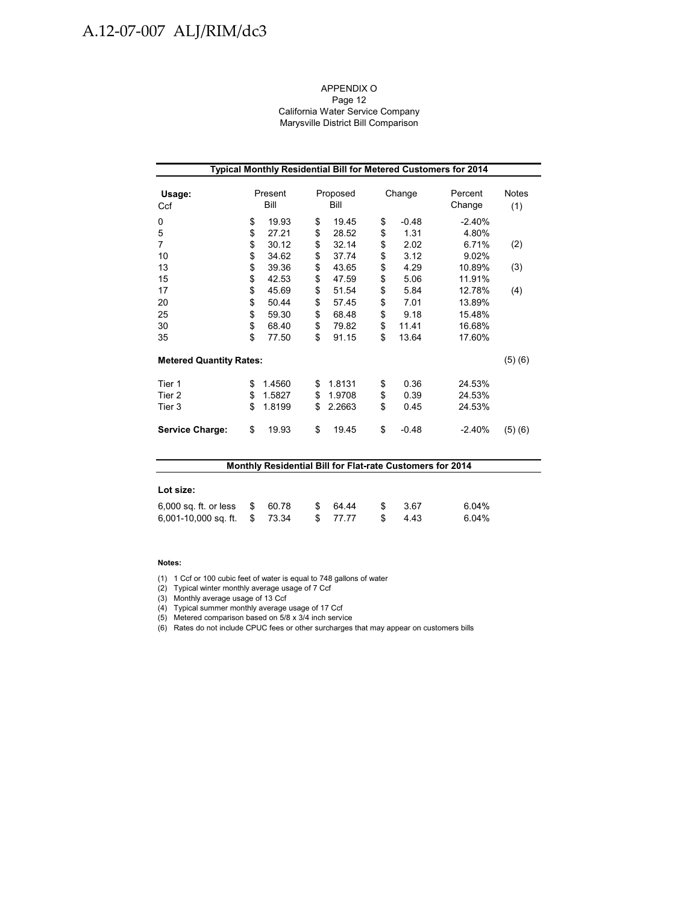APPENDIX O
Page 12
California Water Service Company
Marysville District Bill Comparison

| Typical Monthly Residential Bill for Metered Customers for 2014 | | | | | |
|---|---|---|---|---|---|
| **Usage:** Ccf | Present Bill | Proposed Bill | Change | Percent Change | Notes (1) |
| 0 | $ 19.93 | $ 19.45 | $ -0.48 | -2.40% | |
| 5 | $ 27.21 | $ 28.52 | $ 1.31 | 4.80% | |
| 7 | $ 30.12 | $ 32.14 | $ 2.02 | 6.71% | (2) |
| 10 | $ 34.62 | $ 37.74 | $ 3.12 | 9.02% | |
| 13 | $ 39.36 | $ 43.65 | $ 4.29 | 10.89% | (3) |
| 15 | $ 42.53 | $ 47.59 | $ 5.06 | 11.91% | |
| 17 | $ 45.69 | $ 51.54 | $ 5.84 | 12.78% | (4) |
| 20 | $ 50.44 | $ 57.45 | $ 7.01 | 13.89% | |
| 25 | $ 59.30 | $ 68.48 | $ 9.18 | 15.48% | |
| 30 | $ 68.40 | $ 79.82 | $ 11.41 | 16.68% | |
| 35 | $ 77.50 | $ 91.15 | $ 13.64 | 17.60% | |
| **Metered Quantity Rates:** | | | | | (5) (6) |
| Tier 1 | $ 1.4560 | $ 1.8131 | $ 0.36 | 24.53% | |
| Tier 2 | $ 1.5827 | $ 1.9708 | $ 0.39 | 24.53% | |
| Tier 3 | $ 1.8199 | $ 2.2663 | $ 0.45 | 24.53% | |
| **Service Charge:** | $ 19.93 | $ 19.45 | $ -0.48 | -2.40% | (5) (6) |

| Monthly Residential Bill for Flat-rate Customers for 2014 | | | | |
|---|---|---|---|---|
| **Lot size:** | | | | |
| 6,000 sq. ft. or less | $ 60.78 | $ 64.44 | $ 3.67 | 6.04% |
| 6,001-10,000 sq. ft. | $ 73.34 | $ 77.77 | $ 4.43 | 6.04% |

**Notes:**

(1) 1 Ccf or 100 cubic feet of water is equal to 748 gallons of water
(2) Typical winter monthly average usage of 7 Ccf
(3) Monthly average usage of 13 Ccf
(4) Typical summer monthly average usage of 17 Ccf
(5) Metered comparison based on 5/8 x 3/4 inch service
(6) Rates do not include CPUC fees or other surcharges that may appear on customers bills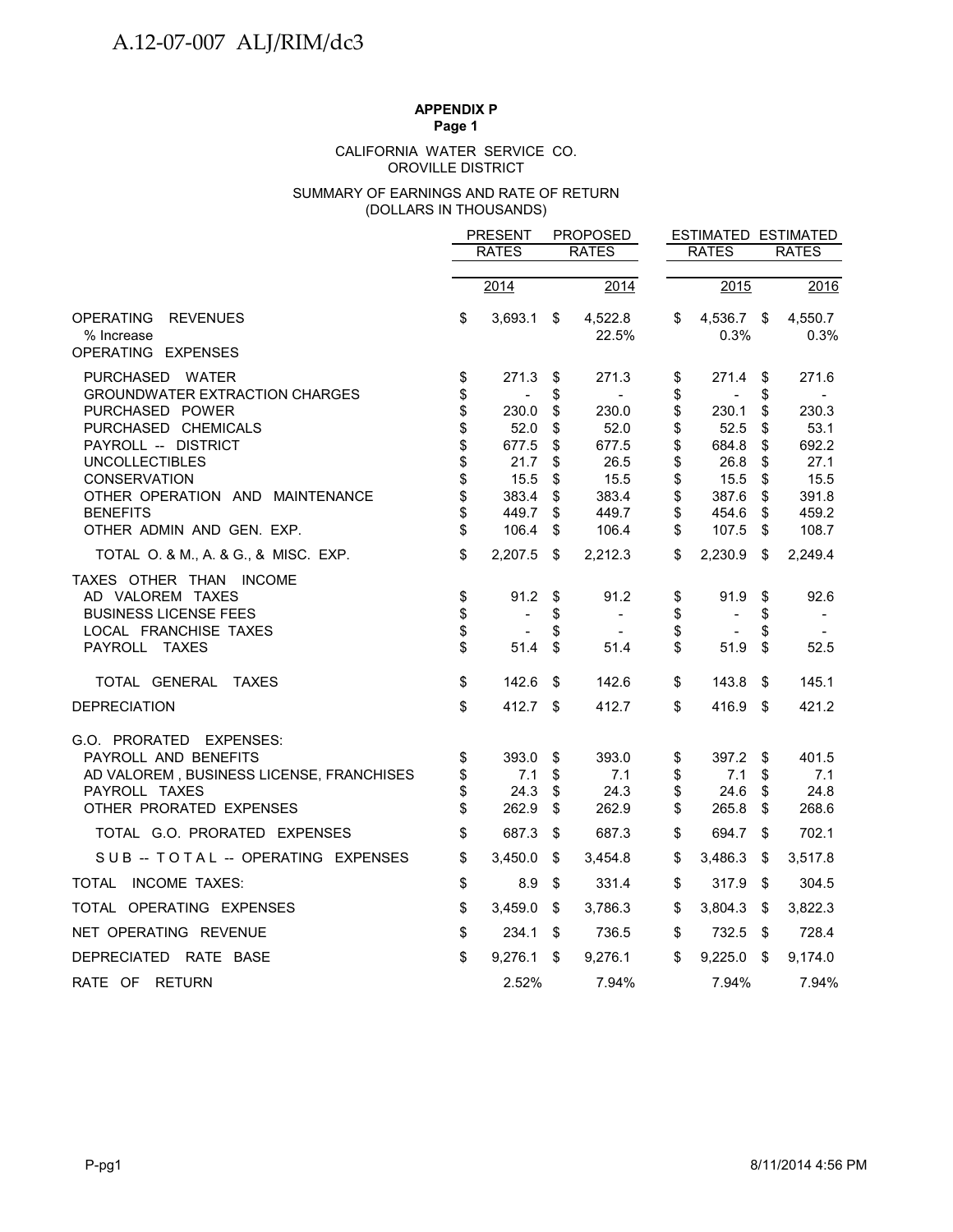A.12-07-007 ALJ/RIM/dc3

**APPENDIX P**
**Page 1**

CALIFORNIA WATER SERVICE CO.
OROVILLE DISTRICT

SUMMARY OF EARNINGS AND RATE OF RETURN
(DOLLARS IN THOUSANDS)

| | PRESENT RATES | PROPOSED RATES | ESTIMATED RATES | ESTIMATED RATES |
|---|---|---|---|---|
| | 2014 | 2014 | 2015 | 2016 |
| OPERATING REVENUES | $ 3,693.1 | $ 4,522.8 | $ 4,536.7 | $ 4,550.7 |
| % Increase | | 22.5% | 0.3% | 0.3% |
| OPERATING EXPENSES | | | | |
| PURCHASED WATER | $ 271.3 | $ 271.3 | $ 271.4 | $ 271.6 |
| GROUNDWATER EXTRACTION CHARGES | $ - | $ - | $ - | $ - |
| PURCHASED POWER | $ 230.0 | $ 230.0 | $ 230.1 | $ 230.3 |
| PURCHASED CHEMICALS | $ 52.0 | $ 52.0 | $ 52.5 | $ 53.1 |
| PAYROLL -- DISTRICT | $ 677.5 | $ 677.5 | $ 684.8 | $ 692.2 |
| UNCOLLECTIBLES | $ 21.7 | $ 26.5 | $ 26.8 | $ 27.1 |
| CONSERVATION | $ 15.5 | $ 15.5 | $ 15.5 | $ 15.5 |
| OTHER OPERATION AND MAINTENANCE | $ 383.4 | $ 383.4 | $ 387.6 | $ 391.8 |
| BENEFITS | $ 449.7 | $ 449.7 | $ 454.6 | $ 459.2 |
| OTHER ADMIN AND GEN. EXP. | $ 106.4 | $ 106.4 | $ 107.5 | $ 108.7 |
| TOTAL O. & M., A. & G., & MISC. EXP. | $ 2,207.5 | $ 2,212.3 | $ 2,230.9 | $ 2,249.4 |
| TAXES OTHER THAN INCOME | | | | |
| AD VALOREM TAXES | $ 91.2 | $ 91.2 | $ 91.9 | $ 92.6 |
| BUSINESS LICENSE FEES | $ - | $ - | $ - | $ - |
| LOCAL FRANCHISE TAXES | $ - | $ - | $ - | $ - |
| PAYROLL TAXES | $ 51.4 | $ 51.4 | $ 51.9 | $ 52.5 |
| TOTAL GENERAL TAXES | $ 142.6 | $ 142.6 | $ 143.8 | $ 145.1 |
| DEPRECIATION | $ 412.7 | $ 412.7 | $ 416.9 | $ 421.2 |
| G.O. PRORATED EXPENSES: | | | | |
| PAYROLL AND BENEFITS | $ 393.0 | $ 393.0 | $ 397.2 | $ 401.5 |
| AD VALOREM , BUSINESS LICENSE, FRANCHISES | $ 7.1 | $ 7.1 | $ 7.1 | $ 7.1 |
| PAYROLL TAXES | $ 24.3 | $ 24.3 | $ 24.6 | $ 24.8 |
| OTHER PRORATED EXPENSES | $ 262.9 | $ 262.9 | $ 265.8 | $ 268.6 |
| TOTAL G.O. PRORATED EXPENSES | $ 687.3 | $ 687.3 | $ 694.7 | $ 702.1 |
| SUB -- TOTAL -- OPERATING EXPENSES | $ 3,450.0 | $ 3,454.8 | $ 3,486.3 | $ 3,517.8 |
| TOTAL INCOME TAXES: | $ 8.9 | $ 331.4 | $ 317.9 | $ 304.5 |
| TOTAL OPERATING EXPENSES | $ 3,459.0 | $ 3,786.3 | $ 3,804.3 | $ 3,822.3 |
| NET OPERATING REVENUE | $ 234.1 | $ 736.5 | $ 732.5 | $ 728.4 |
| DEPRECIATED RATE BASE | $ 9,276.1 | $ 9,276.1 | $ 9,225.0 | $ 9,174.0 |
| RATE OF RETURN | 2.52% | 7.94% | 7.94% | 7.94% |

P-pg1 8/11/2014 4:56 PM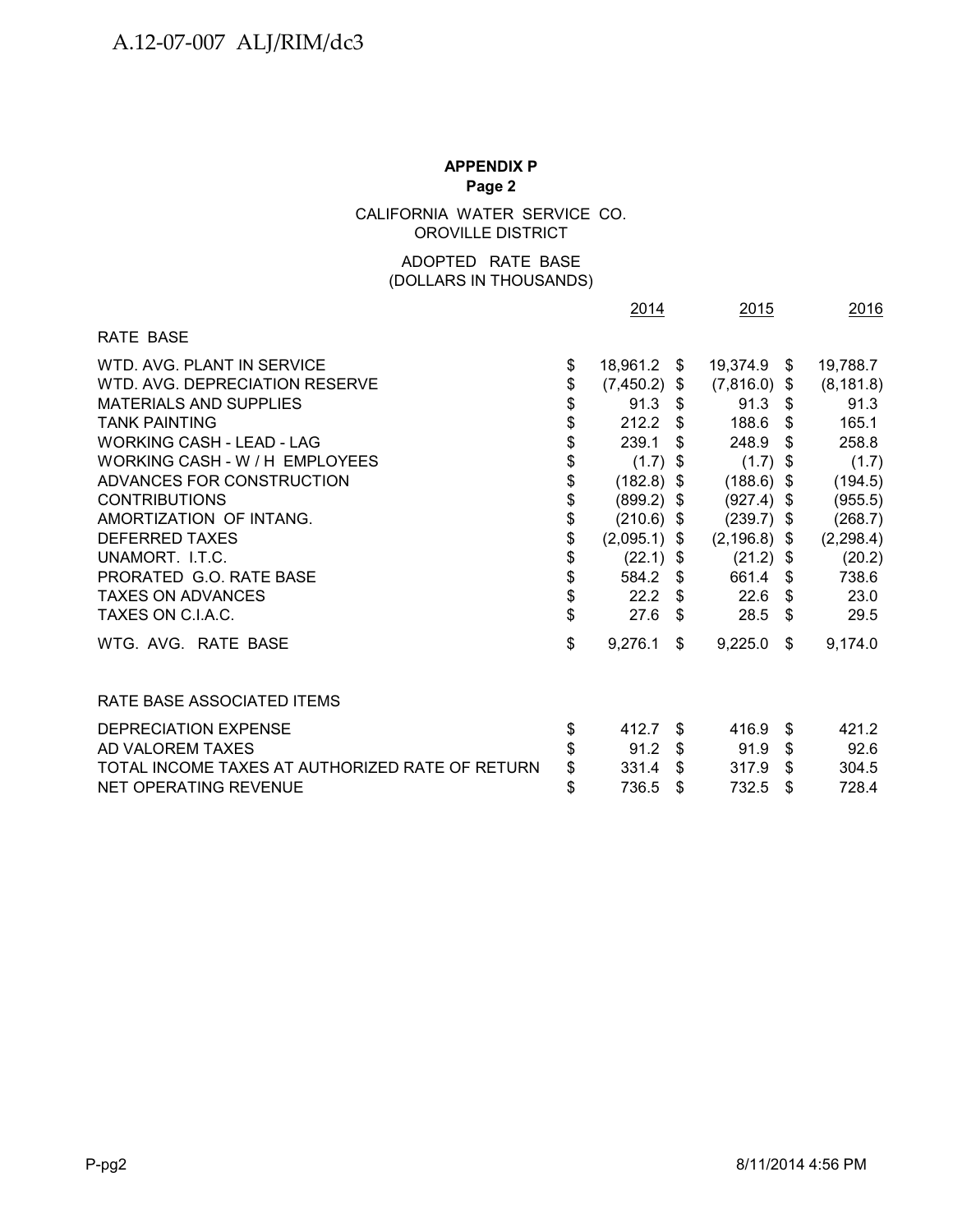**APPENDIX P**
**Page 2**

CALIFORNIA WATER SERVICE CO.
OROVILLE DISTRICT

ADOPTED RATE BASE
(DOLLARS IN THOUSANDS)

| | 2014 | 2015 | 2016 |
|---|---|---|---|
| RATE BASE | | | |
| WTD. AVG. PLANT IN SERVICE | $ 18,961.2 | $ 19,374.9 | $ 19,788.7 |
| WTD. AVG. DEPRECIATION RESERVE | $ (7,450.2) | $ (7,816.0) | $ (8,181.8) |
| MATERIALS AND SUPPLIES | $ 91.3 | $ 91.3 | $ 91.3 |
| TANK PAINTING | $ 212.2 | $ 188.6 | $ 165.1 |
| WORKING CASH - LEAD - LAG | $ 239.1 | $ 248.9 | $ 258.8 |
| WORKING CASH - W / H EMPLOYEES | $ (1.7) | $ (1.7) | $ (1.7) |
| ADVANCES FOR CONSTRUCTION | $ (182.8) | $ (188.6) | $ (194.5) |
| CONTRIBUTIONS | $ (899.2) | $ (927.4) | $ (955.5) |
| AMORTIZATION OF INTANG. | $ (210.6) | $ (239.7) | $ (268.7) |
| DEFERRED TAXES | $ (2,095.1) | $ (2,196.8) | $ (2,298.4) |
| UNAMORT. I.T.C. | $ (22.1) | $ (21.2) | $ (20.2) |
| PRORATED G.O. RATE BASE | $ 584.2 | $ 661.4 | $ 738.6 |
| TAXES ON ADVANCES | $ 22.2 | $ 22.6 | $ 23.0 |
| TAXES ON C.I.A.C. | $ 27.6 | $ 28.5 | $ 29.5 |
| WTG. AVG. RATE BASE | $ 9,276.1 | $ 9,225.0 | $ 9,174.0 |
| | | | |
| RATE BASE ASSOCIATED ITEMS | | | |
| DEPRECIATION EXPENSE | $ 412.7 | $ 416.9 | $ 421.2 |
| AD VALOREM TAXES | $ 91.2 | $ 91.9 | $ 92.6 |
| TOTAL INCOME TAXES AT AUTHORIZED RATE OF RETURN | $ 331.4 | $ 317.9 | $ 304.5 |
| NET OPERATING REVENUE | $ 736.5 | $ 732.5 | $ 728.4 |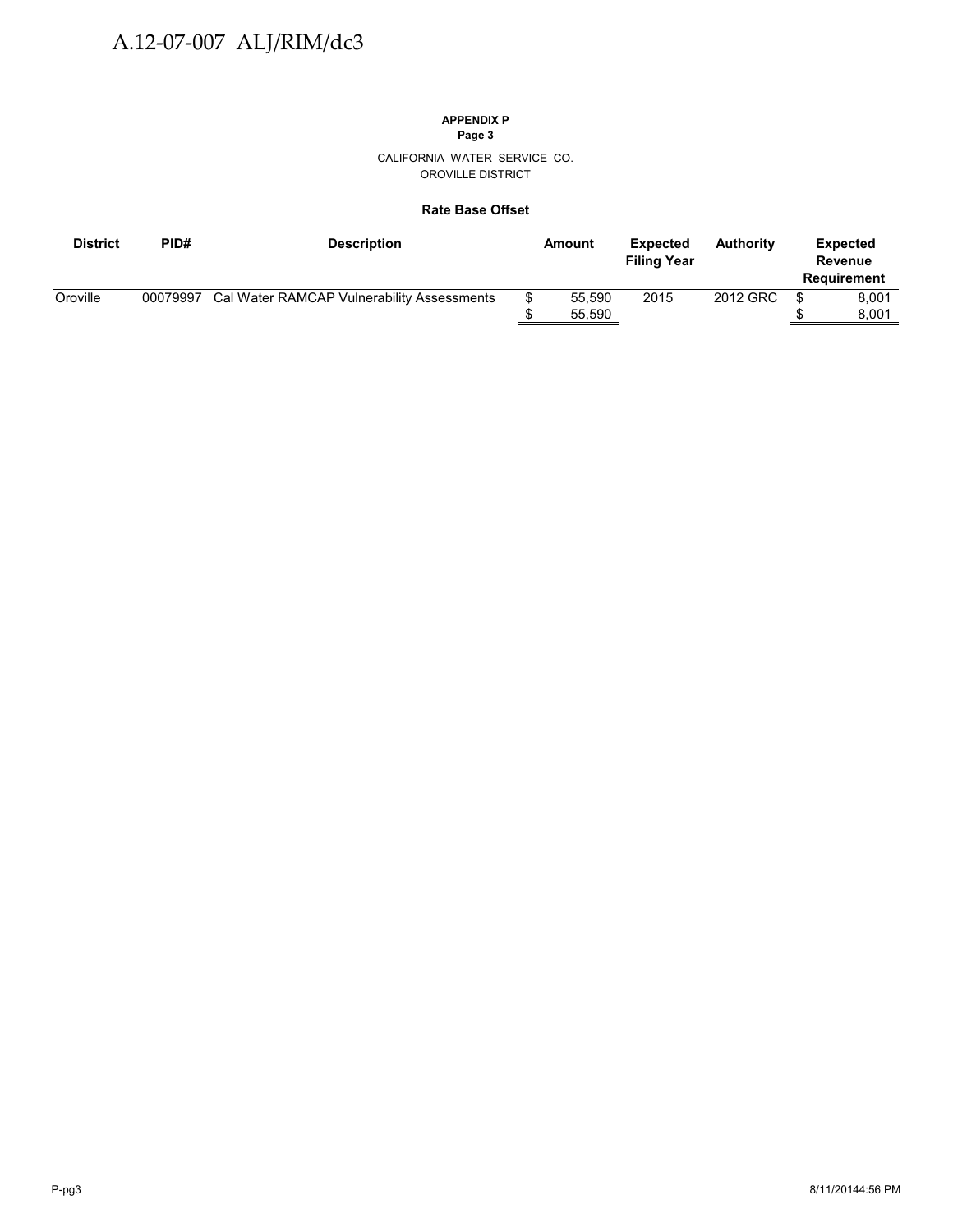**APPENDIX P**
**Page 3**

CALIFORNIA WATER SERVICE CO.
OROVILLE DISTRICT

**Rate Base Offset**

| District | PID# | Description | Amount | Expected Filing Year | Authority | Expected Revenue Requirement |
|---|---|---|---|---|---|---|
| Oroville | 00079997 | Cal Water RAMCAP Vulnerability Assessments | $ 55,590 | 2015 | 2012 GRC | $ 8,001 |
| | | | $ 55,590 | | | $ 8,001 |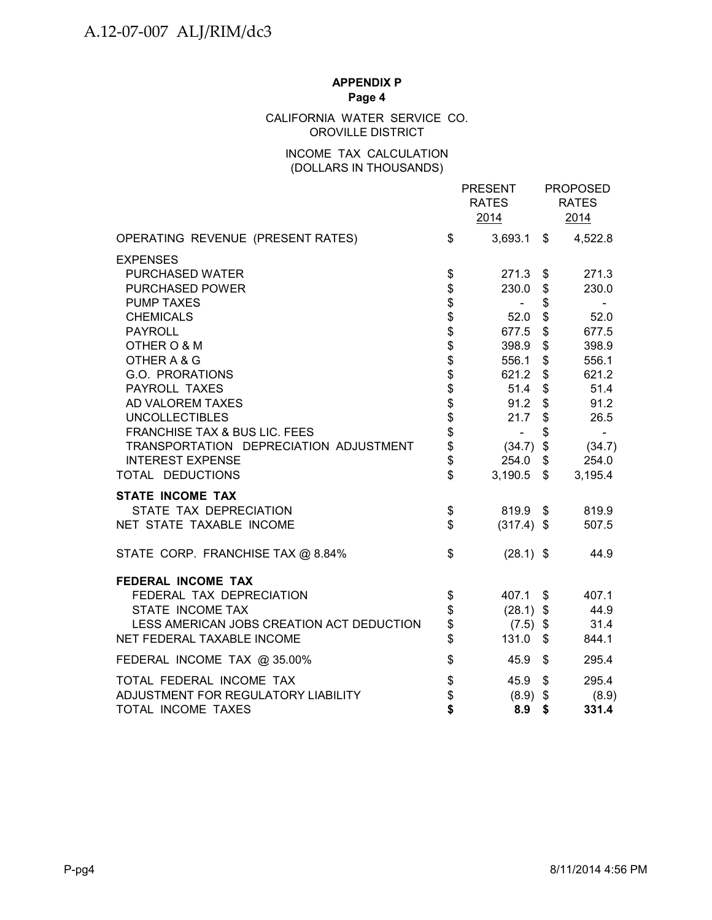A.12-07-007 ALJ/RIM/dc3

**APPENDIX P**
**Page 4**

CALIFORNIA WATER SERVICE CO.
OROVILLE DISTRICT

INCOME TAX CALCULATION
(DOLLARS IN THOUSANDS)

| | PRESENT RATES 2014 | PROPOSED RATES 2014 |
|---|---|---|
| OPERATING REVENUE (PRESENT RATES) | $ 3,693.1 | $ 4,522.8 |
| EXPENSES | | |
| PURCHASED WATER | $ 271.3 | $ 271.3 |
| PURCHASED POWER | $ 230.0 | $ 230.0 |
| PUMP TAXES | $ - | $ - |
| CHEMICALS | $ 52.0 | $ 52.0 |
| PAYROLL | $ 677.5 | $ 677.5 |
| OTHER O & M | $ 398.9 | $ 398.9 |
| OTHER A & G | $ 556.1 | $ 556.1 |
| G.O. PRORATIONS | $ 621.2 | $ 621.2 |
| PAYROLL TAXES | $ 51.4 | $ 51.4 |
| AD VALOREM TAXES | $ 91.2 | $ 91.2 |
| UNCOLLECTIBLES | $ 21.7 | $ 26.5 |
| FRANCHISE TAX & BUS LIC. FEES | $ - | $ - |
| TRANSPORTATION DEPRECIATION ADJUSTMENT | $ (34.7) | $ (34.7) |
| INTEREST EXPENSE | $ 254.0 | $ 254.0 |
| TOTAL DEDUCTIONS | $ 3,190.5 | $ 3,195.4 |
| **STATE INCOME TAX** | | |
| STATE TAX DEPRECIATION | $ 819.9 | $ 819.9 |
| NET STATE TAXABLE INCOME | $ (317.4) | $ 507.5 |
| STATE CORP. FRANCHISE TAX @ 8.84% | $ (28.1) | $ 44.9 |
| **FEDERAL INCOME TAX** | | |
| FEDERAL TAX DEPRECIATION | $ 407.1 | $ 407.1 |
| STATE INCOME TAX | $ (28.1) | $ 44.9 |
| LESS AMERICAN JOBS CREATION ACT DEDUCTION | $ (7.5) | $ 31.4 |
| NET FEDERAL TAXABLE INCOME | $ 131.0 | $ 844.1 |
| FEDERAL INCOME TAX @ 35.00% | $ 45.9 | $ 295.4 |
| TOTAL FEDERAL INCOME TAX | $ 45.9 | $ 295.4 |
| ADJUSTMENT FOR REGULATORY LIABILITY | $ (8.9) | $ (8.9) |
| TOTAL INCOME TAXES | **$ 8.9** | **$ 331.4** |

P-pg4 8/11/2014 4:56 PM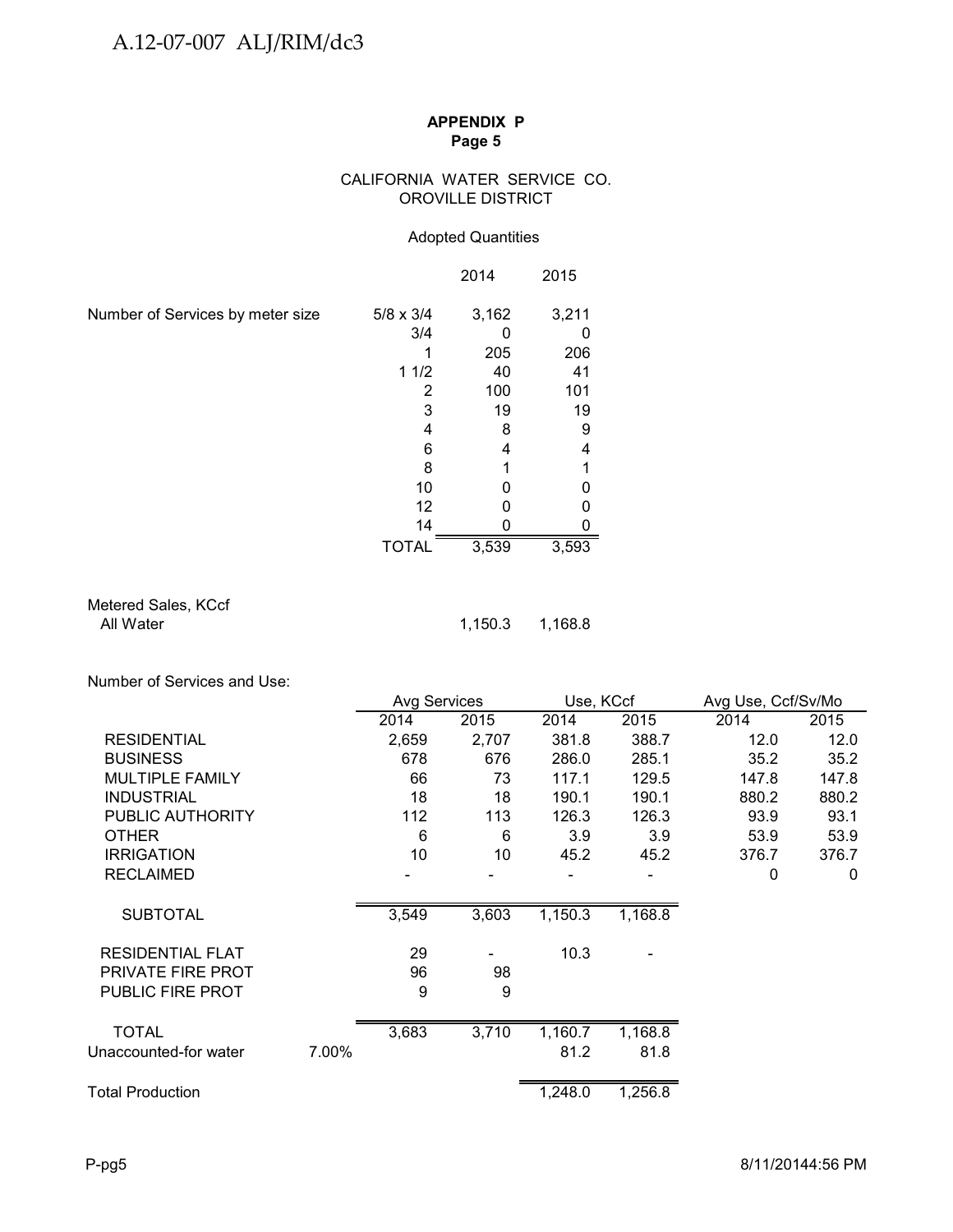**APPENDIX P**
**Page 5**

CALIFORNIA WATER SERVICE CO.
OROVILLE DISTRICT

Adopted Quantities

| | | 2014 | 2015 |
|---|---|---|---|
| Number of Services by meter size | 5/8 x 3/4 | 3,162 | 3,211 |
| | 3/4 | 0 | 0 |
| | 1 | 205 | 206 |
| | 1 1/2 | 40 | 41 |
| | 2 | 100 | 101 |
| | 3 | 19 | 19 |
| | 4 | 8 | 9 |
| | 6 | 4 | 4 |
| | 8 | 1 | 1 |
| | 10 | 0 | 0 |
| | 12 | 0 | 0 |
| | 14 | 0 | 0 |
| | TOTAL | 3,539 | 3,593 |

| Metered Sales, KCcf | 2014 | 2015 |
|---|---|---|
| All Water | 1,150.3 | 1,168.8 |

Number of Services and Use:

| | | Avg Services | | Use, KCcf | | Avg Use, Ccf/Sv/Mo | |
|---|---|---|---|---|---|---|---|
| | | 2014 | 2015 | 2014 | 2015 | 2014 | 2015 |
| RESIDENTIAL | | 2,659 | 2,707 | 381.8 | 388.7 | 12.0 | 12.0 |
| BUSINESS | | 678 | 676 | 286.0 | 285.1 | 35.2 | 35.2 |
| MULTIPLE FAMILY | | 66 | 73 | 117.1 | 129.5 | 147.8 | 147.8 |
| INDUSTRIAL | | 18 | 18 | 190.1 | 190.1 | 880.2 | 880.2 |
| PUBLIC AUTHORITY | | 112 | 113 | 126.3 | 126.3 | 93.9 | 93.1 |
| OTHER | | 6 | 6 | 3.9 | 3.9 | 53.9 | 53.9 |
| IRRIGATION | | 10 | 10 | 45.2 | 45.2 | 376.7 | 376.7 |
| RECLAIMED | | - | - | - | - | 0 | 0 |
| SUBTOTAL | | 3,549 | 3,603 | 1,150.3 | 1,168.8 | | |
| RESIDENTIAL FLAT | | 29 | - | 10.3 | - | | |
| PRIVATE FIRE PROT | | 96 | 98 | | | | |
| PUBLIC FIRE PROT | | 9 | 9 | | | | |
| TOTAL | | 3,683 | 3,710 | 1,160.7 | 1,168.8 | | |
| Unaccounted-for water | 7.00% | | | 81.2 | 81.8 | | |
| Total Production | | | | 1,248.0 | 1,256.8 | | |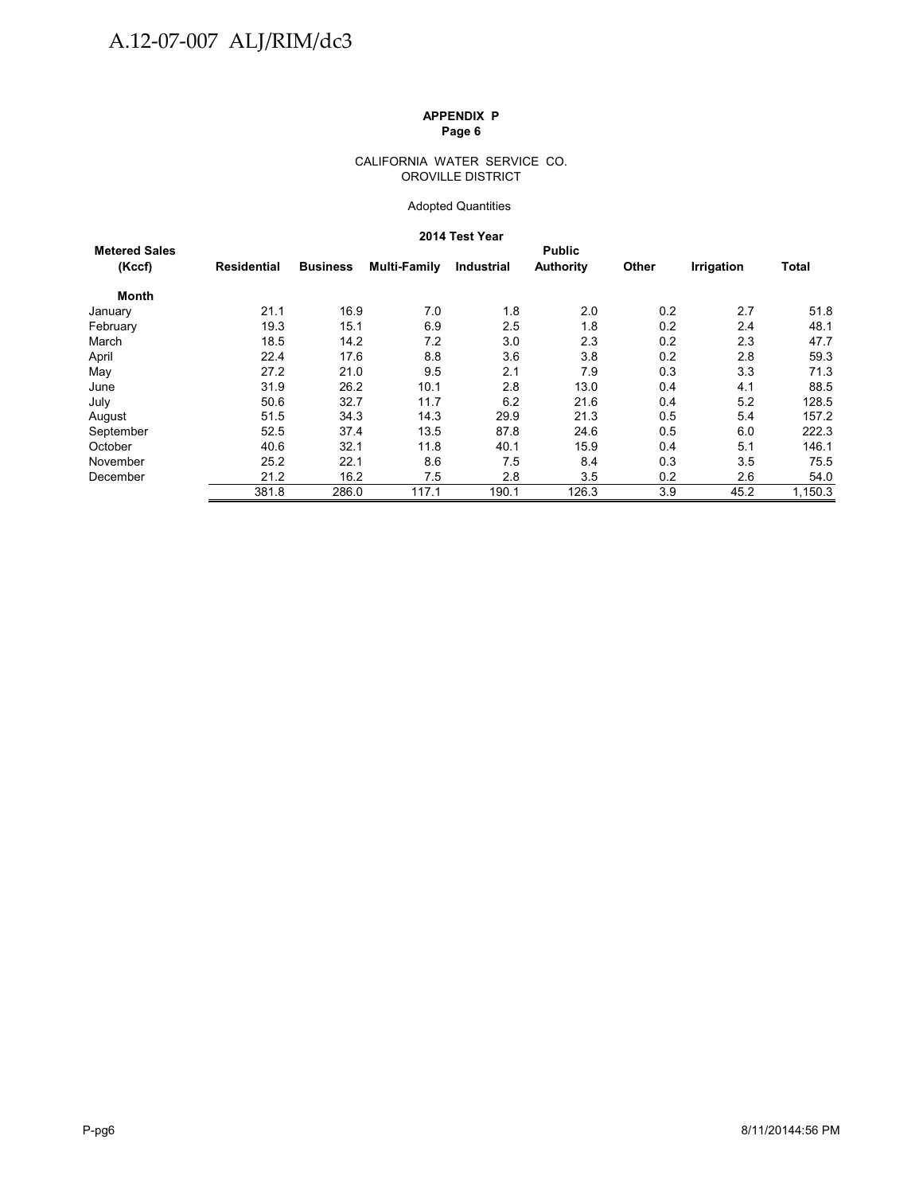A.12-07-007 ALJ/RIM/dc3

**APPENDIX P**
**Page 6**

CALIFORNIA WATER SERVICE CO.
OROVILLE DISTRICT

Adopted Quantities

**2014 Test Year**

| Metered Sales (Kccf) | Residential | Business | Multi-Family | Industrial | Public Authority | Other | Irrigation | Total |
|---|---|---|---|---|---|---|---|---|
| **Month** | | | | | | | | |
| January | 21.1 | 16.9 | 7.0 | 1.8 | 2.0 | 0.2 | 2.7 | 51.8 |
| February | 19.3 | 15.1 | 6.9 | 2.5 | 1.8 | 0.2 | 2.4 | 48.1 |
| March | 18.5 | 14.2 | 7.2 | 3.0 | 2.3 | 0.2 | 2.3 | 47.7 |
| April | 22.4 | 17.6 | 8.8 | 3.6 | 3.8 | 0.2 | 2.8 | 59.3 |
| May | 27.2 | 21.0 | 9.5 | 2.1 | 7.9 | 0.3 | 3.3 | 71.3 |
| June | 31.9 | 26.2 | 10.1 | 2.8 | 13.0 | 0.4 | 4.1 | 88.5 |
| July | 50.6 | 32.7 | 11.7 | 6.2 | 21.6 | 0.4 | 5.2 | 128.5 |
| August | 51.5 | 34.3 | 14.3 | 29.9 | 21.3 | 0.5 | 5.4 | 157.2 |
| September | 52.5 | 37.4 | 13.5 | 87.8 | 24.6 | 0.5 | 6.0 | 222.3 |
| October | 40.6 | 32.1 | 11.8 | 40.1 | 15.9 | 0.4 | 5.1 | 146.1 |
| November | 25.2 | 22.1 | 8.6 | 7.5 | 8.4 | 0.3 | 3.5 | 75.5 |
| December | 21.2 | 16.2 | 7.5 | 2.8 | 3.5 | 0.2 | 2.6 | 54.0 |
| | 381.8 | 286.0 | 117.1 | 190.1 | 126.3 | 3.9 | 45.2 | 1,150.3 |

P-pg6 8/11/20144:56 PM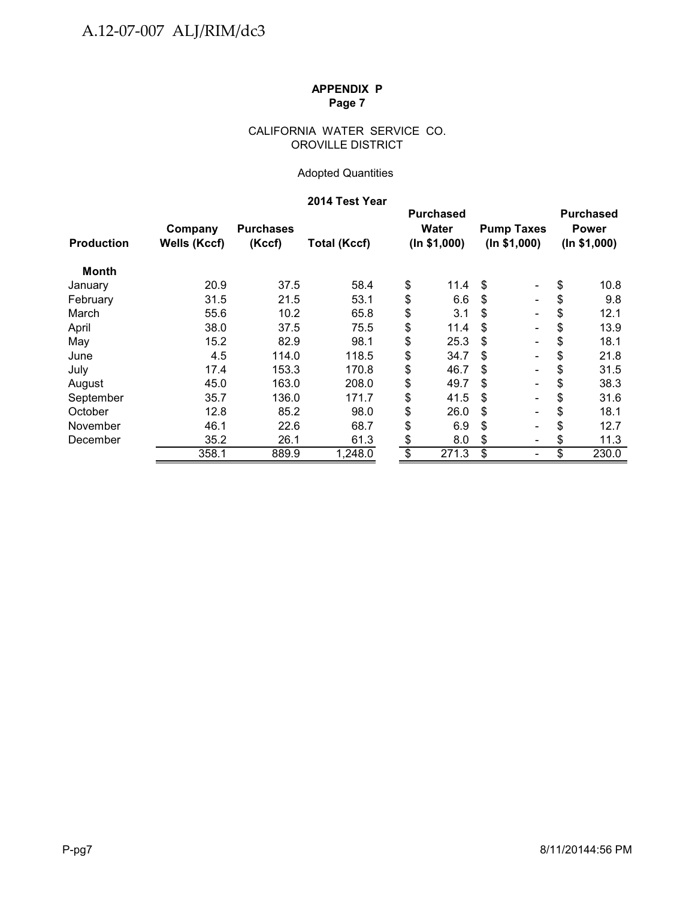**APPENDIX P**
**Page 7**

CALIFORNIA WATER SERVICE CO.
OROVILLE DISTRICT

Adopted Quantities

**2014 Test Year**

| Production | Company Wells (Kccf) | Purchases (Kccf) | Total (Kccf) | Purchased Water (In $1,000) | Pump Taxes (In $1,000) | Purchased Power (In $1,000) |
|---|---|---|---|---|---|---|
| **Month** | | | | | | |
| January | 20.9 | 37.5 | 58.4 | $ 11.4 | $ - | $ 10.8 |
| February | 31.5 | 21.5 | 53.1 | $ 6.6 | $ - | $ 9.8 |
| March | 55.6 | 10.2 | 65.8 | $ 3.1 | $ - | $ 12.1 |
| April | 38.0 | 37.5 | 75.5 | $ 11.4 | $ - | $ 13.9 |
| May | 15.2 | 82.9 | 98.1 | $ 25.3 | $ - | $ 18.1 |
| June | 4.5 | 114.0 | 118.5 | $ 34.7 | $ - | $ 21.8 |
| July | 17.4 | 153.3 | 170.8 | $ 46.7 | $ - | $ 31.5 |
| August | 45.0 | 163.0 | 208.0 | $ 49.7 | $ - | $ 38.3 |
| September | 35.7 | 136.0 | 171.7 | $ 41.5 | $ - | $ 31.6 |
| October | 12.8 | 85.2 | 98.0 | $ 26.0 | $ - | $ 18.1 |
| November | 46.1 | 22.6 | 68.7 | $ 6.9 | $ - | $ 12.7 |
| December | 35.2 | 26.1 | 61.3 | $ 8.0 | $ - | $ 11.3 |
| | 358.1 | 889.9 | 1,248.0 | $ 271.3 | $ - | $ 230.0 |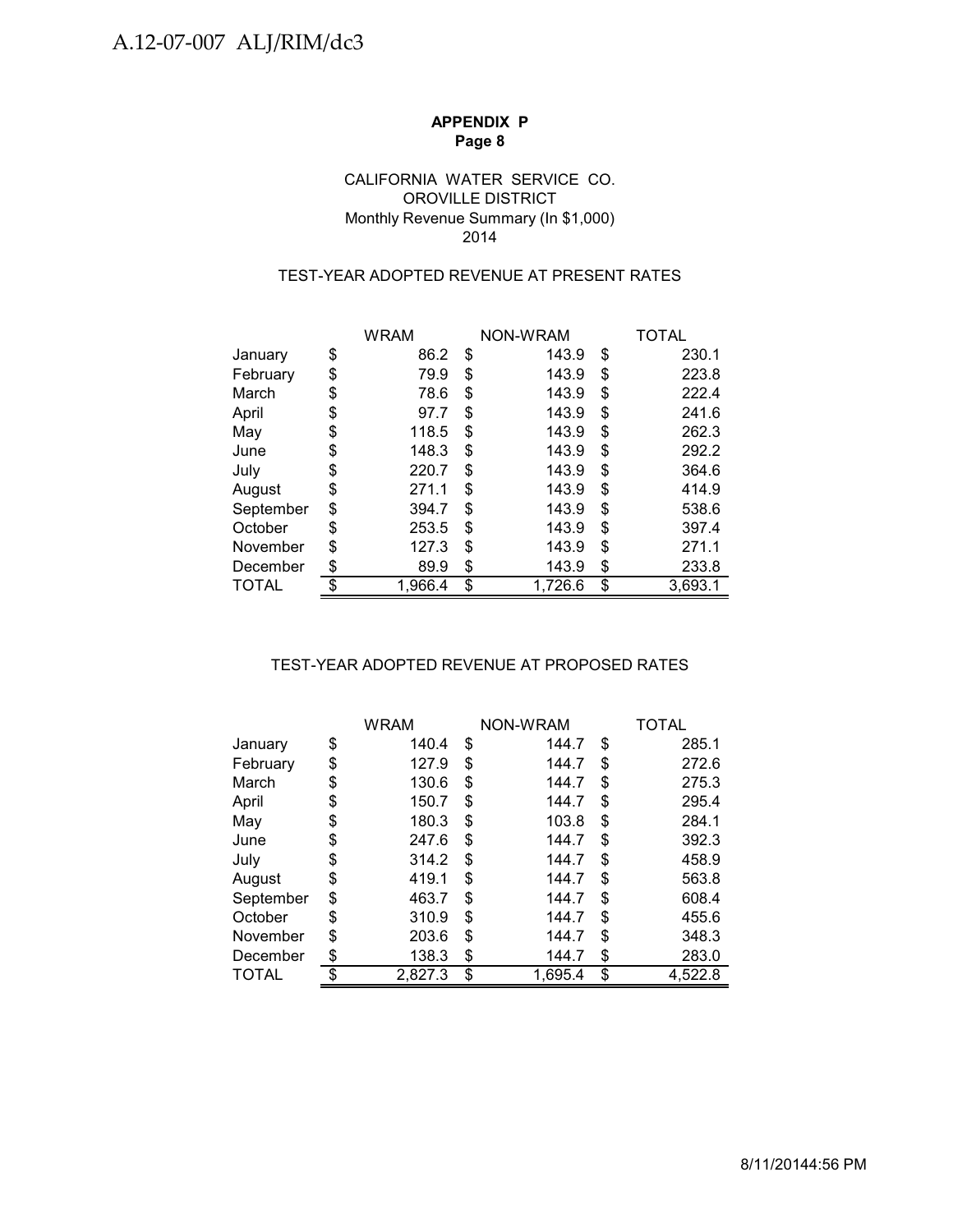**APPENDIX P**
**Page 8**

CALIFORNIA WATER SERVICE CO.
OROVILLE DISTRICT
Monthly Revenue Summary (In $1,000)
2014

TEST-YEAR ADOPTED REVENUE AT PRESENT RATES

| | WRAM | NON-WRAM | TOTAL |
|---|---|---|---|
| January | $ 86.2 | $ 143.9 | $ 230.1 |
| February | $ 79.9 | $ 143.9 | $ 223.8 |
| March | $ 78.6 | $ 143.9 | $ 222.4 |
| April | $ 97.7 | $ 143.9 | $ 241.6 |
| May | $ 118.5 | $ 143.9 | $ 262.3 |
| June | $ 148.3 | $ 143.9 | $ 292.2 |
| July | $ 220.7 | $ 143.9 | $ 364.6 |
| August | $ 271.1 | $ 143.9 | $ 414.9 |
| September | $ 394.7 | $ 143.9 | $ 538.6 |
| October | $ 253.5 | $ 143.9 | $ 397.4 |
| November | $ 127.3 | $ 143.9 | $ 271.1 |
| December | $ 89.9 | $ 143.9 | $ 233.8 |
| TOTAL | $ 1,966.4 | $ 1,726.6 | $ 3,693.1 |

TEST-YEAR ADOPTED REVENUE AT PROPOSED RATES

| | WRAM | NON-WRAM | TOTAL |
|---|---|---|---|
| January | $ 140.4 | $ 144.7 | $ 285.1 |
| February | $ 127.9 | $ 144.7 | $ 272.6 |
| March | $ 130.6 | $ 144.7 | $ 275.3 |
| April | $ 150.7 | $ 144.7 | $ 295.4 |
| May | $ 180.3 | $ 103.8 | $ 284.1 |
| June | $ 247.6 | $ 144.7 | $ 392.3 |
| July | $ 314.2 | $ 144.7 | $ 458.9 |
| August | $ 419.1 | $ 144.7 | $ 563.8 |
| September | $ 463.7 | $ 144.7 | $ 608.4 |
| October | $ 310.9 | $ 144.7 | $ 455.6 |
| November | $ 203.6 | $ 144.7 | $ 348.3 |
| December | $ 138.3 | $ 144.7 | $ 283.0 |
| TOTAL | $ 2,827.3 | $ 1,695.4 | $ 4,522.8 |

8/11/20144:56 PM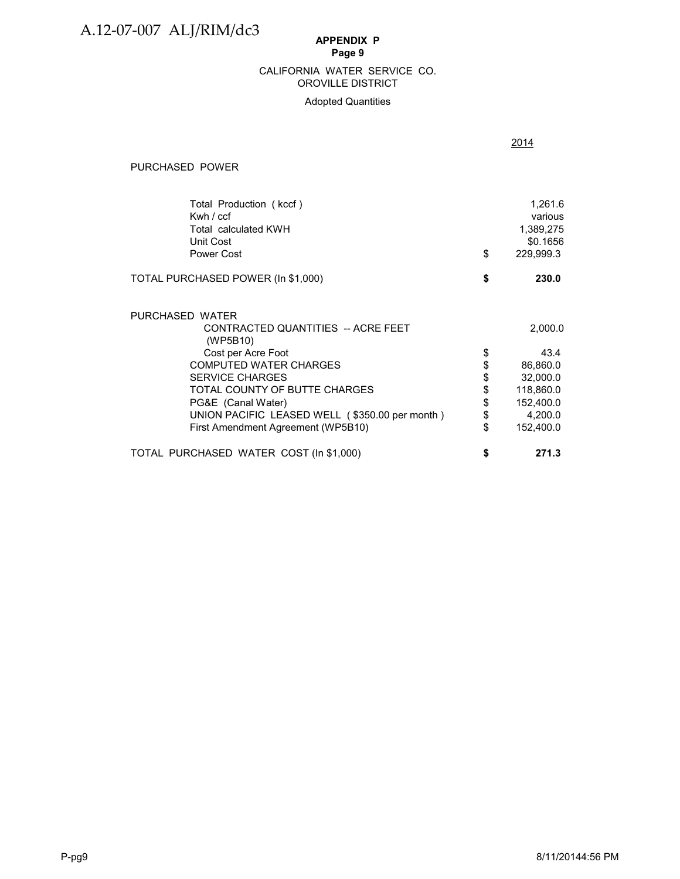A.12-07-007 ALJ/RIM/dc3

**APPENDIX P**
**Page 9**

CALIFORNIA WATER SERVICE CO.
OROVILLE DISTRICT

Adopted Quantities

| | | 2014 |
|---|---|---|
| PURCHASED POWER | | |
| Total Production ( kccf ) | | 1,261.6 |
| Kwh / ccf | | various |
| Total calculated KWH | | 1,389,275 |
| Unit Cost | | $0.1656 |
| Power Cost | $ | 229,999.3 |
| TOTAL PURCHASED POWER (In $1,000) | **$** | **230.0** |
| | | |
| PURCHASED WATER | | |
| CONTRACTED QUANTITIES -- ACRE FEET (WP5B10) | | 2,000.0 |
| Cost per Acre Foot | $ | 43.4 |
| COMPUTED WATER CHARGES | $ | 86,860.0 |
| SERVICE CHARGES | $ | 32,000.0 |
| TOTAL COUNTY OF BUTTE CHARGES | $ | 118,860.0 |
| PG&E (Canal Water) | $ | 152,400.0 |
| UNION PACIFIC LEASED WELL ( $350.00 per month ) | $ | 4,200.0 |
| First Amendment Agreement (WP5B10) | $ | 152,400.0 |
| TOTAL PURCHASED WATER COST (In $1,000) | **$** | **271.3** |

P-pg9 8/11/20144:56 PM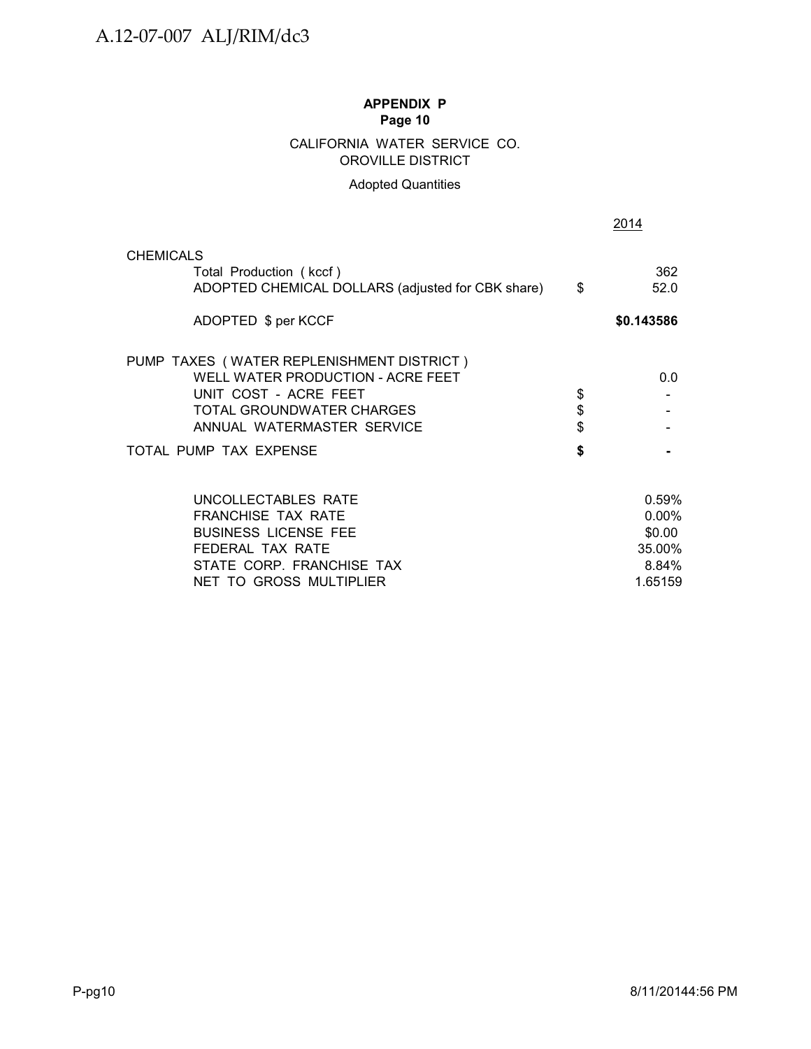**APPENDIX P**
**Page 10**

CALIFORNIA WATER SERVICE CO.
OROVILLE DISTRICT

Adopted Quantities

| | | 2014 |
|---|---|---|
| CHEMICALS | | |
| Total Production ( kccf ) | | 362 |
| ADOPTED CHEMICAL DOLLARS (adjusted for CBK share) | $ | 52.0 |
| ADOPTED $ per KCCF | | **$0.143586** |
| PUMP TAXES ( WATER REPLENISHMENT DISTRICT ) | | |
| WELL WATER PRODUCTION - ACRE FEET | | 0.0 |
| UNIT COST - ACRE FEET | $ | - |
| TOTAL GROUNDWATER CHARGES | $ | - |
| ANNUAL WATERMASTER SERVICE | $ | - |
| TOTAL PUMP TAX EXPENSE | **$** | **-** |
| UNCOLLECTABLES RATE | | 0.59% |
| FRANCHISE TAX RATE | | 0.00% |
| BUSINESS LICENSE FEE | | $0.00 |
| FEDERAL TAX RATE | | 35.00% |
| STATE CORP. FRANCHISE TAX | | 8.84% |
| NET TO GROSS MULTIPLIER | | 1.65159 |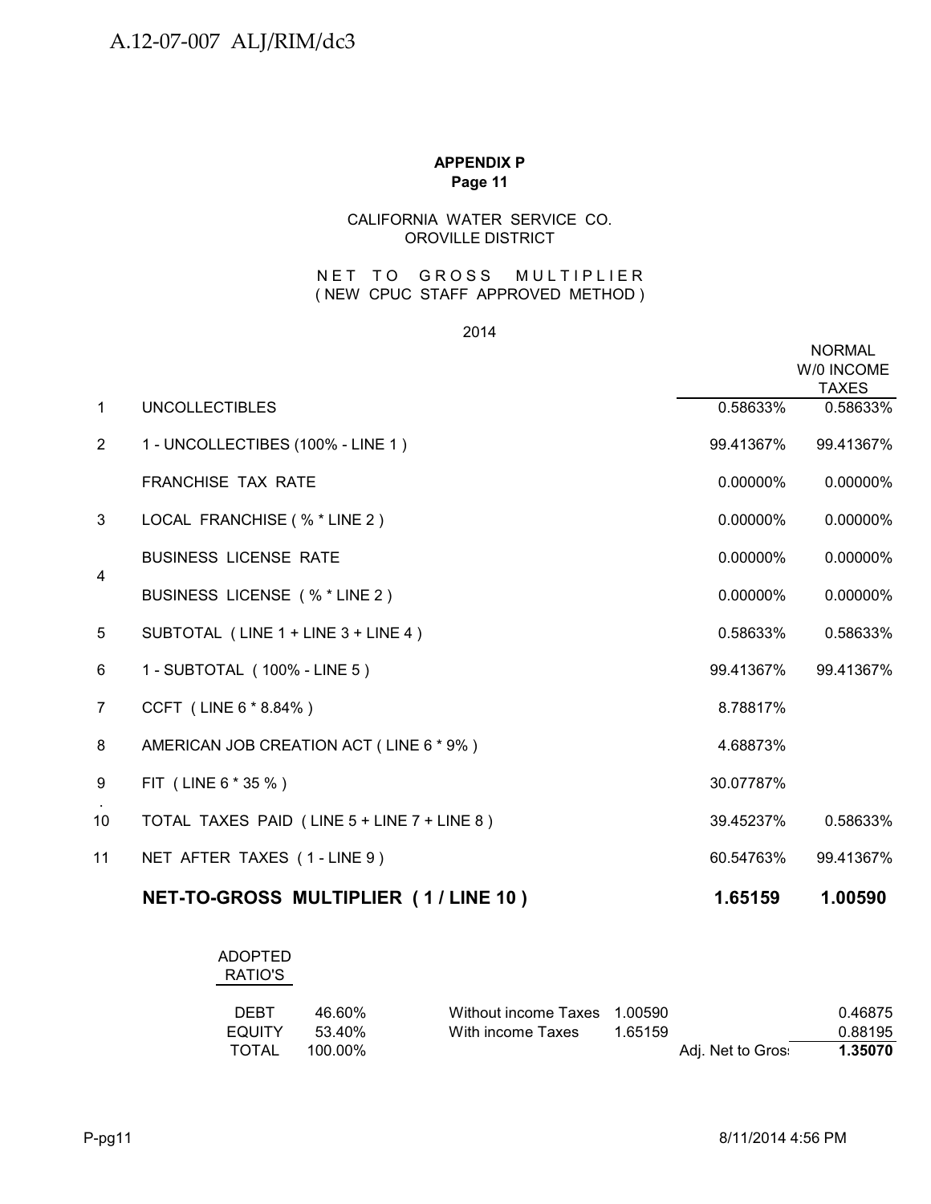## APPENDIX P
### Page 11

CALIFORNIA WATER SERVICE CO.
OROVILLE DISTRICT

N E T T O G R O S S M U L T I P L I E R
( NEW CPUC STAFF APPROVED METHOD )

2014

| | | | NORMAL W/0 INCOME TAXES |
|---|---|---|---|
| 1 | UNCOLLECTIBLES | 0.58633% | 0.58633% |
| 2 | 1 - UNCOLLECTIBES (100% - LINE 1 ) | 99.41367% | 99.41367% |
| | FRANCHISE TAX RATE | 0.00000% | 0.00000% |
| 3 | LOCAL FRANCHISE ( % * LINE 2 ) | 0.00000% | 0.00000% |
| 4 | BUSINESS LICENSE RATE | 0.00000% | 0.00000% |
| | BUSINESS LICENSE ( % * LINE 2 ) | 0.00000% | 0.00000% |
| 5 | SUBTOTAL ( LINE 1 + LINE 3 + LINE 4 ) | 0.58633% | 0.58633% |
| 6 | 1 - SUBTOTAL ( 100% - LINE 5 ) | 99.41367% | 99.41367% |
| 7 | CCFT ( LINE 6 * 8.84% ) | 8.78817% | |
| 8 | AMERICAN JOB CREATION ACT ( LINE 6 * 9% ) | 4.68873% | |
| 9 | FIT ( LINE 6 * 35 % ) | 30.07787% | |
| 10 | TOTAL TAXES PAID ( LINE 5 + LINE 7 + LINE 8 ) | 39.45237% | 0.58633% |
| 11 | NET AFTER TAXES ( 1 - LINE 9 ) | 60.54763% | 99.41367% |
| | **NET-TO-GROSS MULTIPLIER ( 1 / LINE 10 )** | **1.65159** | **1.00590** |

| ADOPTED RATIO'S | | | | | |
|---|---|---|---|---|---|
| DEBT | 46.60% | Without income Taxes | 1.00590 | | 0.46875 |
| EQUITY | 53.40% | With income Taxes | 1.65159 | | 0.88195 |
| TOTAL | 100.00% | | | Adj. Net to Gros: | **1.35070** |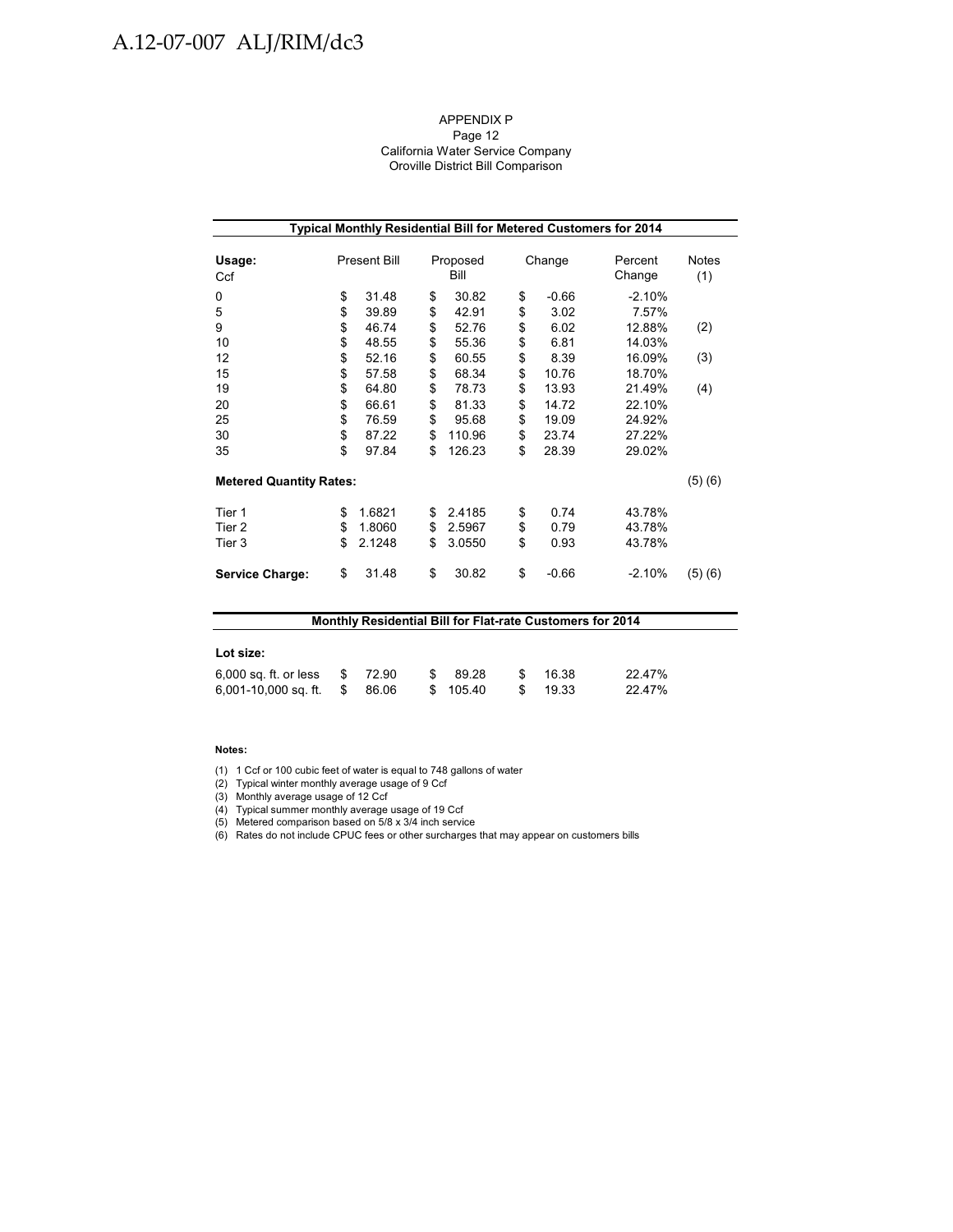APPENDIX P
Page 12
California Water Service Company
Oroville District Bill Comparison

| Typical Monthly Residential Bill for Metered Customers for 2014 | | | | | |
|---|---|---|---|---|---|
| **Usage:** Ccf | Present Bill | Proposed Bill | Change | Percent Change | Notes (1) |
| 0 | $ 31.48 | $ 30.82 | $ -0.66 | -2.10% | |
| 5 | $ 39.89 | $ 42.91 | $ 3.02 | 7.57% | |
| 9 | $ 46.74 | $ 52.76 | $ 6.02 | 12.88% | (2) |
| 10 | $ 48.55 | $ 55.36 | $ 6.81 | 14.03% | |
| 12 | $ 52.16 | $ 60.55 | $ 8.39 | 16.09% | (3) |
| 15 | $ 57.58 | $ 68.34 | $ 10.76 | 18.70% | |
| 19 | $ 64.80 | $ 78.73 | $ 13.93 | 21.49% | (4) |
| 20 | $ 66.61 | $ 81.33 | $ 14.72 | 22.10% | |
| 25 | $ 76.59 | $ 95.68 | $ 19.09 | 24.92% | |
| 30 | $ 87.22 | $ 110.96 | $ 23.74 | 27.22% | |
| 35 | $ 97.84 | $ 126.23 | $ 28.39 | 29.02% | |
| **Metered Quantity Rates:** | | | | | (5) (6) |
| Tier 1 | $ 1.6821 | $ 2.4185 | $ 0.74 | 43.78% | |
| Tier 2 | $ 1.8060 | $ 2.5967 | $ 0.79 | 43.78% | |
| Tier 3 | $ 2.1248 | $ 3.0550 | $ 0.93 | 43.78% | |
| **Service Charge:** | $ 31.48 | $ 30.82 | $ -0.66 | -2.10% | (5) (6) |

| Monthly Residential Bill for Flat-rate Customers for 2014 | | | | |
|---|---|---|---|---|
| **Lot size:** | | | | |
| 6,000 sq. ft. or less | $ 72.90 | $ 89.28 | $ 16.38 | 22.47% |
| 6,001-10,000 sq. ft. | $ 86.06 | $ 105.40 | $ 19.33 | 22.47% |

**Notes:**

(1) 1 Ccf or 100 cubic feet of water is equal to 748 gallons of water
(2) Typical winter monthly average usage of 9 Ccf
(3) Monthly average usage of 12 Ccf
(4) Typical summer monthly average usage of 19 Ccf
(5) Metered comparison based on 5/8 x 3/4 inch service
(6) Rates do not include CPUC fees or other surcharges that may appear on customers bills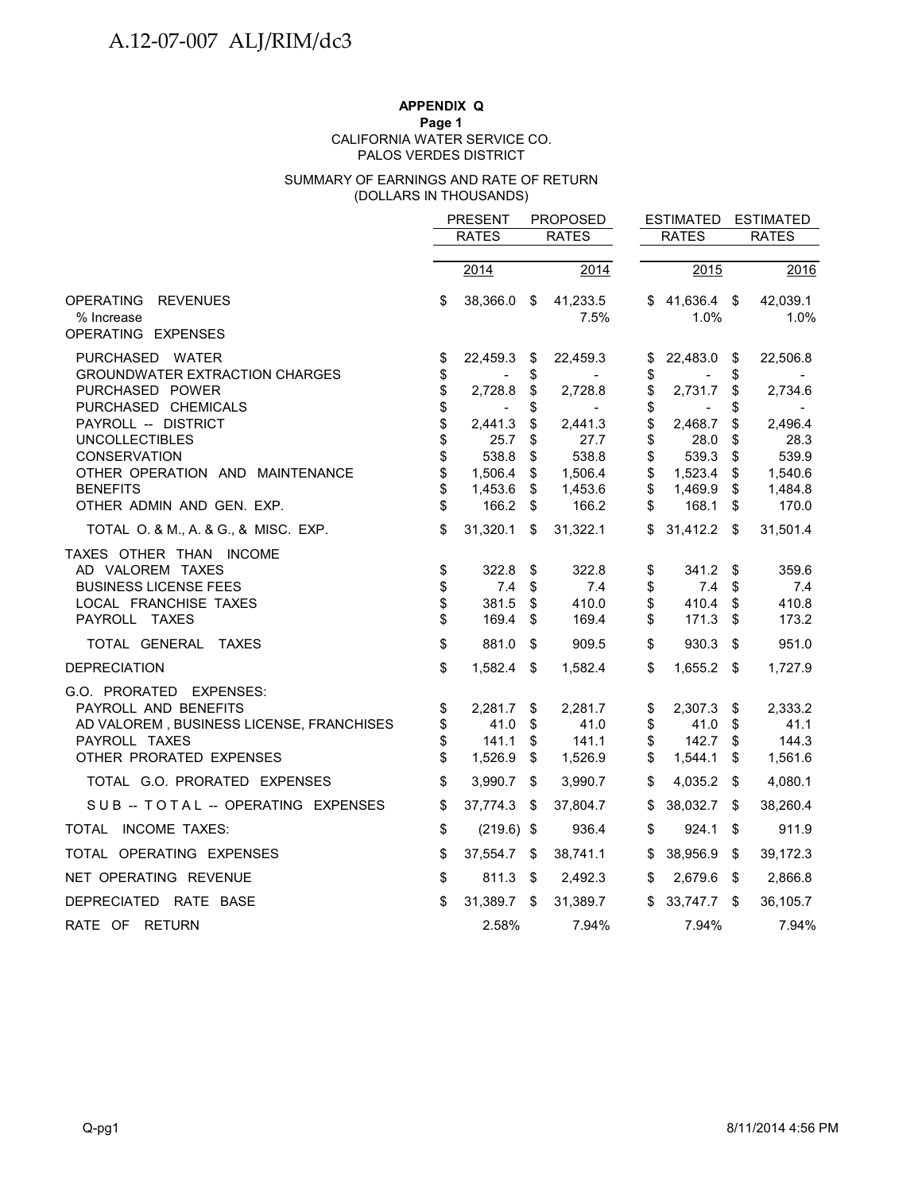A.12-07-007 ALJ/RIM/dc3

**APPENDIX Q**
**Page 1**
CALIFORNIA WATER SERVICE CO.
PALOS VERDES DISTRICT

SUMMARY OF EARNINGS AND RATE OF RETURN
(DOLLARS IN THOUSANDS)

| | PRESENT RATES | PROPOSED RATES | ESTIMATED RATES | ESTIMATED RATES |
|---|---|---|---|---|
| | 2014 | 2014 | 2015 | 2016 |
| OPERATING REVENUES | $ 38,366.0 | $ 41,233.5 | $ 41,636.4 | $ 42,039.1 |
| % Increase | | 7.5% | 1.0% | 1.0% |
| OPERATING EXPENSES | | | | |
| PURCHASED WATER | $ 22,459.3 | $ 22,459.3 | $ 22,483.0 | $ 22,506.8 |
| GROUNDWATER EXTRACTION CHARGES | $ - | $ - | $ - | $ - |
| PURCHASED POWER | $ 2,728.8 | $ 2,728.8 | $ 2,731.7 | $ 2,734.6 |
| PURCHASED CHEMICALS | $ - | $ - | $ - | $ - |
| PAYROLL -- DISTRICT | $ 2,441.3 | $ 2,441.3 | $ 2,468.7 | $ 2,496.4 |
| UNCOLLECTIBLES | $ 25.7 | $ 27.7 | $ 28.0 | $ 28.3 |
| CONSERVATION | $ 538.8 | $ 538.8 | $ 539.3 | $ 539.9 |
| OTHER OPERATION AND MAINTENANCE | $ 1,506.4 | $ 1,506.4 | $ 1,523.4 | $ 1,540.6 |
| BENEFITS | $ 1,453.6 | $ 1,453.6 | $ 1,469.9 | $ 1,484.8 |
| OTHER ADMIN AND GEN. EXP. | $ 166.2 | $ 166.2 | $ 168.1 | $ 170.0 |
| TOTAL O. & M., A. & G., & MISC. EXP. | $ 31,320.1 | $ 31,322.1 | $ 31,412.2 | $ 31,501.4 |
| TAXES OTHER THAN INCOME | | | | |
| AD VALOREM TAXES | $ 322.8 | $ 322.8 | $ 341.2 | $ 359.6 |
| BUSINESS LICENSE FEES | $ 7.4 | $ 7.4 | $ 7.4 | $ 7.4 |
| LOCAL FRANCHISE TAXES | $ 381.5 | $ 410.0 | $ 410.4 | $ 410.8 |
| PAYROLL TAXES | $ 169.4 | $ 169.4 | $ 171.3 | $ 173.2 |
| TOTAL GENERAL TAXES | $ 881.0 | $ 909.5 | $ 930.3 | $ 951.0 |
| DEPRECIATION | $ 1,582.4 | $ 1,582.4 | $ 1,655.2 | $ 1,727.9 |
| G.O. PRORATED EXPENSES: | | | | |
| PAYROLL AND BENEFITS | $ 2,281.7 | $ 2,281.7 | $ 2,307.3 | $ 2,333.2 |
| AD VALOREM , BUSINESS LICENSE, FRANCHISES | $ 41.0 | $ 41.0 | $ 41.0 | $ 41.1 |
| PAYROLL TAXES | $ 141.1 | $ 141.1 | $ 142.7 | $ 144.3 |
| OTHER PRORATED EXPENSES | $ 1,526.9 | $ 1,526.9 | $ 1,544.1 | $ 1,561.6 |
| TOTAL G.O. PRORATED EXPENSES | $ 3,990.7 | $ 3,990.7 | $ 4,035.2 | $ 4,080.1 |
| S U B -- T O T A L -- OPERATING EXPENSES | $ 37,774.3 | $ 37,804.7 | $ 38,032.7 | $ 38,260.4 |
| TOTAL INCOME TAXES: | $ (219.6) | $ 936.4 | $ 924.1 | $ 911.9 |
| TOTAL OPERATING EXPENSES | $ 37,554.7 | $ 38,741.1 | $ 38,956.9 | $ 39,172.3 |
| NET OPERATING REVENUE | $ 811.3 | $ 2,492.3 | $ 2,679.6 | $ 2,866.8 |
| DEPRECIATED RATE BASE | $ 31,389.7 | $ 31,389.7 | $ 33,747.7 | $ 36,105.7 |
| RATE OF RETURN | 2.58% | 7.94% | 7.94% | 7.94% |

Q-pg1 8/11/2014 4:56 PM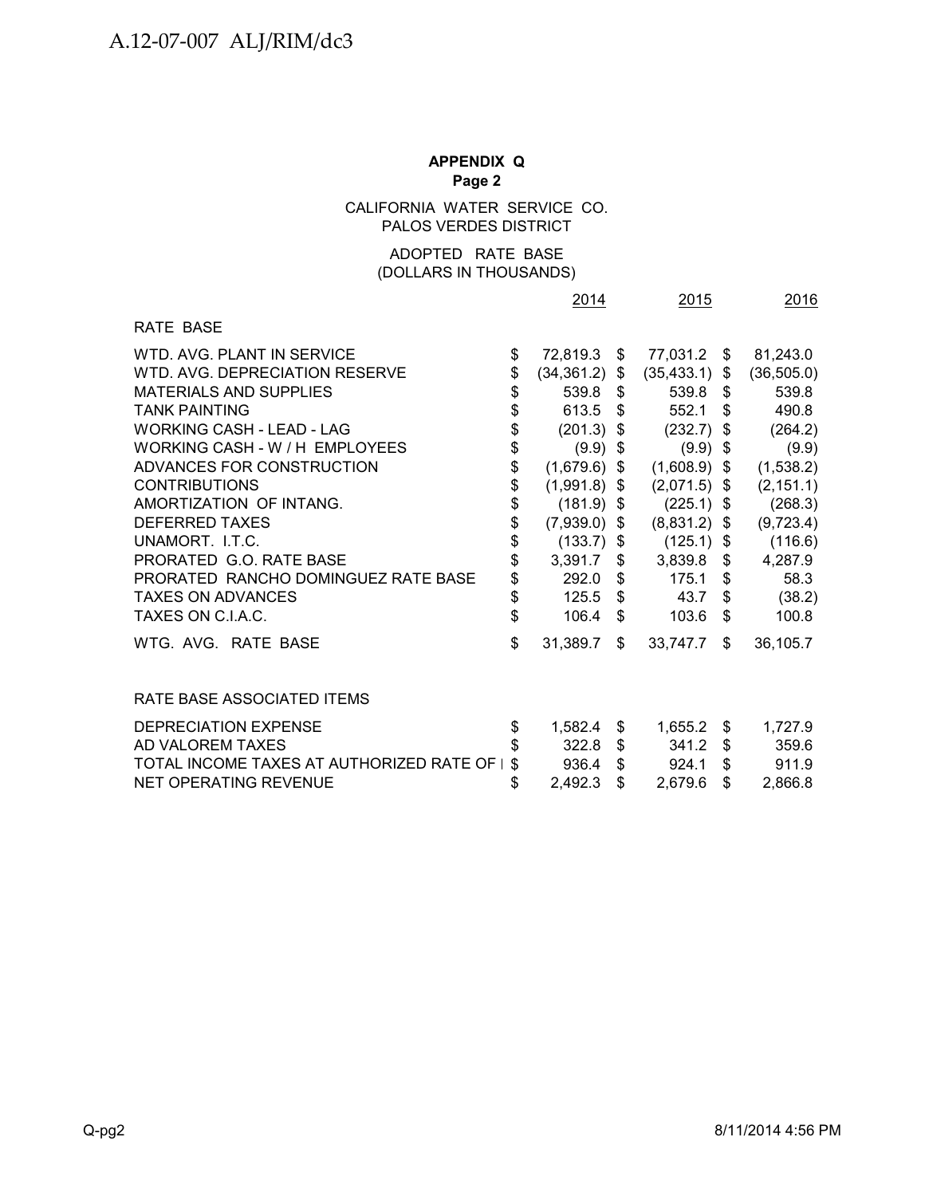**APPENDIX Q**
**Page 2**

CALIFORNIA WATER SERVICE CO.
PALOS VERDES DISTRICT

ADOPTED RATE BASE
(DOLLARS IN THOUSANDS)

| | 2014 | 2015 | 2016 |
|---|---|---|---|
| RATE BASE | | | |
| WTD. AVG. PLANT IN SERVICE | $ 72,819.3 | $ 77,031.2 | $ 81,243.0 |
| WTD. AVG. DEPRECIATION RESERVE | $ (34,361.2) | $ (35,433.1) | $ (36,505.0) |
| MATERIALS AND SUPPLIES | $ 539.8 | $ 539.8 | $ 539.8 |
| TANK PAINTING | $ 613.5 | $ 552.1 | $ 490.8 |
| WORKING CASH - LEAD - LAG | $ (201.3) | $ (232.7) | $ (264.2) |
| WORKING CASH - W / H EMPLOYEES | $ (9.9) | $ (9.9) | $ (9.9) |
| ADVANCES FOR CONSTRUCTION | $ (1,679.6) | $ (1,608.9) | $ (1,538.2) |
| CONTRIBUTIONS | $ (1,991.8) | $ (2,071.5) | $ (2,151.1) |
| AMORTIZATION OF INTANG. | $ (181.9) | $ (225.1) | $ (268.3) |
| DEFERRED TAXES | $ (7,939.0) | $ (8,831.2) | $ (9,723.4) |
| UNAMORT. I.T.C. | $ (133.7) | $ (125.1) | $ (116.6) |
| PRORATED G.O. RATE BASE | $ 3,391.7 | $ 3,839.8 | $ 4,287.9 |
| PRORATED RANCHO DOMINGUEZ RATE BASE | $ 292.0 | $ 175.1 | $ 58.3 |
| TAXES ON ADVANCES | $ 125.5 | $ 43.7 | $ (38.2) |
| TAXES ON C.I.A.C. | $ 106.4 | $ 103.6 | $ 100.8 |
| WTG. AVG. RATE BASE | $ 31,389.7 | $ 33,747.7 | $ 36,105.7 |
| | | | |
| RATE BASE ASSOCIATED ITEMS | | | |
| DEPRECIATION EXPENSE | $ 1,582.4 | $ 1,655.2 | $ 1,727.9 |
| AD VALOREM TAXES | $ 322.8 | $ 341.2 | $ 359.6 |
| TOTAL INCOME TAXES AT AUTHORIZED RATE OF I | $ 936.4 | $ 924.1 | $ 911.9 |
| NET OPERATING REVENUE | $ 2,492.3 | $ 2,679.6 | $ 2,866.8 |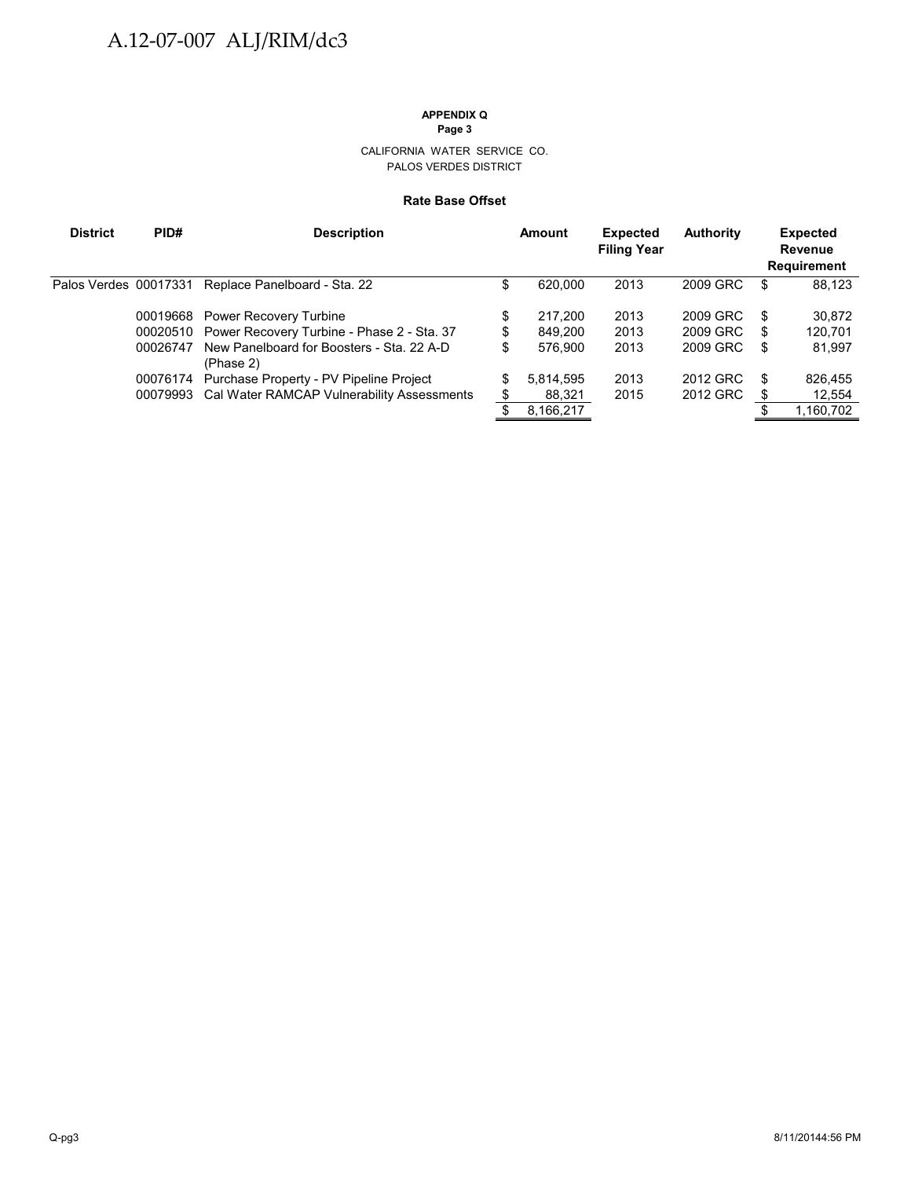**APPENDIX Q**
**Page 3**

CALIFORNIA WATER SERVICE CO.
PALOS VERDES DISTRICT

**Rate Base Offset**

| District | PID# | Description | Amount | Expected Filing Year | Authority | Expected Revenue Requirement |
|---|---|---|---|---|---|---|
| Palos Verdes | 00017331 | Replace Panelboard - Sta. 22 | $ 620,000 | 2013 | 2009 GRC | $ 88,123 |
| | 00019668 | Power Recovery Turbine | $ 217,200 | 2013 | 2009 GRC | $ 30,872 |
| | 00020510 | Power Recovery Turbine - Phase 2 - Sta. 37 | $ 849,200 | 2013 | 2009 GRC | $ 120,701 |
| | 00026747 | New Panelboard for Boosters - Sta. 22 A-D (Phase 2) | $ 576,900 | 2013 | 2009 GRC | $ 81,997 |
| | 00076174 | Purchase Property - PV Pipeline Project | $ 5,814,595 | 2013 | 2012 GRC | $ 826,455 |
| | 00079993 | Cal Water RAMCAP Vulnerability Assessments | $ 88,321 | 2015 | 2012 GRC | $ 12,554 |
| | | | $ 8,166,217 | | | $ 1,160,702 |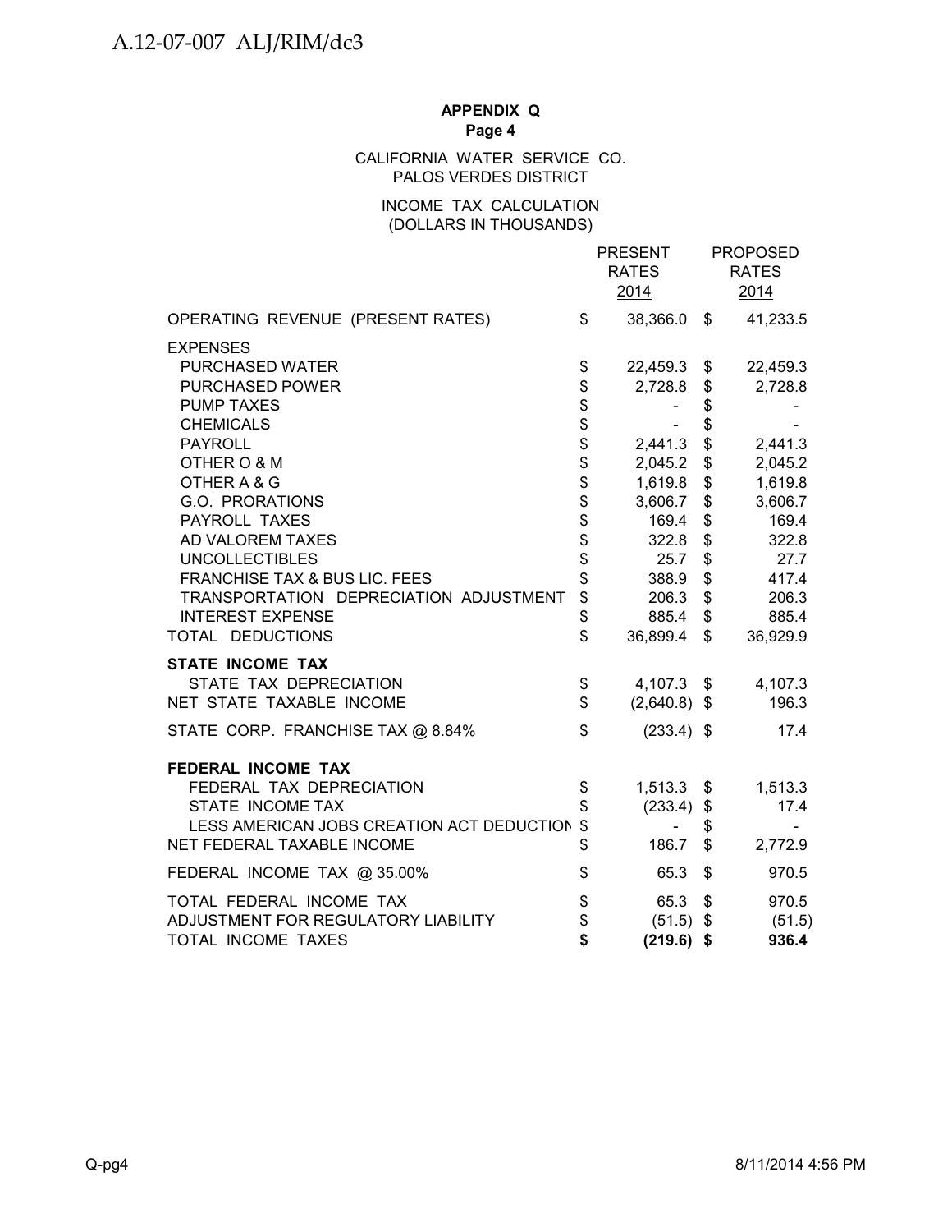**APPENDIX Q**
**Page 4**

CALIFORNIA WATER SERVICE CO.
PALOS VERDES DISTRICT

INCOME TAX CALCULATION
(DOLLARS IN THOUSANDS)

| | PRESENT RATES 2014 | PROPOSED RATES 2014 |
|---|---|---|
| OPERATING REVENUE (PRESENT RATES) | $ 38,366.0 | $ 41,233.5 |
| EXPENSES | | |
| PURCHASED WATER | $ 22,459.3 | $ 22,459.3 |
| PURCHASED POWER | $ 2,728.8 | $ 2,728.8 |
| PUMP TAXES | $ - | $ - |
| CHEMICALS | $ - | $ - |
| PAYROLL | $ 2,441.3 | $ 2,441.3 |
| OTHER O & M | $ 2,045.2 | $ 2,045.2 |
| OTHER A & G | $ 1,619.8 | $ 1,619.8 |
| G.O. PRORATIONS | $ 3,606.7 | $ 3,606.7 |
| PAYROLL TAXES | $ 169.4 | $ 169.4 |
| AD VALOREM TAXES | $ 322.8 | $ 322.8 |
| UNCOLLECTIBLES | $ 25.7 | $ 27.7 |
| FRANCHISE TAX & BUS LIC. FEES | $ 388.9 | $ 417.4 |
| TRANSPORTATION DEPRECIATION ADJUSTMENT | $ 206.3 | $ 206.3 |
| INTEREST EXPENSE | $ 885.4 | $ 885.4 |
| TOTAL DEDUCTIONS | $ 36,899.4 | $ 36,929.9 |
| **STATE INCOME TAX** | | |
| STATE TAX DEPRECIATION | $ 4,107.3 | $ 4,107.3 |
| NET STATE TAXABLE INCOME | $ (2,640.8) | $ 196.3 |
| STATE CORP. FRANCHISE TAX @ 8.84% | $ (233.4) | $ 17.4 |
| **FEDERAL INCOME TAX** | | |
| FEDERAL TAX DEPRECIATION | $ 1,513.3 | $ 1,513.3 |
| STATE INCOME TAX | $ (233.4) | $ 17.4 |
| LESS AMERICAN JOBS CREATION ACT DEDUCTION | $ - | $ - |
| NET FEDERAL TAXABLE INCOME | $ 186.7 | $ 2,772.9 |
| FEDERAL INCOME TAX @ 35.00% | $ 65.3 | $ 970.5 |
| TOTAL FEDERAL INCOME TAX | $ 65.3 | $ 970.5 |
| ADJUSTMENT FOR REGULATORY LIABILITY | $ (51.5) | $ (51.5) |
| **TOTAL INCOME TAXES** | **$ (219.6)** | **$ 936.4** |

Q-pg4 8/11/2014 4:56 PM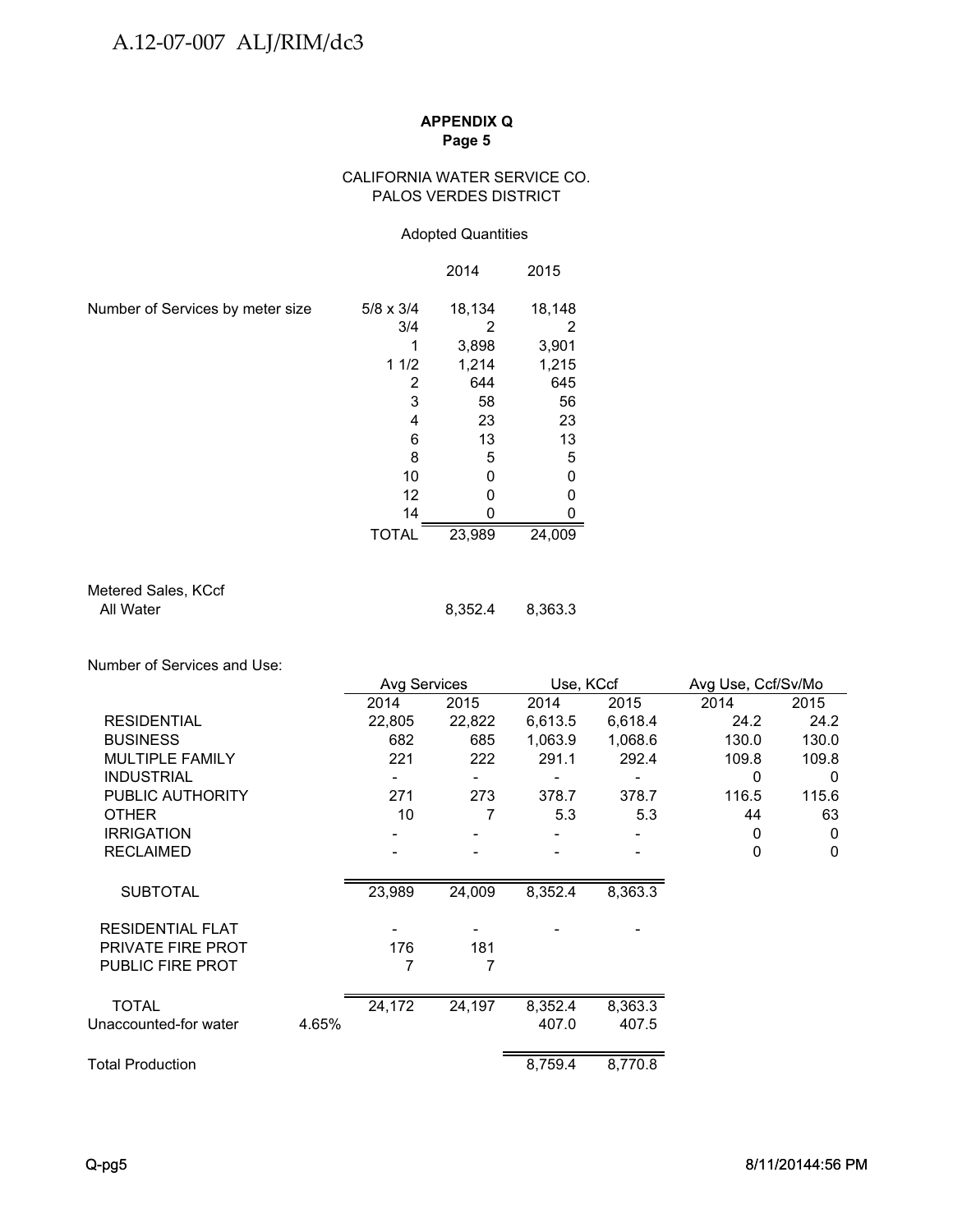**APPENDIX Q**
**Page 5**

CALIFORNIA WATER SERVICE CO.
PALOS VERDES DISTRICT

Adopted Quantities

| | | 2014 | 2015 |
|---|---|---|---|
| Number of Services by meter size | 5/8 x 3/4 | 18,134 | 18,148 |
| | 3/4 | 2 | 2 |
| | 1 | 3,898 | 3,901 |
| | 1 1/2 | 1,214 | 1,215 |
| | 2 | 644 | 645 |
| | 3 | 58 | 56 |
| | 4 | 23 | 23 |
| | 6 | 13 | 13 |
| | 8 | 5 | 5 |
| | 10 | 0 | 0 |
| | 12 | 0 | 0 |
| | 14 | 0 | 0 |
| | TOTAL | 23,989 | 24,009 |

| | 2014 | 2015 |
|---|---|---|
| Metered Sales, KCcf | | |
| All Water | 8,352.4 | 8,363.3 |

Number of Services and Use:

| | | Avg Services | | Use, KCcf | | Avg Use, Ccf/Sv/Mo | |
|---|---|---|---|---|---|---|---|
| | | 2014 | 2015 | 2014 | 2015 | 2014 | 2015 |
| RESIDENTIAL | | 22,805 | 22,822 | 6,613.5 | 6,618.4 | 24.2 | 24.2 |
| BUSINESS | | 682 | 685 | 1,063.9 | 1,068.6 | 130.0 | 130.0 |
| MULTIPLE FAMILY | | 221 | 222 | 291.1 | 292.4 | 109.8 | 109.8 |
| INDUSTRIAL | | - | - | - | - | 0 | 0 |
| PUBLIC AUTHORITY | | 271 | 273 | 378.7 | 378.7 | 116.5 | 115.6 |
| OTHER | | 10 | 7 | 5.3 | 5.3 | 44 | 63 |
| IRRIGATION | | - | - | - | - | 0 | 0 |
| RECLAIMED | | - | - | - | - | 0 | 0 |
| SUBTOTAL | | 23,989 | 24,009 | 8,352.4 | 8,363.3 | | |
| RESIDENTIAL FLAT | | - | - | - | - | | |
| PRIVATE FIRE PROT | | 176 | 181 | | | | |
| PUBLIC FIRE PROT | | 7 | 7 | | | | |
| TOTAL | | 24,172 | 24,197 | 8,352.4 | 8,363.3 | | |
| Unaccounted-for water | 4.65% | | | 407.0 | 407.5 | | |
| Total Production | | | | 8,759.4 | 8,770.8 | | |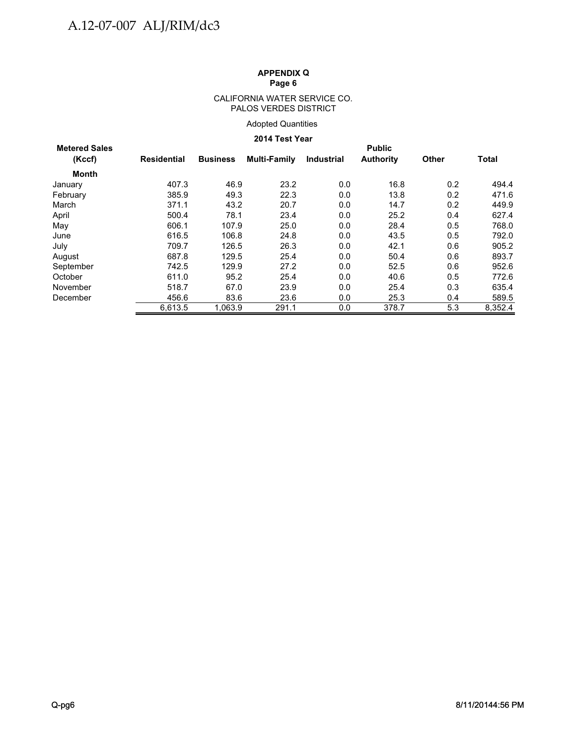**APPENDIX Q**
**Page 6**

CALIFORNIA WATER SERVICE CO.
PALOS VERDES DISTRICT

Adopted Quantities

**2014 Test Year**

| Metered Sales (Kccf) | Residential | Business | Multi-Family | Industrial | Public Authority | Other | Total |
|---|---|---|---|---|---|---|---|
| **Month** | | | | | | | |
| January | 407.3 | 46.9 | 23.2 | 0.0 | 16.8 | 0.2 | 494.4 |
| February | 385.9 | 49.3 | 22.3 | 0.0 | 13.8 | 0.2 | 471.6 |
| March | 371.1 | 43.2 | 20.7 | 0.0 | 14.7 | 0.2 | 449.9 |
| April | 500.4 | 78.1 | 23.4 | 0.0 | 25.2 | 0.4 | 627.4 |
| May | 606.1 | 107.9 | 25.0 | 0.0 | 28.4 | 0.5 | 768.0 |
| June | 616.5 | 106.8 | 24.8 | 0.0 | 43.5 | 0.5 | 792.0 |
| July | 709.7 | 126.5 | 26.3 | 0.0 | 42.1 | 0.6 | 905.2 |
| August | 687.8 | 129.5 | 25.4 | 0.0 | 50.4 | 0.6 | 893.7 |
| September | 742.5 | 129.9 | 27.2 | 0.0 | 52.5 | 0.6 | 952.6 |
| October | 611.0 | 95.2 | 25.4 | 0.0 | 40.6 | 0.5 | 772.6 |
| November | 518.7 | 67.0 | 23.9 | 0.0 | 25.4 | 0.3 | 635.4 |
| December | 456.6 | 83.6 | 23.6 | 0.0 | 25.3 | 0.4 | 589.5 |
| | 6,613.5 | 1,063.9 | 291.1 | 0.0 | 378.7 | 5.3 | 8,352.4 |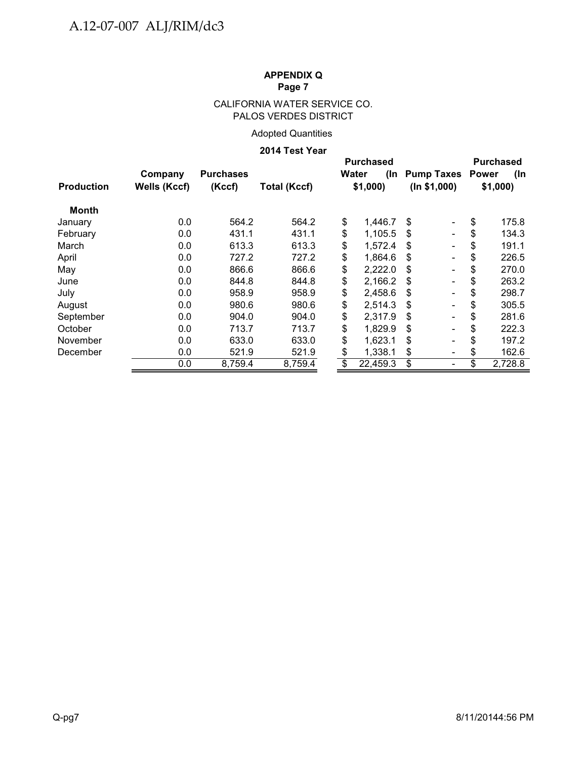A.12-07-007 ALJ/RIM/dc3

**APPENDIX Q**
**Page 7**

CALIFORNIA WATER SERVICE CO.
PALOS VERDES DISTRICT

Adopted Quantities

**2014 Test Year**

| Production | Company Wells (Kccf) | Purchases (Kccf) | Total (Kccf) | Purchased Water (In $1,000) | Pump Taxes (In $1,000) | Purchased Power (In $1,000) |
|---|---|---|---|---|---|---|
| **Month** | | | | | | |
| January | 0.0 | 564.2 | 564.2 | $ 1,446.7 | $ - | $ 175.8 |
| February | 0.0 | 431.1 | 431.1 | $ 1,105.5 | $ - | $ 134.3 |
| March | 0.0 | 613.3 | 613.3 | $ 1,572.4 | $ - | $ 191.1 |
| April | 0.0 | 727.2 | 727.2 | $ 1,864.6 | $ - | $ 226.5 |
| May | 0.0 | 866.6 | 866.6 | $ 2,222.0 | $ - | $ 270.0 |
| June | 0.0 | 844.8 | 844.8 | $ 2,166.2 | $ - | $ 263.2 |
| July | 0.0 | 958.9 | 958.9 | $ 2,458.6 | $ - | $ 298.7 |
| August | 0.0 | 980.6 | 980.6 | $ 2,514.3 | $ - | $ 305.5 |
| September | 0.0 | 904.0 | 904.0 | $ 2,317.9 | $ - | $ 281.6 |
| October | 0.0 | 713.7 | 713.7 | $ 1,829.9 | $ - | $ 222.3 |
| November | 0.0 | 633.0 | 633.0 | $ 1,623.1 | $ - | $ 197.2 |
| December | 0.0 | 521.9 | 521.9 | $ 1,338.1 | $ - | $ 162.6 |
| | 0.0 | 8,759.4 | 8,759.4 | $ 22,459.3 | $ - | $ 2,728.8 |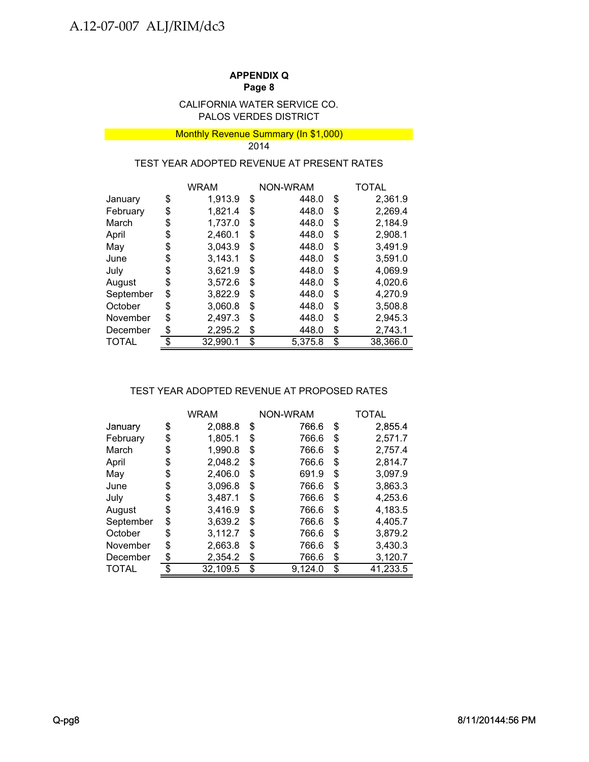**APPENDIX Q**
**Page 8**

CALIFORNIA WATER SERVICE CO.
PALOS VERDES DISTRICT

Monthly Revenue Summary (In $1,000)
2014

TEST YEAR ADOPTED REVENUE AT PRESENT RATES

| | WRAM | NON-WRAM | TOTAL |
|---|---|---|---|
| January | $ 1,913.9 | $ 448.0 | $ 2,361.9 |
| February | $ 1,821.4 | $ 448.0 | $ 2,269.4 |
| March | $ 1,737.0 | $ 448.0 | $ 2,184.9 |
| April | $ 2,460.1 | $ 448.0 | $ 2,908.1 |
| May | $ 3,043.9 | $ 448.0 | $ 3,491.9 |
| June | $ 3,143.1 | $ 448.0 | $ 3,591.0 |
| July | $ 3,621.9 | $ 448.0 | $ 4,069.9 |
| August | $ 3,572.6 | $ 448.0 | $ 4,020.6 |
| September | $ 3,822.9 | $ 448.0 | $ 4,270.9 |
| October | $ 3,060.8 | $ 448.0 | $ 3,508.8 |
| November | $ 2,497.3 | $ 448.0 | $ 2,945.3 |
| December | $ 2,295.2 | $ 448.0 | $ 2,743.1 |
| TOTAL | $ 32,990.1 | $ 5,375.8 | $ 38,366.0 |

TEST YEAR ADOPTED REVENUE AT PROPOSED RATES

| | WRAM | NON-WRAM | TOTAL |
|---|---|---|---|
| January | $ 2,088.8 | $ 766.6 | $ 2,855.4 |
| February | $ 1,805.1 | $ 766.6 | $ 2,571.7 |
| March | $ 1,990.8 | $ 766.6 | $ 2,757.4 |
| April | $ 2,048.2 | $ 766.6 | $ 2,814.7 |
| May | $ 2,406.0 | $ 691.9 | $ 3,097.9 |
| June | $ 3,096.8 | $ 766.6 | $ 3,863.3 |
| July | $ 3,487.1 | $ 766.6 | $ 4,253.6 |
| August | $ 3,416.9 | $ 766.6 | $ 4,183.5 |
| September | $ 3,639.2 | $ 766.6 | $ 4,405.7 |
| October | $ 3,112.7 | $ 766.6 | $ 3,879.2 |
| November | $ 2,663.8 | $ 766.6 | $ 3,430.3 |
| December | $ 2,354.2 | $ 766.6 | $ 3,120.7 |
| TOTAL | $ 32,109.5 | $ 9,124.0 | $ 41,233.5 |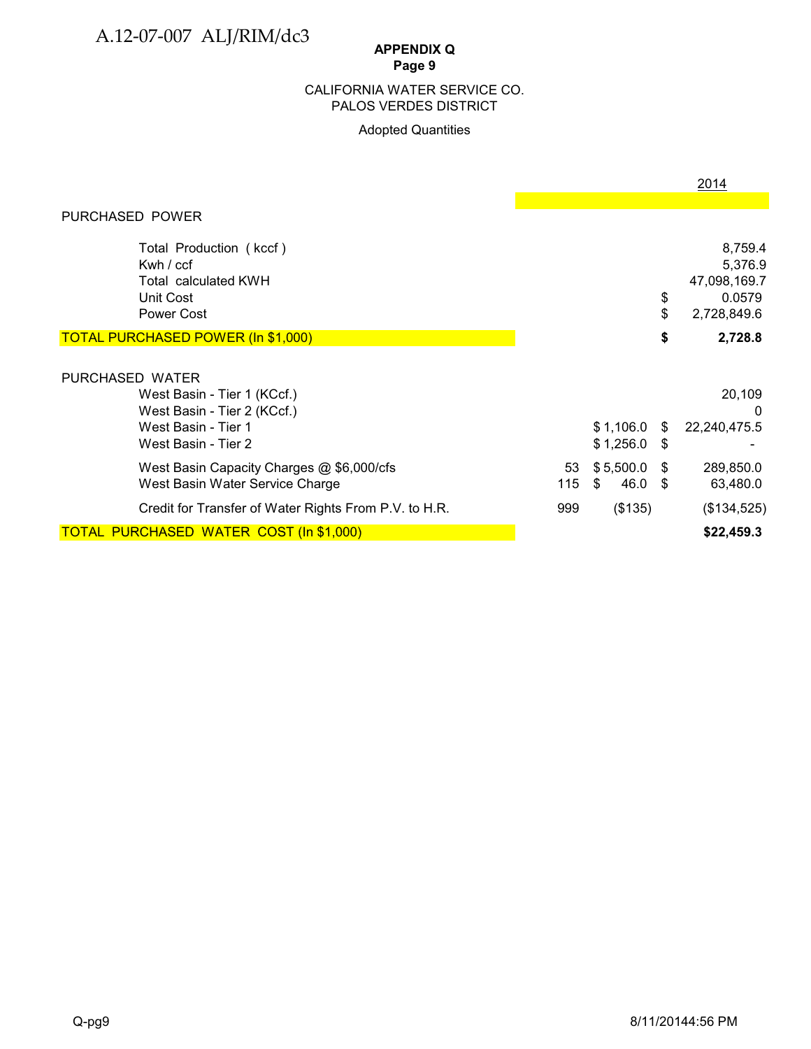**APPENDIX Q**
**Page 9**

CALIFORNIA WATER SERVICE CO.
PALOS VERDES DISTRICT

Adopted Quantities

| | | | | 2014 |
|---|---|---|---|---|
| PURCHASED POWER | | | | |
| Total Production ( kccf ) | | | | 8,759.4 |
| Kwh / ccf | | | | 5,376.9 |
| Total calculated KWH | | | | 47,098,169.7 |
| Unit Cost | | | $ | 0.0579 |
| Power Cost | | | $ | 2,728,849.6 |
| TOTAL PURCHASED POWER (In $1,000) | | | **$** | **2,728.8** |
| PURCHASED WATER | | | | |
| West Basin - Tier 1 (KCcf.) | | | | 20,109 |
| West Basin - Tier 2 (KCcf.) | | | | 0 |
| West Basin - Tier 1 | | $ 1,106.0 | $ | 22,240,475.5 |
| West Basin - Tier 2 | | $ 1,256.0 | $ | - |
| West Basin Capacity Charges @ $6,000/cfs | 53 | $ 5,500.0 | $ | 289,850.0 |
| West Basin Water Service Charge | 115 | $ 46.0 | $ | 63,480.0 |
| Credit for Transfer of Water Rights From P.V. to H.R. | 999 | ($135) | | ($134,525) |
| TOTAL PURCHASED WATER COST (In $1,000) | | | | **$22,459.3** |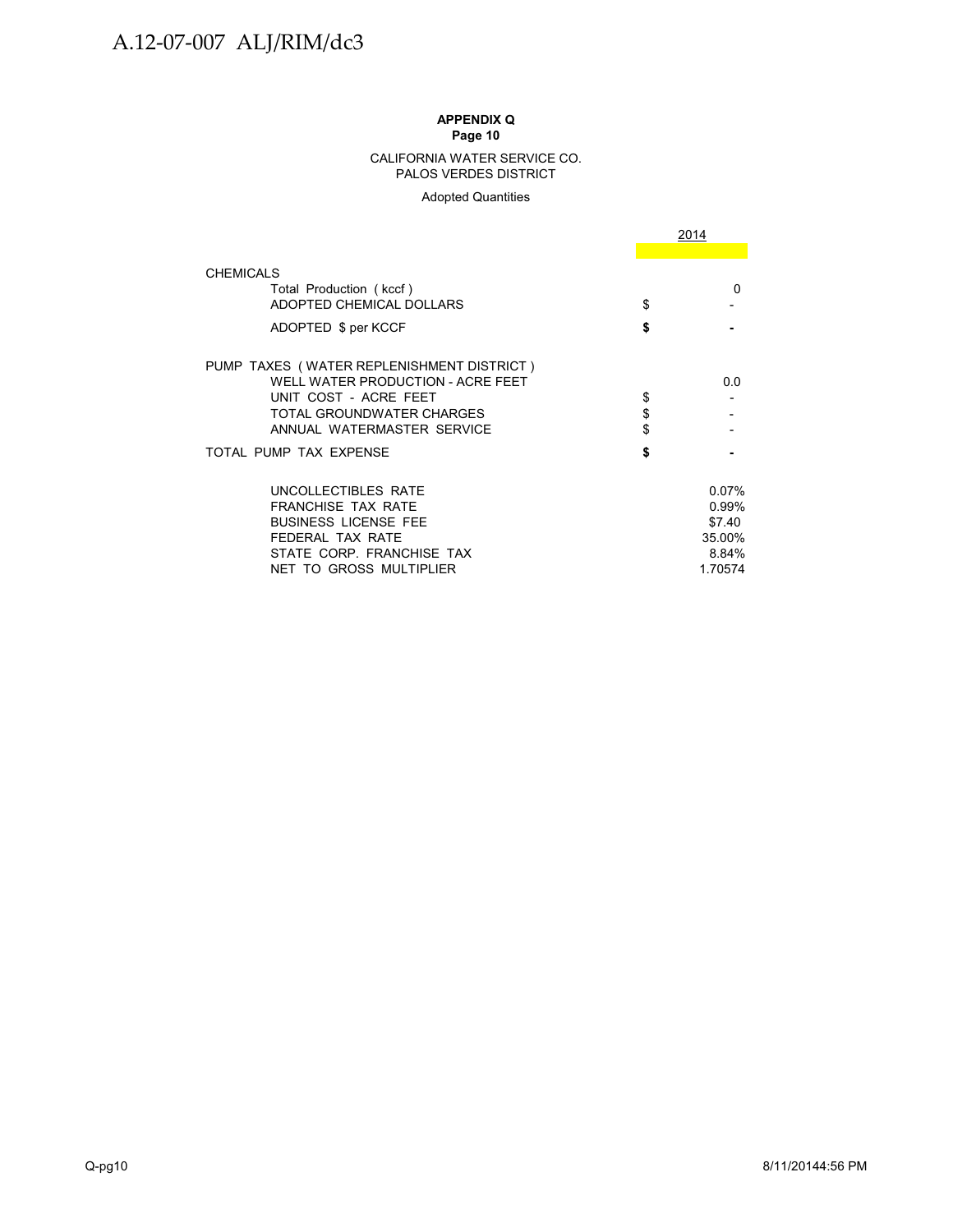**APPENDIX Q**
**Page 10**

CALIFORNIA WATER SERVICE CO.
PALOS VERDES DISTRICT

Adopted Quantities

| | | 2014 |
|---|---|---|
| CHEMICALS | | |
| Total Production ( kccf ) | | 0 |
| ADOPTED CHEMICAL DOLLARS | $ | - |
| **ADOPTED $ per KCCF** | **$** | **-** |
| PUMP TAXES ( WATER REPLENISHMENT DISTRICT ) | | |
| WELL WATER PRODUCTION - ACRE FEET | | 0.0 |
| UNIT COST - ACRE FEET | $ | - |
| TOTAL GROUNDWATER CHARGES | $ | - |
| ANNUAL WATERMASTER SERVICE | $ | - |
| TOTAL PUMP TAX EXPENSE | **$** | **-** |
| UNCOLLECTIBLES RATE | | 0.07% |
| FRANCHISE TAX RATE | | 0.99% |
| BUSINESS LICENSE FEE | | $7.40 |
| FEDERAL TAX RATE | | 35.00% |
| STATE CORP. FRANCHISE TAX | | 8.84% |
| NET TO GROSS MULTIPLIER | | 1.70574 |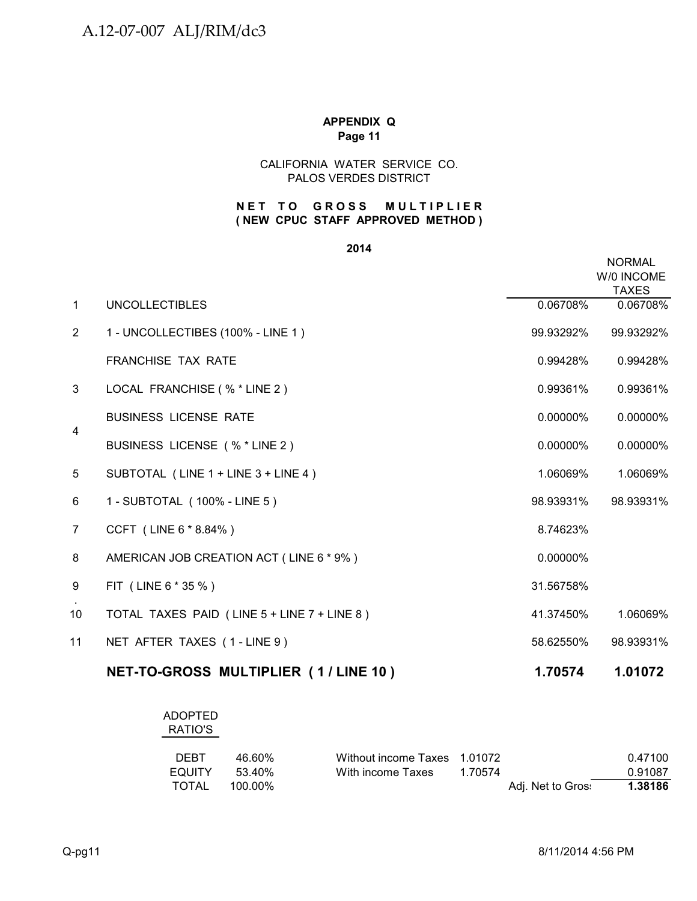**APPENDIX Q**
**Page 11**

CALIFORNIA WATER SERVICE CO.
PALOS VERDES DISTRICT

**NET TO GROSS MULTIPLIER**
**( NEW CPUC STAFF APPROVED METHOD )**

**2014**

| | | | NORMAL W/0 INCOME TAXES |
|---|---|---|---|
| 1 | UNCOLLECTIBLES | 0.06708% | 0.06708% |
| 2 | 1 - UNCOLLECTIBES (100% - LINE 1 ) | 99.93292% | 99.93292% |
| | FRANCHISE TAX RATE | 0.99428% | 0.99428% |
| 3 | LOCAL FRANCHISE ( % * LINE 2 ) | 0.99361% | 0.99361% |
| 4 | BUSINESS LICENSE RATE | 0.00000% | 0.00000% |
| | BUSINESS LICENSE ( % * LINE 2 ) | 0.00000% | 0.00000% |
| 5 | SUBTOTAL ( LINE 1 + LINE 3 + LINE 4 ) | 1.06069% | 1.06069% |
| 6 | 1 - SUBTOTAL ( 100% - LINE 5 ) | 98.93931% | 98.93931% |
| 7 | CCFT ( LINE 6 * 8.84% ) | 8.74623% | |
| 8 | AMERICAN JOB CREATION ACT ( LINE 6 * 9% ) | 0.00000% | |
| 9 | FIT ( LINE 6 * 35 % ) | 31.56758% | |
| 10 | TOTAL TAXES PAID ( LINE 5 + LINE 7 + LINE 8 ) | 41.37450% | 1.06069% |
| 11 | NET AFTER TAXES ( 1 - LINE 9 ) | 58.62550% | 98.93931% |
| | **NET-TO-GROSS MULTIPLIER ( 1 / LINE 10 )** | **1.70574** | **1.01072** |

| ADOPTED RATIO'S | | | | | |
|---|---|---|---|---|---|
| DEBT | 46.60% | Without income Taxes | 1.01072 | | 0.47100 |
| EQUITY | 53.40% | With income Taxes | 1.70574 | | 0.91087 |
| TOTAL | 100.00% | | | Adj. Net to Gros: | **1.38186** |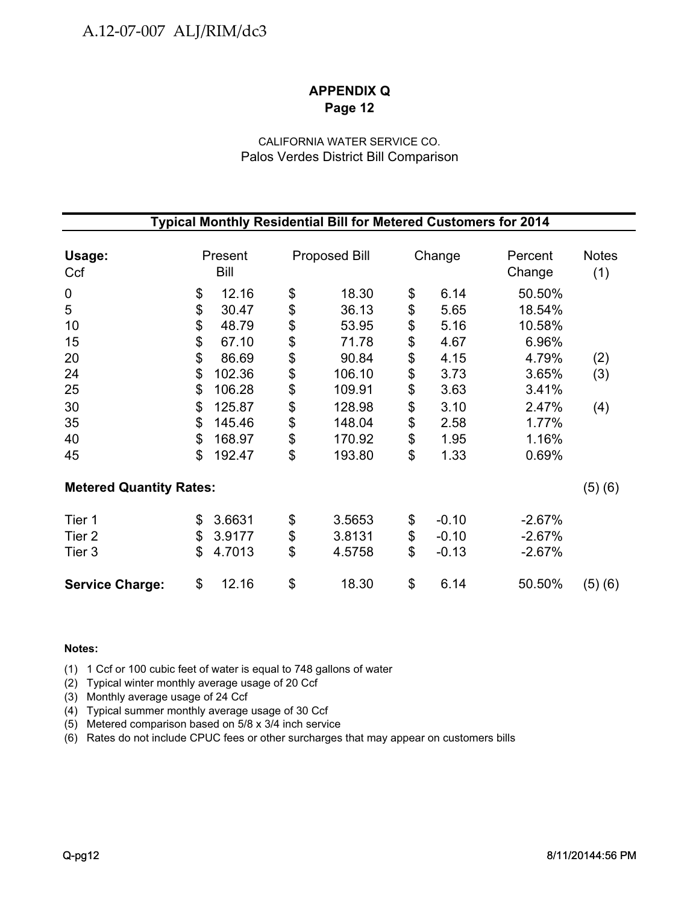A.12-07-007 ALJ/RIM/dc3

**APPENDIX Q**
**Page 12**

CALIFORNIA WATER SERVICE CO.
Palos Verdes District Bill Comparison

| **Typical Monthly Residential Bill for Metered Customers for 2014** | | | | | |
|---|---|---|---|---|---|
| **Usage:** Ccf | Present Bill | Proposed Bill | Change | Percent Change | Notes (1) |
| 0 | $ 12.16 | $ 18.30 | $ 6.14 | 50.50% | |
| 5 | $ 30.47 | $ 36.13 | $ 5.65 | 18.54% | |
| 10 | $ 48.79 | $ 53.95 | $ 5.16 | 10.58% | |
| 15 | $ 67.10 | $ 71.78 | $ 4.67 | 6.96% | |
| 20 | $ 86.69 | $ 90.84 | $ 4.15 | 4.79% | (2) |
| 24 | $ 102.36 | $ 106.10 | $ 3.73 | 3.65% | (3) |
| 25 | $ 106.28 | $ 109.91 | $ 3.63 | 3.41% | |
| 30 | $ 125.87 | $ 128.98 | $ 3.10 | 2.47% | (4) |
| 35 | $ 145.46 | $ 148.04 | $ 2.58 | 1.77% | |
| 40 | $ 168.97 | $ 170.92 | $ 1.95 | 1.16% | |
| 45 | $ 192.47 | $ 193.80 | $ 1.33 | 0.69% | |
| **Metered Quantity Rates:** | | | | | (5) (6) |
| Tier 1 | $ 3.6631 | $ 3.5653 | $ -0.10 | -2.67% | |
| Tier 2 | $ 3.9177 | $ 3.8131 | $ -0.10 | -2.67% | |
| Tier 3 | $ 4.7013 | $ 4.5758 | $ -0.13 | -2.67% | |
| **Service Charge:** | $ 12.16 | $ 18.30 | $ 6.14 | 50.50% | (5) (6) |

**Notes:**

(1) 1 Ccf or 100 cubic feet of water is equal to 748 gallons of water
(2) Typical winter monthly average usage of 20 Ccf
(3) Monthly average usage of 24 Ccf
(4) Typical summer monthly average usage of 30 Ccf
(5) Metered comparison based on 5/8 x 3/4 inch service
(6) Rates do not include CPUC fees or other surcharges that may appear on customers bills

Q-pg12 8/11/20144:56 PM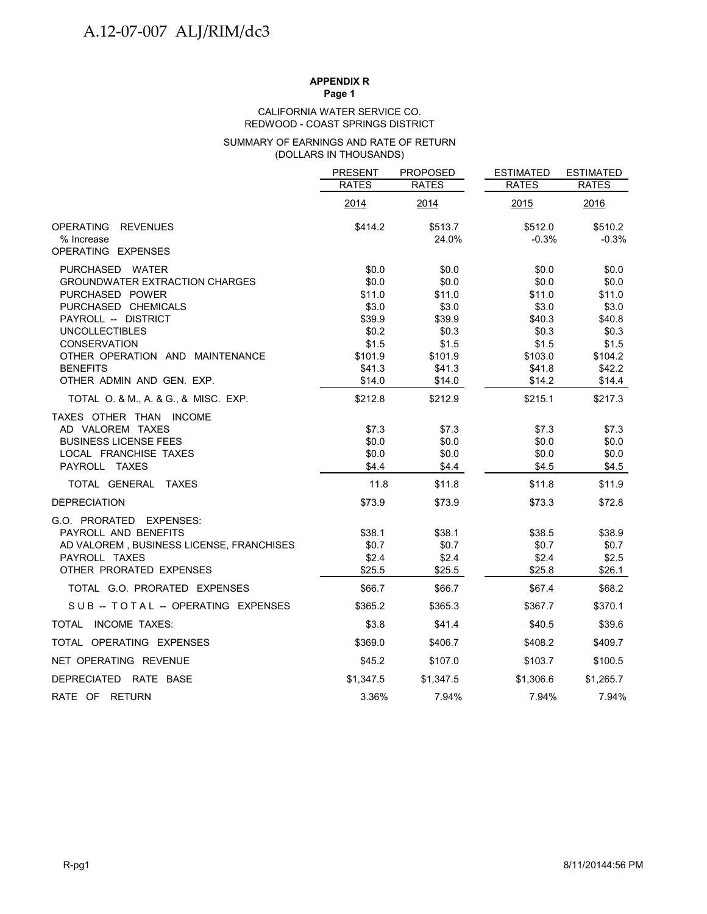**APPENDIX R**
**Page 1**

CALIFORNIA WATER SERVICE CO.
REDWOOD - COAST SPRINGS DISTRICT

SUMMARY OF EARNINGS AND RATE OF RETURN
(DOLLARS IN THOUSANDS)

| | PRESENT RATES 2014 | PROPOSED RATES 2014 | ESTIMATED RATES 2015 | ESTIMATED RATES 2016 |
|---|---|---|---|---|
| OPERATING REVENUES | $414.2 | $513.7 | $512.0 | $510.2 |
| % Increase | | 24.0% | -0.3% | -0.3% |
| OPERATING EXPENSES | | | | |
| PURCHASED WATER | $0.0 | $0.0 | $0.0 | $0.0 |
| GROUNDWATER EXTRACTION CHARGES | $0.0 | $0.0 | $0.0 | $0.0 |
| PURCHASED POWER | $11.0 | $11.0 | $11.0 | $11.0 |
| PURCHASED CHEMICALS | $3.0 | $3.0 | $3.0 | $3.0 |
| PAYROLL -- DISTRICT | $39.9 | $39.9 | $40.3 | $40.8 |
| UNCOLLECTIBLES | $0.2 | $0.3 | $0.3 | $0.3 |
| CONSERVATION | $1.5 | $1.5 | $1.5 | $1.5 |
| OTHER OPERATION AND MAINTENANCE | $101.9 | $101.9 | $103.0 | $104.2 |
| BENEFITS | $41.3 | $41.3 | $41.8 | $42.2 |
| OTHER ADMIN AND GEN. EXP. | $14.0 | $14.0 | $14.2 | $14.4 |
| TOTAL O. & M., A. & G., & MISC. EXP. | $212.8 | $212.9 | $215.1 | $217.3 |
| TAXES OTHER THAN INCOME | | | | |
| AD VALOREM TAXES | $7.3 | $7.3 | $7.3 | $7.3 |
| BUSINESS LICENSE FEES | $0.0 | $0.0 | $0.0 | $0.0 |
| LOCAL FRANCHISE TAXES | $0.0 | $0.0 | $0.0 | $0.0 |
| PAYROLL TAXES | $4.4 | $4.4 | $4.5 | $4.5 |
| TOTAL GENERAL TAXES | 11.8 | $11.8 | $11.8 | $11.9 |
| DEPRECIATION | $73.9 | $73.9 | $73.3 | $72.8 |
| G.O. PRORATED EXPENSES: | | | | |
| PAYROLL AND BENEFITS | $38.1 | $38.1 | $38.5 | $38.9 |
| AD VALOREM , BUSINESS LICENSE, FRANCHISES | $0.7 | $0.7 | $0.7 | $0.7 |
| PAYROLL TAXES | $2.4 | $2.4 | $2.4 | $2.5 |
| OTHER PRORATED EXPENSES | $25.5 | $25.5 | $25.8 | $26.1 |
| TOTAL G.O. PRORATED EXPENSES | $66.7 | $66.7 | $67.4 | $68.2 |
| S U B -- T O T A L -- OPERATING EXPENSES | $365.2 | $365.3 | $367.7 | $370.1 |
| TOTAL INCOME TAXES: | $3.8 | $41.4 | $40.5 | $39.6 |
| TOTAL OPERATING EXPENSES | $369.0 | $406.7 | $408.2 | $409.7 |
| NET OPERATING REVENUE | $45.2 | $107.0 | $103.7 | $100.5 |
| DEPRECIATED RATE BASE | $1,347.5 | $1,347.5 | $1,306.6 | $1,265.7 |
| RATE OF RETURN | 3.36% | 7.94% | 7.94% | 7.94% |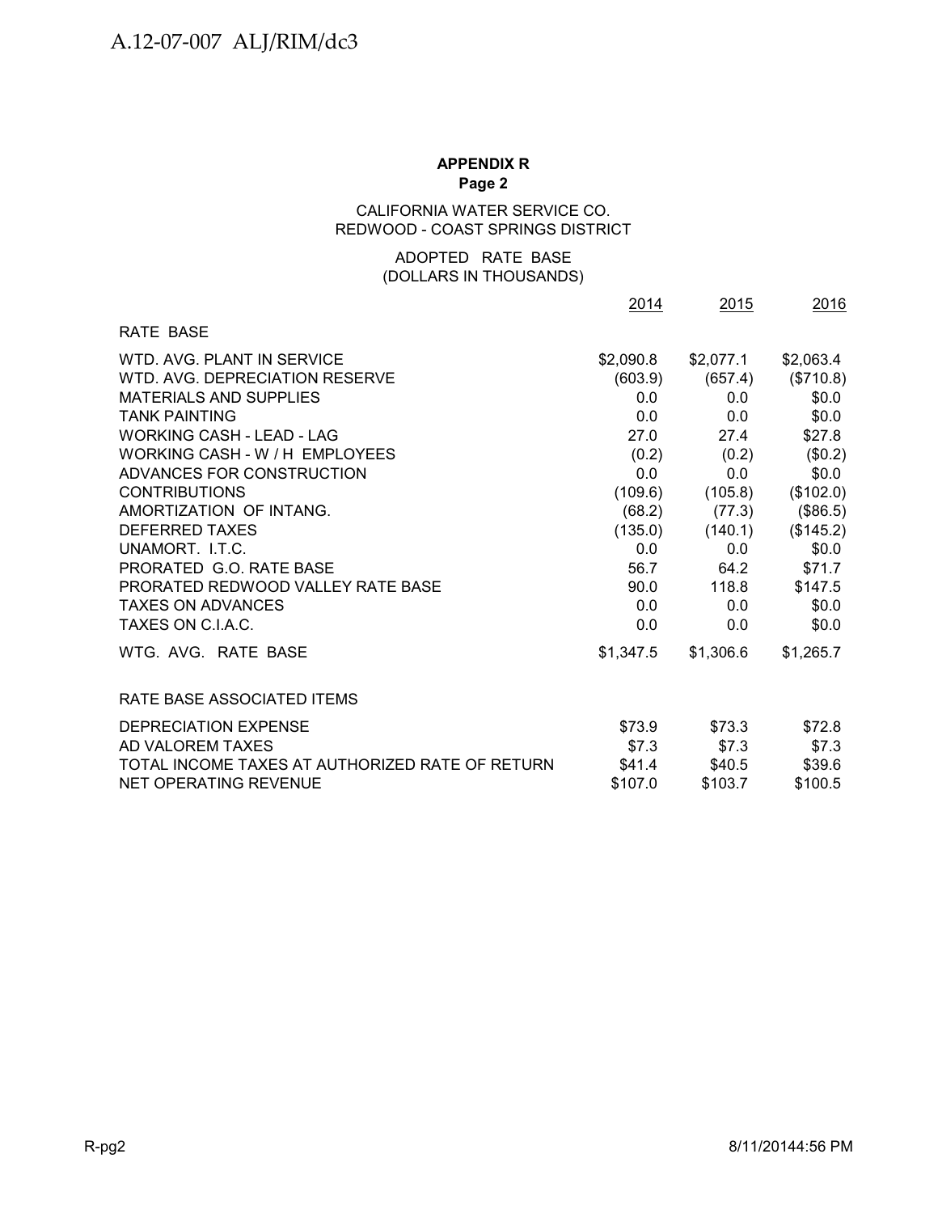**APPENDIX R**
**Page 2**

CALIFORNIA WATER SERVICE CO.
REDWOOD - COAST SPRINGS DISTRICT

ADOPTED RATE BASE
(DOLLARS IN THOUSANDS)

| | 2014 | 2015 | 2016 |
|---|---|---|---|
| RATE BASE | | | |
| WTD. AVG. PLANT IN SERVICE | $2,090.8 | $2,077.1 | $2,063.4 |
| WTD. AVG. DEPRECIATION RESERVE | (603.9) | (657.4) | ($710.8) |
| MATERIALS AND SUPPLIES | 0.0 | 0.0 | $0.0 |
| TANK PAINTING | 0.0 | 0.0 | $0.0 |
| WORKING CASH - LEAD - LAG | 27.0 | 27.4 | $27.8 |
| WORKING CASH - W / H EMPLOYEES | (0.2) | (0.2) | ($0.2) |
| ADVANCES FOR CONSTRUCTION | 0.0 | 0.0 | $0.0 |
| CONTRIBUTIONS | (109.6) | (105.8) | ($102.0) |
| AMORTIZATION OF INTANG. | (68.2) | (77.3) | ($86.5) |
| DEFERRED TAXES | (135.0) | (140.1) | ($145.2) |
| UNAMORT. I.T.C. | 0.0 | 0.0 | $0.0 |
| PRORATED G.O. RATE BASE | 56.7 | 64.2 | $71.7 |
| PRORATED REDWOOD VALLEY RATE BASE | 90.0 | 118.8 | $147.5 |
| TAXES ON ADVANCES | 0.0 | 0.0 | $0.0 |
| TAXES ON C.I.A.C. | 0.0 | 0.0 | $0.0 |
| WTG. AVG. RATE BASE | $1,347.5 | $1,306.6 | $1,265.7 |
| RATE BASE ASSOCIATED ITEMS | | | |
| DEPRECIATION EXPENSE | $73.9 | $73.3 | $72.8 |
| AD VALOREM TAXES | $7.3 | $7.3 | $7.3 |
| TOTAL INCOME TAXES AT AUTHORIZED RATE OF RETURN | $41.4 | $40.5 | $39.6 |
| NET OPERATING REVENUE | $107.0 | $103.7 | $100.5 |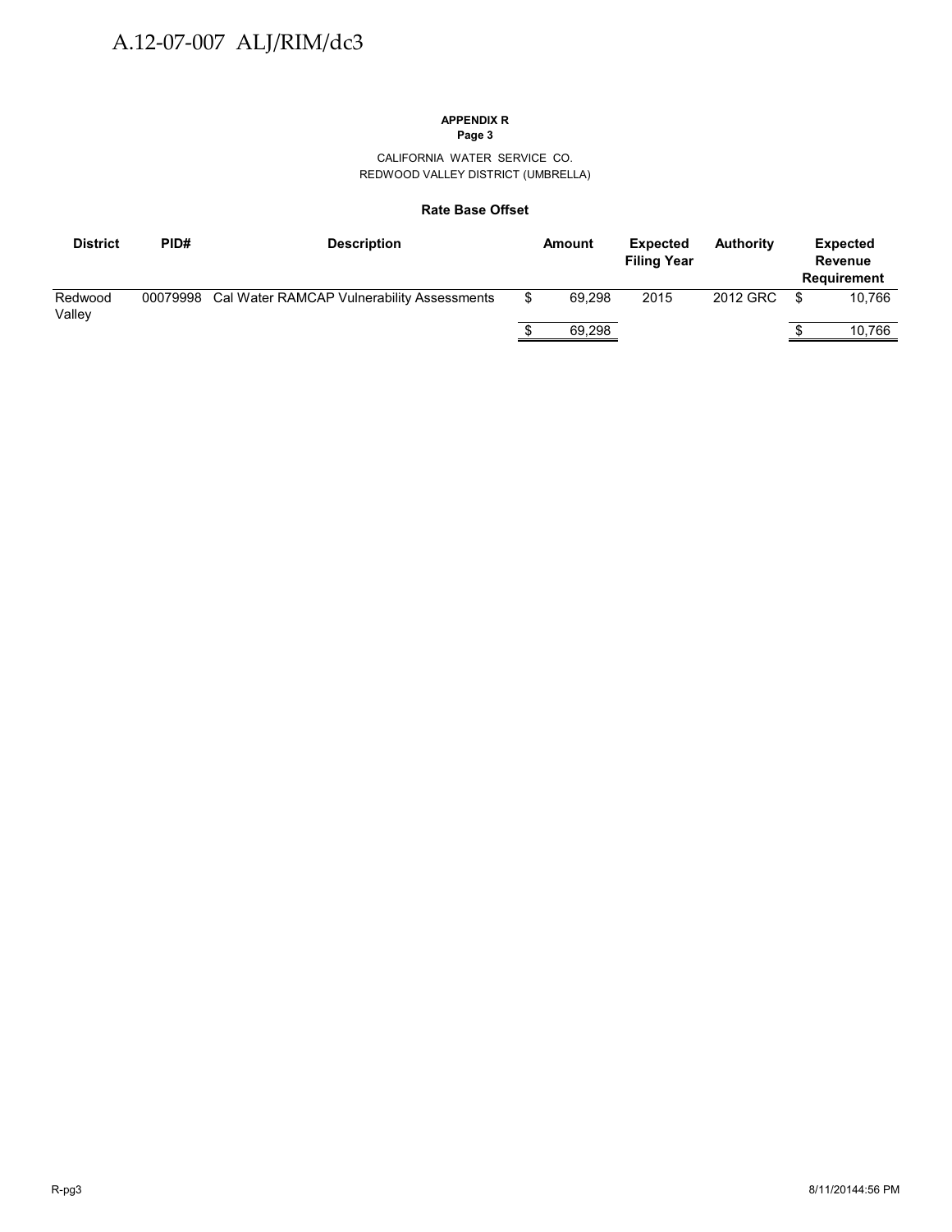**APPENDIX R**
**Page 3**

CALIFORNIA WATER SERVICE CO.
REDWOOD VALLEY DISTRICT (UMBRELLA)

**Rate Base Offset**

| District | PID# | Description | Amount | Expected Filing Year | Authority | Expected Revenue Requirement |
|---|---|---|---|---|---|---|
| Redwood Valley | 00079998 | Cal Water RAMCAP Vulnerability Assessments | $ 69,298 | 2015 | 2012 GRC | $ 10,766 |
| | | | $ 69,298 | | | $ 10,766 |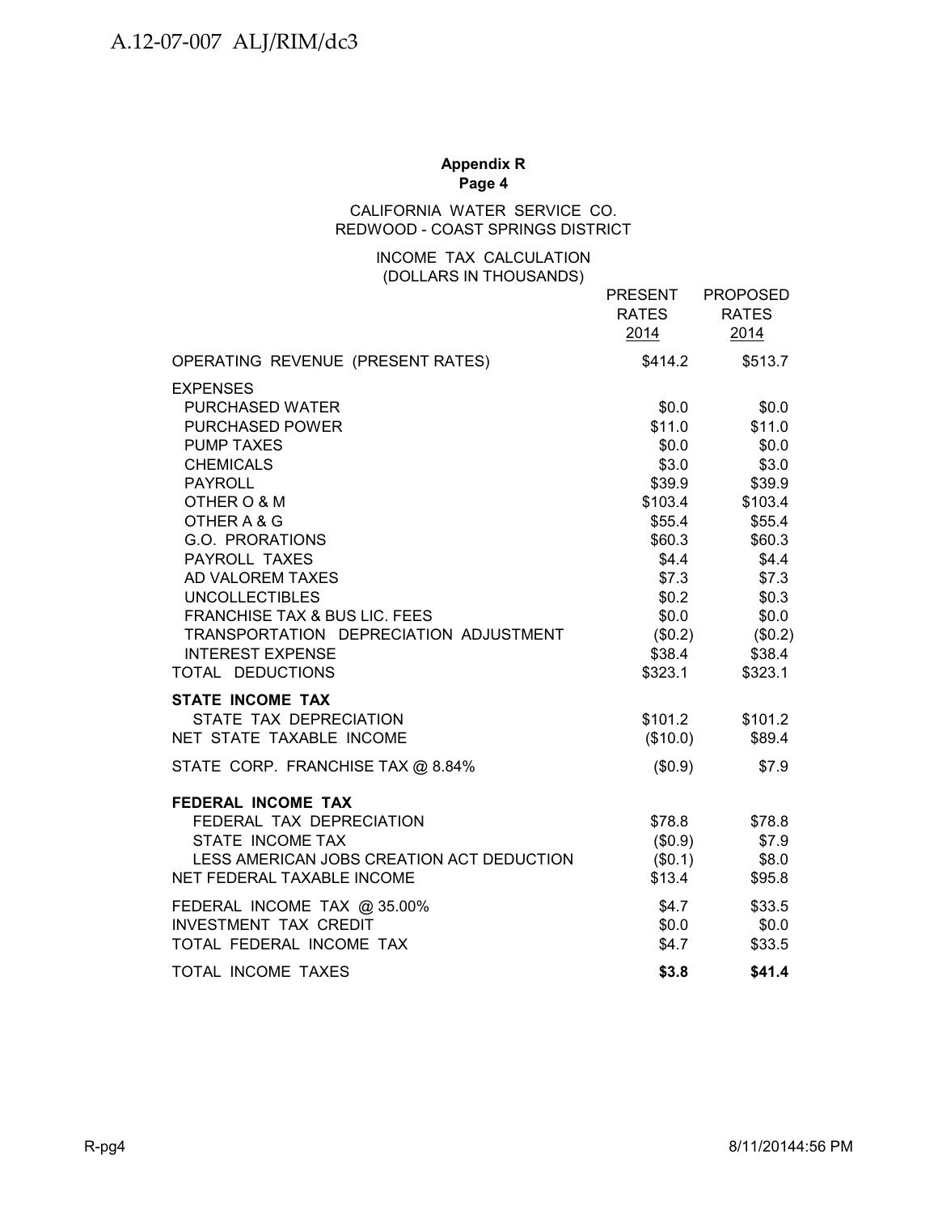**Appendix R**
**Page 4**

CALIFORNIA WATER SERVICE CO.
REDWOOD - COAST SPRINGS DISTRICT

INCOME TAX CALCULATION
(DOLLARS IN THOUSANDS)

| | PRESENT RATES 2014 | PROPOSED RATES 2014 |
|---|---|---|
| OPERATING REVENUE (PRESENT RATES) | $414.2 | $513.7 |
| EXPENSES | | |
| PURCHASED WATER | $0.0 | $0.0 |
| PURCHASED POWER | $11.0 | $11.0 |
| PUMP TAXES | $0.0 | $0.0 |
| CHEMICALS | $3.0 | $3.0 |
| PAYROLL | $39.9 | $39.9 |
| OTHER O & M | $103.4 | $103.4 |
| OTHER A & G | $55.4 | $55.4 |
| G.O. PRORATIONS | $60.3 | $60.3 |
| PAYROLL TAXES | $4.4 | $4.4 |
| AD VALOREM TAXES | $7.3 | $7.3 |
| UNCOLLECTIBLES | $0.2 | $0.3 |
| FRANCHISE TAX & BUS LIC. FEES | $0.0 | $0.0 |
| TRANSPORTATION DEPRECIATION ADJUSTMENT | ($0.2) | ($0.2) |
| INTEREST EXPENSE | $38.4 | $38.4 |
| TOTAL DEDUCTIONS | $323.1 | $323.1 |
| **STATE INCOME TAX** | | |
| STATE TAX DEPRECIATION | $101.2 | $101.2 |
| NET STATE TAXABLE INCOME | ($10.0) | $89.4 |
| STATE CORP. FRANCHISE TAX @ 8.84% | ($0.9) | $7.9 |
| **FEDERAL INCOME TAX** | | |
| FEDERAL TAX DEPRECIATION | $78.8 | $78.8 |
| STATE INCOME TAX | ($0.9) | $7.9 |
| LESS AMERICAN JOBS CREATION ACT DEDUCTION | ($0.1) | $8.0 |
| NET FEDERAL TAXABLE INCOME | $13.4 | $95.8 |
| FEDERAL INCOME TAX @ 35.00% | $4.7 | $33.5 |
| INVESTMENT TAX CREDIT | $0.0 | $0.0 |
| TOTAL FEDERAL INCOME TAX | $4.7 | $33.5 |
| TOTAL INCOME TAXES | **$3.8** | **$41.4** |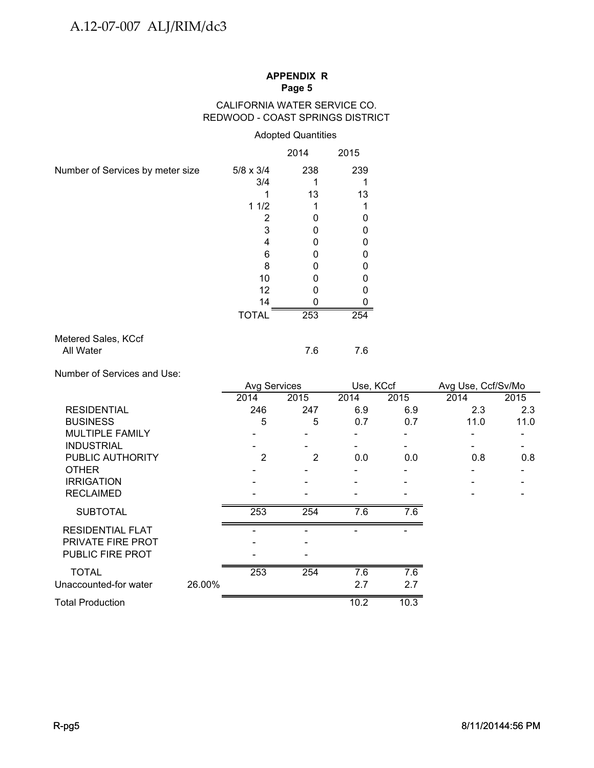**APPENDIX R**
**Page 5**

CALIFORNIA WATER SERVICE CO.
REDWOOD - COAST SPRINGS DISTRICT

Adopted Quantities

| | | 2014 | 2015 |
|---|---|---|---|
| Number of Services by meter size | 5/8 x 3/4 | 238 | 239 |
| | 3/4 | 1 | 1 |
| | 1 | 13 | 13 |
| | 1 1/2 | 1 | 1 |
| | 2 | 0 | 0 |
| | 3 | 0 | 0 |
| | 4 | 0 | 0 |
| | 6 | 0 | 0 |
| | 8 | 0 | 0 |
| | 10 | 0 | 0 |
| | 12 | 0 | 0 |
| | 14 | 0 | 0 |
| | TOTAL | 253 | 254 |
| Metered Sales, KCcf | | | |
| All Water | | 7.6 | 7.6 |

Number of Services and Use:

| | | Avg Services | | Use, KCcf | | Avg Use, Ccf/Sv/Mo | |
|---|---|---|---|---|---|---|---|
| | | 2014 | 2015 | 2014 | 2015 | 2014 | 2015 |
| RESIDENTIAL | | 246 | 247 | 6.9 | 6.9 | 2.3 | 2.3 |
| BUSINESS | | 5 | 5 | 0.7 | 0.7 | 11.0 | 11.0 |
| MULTIPLE FAMILY | | - | - | - | - | - | - |
| INDUSTRIAL | | - | - | - | - | - | - |
| PUBLIC AUTHORITY | | 2 | 2 | 0.0 | 0.0 | 0.8 | 0.8 |
| OTHER | | - | - | - | - | - | - |
| IRRIGATION | | - | - | - | - | - | - |
| RECLAIMED | | - | - | - | - | - | - |
| SUBTOTAL | | 253 | 254 | 7.6 | 7.6 | | |
| RESIDENTIAL FLAT | | - | - | - | - | | |
| PRIVATE FIRE PROT | | - | - | | | | |
| PUBLIC FIRE PROT | | - | - | | | | |
| TOTAL | | 253 | 254 | 7.6 | 7.6 | | |
| Unaccounted-for water | 26.00% | | | 2.7 | 2.7 | | |
| Total Production | | | | 10.2 | 10.3 | | |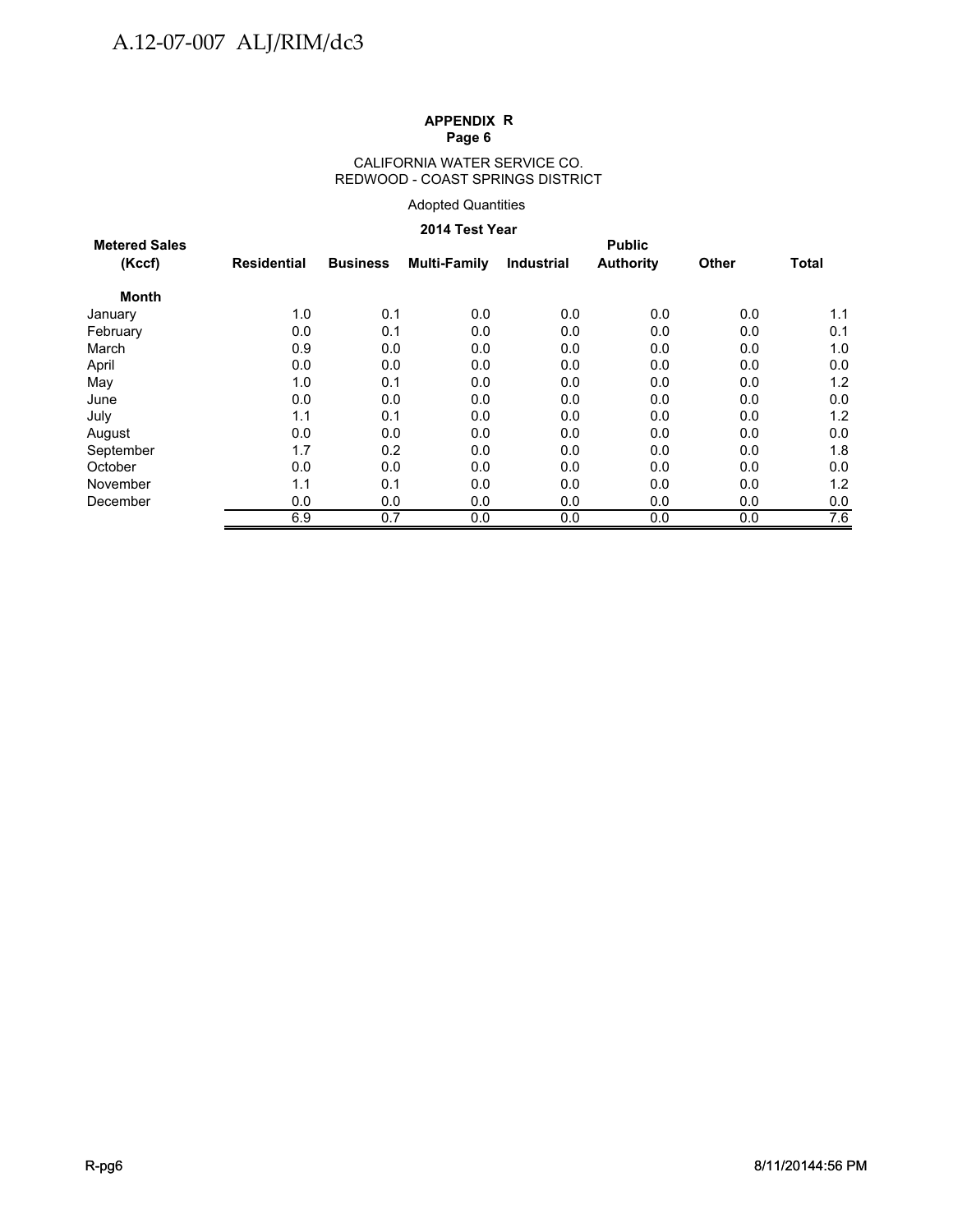**APPENDIX R**
**Page 6**

CALIFORNIA WATER SERVICE CO.
REDWOOD - COAST SPRINGS DISTRICT

Adopted Quantities

**2014 Test Year**

| Metered Sales (Kccf) | Residential | Business | Multi-Family | Industrial | Public Authority | Other | Total |
|---|---|---|---|---|---|---|---|
| **Month** | | | | | | | |
| January | 1.0 | 0.1 | 0.0 | 0.0 | 0.0 | 0.0 | 1.1 |
| February | 0.0 | 0.1 | 0.0 | 0.0 | 0.0 | 0.0 | 0.1 |
| March | 0.9 | 0.0 | 0.0 | 0.0 | 0.0 | 0.0 | 1.0 |
| April | 0.0 | 0.0 | 0.0 | 0.0 | 0.0 | 0.0 | 0.0 |
| May | 1.0 | 0.1 | 0.0 | 0.0 | 0.0 | 0.0 | 1.2 |
| June | 0.0 | 0.0 | 0.0 | 0.0 | 0.0 | 0.0 | 0.0 |
| July | 1.1 | 0.1 | 0.0 | 0.0 | 0.0 | 0.0 | 1.2 |
| August | 0.0 | 0.0 | 0.0 | 0.0 | 0.0 | 0.0 | 0.0 |
| September | 1.7 | 0.2 | 0.0 | 0.0 | 0.0 | 0.0 | 1.8 |
| October | 0.0 | 0.0 | 0.0 | 0.0 | 0.0 | 0.0 | 0.0 |
| November | 1.1 | 0.1 | 0.0 | 0.0 | 0.0 | 0.0 | 1.2 |
| December | 0.0 | 0.0 | 0.0 | 0.0 | 0.0 | 0.0 | 0.0 |
| | 6.9 | 0.7 | 0.0 | 0.0 | 0.0 | 0.0 | 7.6 |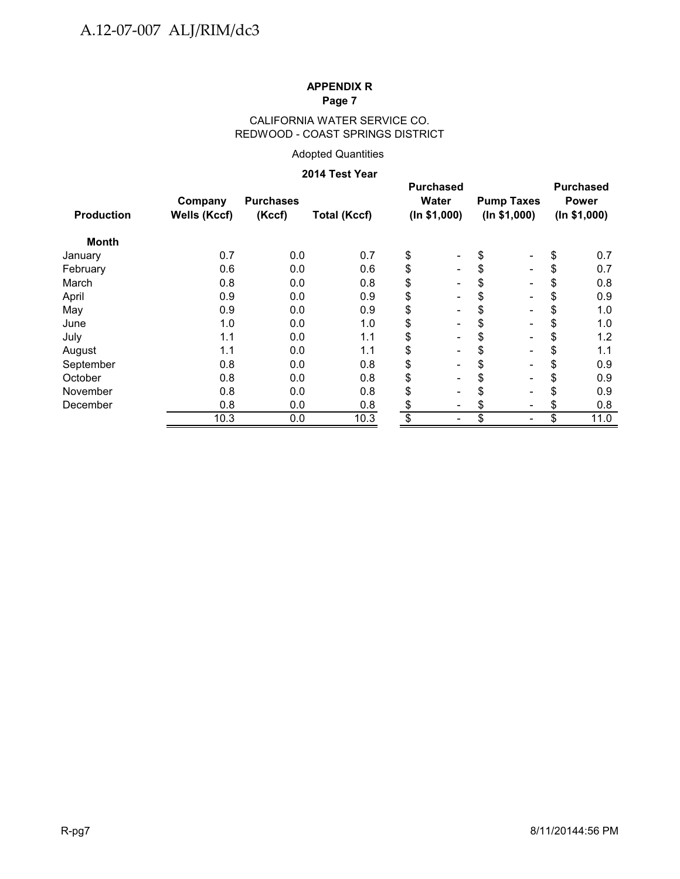**APPENDIX R**
**Page 7**

CALIFORNIA WATER SERVICE CO.
REDWOOD - COAST SPRINGS DISTRICT

Adopted Quantities

**2014 Test Year**

| **Production** | **Company Wells (Kccf)** | **Purchases (Kccf)** | **Total (Kccf)** | **Purchased Water (In $1,000)** | **Pump Taxes (In $1,000)** | **Purchased Power (In $1,000)** |
|---|---|---|---|---|---|---|
| **Month** | | | | | | |
| January | 0.7 | 0.0 | 0.7 | $ - | $ - | $ 0.7 |
| February | 0.6 | 0.0 | 0.6 | $ - | $ - | $ 0.7 |
| March | 0.8 | 0.0 | 0.8 | $ - | $ - | $ 0.8 |
| April | 0.9 | 0.0 | 0.9 | $ - | $ - | $ 0.9 |
| May | 0.9 | 0.0 | 0.9 | $ - | $ - | $ 1.0 |
| June | 1.0 | 0.0 | 1.0 | $ - | $ - | $ 1.0 |
| July | 1.1 | 0.0 | 1.1 | $ - | $ - | $ 1.2 |
| August | 1.1 | 0.0 | 1.1 | $ - | $ - | $ 1.1 |
| September | 0.8 | 0.0 | 0.8 | $ - | $ - | $ 0.9 |
| October | 0.8 | 0.0 | 0.8 | $ - | $ - | $ 0.9 |
| November | 0.8 | 0.0 | 0.8 | $ - | $ - | $ 0.9 |
| December | 0.8 | 0.0 | 0.8 | $ - | $ - | $ 0.8 |
| | 10.3 | 0.0 | 10.3 | $ - | $ - | $ 11.0 |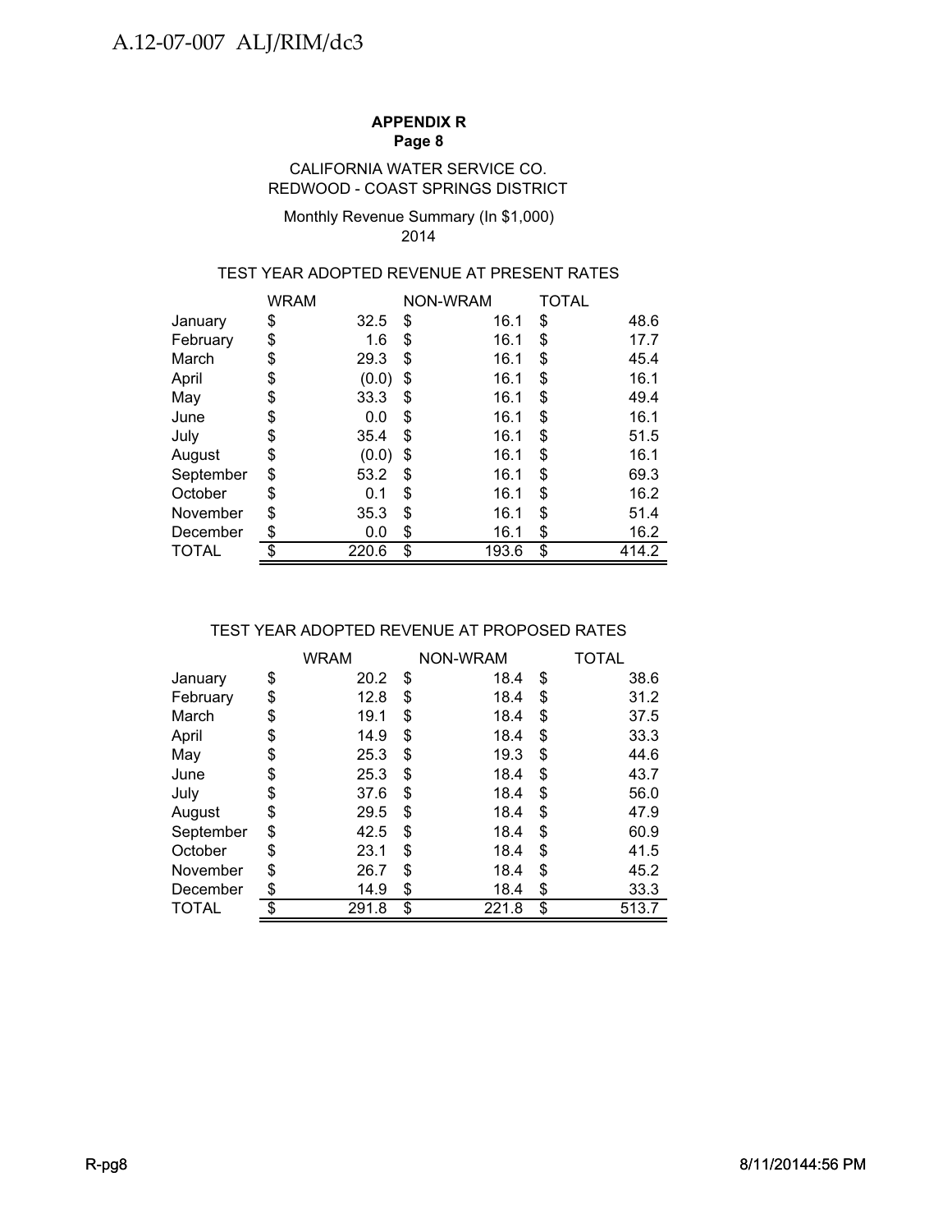**APPENDIX R**
**Page 8**

CALIFORNIA WATER SERVICE CO.
REDWOOD - COAST SPRINGS DISTRICT

Monthly Revenue Summary (In $1,000)
2014

TEST YEAR ADOPTED REVENUE AT PRESENT RATES

| | WRAM | NON-WRAM | TOTAL |
|---|---|---|---|
| January | $ 32.5 | $ 16.1 | $ 48.6 |
| February | $ 1.6 | $ 16.1 | $ 17.7 |
| March | $ 29.3 | $ 16.1 | $ 45.4 |
| April | $ (0.0) | $ 16.1 | $ 16.1 |
| May | $ 33.3 | $ 16.1 | $ 49.4 |
| June | $ 0.0 | $ 16.1 | $ 16.1 |
| July | $ 35.4 | $ 16.1 | $ 51.5 |
| August | $ (0.0) | $ 16.1 | $ 16.1 |
| September | $ 53.2 | $ 16.1 | $ 69.3 |
| October | $ 0.1 | $ 16.1 | $ 16.2 |
| November | $ 35.3 | $ 16.1 | $ 51.4 |
| December | $ 0.0 | $ 16.1 | $ 16.2 |
| TOTAL | $ 220.6 | $ 193.6 | $ 414.2 |

TEST YEAR ADOPTED REVENUE AT PROPOSED RATES

| | WRAM | NON-WRAM | TOTAL |
|---|---|---|---|
| January | $ 20.2 | $ 18.4 | $ 38.6 |
| February | $ 12.8 | $ 18.4 | $ 31.2 |
| March | $ 19.1 | $ 18.4 | $ 37.5 |
| April | $ 14.9 | $ 18.4 | $ 33.3 |
| May | $ 25.3 | $ 19.3 | $ 44.6 |
| June | $ 25.3 | $ 18.4 | $ 43.7 |
| July | $ 37.6 | $ 18.4 | $ 56.0 |
| August | $ 29.5 | $ 18.4 | $ 47.9 |
| September | $ 42.5 | $ 18.4 | $ 60.9 |
| October | $ 23.1 | $ 18.4 | $ 41.5 |
| November | $ 26.7 | $ 18.4 | $ 45.2 |
| December | $ 14.9 | $ 18.4 | $ 33.3 |
| TOTAL | $ 291.8 | $ 221.8 | $ 513.7 |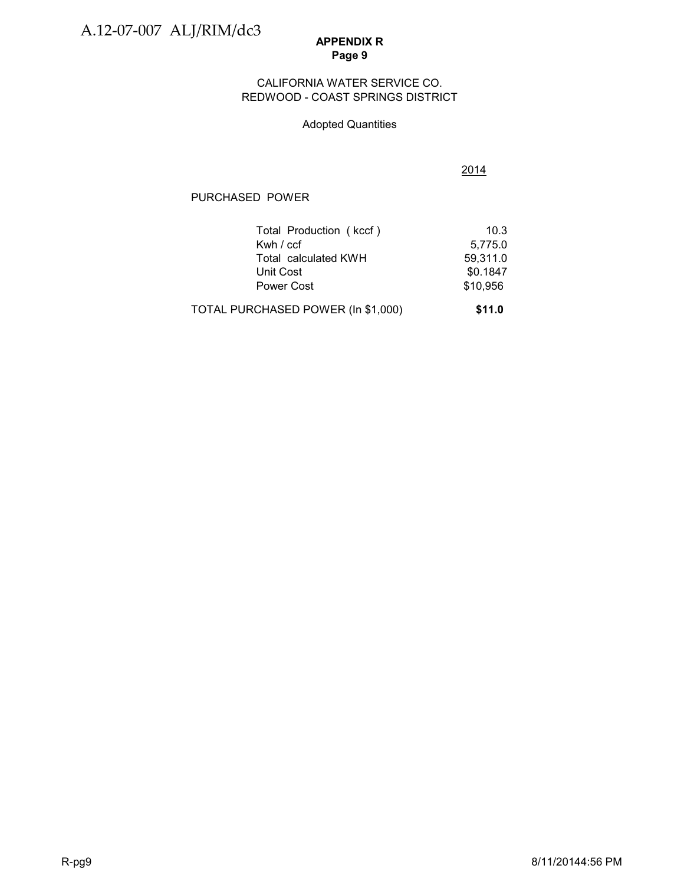**APPENDIX R**
**Page 9**

CALIFORNIA WATER SERVICE CO.
REDWOOD - COAST SPRINGS DISTRICT

Adopted Quantities

| | 2014 |
|---|---|
| PURCHASED POWER | |
| Total Production ( kccf ) | 10.3 |
| Kwh / ccf | 5,775.0 |
| Total calculated KWH | 59,311.0 |
| Unit Cost | $0.1847 |
| Power Cost | $10,956 |
| TOTAL PURCHASED POWER (In $1,000) | **$11.0** |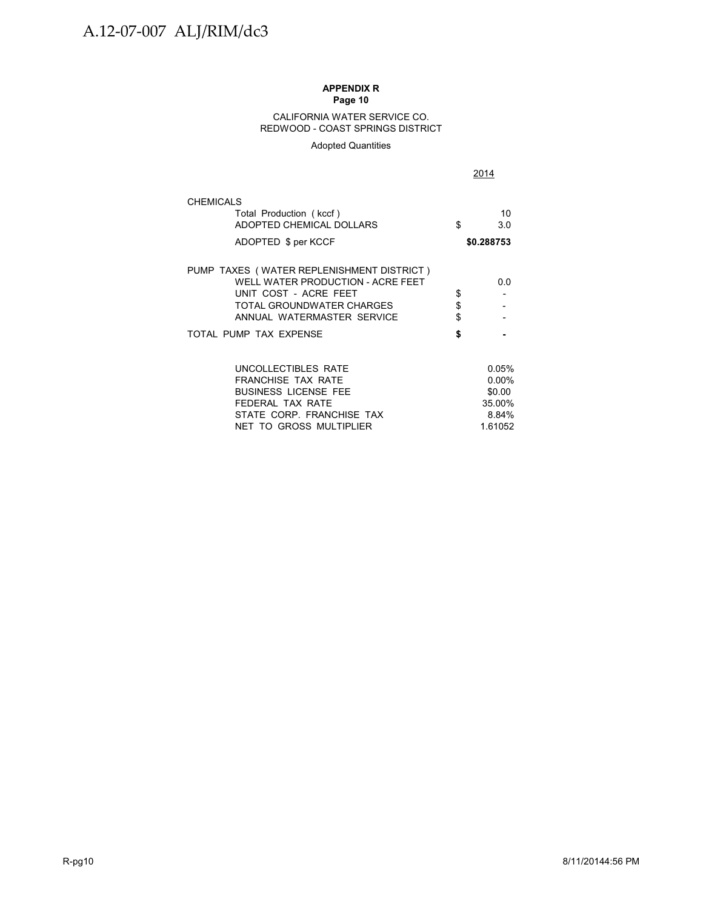**APPENDIX R**
**Page 10**

CALIFORNIA WATER SERVICE CO.
REDWOOD - COAST SPRINGS DISTRICT

Adopted Quantities

| | | 2014 |
|---|---|---|
| **CHEMICALS** | | |
| Total Production ( kccf ) | | 10 |
| ADOPTED CHEMICAL DOLLARS | $ | 3.0 |
| ADOPTED $ per KCCF | | **$0.288753** |
| | | |
| PUMP TAXES ( WATER REPLENISHMENT DISTRICT ) | | |
| WELL WATER PRODUCTION - ACRE FEET | | 0.0 |
| UNIT COST - ACRE FEET | $ | - |
| TOTAL GROUNDWATER CHARGES | $ | - |
| ANNUAL WATERMASTER SERVICE | $ | - |
| TOTAL PUMP TAX EXPENSE | **$** | **-** |
| | | |
| UNCOLLECTIBLES RATE | | 0.05% |
| FRANCHISE TAX RATE | | 0.00% |
| BUSINESS LICENSE FEE | | $0.00 |
| FEDERAL TAX RATE | | 35.00% |
| STATE CORP. FRANCHISE TAX | | 8.84% |
| NET TO GROSS MULTIPLIER | | 1.61052 |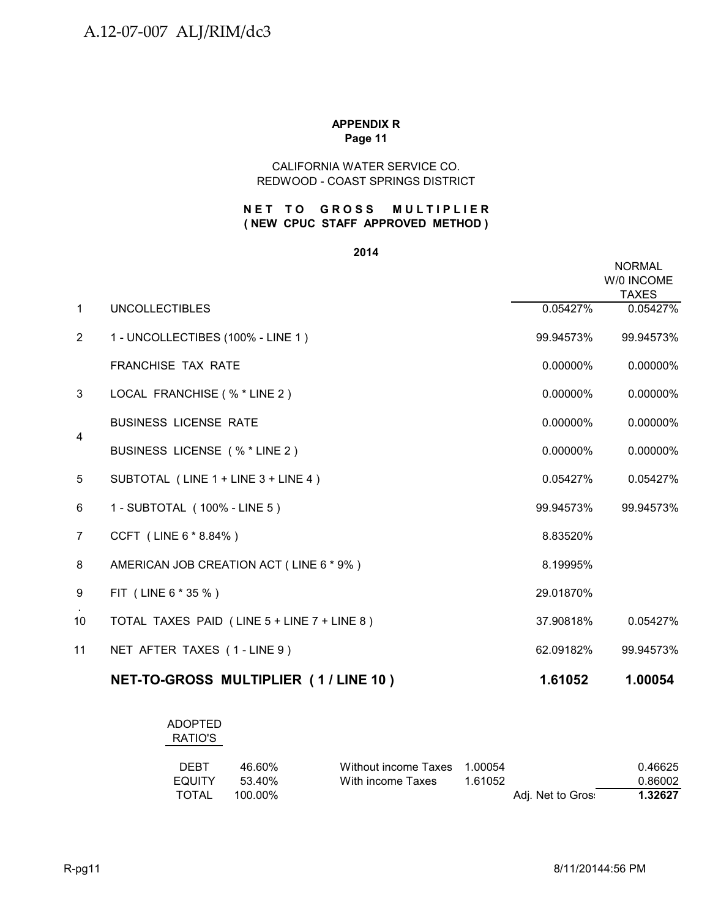**APPENDIX R**
**Page 11**

CALIFORNIA WATER SERVICE CO.
REDWOOD - COAST SPRINGS DISTRICT

**NET TO GROSS MULTIPLIER**
**( NEW CPUC STAFF APPROVED METHOD )**

**2014**

| | | | NORMAL W/0 INCOME TAXES |
|---|---|---|---|
| 1 | UNCOLLECTIBLES | 0.05427% | 0.05427% |
| 2 | 1 - UNCOLLECTIBES (100% - LINE 1 ) | 99.94573% | 99.94573% |
| | FRANCHISE TAX RATE | 0.00000% | 0.00000% |
| 3 | LOCAL FRANCHISE ( % * LINE 2 ) | 0.00000% | 0.00000% |
| 4 | BUSINESS LICENSE RATE | 0.00000% | 0.00000% |
| | BUSINESS LICENSE ( % * LINE 2 ) | 0.00000% | 0.00000% |
| 5 | SUBTOTAL ( LINE 1 + LINE 3 + LINE 4 ) | 0.05427% | 0.05427% |
| 6 | 1 - SUBTOTAL ( 100% - LINE 5 ) | 99.94573% | 99.94573% |
| 7 | CCFT ( LINE 6 * 8.84% ) | 8.83520% | |
| 8 | AMERICAN JOB CREATION ACT ( LINE 6 * 9% ) | 8.19995% | |
| 9 | FIT ( LINE 6 * 35 % ) | 29.01870% | |
| 10 | TOTAL TAXES PAID ( LINE 5 + LINE 7 + LINE 8 ) | 37.90818% | 0.05427% |
| 11 | NET AFTER TAXES ( 1 - LINE 9 ) | 62.09182% | 99.94573% |
| | **NET-TO-GROSS MULTIPLIER ( 1 / LINE 10 )** | **1.61052** | **1.00054** |

| ADOPTED RATIO'S | | | | | |
|---|---|---|---|---|---|
| DEBT | 46.60% | Without income Taxes | 1.00054 | | 0.46625 |
| EQUITY | 53.40% | With income Taxes | 1.61052 | | 0.86002 |
| TOTAL | 100.00% | | | Adj. Net to Gros | **1.32627** |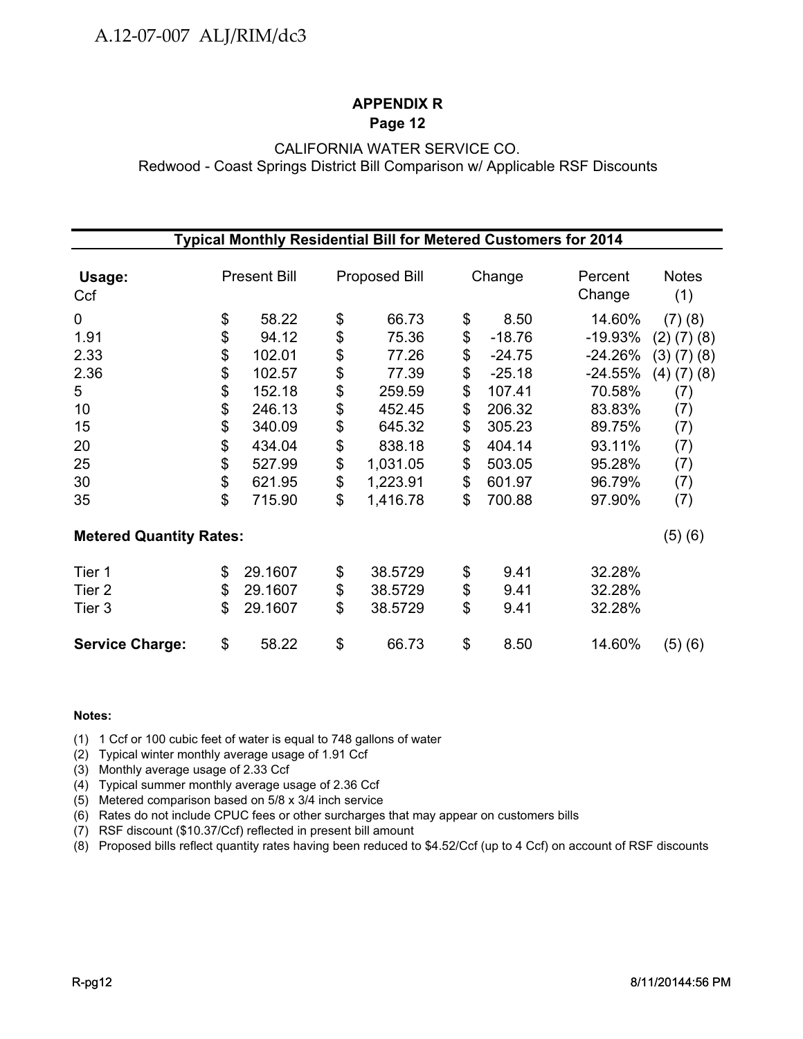A.12-07-007 ALJ/RIM/dc3

**APPENDIX R**
**Page 12**

CALIFORNIA WATER SERVICE CO.
Redwood - Coast Springs District Bill Comparison w/ Applicable RSF Discounts

**Typical Monthly Residential Bill for Metered Customers for 2014**

| Usage: Ccf | Present Bill | Proposed Bill | Change | Percent Change | Notes (1) |
|---|---|---|---|---|---|
| 0 | $ 58.22 | $ 66.73 | $ 8.50 | 14.60% | (7) (8) |
| 1.91 | $ 94.12 | $ 75.36 | $ -18.76 | -19.93% | (2) (7) (8) |
| 2.33 | $ 102.01 | $ 77.26 | $ -24.75 | -24.26% | (3) (7) (8) |
| 2.36 | $ 102.57 | $ 77.39 | $ -25.18 | -24.55% | (4) (7) (8) |
| 5 | $ 152.18 | $ 259.59 | $ 107.41 | 70.58% | (7) |
| 10 | $ 246.13 | $ 452.45 | $ 206.32 | 83.83% | (7) |
| 15 | $ 340.09 | $ 645.32 | $ 305.23 | 89.75% | (7) |
| 20 | $ 434.04 | $ 838.18 | $ 404.14 | 93.11% | (7) |
| 25 | $ 527.99 | $ 1,031.05 | $ 503.05 | 95.28% | (7) |
| 30 | $ 621.95 | $ 1,223.91 | $ 601.97 | 96.79% | (7) |
| 35 | $ 715.90 | $ 1,416.78 | $ 700.88 | 97.90% | (7) |
| **Metered Quantity Rates:** | | | | | (5) (6) |
| Tier 1 | $ 29.1607 | $ 38.5729 | $ 9.41 | 32.28% | |
| Tier 2 | $ 29.1607 | $ 38.5729 | $ 9.41 | 32.28% | |
| Tier 3 | $ 29.1607 | $ 38.5729 | $ 9.41 | 32.28% | |
| **Service Charge:** | $ 58.22 | $ 66.73 | $ 8.50 | 14.60% | (5) (6) |

**Notes:**

(1) 1 Ccf or 100 cubic feet of water is equal to 748 gallons of water
(2) Typical winter monthly average usage of 1.91 Ccf
(3) Monthly average usage of 2.33 Ccf
(4) Typical summer monthly average usage of 2.36 Ccf
(5) Metered comparison based on 5/8 x 3/4 inch service
(6) Rates do not include CPUC fees or other surcharges that may appear on customers bills
(7) RSF discount ($10.37/Ccf) reflected in present bill amount
(8) Proposed bills reflect quantity rates having been reduced to $4.52/Ccf (up to 4 Ccf) on account of RSF discounts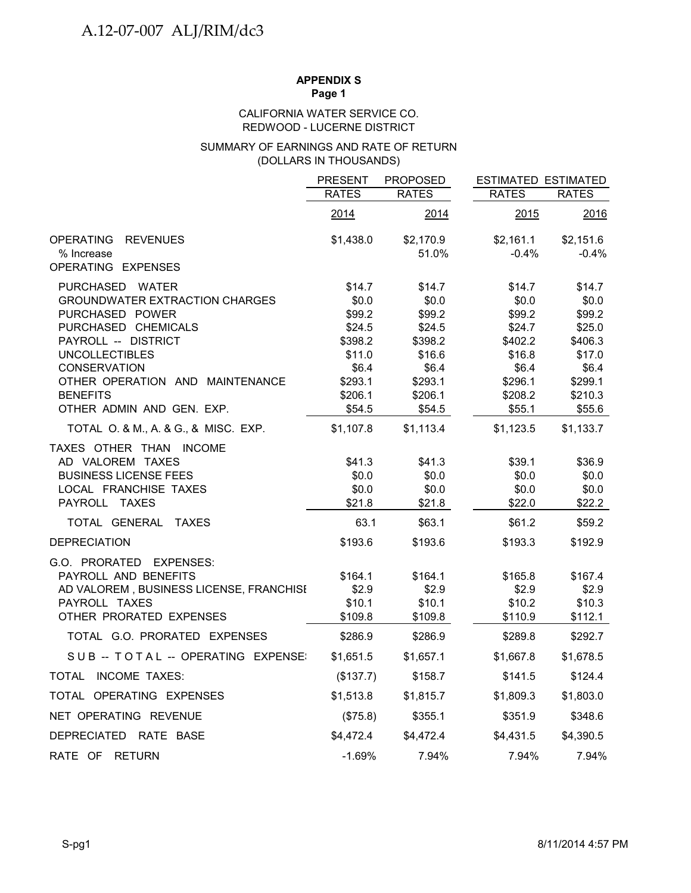**APPENDIX S**
**Page 1**

CALIFORNIA WATER SERVICE CO.
REDWOOD - LUCERNE DISTRICT

SUMMARY OF EARNINGS AND RATE OF RETURN
(DOLLARS IN THOUSANDS)

| | PRESENT RATES | PROPOSED RATES | ESTIMATED RATES | ESTIMATED RATES |
|---|---|---|---|---|
| | 2014 | 2014 | 2015 | 2016 |
| OPERATING REVENUES | $1,438.0 | $2,170.9 | $2,161.1 | $2,151.6 |
| % Increase | | 51.0% | -0.4% | -0.4% |
| OPERATING EXPENSES | | | | |
| PURCHASED WATER | $14.7 | $14.7 | $14.7 | $14.7 |
| GROUNDWATER EXTRACTION CHARGES | $0.0 | $0.0 | $0.0 | $0.0 |
| PURCHASED POWER | $99.2 | $99.2 | $99.2 | $99.2 |
| PURCHASED CHEMICALS | $24.5 | $24.5 | $24.7 | $25.0 |
| PAYROLL -- DISTRICT | $398.2 | $398.2 | $402.2 | $406.3 |
| UNCOLLECTIBLES | $11.0 | $16.6 | $16.8 | $17.0 |
| CONSERVATION | $6.4 | $6.4 | $6.4 | $6.4 |
| OTHER OPERATION AND MAINTENANCE | $293.1 | $293.1 | $296.1 | $299.1 |
| BENEFITS | $206.1 | $206.1 | $208.2 | $210.3 |
| OTHER ADMIN AND GEN. EXP. | $54.5 | $54.5 | $55.1 | $55.6 |
| TOTAL O. & M., A. & G., & MISC. EXP. | $1,107.8 | $1,113.4 | $1,123.5 | $1,133.7 |
| TAXES OTHER THAN INCOME | | | | |
| AD VALOREM TAXES | $41.3 | $41.3 | $39.1 | $36.9 |
| BUSINESS LICENSE FEES | $0.0 | $0.0 | $0.0 | $0.0 |
| LOCAL FRANCHISE TAXES | $0.0 | $0.0 | $0.0 | $0.0 |
| PAYROLL TAXES | $21.8 | $21.8 | $22.0 | $22.2 |
| TOTAL GENERAL TAXES | 63.1 | $63.1 | $61.2 | $59.2 |
| DEPRECIATION | $193.6 | $193.6 | $193.3 | $192.9 |
| G.O. PRORATED EXPENSES: | | | | |
| PAYROLL AND BENEFITS | $164.1 | $164.1 | $165.8 | $167.4 |
| AD VALOREM , BUSINESS LICENSE, FRANCHISE | $2.9 | $2.9 | $2.9 | $2.9 |
| PAYROLL TAXES | $10.1 | $10.1 | $10.2 | $10.3 |
| OTHER PRORATED EXPENSES | $109.8 | $109.8 | $110.9 | $112.1 |
| TOTAL G.O. PRORATED EXPENSES | $286.9 | $286.9 | $289.8 | $292.7 |
| SUB -- TOTAL -- OPERATING EXPENSES | $1,651.5 | $1,657.1 | $1,667.8 | $1,678.5 |
| TOTAL INCOME TAXES: | ($137.7) | $158.7 | $141.5 | $124.4 |
| TOTAL OPERATING EXPENSES | $1,513.8 | $1,815.7 | $1,809.3 | $1,803.0 |
| NET OPERATING REVENUE | ($75.8) | $355.1 | $351.9 | $348.6 |
| DEPRECIATED RATE BASE | $4,472.4 | $4,472.4 | $4,431.5 | $4,390.5 |
| RATE OF RETURN | -1.69% | 7.94% | 7.94% | 7.94% |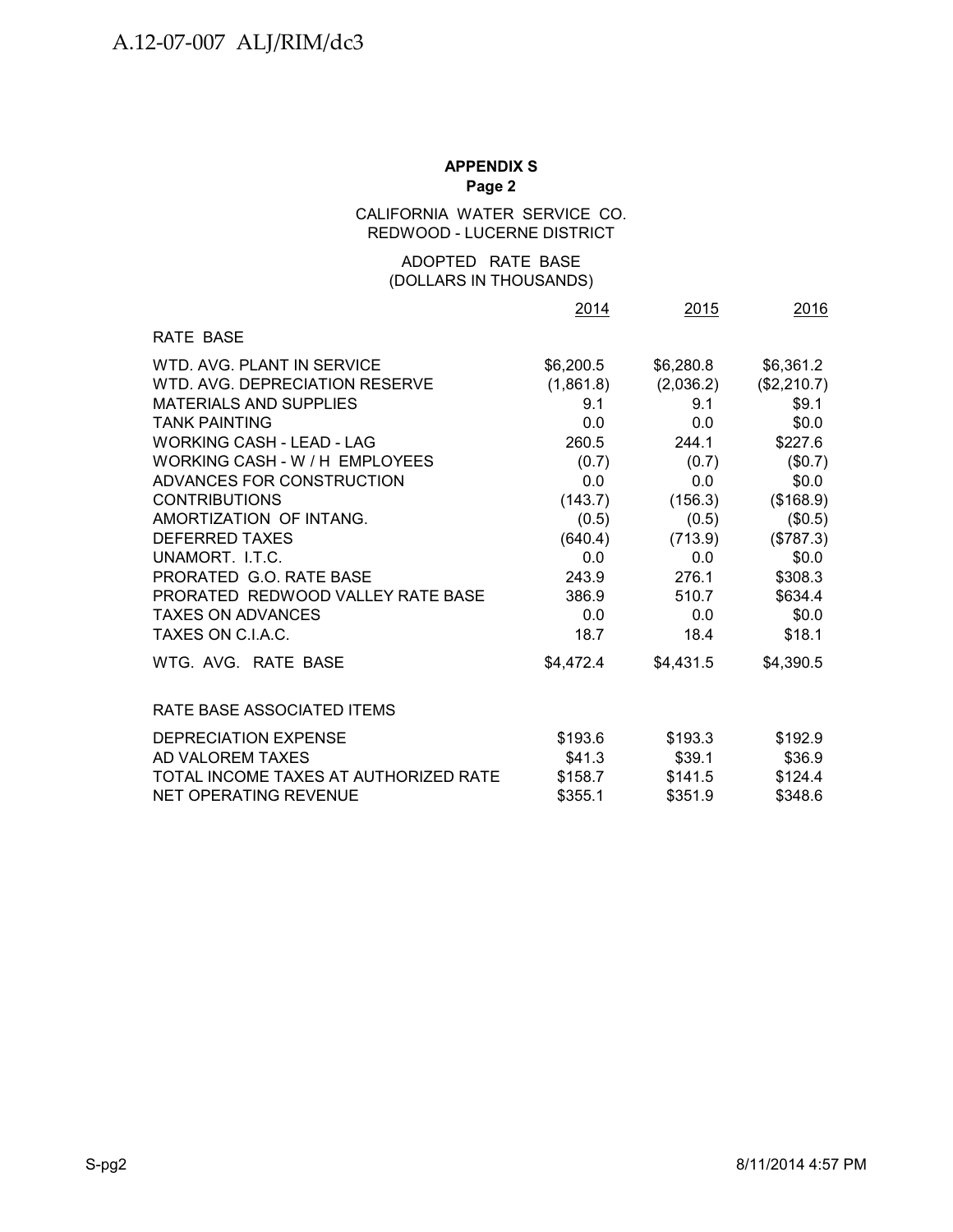**APPENDIX S**
**Page 2**

CALIFORNIA WATER SERVICE CO.
REDWOOD - LUCERNE DISTRICT

ADOPTED RATE BASE
(DOLLARS IN THOUSANDS)

| | 2014 | 2015 | 2016 |
|---|---|---|---|
| RATE BASE | | | |
| WTD. AVG. PLANT IN SERVICE | $6,200.5 | $6,280.8 | $6,361.2 |
| WTD. AVG. DEPRECIATION RESERVE | (1,861.8) | (2,036.2) | ($2,210.7) |
| MATERIALS AND SUPPLIES | 9.1 | 9.1 | $9.1 |
| TANK PAINTING | 0.0 | 0.0 | $0.0 |
| WORKING CASH - LEAD - LAG | 260.5 | 244.1 | $227.6 |
| WORKING CASH - W / H EMPLOYEES | (0.7) | (0.7) | ($0.7) |
| ADVANCES FOR CONSTRUCTION | 0.0 | 0.0 | $0.0 |
| CONTRIBUTIONS | (143.7) | (156.3) | ($168.9) |
| AMORTIZATION OF INTANG. | (0.5) | (0.5) | ($0.5) |
| DEFERRED TAXES | (640.4) | (713.9) | ($787.3) |
| UNAMORT. I.T.C. | 0.0 | 0.0 | $0.0 |
| PRORATED G.O. RATE BASE | 243.9 | 276.1 | $308.3 |
| PRORATED REDWOOD VALLEY RATE BASE | 386.9 | 510.7 | $634.4 |
| TAXES ON ADVANCES | 0.0 | 0.0 | $0.0 |
| TAXES ON C.I.A.C. | 18.7 | 18.4 | $18.1 |
| WTG. AVG. RATE BASE | $4,472.4 | $4,431.5 | $4,390.5 |
| | | | |
| RATE BASE ASSOCIATED ITEMS | | | |
| DEPRECIATION EXPENSE | $193.6 | $193.3 | $192.9 |
| AD VALOREM TAXES | $41.3 | $39.1 | $36.9 |
| TOTAL INCOME TAXES AT AUTHORIZED RATE | $158.7 | $141.5 | $124.4 |
| NET OPERATING REVENUE | $355.1 | $351.9 | $348.6 |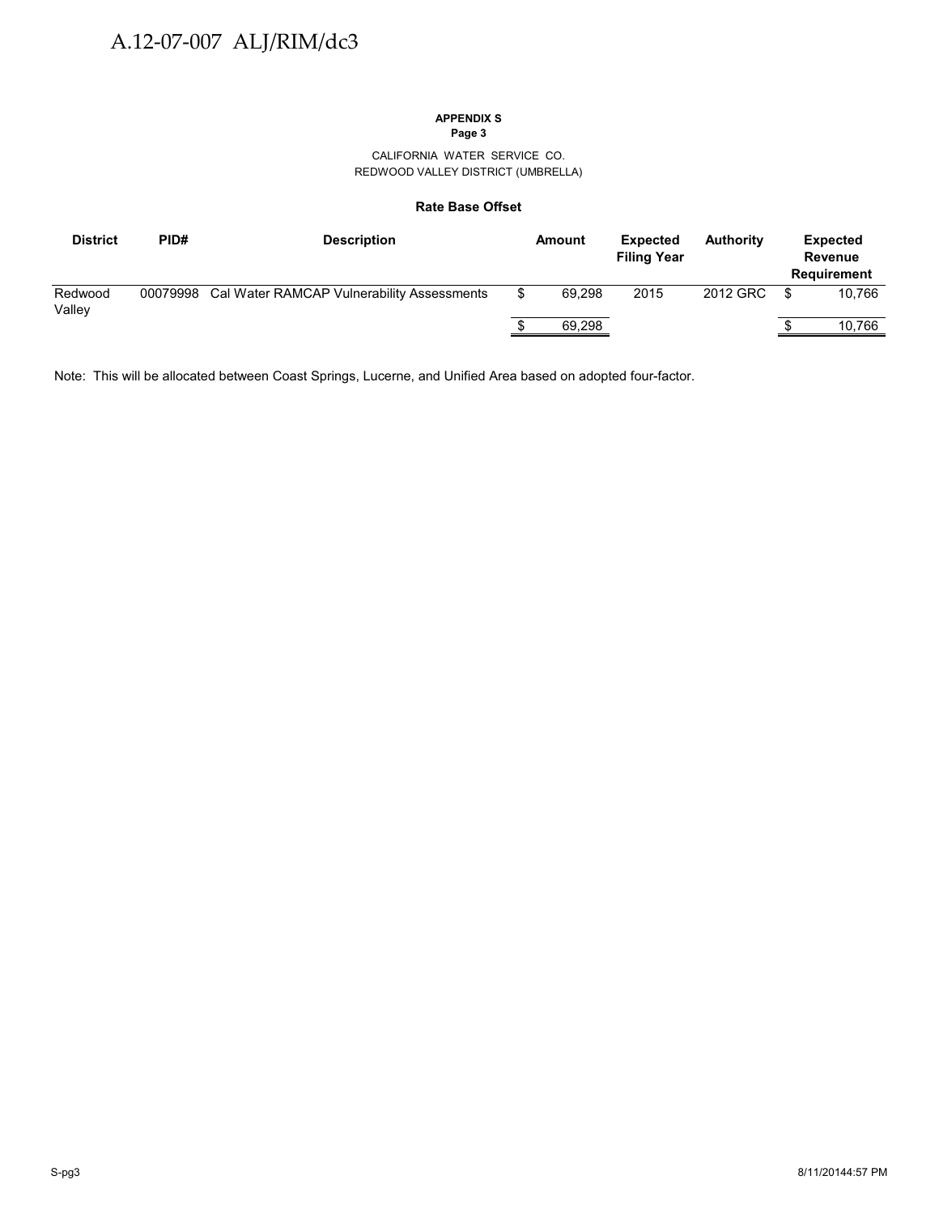**APPENDIX S**
**Page 3**

CALIFORNIA WATER SERVICE CO.
REDWOOD VALLEY DISTRICT (UMBRELLA)

**Rate Base Offset**

| District | PID# | Description | Amount | Expected Filing Year | Authority | Expected Revenue Requirement |
|---|---|---|---|---|---|---|
| Redwood Valley | 00079998 | Cal Water RAMCAP Vulnerability Assessments | $ 69,298 | 2015 | 2012 GRC | $ 10,766 |
| | | | $ 69,298 | | | $ 10,766 |

Note: This will be allocated between Coast Springs, Lucerne, and Unified Area based on adopted four-factor.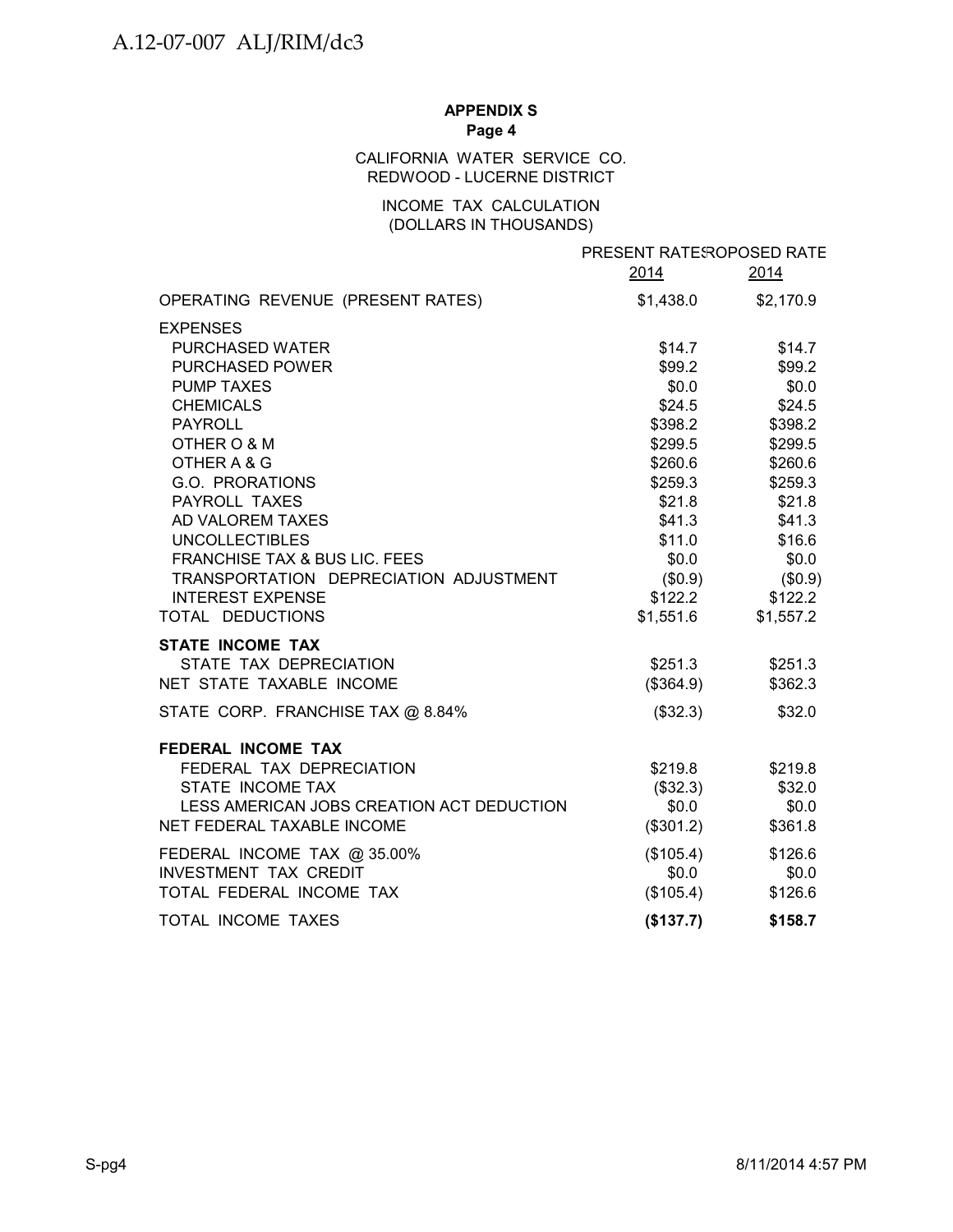## APPENDIX S
### Page 4

CALIFORNIA WATER SERVICE CO.
REDWOOD - LUCERNE DISTRICT

INCOME TAX CALCULATION
(DOLLARS IN THOUSANDS)

| | PRESENT RATES 2014 | PROPOSED RATE 2014 |
|---|---|---|
| OPERATING REVENUE (PRESENT RATES) | $1,438.0 | $2,170.9 |
| EXPENSES | | |
| PURCHASED WATER | $14.7 | $14.7 |
| PURCHASED POWER | $99.2 | $99.2 |
| PUMP TAXES | $0.0 | $0.0 |
| CHEMICALS | $24.5 | $24.5 |
| PAYROLL | $398.2 | $398.2 |
| OTHER O & M | $299.5 | $299.5 |
| OTHER A & G | $260.6 | $260.6 |
| G.O. PRORATIONS | $259.3 | $259.3 |
| PAYROLL TAXES | $21.8 | $21.8 |
| AD VALOREM TAXES | $41.3 | $41.3 |
| UNCOLLECTIBLES | $11.0 | $16.6 |
| FRANCHISE TAX & BUS LIC. FEES | $0.0 | $0.0 |
| TRANSPORTATION DEPRECIATION ADJUSTMENT | ($0.9) | ($0.9) |
| INTEREST EXPENSE | $122.2 | $122.2 |
| TOTAL DEDUCTIONS | $1,551.6 | $1,557.2 |
| **STATE INCOME TAX** | | |
| STATE TAX DEPRECIATION | $251.3 | $251.3 |
| NET STATE TAXABLE INCOME | ($364.9) | $362.3 |
| STATE CORP. FRANCHISE TAX @ 8.84% | ($32.3) | $32.0 |
| **FEDERAL INCOME TAX** | | |
| FEDERAL TAX DEPRECIATION | $219.8 | $219.8 |
| STATE INCOME TAX | ($32.3) | $32.0 |
| LESS AMERICAN JOBS CREATION ACT DEDUCTION | $0.0 | $0.0 |
| NET FEDERAL TAXABLE INCOME | ($301.2) | $361.8 |
| FEDERAL INCOME TAX @ 35.00% | ($105.4) | $126.6 |
| INVESTMENT TAX CREDIT | $0.0 | $0.0 |
| TOTAL FEDERAL INCOME TAX | ($105.4) | $126.6 |
| TOTAL INCOME TAXES | **($137.7)** | **$158.7** |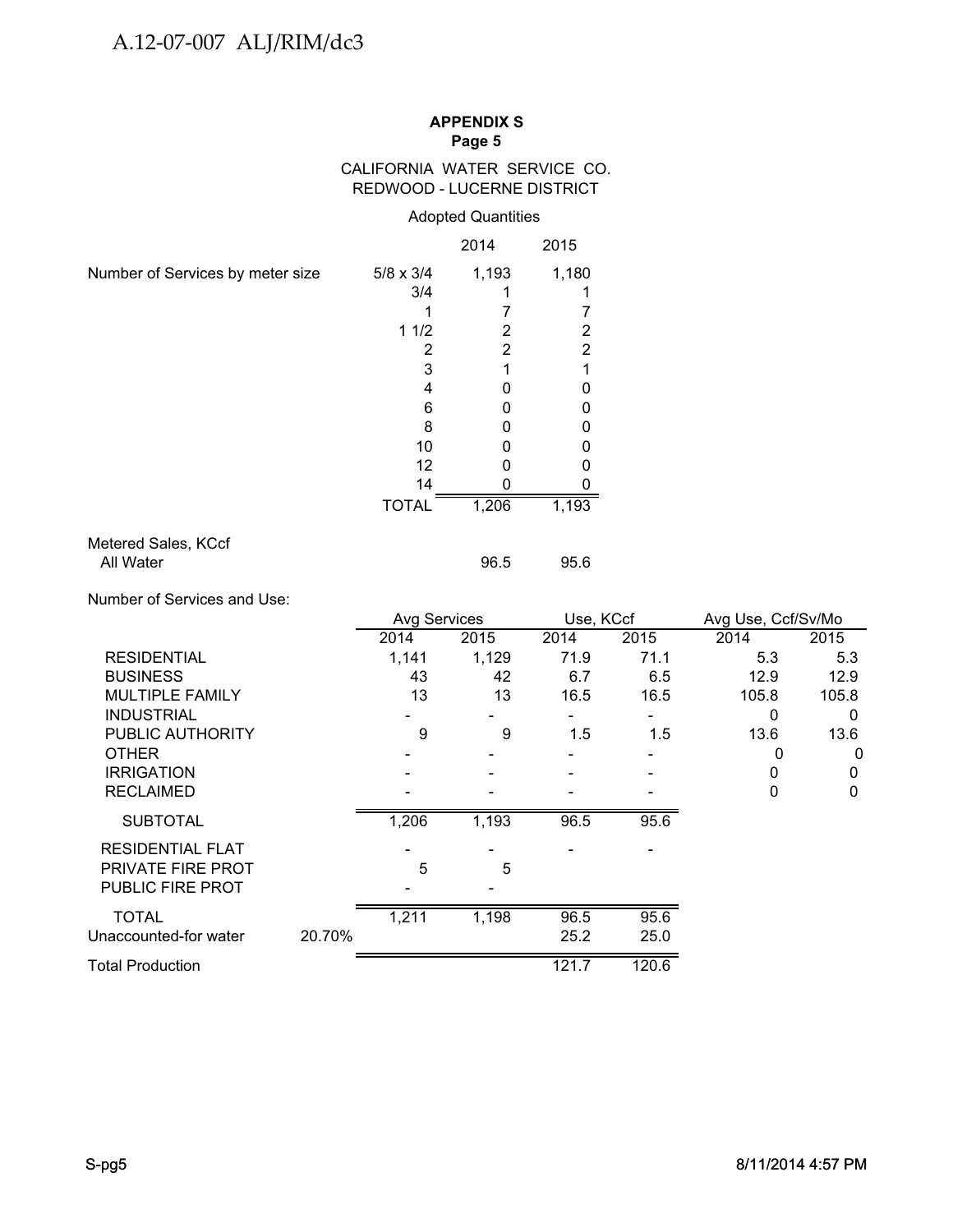**APPENDIX S**
**Page 5**

CALIFORNIA WATER SERVICE CO.
REDWOOD - LUCERNE DISTRICT

Adopted Quantities

| | | 2014 | 2015 |
|---|---|---|---|
| Number of Services by meter size | 5/8 x 3/4 | 1,193 | 1,180 |
| | 3/4 | 1 | 1 |
| | 1 | 7 | 7 |
| | 1 1/2 | 2 | 2 |
| | 2 | 2 | 2 |
| | 3 | 1 | 1 |
| | 4 | 0 | 0 |
| | 6 | 0 | 0 |
| | 8 | 0 | 0 |
| | 10 | 0 | 0 |
| | 12 | 0 | 0 |
| | 14 | 0 | 0 |
| | TOTAL | 1,206 | 1,193 |
| Metered Sales, KCcf | | | |
| All Water | | 96.5 | 95.6 |

Number of Services and Use:

| | | Avg Services | | Use, KCcf | | Avg Use, Ccf/Sv/Mo | |
|---|---|---|---|---|---|---|---|
| | | 2014 | 2015 | 2014 | 2015 | 2014 | 2015 |
| RESIDENTIAL | | 1,141 | 1,129 | 71.9 | 71.1 | 5.3 | 5.3 |
| BUSINESS | | 43 | 42 | 6.7 | 6.5 | 12.9 | 12.9 |
| MULTIPLE FAMILY | | 13 | 13 | 16.5 | 16.5 | 105.8 | 105.8 |
| INDUSTRIAL | | - | - | - | - | 0 | 0 |
| PUBLIC AUTHORITY | | 9 | 9 | 1.5 | 1.5 | 13.6 | 13.6 |
| OTHER | | - | - | - | - | 0 | 0 |
| IRRIGATION | | - | - | - | - | 0 | 0 |
| RECLAIMED | | - | - | - | - | 0 | 0 |
| SUBTOTAL | | 1,206 | 1,193 | 96.5 | 95.6 | | |
| RESIDENTIAL FLAT | | - | - | - | - | | |
| PRIVATE FIRE PROT | | 5 | 5 | | | | |
| PUBLIC FIRE PROT | | - | - | | | | |
| TOTAL | | 1,211 | 1,198 | 96.5 | 95.6 | | |
| Unaccounted-for water | 20.70% | | | 25.2 | 25.0 | | |
| Total Production | | | | 121.7 | 120.6 | | |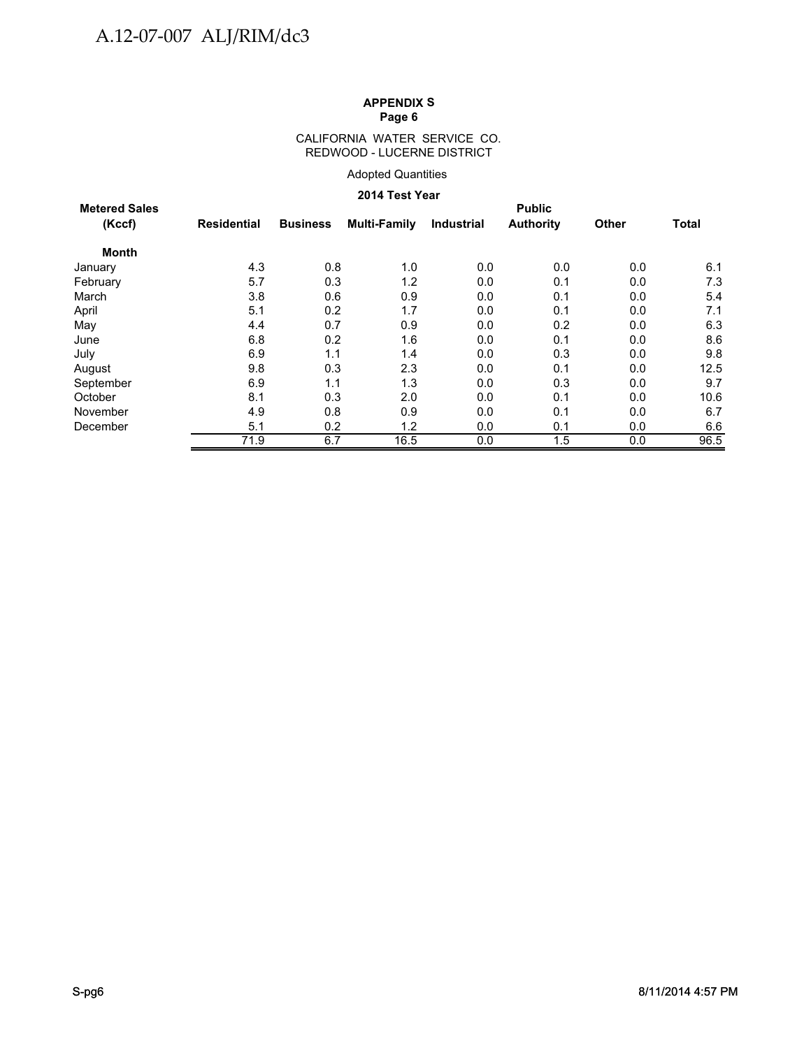**APPENDIX S**
**Page 6**

CALIFORNIA WATER SERVICE CO.
REDWOOD - LUCERNE DISTRICT

Adopted Quantities

**2014 Test Year**

| Metered Sales (Kccf) | Residential | Business | Multi-Family | Industrial | Public Authority | Other | Total |
|---|---|---|---|---|---|---|---|
| **Month** | | | | | | | |
| January | 4.3 | 0.8 | 1.0 | 0.0 | 0.0 | 0.0 | 6.1 |
| February | 5.7 | 0.3 | 1.2 | 0.0 | 0.1 | 0.0 | 7.3 |
| March | 3.8 | 0.6 | 0.9 | 0.0 | 0.1 | 0.0 | 5.4 |
| April | 5.1 | 0.2 | 1.7 | 0.0 | 0.1 | 0.0 | 7.1 |
| May | 4.4 | 0.7 | 0.9 | 0.0 | 0.2 | 0.0 | 6.3 |
| June | 6.8 | 0.2 | 1.6 | 0.0 | 0.1 | 0.0 | 8.6 |
| July | 6.9 | 1.1 | 1.4 | 0.0 | 0.3 | 0.0 | 9.8 |
| August | 9.8 | 0.3 | 2.3 | 0.0 | 0.1 | 0.0 | 12.5 |
| September | 6.9 | 1.1 | 1.3 | 0.0 | 0.3 | 0.0 | 9.7 |
| October | 8.1 | 0.3 | 2.0 | 0.0 | 0.1 | 0.0 | 10.6 |
| November | 4.9 | 0.8 | 0.9 | 0.0 | 0.1 | 0.0 | 6.7 |
| December | 5.1 | 0.2 | 1.2 | 0.0 | 0.1 | 0.0 | 6.6 |
| | 71.9 | 6.7 | 16.5 | 0.0 | 1.5 | 0.0 | 96.5 |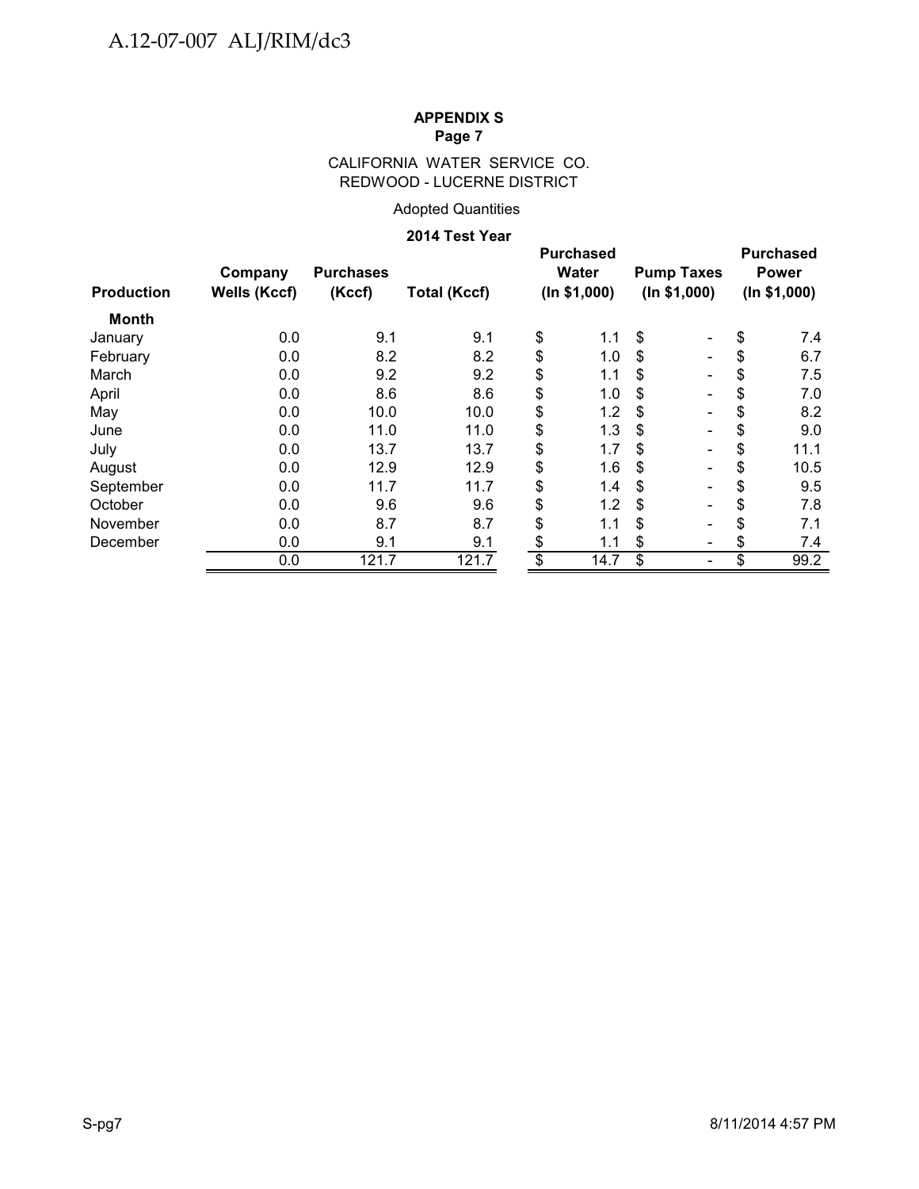**APPENDIX S**
**Page 7**

CALIFORNIA WATER SERVICE CO.
REDWOOD - LUCERNE DISTRICT

Adopted Quantities

**2014 Test Year**

| Production | Company Wells (Kccf) | Purchases (Kccf) | Total (Kccf) | Purchased Water (In $1,000) | Pump Taxes (In $1,000) | Purchased Power (In $1,000) |
|---|---|---|---|---|---|---|
| **Month** | | | | | | |
| January | 0.0 | 9.1 | 9.1 | $ 1.1 | $ - | $ 7.4 |
| February | 0.0 | 8.2 | 8.2 | $ 1.0 | $ - | $ 6.7 |
| March | 0.0 | 9.2 | 9.2 | $ 1.1 | $ - | $ 7.5 |
| April | 0.0 | 8.6 | 8.6 | $ 1.0 | $ - | $ 7.0 |
| May | 0.0 | 10.0 | 10.0 | $ 1.2 | $ - | $ 8.2 |
| June | 0.0 | 11.0 | 11.0 | $ 1.3 | $ - | $ 9.0 |
| July | 0.0 | 13.7 | 13.7 | $ 1.7 | $ - | $ 11.1 |
| August | 0.0 | 12.9 | 12.9 | $ 1.6 | $ - | $ 10.5 |
| September | 0.0 | 11.7 | 11.7 | $ 1.4 | $ - | $ 9.5 |
| October | 0.0 | 9.6 | 9.6 | $ 1.2 | $ - | $ 7.8 |
| November | 0.0 | 8.7 | 8.7 | $ 1.1 | $ - | $ 7.1 |
| December | 0.0 | 9.1 | 9.1 | $ 1.1 | $ - | $ 7.4 |
| | 0.0 | 121.7 | 121.7 | $ 14.7 | $ - | $ 99.2 |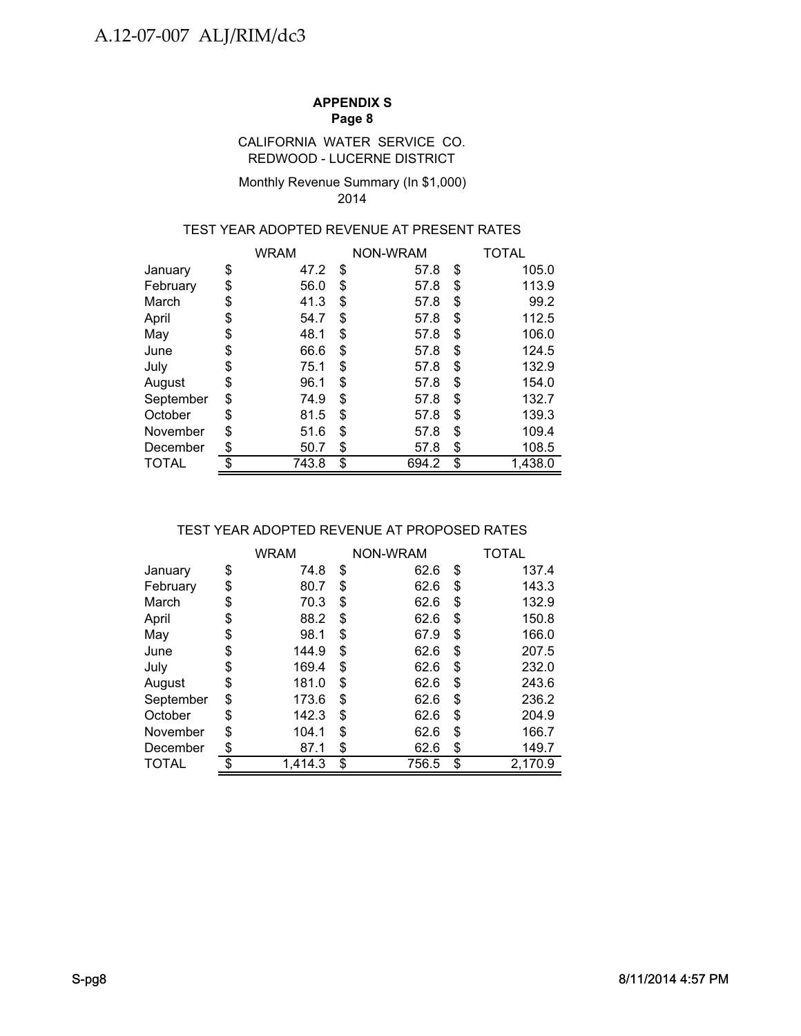**APPENDIX S**
**Page 8**

CALIFORNIA WATER SERVICE CO.
REDWOOD - LUCERNE DISTRICT

Monthly Revenue Summary (In $1,000)
2014

TEST YEAR ADOPTED REVENUE AT PRESENT RATES

| | WRAM | NON-WRAM | TOTAL |
|---|---|---|---|
| January | $ 47.2 | $ 57.8 | $ 105.0 |
| February | $ 56.0 | $ 57.8 | $ 113.9 |
| March | $ 41.3 | $ 57.8 | $ 99.2 |
| April | $ 54.7 | $ 57.8 | $ 112.5 |
| May | $ 48.1 | $ 57.8 | $ 106.0 |
| June | $ 66.6 | $ 57.8 | $ 124.5 |
| July | $ 75.1 | $ 57.8 | $ 132.9 |
| August | $ 96.1 | $ 57.8 | $ 154.0 |
| September | $ 74.9 | $ 57.8 | $ 132.7 |
| October | $ 81.5 | $ 57.8 | $ 139.3 |
| November | $ 51.6 | $ 57.8 | $ 109.4 |
| December | $ 50.7 | $ 57.8 | $ 108.5 |
| TOTAL | $ 743.8 | $ 694.2 | $ 1,438.0 |

TEST YEAR ADOPTED REVENUE AT PROPOSED RATES

| | WRAM | NON-WRAM | TOTAL |
|---|---|---|---|
| January | $ 74.8 | $ 62.6 | $ 137.4 |
| February | $ 80.7 | $ 62.6 | $ 143.3 |
| March | $ 70.3 | $ 62.6 | $ 132.9 |
| April | $ 88.2 | $ 62.6 | $ 150.8 |
| May | $ 98.1 | $ 67.9 | $ 166.0 |
| June | $ 144.9 | $ 62.6 | $ 207.5 |
| July | $ 169.4 | $ 62.6 | $ 232.0 |
| August | $ 181.0 | $ 62.6 | $ 243.6 |
| September | $ 173.6 | $ 62.6 | $ 236.2 |
| October | $ 142.3 | $ 62.6 | $ 204.9 |
| November | $ 104.1 | $ 62.6 | $ 166.7 |
| December | $ 87.1 | $ 62.6 | $ 149.7 |
| TOTAL | $ 1,414.3 | $ 756.5 | $ 2,170.9 |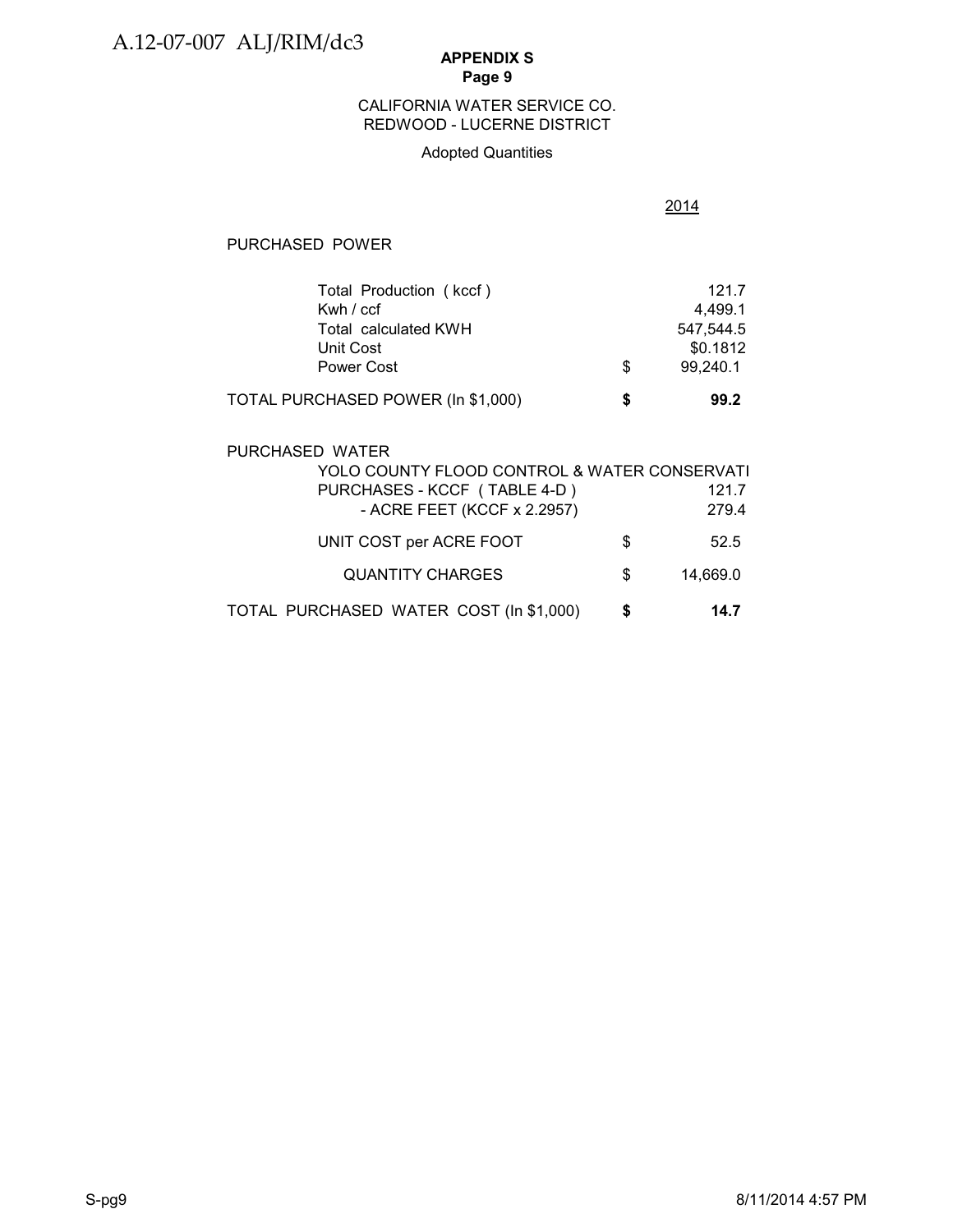**APPENDIX S**
**Page 9**

CALIFORNIA WATER SERVICE CO.
REDWOOD - LUCERNE DISTRICT

Adopted Quantities

| | | 2014 |
|---|---|---|
| PURCHASED POWER | | |
| Total Production ( kccf ) | | 121.7 |
| Kwh / ccf | | 4,499.1 |
| Total calculated KWH | | 547,544.5 |
| Unit Cost | | $0.1812 |
| Power Cost | $ | 99,240.1 |
| **TOTAL PURCHASED POWER (In $1,000)** | **$** | **99.2** |
| PURCHASED WATER | | |
| YOLO COUNTY FLOOD CONTROL & WATER CONSERVATI | | |
| PURCHASES - KCCF ( TABLE 4-D ) | | 121.7 |
| - ACRE FEET (KCCF x 2.2957) | | 279.4 |
| UNIT COST per ACRE FOOT | $ | 52.5 |
| QUANTITY CHARGES | $ | 14,669.0 |
| **TOTAL PURCHASED WATER COST (In $1,000)** | **$** | **14.7** |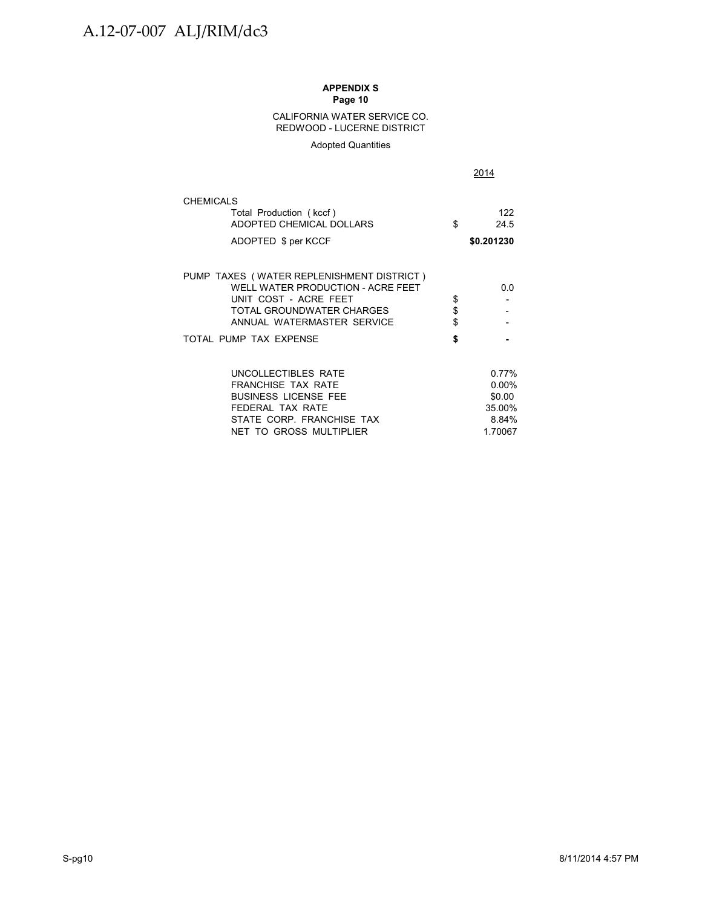**APPENDIX S**
**Page 10**

CALIFORNIA WATER SERVICE CO.
REDWOOD - LUCERNE DISTRICT

Adopted Quantities

| | | 2014 |
|---|---|---|
| CHEMICALS | | |
| Total Production ( kccf ) | | 122 |
| ADOPTED CHEMICAL DOLLARS | $ | 24.5 |
| ADOPTED $ per KCCF | | **$0.201230** |
| | | |
| PUMP TAXES ( WATER REPLENISHMENT DISTRICT ) | | |
| WELL WATER PRODUCTION - ACRE FEET | | 0.0 |
| UNIT COST - ACRE FEET | $ | - |
| TOTAL GROUNDWATER CHARGES | $ | - |
| ANNUAL WATERMASTER SERVICE | $ | - |
| TOTAL PUMP TAX EXPENSE | **$** | **-** |
| | | |
| UNCOLLECTIBLES RATE | | 0.77% |
| FRANCHISE TAX RATE | | 0.00% |
| BUSINESS LICENSE FEE | | $0.00 |
| FEDERAL TAX RATE | | 35.00% |
| STATE CORP. FRANCHISE TAX | | 8.84% |
| NET TO GROSS MULTIPLIER | | 1.70067 |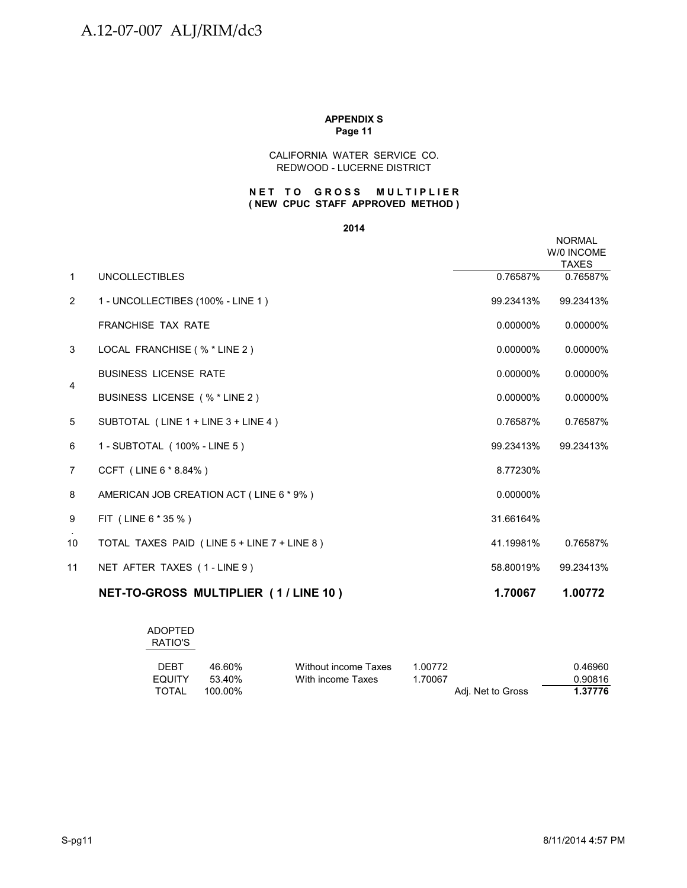A.12-07-007 ALJ/RIM/dc3

**APPENDIX S**
**Page 11**

CALIFORNIA WATER SERVICE CO.
REDWOOD - LUCERNE DISTRICT

**NET TO GROSS MULTIPLIER**
**( NEW CPUC STAFF APPROVED METHOD )**

**2014**

| | | | NORMAL W/0 INCOME TAXES |
|---|---|---|---|
| 1 | UNCOLLECTIBLES | 0.76587% | 0.76587% |
| 2 | 1 - UNCOLLECTIBES (100% - LINE 1 ) | 99.23413% | 99.23413% |
| | FRANCHISE TAX RATE | 0.00000% | 0.00000% |
| 3 | LOCAL FRANCHISE ( % * LINE 2 ) | 0.00000% | 0.00000% |
| 4 | BUSINESS LICENSE RATE | 0.00000% | 0.00000% |
| | BUSINESS LICENSE ( % * LINE 2 ) | 0.00000% | 0.00000% |
| 5 | SUBTOTAL ( LINE 1 + LINE 3 + LINE 4 ) | 0.76587% | 0.76587% |
| 6 | 1 - SUBTOTAL ( 100% - LINE 5 ) | 99.23413% | 99.23413% |
| 7 | CCFT ( LINE 6 * 8.84% ) | 8.77230% | |
| 8 | AMERICAN JOB CREATION ACT ( LINE 6 * 9% ) | 0.00000% | |
| 9 | FIT ( LINE 6 * 35 % ) | 31.66164% | |
| 10 | TOTAL TAXES PAID ( LINE 5 + LINE 7 + LINE 8 ) | 41.19981% | 0.76587% |
| 11 | NET AFTER TAXES ( 1 - LINE 9 ) | 58.80019% | 99.23413% |
| | **NET-TO-GROSS MULTIPLIER ( 1 / LINE 10 )** | **1.70067** | **1.00772** |

| ADOPTED RATIO'S | | | | | |
|---|---|---|---|---|---|
| DEBT | 46.60% | Without income Taxes | 1.00772 | | 0.46960 |
| EQUITY | 53.40% | With income Taxes | 1.70067 | | 0.90816 |
| TOTAL | 100.00% | | | Adj. Net to Gross | **1.37776** |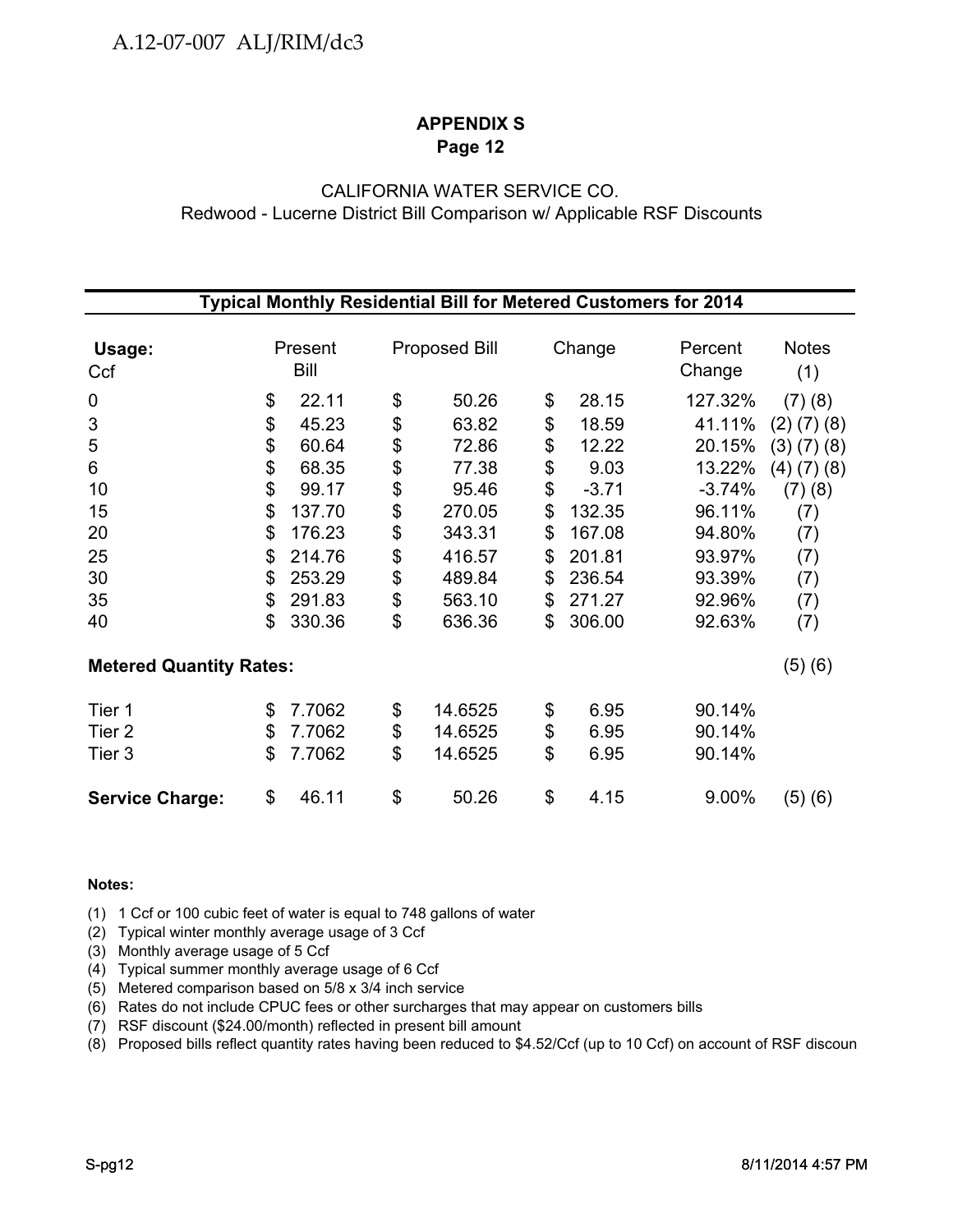A.12-07-007 ALJ/RIM/dc3

**APPENDIX S**
**Page 12**

CALIFORNIA WATER SERVICE CO.
Redwood - Lucerne District Bill Comparison w/ Applicable RSF Discounts

**Typical Monthly Residential Bill for Metered Customers for 2014**

| Usage: Ccf | Present Bill | Proposed Bill | Change | Percent Change | Notes (1) |
|---|---|---|---|---|---|
| 0 | $ 22.11 | $ 50.26 | $ 28.15 | 127.32% | (7) (8) |
| 3 | $ 45.23 | $ 63.82 | $ 18.59 | 41.11% | (2) (7) (8) |
| 5 | $ 60.64 | $ 72.86 | $ 12.22 | 20.15% | (3) (7) (8) |
| 6 | $ 68.35 | $ 77.38 | $ 9.03 | 13.22% | (4) (7) (8) |
| 10 | $ 99.17 | $ 95.46 | $ -3.71 | -3.74% | (7) (8) |
| 15 | $ 137.70 | $ 270.05 | $ 132.35 | 96.11% | (7) |
| 20 | $ 176.23 | $ 343.31 | $ 167.08 | 94.80% | (7) |
| 25 | $ 214.76 | $ 416.57 | $ 201.81 | 93.97% | (7) |
| 30 | $ 253.29 | $ 489.84 | $ 236.54 | 93.39% | (7) |
| 35 | $ 291.83 | $ 563.10 | $ 271.27 | 92.96% | (7) |
| 40 | $ 330.36 | $ 636.36 | $ 306.00 | 92.63% | (7) |
| **Metered Quantity Rates:** | | | | | (5) (6) |
| Tier 1 | $ 7.7062 | $ 14.6525 | $ 6.95 | 90.14% | |
| Tier 2 | $ 7.7062 | $ 14.6525 | $ 6.95 | 90.14% | |
| Tier 3 | $ 7.7062 | $ 14.6525 | $ 6.95 | 90.14% | |
| **Service Charge:** | $ 46.11 | $ 50.26 | $ 4.15 | 9.00% | (5) (6) |

**Notes:**

(1) 1 Ccf or 100 cubic feet of water is equal to 748 gallons of water
(2) Typical winter monthly average usage of 3 Ccf
(3) Monthly average usage of 5 Ccf
(4) Typical summer monthly average usage of 6 Ccf
(5) Metered comparison based on 5/8 x 3/4 inch service
(6) Rates do not include CPUC fees or other surcharges that may appear on customers bills
(7) RSF discount ($24.00/month) reflected in present bill amount
(8) Proposed bills reflect quantity rates having been reduced to $4.52/Ccf (up to 10 Ccf) on account of RSF discoun

S-pg12 8/11/2014 4:57 PM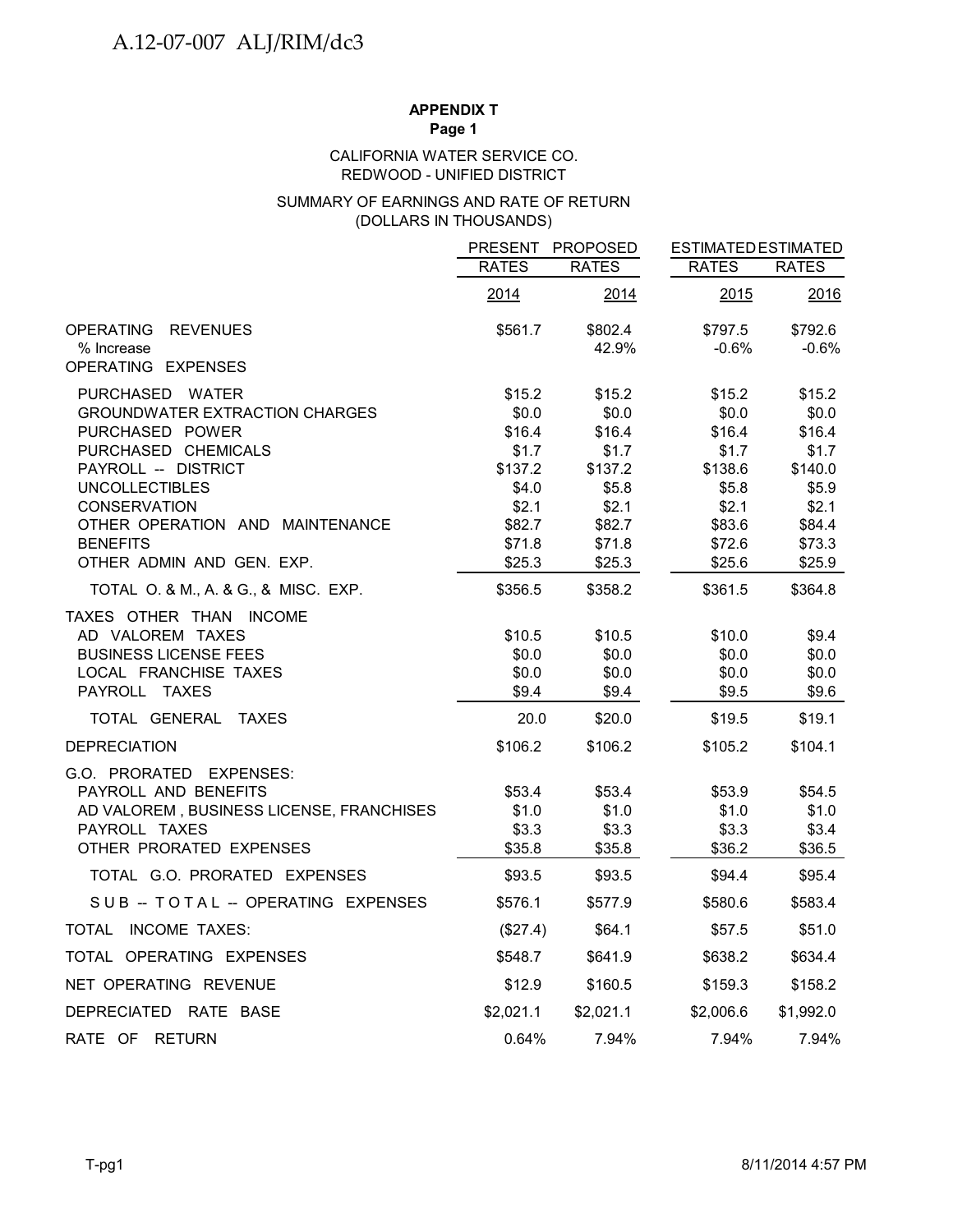**APPENDIX T**
**Page 1**

CALIFORNIA WATER SERVICE CO.
REDWOOD - UNIFIED DISTRICT

SUMMARY OF EARNINGS AND RATE OF RETURN
(DOLLARS IN THOUSANDS)

| | PRESENT RATES | PROPOSED RATES | ESTIMATED RATES | ESTIMATED RATES |
|---|---|---|---|---|
| | 2014 | 2014 | 2015 | 2016 |
| OPERATING REVENUES | $561.7 | $802.4 | $797.5 | $792.6 |
| % Increase | | 42.9% | -0.6% | -0.6% |
| OPERATING EXPENSES | | | | |
| PURCHASED WATER | $15.2 | $15.2 | $15.2 | $15.2 |
| GROUNDWATER EXTRACTION CHARGES | $0.0 | $0.0 | $0.0 | $0.0 |
| PURCHASED POWER | $16.4 | $16.4 | $16.4 | $16.4 |
| PURCHASED CHEMICALS | $1.7 | $1.7 | $1.7 | $1.7 |
| PAYROLL -- DISTRICT | $137.2 | $137.2 | $138.6 | $140.0 |
| UNCOLLECTIBLES | $4.0 | $5.8 | $5.8 | $5.9 |
| CONSERVATION | $2.1 | $2.1 | $2.1 | $2.1 |
| OTHER OPERATION AND MAINTENANCE | $82.7 | $82.7 | $83.6 | $84.4 |
| BENEFITS | $71.8 | $71.8 | $72.6 | $73.3 |
| OTHER ADMIN AND GEN. EXP. | $25.3 | $25.3 | $25.6 | $25.9 |
| TOTAL O. & M., A. & G., & MISC. EXP. | $356.5 | $358.2 | $361.5 | $364.8 |
| TAXES OTHER THAN INCOME | | | | |
| AD VALOREM TAXES | $10.5 | $10.5 | $10.0 | $9.4 |
| BUSINESS LICENSE FEES | $0.0 | $0.0 | $0.0 | $0.0 |
| LOCAL FRANCHISE TAXES | $0.0 | $0.0 | $0.0 | $0.0 |
| PAYROLL TAXES | $9.4 | $9.4 | $9.5 | $9.6 |
| TOTAL GENERAL TAXES | 20.0 | $20.0 | $19.5 | $19.1 |
| DEPRECIATION | $106.2 | $106.2 | $105.2 | $104.1 |
| G.O. PRORATED EXPENSES: | | | | |
| PAYROLL AND BENEFITS | $53.4 | $53.4 | $53.9 | $54.5 |
| AD VALOREM , BUSINESS LICENSE, FRANCHISES | $1.0 | $1.0 | $1.0 | $1.0 |
| PAYROLL TAXES | $3.3 | $3.3 | $3.3 | $3.4 |
| OTHER PRORATED EXPENSES | $35.8 | $35.8 | $36.2 | $36.5 |
| TOTAL G.O. PRORATED EXPENSES | $93.5 | $93.5 | $94.4 | $95.4 |
| SUB -- TOTAL -- OPERATING EXPENSES | $576.1 | $577.9 | $580.6 | $583.4 |
| TOTAL INCOME TAXES: | ($27.4) | $64.1 | $57.5 | $51.0 |
| TOTAL OPERATING EXPENSES | $548.7 | $641.9 | $638.2 | $634.4 |
| NET OPERATING REVENUE | $12.9 | $160.5 | $159.3 | $158.2 |
| DEPRECIATED RATE BASE | $2,021.1 | $2,021.1 | $2,006.6 | $1,992.0 |
| RATE OF RETURN | 0.64% | 7.94% | 7.94% | 7.94% |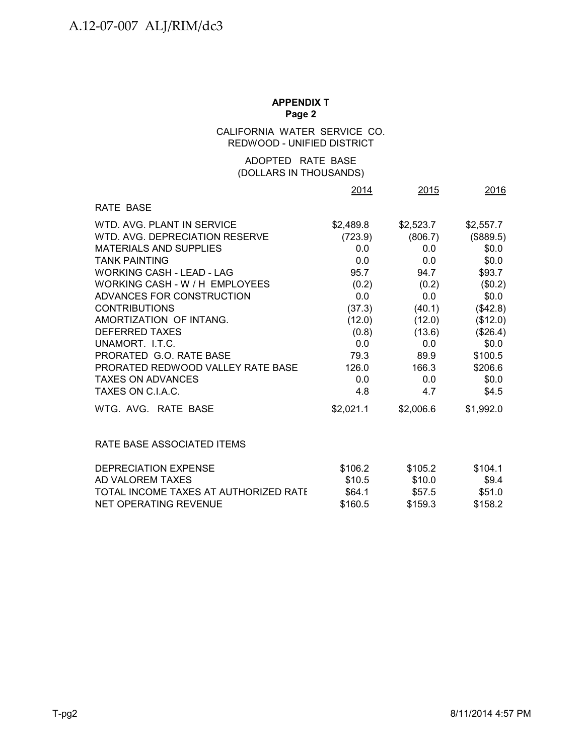**APPENDIX T**
**Page 2**

CALIFORNIA WATER SERVICE CO.
REDWOOD - UNIFIED DISTRICT

ADOPTED RATE BASE
(DOLLARS IN THOUSANDS)

| | 2014 | 2015 | 2016 |
|---|---|---|---|
| RATE BASE | | | |
| WTD. AVG. PLANT IN SERVICE | $2,489.8 | $2,523.7 | $2,557.7 |
| WTD. AVG. DEPRECIATION RESERVE | (723.9) | (806.7) | ($889.5) |
| MATERIALS AND SUPPLIES | 0.0 | 0.0 | $0.0 |
| TANK PAINTING | 0.0 | 0.0 | $0.0 |
| WORKING CASH - LEAD - LAG | 95.7 | 94.7 | $93.7 |
| WORKING CASH - W / H EMPLOYEES | (0.2) | (0.2) | ($0.2) |
| ADVANCES FOR CONSTRUCTION | 0.0 | 0.0 | $0.0 |
| CONTRIBUTIONS | (37.3) | (40.1) | ($42.8) |
| AMORTIZATION OF INTANG. | (12.0) | (12.0) | ($12.0) |
| DEFERRED TAXES | (0.8) | (13.6) | ($26.4) |
| UNAMORT. I.T.C. | 0.0 | 0.0 | $0.0 |
| PRORATED G.O. RATE BASE | 79.3 | 89.9 | $100.5 |
| PRORATED REDWOOD VALLEY RATE BASE | 126.0 | 166.3 | $206.6 |
| TAXES ON ADVANCES | 0.0 | 0.0 | $0.0 |
| TAXES ON C.I.A.C. | 4.8 | 4.7 | $4.5 |
| WTG. AVG. RATE BASE | $2,021.1 | $2,006.6 | $1,992.0 |
| | | | |
| RATE BASE ASSOCIATED ITEMS | | | |
| DEPRECIATION EXPENSE | $106.2 | $105.2 | $104.1 |
| AD VALOREM TAXES | $10.5 | $10.0 | $9.4 |
| TOTAL INCOME TAXES AT AUTHORIZED RATE | $64.1 | $57.5 | $51.0 |
| NET OPERATING REVENUE | $160.5 | $159.3 | $158.2 |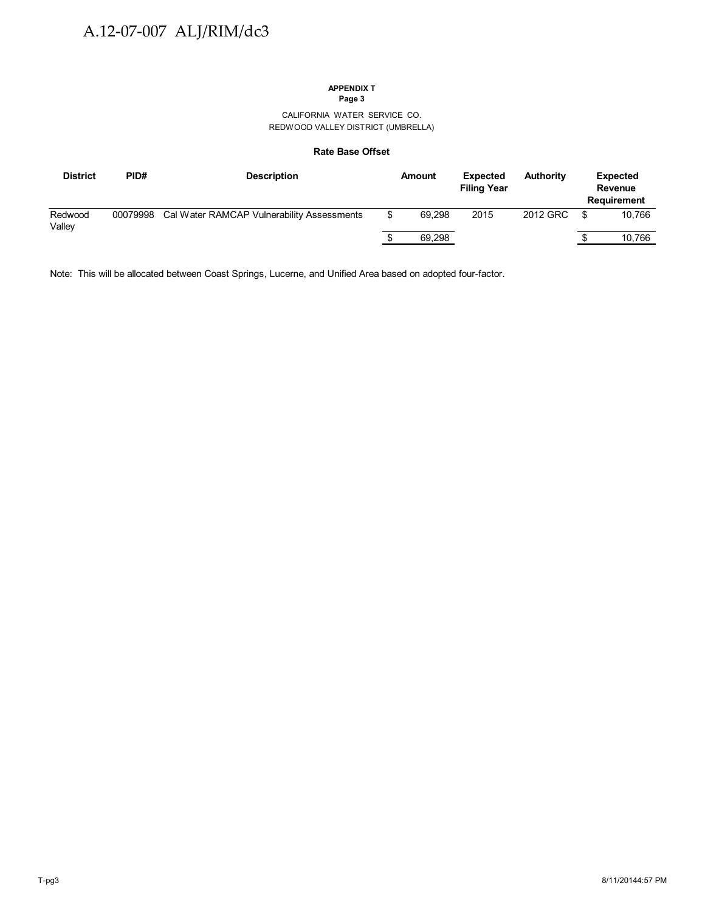**APPENDIX T**
**Page 3**

CALIFORNIA WATER SERVICE CO.
REDWOOD VALLEY DISTRICT (UMBRELLA)

**Rate Base Offset**

| District | PID# | Description | Amount | Expected Filing Year | Authority | Expected Revenue Requirement |
|---|---|---|---|---|---|---|
| Redwood Valley | 00079998 | Cal Water RAMCAP Vulnerability Assessments | $ 69,298 | 2015 | 2012 GRC | $ 10,766 |
| | | | $ 69,298 | | | $ 10,766 |

Note: This will be allocated between Coast Springs, Lucerne, and Unified Area based on adopted four-factor.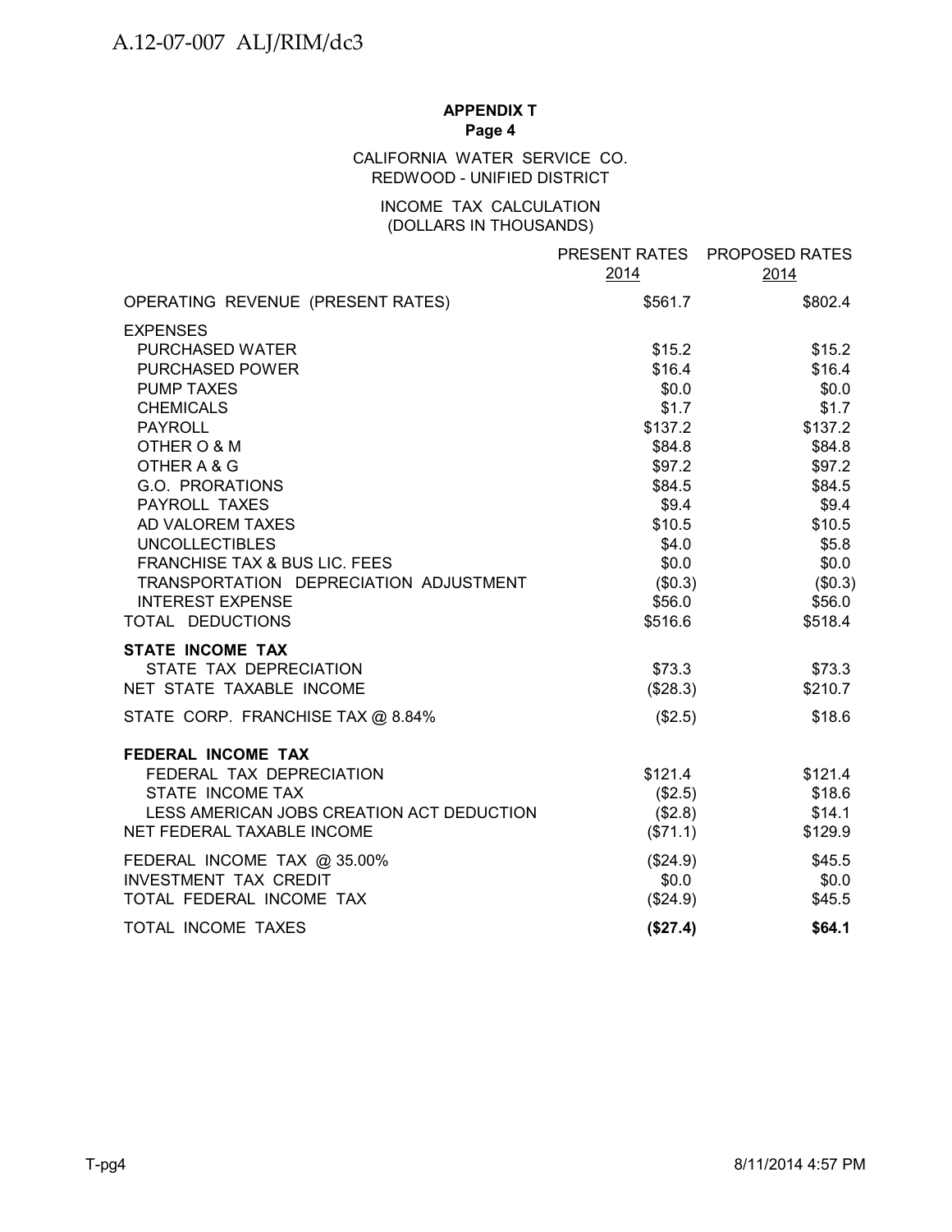**APPENDIX T**
**Page 4**

CALIFORNIA WATER SERVICE CO.
REDWOOD - UNIFIED DISTRICT

INCOME TAX CALCULATION
(DOLLARS IN THOUSANDS)

| | PRESENT RATES 2014 | PROPOSED RATES 2014 |
|---|---|---|
| OPERATING REVENUE (PRESENT RATES) | $561.7 | $802.4 |
| EXPENSES | | |
| PURCHASED WATER | $15.2 | $15.2 |
| PURCHASED POWER | $16.4 | $16.4 |
| PUMP TAXES | $0.0 | $0.0 |
| CHEMICALS | $1.7 | $1.7 |
| PAYROLL | $137.2 | $137.2 |
| OTHER O & M | $84.8 | $84.8 |
| OTHER A & G | $97.2 | $97.2 |
| G.O. PRORATIONS | $84.5 | $84.5 |
| PAYROLL TAXES | $9.4 | $9.4 |
| AD VALOREM TAXES | $10.5 | $10.5 |
| UNCOLLECTIBLES | $4.0 | $5.8 |
| FRANCHISE TAX & BUS LIC. FEES | $0.0 | $0.0 |
| TRANSPORTATION DEPRECIATION ADJUSTMENT | ($0.3) | ($0.3) |
| INTEREST EXPENSE | $56.0 | $56.0 |
| TOTAL DEDUCTIONS | $516.6 | $518.4 |
| **STATE INCOME TAX** | | |
| STATE TAX DEPRECIATION | $73.3 | $73.3 |
| NET STATE TAXABLE INCOME | ($28.3) | $210.7 |
| STATE CORP. FRANCHISE TAX @ 8.84% | ($2.5) | $18.6 |
| **FEDERAL INCOME TAX** | | |
| FEDERAL TAX DEPRECIATION | $121.4 | $121.4 |
| STATE INCOME TAX | ($2.5) | $18.6 |
| LESS AMERICAN JOBS CREATION ACT DEDUCTION | ($2.8) | $14.1 |
| NET FEDERAL TAXABLE INCOME | ($71.1) | $129.9 |
| FEDERAL INCOME TAX @ 35.00% | ($24.9) | $45.5 |
| INVESTMENT TAX CREDIT | $0.0 | $0.0 |
| TOTAL FEDERAL INCOME TAX | ($24.9) | $45.5 |
| TOTAL INCOME TAXES | **($27.4)** | **$64.1** |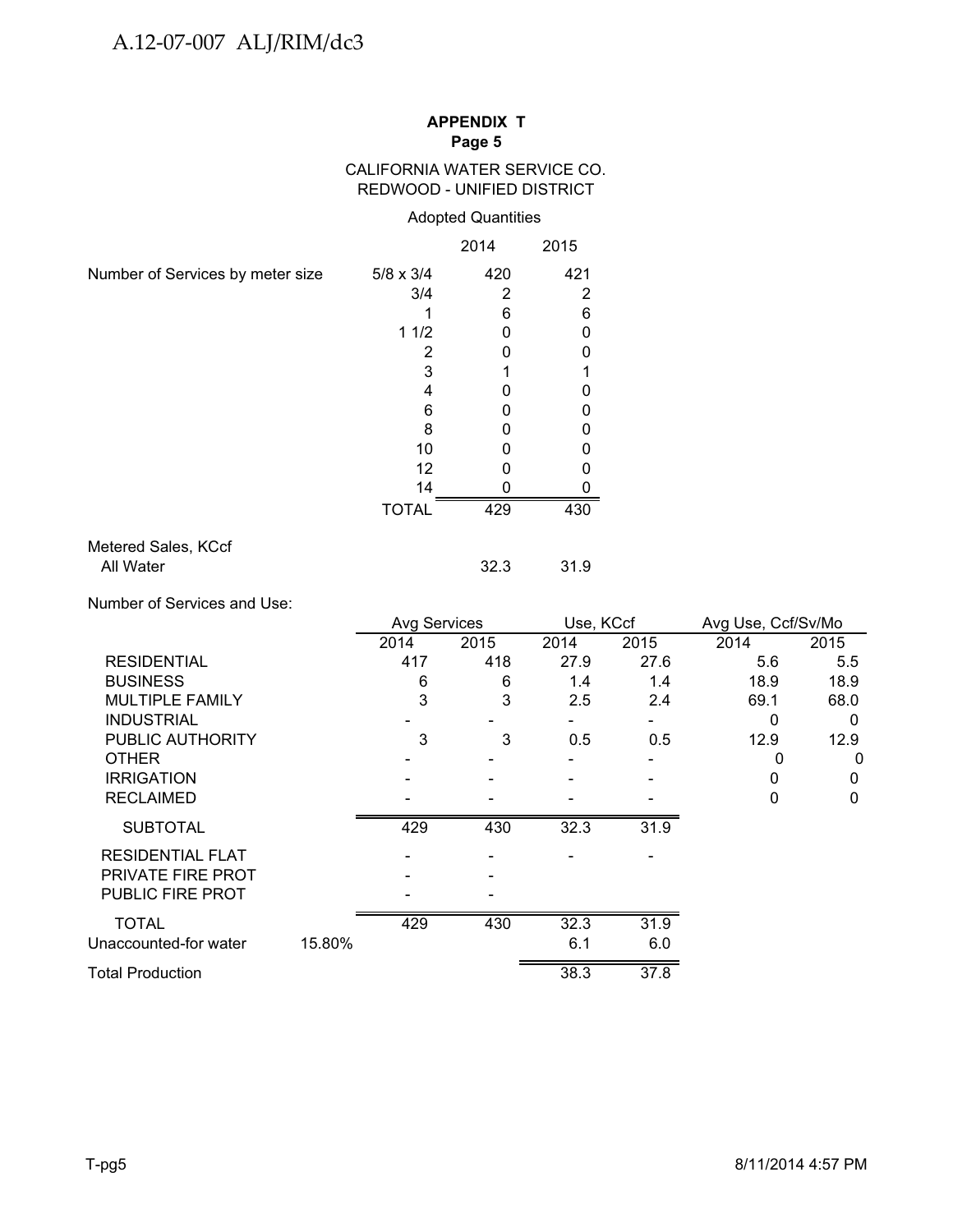**APPENDIX T**
**Page 5**

CALIFORNIA WATER SERVICE CO.
REDWOOD - UNIFIED DISTRICT

Adopted Quantities

| | | 2014 | 2015 |
|---|---|---|---|
| Number of Services by meter size | 5/8 x 3/4 | 420 | 421 |
| | 3/4 | 2 | 2 |
| | 1 | 6 | 6 |
| | 1 1/2 | 0 | 0 |
| | 2 | 0 | 0 |
| | 3 | 1 | 1 |
| | 4 | 0 | 0 |
| | 6 | 0 | 0 |
| | 8 | 0 | 0 |
| | 10 | 0 | 0 |
| | 12 | 0 | 0 |
| | 14 | 0 | 0 |
| | TOTAL | 429 | 430 |

| Metered Sales, KCcf | 2014 | 2015 |
|---|---|---|
| All Water | 32.3 | 31.9 |

Number of Services and Use:

| | | Avg Services | | Use, KCcf | | Avg Use, Ccf/Sv/Mo | |
|---|---|---|---|---|---|---|---|
| | | 2014 | 2015 | 2014 | 2015 | 2014 | 2015 |
| RESIDENTIAL | | 417 | 418 | 27.9 | 27.6 | 5.6 | 5.5 |
| BUSINESS | | 6 | 6 | 1.4 | 1.4 | 18.9 | 18.9 |
| MULTIPLE FAMILY | | 3 | 3 | 2.5 | 2.4 | 69.1 | 68.0 |
| INDUSTRIAL | | - | - | - | - | 0 | 0 |
| PUBLIC AUTHORITY | | 3 | 3 | 0.5 | 0.5 | 12.9 | 12.9 |
| OTHER | | - | - | - | - | 0 | 0 |
| IRRIGATION | | - | - | - | - | 0 | 0 |
| RECLAIMED | | - | - | - | - | 0 | 0 |
| SUBTOTAL | | 429 | 430 | 32.3 | 31.9 | | |
| RESIDENTIAL FLAT | | - | - | - | - | | |
| PRIVATE FIRE PROT | | - | - | | | | |
| PUBLIC FIRE PROT | | - | - | | | | |
| TOTAL | | 429 | 430 | 32.3 | 31.9 | | |
| Unaccounted-for water | 15.80% | | | 6.1 | 6.0 | | |
| Total Production | | | | 38.3 | 37.8 | | |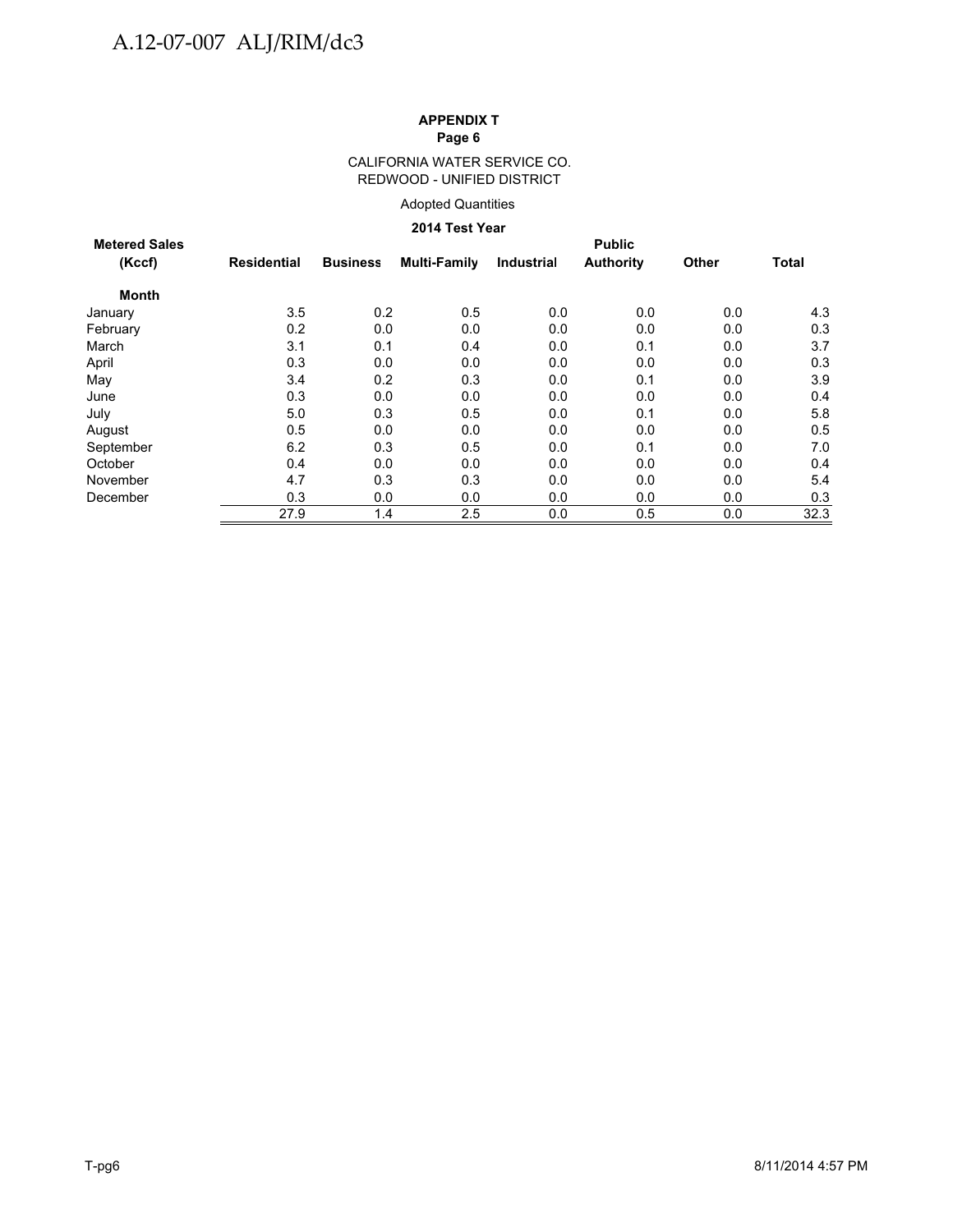**APPENDIX T**
**Page 6**

CALIFORNIA WATER SERVICE CO.
REDWOOD - UNIFIED DISTRICT

Adopted Quantities

**2014 Test Year**

| Metered Sales (Kccf) | Residential | Business | Multi-Family | Industrial | Public Authority | Other | Total |
|---|---|---|---|---|---|---|---|
| **Month** | | | | | | | |
| January | 3.5 | 0.2 | 0.5 | 0.0 | 0.0 | 0.0 | 4.3 |
| February | 0.2 | 0.0 | 0.0 | 0.0 | 0.0 | 0.0 | 0.3 |
| March | 3.1 | 0.1 | 0.4 | 0.0 | 0.1 | 0.0 | 3.7 |
| April | 0.3 | 0.0 | 0.0 | 0.0 | 0.0 | 0.0 | 0.3 |
| May | 3.4 | 0.2 | 0.3 | 0.0 | 0.1 | 0.0 | 3.9 |
| June | 0.3 | 0.0 | 0.0 | 0.0 | 0.0 | 0.0 | 0.4 |
| July | 5.0 | 0.3 | 0.5 | 0.0 | 0.1 | 0.0 | 5.8 |
| August | 0.5 | 0.0 | 0.0 | 0.0 | 0.0 | 0.0 | 0.5 |
| September | 6.2 | 0.3 | 0.5 | 0.0 | 0.1 | 0.0 | 7.0 |
| October | 0.4 | 0.0 | 0.0 | 0.0 | 0.0 | 0.0 | 0.4 |
| November | 4.7 | 0.3 | 0.3 | 0.0 | 0.0 | 0.0 | 5.4 |
| December | 0.3 | 0.0 | 0.0 | 0.0 | 0.0 | 0.0 | 0.3 |
| | 27.9 | 1.4 | 2.5 | 0.0 | 0.5 | 0.0 | 32.3 |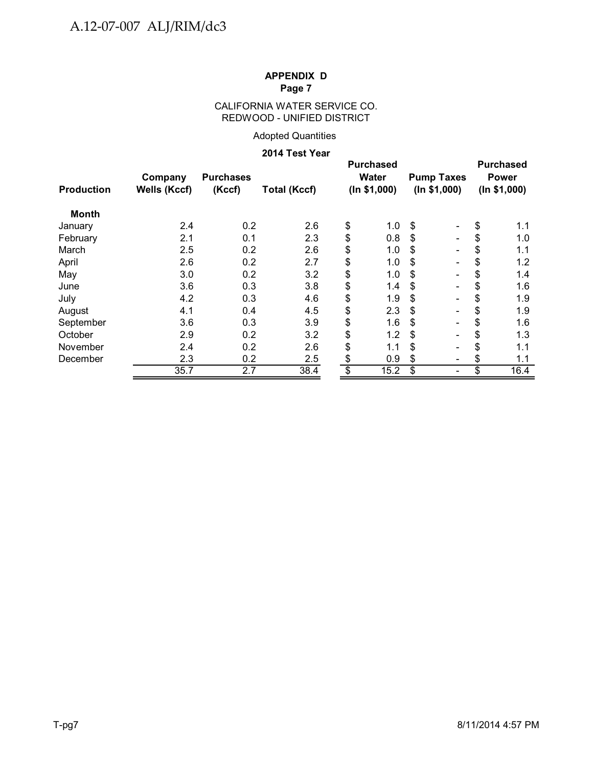**APPENDIX D**
**Page 7**

CALIFORNIA WATER SERVICE CO.
REDWOOD - UNIFIED DISTRICT

Adopted Quantities

**2014 Test Year**

| Production | Company Wells (Kccf) | Purchases (Kccf) | Total (Kccf) | Purchased Water (In $1,000) | Pump Taxes (In $1,000) | Purchased Power (In $1,000) |
|---|---|---|---|---|---|---|
| **Month** | | | | | | |
| January | 2.4 | 0.2 | 2.6 | $ 1.0 | $ - | $ 1.1 |
| February | 2.1 | 0.1 | 2.3 | $ 0.8 | $ - | $ 1.0 |
| March | 2.5 | 0.2 | 2.6 | $ 1.0 | $ - | $ 1.1 |
| April | 2.6 | 0.2 | 2.7 | $ 1.0 | $ - | $ 1.2 |
| May | 3.0 | 0.2 | 3.2 | $ 1.0 | $ - | $ 1.4 |
| June | 3.6 | 0.3 | 3.8 | $ 1.4 | $ - | $ 1.6 |
| July | 4.2 | 0.3 | 4.6 | $ 1.9 | $ - | $ 1.9 |
| August | 4.1 | 0.4 | 4.5 | $ 2.3 | $ - | $ 1.9 |
| September | 3.6 | 0.3 | 3.9 | $ 1.6 | $ - | $ 1.6 |
| October | 2.9 | 0.2 | 3.2 | $ 1.2 | $ - | $ 1.3 |
| November | 2.4 | 0.2 | 2.6 | $ 1.1 | $ - | $ 1.1 |
| December | 2.3 | 0.2 | 2.5 | $ 0.9 | $ - | $ 1.1 |
| | 35.7 | 2.7 | 38.4 | $ 15.2 | $ - | $ 16.4 |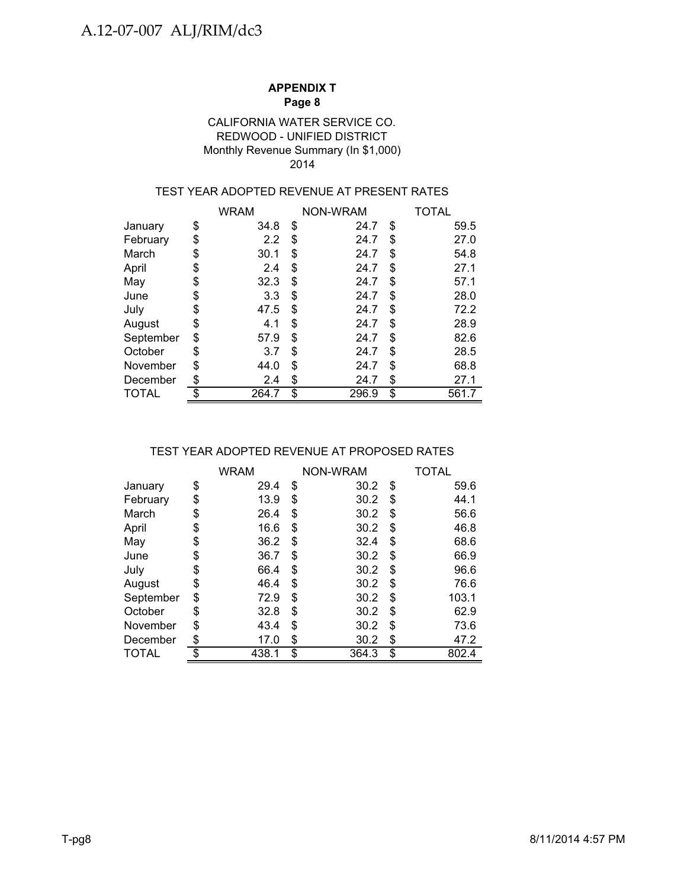**APPENDIX T**
**Page 8**

CALIFORNIA WATER SERVICE CO.
REDWOOD - UNIFIED DISTRICT
Monthly Revenue Summary (In $1,000)
2014

TEST YEAR ADOPTED REVENUE AT PRESENT RATES

| | WRAM | NON-WRAM | TOTAL |
|---|---|---|---|
| January | $ 34.8 | $ 24.7 | $ 59.5 |
| February | $ 2.2 | $ 24.7 | $ 27.0 |
| March | $ 30.1 | $ 24.7 | $ 54.8 |
| April | $ 2.4 | $ 24.7 | $ 27.1 |
| May | $ 32.3 | $ 24.7 | $ 57.1 |
| June | $ 3.3 | $ 24.7 | $ 28.0 |
| July | $ 47.5 | $ 24.7 | $ 72.2 |
| August | $ 4.1 | $ 24.7 | $ 28.9 |
| September | $ 57.9 | $ 24.7 | $ 82.6 |
| October | $ 3.7 | $ 24.7 | $ 28.5 |
| November | $ 44.0 | $ 24.7 | $ 68.8 |
| December | $ 2.4 | $ 24.7 | $ 27.1 |
| TOTAL | $ 264.7 | $ 296.9 | $ 561.7 |

TEST YEAR ADOPTED REVENUE AT PROPOSED RATES

| | WRAM | NON-WRAM | TOTAL |
|---|---|---|---|
| January | $ 29.4 | $ 30.2 | $ 59.6 |
| February | $ 13.9 | $ 30.2 | $ 44.1 |
| March | $ 26.4 | $ 30.2 | $ 56.6 |
| April | $ 16.6 | $ 30.2 | $ 46.8 |
| May | $ 36.2 | $ 32.4 | $ 68.6 |
| June | $ 36.7 | $ 30.2 | $ 66.9 |
| July | $ 66.4 | $ 30.2 | $ 96.6 |
| August | $ 46.4 | $ 30.2 | $ 76.6 |
| September | $ 72.9 | $ 30.2 | $ 103.1 |
| October | $ 32.8 | $ 30.2 | $ 62.9 |
| November | $ 43.4 | $ 30.2 | $ 73.6 |
| December | $ 17.0 | $ 30.2 | $ 47.2 |
| TOTAL | $ 438.1 | $ 364.3 | $ 802.4 |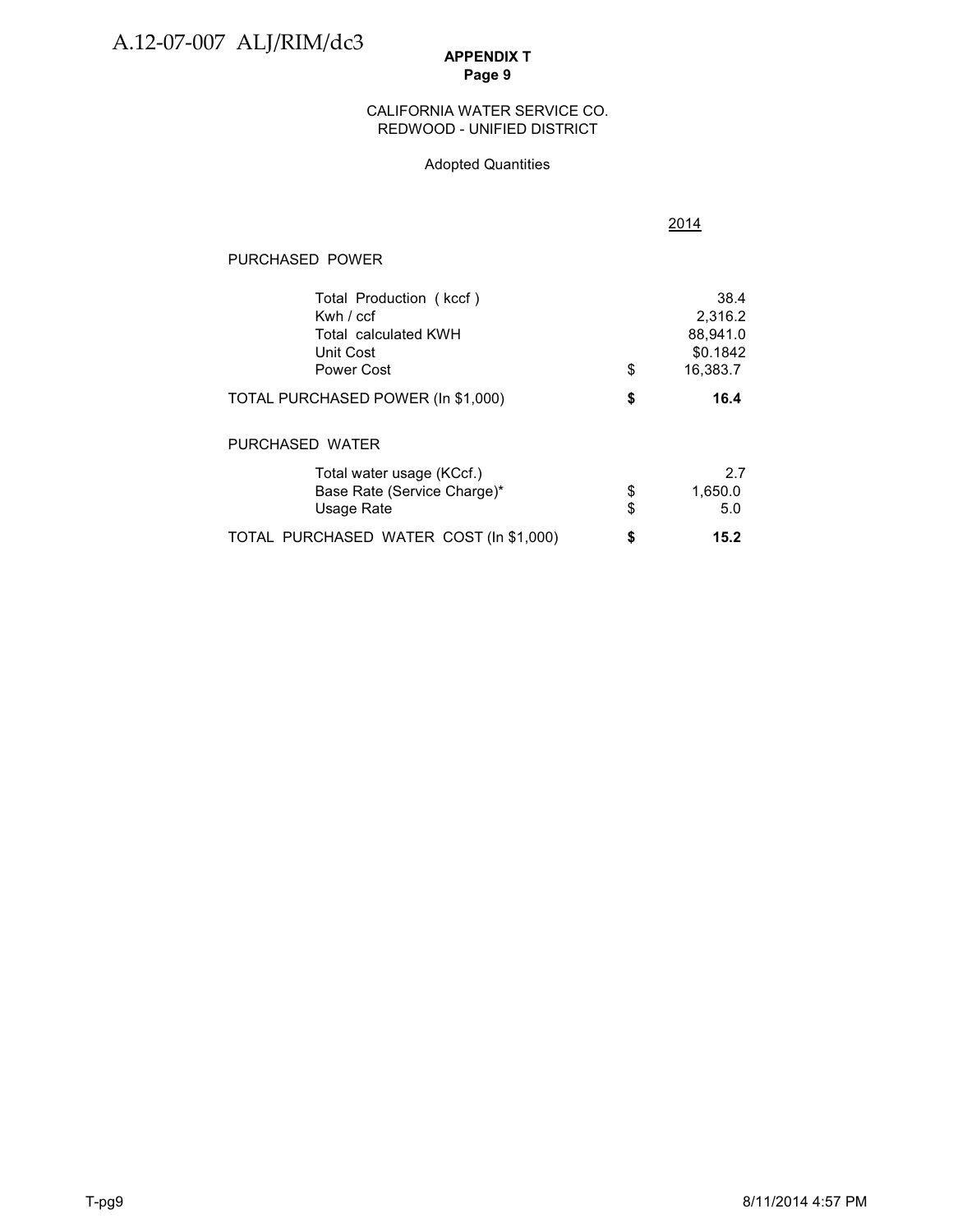**APPENDIX T**
**Page 9**

CALIFORNIA WATER SERVICE CO.
REDWOOD - UNIFIED DISTRICT

Adopted Quantities

| | | 2014 |
|---|---|---|
| PURCHASED POWER | | |
| Total Production ( kccf ) | | 38.4 |
| Kwh / ccf | | 2,316.2 |
| Total calculated KWH | | 88,941.0 |
| Unit Cost | | $0.1842 |
| Power Cost | $ | 16,383.7 |
| **TOTAL PURCHASED POWER (In $1,000)** | **$** | **16.4** |
| PURCHASED WATER | | |
| Total water usage (KCcf.) | | 2.7 |
| Base Rate (Service Charge)* | $ | 1,650.0 |
| Usage Rate | $ | 5.0 |
| **TOTAL PURCHASED WATER COST (In $1,000)** | **$** | **15.2** |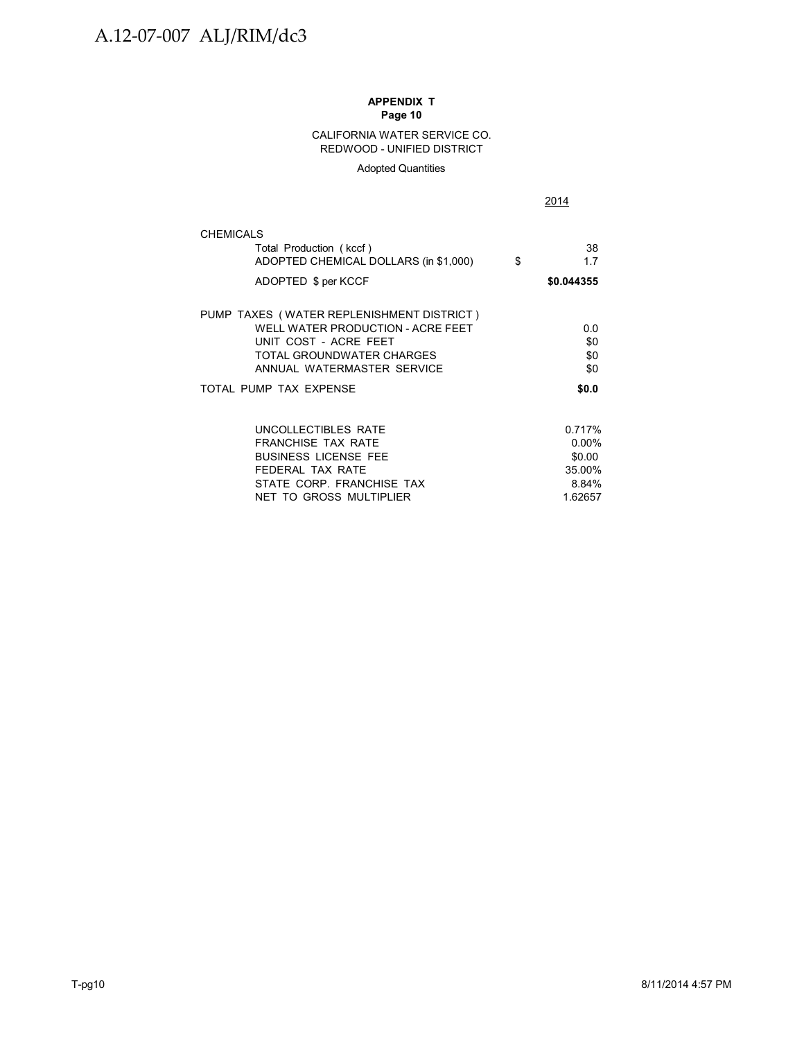**APPENDIX T**
**Page 10**

CALIFORNIA WATER SERVICE CO.
REDWOOD - UNIFIED DISTRICT

Adopted Quantities

| | | 2014 |
|---|---|---|
| CHEMICALS | | |
| Total Production ( kccf ) | | 38 |
| ADOPTED CHEMICAL DOLLARS (in $1,000) | $ | 1.7 |
| ADOPTED $ per KCCF | | **$0.044355** |
| | | |
| PUMP TAXES ( WATER REPLENISHMENT DISTRICT ) | | |
| WELL WATER PRODUCTION - ACRE FEET | | 0.0 |
| UNIT COST - ACRE FEET | | $0 |
| TOTAL GROUNDWATER CHARGES | | $0 |
| ANNUAL WATERMASTER SERVICE | | $0 |
| TOTAL PUMP TAX EXPENSE | | **$0.0** |
| | | |
| UNCOLLECTIBLES RATE | | 0.717% |
| FRANCHISE TAX RATE | | 0.00% |
| BUSINESS LICENSE FEE | | $0.00 |
| FEDERAL TAX RATE | | 35.00% |
| STATE CORP. FRANCHISE TAX | | 8.84% |
| NET TO GROSS MULTIPLIER | | 1.62657 |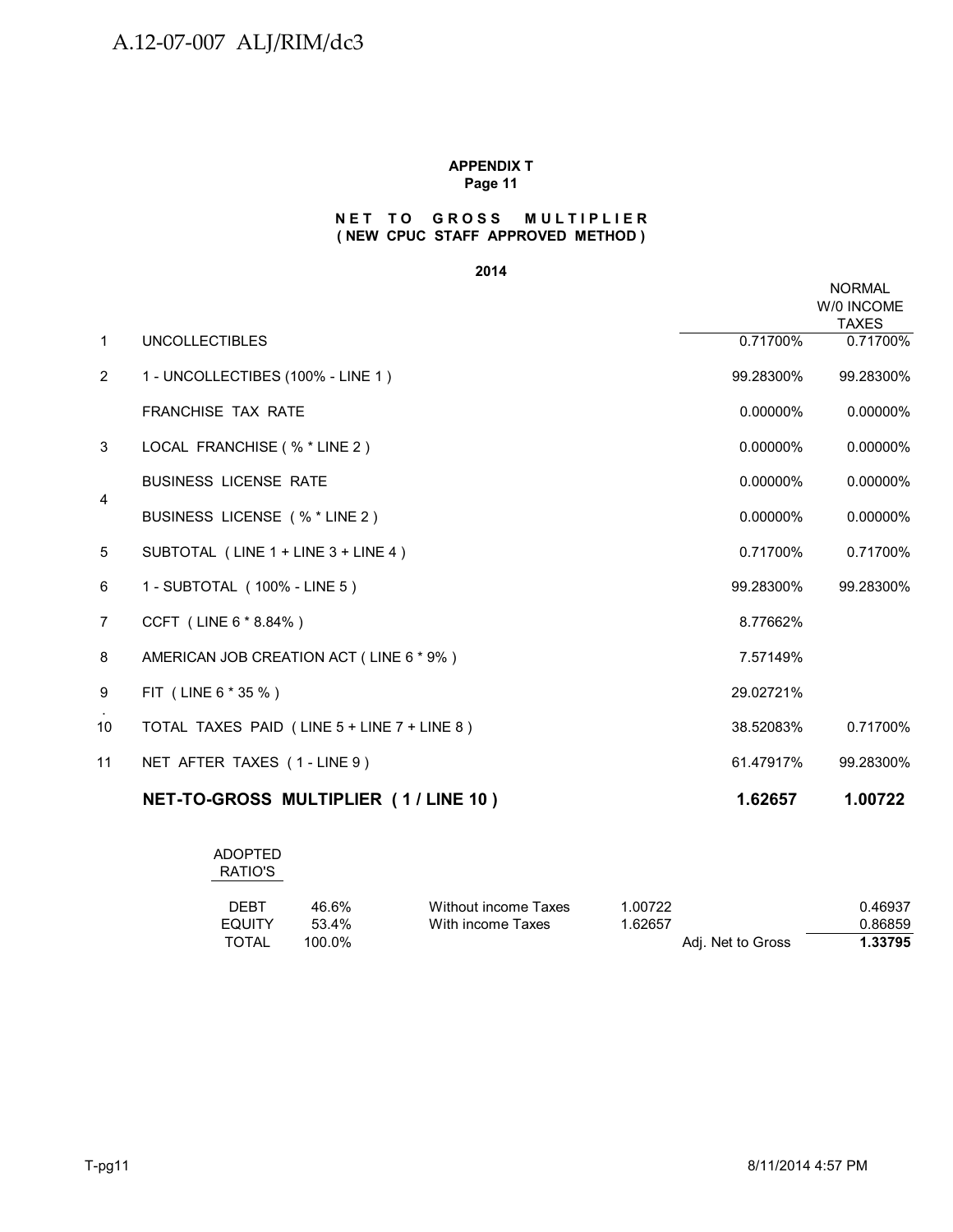**APPENDIX T**
**Page 11**

**N E T T O G R O S S M U L T I P L I E R**
**( NEW CPUC STAFF APPROVED METHOD )**

**2014**

| | | | NORMAL W/0 INCOME TAXES |
|---|---|---|---|
| 1 | UNCOLLECTIBLES | 0.71700% | 0.71700% |
| 2 | 1 - UNCOLLECTIBES (100% - LINE 1 ) | 99.28300% | 99.28300% |
| | FRANCHISE TAX RATE | 0.00000% | 0.00000% |
| 3 | LOCAL FRANCHISE ( % * LINE 2 ) | 0.00000% | 0.00000% |
| 4 | BUSINESS LICENSE RATE | 0.00000% | 0.00000% |
| | BUSINESS LICENSE ( % * LINE 2 ) | 0.00000% | 0.00000% |
| 5 | SUBTOTAL ( LINE 1 + LINE 3 + LINE 4 ) | 0.71700% | 0.71700% |
| 6 | 1 - SUBTOTAL ( 100% - LINE 5 ) | 99.28300% | 99.28300% |
| 7 | CCFT ( LINE 6 * 8.84% ) | 8.77662% | |
| 8 | AMERICAN JOB CREATION ACT ( LINE 6 * 9% ) | 7.57149% | |
| 9 | FIT ( LINE 6 * 35 % ) | 29.02721% | |
| 10 | TOTAL TAXES PAID ( LINE 5 + LINE 7 + LINE 8 ) | 38.52083% | 0.71700% |
| 11 | NET AFTER TAXES ( 1 - LINE 9 ) | 61.47917% | 99.28300% |
| | **NET-TO-GROSS MULTIPLIER ( 1 / LINE 10 )** | **1.62657** | **1.00722** |

| ADOPTED RATIO'S | | | | | |
|---|---|---|---|---|---|
| DEBT | 46.6% | Without income Taxes | 1.00722 | | 0.46937 |
| EQUITY | 53.4% | With income Taxes | 1.62657 | | 0.86859 |
| TOTAL | 100.0% | | | Adj. Net to Gross | **1.33795** |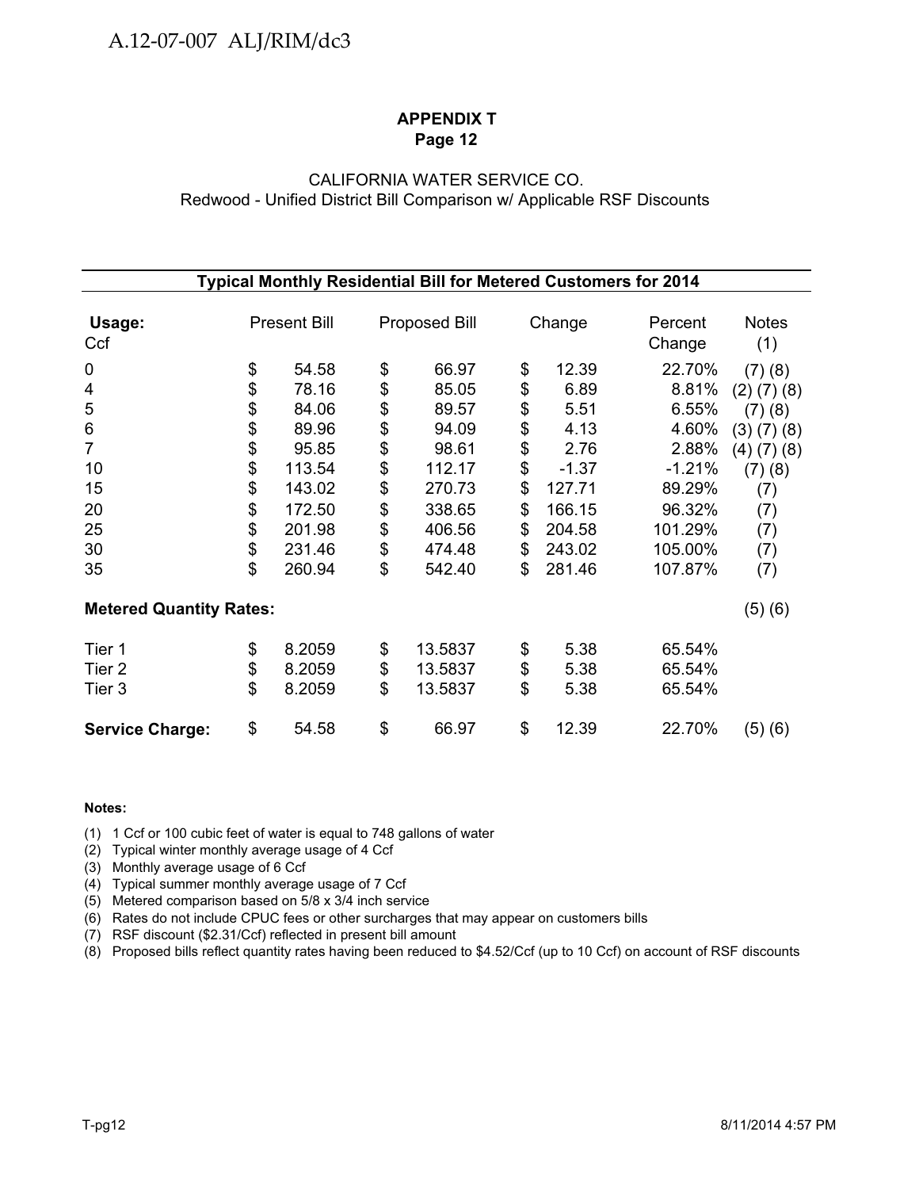## APPENDIX T
### Page 12

CALIFORNIA WATER SERVICE CO.
Redwood - Unified District Bill Comparison w/ Applicable RSF Discounts

**Typical Monthly Residential Bill for Metered Customers for 2014**

| **Usage:** Ccf | Present Bill | Proposed Bill | Change | Percent Change | Notes (1) |
|---|---|---|---|---|---|
| 0 | $ 54.58 | $ 66.97 | $ 12.39 | 22.70% | (7) (8) |
| 4 | $ 78.16 | $ 85.05 | $ 6.89 | 8.81% | (2) (7) (8) |
| 5 | $ 84.06 | $ 89.57 | $ 5.51 | 6.55% | (7) (8) |
| 6 | $ 89.96 | $ 94.09 | $ 4.13 | 4.60% | (3) (7) (8) |
| 7 | $ 95.85 | $ 98.61 | $ 2.76 | 2.88% | (4) (7) (8) |
| 10 | $ 113.54 | $ 112.17 | $ -1.37 | -1.21% | (7) (8) |
| 15 | $ 143.02 | $ 270.73 | $ 127.71 | 89.29% | (7) |
| 20 | $ 172.50 | $ 338.65 | $ 166.15 | 96.32% | (7) |
| 25 | $ 201.98 | $ 406.56 | $ 204.58 | 101.29% | (7) |
| 30 | $ 231.46 | $ 474.48 | $ 243.02 | 105.00% | (7) |
| 35 | $ 260.94 | $ 542.40 | $ 281.46 | 107.87% | (7) |
| **Metered Quantity Rates:** | | | | | (5) (6) |
| Tier 1 | $ 8.2059 | $ 13.5837 | $ 5.38 | 65.54% | |
| Tier 2 | $ 8.2059 | $ 13.5837 | $ 5.38 | 65.54% | |
| Tier 3 | $ 8.2059 | $ 13.5837 | $ 5.38 | 65.54% | |
| **Service Charge:** | $ 54.58 | $ 66.97 | $ 12.39 | 22.70% | (5) (6) |

**Notes:**

(1) 1 Ccf or 100 cubic feet of water is equal to 748 gallons of water
(2) Typical winter monthly average usage of 4 Ccf
(3) Monthly average usage of 6 Ccf
(4) Typical summer monthly average usage of 7 Ccf
(5) Metered comparison based on 5/8 x 3/4 inch service
(6) Rates do not include CPUC fees or other surcharges that may appear on customers bills
(7) RSF discount ($2.31/Ccf) reflected in present bill amount
(8) Proposed bills reflect quantity rates having been reduced to $4.52/Ccf (up to 10 Ccf) on account of RSF discounts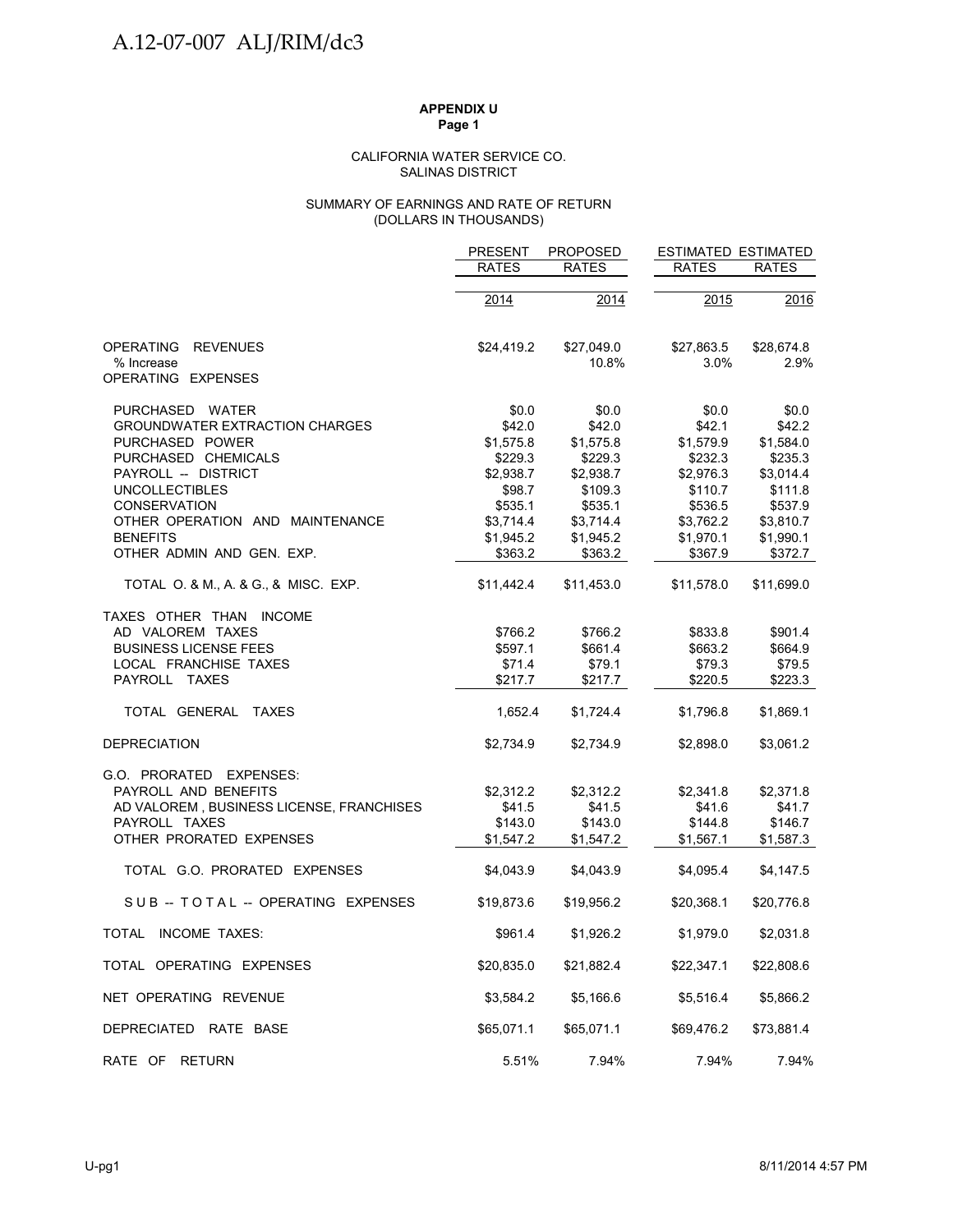A.12-07-007 ALJ/RIM/dc3

**APPENDIX U**
**Page 1**

CALIFORNIA WATER SERVICE CO.
SALINAS DISTRICT

SUMMARY OF EARNINGS AND RATE OF RETURN
(DOLLARS IN THOUSANDS)

| | PRESENT RATES | PROPOSED RATES | ESTIMATED RATES | ESTIMATED RATES |
|---|---|---|---|---|
| | 2014 | 2014 | 2015 | 2016 |
| OPERATING REVENUES | $24,419.2 | $27,049.0 | $27,863.5 | $28,674.8 |
| % Increase | | 10.8% | 3.0% | 2.9% |
| OPERATING EXPENSES | | | | |
| PURCHASED WATER | $0.0 | $0.0 | $0.0 | $0.0 |
| GROUNDWATER EXTRACTION CHARGES | $42.0 | $42.0 | $42.1 | $42.2 |
| PURCHASED POWER | $1,575.8 | $1,575.8 | $1,579.9 | $1,584.0 |
| PURCHASED CHEMICALS | $229.3 | $229.3 | $232.3 | $235.3 |
| PAYROLL -- DISTRICT | $2,938.7 | $2,938.7 | $2,976.3 | $3,014.4 |
| UNCOLLECTIBLES | $98.7 | $109.3 | $110.7 | $111.8 |
| CONSERVATION | $535.1 | $535.1 | $536.5 | $537.9 |
| OTHER OPERATION AND MAINTENANCE | $3,714.4 | $3,714.4 | $3,762.2 | $3,810.7 |
| BENEFITS | $1,945.2 | $1,945.2 | $1,970.1 | $1,990.1 |
| OTHER ADMIN AND GEN. EXP. | $363.2 | $363.2 | $367.9 | $372.7 |
| TOTAL O. & M., A. & G., & MISC. EXP. | $11,442.4 | $11,453.0 | $11,578.0 | $11,699.0 |
| TAXES OTHER THAN INCOME | | | | |
| AD VALOREM TAXES | $766.2 | $766.2 | $833.8 | $901.4 |
| BUSINESS LICENSE FEES | $597.1 | $661.4 | $663.2 | $664.9 |
| LOCAL FRANCHISE TAXES | $71.4 | $79.1 | $79.3 | $79.5 |
| PAYROLL TAXES | $217.7 | $217.7 | $220.5 | $223.3 |
| TOTAL GENERAL TAXES | 1,652.4 | $1,724.4 | $1,796.8 | $1,869.1 |
| DEPRECIATION | $2,734.9 | $2,734.9 | $2,898.0 | $3,061.2 |
| G.O. PRORATED EXPENSES: | | | | |
| PAYROLL AND BENEFITS | $2,312.2 | $2,312.2 | $2,341.8 | $2,371.8 |
| AD VALOREM , BUSINESS LICENSE, FRANCHISES | $41.5 | $41.5 | $41.6 | $41.7 |
| PAYROLL TAXES | $143.0 | $143.0 | $144.8 | $146.7 |
| OTHER PRORATED EXPENSES | $1,547.2 | $1,547.2 | $1,567.1 | $1,587.3 |
| TOTAL G.O. PRORATED EXPENSES | $4,043.9 | $4,043.9 | $4,095.4 | $4,147.5 |
| SUB -- TOTAL -- OPERATING EXPENSES | $19,873.6 | $19,956.2 | $20,368.1 | $20,776.8 |
| TOTAL INCOME TAXES: | $961.4 | $1,926.2 | $1,979.0 | $2,031.8 |
| TOTAL OPERATING EXPENSES | $20,835.0 | $21,882.4 | $22,347.1 | $22,808.6 |
| NET OPERATING REVENUE | $3,584.2 | $5,166.6 | $5,516.4 | $5,866.2 |
| DEPRECIATED RATE BASE | $65,071.1 | $65,071.1 | $69,476.2 | $73,881.4 |
| RATE OF RETURN | 5.51% | 7.94% | 7.94% | 7.94% |

U-pg1 8/11/2014 4:57 PM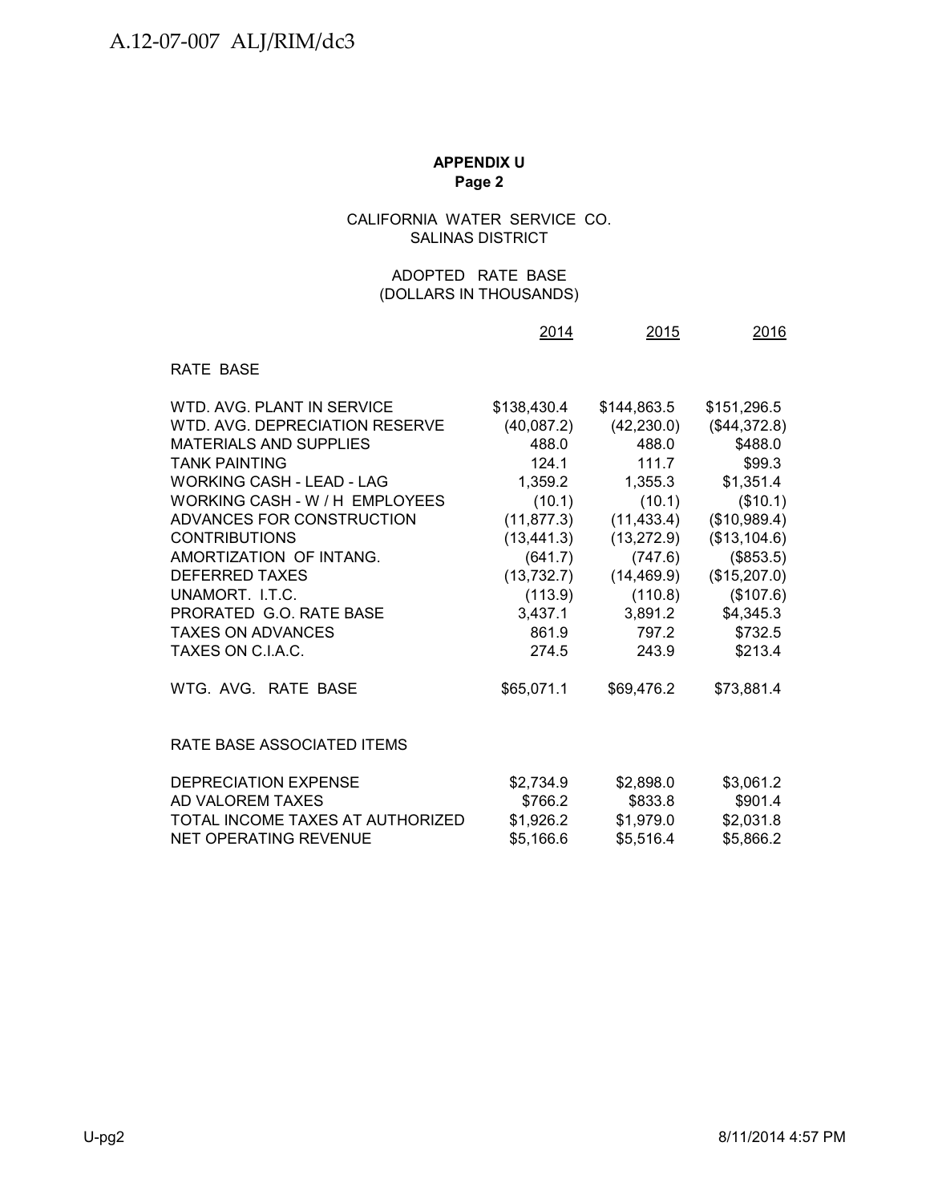**APPENDIX U**
**Page 2**

CALIFORNIA WATER SERVICE CO.
SALINAS DISTRICT

ADOPTED RATE BASE
(DOLLARS IN THOUSANDS)

| | 2014 | 2015 | 2016 |
|---|---|---|---|
| RATE BASE | | | |
| WTD. AVG. PLANT IN SERVICE | $138,430.4 | $144,863.5 | $151,296.5 |
| WTD. AVG. DEPRECIATION RESERVE | (40,087.2) | (42,230.0) | ($44,372.8) |
| MATERIALS AND SUPPLIES | 488.0 | 488.0 | $488.0 |
| TANK PAINTING | 124.1 | 111.7 | $99.3 |
| WORKING CASH - LEAD - LAG | 1,359.2 | 1,355.3 | $1,351.4 |
| WORKING CASH - W / H EMPLOYEES | (10.1) | (10.1) | ($10.1) |
| ADVANCES FOR CONSTRUCTION | (11,877.3) | (11,433.4) | ($10,989.4) |
| CONTRIBUTIONS | (13,441.3) | (13,272.9) | ($13,104.6) |
| AMORTIZATION OF INTANG. | (641.7) | (747.6) | ($853.5) |
| DEFERRED TAXES | (13,732.7) | (14,469.9) | ($15,207.0) |
| UNAMORT. I.T.C. | (113.9) | (110.8) | ($107.6) |
| PRORATED G.O. RATE BASE | 3,437.1 | 3,891.2 | $4,345.3 |
| TAXES ON ADVANCES | 861.9 | 797.2 | $732.5 |
| TAXES ON C.I.A.C. | 274.5 | 243.9 | $213.4 |
| WTG. AVG. RATE BASE | $65,071.1 | $69,476.2 | $73,881.4 |
| RATE BASE ASSOCIATED ITEMS | | | |
| DEPRECIATION EXPENSE | $2,734.9 | $2,898.0 | $3,061.2 |
| AD VALOREM TAXES | $766.2 | $833.8 | $901.4 |
| TOTAL INCOME TAXES AT AUTHORIZED | $1,926.2 | $1,979.0 | $2,031.8 |
| NET OPERATING REVENUE | $5,166.6 | $5,516.4 | $5,866.2 |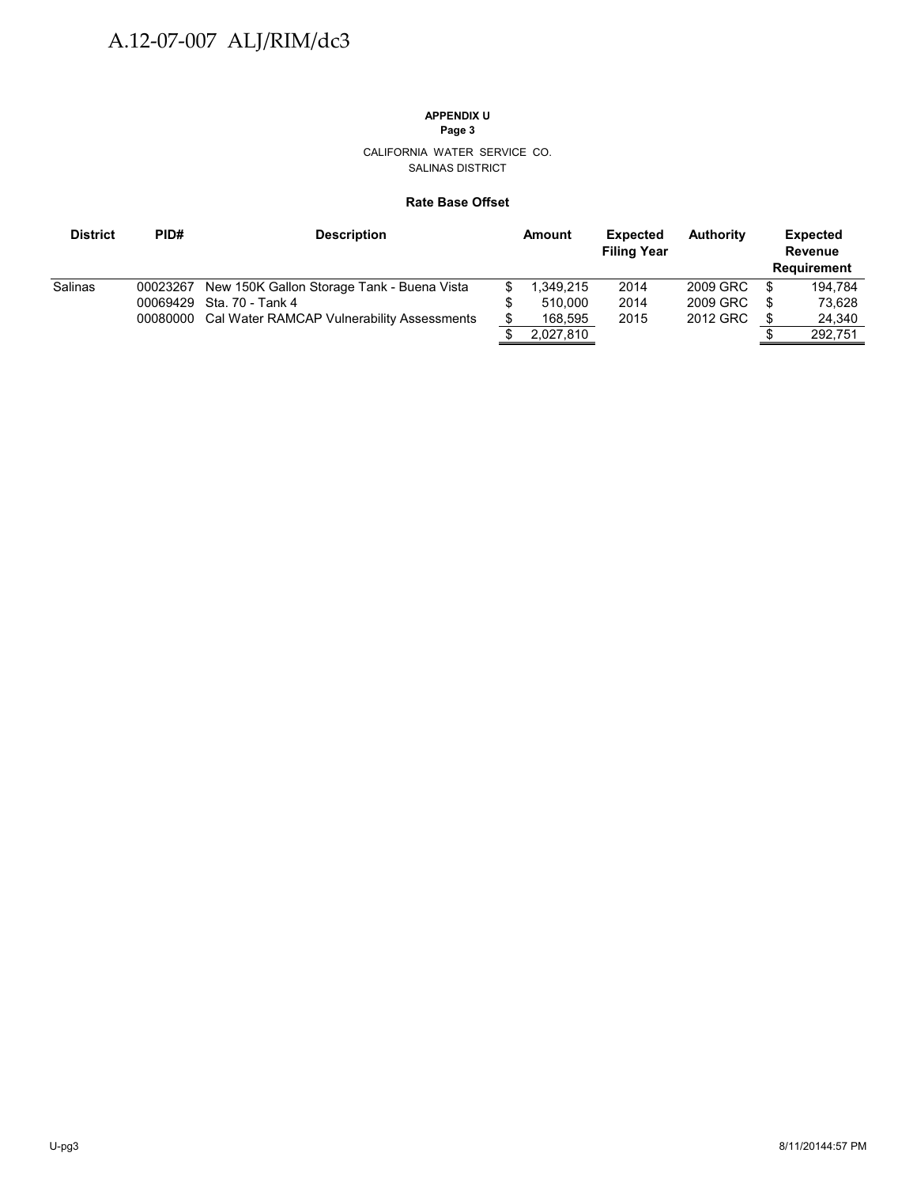**APPENDIX U**
**Page 3**

CALIFORNIA WATER SERVICE CO.
SALINAS DISTRICT

**Rate Base Offset**

| District | PID# | Description | Amount | Expected Filing Year | Authority | Expected Revenue Requirement |
|---|---|---|---|---|---|---|
| Salinas | 00023267 | New 150K Gallon Storage Tank - Buena Vista | $ 1,349,215 | 2014 | 2009 GRC | $ 194,784 |
| | 00069429 | Sta. 70 - Tank 4 | $ 510,000 | 2014 | 2009 GRC | $ 73,628 |
| | 00080000 | Cal Water RAMCAP Vulnerability Assessments | $ 168,595 | 2015 | 2012 GRC | $ 24,340 |
| | | | $ 2,027,810 | | | $ 292,751 |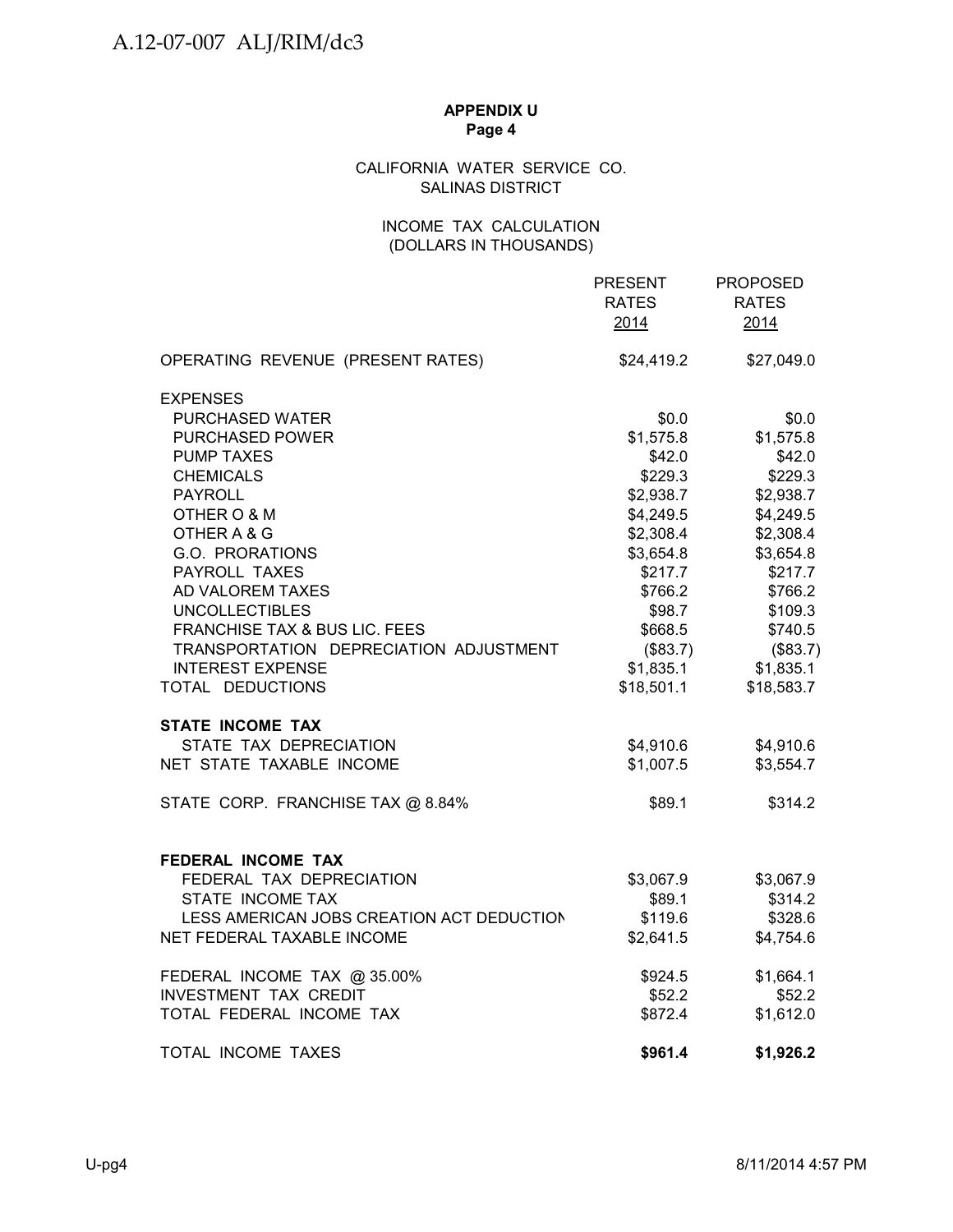**APPENDIX U**
**Page 4**

CALIFORNIA WATER SERVICE CO.
SALINAS DISTRICT

INCOME TAX CALCULATION
(DOLLARS IN THOUSANDS)

| | PRESENT RATES 2014 | PROPOSED RATES 2014 |
|---|---|---|
| OPERATING REVENUE (PRESENT RATES) | $24,419.2 | $27,049.0 |
| EXPENSES | | |
| PURCHASED WATER | $0.0 | $0.0 |
| PURCHASED POWER | $1,575.8 | $1,575.8 |
| PUMP TAXES | $42.0 | $42.0 |
| CHEMICALS | $229.3 | $229.3 |
| PAYROLL | $2,938.7 | $2,938.7 |
| OTHER O & M | $4,249.5 | $4,249.5 |
| OTHER A & G | $2,308.4 | $2,308.4 |
| G.O. PRORATIONS | $3,654.8 | $3,654.8 |
| PAYROLL TAXES | $217.7 | $217.7 |
| AD VALOREM TAXES | $766.2 | $766.2 |
| UNCOLLECTIBLES | $98.7 | $109.3 |
| FRANCHISE TAX & BUS LIC. FEES | $668.5 | $740.5 |
| TRANSPORTATION DEPRECIATION ADJUSTMENT | ($83.7) | ($83.7) |
| INTEREST EXPENSE | $1,835.1 | $1,835.1 |
| TOTAL DEDUCTIONS | $18,501.1 | $18,583.7 |
| **STATE INCOME TAX** | | |
| STATE TAX DEPRECIATION | $4,910.6 | $4,910.6 |
| NET STATE TAXABLE INCOME | $1,007.5 | $3,554.7 |
| STATE CORP. FRANCHISE TAX @ 8.84% | $89.1 | $314.2 |
| **FEDERAL INCOME TAX** | | |
| FEDERAL TAX DEPRECIATION | $3,067.9 | $3,067.9 |
| STATE INCOME TAX | $89.1 | $314.2 |
| LESS AMERICAN JOBS CREATION ACT DEDUCTION | $119.6 | $328.6 |
| NET FEDERAL TAXABLE INCOME | $2,641.5 | $4,754.6 |
| FEDERAL INCOME TAX @ 35.00% | $924.5 | $1,664.1 |
| INVESTMENT TAX CREDIT | $52.2 | $52.2 |
| TOTAL FEDERAL INCOME TAX | $872.4 | $1,612.0 |
| TOTAL INCOME TAXES | **$961.4** | **$1,926.2** |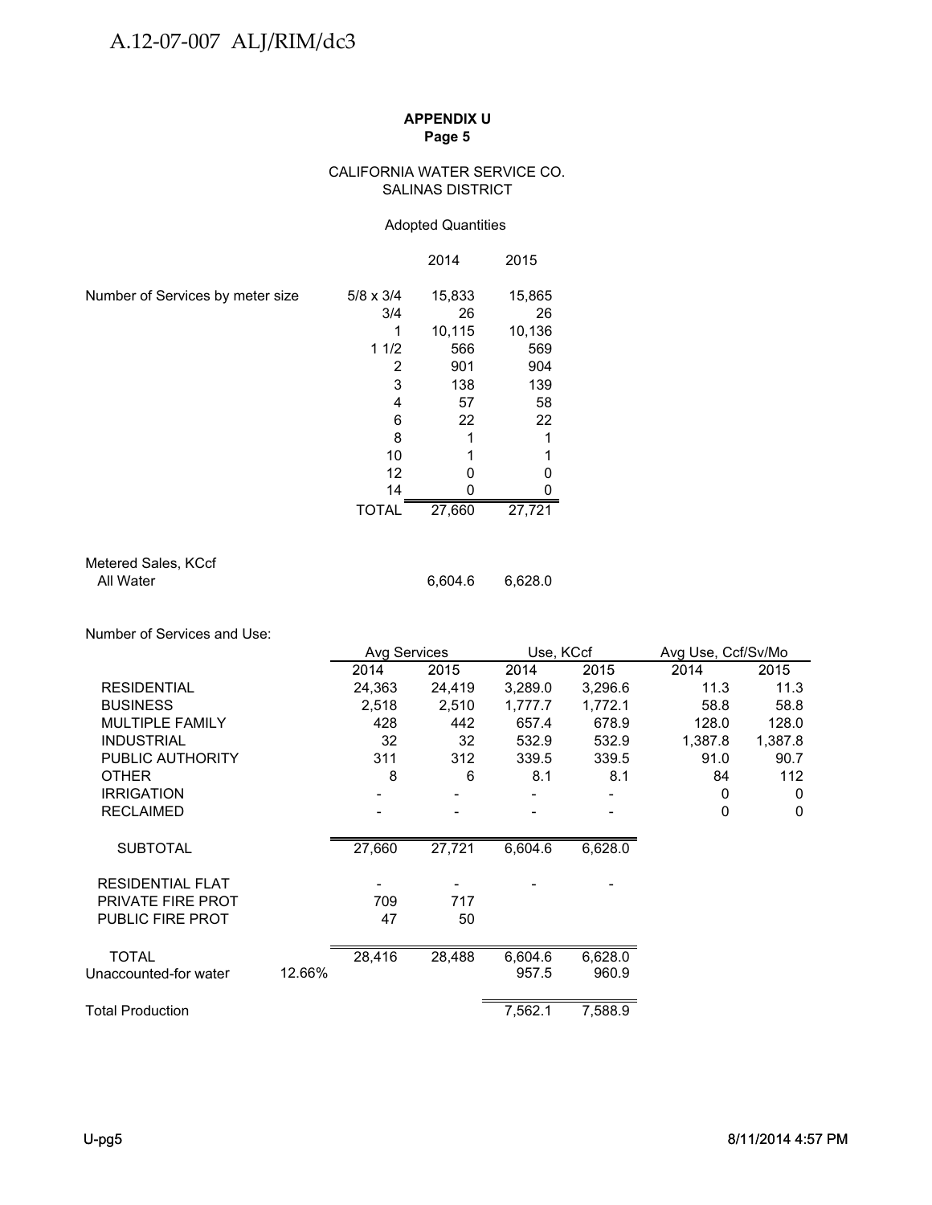**APPENDIX U**
**Page 5**

CALIFORNIA WATER SERVICE CO.
SALINAS DISTRICT

Adopted Quantities

| | | 2014 | 2015 |
|---|---|---|---|
| Number of Services by meter size | 5/8 x 3/4 | 15,833 | 15,865 |
| | 3/4 | 26 | 26 |
| | 1 | 10,115 | 10,136 |
| | 1 1/2 | 566 | 569 |
| | 2 | 901 | 904 |
| | 3 | 138 | 139 |
| | 4 | 57 | 58 |
| | 6 | 22 | 22 |
| | 8 | 1 | 1 |
| | 10 | 1 | 1 |
| | 12 | 0 | 0 |
| | 14 | 0 | 0 |
| | TOTAL | 27,660 | 27,721 |

| Metered Sales, KCcf | 2014 | 2015 |
|---|---|---|
| All Water | 6,604.6 | 6,628.0 |

Number of Services and Use:

| | | Avg Services | | Use, KCcf | | Avg Use, Ccf/Sv/Mo | |
|---|---|---|---|---|---|---|---|
| | | 2014 | 2015 | 2014 | 2015 | 2014 | 2015 |
| RESIDENTIAL | | 24,363 | 24,419 | 3,289.0 | 3,296.6 | 11.3 | 11.3 |
| BUSINESS | | 2,518 | 2,510 | 1,777.7 | 1,772.1 | 58.8 | 58.8 |
| MULTIPLE FAMILY | | 428 | 442 | 657.4 | 678.9 | 128.0 | 128.0 |
| INDUSTRIAL | | 32 | 32 | 532.9 | 532.9 | 1,387.8 | 1,387.8 |
| PUBLIC AUTHORITY | | 311 | 312 | 339.5 | 339.5 | 91.0 | 90.7 |
| OTHER | | 8 | 6 | 8.1 | 8.1 | 84 | 112 |
| IRRIGATION | | - | - | - | - | 0 | 0 |
| RECLAIMED | | - | - | - | - | 0 | 0 |
| SUBTOTAL | | 27,660 | 27,721 | 6,604.6 | 6,628.0 | | |
| RESIDENTIAL FLAT | | - | - | - | - | | |
| PRIVATE FIRE PROT | | 709 | 717 | | | | |
| PUBLIC FIRE PROT | | 47 | 50 | | | | |
| TOTAL | | 28,416 | 28,488 | 6,604.6 | 6,628.0 | | |
| Unaccounted-for water | 12.66% | | | 957.5 | 960.9 | | |
| Total Production | | | | 7,562.1 | 7,588.9 | | |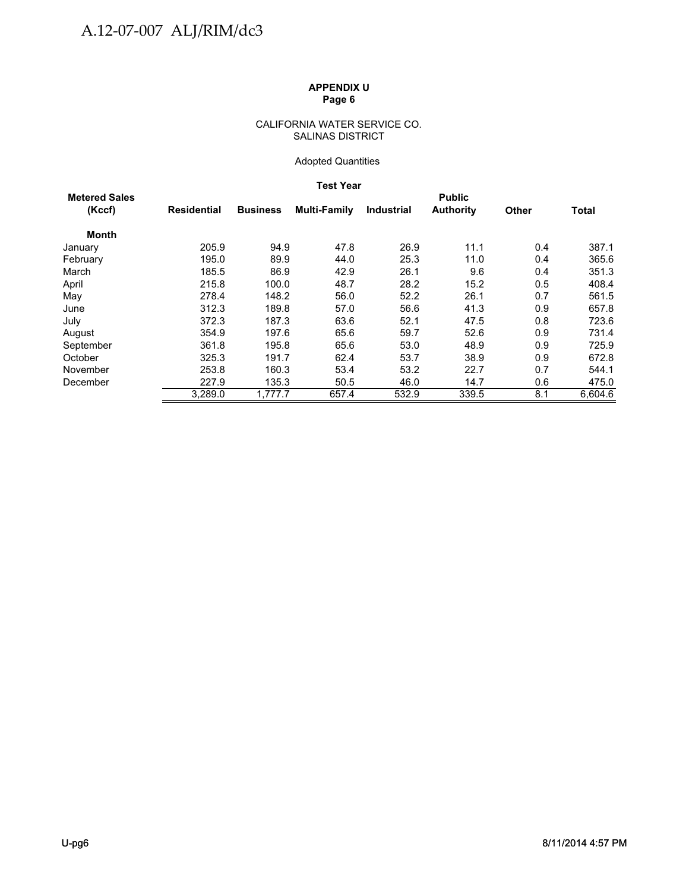**APPENDIX U**
**Page 6**

CALIFORNIA WATER SERVICE CO.
SALINAS DISTRICT

Adopted Quantities

**Test Year**

| Metered Sales (Kccf) | Residential | Business | Multi-Family | Industrial | Public Authority | Other | Total |
|---|---|---|---|---|---|---|---|
| **Month** | | | | | | | |
| January | 205.9 | 94.9 | 47.8 | 26.9 | 11.1 | 0.4 | 387.1 |
| February | 195.0 | 89.9 | 44.0 | 25.3 | 11.0 | 0.4 | 365.6 |
| March | 185.5 | 86.9 | 42.9 | 26.1 | 9.6 | 0.4 | 351.3 |
| April | 215.8 | 100.0 | 48.7 | 28.2 | 15.2 | 0.5 | 408.4 |
| May | 278.4 | 148.2 | 56.0 | 52.2 | 26.1 | 0.7 | 561.5 |
| June | 312.3 | 189.8 | 57.0 | 56.6 | 41.3 | 0.9 | 657.8 |
| July | 372.3 | 187.3 | 63.6 | 52.1 | 47.5 | 0.8 | 723.6 |
| August | 354.9 | 197.6 | 65.6 | 59.7 | 52.6 | 0.9 | 731.4 |
| September | 361.8 | 195.8 | 65.6 | 53.0 | 48.9 | 0.9 | 725.9 |
| October | 325.3 | 191.7 | 62.4 | 53.7 | 38.9 | 0.9 | 672.8 |
| November | 253.8 | 160.3 | 53.4 | 53.2 | 22.7 | 0.7 | 544.1 |
| December | 227.9 | 135.3 | 50.5 | 46.0 | 14.7 | 0.6 | 475.0 |
| | 3,289.0 | 1,777.7 | 657.4 | 532.9 | 339.5 | 8.1 | 6,604.6 |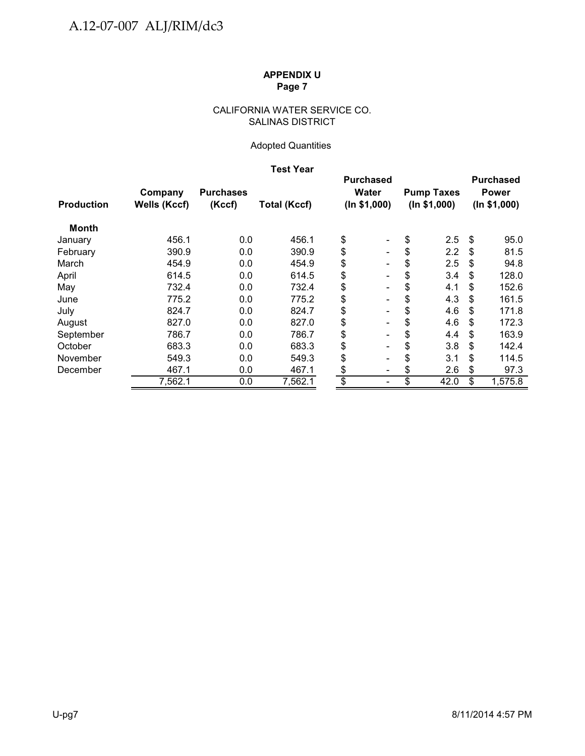**APPENDIX U**
**Page 7**

CALIFORNIA WATER SERVICE CO.
SALINAS DISTRICT

Adopted Quantities

**Test Year**

| Production | Company Wells (Kccf) | Purchases (Kccf) | Total (Kccf) | Purchased Water (In $1,000) | Pump Taxes (In $1,000) | Purchased Power (In $1,000) |
|---|---|---|---|---|---|---|
| **Month** | | | | | | |
| January | 456.1 | 0.0 | 456.1 | $ - | $ 2.5 | $ 95.0 |
| February | 390.9 | 0.0 | 390.9 | $ - | $ 2.2 | $ 81.5 |
| March | 454.9 | 0.0 | 454.9 | $ - | $ 2.5 | $ 94.8 |
| April | 614.5 | 0.0 | 614.5 | $ - | $ 3.4 | $ 128.0 |
| May | 732.4 | 0.0 | 732.4 | $ - | $ 4.1 | $ 152.6 |
| June | 775.2 | 0.0 | 775.2 | $ - | $ 4.3 | $ 161.5 |
| July | 824.7 | 0.0 | 824.7 | $ - | $ 4.6 | $ 171.8 |
| August | 827.0 | 0.0 | 827.0 | $ - | $ 4.6 | $ 172.3 |
| September | 786.7 | 0.0 | 786.7 | $ - | $ 4.4 | $ 163.9 |
| October | 683.3 | 0.0 | 683.3 | $ - | $ 3.8 | $ 142.4 |
| November | 549.3 | 0.0 | 549.3 | $ - | $ 3.1 | $ 114.5 |
| December | 467.1 | 0.0 | 467.1 | $ - | $ 2.6 | $ 97.3 |
| | 7,562.1 | 0.0 | 7,562.1 | $ - | $ 42.0 | $ 1,575.8 |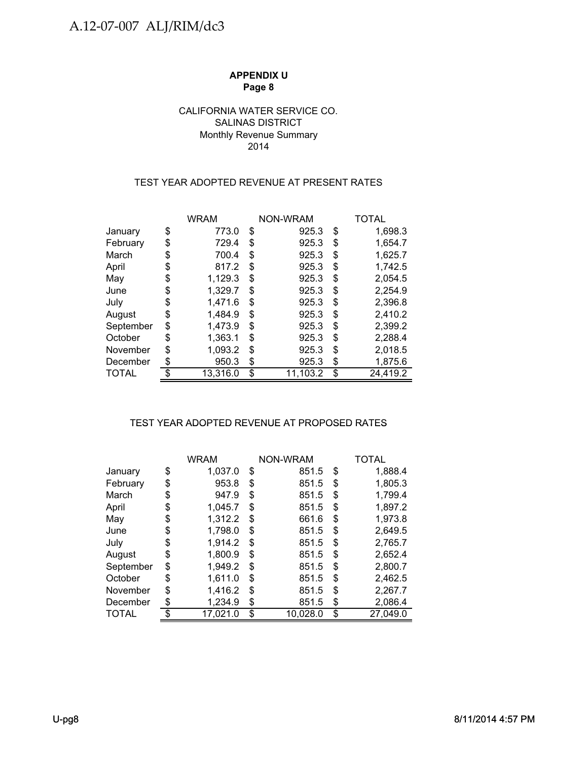**APPENDIX U**
**Page 8**

CALIFORNIA WATER SERVICE CO.
SALINAS DISTRICT
Monthly Revenue Summary
2014

TEST YEAR ADOPTED REVENUE AT PRESENT RATES

| | WRAM | NON-WRAM | TOTAL |
|---|---|---|---|
| January | $ 773.0 | $ 925.3 | $ 1,698.3 |
| February | $ 729.4 | $ 925.3 | $ 1,654.7 |
| March | $ 700.4 | $ 925.3 | $ 1,625.7 |
| April | $ 817.2 | $ 925.3 | $ 1,742.5 |
| May | $ 1,129.3 | $ 925.3 | $ 2,054.5 |
| June | $ 1,329.7 | $ 925.3 | $ 2,254.9 |
| July | $ 1,471.6 | $ 925.3 | $ 2,396.8 |
| August | $ 1,484.9 | $ 925.3 | $ 2,410.2 |
| September | $ 1,473.9 | $ 925.3 | $ 2,399.2 |
| October | $ 1,363.1 | $ 925.3 | $ 2,288.4 |
| November | $ 1,093.2 | $ 925.3 | $ 2,018.5 |
| December | $ 950.3 | $ 925.3 | $ 1,875.6 |
| TOTAL | $ 13,316.0 | $ 11,103.2 | $ 24,419.2 |

TEST YEAR ADOPTED REVENUE AT PROPOSED RATES

| | WRAM | NON-WRAM | TOTAL |
|---|---|---|---|
| January | $ 1,037.0 | $ 851.5 | $ 1,888.4 |
| February | $ 953.8 | $ 851.5 | $ 1,805.3 |
| March | $ 947.9 | $ 851.5 | $ 1,799.4 |
| April | $ 1,045.7 | $ 851.5 | $ 1,897.2 |
| May | $ 1,312.2 | $ 661.6 | $ 1,973.8 |
| June | $ 1,798.0 | $ 851.5 | $ 2,649.5 |
| July | $ 1,914.2 | $ 851.5 | $ 2,765.7 |
| August | $ 1,800.9 | $ 851.5 | $ 2,652.4 |
| September | $ 1,949.2 | $ 851.5 | $ 2,800.7 |
| October | $ 1,611.0 | $ 851.5 | $ 2,462.5 |
| November | $ 1,416.2 | $ 851.5 | $ 2,267.7 |
| December | $ 1,234.9 | $ 851.5 | $ 2,086.4 |
| TOTAL | $ 17,021.0 | $ 10,028.0 | $ 27,049.0 |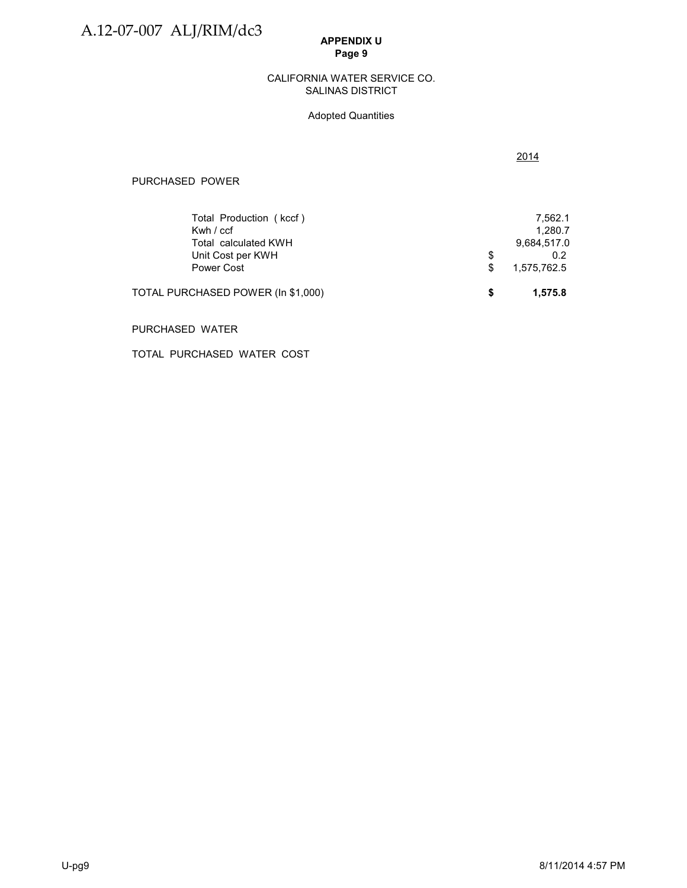**APPENDIX U**
**Page 9**

CALIFORNIA WATER SERVICE CO.
SALINAS DISTRICT

Adopted Quantities

| | | 2014 |
|---|---|---|
| PURCHASED POWER | | |
| Total Production ( kccf ) | | 7,562.1 |
| Kwh / ccf | | 1,280.7 |
| Total calculated KWH | | 9,684,517.0 |
| Unit Cost per KWH | $ | 0.2 |
| Power Cost | $ | 1,575,762.5 |
| TOTAL PURCHASED POWER (In $1,000) | **$** | **1,575.8** |
| PURCHASED WATER | | |
| TOTAL PURCHASED WATER COST | | |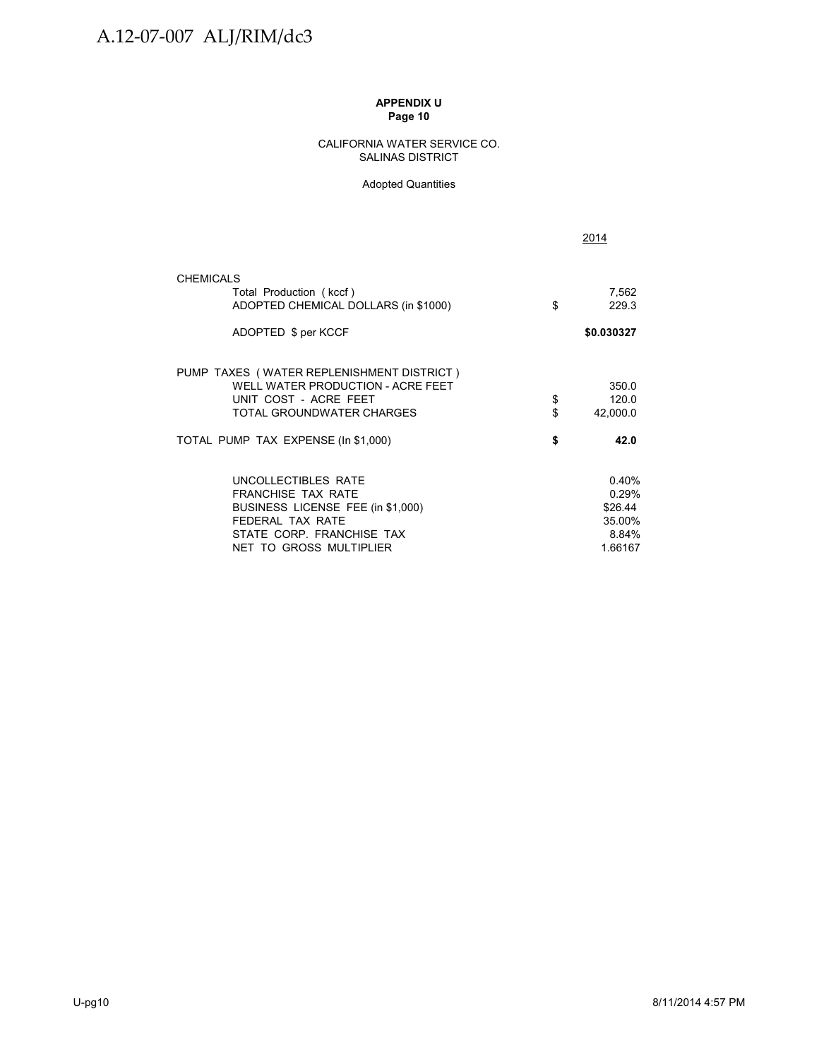**APPENDIX U**
**Page 10**

CALIFORNIA WATER SERVICE CO.
SALINAS DISTRICT

Adopted Quantities

| | | 2014 |
|---|---|---|
| CHEMICALS | | |
| Total Production (kccf) | | 7,562 |
| ADOPTED CHEMICAL DOLLARS (in $1000) | $ | 229.3 |
| ADOPTED $ per KCCF | | **$0.030327** |
| PUMP TAXES (WATER REPLENISHMENT DISTRICT) | | |
| WELL WATER PRODUCTION - ACRE FEET | | 350.0 |
| UNIT COST - ACRE FEET | $ | 120.0 |
| TOTAL GROUNDWATER CHARGES | $ | 42,000.0 |
| TOTAL PUMP TAX EXPENSE (In $1,000) | **$** | **42.0** |
| UNCOLLECTIBLES RATE | | 0.40% |
| FRANCHISE TAX RATE | | 0.29% |
| BUSINESS LICENSE FEE (in $1,000) | | $26.44 |
| FEDERAL TAX RATE | | 35.00% |
| STATE CORP. FRANCHISE TAX | | 8.84% |
| NET TO GROSS MULTIPLIER | | 1.66167 |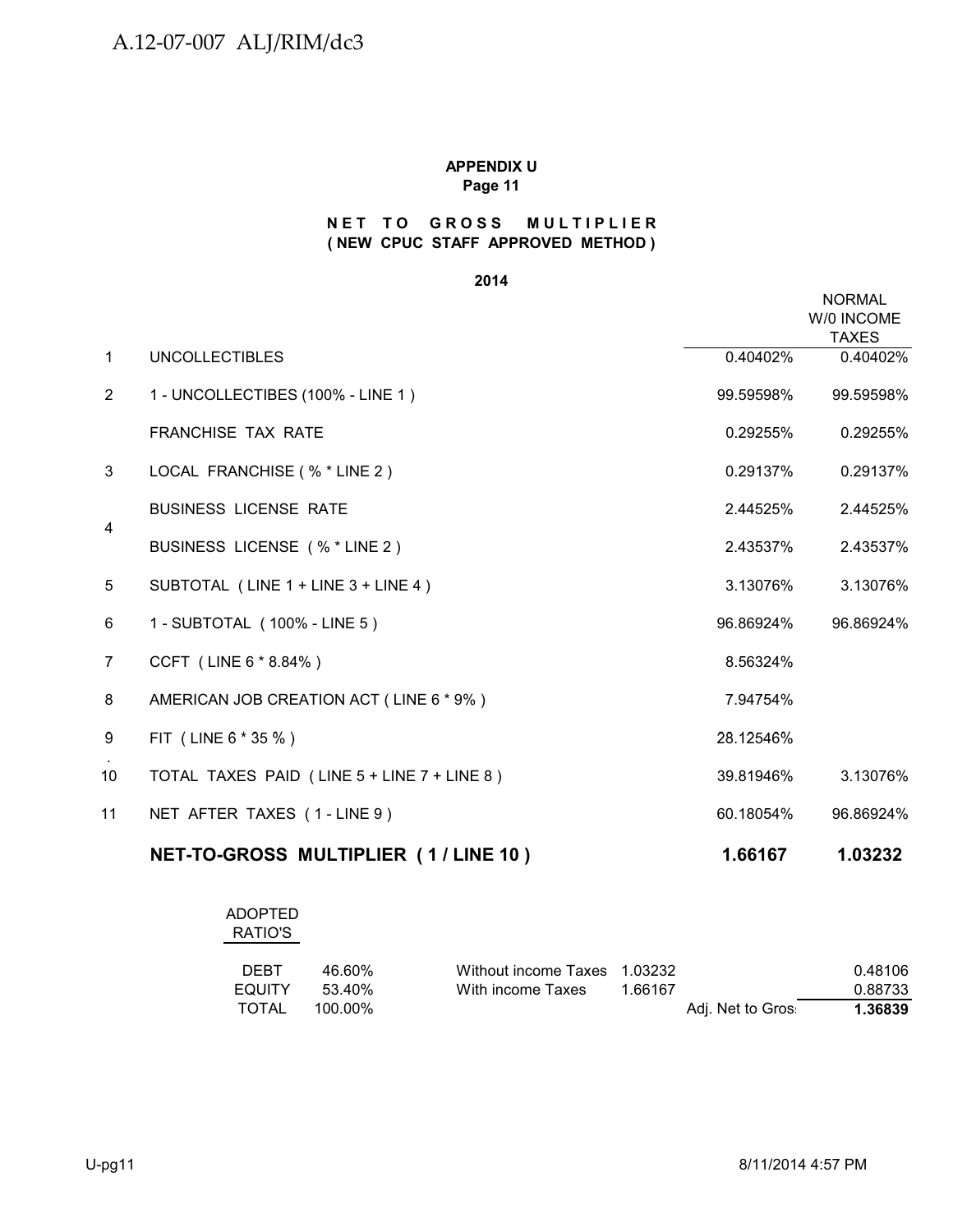**APPENDIX U**
**Page 11**

**NET TO GROSS MULTIPLIER**
**( NEW CPUC STAFF APPROVED METHOD )**

**2014**

| | | | NORMAL W/0 INCOME TAXES |
|---|---|---|---|
| 1 | UNCOLLECTIBLES | 0.40402% | 0.40402% |
| 2 | 1 - UNCOLLECTIBES (100% - LINE 1 ) | 99.59598% | 99.59598% |
| | FRANCHISE TAX RATE | 0.29255% | 0.29255% |
| 3 | LOCAL FRANCHISE ( % * LINE 2 ) | 0.29137% | 0.29137% |
| | BUSINESS LICENSE RATE | 2.44525% | 2.44525% |
| 4 | BUSINESS LICENSE ( % * LINE 2 ) | 2.43537% | 2.43537% |
| 5 | SUBTOTAL ( LINE 1 + LINE 3 + LINE 4 ) | 3.13076% | 3.13076% |
| 6 | 1 - SUBTOTAL ( 100% - LINE 5 ) | 96.86924% | 96.86924% |
| 7 | CCFT ( LINE 6 * 8.84% ) | 8.56324% | |
| 8 | AMERICAN JOB CREATION ACT ( LINE 6 * 9% ) | 7.94754% | |
| 9. | FIT ( LINE 6 * 35 % ) | 28.12546% | |
| 10 | TOTAL TAXES PAID ( LINE 5 + LINE 7 + LINE 8 ) | 39.81946% | 3.13076% |
| 11 | NET AFTER TAXES ( 1 - LINE 9 ) | 60.18054% | 96.86924% |
| | **NET-TO-GROSS MULTIPLIER ( 1 / LINE 10 )** | **1.66167** | **1.03232** |

| ADOPTED RATIO'S | | | | | |
|---|---|---|---|---|---|
| DEBT | 46.60% | Without income Taxes | 1.03232 | | 0.48106 |
| EQUITY | 53.40% | With income Taxes | 1.66167 | | 0.88733 |
| TOTAL | 100.00% | | | Adj. Net to Gros | **1.36839** |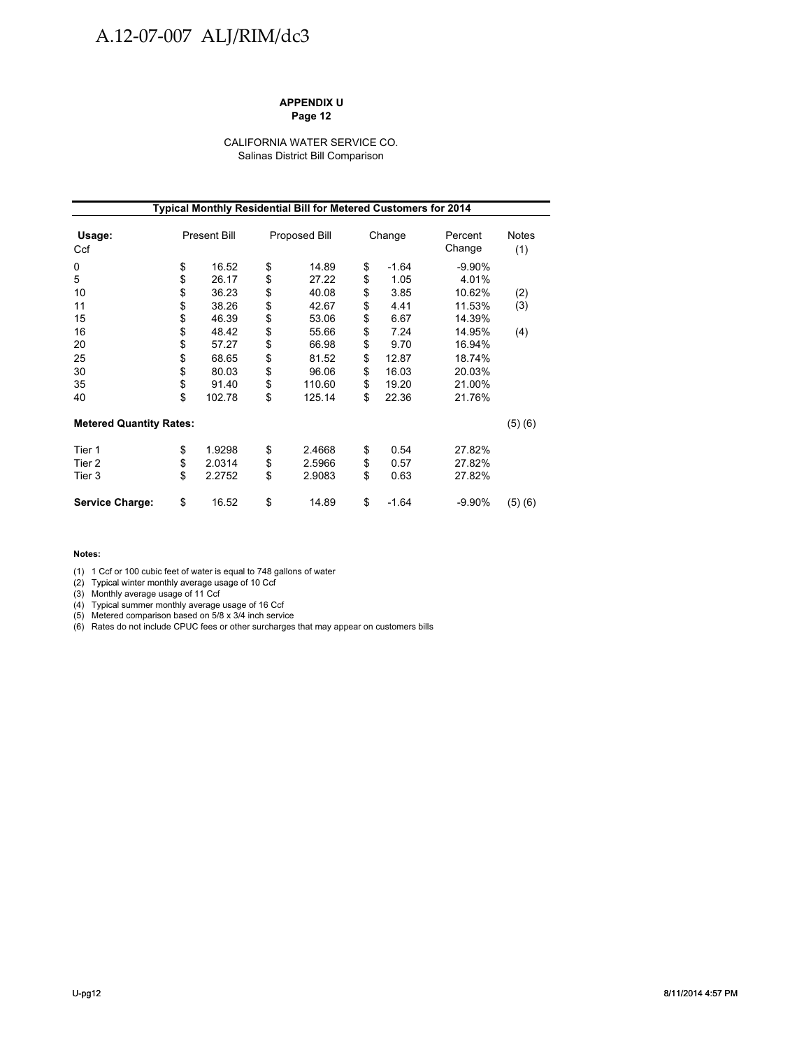A.12-07-007 ALJ/RIM/dc3

**APPENDIX U**
**Page 12**

CALIFORNIA WATER SERVICE CO.
Salinas District Bill Comparison

| **Typical Monthly Residential Bill for Metered Customers for 2014** | | | | | |
|---|---|---|---|---|---|
| **Usage:** Ccf | Present Bill | Proposed Bill | Change | Percent Change | Notes (1) |
| 0 | $ 16.52 | $ 14.89 | $ -1.64 | -9.90% | |
| 5 | $ 26.17 | $ 27.22 | $ 1.05 | 4.01% | |
| 10 | $ 36.23 | $ 40.08 | $ 3.85 | 10.62% | (2) |
| 11 | $ 38.26 | $ 42.67 | $ 4.41 | 11.53% | (3) |
| 15 | $ 46.39 | $ 53.06 | $ 6.67 | 14.39% | |
| 16 | $ 48.42 | $ 55.66 | $ 7.24 | 14.95% | (4) |
| 20 | $ 57.27 | $ 66.98 | $ 9.70 | 16.94% | |
| 25 | $ 68.65 | $ 81.52 | $ 12.87 | 18.74% | |
| 30 | $ 80.03 | $ 96.06 | $ 16.03 | 20.03% | |
| 35 | $ 91.40 | $ 110.60 | $ 19.20 | 21.00% | |
| 40 | $ 102.78 | $ 125.14 | $ 22.36 | 21.76% | |
| **Metered Quantity Rates:** | | | | | (5) (6) |
| Tier 1 | $ 1.9298 | $ 2.4668 | $ 0.54 | 27.82% | |
| Tier 2 | $ 2.0314 | $ 2.5966 | $ 0.57 | 27.82% | |
| Tier 3 | $ 2.2752 | $ 2.9083 | $ 0.63 | 27.82% | |
| **Service Charge:** | $ 16.52 | $ 14.89 | $ -1.64 | -9.90% | (5) (6) |

**Notes:**

(1) 1 Ccf or 100 cubic feet of water is equal to 748 gallons of water
(2) Typical winter monthly average usage of 10 Ccf
(3) Monthly average usage of 11 Ccf
(4) Typical summer monthly average usage of 16 Ccf
(5) Metered comparison based on 5/8 x 3/4 inch service
(6) Rates do not include CPUC fees or other surcharges that may appear on customers bills

U-pg12 8/11/2014 4:57 PM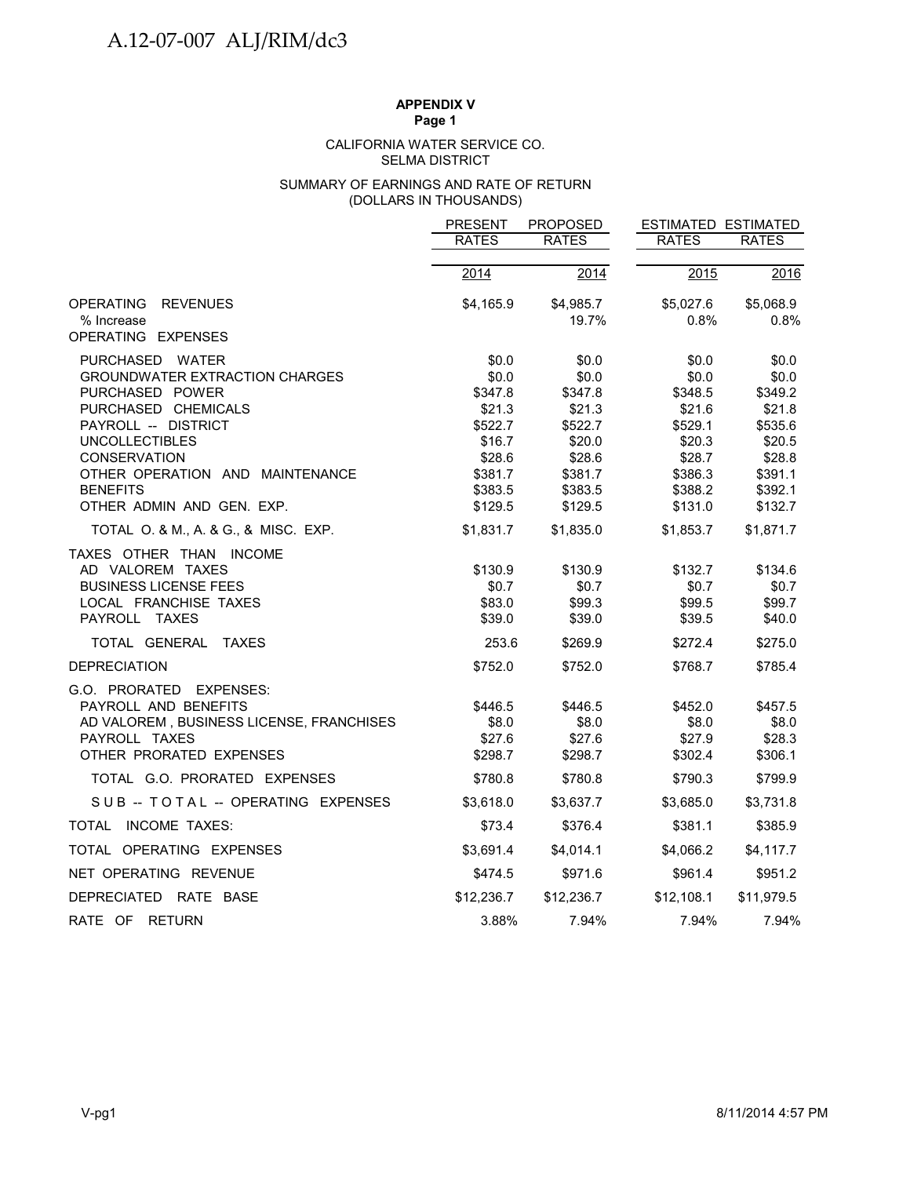**APPENDIX V**
**Page 1**

CALIFORNIA WATER SERVICE CO.
SELMA DISTRICT

SUMMARY OF EARNINGS AND RATE OF RETURN
(DOLLARS IN THOUSANDS)

| | PRESENT RATES | PROPOSED RATES | ESTIMATED RATES | ESTIMATED RATES |
|---|---|---|---|---|
| | 2014 | 2014 | 2015 | 2016 |
| OPERATING REVENUES | $4,165.9 | $4,985.7 | $5,027.6 | $5,068.9 |
| % Increase | | 19.7% | 0.8% | 0.8% |
| OPERATING EXPENSES | | | | |
| PURCHASED WATER | $0.0 | $0.0 | $0.0 | $0.0 |
| GROUNDWATER EXTRACTION CHARGES | $0.0 | $0.0 | $0.0 | $0.0 |
| PURCHASED POWER | $347.8 | $347.8 | $348.5 | $349.2 |
| PURCHASED CHEMICALS | $21.3 | $21.3 | $21.6 | $21.8 |
| PAYROLL -- DISTRICT | $522.7 | $522.7 | $529.1 | $535.6 |
| UNCOLLECTIBLES | $16.7 | $20.0 | $20.3 | $20.5 |
| CONSERVATION | $28.6 | $28.6 | $28.7 | $28.8 |
| OTHER OPERATION AND MAINTENANCE | $381.7 | $381.7 | $386.3 | $391.1 |
| BENEFITS | $383.5 | $383.5 | $388.2 | $392.1 |
| OTHER ADMIN AND GEN. EXP. | $129.5 | $129.5 | $131.0 | $132.7 |
| TOTAL O. & M., A. & G., & MISC. EXP. | $1,831.7 | $1,835.0 | $1,853.7 | $1,871.7 |
| TAXES OTHER THAN INCOME | | | | |
| AD VALOREM TAXES | $130.9 | $130.9 | $132.7 | $134.6 |
| BUSINESS LICENSE FEES | $0.7 | $0.7 | $0.7 | $0.7 |
| LOCAL FRANCHISE TAXES | $83.0 | $99.3 | $99.5 | $99.7 |
| PAYROLL TAXES | $39.0 | $39.0 | $39.5 | $40.0 |
| TOTAL GENERAL TAXES | 253.6 | $269.9 | $272.4 | $275.0 |
| DEPRECIATION | $752.0 | $752.0 | $768.7 | $785.4 |
| G.O. PRORATED EXPENSES: | | | | |
| PAYROLL AND BENEFITS | $446.5 | $446.5 | $452.0 | $457.5 |
| AD VALOREM , BUSINESS LICENSE, FRANCHISES | $8.0 | $8.0 | $8.0 | $8.0 |
| PAYROLL TAXES | $27.6 | $27.6 | $27.9 | $28.3 |
| OTHER PRORATED EXPENSES | $298.7 | $298.7 | $302.4 | $306.1 |
| TOTAL G.O. PRORATED EXPENSES | $780.8 | $780.8 | $790.3 | $799.9 |
| SUB -- TOTAL -- OPERATING EXPENSES | $3,618.0 | $3,637.7 | $3,685.0 | $3,731.8 |
| TOTAL INCOME TAXES: | $73.4 | $376.4 | $381.1 | $385.9 |
| TOTAL OPERATING EXPENSES | $3,691.4 | $4,014.1 | $4,066.2 | $4,117.7 |
| NET OPERATING REVENUE | $474.5 | $971.6 | $961.4 | $951.2 |
| DEPRECIATED RATE BASE | $12,236.7 | $12,236.7 | $12,108.1 | $11,979.5 |
| RATE OF RETURN | 3.88% | 7.94% | 7.94% | 7.94% |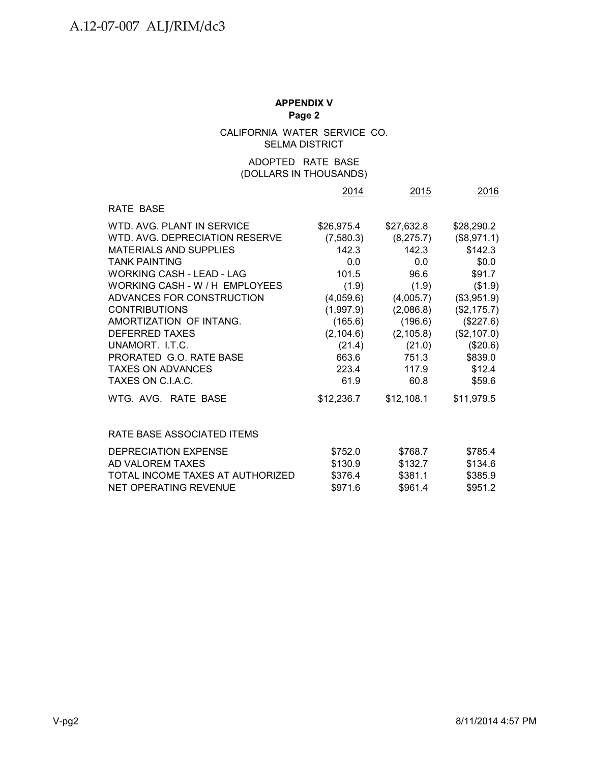**APPENDIX V**
**Page 2**

CALIFORNIA WATER SERVICE CO.
SELMA DISTRICT

ADOPTED RATE BASE
(DOLLARS IN THOUSANDS)

| | 2014 | 2015 | 2016 |
|---|---|---|---|
| RATE BASE | | | |
| WTD. AVG. PLANT IN SERVICE | $26,975.4 | $27,632.8 | $28,290.2 |
| WTD. AVG. DEPRECIATION RESERVE | (7,580.3) | (8,275.7) | ($8,971.1) |
| MATERIALS AND SUPPLIES | 142.3 | 142.3 | $142.3 |
| TANK PAINTING | 0.0 | 0.0 | $0.0 |
| WORKING CASH - LEAD - LAG | 101.5 | 96.6 | $91.7 |
| WORKING CASH - W / H EMPLOYEES | (1.9) | (1.9) | ($1.9) |
| ADVANCES FOR CONSTRUCTION | (4,059.6) | (4,005.7) | ($3,951.9) |
| CONTRIBUTIONS | (1,997.9) | (2,086.8) | ($2,175.7) |
| AMORTIZATION OF INTANG. | (165.6) | (196.6) | ($227.6) |
| DEFERRED TAXES | (2,104.6) | (2,105.8) | ($2,107.0) |
| UNAMORT. I.T.C. | (21.4) | (21.0) | ($20.6) |
| PRORATED G.O. RATE BASE | 663.6 | 751.3 | $839.0 |
| TAXES ON ADVANCES | 223.4 | 117.9 | $12.4 |
| TAXES ON C.I.A.C. | 61.9 | 60.8 | $59.6 |
| WTG. AVG. RATE BASE | $12,236.7 | $12,108.1 | $11,979.5 |
| | | | |
| RATE BASE ASSOCIATED ITEMS | | | |
| DEPRECIATION EXPENSE | $752.0 | $768.7 | $785.4 |
| AD VALOREM TAXES | $130.9 | $132.7 | $134.6 |
| TOTAL INCOME TAXES AT AUTHORIZED | $376.4 | $381.1 | $385.9 |
| NET OPERATING REVENUE | $971.6 | $961.4 | $951.2 |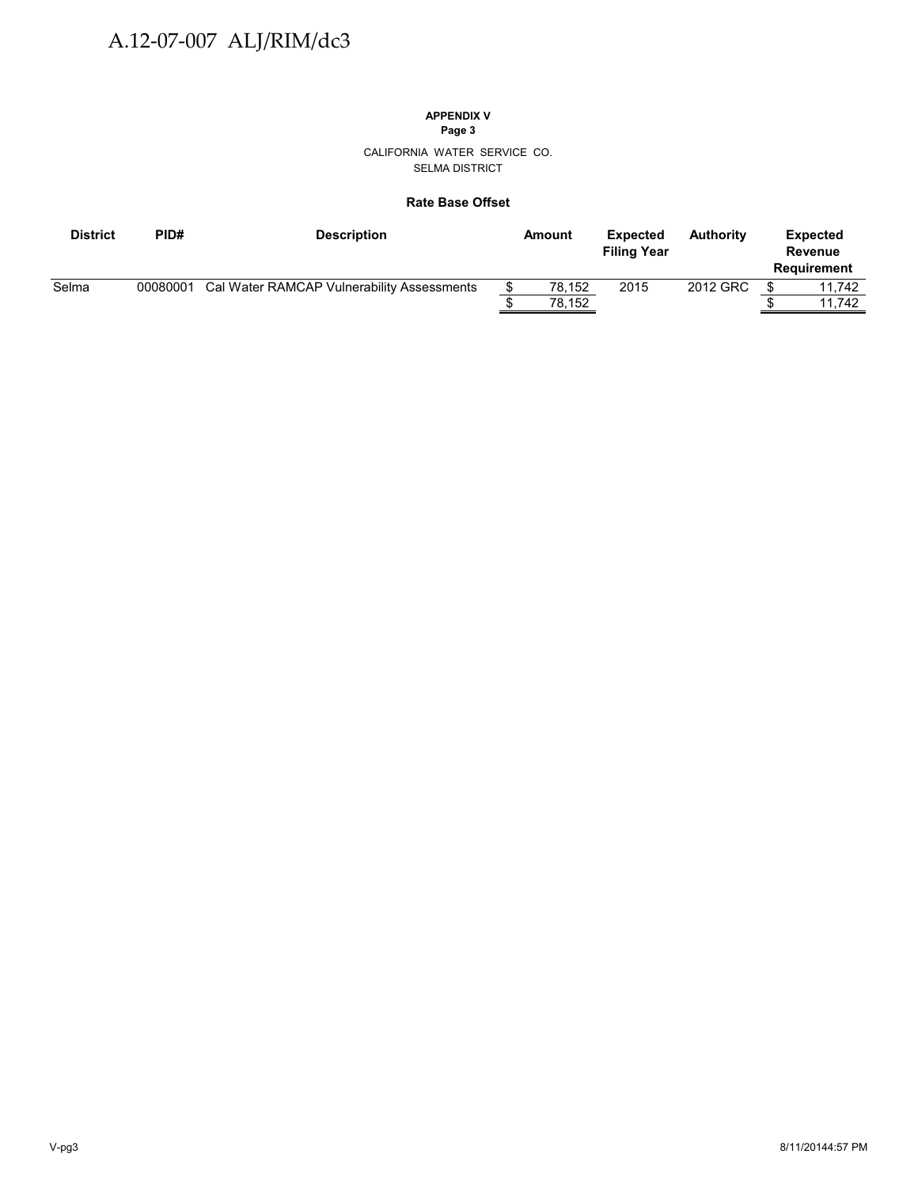**APPENDIX V**
**Page 3**

CALIFORNIA WATER SERVICE CO.
SELMA DISTRICT

**Rate Base Offset**

| District | PID# | Description | Amount | Expected Filing Year | Authority | Expected Revenue Requirement |
|---|---|---|---|---|---|---|
| Selma | 00080001 | Cal Water RAMCAP Vulnerability Assessments | $ 78,152 | 2015 | 2012 GRC | $ 11,742 |
| | | | $ 78,152 | | | $ 11,742 |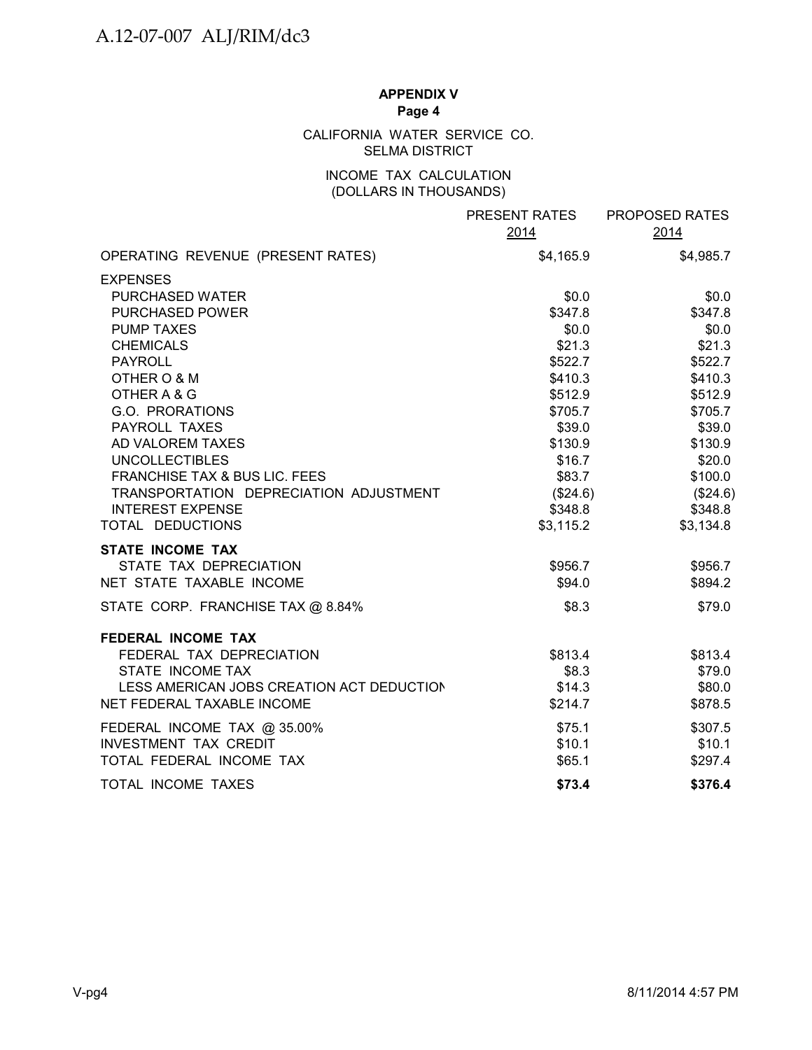**APPENDIX V**
**Page 4**

CALIFORNIA WATER SERVICE CO.
SELMA DISTRICT

INCOME TAX CALCULATION
(DOLLARS IN THOUSANDS)

| | PRESENT RATES 2014 | PROPOSED RATES 2014 |
|---|---|---|
| OPERATING REVENUE (PRESENT RATES) | $4,165.9 | $4,985.7 |
| EXPENSES | | |
| PURCHASED WATER | $0.0 | $0.0 |
| PURCHASED POWER | $347.8 | $347.8 |
| PUMP TAXES | $0.0 | $0.0 |
| CHEMICALS | $21.3 | $21.3 |
| PAYROLL | $522.7 | $522.7 |
| OTHER O & M | $410.3 | $410.3 |
| OTHER A & G | $512.9 | $512.9 |
| G.O. PRORATIONS | $705.7 | $705.7 |
| PAYROLL TAXES | $39.0 | $39.0 |
| AD VALOREM TAXES | $130.9 | $130.9 |
| UNCOLLECTIBLES | $16.7 | $20.0 |
| FRANCHISE TAX & BUS LIC. FEES | $83.7 | $100.0 |
| TRANSPORTATION DEPRECIATION ADJUSTMENT | ($24.6) | ($24.6) |
| INTEREST EXPENSE | $348.8 | $348.8 |
| TOTAL DEDUCTIONS | $3,115.2 | $3,134.8 |
| **STATE INCOME TAX** | | |
| STATE TAX DEPRECIATION | $956.7 | $956.7 |
| NET STATE TAXABLE INCOME | $94.0 | $894.2 |
| STATE CORP. FRANCHISE TAX @ 8.84% | $8.3 | $79.0 |
| **FEDERAL INCOME TAX** | | |
| FEDERAL TAX DEPRECIATION | $813.4 | $813.4 |
| STATE INCOME TAX | $8.3 | $79.0 |
| LESS AMERICAN JOBS CREATION ACT DEDUCTION | $14.3 | $80.0 |
| NET FEDERAL TAXABLE INCOME | $214.7 | $878.5 |
| FEDERAL INCOME TAX @ 35.00% | $75.1 | $307.5 |
| INVESTMENT TAX CREDIT | $10.1 | $10.1 |
| TOTAL FEDERAL INCOME TAX | $65.1 | $297.4 |
| TOTAL INCOME TAXES | **$73.4** | **$376.4** |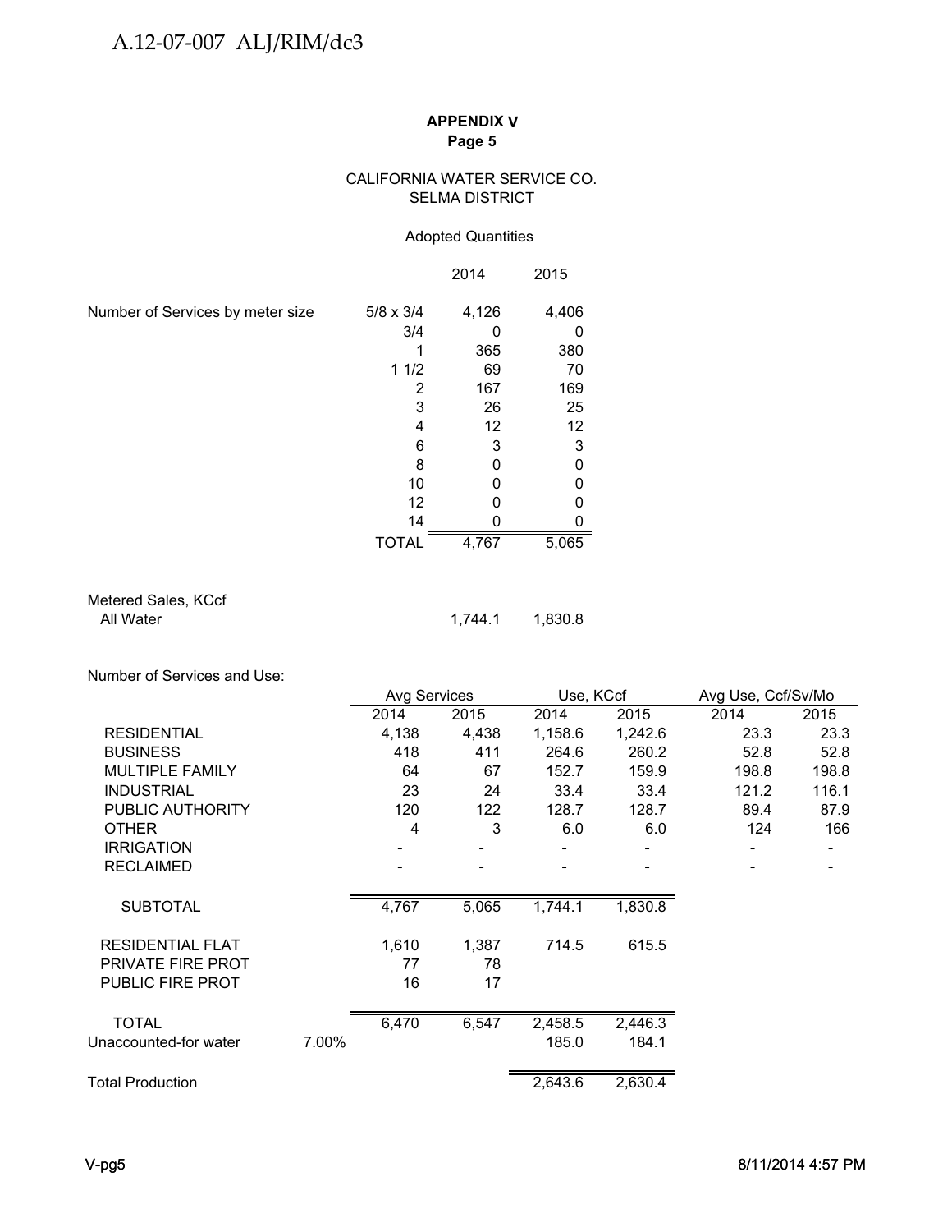A.12-07-007 ALJ/RIM/dc3

**APPENDIX V**
**Page 5**

CALIFORNIA WATER SERVICE CO.
SELMA DISTRICT

Adopted Quantities

| | | 2014 | 2015 |
|---|---|---|---|
| Number of Services by meter size | 5/8 x 3/4 | 4,126 | 4,406 |
| | 3/4 | 0 | 0 |
| | 1 | 365 | 380 |
| | 1 1/2 | 69 | 70 |
| | 2 | 167 | 169 |
| | 3 | 26 | 25 |
| | 4 | 12 | 12 |
| | 6 | 3 | 3 |
| | 8 | 0 | 0 |
| | 10 | 0 | 0 |
| | 12 | 0 | 0 |
| | 14 | 0 | 0 |
| | TOTAL | 4,767 | 5,065 |

| Metered Sales, KCcf | 2014 | 2015 |
|---|---|---|
| All Water | 1,744.1 | 1,830.8 |

Number of Services and Use:

| | | Avg Services | | Use, KCcf | | Avg Use, Ccf/Sv/Mo | |
|---|---|---|---|---|---|---|---|
| | | 2014 | 2015 | 2014 | 2015 | 2014 | 2015 |
| RESIDENTIAL | | 4,138 | 4,438 | 1,158.6 | 1,242.6 | 23.3 | 23.3 |
| BUSINESS | | 418 | 411 | 264.6 | 260.2 | 52.8 | 52.8 |
| MULTIPLE FAMILY | | 64 | 67 | 152.7 | 159.9 | 198.8 | 198.8 |
| INDUSTRIAL | | 23 | 24 | 33.4 | 33.4 | 121.2 | 116.1 |
| PUBLIC AUTHORITY | | 120 | 122 | 128.7 | 128.7 | 89.4 | 87.9 |
| OTHER | | 4 | 3 | 6.0 | 6.0 | 124 | 166 |
| IRRIGATION | | - | - | - | - | - | - |
| RECLAIMED | | - | - | - | - | - | - |
| SUBTOTAL | | 4,767 | 5,065 | 1,744.1 | 1,830.8 | | |
| RESIDENTIAL FLAT | | 1,610 | 1,387 | 714.5 | 615.5 | | |
| PRIVATE FIRE PROT | | 77 | 78 | | | | |
| PUBLIC FIRE PROT | | 16 | 17 | | | | |
| TOTAL | | 6,470 | 6,547 | 2,458.5 | 2,446.3 | | |
| Unaccounted-for water | 7.00% | | | 185.0 | 184.1 | | |
| Total Production | | | | 2,643.6 | 2,630.4 | | |

V-pg5 8/11/2014 4:57 PM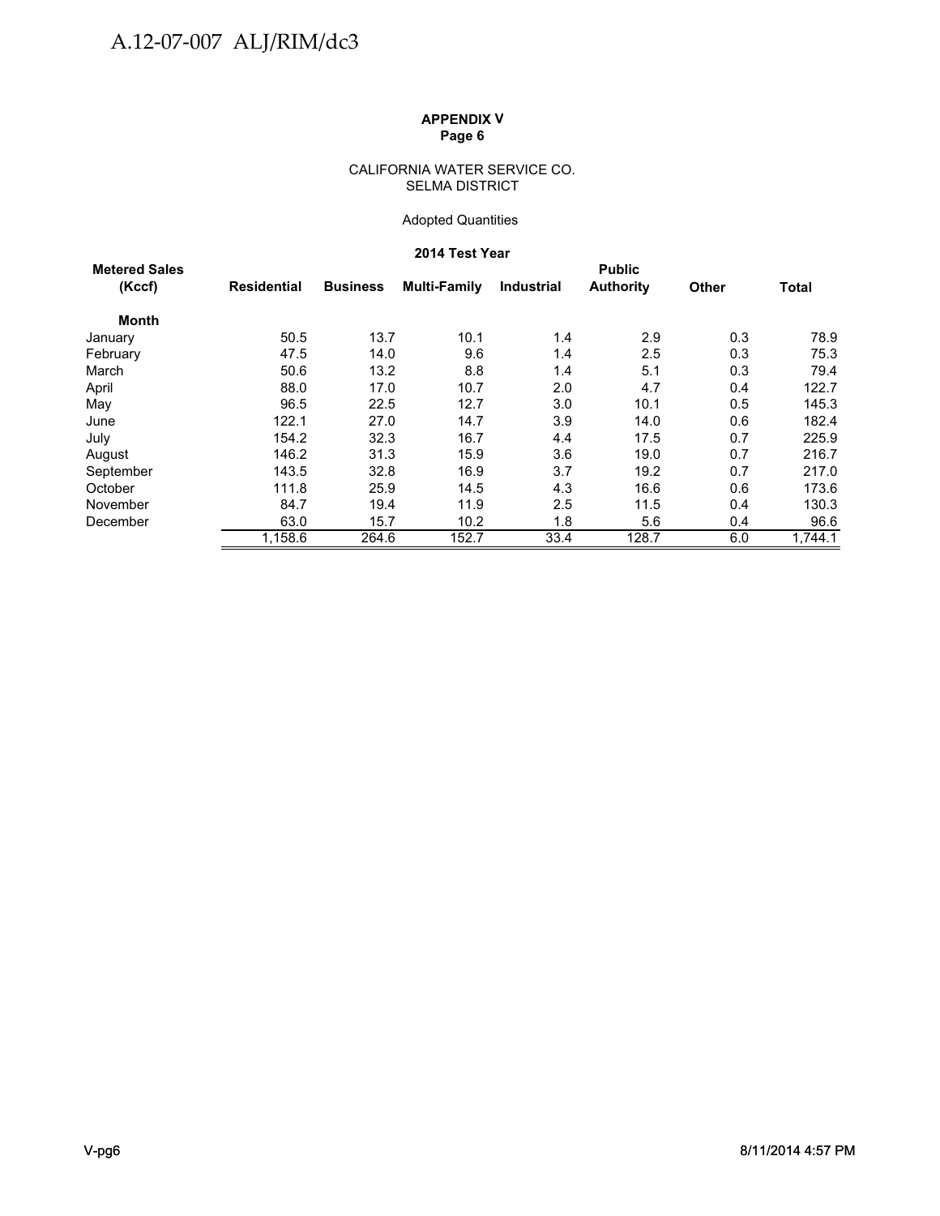**APPENDIX V**
**Page 6**

CALIFORNIA WATER SERVICE CO.
SELMA DISTRICT

Adopted Quantities

**2014 Test Year**

| Metered Sales (Kccf) | Residential | Business | Multi-Family | Industrial | Public Authority | Other | Total |
|---|---|---|---|---|---|---|---|
| **Month** | | | | | | | |
| January | 50.5 | 13.7 | 10.1 | 1.4 | 2.9 | 0.3 | 78.9 |
| February | 47.5 | 14.0 | 9.6 | 1.4 | 2.5 | 0.3 | 75.3 |
| March | 50.6 | 13.2 | 8.8 | 1.4 | 5.1 | 0.3 | 79.4 |
| April | 88.0 | 17.0 | 10.7 | 2.0 | 4.7 | 0.4 | 122.7 |
| May | 96.5 | 22.5 | 12.7 | 3.0 | 10.1 | 0.5 | 145.3 |
| June | 122.1 | 27.0 | 14.7 | 3.9 | 14.0 | 0.6 | 182.4 |
| July | 154.2 | 32.3 | 16.7 | 4.4 | 17.5 | 0.7 | 225.9 |
| August | 146.2 | 31.3 | 15.9 | 3.6 | 19.0 | 0.7 | 216.7 |
| September | 143.5 | 32.8 | 16.9 | 3.7 | 19.2 | 0.7 | 217.0 |
| October | 111.8 | 25.9 | 14.5 | 4.3 | 16.6 | 0.6 | 173.6 |
| November | 84.7 | 19.4 | 11.9 | 2.5 | 11.5 | 0.4 | 130.3 |
| December | 63.0 | 15.7 | 10.2 | 1.8 | 5.6 | 0.4 | 96.6 |
| | 1,158.6 | 264.6 | 152.7 | 33.4 | 128.7 | 6.0 | 1,744.1 |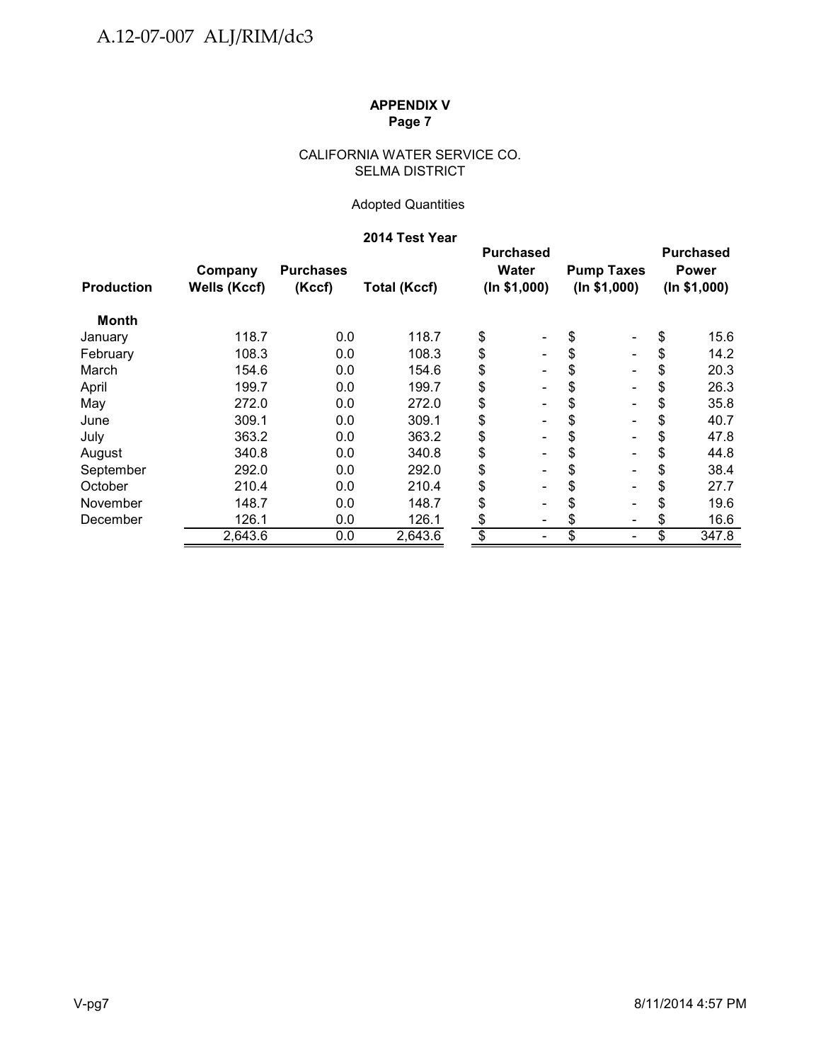**APPENDIX V**
**Page 7**

CALIFORNIA WATER SERVICE CO.
SELMA DISTRICT

Adopted Quantities

**2014 Test Year**

| Production | Company Wells (Kccf) | Purchases (Kccf) | Total (Kccf) | Purchased Water (In $1,000) | Pump Taxes (In $1,000) | Purchased Power (In $1,000) |
|---|---|---|---|---|---|---|
| **Month** | | | | | | |
| January | 118.7 | 0.0 | 118.7 | $ - | $ - | $ 15.6 |
| February | 108.3 | 0.0 | 108.3 | $ - | $ - | $ 14.2 |
| March | 154.6 | 0.0 | 154.6 | $ - | $ - | $ 20.3 |
| April | 199.7 | 0.0 | 199.7 | $ - | $ - | $ 26.3 |
| May | 272.0 | 0.0 | 272.0 | $ - | $ - | $ 35.8 |
| June | 309.1 | 0.0 | 309.1 | $ - | $ - | $ 40.7 |
| July | 363.2 | 0.0 | 363.2 | $ - | $ - | $ 47.8 |
| August | 340.8 | 0.0 | 340.8 | $ - | $ - | $ 44.8 |
| September | 292.0 | 0.0 | 292.0 | $ - | $ - | $ 38.4 |
| October | 210.4 | 0.0 | 210.4 | $ - | $ - | $ 27.7 |
| November | 148.7 | 0.0 | 148.7 | $ - | $ - | $ 19.6 |
| December | 126.1 | 0.0 | 126.1 | $ - | $ - | $ 16.6 |
| | 2,643.6 | 0.0 | 2,643.6 | $ - | $ - | $ 347.8 |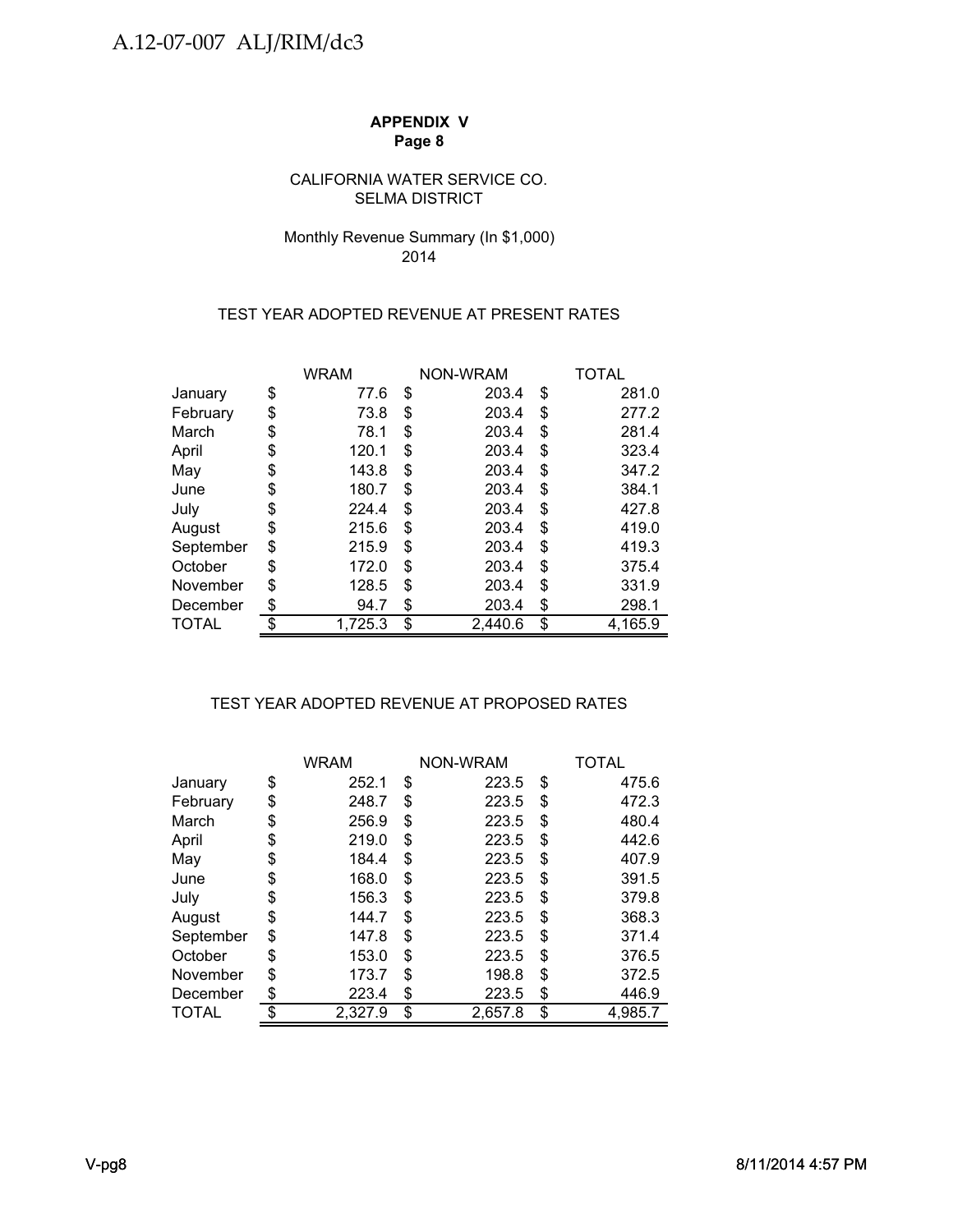**APPENDIX V**
**Page 8**

CALIFORNIA WATER SERVICE CO.
SELMA DISTRICT

Monthly Revenue Summary (In $1,000)
2014

TEST YEAR ADOPTED REVENUE AT PRESENT RATES

| | WRAM | NON-WRAM | TOTAL |
|---|---|---|---|
| January | $ 77.6 | $ 203.4 | $ 281.0 |
| February | $ 73.8 | $ 203.4 | $ 277.2 |
| March | $ 78.1 | $ 203.4 | $ 281.4 |
| April | $ 120.1 | $ 203.4 | $ 323.4 |
| May | $ 143.8 | $ 203.4 | $ 347.2 |
| June | $ 180.7 | $ 203.4 | $ 384.1 |
| July | $ 224.4 | $ 203.4 | $ 427.8 |
| August | $ 215.6 | $ 203.4 | $ 419.0 |
| September | $ 215.9 | $ 203.4 | $ 419.3 |
| October | $ 172.0 | $ 203.4 | $ 375.4 |
| November | $ 128.5 | $ 203.4 | $ 331.9 |
| December | $ 94.7 | $ 203.4 | $ 298.1 |
| TOTAL | $ 1,725.3 | $ 2,440.6 | $ 4,165.9 |

TEST YEAR ADOPTED REVENUE AT PROPOSED RATES

| | WRAM | NON-WRAM | TOTAL |
|---|---|---|---|
| January | $ 252.1 | $ 223.5 | $ 475.6 |
| February | $ 248.7 | $ 223.5 | $ 472.3 |
| March | $ 256.9 | $ 223.5 | $ 480.4 |
| April | $ 219.0 | $ 223.5 | $ 442.6 |
| May | $ 184.4 | $ 223.5 | $ 407.9 |
| June | $ 168.0 | $ 223.5 | $ 391.5 |
| July | $ 156.3 | $ 223.5 | $ 379.8 |
| August | $ 144.7 | $ 223.5 | $ 368.3 |
| September | $ 147.8 | $ 223.5 | $ 371.4 |
| October | $ 153.0 | $ 223.5 | $ 376.5 |
| November | $ 173.7 | $ 198.8 | $ 372.5 |
| December | $ 223.4 | $ 223.5 | $ 446.9 |
| TOTAL | $ 2,327.9 | $ 2,657.8 | $ 4,985.7 |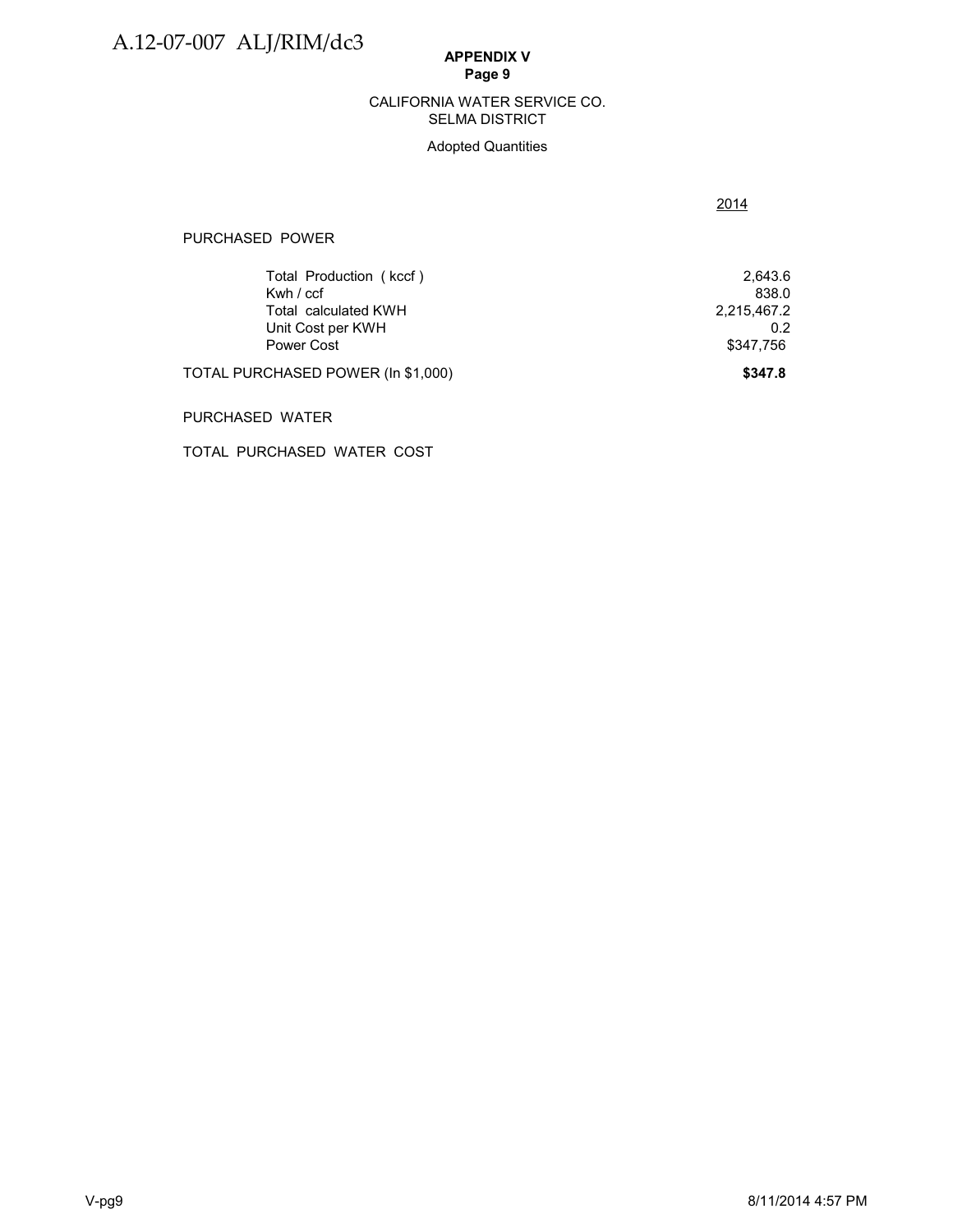**APPENDIX V**
**Page 9**

CALIFORNIA WATER SERVICE CO.
SELMA DISTRICT

Adopted Quantities

| | 2014 |
|---|---|
| PURCHASED POWER | |
| Total Production ( kccf ) | 2,643.6 |
| Kwh / ccf | 838.0 |
| Total calculated KWH | 2,215,467.2 |
| Unit Cost per KWH | 0.2 |
| Power Cost | $347,756 |
| TOTAL PURCHASED POWER (In $1,000) | **$347.8** |
| PURCHASED WATER | |
| TOTAL PURCHASED WATER COST | |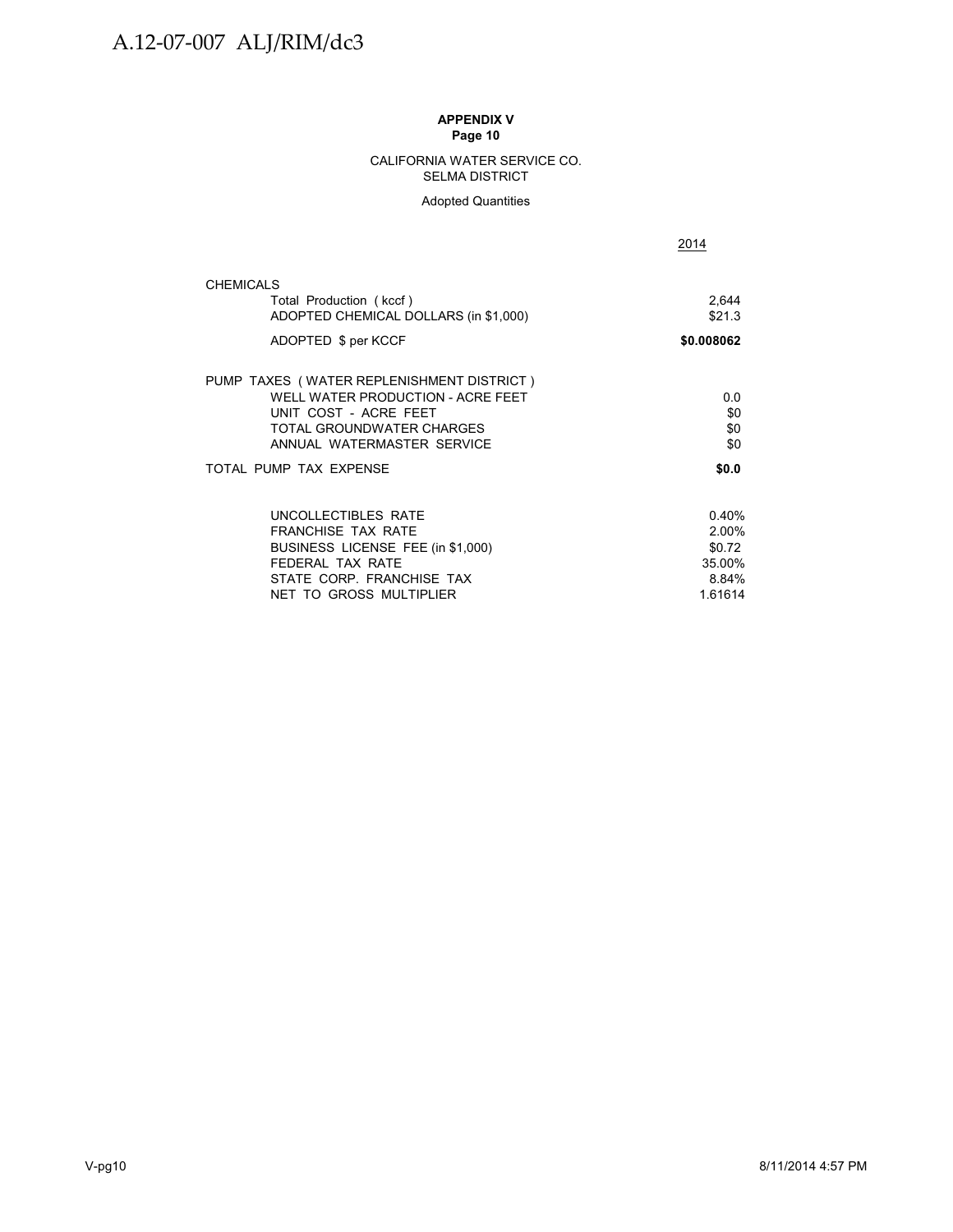**APPENDIX V**
**Page 10**

CALIFORNIA WATER SERVICE CO.
SELMA DISTRICT

Adopted Quantities

| | 2014 |
|---|---|
| CHEMICALS | |
| Total Production ( kccf ) | 2,644 |
| ADOPTED CHEMICAL DOLLARS (in $1,000) | $21.3 |
| ADOPTED $ per KCCF | **$0.008062** |
| | |
| PUMP TAXES ( WATER REPLENISHMENT DISTRICT ) | |
| WELL WATER PRODUCTION - ACRE FEET | 0.0 |
| UNIT COST - ACRE FEET | $0 |
| TOTAL GROUNDWATER CHARGES | $0 |
| ANNUAL WATERMASTER SERVICE | $0 |
| TOTAL PUMP TAX EXPENSE | **$0.0** |
| | |
| UNCOLLECTIBLES RATE | 0.40% |
| FRANCHISE TAX RATE | 2.00% |
| BUSINESS LICENSE FEE (in $1,000) | $0.72 |
| FEDERAL TAX RATE | 35.00% |
| STATE CORP. FRANCHISE TAX | 8.84% |
| NET TO GROSS MULTIPLIER | 1.61614 |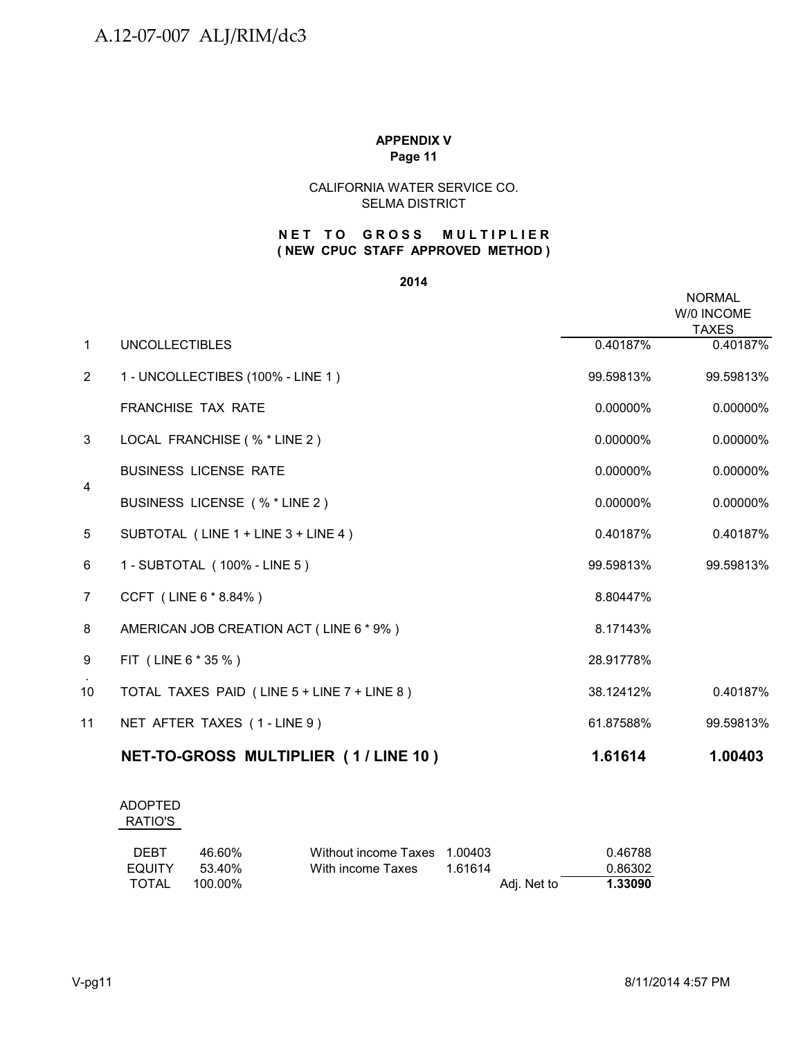**APPENDIX V**
**Page 11**

CALIFORNIA WATER SERVICE CO.
SELMA DISTRICT

**N E T T O G R O S S M U L T I P L I E R**
**( NEW CPUC STAFF APPROVED METHOD )**

**2014**

| | | | NORMAL W/0 INCOME TAXES |
|---|---|---|---|
| 1 | UNCOLLECTIBLES | 0.40187% | 0.40187% |
| 2 | 1 - UNCOLLECTIBES (100% - LINE 1 ) | 99.59813% | 99.59813% |
| | FRANCHISE TAX RATE | 0.00000% | 0.00000% |
| 3 | LOCAL FRANCHISE ( % * LINE 2 ) | 0.00000% | 0.00000% |
| 4 | BUSINESS LICENSE RATE | 0.00000% | 0.00000% |
| | BUSINESS LICENSE ( % * LINE 2 ) | 0.00000% | 0.00000% |
| 5 | SUBTOTAL ( LINE 1 + LINE 3 + LINE 4 ) | 0.40187% | 0.40187% |
| 6 | 1 - SUBTOTAL ( 100% - LINE 5 ) | 99.59813% | 99.59813% |
| 7 | CCFT ( LINE 6 * 8.84% ) | 8.80447% | |
| 8 | AMERICAN JOB CREATION ACT ( LINE 6 * 9% ) | 8.17143% | |
| 9 | FIT ( LINE 6 * 35 % ) | 28.91778% | |
| 10 | TOTAL TAXES PAID ( LINE 5 + LINE 7 + LINE 8 ) | 38.12412% | 0.40187% |
| 11 | NET AFTER TAXES ( 1 - LINE 9 ) | 61.87588% | 99.59813% |
| | **NET-TO-GROSS MULTIPLIER ( 1 / LINE 10 )** | **1.61614** | **1.00403** |

ADOPTED RATIO'S

| | | | | | |
|---|---|---|---|---|---|
| DEBT | 46.60% | Without income Taxes | 1.00403 | | 0.46788 |
| EQUITY | 53.40% | With income Taxes | 1.61614 | | 0.86302 |
| TOTAL | 100.00% | | | Adj. Net to | **1.33090** |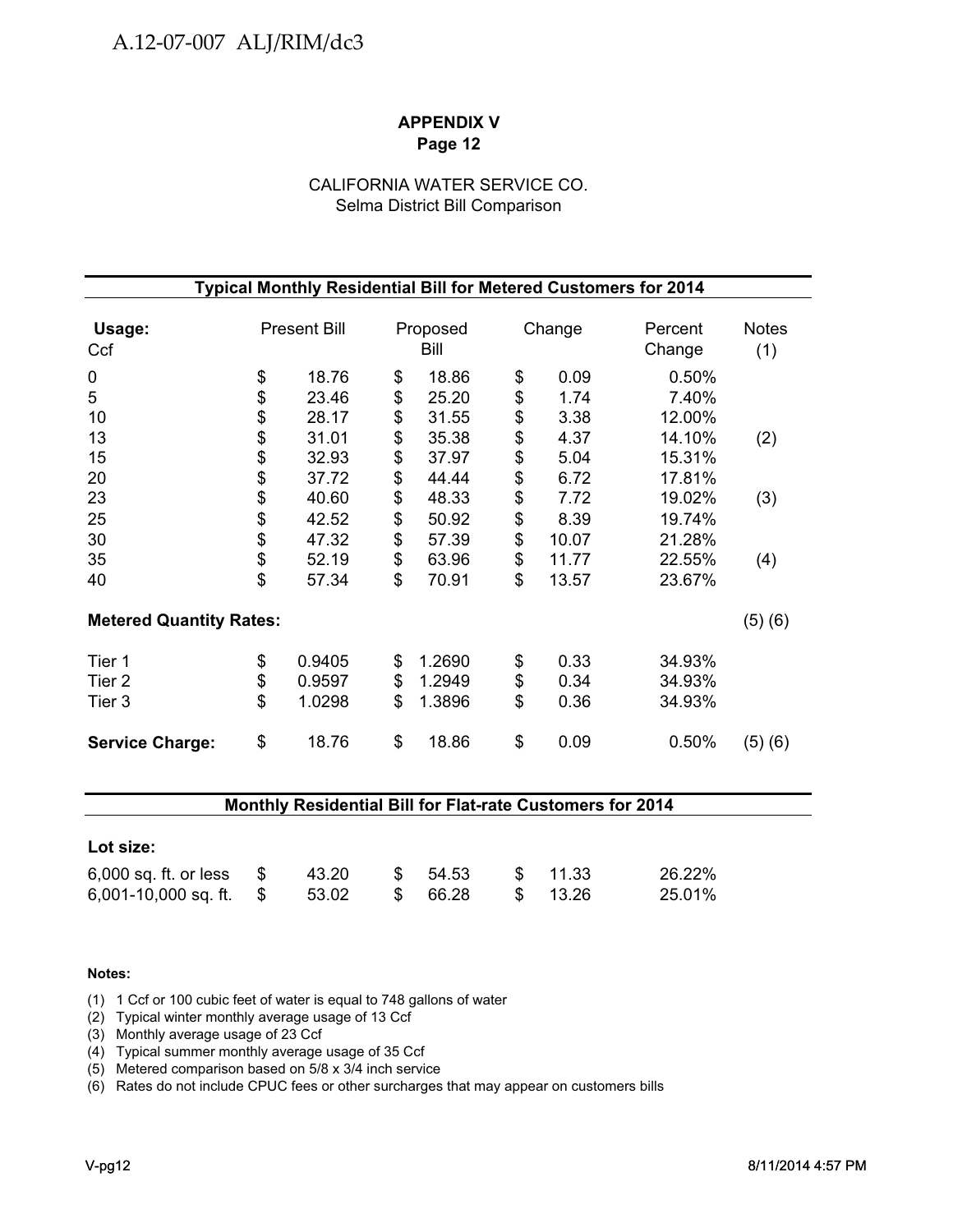## APPENDIX V
### Page 12

CALIFORNIA WATER SERVICE CO.
Selma District Bill Comparison

| Typical Monthly Residential Bill for Metered Customers for 2014 | | | | | |
|---|---|---|---|---|---|
| **Usage:** Ccf | Present Bill | Proposed Bill | Change | Percent Change | Notes (1) |
| 0 | $ 18.76 | $ 18.86 | $ 0.09 | 0.50% | |
| 5 | $ 23.46 | $ 25.20 | $ 1.74 | 7.40% | |
| 10 | $ 28.17 | $ 31.55 | $ 3.38 | 12.00% | |
| 13 | $ 31.01 | $ 35.38 | $ 4.37 | 14.10% | (2) |
| 15 | $ 32.93 | $ 37.97 | $ 5.04 | 15.31% | |
| 20 | $ 37.72 | $ 44.44 | $ 6.72 | 17.81% | |
| 23 | $ 40.60 | $ 48.33 | $ 7.72 | 19.02% | (3) |
| 25 | $ 42.52 | $ 50.92 | $ 8.39 | 19.74% | |
| 30 | $ 47.32 | $ 57.39 | $ 10.07 | 21.28% | |
| 35 | $ 52.19 | $ 63.96 | $ 11.77 | 22.55% | (4) |
| 40 | $ 57.34 | $ 70.91 | $ 13.57 | 23.67% | |
| **Metered Quantity Rates:** | | | | | (5) (6) |
| Tier 1 | $ 0.9405 | $ 1.2690 | $ 0.33 | 34.93% | |
| Tier 2 | $ 0.9597 | $ 1.2949 | $ 0.34 | 34.93% | |
| Tier 3 | $ 1.0298 | $ 1.3896 | $ 0.36 | 34.93% | |
| **Service Charge:** | $ 18.76 | $ 18.86 | $ 0.09 | 0.50% | (5) (6) |

| Monthly Residential Bill for Flat-rate Customers for 2014 | | | | |
|---|---|---|---|---|
| **Lot size:** | | | | |
| 6,000 sq. ft. or less | $ 43.20 | $ 54.53 | $ 11.33 | 26.22% |
| 6,001-10,000 sq. ft. | $ 53.02 | $ 66.28 | $ 13.26 | 25.01% |

**Notes:**

(1) 1 Ccf or 100 cubic feet of water is equal to 748 gallons of water
(2) Typical winter monthly average usage of 13 Ccf
(3) Monthly average usage of 23 Ccf
(4) Typical summer monthly average usage of 35 Ccf
(5) Metered comparison based on 5/8 x 3/4 inch service
(6) Rates do not include CPUC fees or other surcharges that may appear on customers bills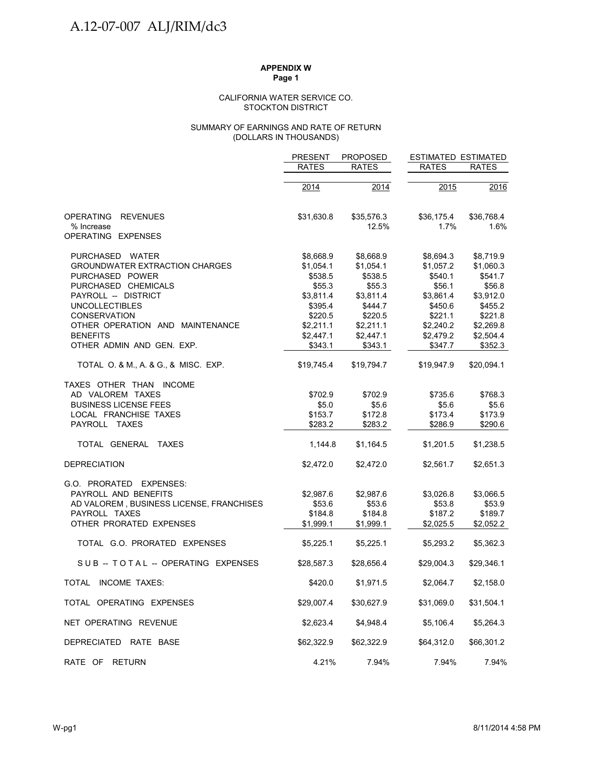**APPENDIX W**
**Page 1**

CALIFORNIA WATER SERVICE CO.
STOCKTON DISTRICT

SUMMARY OF EARNINGS AND RATE OF RETURN
(DOLLARS IN THOUSANDS)

| | PRESENT RATES | PROPOSED RATES | ESTIMATED RATES | ESTIMATED RATES |
|---|---|---|---|---|
| | 2014 | 2014 | 2015 | 2016 |
| OPERATING REVENUES | $31,630.8 | $35,576.3 | $36,175.4 | $36,768.4 |
| % Increase | | 12.5% | 1.7% | 1.6% |
| OPERATING EXPENSES | | | | |
| PURCHASED WATER | $8,668.9 | $8,668.9 | $8,694.3 | $8,719.9 |
| GROUNDWATER EXTRACTION CHARGES | $1,054.1 | $1,054.1 | $1,057.2 | $1,060.3 |
| PURCHASED POWER | $538.5 | $538.5 | $540.1 | $541.7 |
| PURCHASED CHEMICALS | $55.3 | $55.3 | $56.1 | $56.8 |
| PAYROLL -- DISTRICT | $3,811.4 | $3,811.4 | $3,861.4 | $3,912.0 |
| UNCOLLECTIBLES | $395.4 | $444.7 | $450.6 | $455.2 |
| CONSERVATION | $220.5 | $220.5 | $221.1 | $221.8 |
| OTHER OPERATION AND MAINTENANCE | $2,211.1 | $2,211.1 | $2,240.2 | $2,269.8 |
| BENEFITS | $2,447.1 | $2,447.1 | $2,479.2 | $2,504.4 |
| OTHER ADMIN AND GEN. EXP. | $343.1 | $343.1 | $347.7 | $352.3 |
| TOTAL O. & M., A. & G., & MISC. EXP. | $19,745.4 | $19,794.7 | $19,947.9 | $20,094.1 |
| TAXES OTHER THAN INCOME | | | | |
| AD VALOREM TAXES | $702.9 | $702.9 | $735.6 | $768.3 |
| BUSINESS LICENSE FEES | $5.0 | $5.6 | $5.6 | $5.6 |
| LOCAL FRANCHISE TAXES | $153.7 | $172.8 | $173.4 | $173.9 |
| PAYROLL TAXES | $283.2 | $283.2 | $286.9 | $290.6 |
| TOTAL GENERAL TAXES | 1,144.8 | $1,164.5 | $1,201.5 | $1,238.5 |
| DEPRECIATION | $2,472.0 | $2,472.0 | $2,561.7 | $2,651.3 |
| G.O. PRORATED EXPENSES: | | | | |
| PAYROLL AND BENEFITS | $2,987.6 | $2,987.6 | $3,026.8 | $3,066.5 |
| AD VALOREM , BUSINESS LICENSE, FRANCHISES | $53.6 | $53.6 | $53.8 | $53.9 |
| PAYROLL TAXES | $184.8 | $184.8 | $187.2 | $189.7 |
| OTHER PRORATED EXPENSES | $1,999.1 | $1,999.1 | $2,025.5 | $2,052.2 |
| TOTAL G.O. PRORATED EXPENSES | $5,225.1 | $5,225.1 | $5,293.2 | $5,362.3 |
| SUB -- TOTAL -- OPERATING EXPENSES | $28,587.3 | $28,656.4 | $29,004.3 | $29,346.1 |
| TOTAL INCOME TAXES: | $420.0 | $1,971.5 | $2,064.7 | $2,158.0 |
| TOTAL OPERATING EXPENSES | $29,007.4 | $30,627.9 | $31,069.0 | $31,504.1 |
| NET OPERATING REVENUE | $2,623.4 | $4,948.4 | $5,106.4 | $5,264.3 |
| DEPRECIATED RATE BASE | $62,322.9 | $62,322.9 | $64,312.0 | $66,301.2 |
| RATE OF RETURN | 4.21% | 7.94% | 7.94% | 7.94% |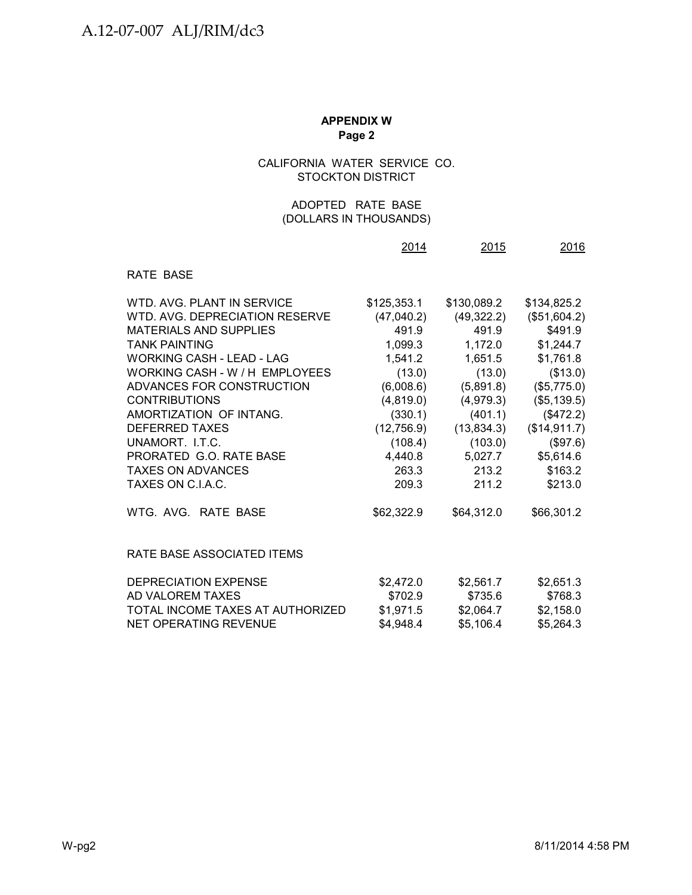**APPENDIX W**
**Page 2**

CALIFORNIA WATER SERVICE CO.
STOCKTON DISTRICT

ADOPTED RATE BASE
(DOLLARS IN THOUSANDS)

| | 2014 | 2015 | 2016 |
|---|---|---|---|
| RATE BASE | | | |
| WTD. AVG. PLANT IN SERVICE | $125,353.1 | $130,089.2 | $134,825.2 |
| WTD. AVG. DEPRECIATION RESERVE | (47,040.2) | (49,322.2) | ($51,604.2) |
| MATERIALS AND SUPPLIES | 491.9 | 491.9 | $491.9 |
| TANK PAINTING | 1,099.3 | 1,172.0 | $1,244.7 |
| WORKING CASH - LEAD - LAG | 1,541.2 | 1,651.5 | $1,761.8 |
| WORKING CASH - W / H EMPLOYEES | (13.0) | (13.0) | ($13.0) |
| ADVANCES FOR CONSTRUCTION | (6,008.6) | (5,891.8) | ($5,775.0) |
| CONTRIBUTIONS | (4,819.0) | (4,979.3) | ($5,139.5) |
| AMORTIZATION OF INTANG. | (330.1) | (401.1) | ($472.2) |
| DEFERRED TAXES | (12,756.9) | (13,834.3) | ($14,911.7) |
| UNAMORT. I.T.C. | (108.4) | (103.0) | ($97.6) |
| PRORATED G.O. RATE BASE | 4,440.8 | 5,027.7 | $5,614.6 |
| TAXES ON ADVANCES | 263.3 | 213.2 | $163.2 |
| TAXES ON C.I.A.C. | 209.3 | 211.2 | $213.0 |
| WTG. AVG. RATE BASE | $62,322.9 | $64,312.0 | $66,301.2 |
| RATE BASE ASSOCIATED ITEMS | | | |
| DEPRECIATION EXPENSE | $2,472.0 | $2,561.7 | $2,651.3 |
| AD VALOREM TAXES | $702.9 | $735.6 | $768.3 |
| TOTAL INCOME TAXES AT AUTHORIZED | $1,971.5 | $2,064.7 | $2,158.0 |
| NET OPERATING REVENUE | $4,948.4 | $5,106.4 | $5,264.3 |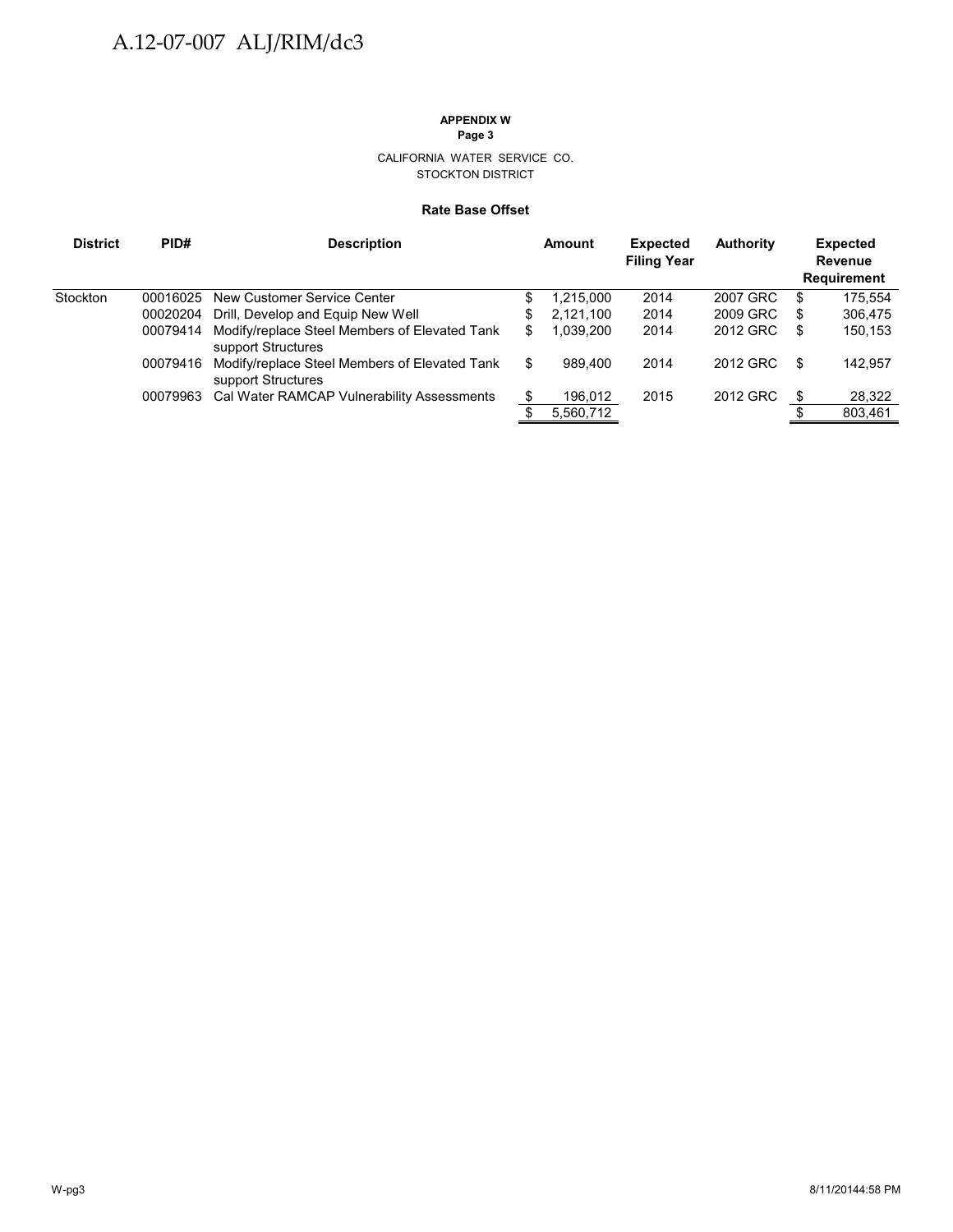**APPENDIX W**
**Page 3**

CALIFORNIA WATER SERVICE CO.
STOCKTON DISTRICT

**Rate Base Offset**

| District | PID# | Description | Amount | Expected Filing Year | Authority | Expected Revenue Requirement |
|---|---|---|---|---|---|---|
| Stockton | 00016025 | New Customer Service Center | $ 1,215,000 | 2014 | 2007 GRC | $ 175,554 |
| | 00020204 | Drill, Develop and Equip New Well | $ 2,121,100 | 2014 | 2009 GRC | $ 306,475 |
| | 00079414 | Modify/replace Steel Members of Elevated Tank support Structures | $ 1,039,200 | 2014 | 2012 GRC | $ 150,153 |
| | 00079416 | Modify/replace Steel Members of Elevated Tank support Structures | $ 989,400 | 2014 | 2012 GRC | $ 142,957 |
| | 00079963 | Cal Water RAMCAP Vulnerability Assessments | $ 196,012 | 2015 | 2012 GRC | $ 28,322 |
| | | | $ 5,560,712 | | | $ 803,461 |

W-pg3 8/11/2014 4:58 PM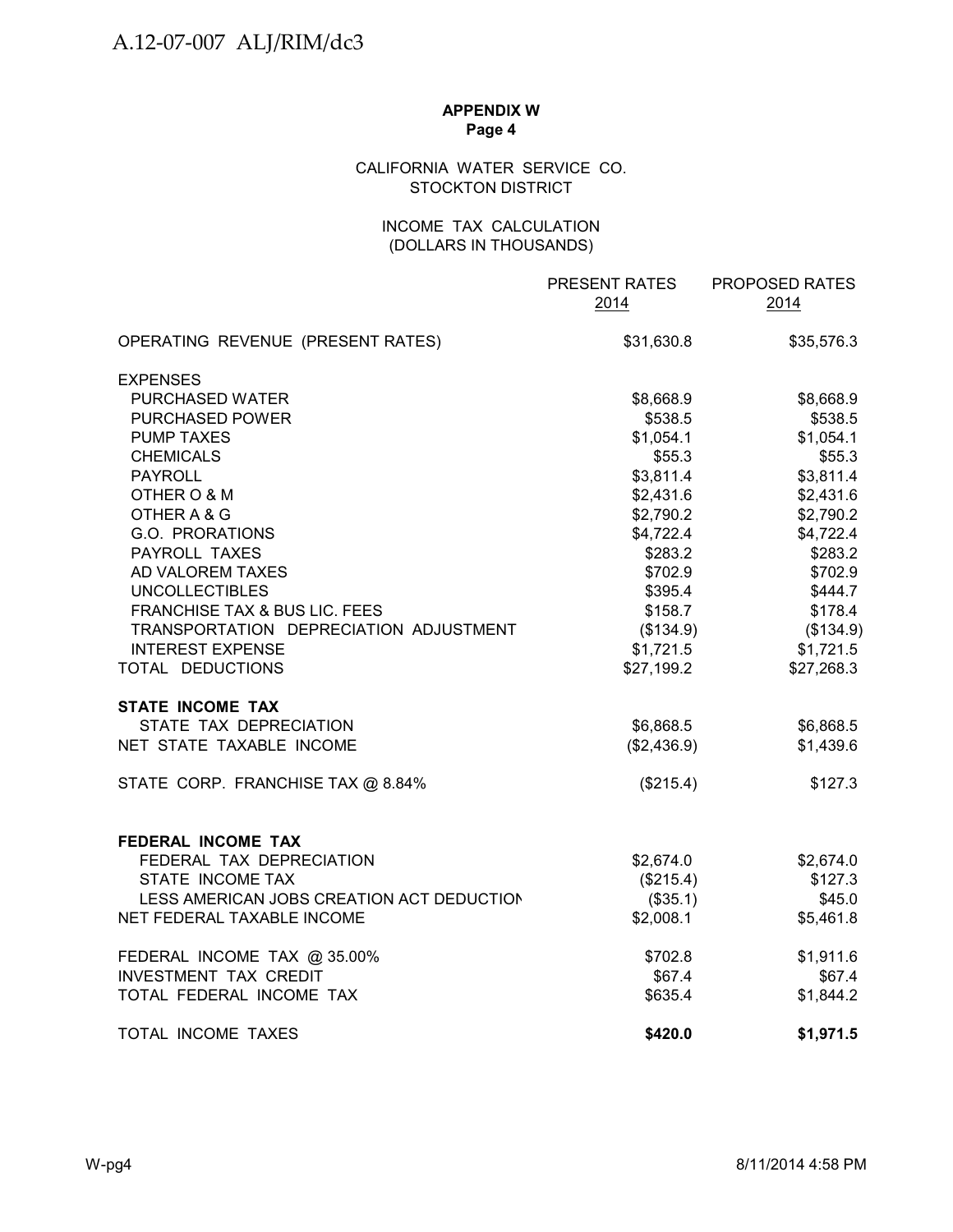**APPENDIX W**
**Page 4**

CALIFORNIA WATER SERVICE CO.
STOCKTON DISTRICT

INCOME TAX CALCULATION
(DOLLARS IN THOUSANDS)

| | PRESENT RATES 2014 | PROPOSED RATES 2014 |
|---|---|---|
| OPERATING REVENUE (PRESENT RATES) | $31,630.8 | $35,576.3 |
| EXPENSES | | |
| PURCHASED WATER | $8,668.9 | $8,668.9 |
| PURCHASED POWER | $538.5 | $538.5 |
| PUMP TAXES | $1,054.1 | $1,054.1 |
| CHEMICALS | $55.3 | $55.3 |
| PAYROLL | $3,811.4 | $3,811.4 |
| OTHER O & M | $2,431.6 | $2,431.6 |
| OTHER A & G | $2,790.2 | $2,790.2 |
| G.O. PRORATIONS | $4,722.4 | $4,722.4 |
| PAYROLL TAXES | $283.2 | $283.2 |
| AD VALOREM TAXES | $702.9 | $702.9 |
| UNCOLLECTIBLES | $395.4 | $444.7 |
| FRANCHISE TAX & BUS LIC. FEES | $158.7 | $178.4 |
| TRANSPORTATION DEPRECIATION ADJUSTMENT | ($134.9) | ($134.9) |
| INTEREST EXPENSE | $1,721.5 | $1,721.5 |
| TOTAL DEDUCTIONS | $27,199.2 | $27,268.3 |
| **STATE INCOME TAX** | | |
| STATE TAX DEPRECIATION | $6,868.5 | $6,868.5 |
| NET STATE TAXABLE INCOME | ($2,436.9) | $1,439.6 |
| STATE CORP. FRANCHISE TAX @ 8.84% | ($215.4) | $127.3 |
| **FEDERAL INCOME TAX** | | |
| FEDERAL TAX DEPRECIATION | $2,674.0 | $2,674.0 |
| STATE INCOME TAX | ($215.4) | $127.3 |
| LESS AMERICAN JOBS CREATION ACT DEDUCTION | ($35.1) | $45.0 |
| NET FEDERAL TAXABLE INCOME | $2,008.1 | $5,461.8 |
| FEDERAL INCOME TAX @ 35.00% | $702.8 | $1,911.6 |
| INVESTMENT TAX CREDIT | $67.4 | $67.4 |
| TOTAL FEDERAL INCOME TAX | $635.4 | $1,844.2 |
| TOTAL INCOME TAXES | **$420.0** | **$1,971.5** |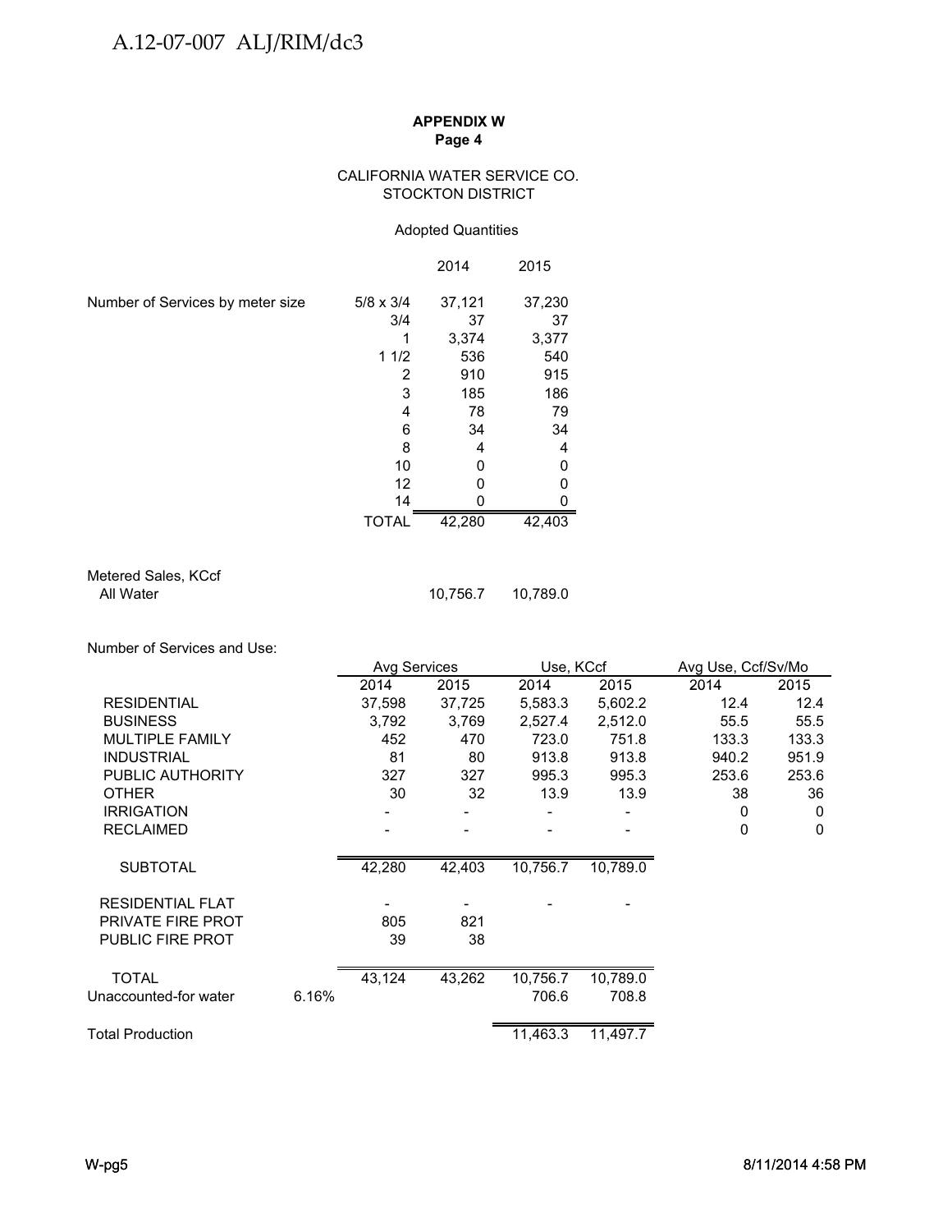**APPENDIX W**
**Page 4**

CALIFORNIA WATER SERVICE CO.
STOCKTON DISTRICT

Adopted Quantities

| | | 2014 | 2015 |
|---|---|---|---|
| Number of Services by meter size | 5/8 x 3/4 | 37,121 | 37,230 |
| | 3/4 | 37 | 37 |
| | 1 | 3,374 | 3,377 |
| | 1 1/2 | 536 | 540 |
| | 2 | 910 | 915 |
| | 3 | 185 | 186 |
| | 4 | 78 | 79 |
| | 6 | 34 | 34 |
| | 8 | 4 | 4 |
| | 10 | 0 | 0 |
| | 12 | 0 | 0 |
| | 14 | 0 | 0 |
| | TOTAL | 42,280 | 42,403 |

| Metered Sales, KCcf | 2014 | 2015 |
|---|---|---|
| All Water | 10,756.7 | 10,789.0 |

Number of Services and Use:

| | | Avg Services | | Use, KCcf | | Avg Use, Ccf/Sv/Mo | |
|---|---|---|---|---|---|---|---|
| | | 2014 | 2015 | 2014 | 2015 | 2014 | 2015 |
| RESIDENTIAL | | 37,598 | 37,725 | 5,583.3 | 5,602.2 | 12.4 | 12.4 |
| BUSINESS | | 3,792 | 3,769 | 2,527.4 | 2,512.0 | 55.5 | 55.5 |
| MULTIPLE FAMILY | | 452 | 470 | 723.0 | 751.8 | 133.3 | 133.3 |
| INDUSTRIAL | | 81 | 80 | 913.8 | 913.8 | 940.2 | 951.9 |
| PUBLIC AUTHORITY | | 327 | 327 | 995.3 | 995.3 | 253.6 | 253.6 |
| OTHER | | 30 | 32 | 13.9 | 13.9 | 38 | 36 |
| IRRIGATION | | - | - | - | - | 0 | 0 |
| RECLAIMED | | - | - | - | - | 0 | 0 |
| SUBTOTAL | | 42,280 | 42,403 | 10,756.7 | 10,789.0 | | |
| RESIDENTIAL FLAT | | - | - | - | - | | |
| PRIVATE FIRE PROT | | 805 | 821 | | | | |
| PUBLIC FIRE PROT | | 39 | 38 | | | | |
| TOTAL | | 43,124 | 43,262 | 10,756.7 | 10,789.0 | | |
| Unaccounted-for water | 6.16% | | | 706.6 | 708.8 | | |
| Total Production | | | | 11,463.3 | 11,497.7 | | |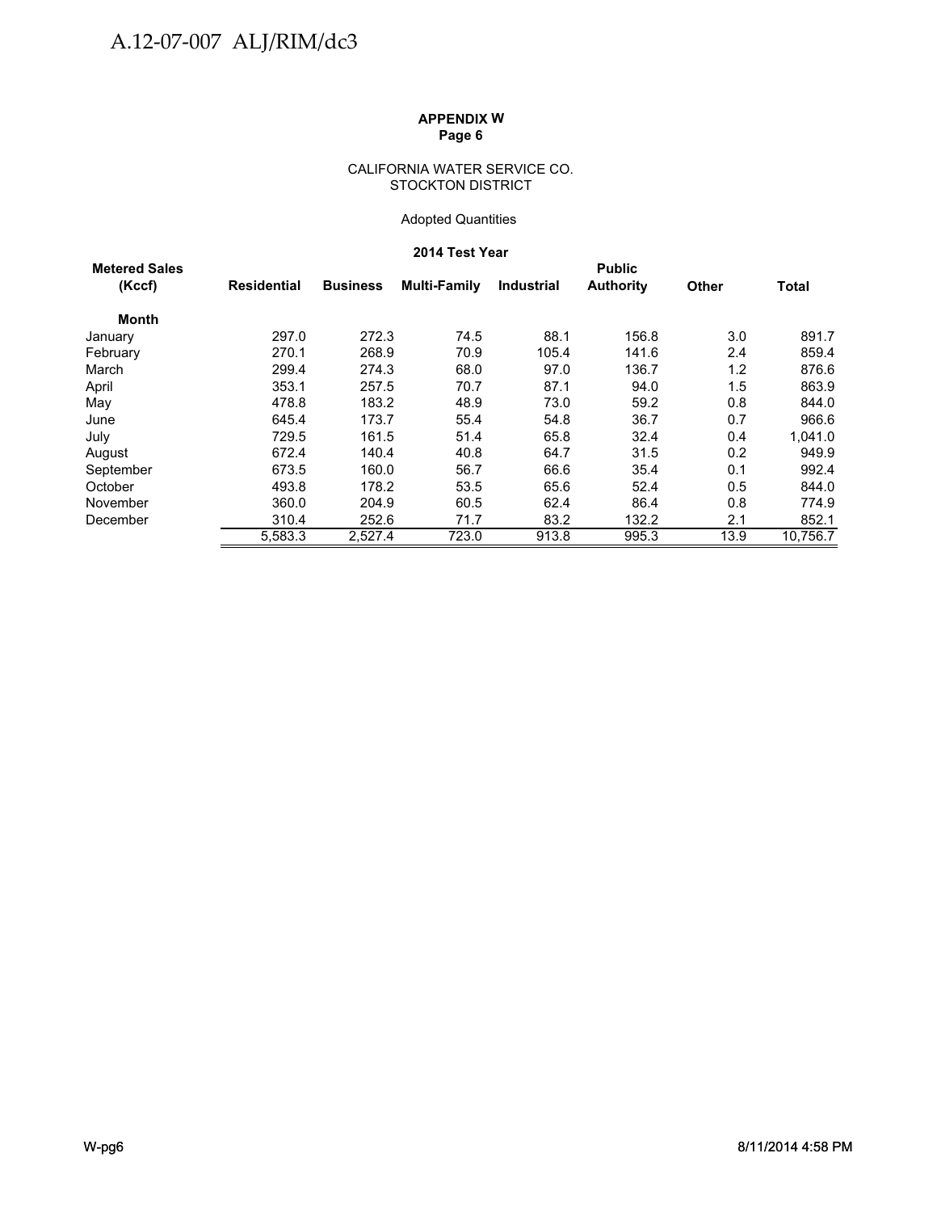**APPENDIX W**
**Page 6**

CALIFORNIA WATER SERVICE CO.
STOCKTON DISTRICT

Adopted Quantities

**2014 Test Year**

| Metered Sales (Kccf) | Residential | Business | Multi-Family | Industrial | Public Authority | Other | Total |
|---|---|---|---|---|---|---|---|
| **Month** | | | | | | | |
| January | 297.0 | 272.3 | 74.5 | 88.1 | 156.8 | 3.0 | 891.7 |
| February | 270.1 | 268.9 | 70.9 | 105.4 | 141.6 | 2.4 | 859.4 |
| March | 299.4 | 274.3 | 68.0 | 97.0 | 136.7 | 1.2 | 876.6 |
| April | 353.1 | 257.5 | 70.7 | 87.1 | 94.0 | 1.5 | 863.9 |
| May | 478.8 | 183.2 | 48.9 | 73.0 | 59.2 | 0.8 | 844.0 |
| June | 645.4 | 173.7 | 55.4 | 54.8 | 36.7 | 0.7 | 966.6 |
| July | 729.5 | 161.5 | 51.4 | 65.8 | 32.4 | 0.4 | 1,041.0 |
| August | 672.4 | 140.4 | 40.8 | 64.7 | 31.5 | 0.2 | 949.9 |
| September | 673.5 | 160.0 | 56.7 | 66.6 | 35.4 | 0.1 | 992.4 |
| October | 493.8 | 178.2 | 53.5 | 65.6 | 52.4 | 0.5 | 844.0 |
| November | 360.0 | 204.9 | 60.5 | 62.4 | 86.4 | 0.8 | 774.9 |
| December | 310.4 | 252.6 | 71.7 | 83.2 | 132.2 | 2.1 | 852.1 |
| | 5,583.3 | 2,527.4 | 723.0 | 913.8 | 995.3 | 13.9 | 10,756.7 |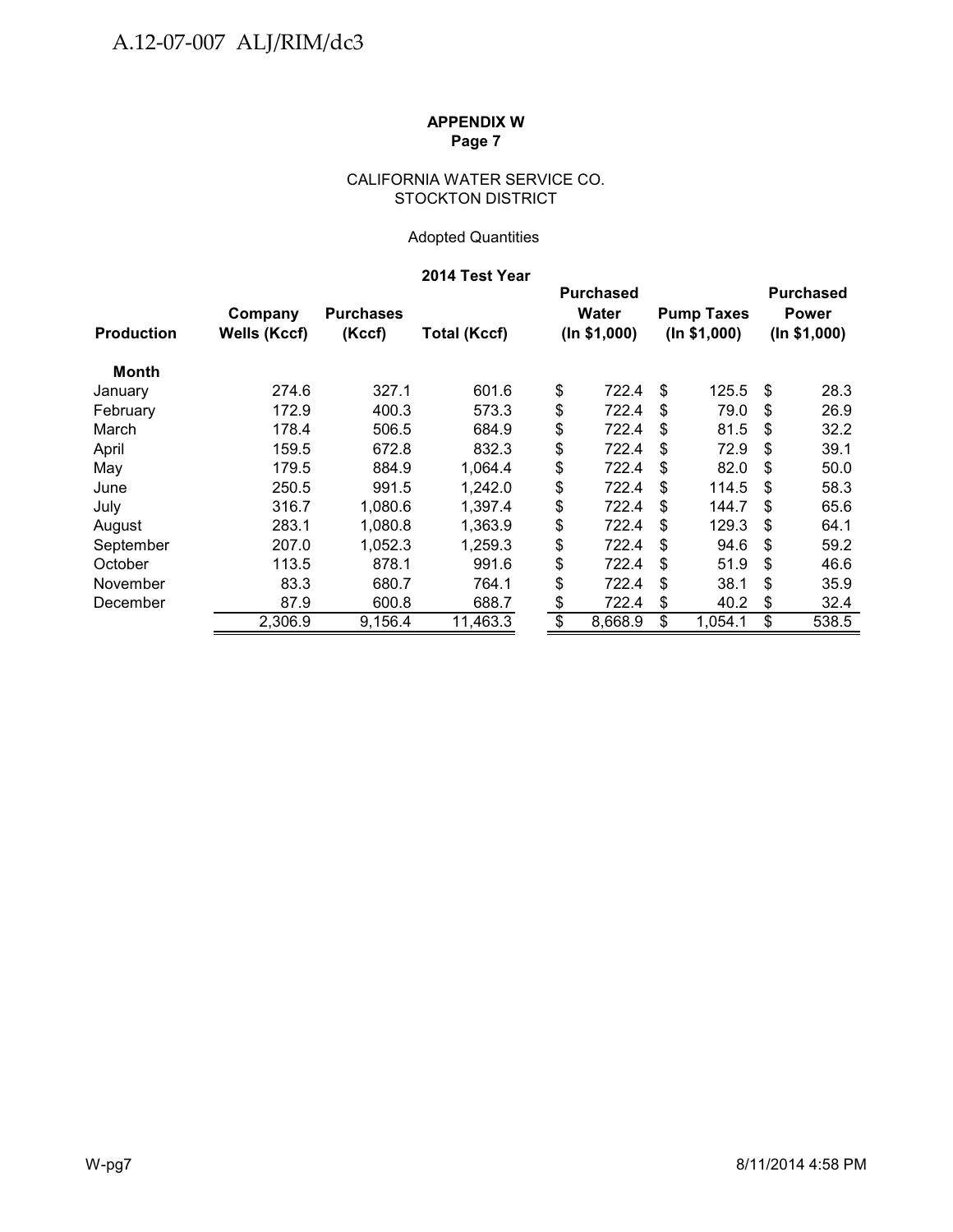**APPENDIX W**
**Page 7**

CALIFORNIA WATER SERVICE CO.
STOCKTON DISTRICT

Adopted Quantities

**2014 Test Year**

| **Production** | **Company Wells (Kccf)** | **Purchases (Kccf)** | **Total (Kccf)** | **Purchased Water (In $1,000)** | **Pump Taxes (In $1,000)** | **Purchased Power (In $1,000)** |
|---|---|---|---|---|---|---|
| **Month** | | | | | | |
| January | 274.6 | 327.1 | 601.6 | $ 722.4 | $ 125.5 | $ 28.3 |
| February | 172.9 | 400.3 | 573.3 | $ 722.4 | $ 79.0 | $ 26.9 |
| March | 178.4 | 506.5 | 684.9 | $ 722.4 | $ 81.5 | $ 32.2 |
| April | 159.5 | 672.8 | 832.3 | $ 722.4 | $ 72.9 | $ 39.1 |
| May | 179.5 | 884.9 | 1,064.4 | $ 722.4 | $ 82.0 | $ 50.0 |
| June | 250.5 | 991.5 | 1,242.0 | $ 722.4 | $ 114.5 | $ 58.3 |
| July | 316.7 | 1,080.6 | 1,397.4 | $ 722.4 | $ 144.7 | $ 65.6 |
| August | 283.1 | 1,080.8 | 1,363.9 | $ 722.4 | $ 129.3 | $ 64.1 |
| September | 207.0 | 1,052.3 | 1,259.3 | $ 722.4 | $ 94.6 | $ 59.2 |
| October | 113.5 | 878.1 | 991.6 | $ 722.4 | $ 51.9 | $ 46.6 |
| November | 83.3 | 680.7 | 764.1 | $ 722.4 | $ 38.1 | $ 35.9 |
| December | 87.9 | 600.8 | 688.7 | $ 722.4 | $ 40.2 | $ 32.4 |
| | 2,306.9 | 9,156.4 | 11,463.3 | $ 8,668.9 | $ 1,054.1 | $ 538.5 |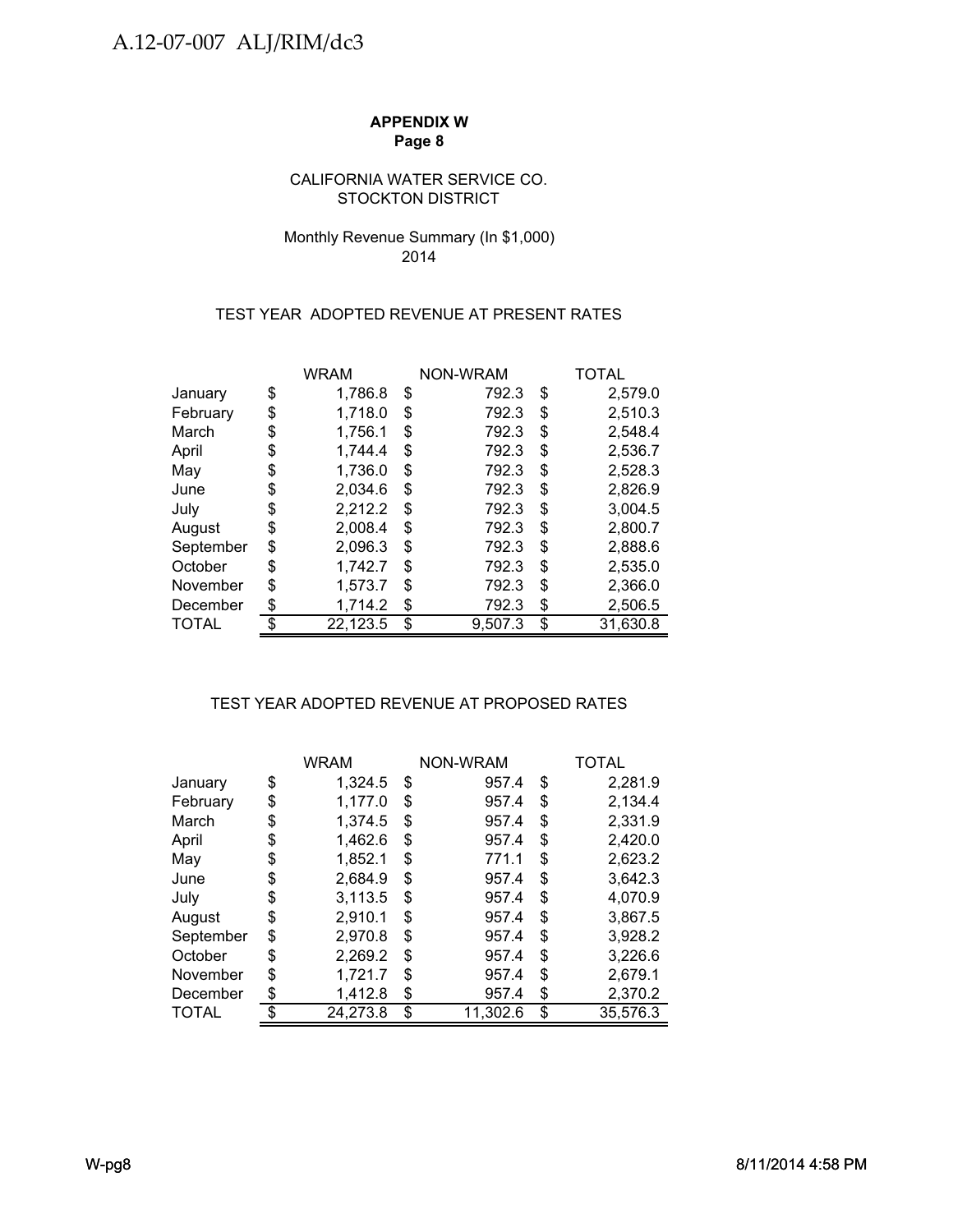**APPENDIX W**
**Page 8**

CALIFORNIA WATER SERVICE CO.
STOCKTON DISTRICT

Monthly Revenue Summary (In $1,000)
2014

TEST YEAR ADOPTED REVENUE AT PRESENT RATES

| | WRAM | NON-WRAM | TOTAL |
|---|---|---|---|
| January | $ 1,786.8 | $ 792.3 | $ 2,579.0 |
| February | $ 1,718.0 | $ 792.3 | $ 2,510.3 |
| March | $ 1,756.1 | $ 792.3 | $ 2,548.4 |
| April | $ 1,744.4 | $ 792.3 | $ 2,536.7 |
| May | $ 1,736.0 | $ 792.3 | $ 2,528.3 |
| June | $ 2,034.6 | $ 792.3 | $ 2,826.9 |
| July | $ 2,212.2 | $ 792.3 | $ 3,004.5 |
| August | $ 2,008.4 | $ 792.3 | $ 2,800.7 |
| September | $ 2,096.3 | $ 792.3 | $ 2,888.6 |
| October | $ 1,742.7 | $ 792.3 | $ 2,535.0 |
| November | $ 1,573.7 | $ 792.3 | $ 2,366.0 |
| December | $ 1,714.2 | $ 792.3 | $ 2,506.5 |
| TOTAL | $ 22,123.5 | $ 9,507.3 | $ 31,630.8 |

TEST YEAR ADOPTED REVENUE AT PROPOSED RATES

| | WRAM | NON-WRAM | TOTAL |
|---|---|---|---|
| January | $ 1,324.5 | $ 957.4 | $ 2,281.9 |
| February | $ 1,177.0 | $ 957.4 | $ 2,134.4 |
| March | $ 1,374.5 | $ 957.4 | $ 2,331.9 |
| April | $ 1,462.6 | $ 957.4 | $ 2,420.0 |
| May | $ 1,852.1 | $ 771.1 | $ 2,623.2 |
| June | $ 2,684.9 | $ 957.4 | $ 3,642.3 |
| July | $ 3,113.5 | $ 957.4 | $ 4,070.9 |
| August | $ 2,910.1 | $ 957.4 | $ 3,867.5 |
| September | $ 2,970.8 | $ 957.4 | $ 3,928.2 |
| October | $ 2,269.2 | $ 957.4 | $ 3,226.6 |
| November | $ 1,721.7 | $ 957.4 | $ 2,679.1 |
| December | $ 1,412.8 | $ 957.4 | $ 2,370.2 |
| TOTAL | $ 24,273.8 | $ 11,302.6 | $ 35,576.3 |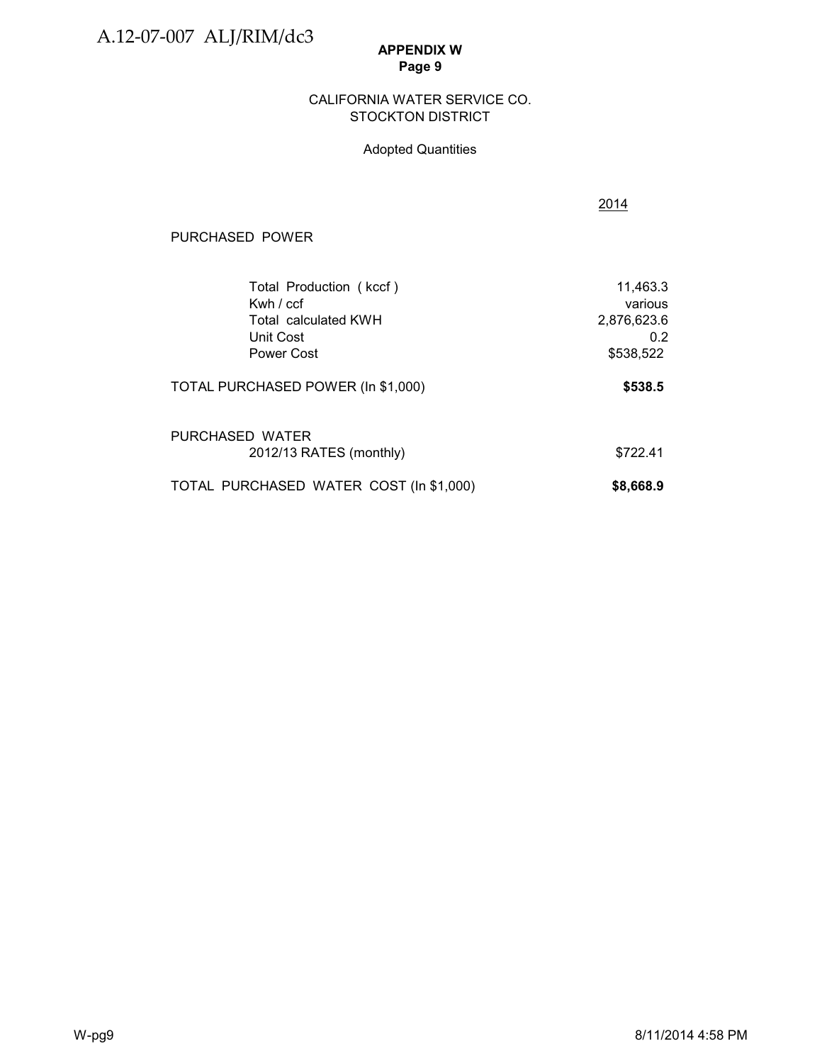**APPENDIX W**
**Page 9**

CALIFORNIA WATER SERVICE CO.
STOCKTON DISTRICT

Adopted Quantities

| | 2014 |
|---|---|
| PURCHASED POWER | |
| Total Production ( kccf ) | 11,463.3 |
| Kwh / ccf | various |
| Total calculated KWH | 2,876,623.6 |
| Unit Cost | 0.2 |
| Power Cost | \$538,522 |
| TOTAL PURCHASED POWER (In \$1,000) | **\$538.5** |
| PURCHASED WATER | |
| 2012/13 RATES (monthly) | \$722.41 |
| TOTAL PURCHASED WATER COST (In \$1,000) | **\$8,668.9** |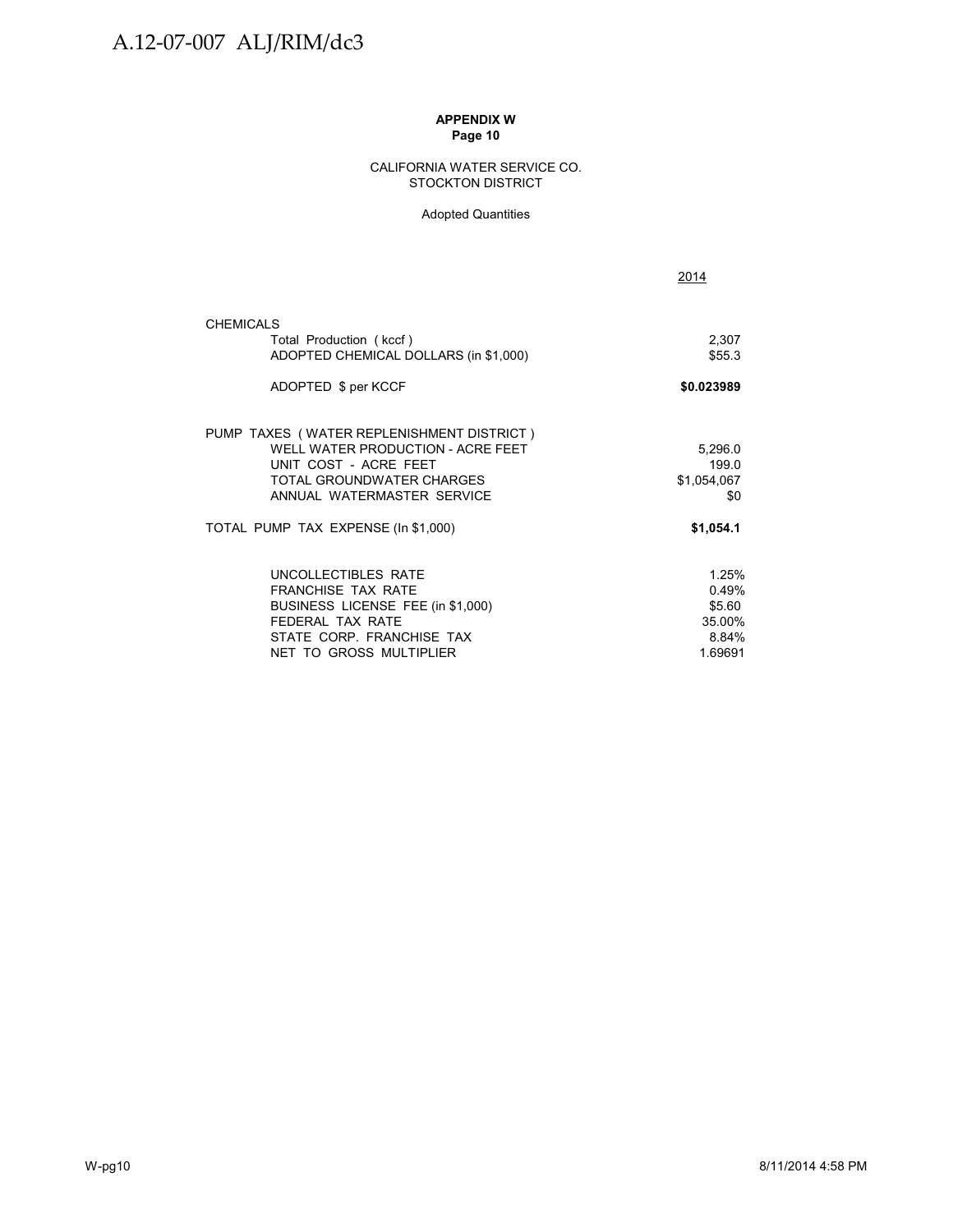**APPENDIX W**
**Page 10**

CALIFORNIA WATER SERVICE CO.
STOCKTON DISTRICT

Adopted Quantities

| | 2014 |
|---|---|
| CHEMICALS | |
| Total Production ( kccf ) | 2,307 |
| ADOPTED CHEMICAL DOLLARS (in $1,000) | $55.3 |
| ADOPTED $ per KCCF | **$0.023989** |
| PUMP TAXES ( WATER REPLENISHMENT DISTRICT ) | |
| WELL WATER PRODUCTION - ACRE FEET | 5,296.0 |
| UNIT COST - ACRE FEET | 199.0 |
| TOTAL GROUNDWATER CHARGES | $1,054,067 |
| ANNUAL WATERMASTER SERVICE | $0 |
| TOTAL PUMP TAX EXPENSE (In $1,000) | **$1,054.1** |
| UNCOLLECTIBLES RATE | 1.25% |
| FRANCHISE TAX RATE | 0.49% |
| BUSINESS LICENSE FEE (in $1,000) | $5.60 |
| FEDERAL TAX RATE | 35.00% |
| STATE CORP. FRANCHISE TAX | 8.84% |
| NET TO GROSS MULTIPLIER | 1.69691 |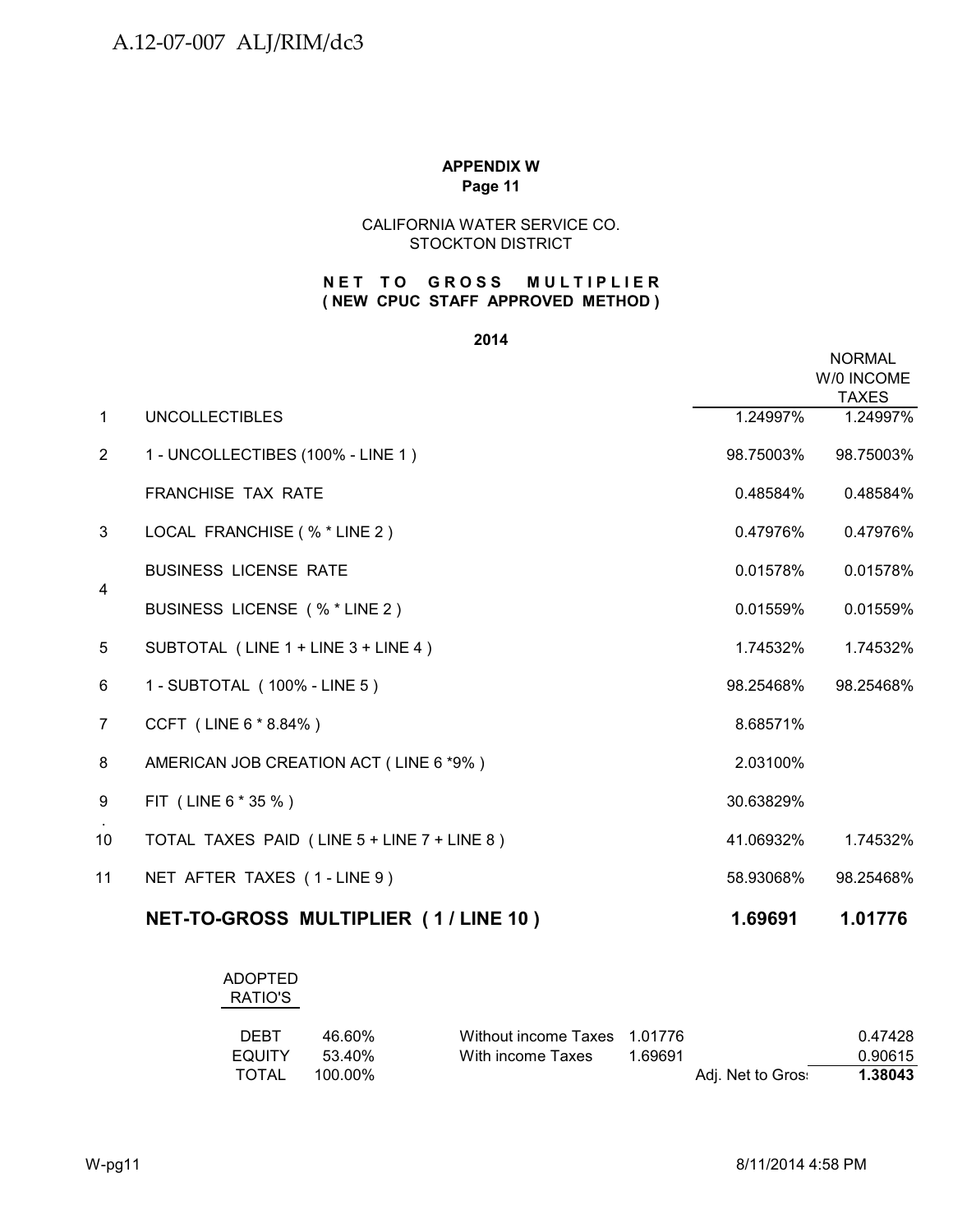**APPENDIX W**
**Page 11**

CALIFORNIA WATER SERVICE CO.
STOCKTON DISTRICT

**N E T T O G R O S S M U L T I P L I E R**
**( NEW CPUC STAFF APPROVED METHOD )**

**2014**

| | | | NORMAL W/0 INCOME TAXES |
|---|---|---|---|
| 1 | UNCOLLECTIBLES | 1.24997% | 1.24997% |
| 2 | 1 - UNCOLLECTIBES (100% - LINE 1 ) | 98.75003% | 98.75003% |
| | FRANCHISE TAX RATE | 0.48584% | 0.48584% |
| 3 | LOCAL FRANCHISE ( % * LINE 2 ) | 0.47976% | 0.47976% |
| 4 | BUSINESS LICENSE RATE | 0.01578% | 0.01578% |
| | BUSINESS LICENSE ( % * LINE 2 ) | 0.01559% | 0.01559% |
| 5 | SUBTOTAL ( LINE 1 + LINE 3 + LINE 4 ) | 1.74532% | 1.74532% |
| 6 | 1 - SUBTOTAL ( 100% - LINE 5 ) | 98.25468% | 98.25468% |
| 7 | CCFT ( LINE 6 * 8.84% ) | 8.68571% | |
| 8 | AMERICAN JOB CREATION ACT ( LINE 6 *9% ) | 2.03100% | |
| 9 | FIT ( LINE 6 * 35 % ) | 30.63829% | |
| 10 | TOTAL TAXES PAID ( LINE 5 + LINE 7 + LINE 8 ) | 41.06932% | 1.74532% |
| 11 | NET AFTER TAXES ( 1 - LINE 9 ) | 58.93068% | 98.25468% |
| | **NET-TO-GROSS MULTIPLIER ( 1 / LINE 10 )** | **1.69691** | **1.01776** |

| ADOPTED RATIO'S | | | | |
|---|---|---|---|---|
| DEBT | 46.60% | Without income Taxes | 1.01776 | 0.47428 |
| EQUITY | 53.40% | With income Taxes | 1.69691 | 0.90615 |
| TOTAL | 100.00% | | Adj. Net to Gros: | **1.38043** |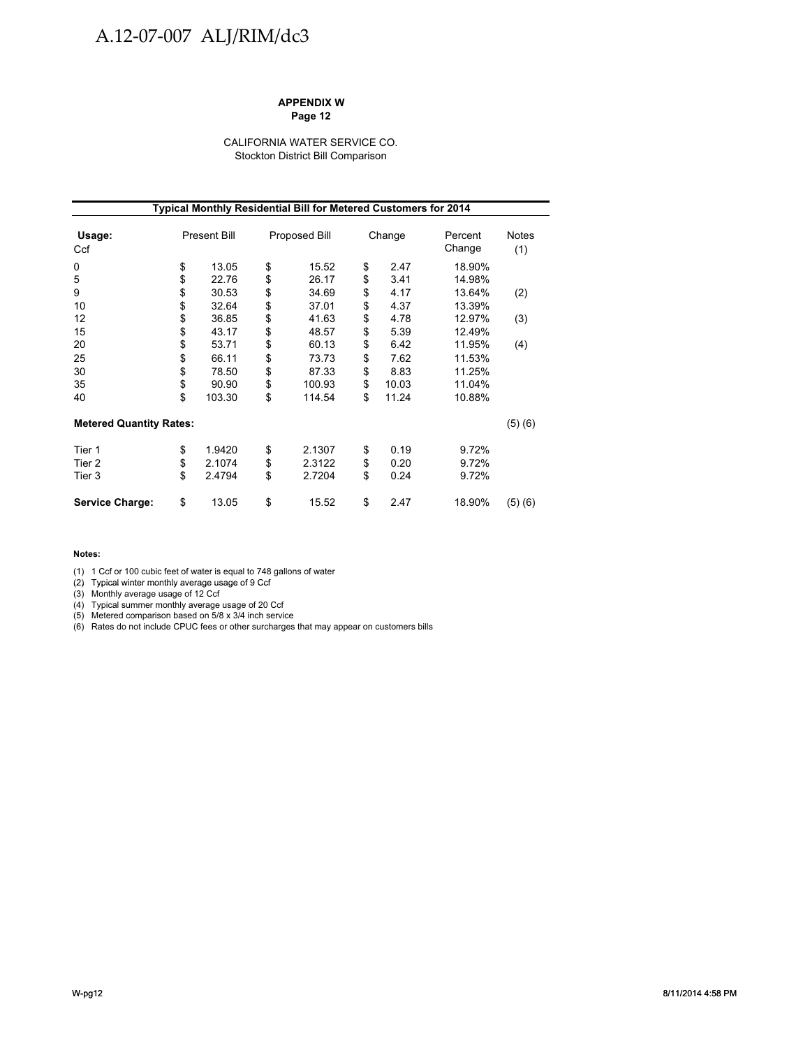**APPENDIX W**
**Page 12**

CALIFORNIA WATER SERVICE CO.
Stockton District Bill Comparison

| **Typical Monthly Residential Bill for Metered Customers for 2014** | | | | | |
|---|---|---|---|---|---|
| **Usage:** Ccf | Present Bill | Proposed Bill | Change | Percent Change | Notes (1) |
| 0 | $ 13.05 | $ 15.52 | $ 2.47 | 18.90% | |
| 5 | $ 22.76 | $ 26.17 | $ 3.41 | 14.98% | |
| 9 | $ 30.53 | $ 34.69 | $ 4.17 | 13.64% | (2) |
| 10 | $ 32.64 | $ 37.01 | $ 4.37 | 13.39% | |
| 12 | $ 36.85 | $ 41.63 | $ 4.78 | 12.97% | (3) |
| 15 | $ 43.17 | $ 48.57 | $ 5.39 | 12.49% | |
| 20 | $ 53.71 | $ 60.13 | $ 6.42 | 11.95% | (4) |
| 25 | $ 66.11 | $ 73.73 | $ 7.62 | 11.53% | |
| 30 | $ 78.50 | $ 87.33 | $ 8.83 | 11.25% | |
| 35 | $ 90.90 | $ 100.93 | $ 10.03 | 11.04% | |
| 40 | $ 103.30 | $ 114.54 | $ 11.24 | 10.88% | |
| **Metered Quantity Rates:** | | | | | (5) (6) |
| Tier 1 | $ 1.9420 | $ 2.1307 | $ 0.19 | 9.72% | |
| Tier 2 | $ 2.1074 | $ 2.3122 | $ 0.20 | 9.72% | |
| Tier 3 | $ 2.4794 | $ 2.7204 | $ 0.24 | 9.72% | |
| **Service Charge:** | $ 13.05 | $ 15.52 | $ 2.47 | 18.90% | (5) (6) |

**Notes:**

(1) 1 Ccf or 100 cubic feet of water is equal to 748 gallons of water
(2) Typical winter monthly average usage of 9 Ccf
(3) Monthly average usage of 12 Ccf
(4) Typical summer monthly average usage of 20 Ccf
(5) Metered comparison based on 5/8 x 3/4 inch service
(6) Rates do not include CPUC fees or other surcharges that may appear on customers bills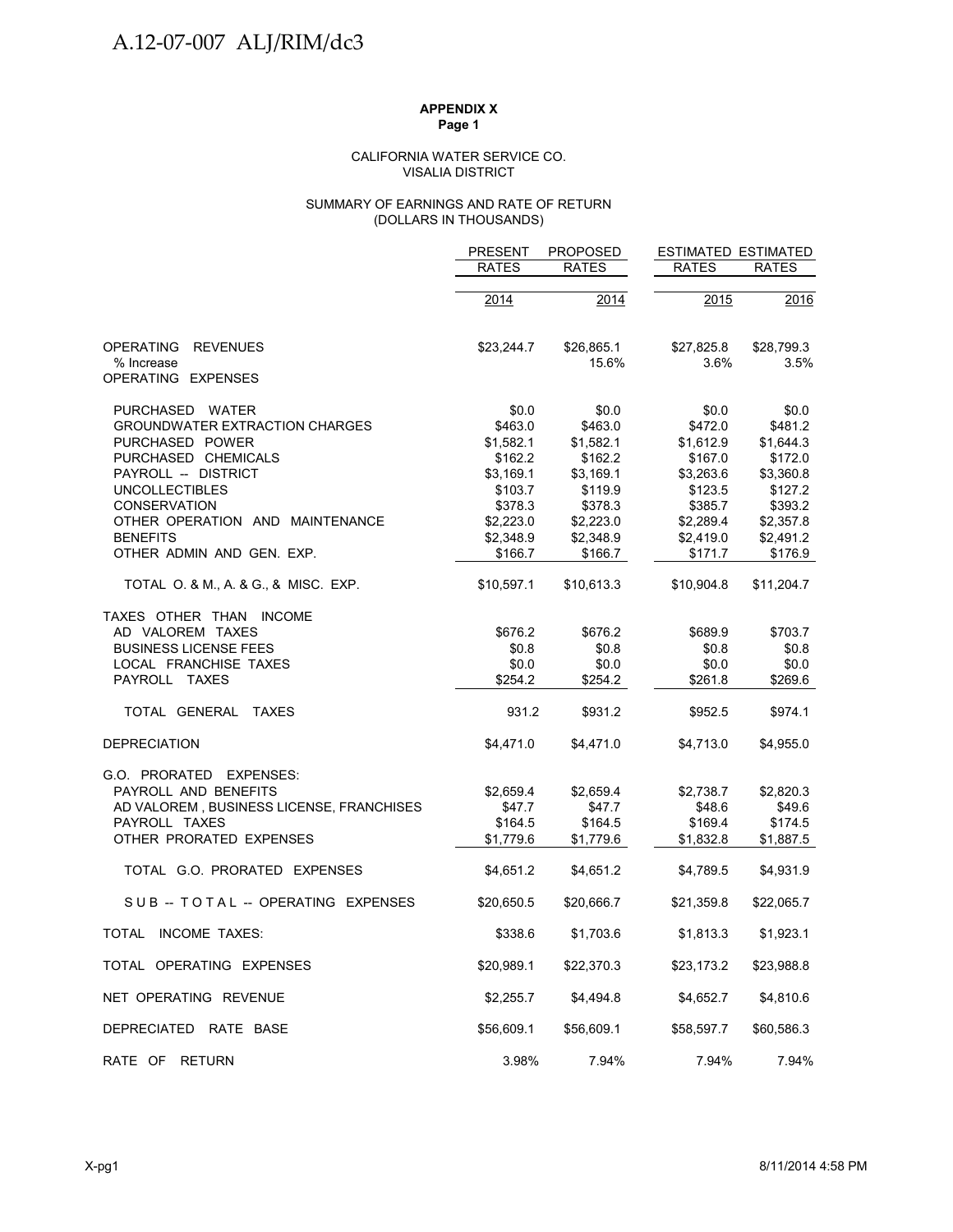**APPENDIX X**
**Page 1**

CALIFORNIA WATER SERVICE CO.
VISALIA DISTRICT

SUMMARY OF EARNINGS AND RATE OF RETURN
(DOLLARS IN THOUSANDS)

| | PRESENT RATES | PROPOSED RATES | ESTIMATED RATES | ESTIMATED RATES |
|---|---|---|---|---|
| | 2014 | 2014 | 2015 | 2016 |
| OPERATING REVENUES | $23,244.7 | $26,865.1 | $27,825.8 | $28,799.3 |
| % Increase | | 15.6% | 3.6% | 3.5% |
| OPERATING EXPENSES | | | | |
| PURCHASED WATER | $0.0 | $0.0 | $0.0 | $0.0 |
| GROUNDWATER EXTRACTION CHARGES | $463.0 | $463.0 | $472.0 | $481.2 |
| PURCHASED POWER | $1,582.1 | $1,582.1 | $1,612.9 | $1,644.3 |
| PURCHASED CHEMICALS | $162.2 | $162.2 | $167.0 | $172.0 |
| PAYROLL -- DISTRICT | $3,169.1 | $3,169.1 | $3,263.6 | $3,360.8 |
| UNCOLLECTIBLES | $103.7 | $119.9 | $123.5 | $127.2 |
| CONSERVATION | $378.3 | $378.3 | $385.7 | $393.2 |
| OTHER OPERATION AND MAINTENANCE | $2,223.0 | $2,223.0 | $2,289.4 | $2,357.8 |
| BENEFITS | $2,348.9 | $2,348.9 | $2,419.0 | $2,491.2 |
| OTHER ADMIN AND GEN. EXP. | $166.7 | $166.7 | $171.7 | $176.9 |
| TOTAL O. & M., A. & G., & MISC. EXP. | $10,597.1 | $10,613.3 | $10,904.8 | $11,204.7 |
| TAXES OTHER THAN INCOME | | | | |
| AD VALOREM TAXES | $676.2 | $676.2 | $689.9 | $703.7 |
| BUSINESS LICENSE FEES | $0.8 | $0.8 | $0.8 | $0.8 |
| LOCAL FRANCHISE TAXES | $0.0 | $0.0 | $0.0 | $0.0 |
| PAYROLL TAXES | $254.2 | $254.2 | $261.8 | $269.6 |
| TOTAL GENERAL TAXES | 931.2 | $931.2 | $952.5 | $974.1 |
| DEPRECIATION | $4,471.0 | $4,471.0 | $4,713.0 | $4,955.0 |
| G.O. PRORATED EXPENSES: | | | | |
| PAYROLL AND BENEFITS | $2,659.4 | $2,659.4 | $2,738.7 | $2,820.3 |
| AD VALOREM , BUSINESS LICENSE, FRANCHISES | $47.7 | $47.7 | $48.6 | $49.6 |
| PAYROLL TAXES | $164.5 | $164.5 | $169.4 | $174.5 |
| OTHER PRORATED EXPENSES | $1,779.6 | $1,779.6 | $1,832.8 | $1,887.5 |
| TOTAL G.O. PRORATED EXPENSES | $4,651.2 | $4,651.2 | $4,789.5 | $4,931.9 |
| S U B -- T O T A L -- OPERATING EXPENSES | $20,650.5 | $20,666.7 | $21,359.8 | $22,065.7 |
| TOTAL INCOME TAXES: | $338.6 | $1,703.6 | $1,813.3 | $1,923.1 |
| TOTAL OPERATING EXPENSES | $20,989.1 | $22,370.3 | $23,173.2 | $23,988.8 |
| NET OPERATING REVENUE | $2,255.7 | $4,494.8 | $4,652.7 | $4,810.6 |
| DEPRECIATED RATE BASE | $56,609.1 | $56,609.1 | $58,597.7 | $60,586.3 |
| RATE OF RETURN | 3.98% | 7.94% | 7.94% | 7.94% |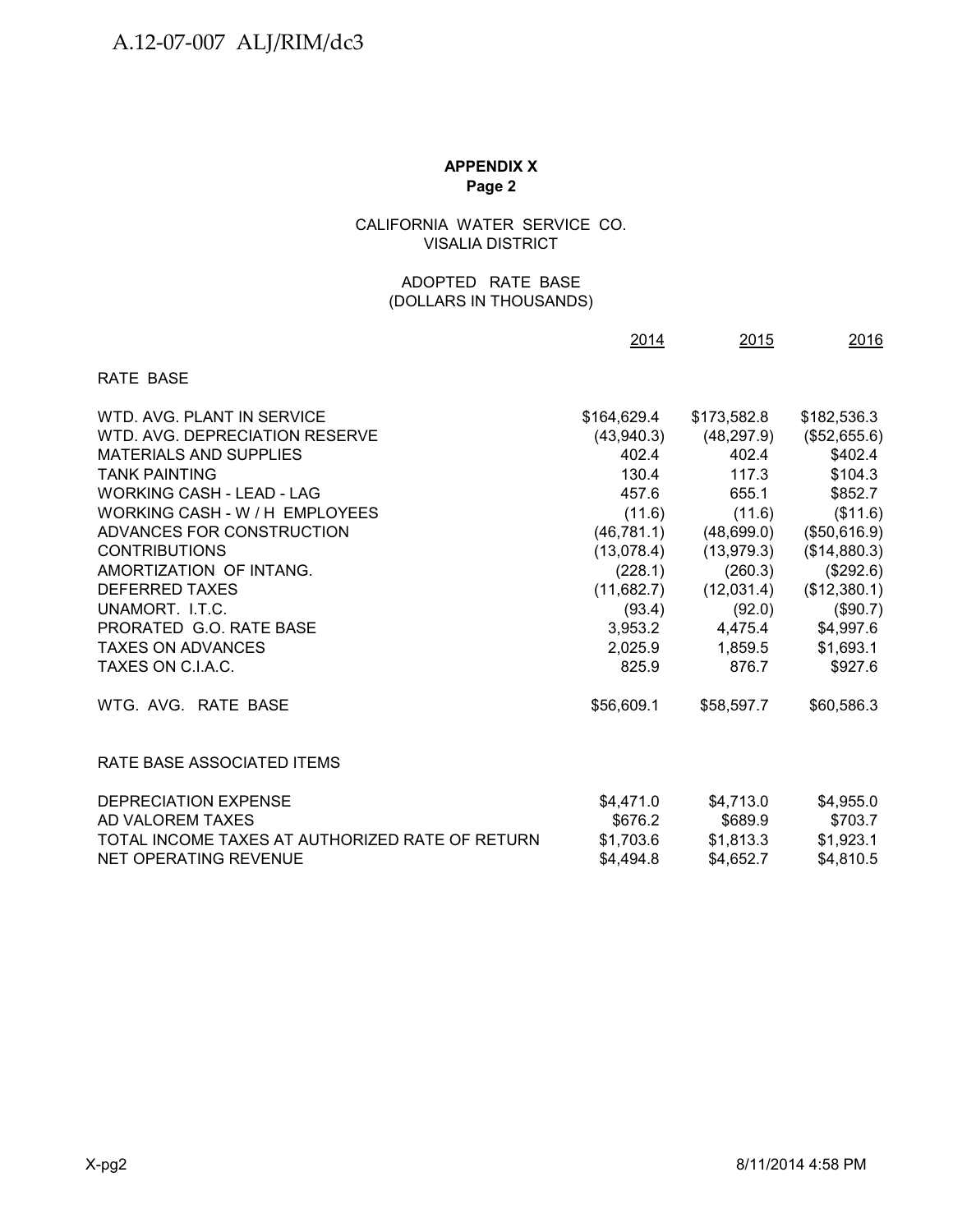**APPENDIX X**
**Page 2**

CALIFORNIA WATER SERVICE CO.
VISALIA DISTRICT

ADOPTED RATE BASE
(DOLLARS IN THOUSANDS)

| | 2014 | 2015 | 2016 |
|---|---|---|---|
| RATE BASE | | | |
| WTD. AVG. PLANT IN SERVICE | $164,629.4 | $173,582.8 | $182,536.3 |
| WTD. AVG. DEPRECIATION RESERVE | (43,940.3) | (48,297.9) | ($52,655.6) |
| MATERIALS AND SUPPLIES | 402.4 | 402.4 | $402.4 |
| TANK PAINTING | 130.4 | 117.3 | $104.3 |
| WORKING CASH - LEAD - LAG | 457.6 | 655.1 | $852.7 |
| WORKING CASH - W / H EMPLOYEES | (11.6) | (11.6) | ($11.6) |
| ADVANCES FOR CONSTRUCTION | (46,781.1) | (48,699.0) | ($50,616.9) |
| CONTRIBUTIONS | (13,078.4) | (13,979.3) | ($14,880.3) |
| AMORTIZATION OF INTANG. | (228.1) | (260.3) | ($292.6) |
| DEFERRED TAXES | (11,682.7) | (12,031.4) | ($12,380.1) |
| UNAMORT. I.T.C. | (93.4) | (92.0) | ($90.7) |
| PRORATED G.O. RATE BASE | 3,953.2 | 4,475.4 | $4,997.6 |
| TAXES ON ADVANCES | 2,025.9 | 1,859.5 | $1,693.1 |
| TAXES ON C.I.A.C. | 825.9 | 876.7 | $927.6 |
| WTG. AVG. RATE BASE | $56,609.1 | $58,597.7 | $60,586.3 |
| RATE BASE ASSOCIATED ITEMS | | | |
| DEPRECIATION EXPENSE | $4,471.0 | $4,713.0 | $4,955.0 |
| AD VALOREM TAXES | $676.2 | $689.9 | $703.7 |
| TOTAL INCOME TAXES AT AUTHORIZED RATE OF RETURN | $1,703.6 | $1,813.3 | $1,923.1 |
| NET OPERATING REVENUE | $4,494.8 | $4,652.7 | $4,810.5 |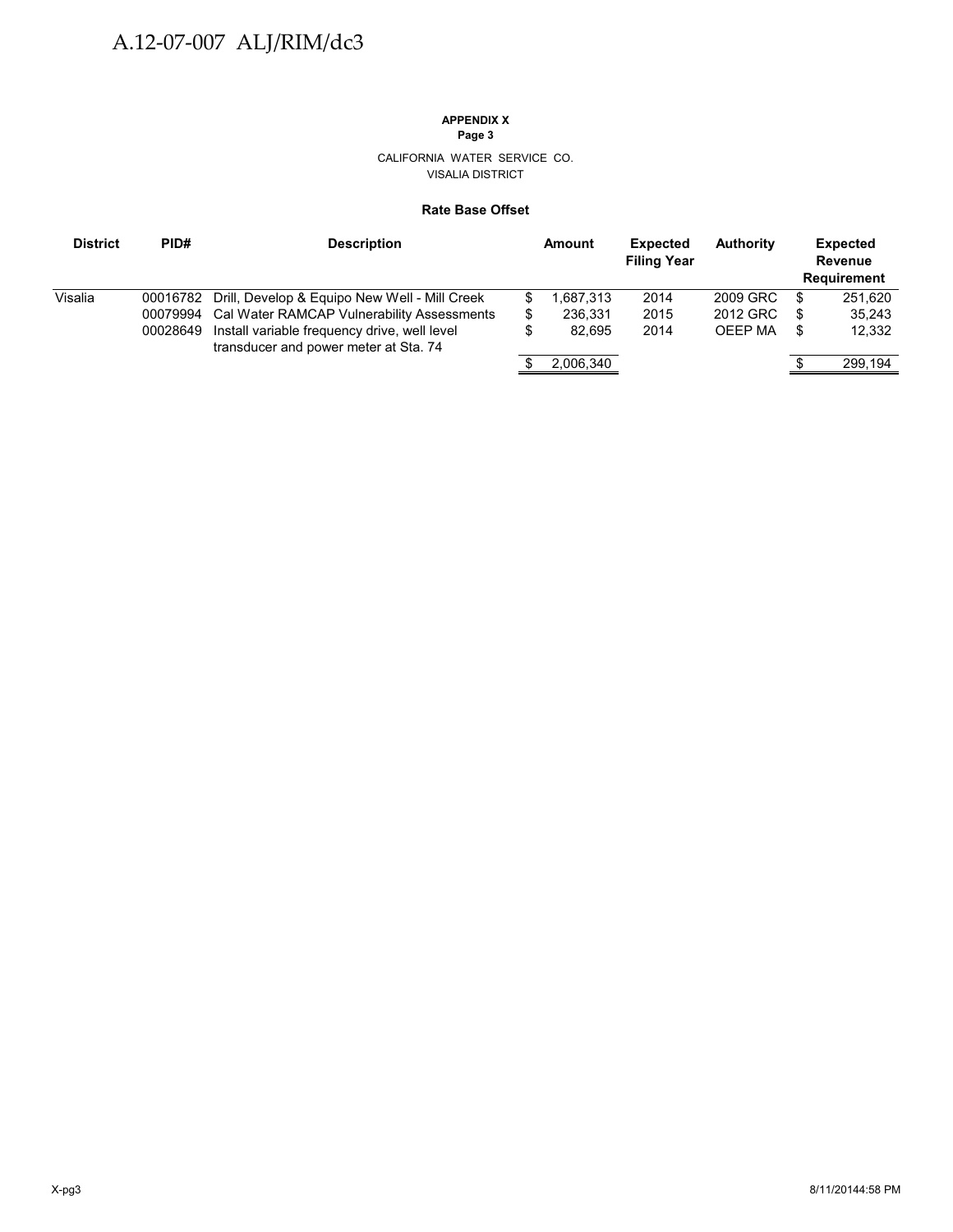**APPENDIX X**
**Page 3**

CALIFORNIA WATER SERVICE CO.
VISALIA DISTRICT

**Rate Base Offset**

| District | PID# | Description | Amount | Expected Filing Year | Authority | Expected Revenue Requirement |
|---|---|---|---|---|---|---|
| Visalia | 00016782 | Drill, Develop & Equipo New Well - Mill Creek | $ 1,687,313 | 2014 | 2009 GRC | $ 251,620 |
| | 00079994 | Cal Water RAMCAP Vulnerability Assessments | $ 236,331 | 2015 | 2012 GRC | $ 35,243 |
| | 00028649 | Install variable frequency drive, well level transducer and power meter at Sta. 74 | $ 82,695 | 2014 | OEEP MA | $ 12,332 |
| | | | $ 2,006,340 | | | $ 299,194 |

X-pg3 8/11/20144:58 PM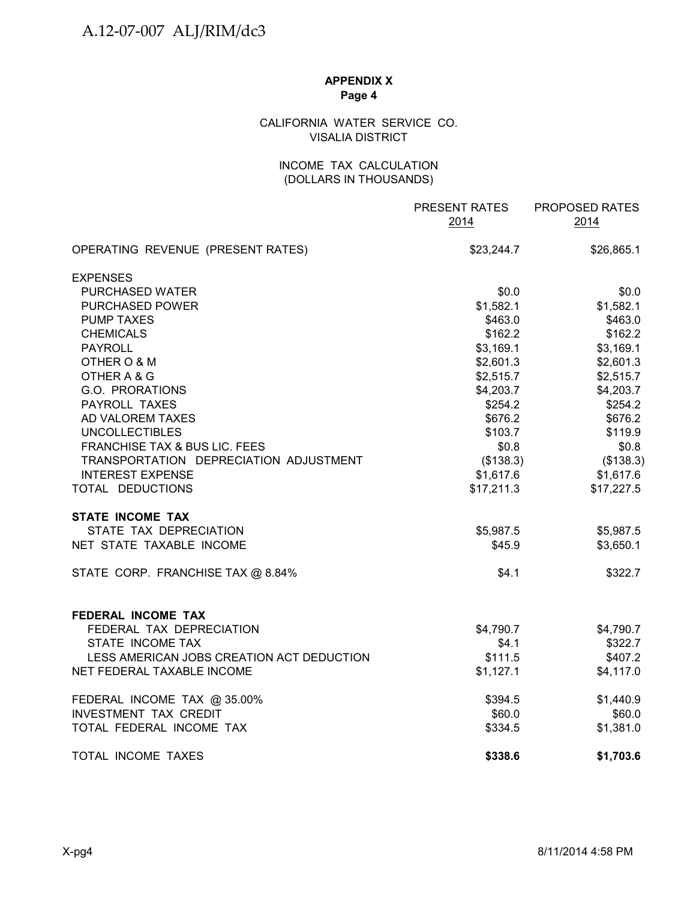**APPENDIX X**
**Page 4**

CALIFORNIA WATER SERVICE CO.
VISALIA DISTRICT

INCOME TAX CALCULATION
(DOLLARS IN THOUSANDS)

| | PRESENT RATES 2014 | PROPOSED RATES 2014 |
|---|---|---|
| OPERATING REVENUE (PRESENT RATES) | $23,244.7 | $26,865.1 |
| EXPENSES | | |
| PURCHASED WATER | $0.0 | $0.0 |
| PURCHASED POWER | $1,582.1 | $1,582.1 |
| PUMP TAXES | $463.0 | $463.0 |
| CHEMICALS | $162.2 | $162.2 |
| PAYROLL | $3,169.1 | $3,169.1 |
| OTHER O & M | $2,601.3 | $2,601.3 |
| OTHER A & G | $2,515.7 | $2,515.7 |
| G.O. PRORATIONS | $4,203.7 | $4,203.7 |
| PAYROLL TAXES | $254.2 | $254.2 |
| AD VALOREM TAXES | $676.2 | $676.2 |
| UNCOLLECTIBLES | $103.7 | $119.9 |
| FRANCHISE TAX & BUS LIC. FEES | $0.8 | $0.8 |
| TRANSPORTATION DEPRECIATION ADJUSTMENT | ($138.3) | ($138.3) |
| INTEREST EXPENSE | $1,617.6 | $1,617.6 |
| TOTAL DEDUCTIONS | $17,211.3 | $17,227.5 |
| **STATE INCOME TAX** | | |
| STATE TAX DEPRECIATION | $5,987.5 | $5,987.5 |
| NET STATE TAXABLE INCOME | $45.9 | $3,650.1 |
| STATE CORP. FRANCHISE TAX @ 8.84% | $4.1 | $322.7 |
| **FEDERAL INCOME TAX** | | |
| FEDERAL TAX DEPRECIATION | $4,790.7 | $4,790.7 |
| STATE INCOME TAX | $4.1 | $322.7 |
| LESS AMERICAN JOBS CREATION ACT DEDUCTION | $111.5 | $407.2 |
| NET FEDERAL TAXABLE INCOME | $1,127.1 | $4,117.0 |
| FEDERAL INCOME TAX @ 35.00% | $394.5 | $1,440.9 |
| INVESTMENT TAX CREDIT | $60.0 | $60.0 |
| TOTAL FEDERAL INCOME TAX | $334.5 | $1,381.0 |
| TOTAL INCOME TAXES | **$338.6** | **$1,703.6** |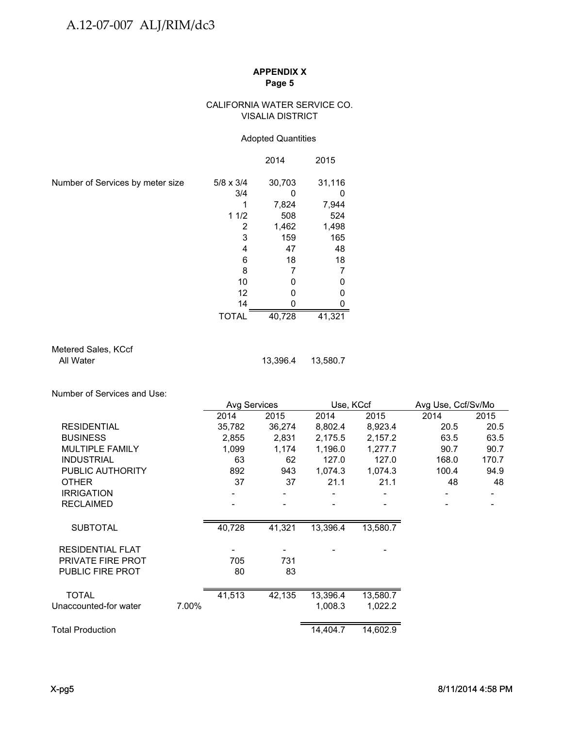**APPENDIX X**
**Page 5**

CALIFORNIA WATER SERVICE CO.
VISALIA DISTRICT

Adopted Quantities

| | | 2014 | 2015 |
|---|---|---|---|
| Number of Services by meter size | 5/8 x 3/4 | 30,703 | 31,116 |
| | 3/4 | 0 | 0 |
| | 1 | 7,824 | 7,944 |
| | 1 1/2 | 508 | 524 |
| | 2 | 1,462 | 1,498 |
| | 3 | 159 | 165 |
| | 4 | 47 | 48 |
| | 6 | 18 | 18 |
| | 8 | 7 | 7 |
| | 10 | 0 | 0 |
| | 12 | 0 | 0 |
| | 14 | 0 | 0 |
| | TOTAL | 40,728 | 41,321 |

| Metered Sales, KCcf | 2014 | 2015 |
|---|---|---|
| All Water | 13,396.4 | 13,580.7 |

Number of Services and Use:

| | | Avg Services | | Use, KCcf | | Avg Use, Ccf/Sv/Mo | |
|---|---|---|---|---|---|---|---|
| | | 2014 | 2015 | 2014 | 2015 | 2014 | 2015 |
| RESIDENTIAL | | 35,782 | 36,274 | 8,802.4 | 8,923.4 | 20.5 | 20.5 |
| BUSINESS | | 2,855 | 2,831 | 2,175.5 | 2,157.2 | 63.5 | 63.5 |
| MULTIPLE FAMILY | | 1,099 | 1,174 | 1,196.0 | 1,277.7 | 90.7 | 90.7 |
| INDUSTRIAL | | 63 | 62 | 127.0 | 127.0 | 168.0 | 170.7 |
| PUBLIC AUTHORITY | | 892 | 943 | 1,074.3 | 1,074.3 | 100.4 | 94.9 |
| OTHER | | 37 | 37 | 21.1 | 21.1 | 48 | 48 |
| IRRIGATION | | - | - | - | - | - | - |
| RECLAIMED | | - | - | - | - | - | - |
| SUBTOTAL | | 40,728 | 41,321 | 13,396.4 | 13,580.7 | | |
| RESIDENTIAL FLAT | | - | - | - | - | | |
| PRIVATE FIRE PROT | | 705 | 731 | | | | |
| PUBLIC FIRE PROT | | 80 | 83 | | | | |
| TOTAL | | 41,513 | 42,135 | 13,396.4 | 13,580.7 | | |
| Unaccounted-for water | 7.00% | | | 1,008.3 | 1,022.2 | | |
| Total Production | | | | 14,404.7 | 14,602.9 | | |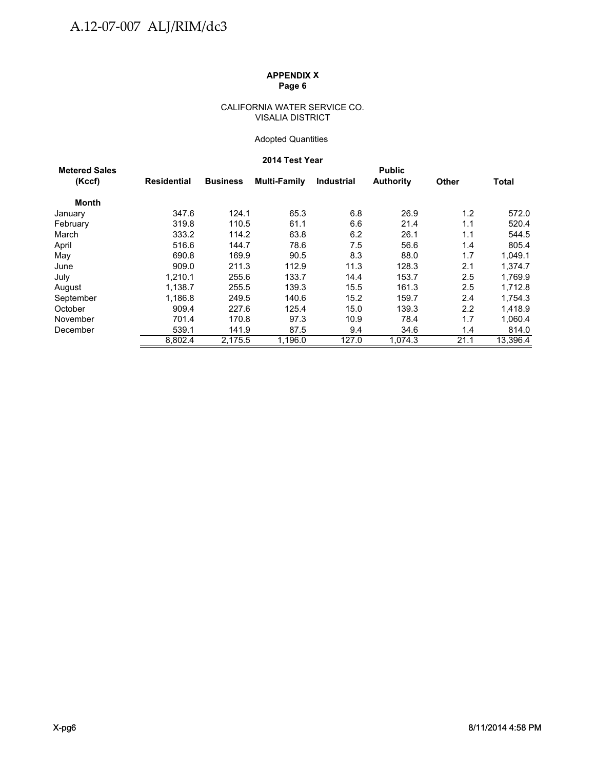**APPENDIX X**
**Page 6**

CALIFORNIA WATER SERVICE CO.
VISALIA DISTRICT

Adopted Quantities

**2014 Test Year**

| Metered Sales (Kccf) | Residential | Business | Multi-Family | Industrial | Public Authority | Other | Total |
|---|---|---|---|---|---|---|---|
| **Month** | | | | | | | |
| January | 347.6 | 124.1 | 65.3 | 6.8 | 26.9 | 1.2 | 572.0 |
| February | 319.8 | 110.5 | 61.1 | 6.6 | 21.4 | 1.1 | 520.4 |
| March | 333.2 | 114.2 | 63.8 | 6.2 | 26.1 | 1.1 | 544.5 |
| April | 516.6 | 144.7 | 78.6 | 7.5 | 56.6 | 1.4 | 805.4 |
| May | 690.8 | 169.9 | 90.5 | 8.3 | 88.0 | 1.7 | 1,049.1 |
| June | 909.0 | 211.3 | 112.9 | 11.3 | 128.3 | 2.1 | 1,374.7 |
| July | 1,210.1 | 255.6 | 133.7 | 14.4 | 153.7 | 2.5 | 1,769.9 |
| August | 1,138.7 | 255.5 | 139.3 | 15.5 | 161.3 | 2.5 | 1,712.8 |
| September | 1,186.8 | 249.5 | 140.6 | 15.2 | 159.7 | 2.4 | 1,754.3 |
| October | 909.4 | 227.6 | 125.4 | 15.0 | 139.3 | 2.2 | 1,418.9 |
| November | 701.4 | 170.8 | 97.3 | 10.9 | 78.4 | 1.7 | 1,060.4 |
| December | 539.1 | 141.9 | 87.5 | 9.4 | 34.6 | 1.4 | 814.0 |
| | 8,802.4 | 2,175.5 | 1,196.0 | 127.0 | 1,074.3 | 21.1 | 13,396.4 |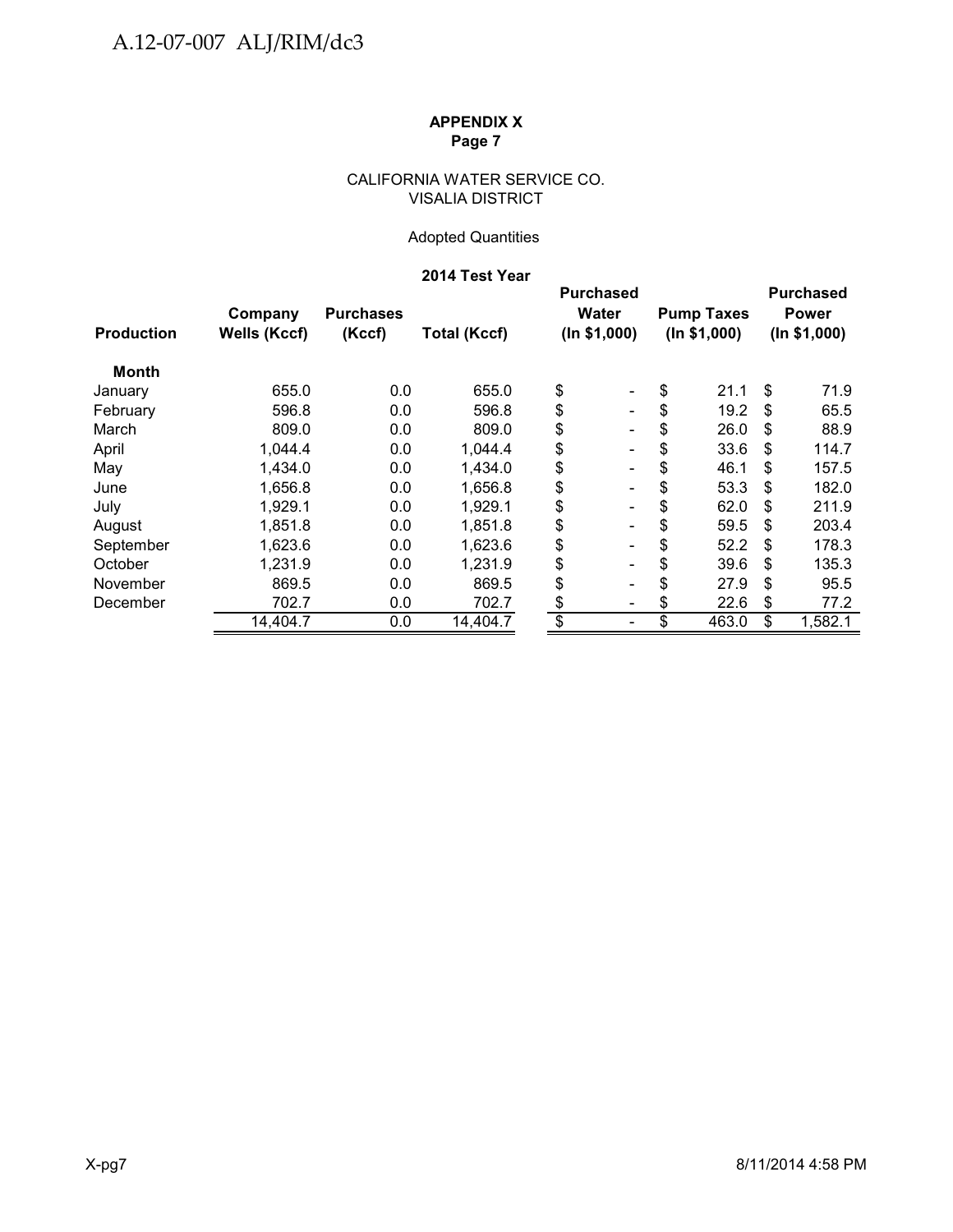**APPENDIX X**
**Page 7**

CALIFORNIA WATER SERVICE CO.
VISALIA DISTRICT

Adopted Quantities

**2014 Test Year**

| Production | Company Wells (Kccf) | Purchases (Kccf) | Total (Kccf) | Purchased Water (In $1,000) | Pump Taxes (In $1,000) | Purchased Power (In $1,000) |
|---|---|---|---|---|---|---|
| **Month** | | | | | | |
| January | 655.0 | 0.0 | 655.0 | $ - | $ 21.1 | $ 71.9 |
| February | 596.8 | 0.0 | 596.8 | $ - | $ 19.2 | $ 65.5 |
| March | 809.0 | 0.0 | 809.0 | $ - | $ 26.0 | $ 88.9 |
| April | 1,044.4 | 0.0 | 1,044.4 | $ - | $ 33.6 | $ 114.7 |
| May | 1,434.0 | 0.0 | 1,434.0 | $ - | $ 46.1 | $ 157.5 |
| June | 1,656.8 | 0.0 | 1,656.8 | $ - | $ 53.3 | $ 182.0 |
| July | 1,929.1 | 0.0 | 1,929.1 | $ - | $ 62.0 | $ 211.9 |
| August | 1,851.8 | 0.0 | 1,851.8 | $ - | $ 59.5 | $ 203.4 |
| September | 1,623.6 | 0.0 | 1,623.6 | $ - | $ 52.2 | $ 178.3 |
| October | 1,231.9 | 0.0 | 1,231.9 | $ - | $ 39.6 | $ 135.3 |
| November | 869.5 | 0.0 | 869.5 | $ - | $ 27.9 | $ 95.5 |
| December | 702.7 | 0.0 | 702.7 | $ - | $ 22.6 | $ 77.2 |
| | 14,404.7 | 0.0 | 14,404.7 | $ - | $ 463.0 | $ 1,582.1 |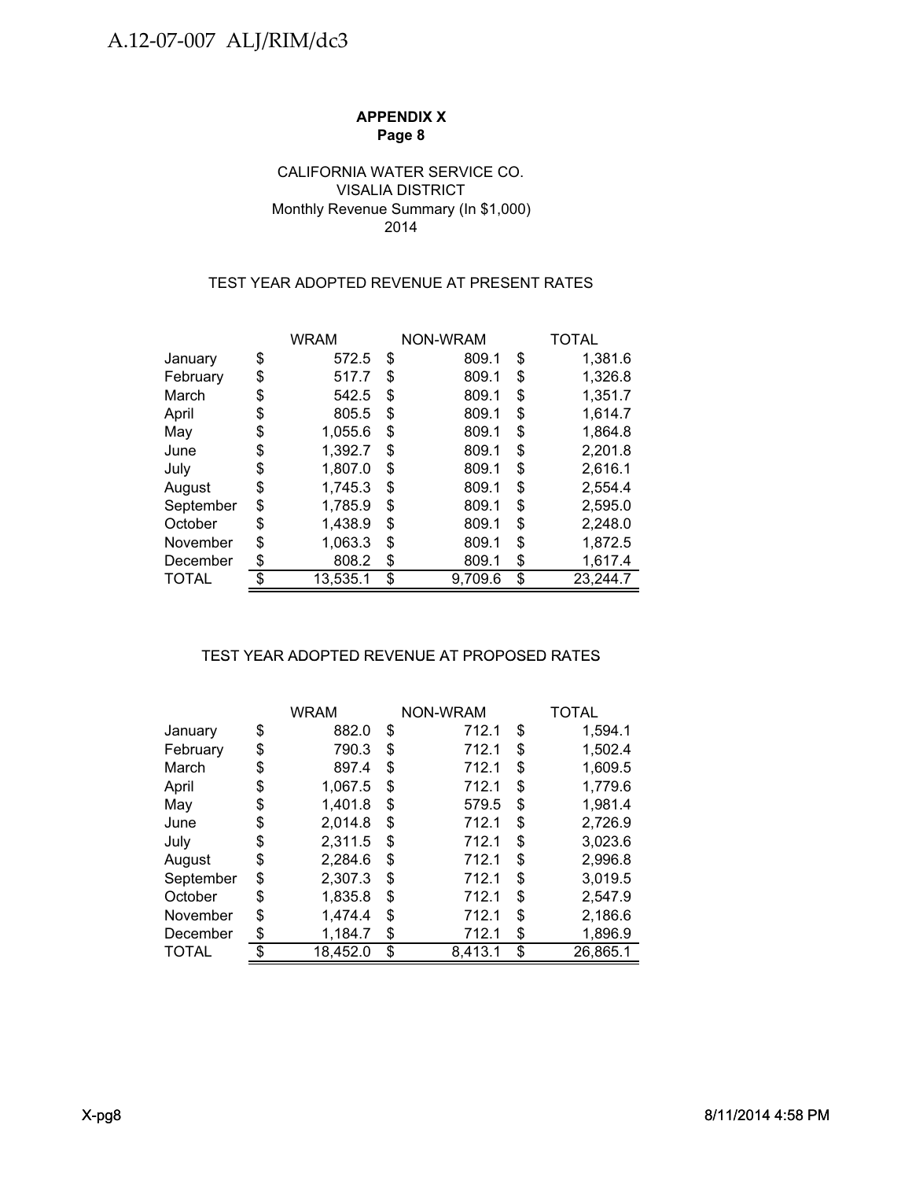A.12-07-007 ALJ/RIM/dc3

**APPENDIX X**
**Page 8**

CALIFORNIA WATER SERVICE CO.
VISALIA DISTRICT
Monthly Revenue Summary (In $1,000)
2014

TEST YEAR ADOPTED REVENUE AT PRESENT RATES

| | WRAM | NON-WRAM | TOTAL |
|---|---|---|---|
| January | $ 572.5 | $ 809.1 | $ 1,381.6 |
| February | $ 517.7 | $ 809.1 | $ 1,326.8 |
| March | $ 542.5 | $ 809.1 | $ 1,351.7 |
| April | $ 805.5 | $ 809.1 | $ 1,614.7 |
| May | $ 1,055.6 | $ 809.1 | $ 1,864.8 |
| June | $ 1,392.7 | $ 809.1 | $ 2,201.8 |
| July | $ 1,807.0 | $ 809.1 | $ 2,616.1 |
| August | $ 1,745.3 | $ 809.1 | $ 2,554.4 |
| September | $ 1,785.9 | $ 809.1 | $ 2,595.0 |
| October | $ 1,438.9 | $ 809.1 | $ 2,248.0 |
| November | $ 1,063.3 | $ 809.1 | $ 1,872.5 |
| December | $ 808.2 | $ 809.1 | $ 1,617.4 |
| TOTAL | $ 13,535.1 | $ 9,709.6 | $ 23,244.7 |

TEST YEAR ADOPTED REVENUE AT PROPOSED RATES

| | WRAM | NON-WRAM | TOTAL |
|---|---|---|---|
| January | $ 882.0 | $ 712.1 | $ 1,594.1 |
| February | $ 790.3 | $ 712.1 | $ 1,502.4 |
| March | $ 897.4 | $ 712.1 | $ 1,609.5 |
| April | $ 1,067.5 | $ 712.1 | $ 1,779.6 |
| May | $ 1,401.8 | $ 579.5 | $ 1,981.4 |
| June | $ 2,014.8 | $ 712.1 | $ 2,726.9 |
| July | $ 2,311.5 | $ 712.1 | $ 3,023.6 |
| August | $ 2,284.6 | $ 712.1 | $ 2,996.8 |
| September | $ 2,307.3 | $ 712.1 | $ 3,019.5 |
| October | $ 1,835.8 | $ 712.1 | $ 2,547.9 |
| November | $ 1,474.4 | $ 712.1 | $ 2,186.6 |
| December | $ 1,184.7 | $ 712.1 | $ 1,896.9 |
| TOTAL | $ 18,452.0 | $ 8,413.1 | $ 26,865.1 |

X-pg8 8/11/2014 4:58 PM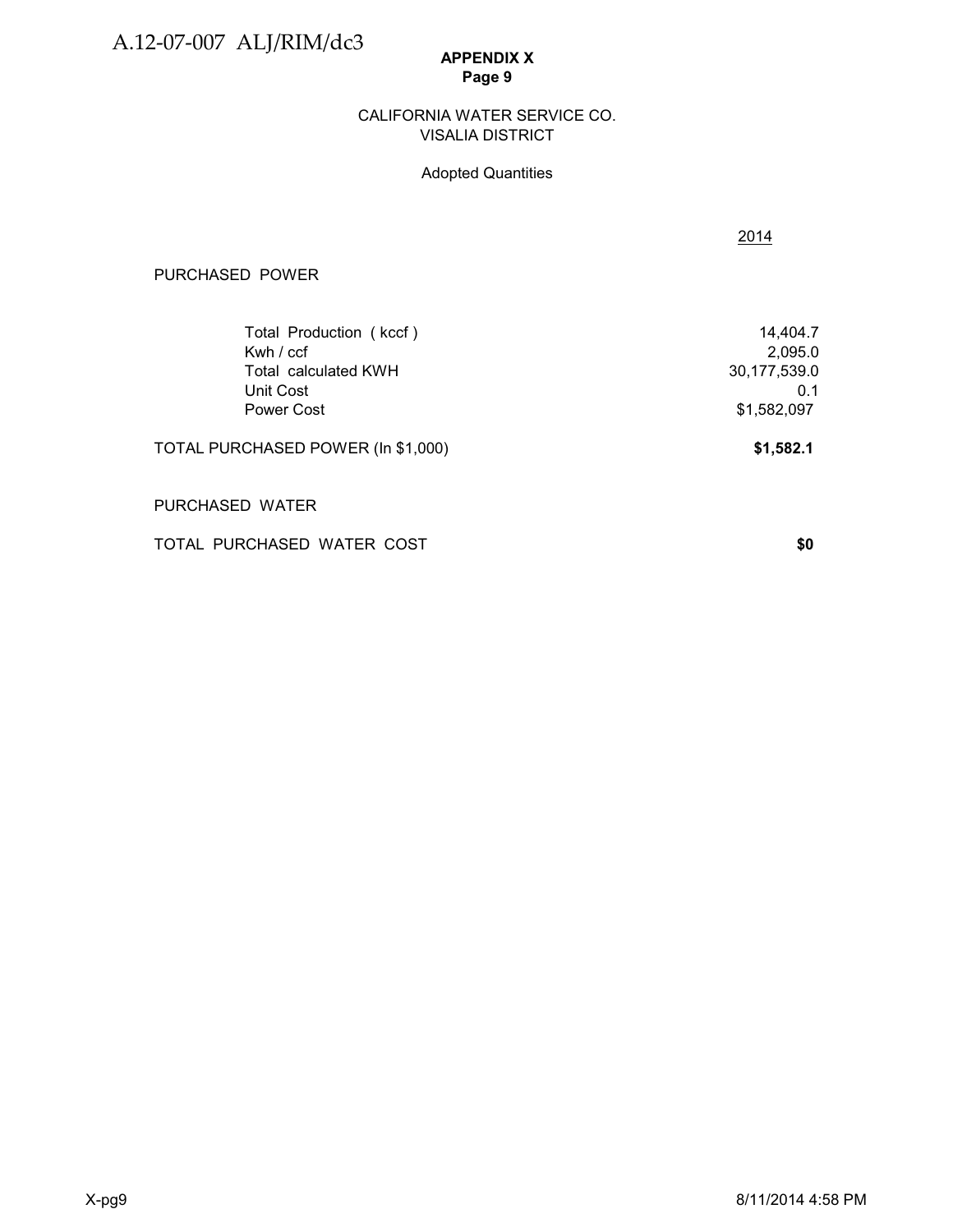**APPENDIX X**
**Page 9**

CALIFORNIA WATER SERVICE CO.
VISALIA DISTRICT

Adopted Quantities

| | 2014 |
|---|---|
| PURCHASED POWER | |
| Total Production ( kccf ) | 14,404.7 |
| Kwh / ccf | 2,095.0 |
| Total calculated KWH | 30,177,539.0 |
| Unit Cost | 0.1 |
| Power Cost | $1,582,097 |
| **TOTAL PURCHASED POWER (In $1,000)** | **$1,582.1** |
| PURCHASED WATER | |
| TOTAL PURCHASED WATER COST | **$0** |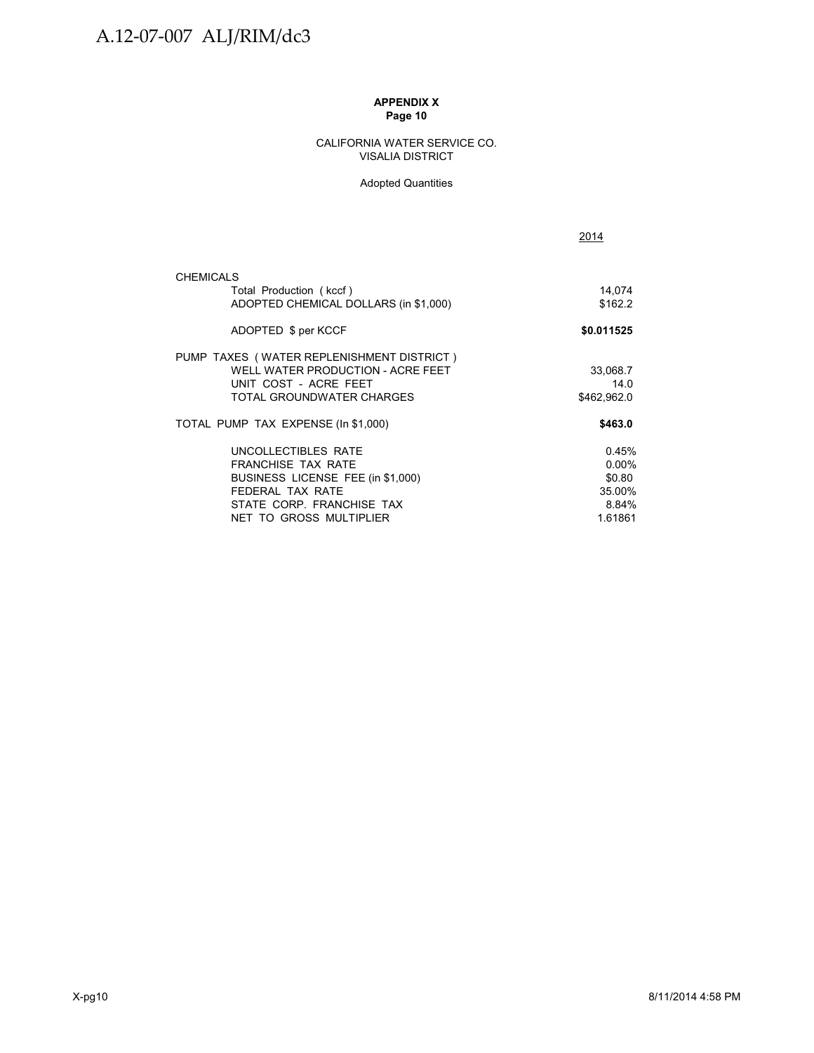**APPENDIX X**
**Page 10**

CALIFORNIA WATER SERVICE CO.
VISALIA DISTRICT

Adopted Quantities

| | 2014 |
|---|---|
| CHEMICALS | |
| Total Production ( kccf ) | 14,074 |
| ADOPTED CHEMICAL DOLLARS (in $1,000) | $162.2 |
| ADOPTED $ per KCCF | **$0.011525** |
| PUMP TAXES ( WATER REPLENISHMENT DISTRICT ) | |
| WELL WATER PRODUCTION - ACRE FEET | 33,068.7 |
| UNIT COST - ACRE FEET | 14.0 |
| TOTAL GROUNDWATER CHARGES | $462,962.0 |
| TOTAL PUMP TAX EXPENSE (In $1,000) | **$463.0** |
| UNCOLLECTIBLES RATE | 0.45% |
| FRANCHISE TAX RATE | 0.00% |
| BUSINESS LICENSE FEE (in $1,000) | $0.80 |
| FEDERAL TAX RATE | 35.00% |
| STATE CORP. FRANCHISE TAX | 8.84% |
| NET TO GROSS MULTIPLIER | 1.61861 |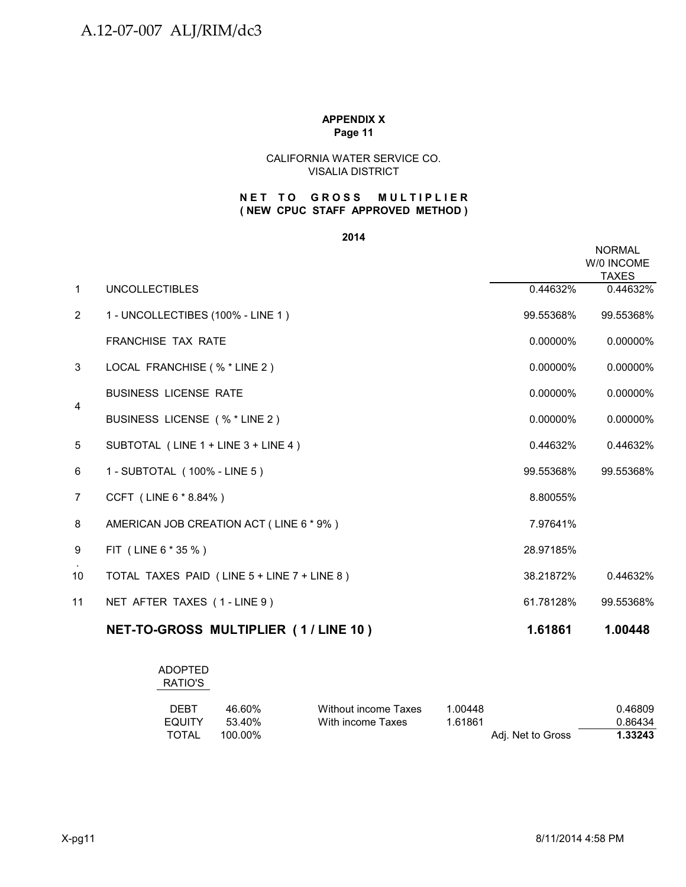**APPENDIX X**
**Page 11**

CALIFORNIA WATER SERVICE CO.
VISALIA DISTRICT

**N E T T O G R O S S M U L T I P L I E R**
**( NEW CPUC STAFF APPROVED METHOD )**

**2014**

| | | | NORMAL W/0 INCOME TAXES |
|---|---|---|---|
| 1 | UNCOLLECTIBLES | 0.44632% | 0.44632% |
| 2 | 1 - UNCOLLECTIBES (100% - LINE 1 ) | 99.55368% | 99.55368% |
| | FRANCHISE TAX RATE | 0.00000% | 0.00000% |
| 3 | LOCAL FRANCHISE ( % * LINE 2 ) | 0.00000% | 0.00000% |
| 4 | BUSINESS LICENSE RATE | 0.00000% | 0.00000% |
| | BUSINESS LICENSE ( % * LINE 2 ) | 0.00000% | 0.00000% |
| 5 | SUBTOTAL ( LINE 1 + LINE 3 + LINE 4 ) | 0.44632% | 0.44632% |
| 6 | 1 - SUBTOTAL ( 100% - LINE 5 ) | 99.55368% | 99.55368% |
| 7 | CCFT ( LINE 6 * 8.84% ) | 8.80055% | |
| 8 | AMERICAN JOB CREATION ACT ( LINE 6 * 9% ) | 7.97641% | |
| 9 | FIT ( LINE 6 * 35 % ) | 28.97185% | |
| 10 | TOTAL TAXES PAID ( LINE 5 + LINE 7 + LINE 8 ) | 38.21872% | 0.44632% |
| 11 | NET AFTER TAXES ( 1 - LINE 9 ) | 61.78128% | 99.55368% |
| | **NET-TO-GROSS MULTIPLIER ( 1 / LINE 10 )** | **1.61861** | **1.00448** |

| ADOPTED RATIO'S | | | | | |
|---|---|---|---|---|---|
| DEBT | 46.60% | Without income Taxes | 1.00448 | | 0.46809 |
| EQUITY | 53.40% | With income Taxes | 1.61861 | | 0.86434 |
| TOTAL | 100.00% | | | Adj. Net to Gross | **1.33243** |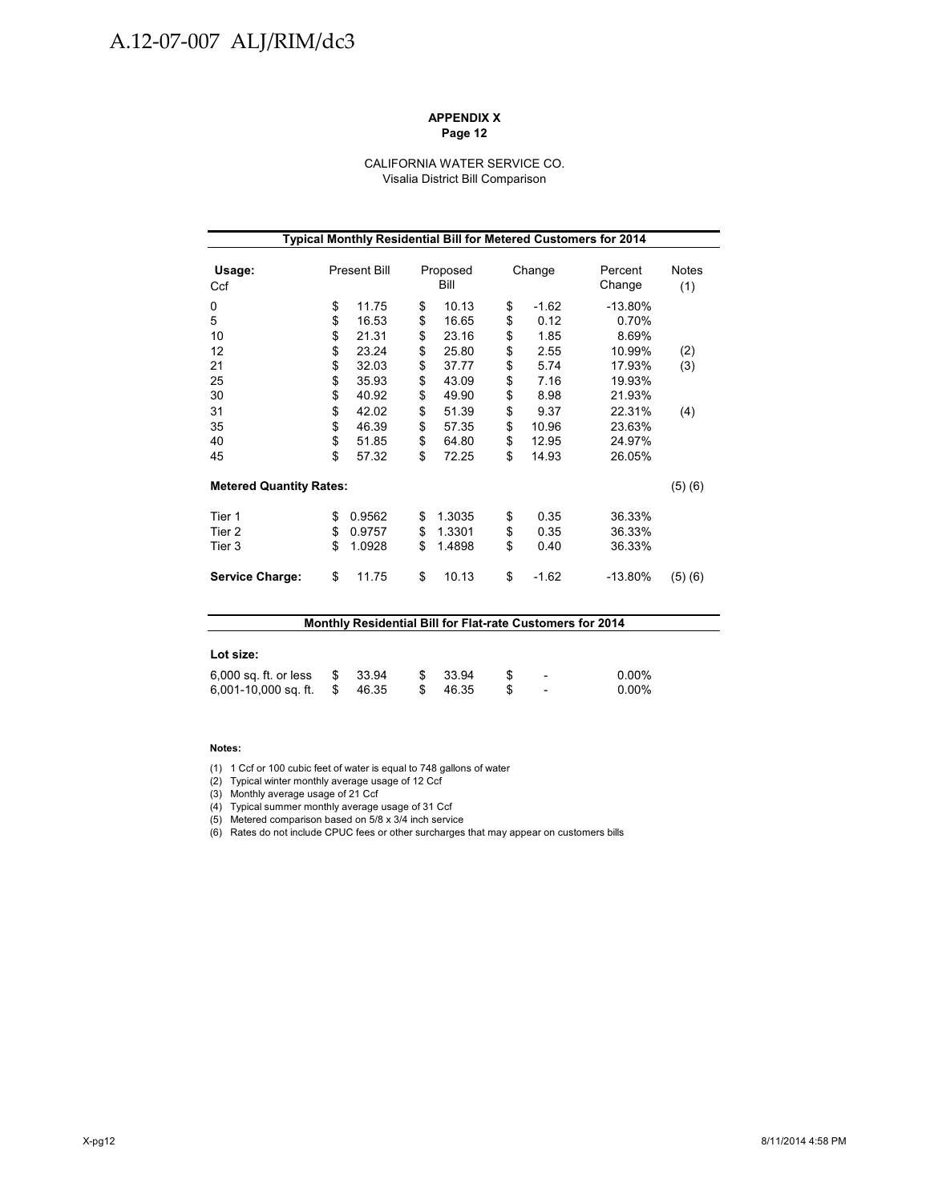**APPENDIX X**
**Page 12**

CALIFORNIA WATER SERVICE CO.
Visalia District Bill Comparison

| Typical Monthly Residential Bill for Metered Customers for 2014 | | | | | |
|---|---|---|---|---|---|
| **Usage:** Ccf | Present Bill | Proposed Bill | Change | Percent Change | Notes (1) |
| 0 | $ 11.75 | $ 10.13 | $ -1.62 | -13.80% | |
| 5 | $ 16.53 | $ 16.65 | $ 0.12 | 0.70% | |
| 10 | $ 21.31 | $ 23.16 | $ 1.85 | 8.69% | |
| 12 | $ 23.24 | $ 25.80 | $ 2.55 | 10.99% | (2) |
| 21 | $ 32.03 | $ 37.77 | $ 5.74 | 17.93% | (3) |
| 25 | $ 35.93 | $ 43.09 | $ 7.16 | 19.93% | |
| 30 | $ 40.92 | $ 49.90 | $ 8.98 | 21.93% | |
| 31 | $ 42.02 | $ 51.39 | $ 9.37 | 22.31% | (4) |
| 35 | $ 46.39 | $ 57.35 | $ 10.96 | 23.63% | |
| 40 | $ 51.85 | $ 64.80 | $ 12.95 | 24.97% | |
| 45 | $ 57.32 | $ 72.25 | $ 14.93 | 26.05% | |
| **Metered Quantity Rates:** | | | | | (5) (6) |
| Tier 1 | $ 0.9562 | $ 1.3035 | $ 0.35 | 36.33% | |
| Tier 2 | $ 0.9757 | $ 1.3301 | $ 0.35 | 36.33% | |
| Tier 3 | $ 1.0928 | $ 1.4898 | $ 0.40 | 36.33% | |
| **Service Charge:** | $ 11.75 | $ 10.13 | $ -1.62 | -13.80% | (5) (6) |

| Monthly Residential Bill for Flat-rate Customers for 2014 | | | | |
|---|---|---|---|---|
| **Lot size:** | | | | |
| 6,000 sq. ft. or less | $ 33.94 | $ 33.94 | $ - | 0.00% |
| 6,001-10,000 sq. ft. | $ 46.35 | $ 46.35 | $ - | 0.00% |

**Notes:**

(1) 1 Ccf or 100 cubic feet of water is equal to 748 gallons of water
(2) Typical winter monthly average usage of 12 Ccf
(3) Monthly average usage of 21 Ccf
(4) Typical summer monthly average usage of 31 Ccf
(5) Metered comparison based on 5/8 x 3/4 inch service
(6) Rates do not include CPUC fees or other surcharges that may appear on customers bills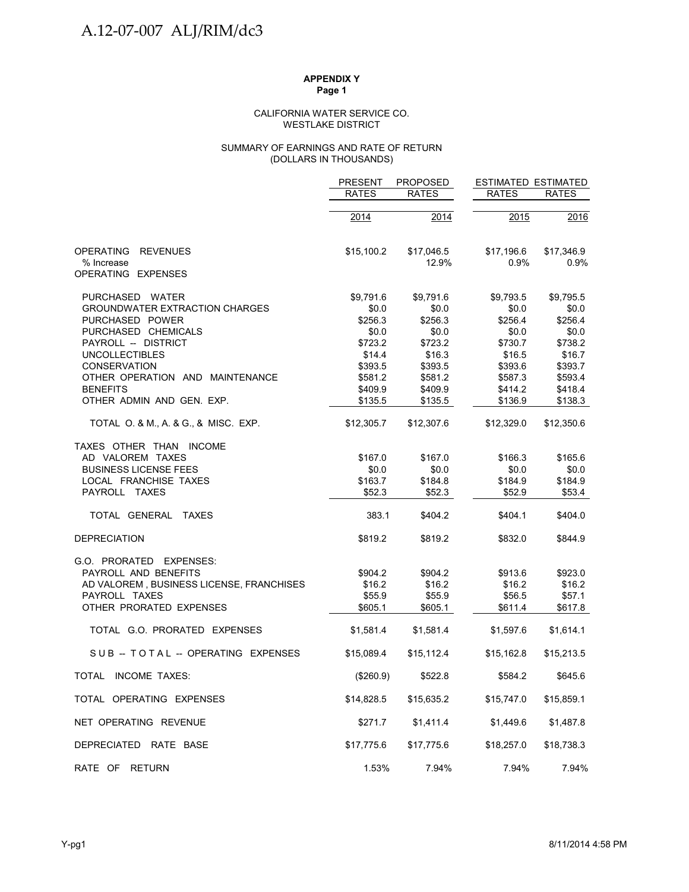**APPENDIX Y**
**Page 1**

CALIFORNIA WATER SERVICE CO.
WESTLAKE DISTRICT

SUMMARY OF EARNINGS AND RATE OF RETURN
(DOLLARS IN THOUSANDS)

| | PRESENT RATES | PROPOSED RATES | ESTIMATED RATES | ESTIMATED RATES |
|---|---|---|---|---|
| | 2014 | 2014 | 2015 | 2016 |
| OPERATING REVENUES | $15,100.2 | $17,046.5 | $17,196.6 | $17,346.9 |
| % Increase | | 12.9% | 0.9% | 0.9% |
| OPERATING EXPENSES | | | | |
| PURCHASED WATER | $9,791.6 | $9,791.6 | $9,793.5 | $9,795.5 |
| GROUNDWATER EXTRACTION CHARGES | $0.0 | $0.0 | $0.0 | $0.0 |
| PURCHASED POWER | $256.3 | $256.3 | $256.4 | $256.4 |
| PURCHASED CHEMICALS | $0.0 | $0.0 | $0.0 | $0.0 |
| PAYROLL -- DISTRICT | $723.2 | $723.2 | $730.7 | $738.2 |
| UNCOLLECTIBLES | $14.4 | $16.3 | $16.5 | $16.7 |
| CONSERVATION | $393.5 | $393.5 | $393.6 | $393.7 |
| OTHER OPERATION AND MAINTENANCE | $581.2 | $581.2 | $587.3 | $593.4 |
| BENEFITS | $409.9 | $409.9 | $414.2 | $418.4 |
| OTHER ADMIN AND GEN. EXP. | $135.5 | $135.5 | $136.9 | $138.3 |
| TOTAL O. & M., A. & G., & MISC. EXP. | $12,305.7 | $12,307.6 | $12,329.0 | $12,350.6 |
| TAXES OTHER THAN INCOME | | | | |
| AD VALOREM TAXES | $167.0 | $167.0 | $166.3 | $165.6 |
| BUSINESS LICENSE FEES | $0.0 | $0.0 | $0.0 | $0.0 |
| LOCAL FRANCHISE TAXES | $163.7 | $184.8 | $184.9 | $184.9 |
| PAYROLL TAXES | $52.3 | $52.3 | $52.9 | $53.4 |
| TOTAL GENERAL TAXES | 383.1 | $404.2 | $404.1 | $404.0 |
| DEPRECIATION | $819.2 | $819.2 | $832.0 | $844.9 |
| G.O. PRORATED EXPENSES: | | | | |
| PAYROLL AND BENEFITS | $904.2 | $904.2 | $913.6 | $923.0 |
| AD VALOREM , BUSINESS LICENSE, FRANCHISES | $16.2 | $16.2 | $16.2 | $16.2 |
| PAYROLL TAXES | $55.9 | $55.9 | $56.5 | $57.1 |
| OTHER PRORATED EXPENSES | $605.1 | $605.1 | $611.4 | $617.8 |
| TOTAL G.O. PRORATED EXPENSES | $1,581.4 | $1,581.4 | $1,597.6 | $1,614.1 |
| SUB -- TOTAL -- OPERATING EXPENSES | $15,089.4 | $15,112.4 | $15,162.8 | $15,213.5 |
| TOTAL INCOME TAXES: | ($260.9) | $522.8 | $584.2 | $645.6 |
| TOTAL OPERATING EXPENSES | $14,828.5 | $15,635.2 | $15,747.0 | $15,859.1 |
| NET OPERATING REVENUE | $271.7 | $1,411.4 | $1,449.6 | $1,487.8 |
| DEPRECIATED RATE BASE | $17,775.6 | $17,775.6 | $18,257.0 | $18,738.3 |
| RATE OF RETURN | 1.53% | 7.94% | 7.94% | 7.94% |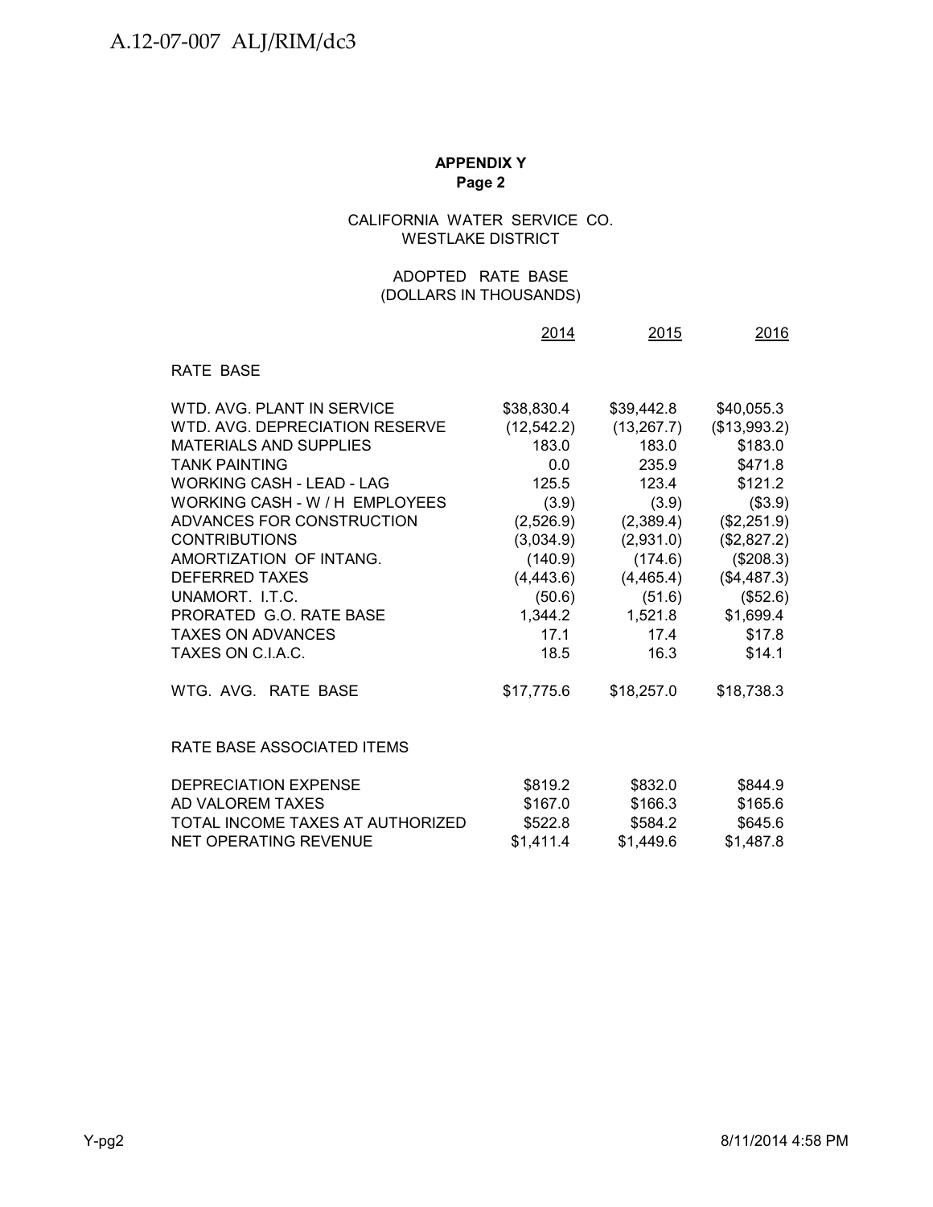**APPENDIX Y**
**Page 2**

CALIFORNIA WATER SERVICE CO.
WESTLAKE DISTRICT

ADOPTED RATE BASE
(DOLLARS IN THOUSANDS)

| | 2014 | 2015 | 2016 |
|---|---|---|---|
| RATE BASE | | | |
| WTD. AVG. PLANT IN SERVICE | $38,830.4 | $39,442.8 | $40,055.3 |
| WTD. AVG. DEPRECIATION RESERVE | (12,542.2) | (13,267.7) | ($13,993.2) |
| MATERIALS AND SUPPLIES | 183.0 | 183.0 | $183.0 |
| TANK PAINTING | 0.0 | 235.9 | $471.8 |
| WORKING CASH - LEAD - LAG | 125.5 | 123.4 | $121.2 |
| WORKING CASH - W / H EMPLOYEES | (3.9) | (3.9) | ($3.9) |
| ADVANCES FOR CONSTRUCTION | (2,526.9) | (2,389.4) | ($2,251.9) |
| CONTRIBUTIONS | (3,034.9) | (2,931.0) | ($2,827.2) |
| AMORTIZATION OF INTANG. | (140.9) | (174.6) | ($208.3) |
| DEFERRED TAXES | (4,443.6) | (4,465.4) | ($4,487.3) |
| UNAMORT. I.T.C. | (50.6) | (51.6) | ($52.6) |
| PRORATED G.O. RATE BASE | 1,344.2 | 1,521.8 | $1,699.4 |
| TAXES ON ADVANCES | 17.1 | 17.4 | $17.8 |
| TAXES ON C.I.A.C. | 18.5 | 16.3 | $14.1 |
| WTG. AVG. RATE BASE | $17,775.6 | $18,257.0 | $18,738.3 |
| RATE BASE ASSOCIATED ITEMS | | | |
| DEPRECIATION EXPENSE | $819.2 | $832.0 | $844.9 |
| AD VALOREM TAXES | $167.0 | $166.3 | $165.6 |
| TOTAL INCOME TAXES AT AUTHORIZED | $522.8 | $584.2 | $645.6 |
| NET OPERATING REVENUE | $1,411.4 | $1,449.6 | $1,487.8 |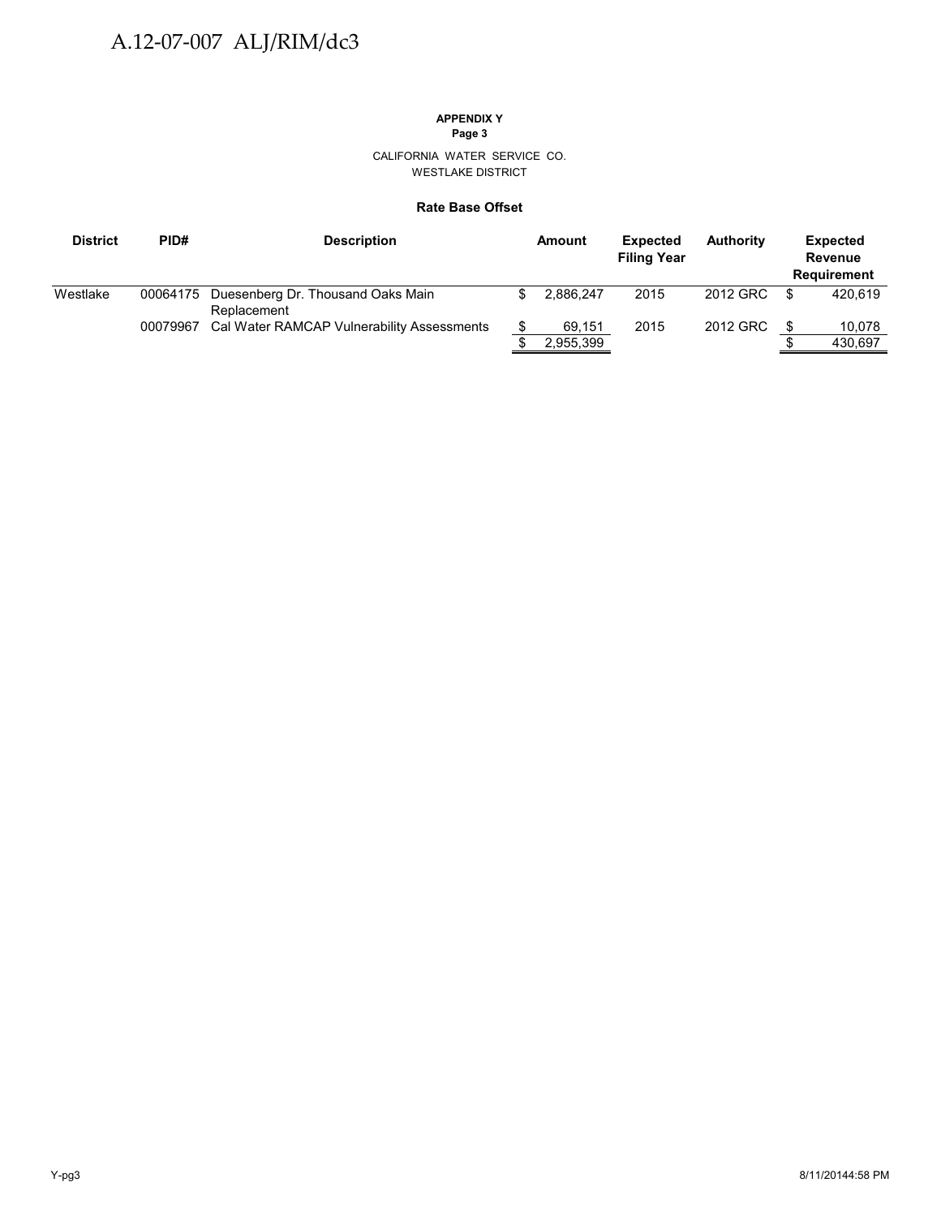**APPENDIX Y**
**Page 3**

CALIFORNIA WATER SERVICE CO.
WESTLAKE DISTRICT

**Rate Base Offset**

| District | PID# | Description | Amount | Expected Filing Year | Authority | Expected Revenue Requirement |
|---|---|---|---|---|---|---|
| Westlake | 00064175 | Duesenberg Dr. Thousand Oaks Main Replacement | $ 2,886,247 | 2015 | 2012 GRC | $ 420,619 |
| | 00079967 | Cal Water RAMCAP Vulnerability Assessments | $ 69,151 | 2015 | 2012 GRC | $ 10,078 |
| | | | $ 2,955,399 | | | $ 430,697 |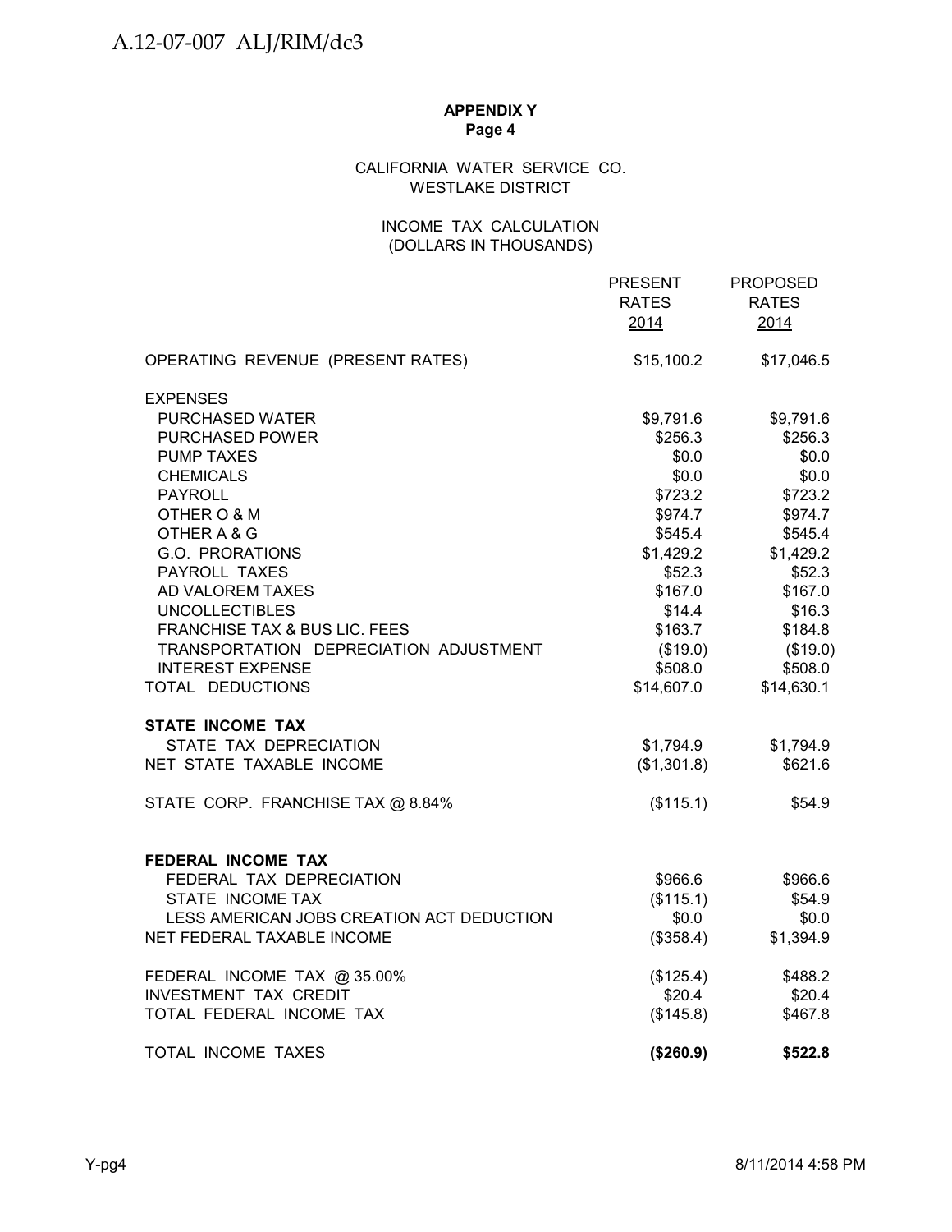**APPENDIX Y**
**Page 4**

CALIFORNIA WATER SERVICE CO.
WESTLAKE DISTRICT

INCOME TAX CALCULATION
(DOLLARS IN THOUSANDS)

| | PRESENT RATES 2014 | PROPOSED RATES 2014 |
|---|---|---|
| OPERATING REVENUE (PRESENT RATES) | $15,100.2 | $17,046.5 |
| EXPENSES | | |
| PURCHASED WATER | $9,791.6 | $9,791.6 |
| PURCHASED POWER | $256.3 | $256.3 |
| PUMP TAXES | $0.0 | $0.0 |
| CHEMICALS | $0.0 | $0.0 |
| PAYROLL | $723.2 | $723.2 |
| OTHER O & M | $974.7 | $974.7 |
| OTHER A & G | $545.4 | $545.4 |
| G.O. PRORATIONS | $1,429.2 | $1,429.2 |
| PAYROLL TAXES | $52.3 | $52.3 |
| AD VALOREM TAXES | $167.0 | $167.0 |
| UNCOLLECTIBLES | $14.4 | $16.3 |
| FRANCHISE TAX & BUS LIC. FEES | $163.7 | $184.8 |
| TRANSPORTATION DEPRECIATION ADJUSTMENT | ($19.0) | ($19.0) |
| INTEREST EXPENSE | $508.0 | $508.0 |
| TOTAL DEDUCTIONS | $14,607.0 | $14,630.1 |
| **STATE INCOME TAX** | | |
| STATE TAX DEPRECIATION | $1,794.9 | $1,794.9 |
| NET STATE TAXABLE INCOME | ($1,301.8) | $621.6 |
| STATE CORP. FRANCHISE TAX @ 8.84% | ($115.1) | $54.9 |
| **FEDERAL INCOME TAX** | | |
| FEDERAL TAX DEPRECIATION | $966.6 | $966.6 |
| STATE INCOME TAX | ($115.1) | $54.9 |
| LESS AMERICAN JOBS CREATION ACT DEDUCTION | $0.0 | $0.0 |
| NET FEDERAL TAXABLE INCOME | ($358.4) | $1,394.9 |
| FEDERAL INCOME TAX @ 35.00% | ($125.4) | $488.2 |
| INVESTMENT TAX CREDIT | $20.4 | $20.4 |
| TOTAL FEDERAL INCOME TAX | ($145.8) | $467.8 |
| TOTAL INCOME TAXES | **($260.9)** | **$522.8** |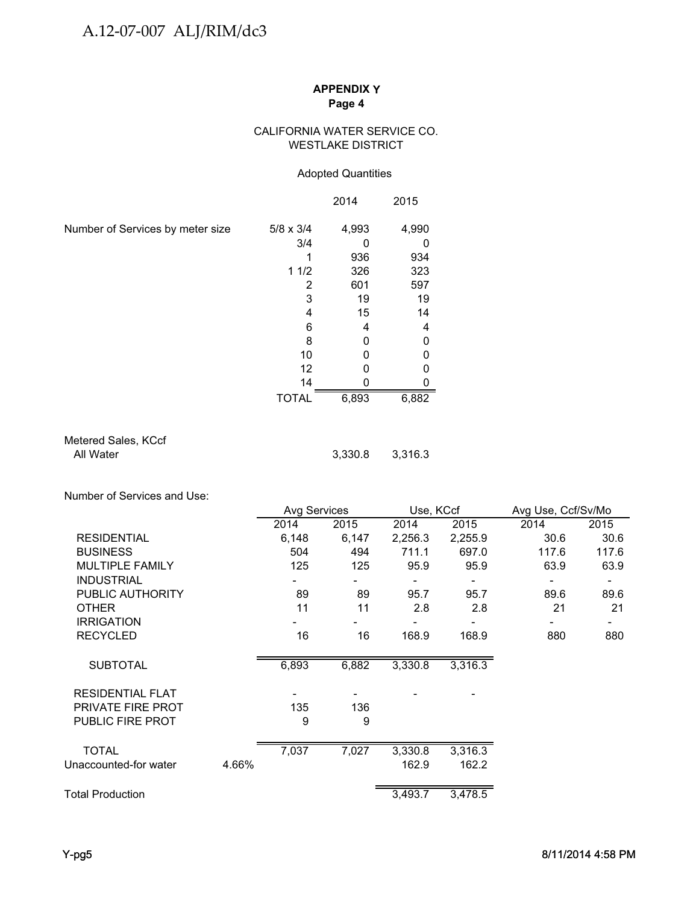**APPENDIX Y**
**Page 4**

CALIFORNIA WATER SERVICE CO.
WESTLAKE DISTRICT

Adopted Quantities

| | | 2014 | 2015 |
|---|---|---|---|
| Number of Services by meter size | 5/8 x 3/4 | 4,993 | 4,990 |
| | 3/4 | 0 | 0 |
| | 1 | 936 | 934 |
| | 1 1/2 | 326 | 323 |
| | 2 | 601 | 597 |
| | 3 | 19 | 19 |
| | 4 | 15 | 14 |
| | 6 | 4 | 4 |
| | 8 | 0 | 0 |
| | 10 | 0 | 0 |
| | 12 | 0 | 0 |
| | 14 | 0 | 0 |
| | TOTAL | 6,893 | 6,882 |

| Metered Sales, KCcf | 2014 | 2015 |
|---|---|---|
| All Water | 3,330.8 | 3,316.3 |

Number of Services and Use:

| | | Avg Services | | Use, KCcf | | Avg Use, Ccf/Sv/Mo | |
|---|---|---|---|---|---|---|---|
| | | 2014 | 2015 | 2014 | 2015 | 2014 | 2015 |
| RESIDENTIAL | | 6,148 | 6,147 | 2,256.3 | 2,255.9 | 30.6 | 30.6 |
| BUSINESS | | 504 | 494 | 711.1 | 697.0 | 117.6 | 117.6 |
| MULTIPLE FAMILY | | 125 | 125 | 95.9 | 95.9 | 63.9 | 63.9 |
| INDUSTRIAL | | - | - | - | - | - | - |
| PUBLIC AUTHORITY | | 89 | 89 | 95.7 | 95.7 | 89.6 | 89.6 |
| OTHER | | 11 | 11 | 2.8 | 2.8 | 21 | 21 |
| IRRIGATION | | - | - | - | - | - | - |
| RECYCLED | | 16 | 16 | 168.9 | 168.9 | 880 | 880 |
| SUBTOTAL | | 6,893 | 6,882 | 3,330.8 | 3,316.3 | | |
| RESIDENTIAL FLAT | | - | - | - | - | | |
| PRIVATE FIRE PROT | | 135 | 136 | | | | |
| PUBLIC FIRE PROT | | 9 | 9 | | | | |
| TOTAL | | 7,037 | 7,027 | 3,330.8 | 3,316.3 | | |
| Unaccounted-for water | 4.66% | | | 162.9 | 162.2 | | |
| Total Production | | | | 3,493.7 | 3,478.5 | | |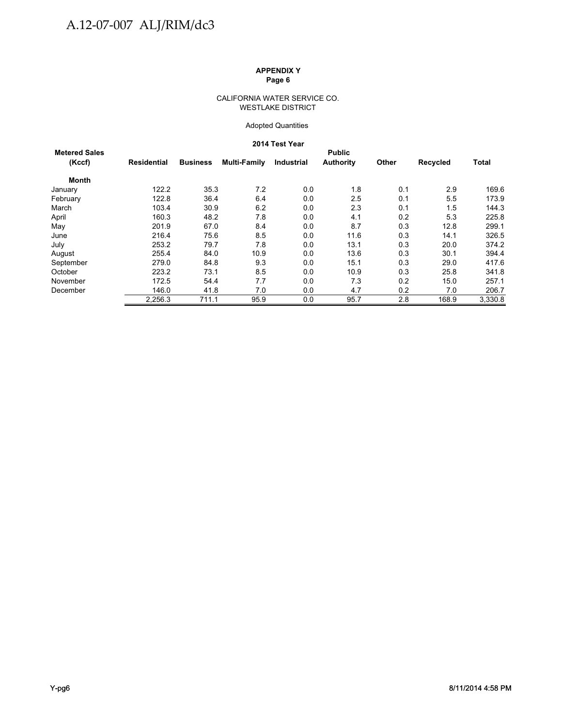**APPENDIX Y**
**Page 6**

CALIFORNIA WATER SERVICE CO.
WESTLAKE DISTRICT

Adopted Quantities

**2014 Test Year**

| Metered Sales (Kccf) | Residential | Business | Multi-Family | Industrial | Public Authority | Other | Recycled | Total |
|---|---|---|---|---|---|---|---|---|
| **Month** | | | | | | | | |
| January | 122.2 | 35.3 | 7.2 | 0.0 | 1.8 | 0.1 | 2.9 | 169.6 |
| February | 122.8 | 36.4 | 6.4 | 0.0 | 2.5 | 0.1 | 5.5 | 173.9 |
| March | 103.4 | 30.9 | 6.2 | 0.0 | 2.3 | 0.1 | 1.5 | 144.3 |
| April | 160.3 | 48.2 | 7.8 | 0.0 | 4.1 | 0.2 | 5.3 | 225.8 |
| May | 201.9 | 67.0 | 8.4 | 0.0 | 8.7 | 0.3 | 12.8 | 299.1 |
| June | 216.4 | 75.6 | 8.5 | 0.0 | 11.6 | 0.3 | 14.1 | 326.5 |
| July | 253.2 | 79.7 | 7.8 | 0.0 | 13.1 | 0.3 | 20.0 | 374.2 |
| August | 255.4 | 84.0 | 10.9 | 0.0 | 13.6 | 0.3 | 30.1 | 394.4 |
| September | 279.0 | 84.8 | 9.3 | 0.0 | 15.1 | 0.3 | 29.0 | 417.6 |
| October | 223.2 | 73.1 | 8.5 | 0.0 | 10.9 | 0.3 | 25.8 | 341.8 |
| November | 172.5 | 54.4 | 7.7 | 0.0 | 7.3 | 0.2 | 15.0 | 257.1 |
| December | 146.0 | 41.8 | 7.0 | 0.0 | 4.7 | 0.2 | 7.0 | 206.7 |
| | 2,256.3 | 711.1 | 95.9 | 0.0 | 95.7 | 2.8 | 168.9 | 3,330.8 |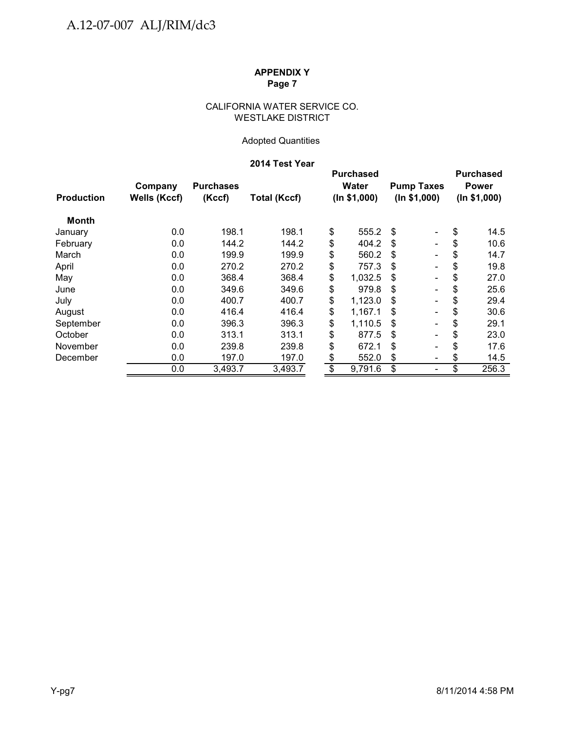A.12-07-007 ALJ/RIM/dc3

**APPENDIX Y**
**Page 7**

CALIFORNIA WATER SERVICE CO.
WESTLAKE DISTRICT

Adopted Quantities

**2014 Test Year**

| Production | Company Wells (Kccf) | Purchases (Kccf) | Total (Kccf) | Purchased Water (In $1,000) | Pump Taxes (In $1,000) | Purchased Power (In $1,000) |
|---|---|---|---|---|---|---|
| **Month** | | | | | | |
| January | 0.0 | 198.1 | 198.1 | $ 555.2 | $ - | $ 14.5 |
| February | 0.0 | 144.2 | 144.2 | $ 404.2 | $ - | $ 10.6 |
| March | 0.0 | 199.9 | 199.9 | $ 560.2 | $ - | $ 14.7 |
| April | 0.0 | 270.2 | 270.2 | $ 757.3 | $ - | $ 19.8 |
| May | 0.0 | 368.4 | 368.4 | $ 1,032.5 | $ - | $ 27.0 |
| June | 0.0 | 349.6 | 349.6 | $ 979.8 | $ - | $ 25.6 |
| July | 0.0 | 400.7 | 400.7 | $ 1,123.0 | $ - | $ 29.4 |
| August | 0.0 | 416.4 | 416.4 | $ 1,167.1 | $ - | $ 30.6 |
| September | 0.0 | 396.3 | 396.3 | $ 1,110.5 | $ - | $ 29.1 |
| October | 0.0 | 313.1 | 313.1 | $ 877.5 | $ - | $ 23.0 |
| November | 0.0 | 239.8 | 239.8 | $ 672.1 | $ - | $ 17.6 |
| December | 0.0 | 197.0 | 197.0 | $ 552.0 | $ - | $ 14.5 |
| | 0.0 | 3,493.7 | 3,493.7 | $ 9,791.6 | $ - | $ 256.3 |

Y-pg7 8/11/2014 4:58 PM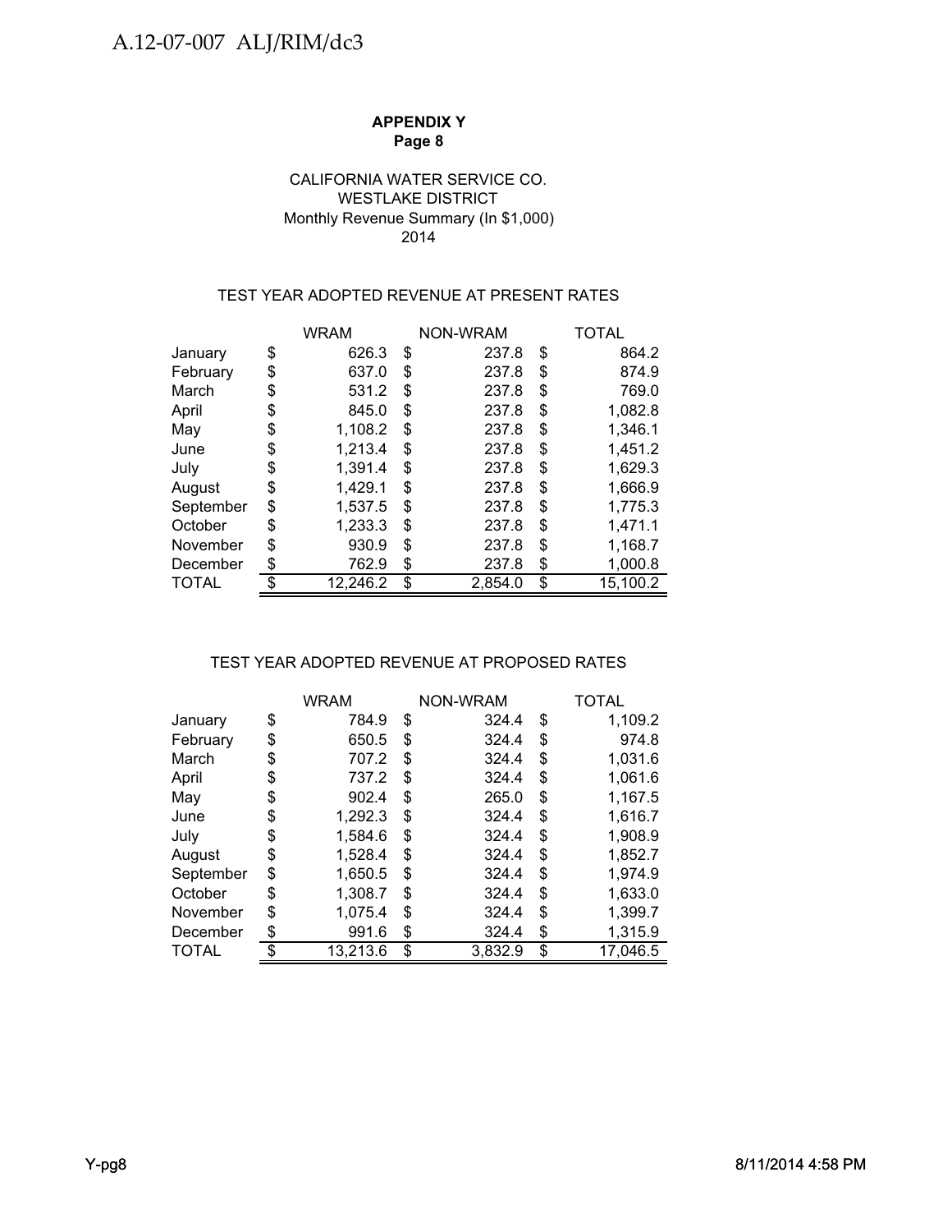**APPENDIX Y**
**Page 8**

CALIFORNIA WATER SERVICE CO.
WESTLAKE DISTRICT
Monthly Revenue Summary (In $1,000)
2014

TEST YEAR ADOPTED REVENUE AT PRESENT RATES

| | WRAM | NON-WRAM | TOTAL |
|---|---|---|---|
| January | $ 626.3 | $ 237.8 | $ 864.2 |
| February | $ 637.0 | $ 237.8 | $ 874.9 |
| March | $ 531.2 | $ 237.8 | $ 769.0 |
| April | $ 845.0 | $ 237.8 | $ 1,082.8 |
| May | $ 1,108.2 | $ 237.8 | $ 1,346.1 |
| June | $ 1,213.4 | $ 237.8 | $ 1,451.2 |
| July | $ 1,391.4 | $ 237.8 | $ 1,629.3 |
| August | $ 1,429.1 | $ 237.8 | $ 1,666.9 |
| September | $ 1,537.5 | $ 237.8 | $ 1,775.3 |
| October | $ 1,233.3 | $ 237.8 | $ 1,471.1 |
| November | $ 930.9 | $ 237.8 | $ 1,168.7 |
| December | $ 762.9 | $ 237.8 | $ 1,000.8 |
| TOTAL | $ 12,246.2 | $ 2,854.0 | $ 15,100.2 |

TEST YEAR ADOPTED REVENUE AT PROPOSED RATES

| | WRAM | NON-WRAM | TOTAL |
|---|---|---|---|
| January | $ 784.9 | $ 324.4 | $ 1,109.2 |
| February | $ 650.5 | $ 324.4 | $ 974.8 |
| March | $ 707.2 | $ 324.4 | $ 1,031.6 |
| April | $ 737.2 | $ 324.4 | $ 1,061.6 |
| May | $ 902.4 | $ 265.0 | $ 1,167.5 |
| June | $ 1,292.3 | $ 324.4 | $ 1,616.7 |
| July | $ 1,584.6 | $ 324.4 | $ 1,908.9 |
| August | $ 1,528.4 | $ 324.4 | $ 1,852.7 |
| September | $ 1,650.5 | $ 324.4 | $ 1,974.9 |
| October | $ 1,308.7 | $ 324.4 | $ 1,633.0 |
| November | $ 1,075.4 | $ 324.4 | $ 1,399.7 |
| December | $ 991.6 | $ 324.4 | $ 1,315.9 |
| TOTAL | $ 13,213.6 | $ 3,832.9 | $ 17,046.5 |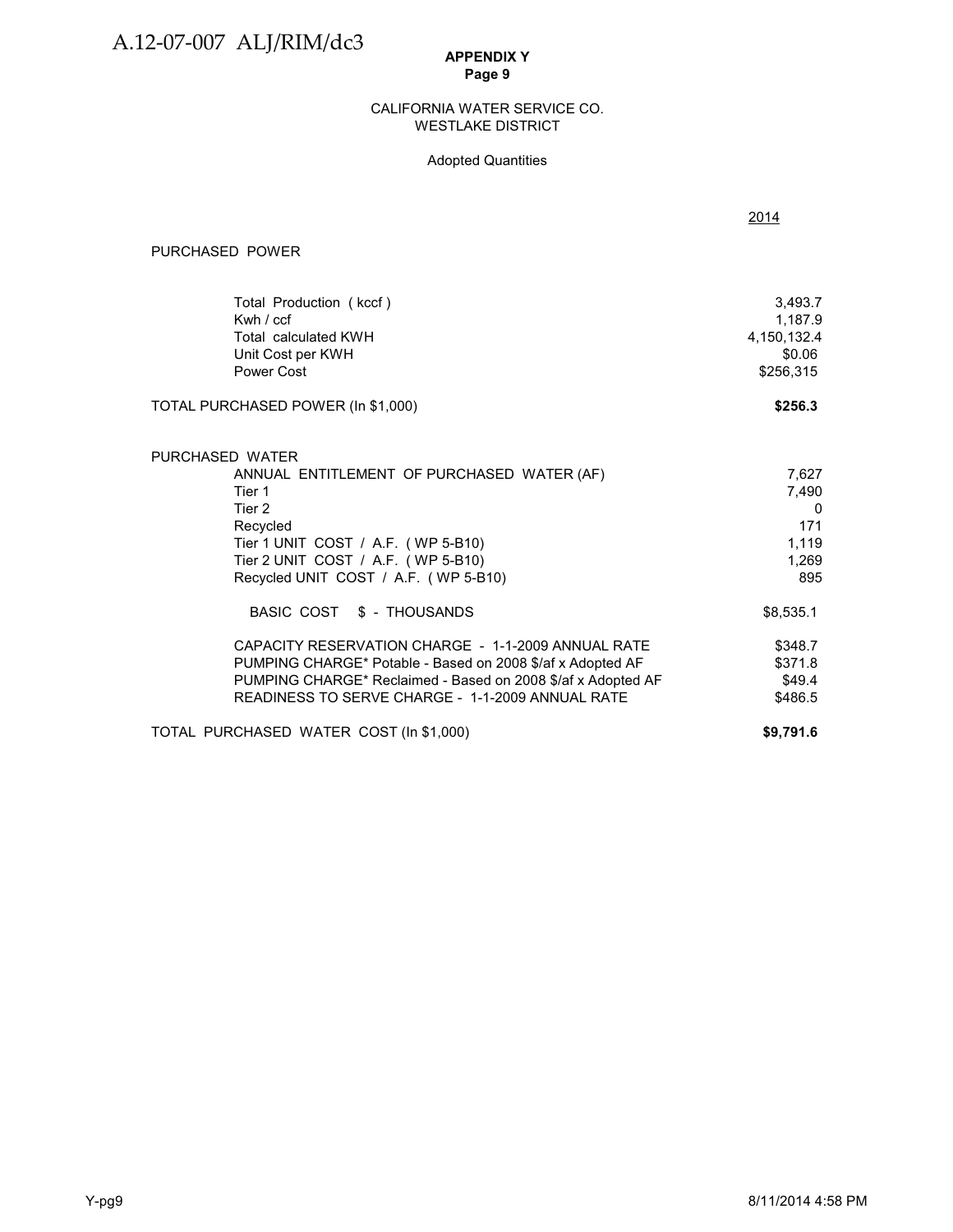**APPENDIX Y**
**Page 9**

CALIFORNIA WATER SERVICE CO.
WESTLAKE DISTRICT

Adopted Quantities

| | 2014 |
|---|---|
| **PURCHASED POWER** | |
| Total Production ( kccf ) | 3,493.7 |
| Kwh / ccf | 1,187.9 |
| Total calculated KWH | 4,150,132.4 |
| Unit Cost per KWH | $0.06 |
| Power Cost | $256,315 |
| TOTAL PURCHASED POWER (In $1,000) | **$256.3** |
| **PURCHASED WATER** | |
| ANNUAL ENTITLEMENT OF PURCHASED WATER (AF) | 7,627 |
| Tier 1 | 7,490 |
| Tier 2 | 0 |
| Recycled | 171 |
| Tier 1 UNIT COST / A.F. ( WP 5-B10) | 1,119 |
| Tier 2 UNIT COST / A.F. ( WP 5-B10) | 1,269 |
| Recycled UNIT COST / A.F. ( WP 5-B10) | 895 |
| BASIC COST $ - THOUSANDS | $8,535.1 |
| CAPACITY RESERVATION CHARGE - 1-1-2009 ANNUAL RATE | $348.7 |
| PUMPING CHARGE* Potable - Based on 2008 $/af x Adopted AF | $371.8 |
| PUMPING CHARGE* Reclaimed - Based on 2008 $/af x Adopted AF | $49.4 |
| READINESS TO SERVE CHARGE - 1-1-2009 ANNUAL RATE | $486.5 |
| TOTAL PURCHASED WATER COST (In $1,000) | **$9,791.6** |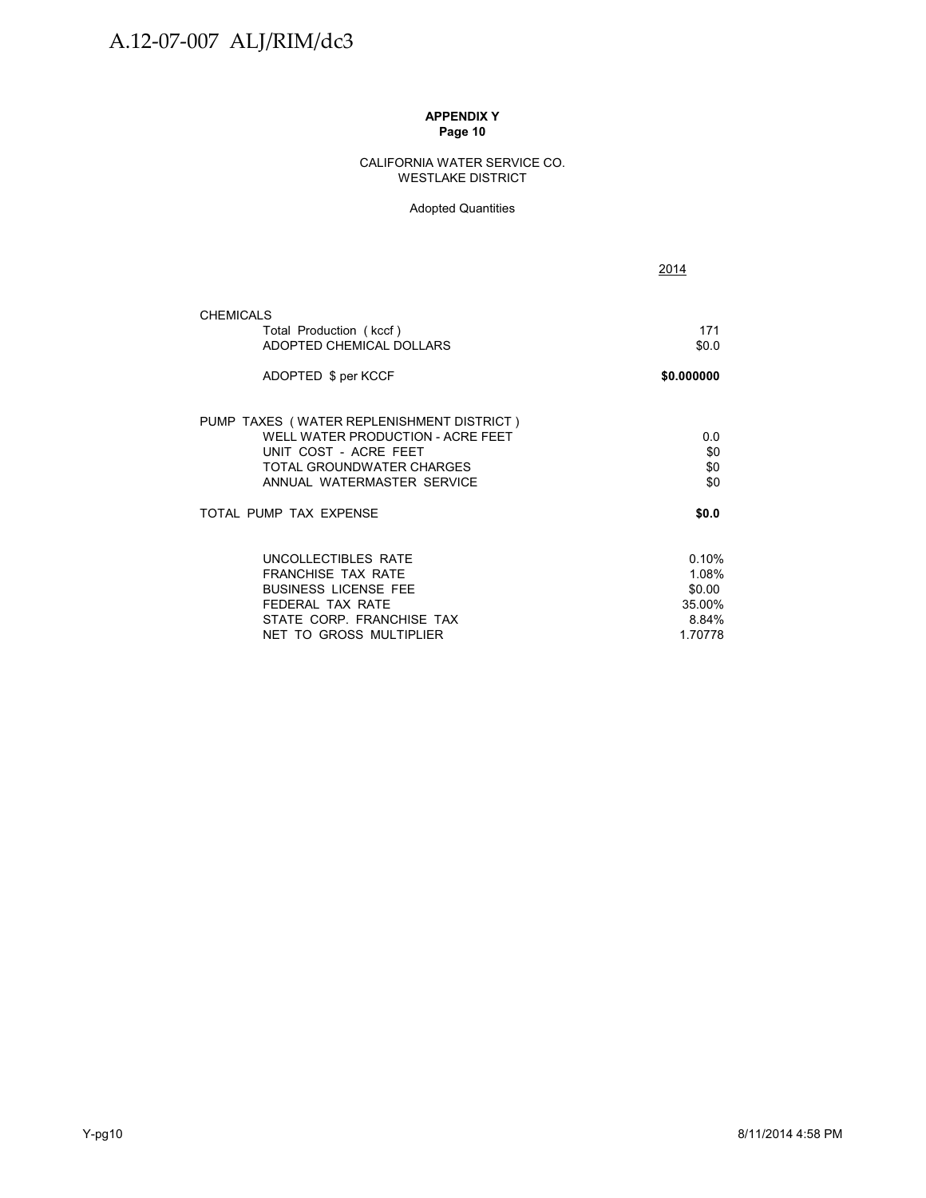**APPENDIX Y**
**Page 10**

CALIFORNIA WATER SERVICE CO.
WESTLAKE DISTRICT

Adopted Quantities

| | 2014 |
|---|---|
| CHEMICALS | |
| Total Production ( kccf ) | 171 |
| ADOPTED CHEMICAL DOLLARS | $0.0 |
| ADOPTED $ per KCCF | **$0.000000** |
| PUMP TAXES ( WATER REPLENISHMENT DISTRICT ) | |
| WELL WATER PRODUCTION - ACRE FEET | 0.0 |
| UNIT COST - ACRE FEET | $0 |
| TOTAL GROUNDWATER CHARGES | $0 |
| ANNUAL WATERMASTER SERVICE | $0 |
| TOTAL PUMP TAX EXPENSE | **$0.0** |
| UNCOLLECTIBLES RATE | 0.10% |
| FRANCHISE TAX RATE | 1.08% |
| BUSINESS LICENSE FEE | $0.00 |
| FEDERAL TAX RATE | 35.00% |
| STATE CORP. FRANCHISE TAX | 8.84% |
| NET TO GROSS MULTIPLIER | 1.70778 |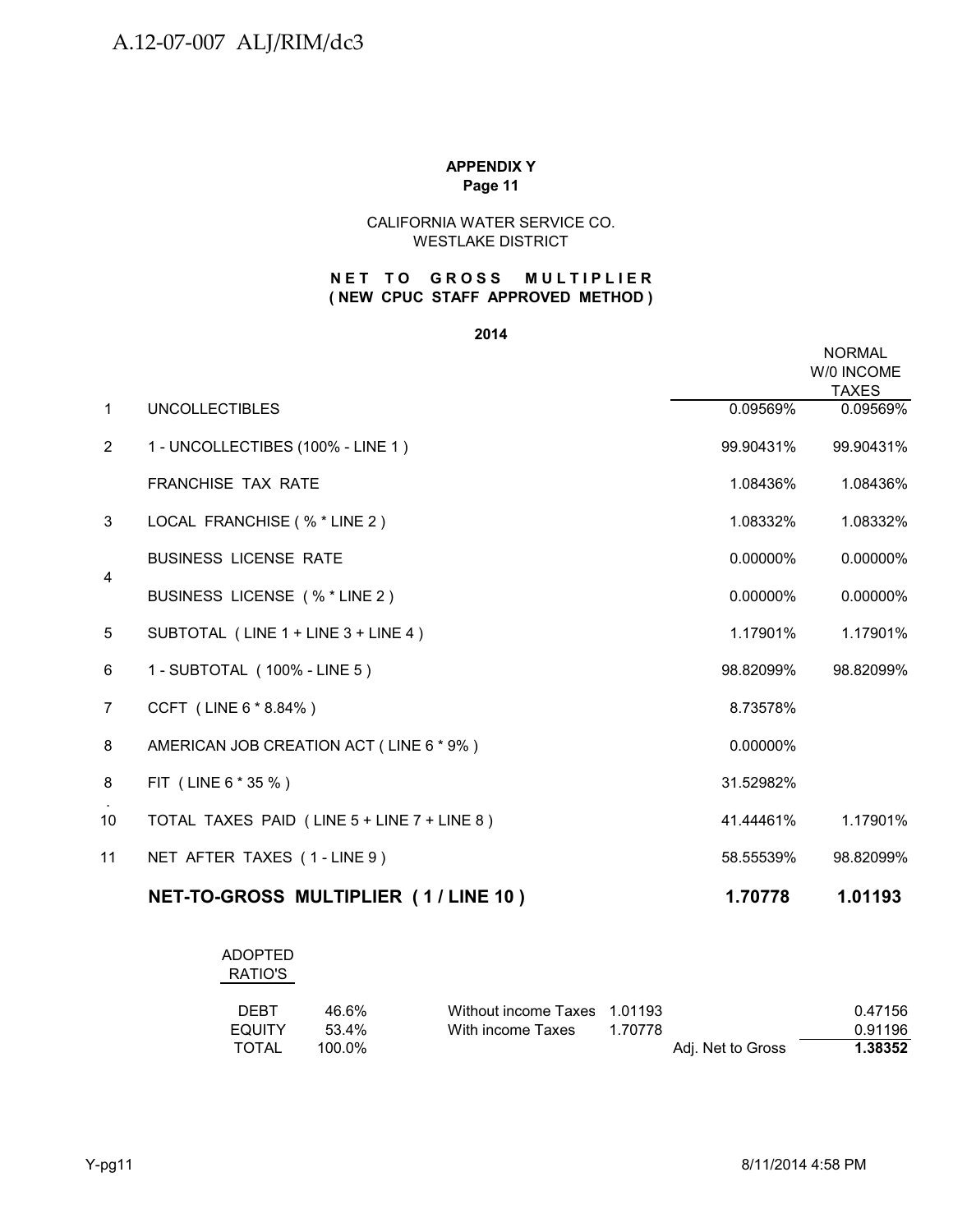**APPENDIX Y**
**Page 11**

CALIFORNIA WATER SERVICE CO.
WESTLAKE DISTRICT

**NET TO GROSS MULTIPLIER**
**( NEW CPUC STAFF APPROVED METHOD )**

**2014**

| | | | NORMAL W/0 INCOME TAXES |
|---|---|---|---|
| 1 | UNCOLLECTIBLES | 0.09569% | 0.09569% |
| 2 | 1 - UNCOLLECTIBES (100% - LINE 1 ) | 99.90431% | 99.90431% |
| | FRANCHISE TAX RATE | 1.08436% | 1.08436% |
| 3 | LOCAL FRANCHISE ( % * LINE 2 ) | 1.08332% | 1.08332% |
| 4 | BUSINESS LICENSE RATE | 0.00000% | 0.00000% |
| | BUSINESS LICENSE ( % * LINE 2 ) | 0.00000% | 0.00000% |
| 5 | SUBTOTAL ( LINE 1 + LINE 3 + LINE 4 ) | 1.17901% | 1.17901% |
| 6 | 1 - SUBTOTAL ( 100% - LINE 5 ) | 98.82099% | 98.82099% |
| 7 | CCFT ( LINE 6 * 8.84% ) | 8.73578% | |
| 8 | AMERICAN JOB CREATION ACT ( LINE 6 * 9% ) | 0.00000% | |
| 8 | FIT ( LINE 6 * 35 % ) | 31.52982% | |
| 10 | TOTAL TAXES PAID ( LINE 5 + LINE 7 + LINE 8 ) | 41.44461% | 1.17901% |
| 11 | NET AFTER TAXES ( 1 - LINE 9 ) | 58.55539% | 98.82099% |
| | **NET-TO-GROSS MULTIPLIER ( 1 / LINE 10 )** | **1.70778** | **1.01193** |

| ADOPTED RATIO'S | | | | | |
|---|---|---|---|---|---|
| DEBT | 46.6% | Without income Taxes | 1.01193 | | 0.47156 |
| EQUITY | 53.4% | With income Taxes | 1.70778 | | 0.91196 |
| TOTAL | 100.0% | | | Adj. Net to Gross | **1.38352** |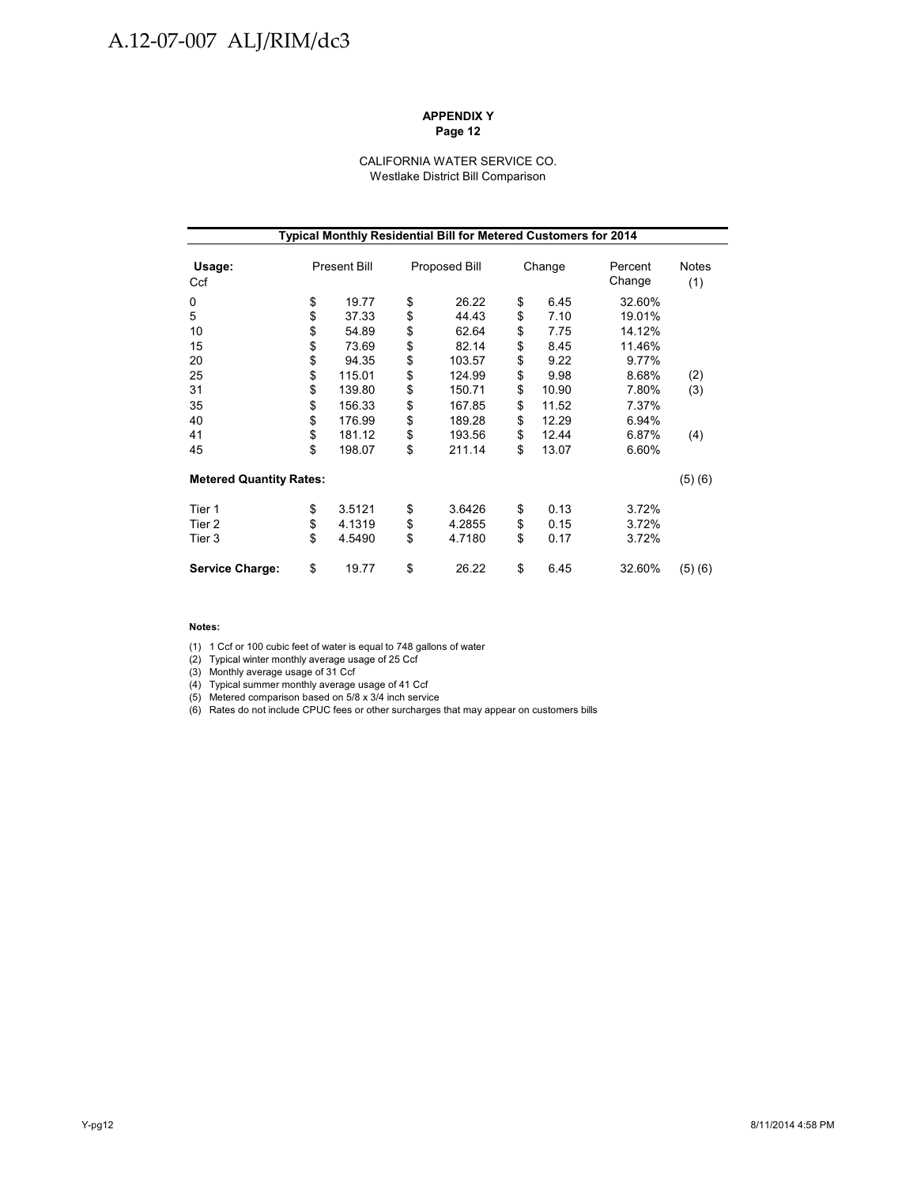**APPENDIX Y**
**Page 12**

CALIFORNIA WATER SERVICE CO.
Westlake District Bill Comparison

| **Typical Monthly Residential Bill for Metered Customers for 2014** | | | | | |
|---|---|---|---|---|---|
| **Usage:** Ccf | Present Bill | Proposed Bill | Change | Percent Change | Notes (1) |
| 0 | $ 19.77 | $ 26.22 | $ 6.45 | 32.60% | |
| 5 | $ 37.33 | $ 44.43 | $ 7.10 | 19.01% | |
| 10 | $ 54.89 | $ 62.64 | $ 7.75 | 14.12% | |
| 15 | $ 73.69 | $ 82.14 | $ 8.45 | 11.46% | |
| 20 | $ 94.35 | $ 103.57 | $ 9.22 | 9.77% | |
| 25 | $ 115.01 | $ 124.99 | $ 9.98 | 8.68% | (2) |
| 31 | $ 139.80 | $ 150.71 | $ 10.90 | 7.80% | (3) |
| 35 | $ 156.33 | $ 167.85 | $ 11.52 | 7.37% | |
| 40 | $ 176.99 | $ 189.28 | $ 12.29 | 6.94% | |
| 41 | $ 181.12 | $ 193.56 | $ 12.44 | 6.87% | (4) |
| 45 | $ 198.07 | $ 211.14 | $ 13.07 | 6.60% | |
| **Metered Quantity Rates:** | | | | | (5) (6) |
| Tier 1 | $ 3.5121 | $ 3.6426 | $ 0.13 | 3.72% | |
| Tier 2 | $ 4.1319 | $ 4.2855 | $ 0.15 | 3.72% | |
| Tier 3 | $ 4.5490 | $ 4.7180 | $ 0.17 | 3.72% | |
| **Service Charge:** | $ 19.77 | $ 26.22 | $ 6.45 | 32.60% | (5) (6) |

**Notes:**

(1) 1 Ccf or 100 cubic feet of water is equal to 748 gallons of water
(2) Typical winter monthly average usage of 25 Ccf
(3) Monthly average usage of 31 Ccf
(4) Typical summer monthly average usage of 41 Ccf
(5) Metered comparison based on 5/8 x 3/4 inch service
(6) Rates do not include CPUC fees or other surcharges that may appear on customers bills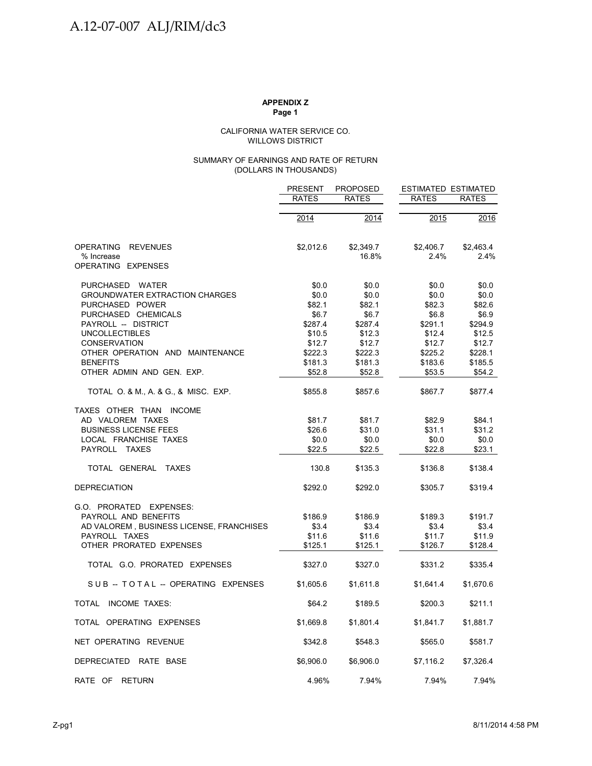**APPENDIX Z**
**Page 1**

CALIFORNIA WATER SERVICE CO.
WILLOWS DISTRICT

SUMMARY OF EARNINGS AND RATE OF RETURN
(DOLLARS IN THOUSANDS)

| | PRESENT RATES | PROPOSED RATES | ESTIMATED RATES | ESTIMATED RATES |
|---|---|---|---|---|
| | 2014 | 2014 | 2015 | 2016 |
| OPERATING REVENUES | $2,012.6 | $2,349.7 | $2,406.7 | $2,463.4 |
| % Increase | | 16.8% | 2.4% | 2.4% |
| OPERATING EXPENSES | | | | |
| PURCHASED WATER | $0.0 | $0.0 | $0.0 | $0.0 |
| GROUNDWATER EXTRACTION CHARGES | $0.0 | $0.0 | $0.0 | $0.0 |
| PURCHASED POWER | $82.1 | $82.1 | $82.3 | $82.6 |
| PURCHASED CHEMICALS | $6.7 | $6.7 | $6.8 | $6.9 |
| PAYROLL -- DISTRICT | $287.4 | $287.4 | $291.1 | $294.9 |
| UNCOLLECTIBLES | $10.5 | $12.3 | $12.4 | $12.5 |
| CONSERVATION | $12.7 | $12.7 | $12.7 | $12.7 |
| OTHER OPERATION AND MAINTENANCE | $222.3 | $222.3 | $225.2 | $228.1 |
| BENEFITS | $181.3 | $181.3 | $183.6 | $185.5 |
| OTHER ADMIN AND GEN. EXP. | $52.8 | $52.8 | $53.5 | $54.2 |
| TOTAL O. & M., A. & G., & MISC. EXP. | $855.8 | $857.6 | $867.7 | $877.4 |
| TAXES OTHER THAN INCOME | | | | |
| AD VALOREM TAXES | $81.7 | $81.7 | $82.9 | $84.1 |
| BUSINESS LICENSE FEES | $26.6 | $31.0 | $31.1 | $31.2 |
| LOCAL FRANCHISE TAXES | $0.0 | $0.0 | $0.0 | $0.0 |
| PAYROLL TAXES | $22.5 | $22.5 | $22.8 | $23.1 |
| TOTAL GENERAL TAXES | 130.8 | $135.3 | $136.8 | $138.4 |
| DEPRECIATION | $292.0 | $292.0 | $305.7 | $319.4 |
| G.O. PRORATED EXPENSES: | | | | |
| PAYROLL AND BENEFITS | $186.9 | $186.9 | $189.3 | $191.7 |
| AD VALOREM , BUSINESS LICENSE, FRANCHISES | $3.4 | $3.4 | $3.4 | $3.4 |
| PAYROLL TAXES | $11.6 | $11.6 | $11.7 | $11.9 |
| OTHER PRORATED EXPENSES | $125.1 | $125.1 | $126.7 | $128.4 |
| TOTAL G.O. PRORATED EXPENSES | $327.0 | $327.0 | $331.2 | $335.4 |
| SUB -- TOTAL -- OPERATING EXPENSES | $1,605.6 | $1,611.8 | $1,641.4 | $1,670.6 |
| TOTAL INCOME TAXES: | $64.2 | $189.5 | $200.3 | $211.1 |
| TOTAL OPERATING EXPENSES | $1,669.8 | $1,801.4 | $1,841.7 | $1,881.7 |
| NET OPERATING REVENUE | $342.8 | $548.3 | $565.0 | $581.7 |
| DEPRECIATED RATE BASE | $6,906.0 | $6,906.0 | $7,116.2 | $7,326.4 |
| RATE OF RETURN | 4.96% | 7.94% | 7.94% | 7.94% |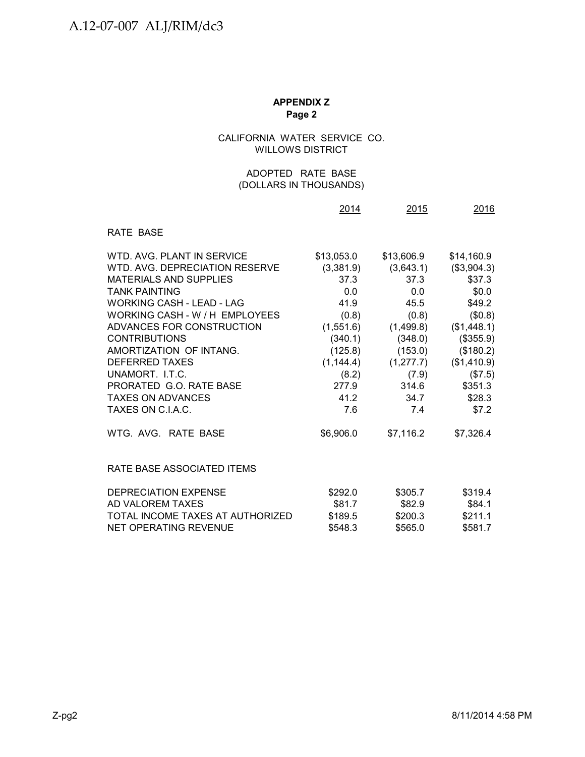**APPENDIX Z**
**Page 2**

CALIFORNIA WATER SERVICE CO.
WILLOWS DISTRICT

ADOPTED RATE BASE
(DOLLARS IN THOUSANDS)

| | 2014 | 2015 | 2016 |
|---|---|---|---|
| RATE BASE | | | |
| WTD. AVG. PLANT IN SERVICE | $13,053.0 | $13,606.9 | $14,160.9 |
| WTD. AVG. DEPRECIATION RESERVE | (3,381.9) | (3,643.1) | ($3,904.3) |
| MATERIALS AND SUPPLIES | 37.3 | 37.3 | $37.3 |
| TANK PAINTING | 0.0 | 0.0 | $0.0 |
| WORKING CASH - LEAD - LAG | 41.9 | 45.5 | $49.2 |
| WORKING CASH - W / H EMPLOYEES | (0.8) | (0.8) | ($0.8) |
| ADVANCES FOR CONSTRUCTION | (1,551.6) | (1,499.8) | ($1,448.1) |
| CONTRIBUTIONS | (340.1) | (348.0) | ($355.9) |
| AMORTIZATION OF INTANG. | (125.8) | (153.0) | ($180.2) |
| DEFERRED TAXES | (1,144.4) | (1,277.7) | ($1,410.9) |
| UNAMORT. I.T.C. | (8.2) | (7.9) | ($7.5) |
| PRORATED G.O. RATE BASE | 277.9 | 314.6 | $351.3 |
| TAXES ON ADVANCES | 41.2 | 34.7 | $28.3 |
| TAXES ON C.I.A.C. | 7.6 | 7.4 | $7.2 |
| WTG. AVG. RATE BASE | $6,906.0 | $7,116.2 | $7,326.4 |
| RATE BASE ASSOCIATED ITEMS | | | |
| DEPRECIATION EXPENSE | $292.0 | $305.7 | $319.4 |
| AD VALOREM TAXES | $81.7 | $82.9 | $84.1 |
| TOTAL INCOME TAXES AT AUTHORIZED | $189.5 | $200.3 | $211.1 |
| NET OPERATING REVENUE | $548.3 | $565.0 | $581.7 |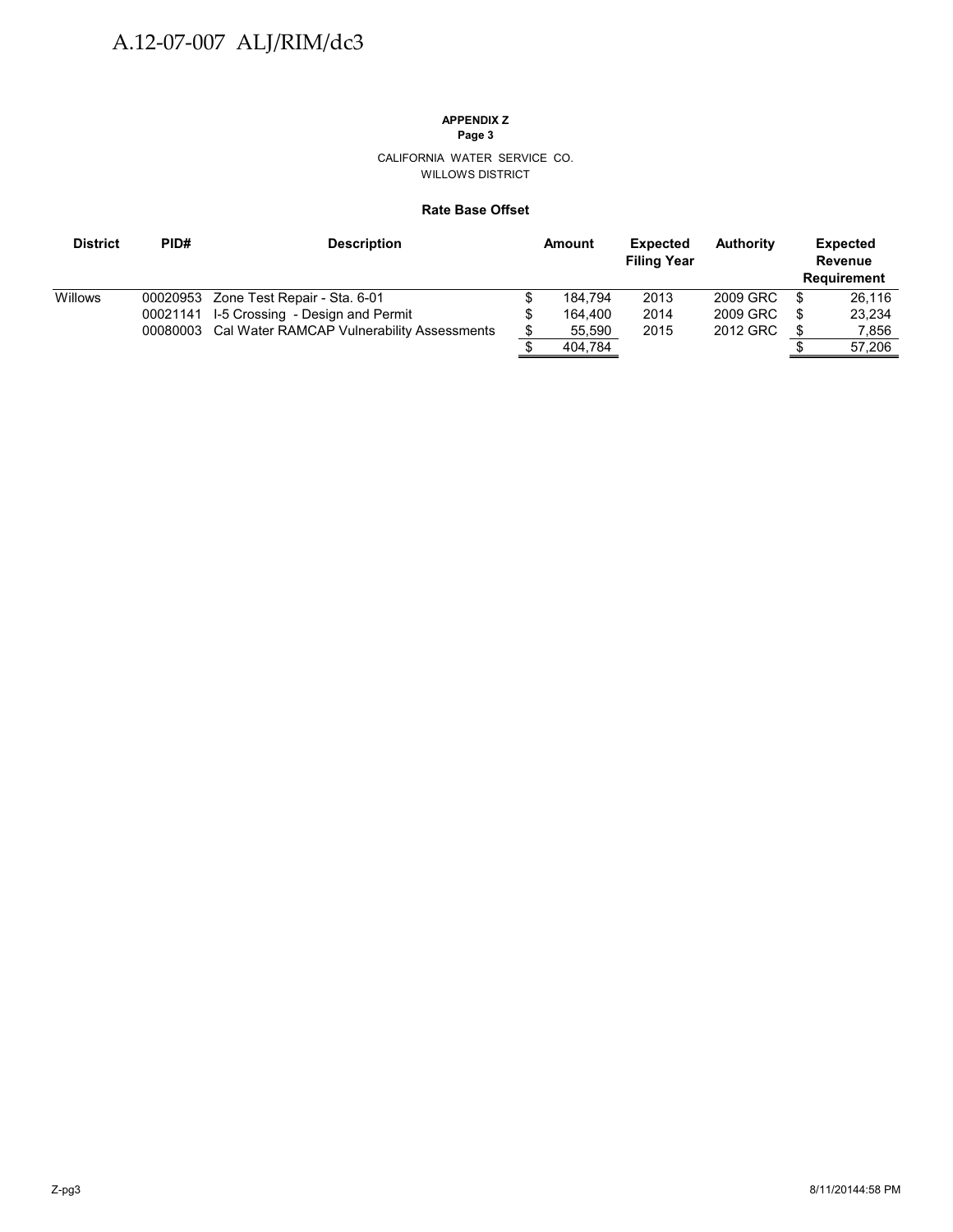**APPENDIX Z**
**Page 3**

CALIFORNIA WATER SERVICE CO.
WILLOWS DISTRICT

**Rate Base Offset**

| District | PID# | Description | Amount | Expected Filing Year | Authority | Expected Revenue Requirement |
|---|---|---|---|---|---|---|
| Willows | 00020953 | Zone Test Repair - Sta. 6-01 | $ 184,794 | 2013 | 2009 GRC | $ 26,116 |
| | 00021141 | I-5 Crossing - Design and Permit | $ 164,400 | 2014 | 2009 GRC | $ 23,234 |
| | 00080003 | Cal Water RAMCAP Vulnerability Assessments | $ 55,590 | 2015 | 2012 GRC | $ 7,856 |
| | | | $ 404,784 | | | $ 57,206 |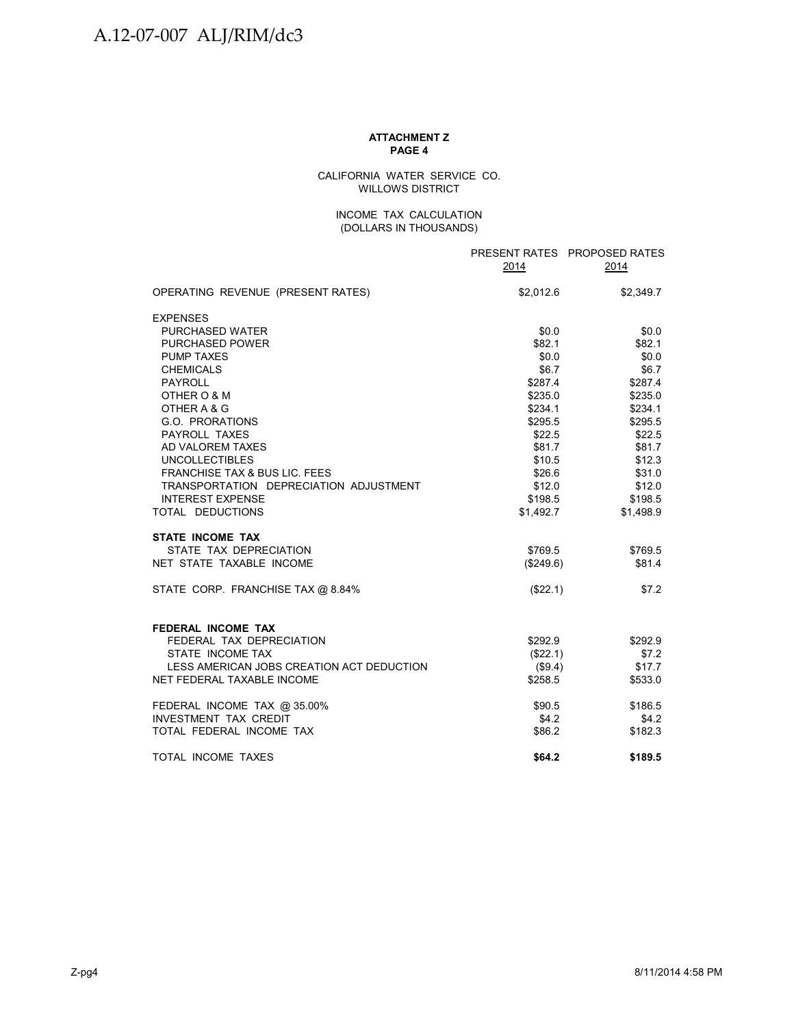**ATTACHMENT Z**
**PAGE 4**

CALIFORNIA WATER SERVICE CO.
WILLOWS DISTRICT

INCOME TAX CALCULATION
(DOLLARS IN THOUSANDS)

| | PRESENT RATES 2014 | PROPOSED RATES 2014 |
|---|---|---|
| OPERATING REVENUE (PRESENT RATES) | $2,012.6 | $2,349.7 |
| EXPENSES | | |
| PURCHASED WATER | $0.0 | $0.0 |
| PURCHASED POWER | $82.1 | $82.1 |
| PUMP TAXES | $0.0 | $0.0 |
| CHEMICALS | $6.7 | $6.7 |
| PAYROLL | $287.4 | $287.4 |
| OTHER O & M | $235.0 | $235.0 |
| OTHER A & G | $234.1 | $234.1 |
| G.O. PRORATIONS | $295.5 | $295.5 |
| PAYROLL TAXES | $22.5 | $22.5 |
| AD VALOREM TAXES | $81.7 | $81.7 |
| UNCOLLECTIBLES | $10.5 | $12.3 |
| FRANCHISE TAX & BUS LIC. FEES | $26.6 | $31.0 |
| TRANSPORTATION DEPRECIATION ADJUSTMENT | $12.0 | $12.0 |
| INTEREST EXPENSE | $198.5 | $198.5 |
| TOTAL DEDUCTIONS | $1,492.7 | $1,498.9 |
| **STATE INCOME TAX** | | |
| STATE TAX DEPRECIATION | $769.5 | $769.5 |
| NET STATE TAXABLE INCOME | ($249.6) | $81.4 |
| STATE CORP. FRANCHISE TAX @ 8.84% | ($22.1) | $7.2 |
| **FEDERAL INCOME TAX** | | |
| FEDERAL TAX DEPRECIATION | $292.9 | $292.9 |
| STATE INCOME TAX | ($22.1) | $7.2 |
| LESS AMERICAN JOBS CREATION ACT DEDUCTION | ($9.4) | $17.7 |
| NET FEDERAL TAXABLE INCOME | $258.5 | $533.0 |
| FEDERAL INCOME TAX @ 35.00% | $90.5 | $186.5 |
| INVESTMENT TAX CREDIT | $4.2 | $4.2 |
| TOTAL FEDERAL INCOME TAX | $86.2 | $182.3 |
| TOTAL INCOME TAXES | **$64.2** | **$189.5** |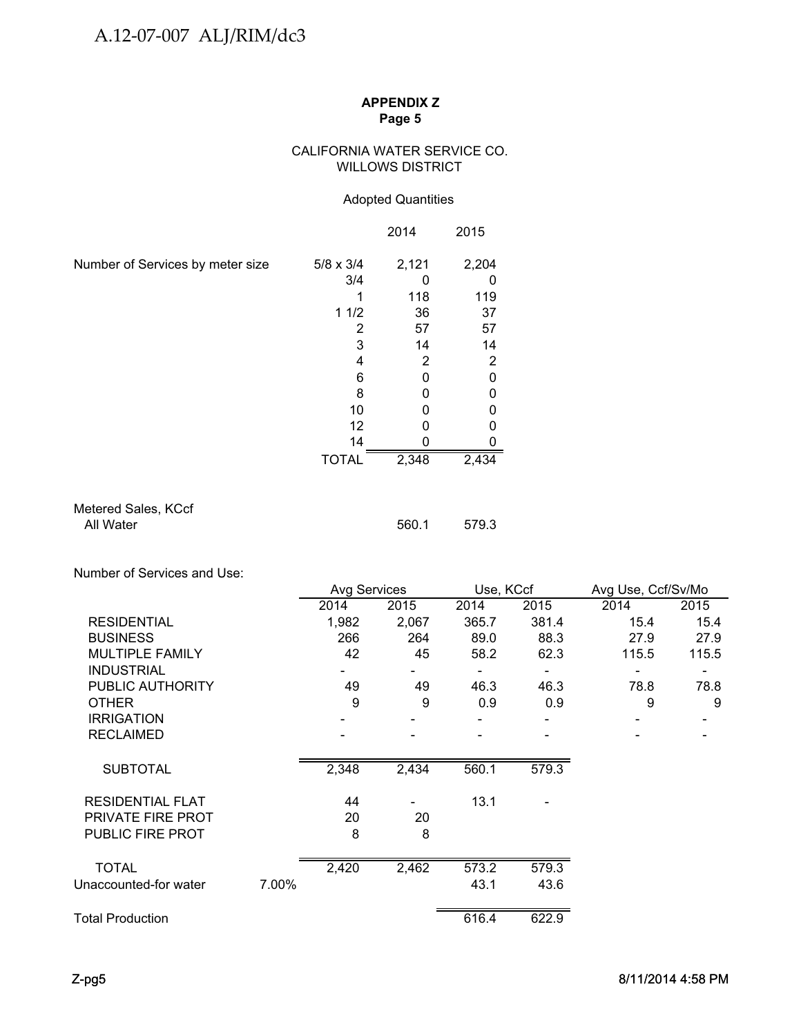**APPENDIX Z**
**Page 5**

CALIFORNIA WATER SERVICE CO.
WILLOWS DISTRICT

Adopted Quantities

| | | 2014 | 2015 |
|---|---|---|---|
| Number of Services by meter size | 5/8 x 3/4 | 2,121 | 2,204 |
| | 3/4 | 0 | 0 |
| | 1 | 118 | 119 |
| | 1 1/2 | 36 | 37 |
| | 2 | 57 | 57 |
| | 3 | 14 | 14 |
| | 4 | 2 | 2 |
| | 6 | 0 | 0 |
| | 8 | 0 | 0 |
| | 10 | 0 | 0 |
| | 12 | 0 | 0 |
| | 14 | 0 | 0 |
| | TOTAL | 2,348 | 2,434 |

| | 2014 | 2015 |
|---|---|---|
| Metered Sales, KCcf | | |
| All Water | 560.1 | 579.3 |

Number of Services and Use:

| | | Avg Services | | Use, KCcf | | Avg Use, Ccf/Sv/Mo | |
|---|---|---|---|---|---|---|---|
| | | 2014 | 2015 | 2014 | 2015 | 2014 | 2015 |
| RESIDENTIAL | | 1,982 | 2,067 | 365.7 | 381.4 | 15.4 | 15.4 |
| BUSINESS | | 266 | 264 | 89.0 | 88.3 | 27.9 | 27.9 |
| MULTIPLE FAMILY | | 42 | 45 | 58.2 | 62.3 | 115.5 | 115.5 |
| INDUSTRIAL | | - | - | - | - | - | - |
| PUBLIC AUTHORITY | | 49 | 49 | 46.3 | 46.3 | 78.8 | 78.8 |
| OTHER | | 9 | 9 | 0.9 | 0.9 | 9 | 9 |
| IRRIGATION | | - | - | - | - | - | - |
| RECLAIMED | | - | - | - | - | - | - |
| SUBTOTAL | | 2,348 | 2,434 | 560.1 | 579.3 | | |
| RESIDENTIAL FLAT | | 44 | - | 13.1 | - | | |
| PRIVATE FIRE PROT | | 20 | 20 | | | | |
| PUBLIC FIRE PROT | | 8 | 8 | | | | |
| TOTAL | | 2,420 | 2,462 | 573.2 | 579.3 | | |
| Unaccounted-for water | 7.00% | | | 43.1 | 43.6 | | |
| Total Production | | | | 616.4 | 622.9 | | |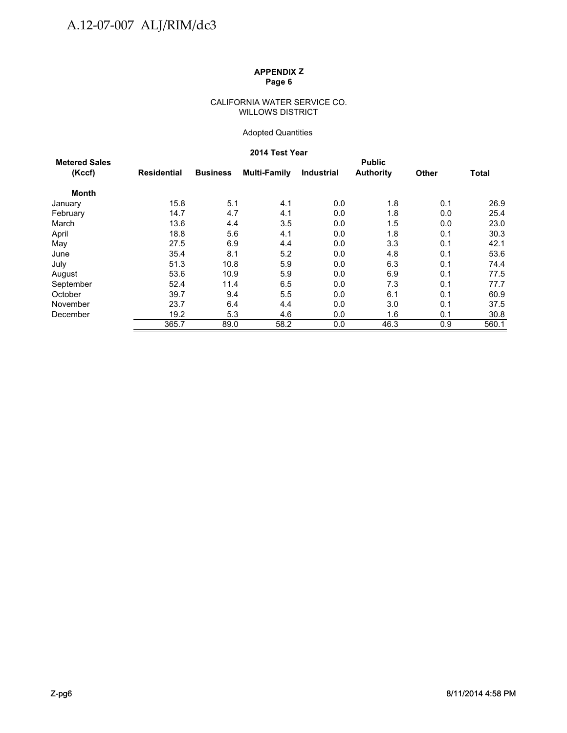**APPENDIX Z**
**Page 6**

CALIFORNIA WATER SERVICE CO.
WILLOWS DISTRICT

Adopted Quantities

**2014 Test Year**

| Metered Sales (Kccf) | Residential | Business | Multi-Family | Industrial | Public Authority | Other | Total |
|---|---|---|---|---|---|---|---|
| **Month** | | | | | | | |
| January | 15.8 | 5.1 | 4.1 | 0.0 | 1.8 | 0.1 | 26.9 |
| February | 14.7 | 4.7 | 4.1 | 0.0 | 1.8 | 0.0 | 25.4 |
| March | 13.6 | 4.4 | 3.5 | 0.0 | 1.5 | 0.0 | 23.0 |
| April | 18.8 | 5.6 | 4.1 | 0.0 | 1.8 | 0.1 | 30.3 |
| May | 27.5 | 6.9 | 4.4 | 0.0 | 3.3 | 0.1 | 42.1 |
| June | 35.4 | 8.1 | 5.2 | 0.0 | 4.8 | 0.1 | 53.6 |
| July | 51.3 | 10.8 | 5.9 | 0.0 | 6.3 | 0.1 | 74.4 |
| August | 53.6 | 10.9 | 5.9 | 0.0 | 6.9 | 0.1 | 77.5 |
| September | 52.4 | 11.4 | 6.5 | 0.0 | 7.3 | 0.1 | 77.7 |
| October | 39.7 | 9.4 | 5.5 | 0.0 | 6.1 | 0.1 | 60.9 |
| November | 23.7 | 6.4 | 4.4 | 0.0 | 3.0 | 0.1 | 37.5 |
| December | 19.2 | 5.3 | 4.6 | 0.0 | 1.6 | 0.1 | 30.8 |
| | 365.7 | 89.0 | 58.2 | 0.0 | 46.3 | 0.9 | 560.1 |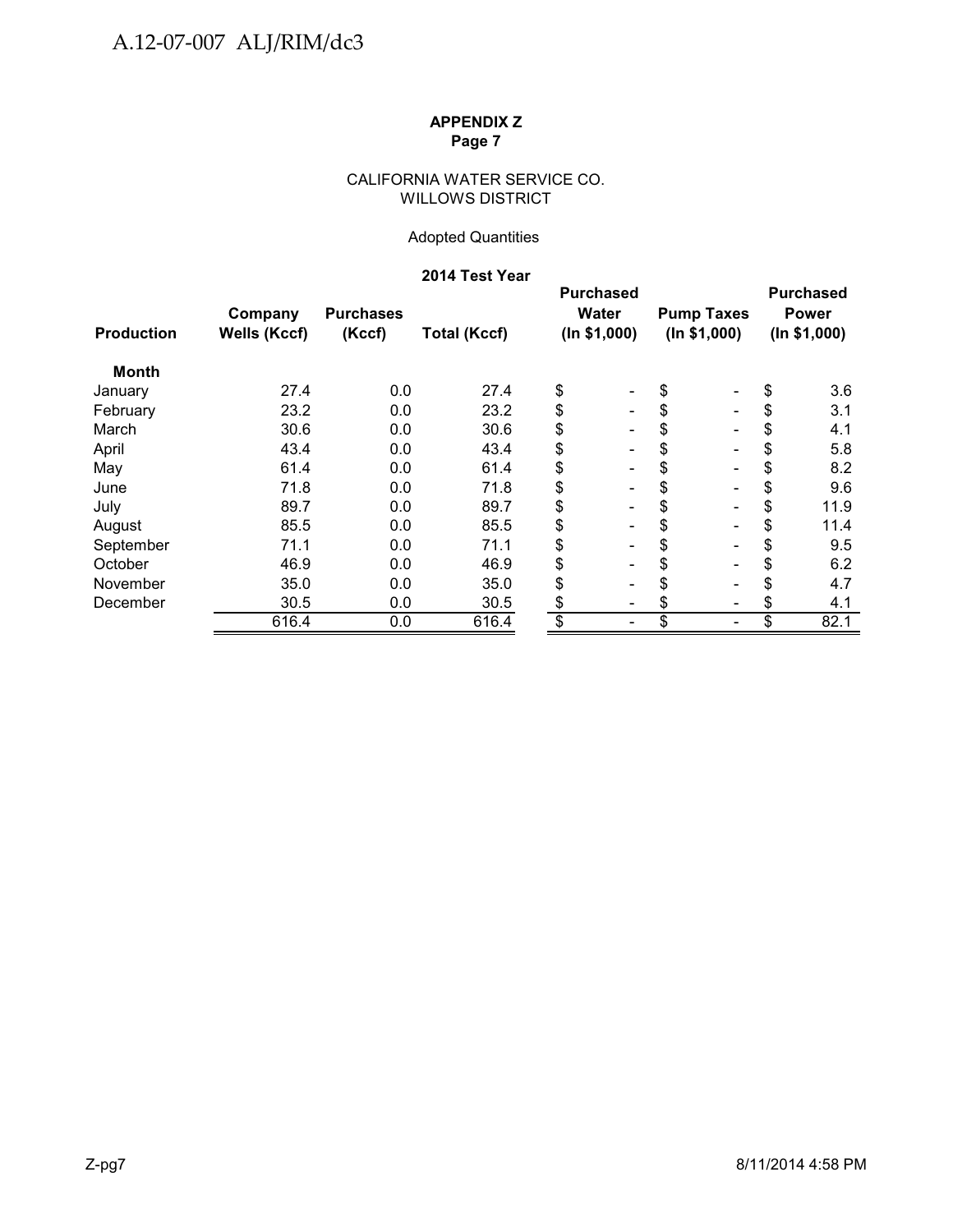**APPENDIX Z**
**Page 7**

CALIFORNIA WATER SERVICE CO.
WILLOWS DISTRICT

Adopted Quantities

**2014 Test Year**

| Production | Company Wells (Kccf) | Purchases (Kccf) | Total (Kccf) | Purchased Water (In $1,000) | Pump Taxes (In $1,000) | Purchased Power (In $1,000) |
|---|---|---|---|---|---|---|
| **Month** | | | | | | |
| January | 27.4 | 0.0 | 27.4 | $ - | $ - | $ 3.6 |
| February | 23.2 | 0.0 | 23.2 | $ - | $ - | $ 3.1 |
| March | 30.6 | 0.0 | 30.6 | $ - | $ - | $ 4.1 |
| April | 43.4 | 0.0 | 43.4 | $ - | $ - | $ 5.8 |
| May | 61.4 | 0.0 | 61.4 | $ - | $ - | $ 8.2 |
| June | 71.8 | 0.0 | 71.8 | $ - | $ - | $ 9.6 |
| July | 89.7 | 0.0 | 89.7 | $ - | $ - | $ 11.9 |
| August | 85.5 | 0.0 | 85.5 | $ - | $ - | $ 11.4 |
| September | 71.1 | 0.0 | 71.1 | $ - | $ - | $ 9.5 |
| October | 46.9 | 0.0 | 46.9 | $ - | $ - | $ 6.2 |
| November | 35.0 | 0.0 | 35.0 | $ - | $ - | $ 4.7 |
| December | 30.5 | 0.0 | 30.5 | $ - | $ - | $ 4.1 |
| | 616.4 | 0.0 | 616.4 | $ - | $ - | $ 82.1 |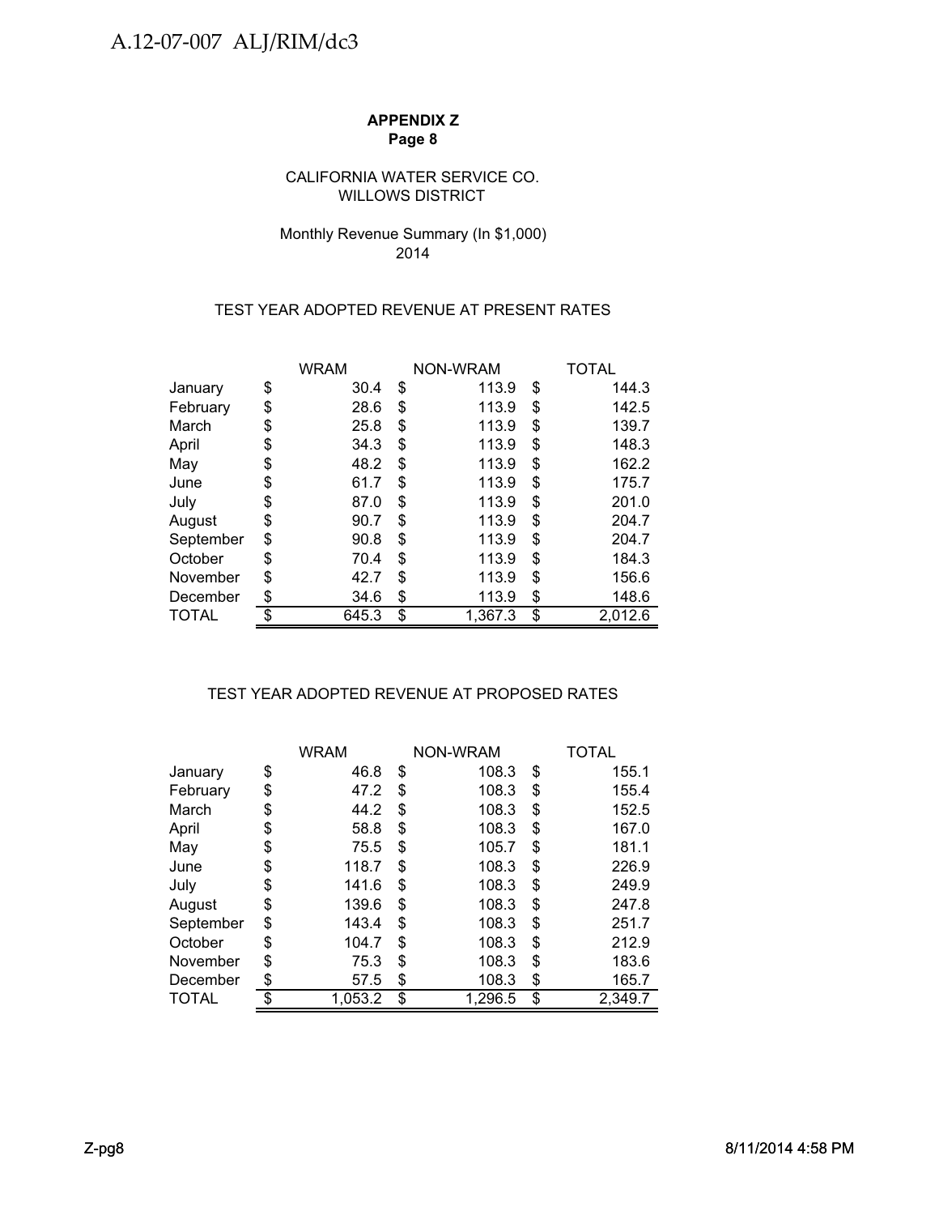**APPENDIX Z**
**Page 8**

CALIFORNIA WATER SERVICE CO.
WILLOWS DISTRICT

Monthly Revenue Summary (In $1,000)
2014

TEST YEAR ADOPTED REVENUE AT PRESENT RATES

| | WRAM | NON-WRAM | TOTAL |
|---|---|---|---|
| January | $ 30.4 | $ 113.9 | $ 144.3 |
| February | $ 28.6 | $ 113.9 | $ 142.5 |
| March | $ 25.8 | $ 113.9 | $ 139.7 |
| April | $ 34.3 | $ 113.9 | $ 148.3 |
| May | $ 48.2 | $ 113.9 | $ 162.2 |
| June | $ 61.7 | $ 113.9 | $ 175.7 |
| July | $ 87.0 | $ 113.9 | $ 201.0 |
| August | $ 90.7 | $ 113.9 | $ 204.7 |
| September | $ 90.8 | $ 113.9 | $ 204.7 |
| October | $ 70.4 | $ 113.9 | $ 184.3 |
| November | $ 42.7 | $ 113.9 | $ 156.6 |
| December | $ 34.6 | $ 113.9 | $ 148.6 |
| TOTAL | $ 645.3 | $ 1,367.3 | $ 2,012.6 |

TEST YEAR ADOPTED REVENUE AT PROPOSED RATES

| | WRAM | NON-WRAM | TOTAL |
|---|---|---|---|
| January | $ 46.8 | $ 108.3 | $ 155.1 |
| February | $ 47.2 | $ 108.3 | $ 155.4 |
| March | $ 44.2 | $ 108.3 | $ 152.5 |
| April | $ 58.8 | $ 108.3 | $ 167.0 |
| May | $ 75.5 | $ 105.7 | $ 181.1 |
| June | $ 118.7 | $ 108.3 | $ 226.9 |
| July | $ 141.6 | $ 108.3 | $ 249.9 |
| August | $ 139.6 | $ 108.3 | $ 247.8 |
| September | $ 143.4 | $ 108.3 | $ 251.7 |
| October | $ 104.7 | $ 108.3 | $ 212.9 |
| November | $ 75.3 | $ 108.3 | $ 183.6 |
| December | $ 57.5 | $ 108.3 | $ 165.7 |
| TOTAL | $ 1,053.2 | $ 1,296.5 | $ 2,349.7 |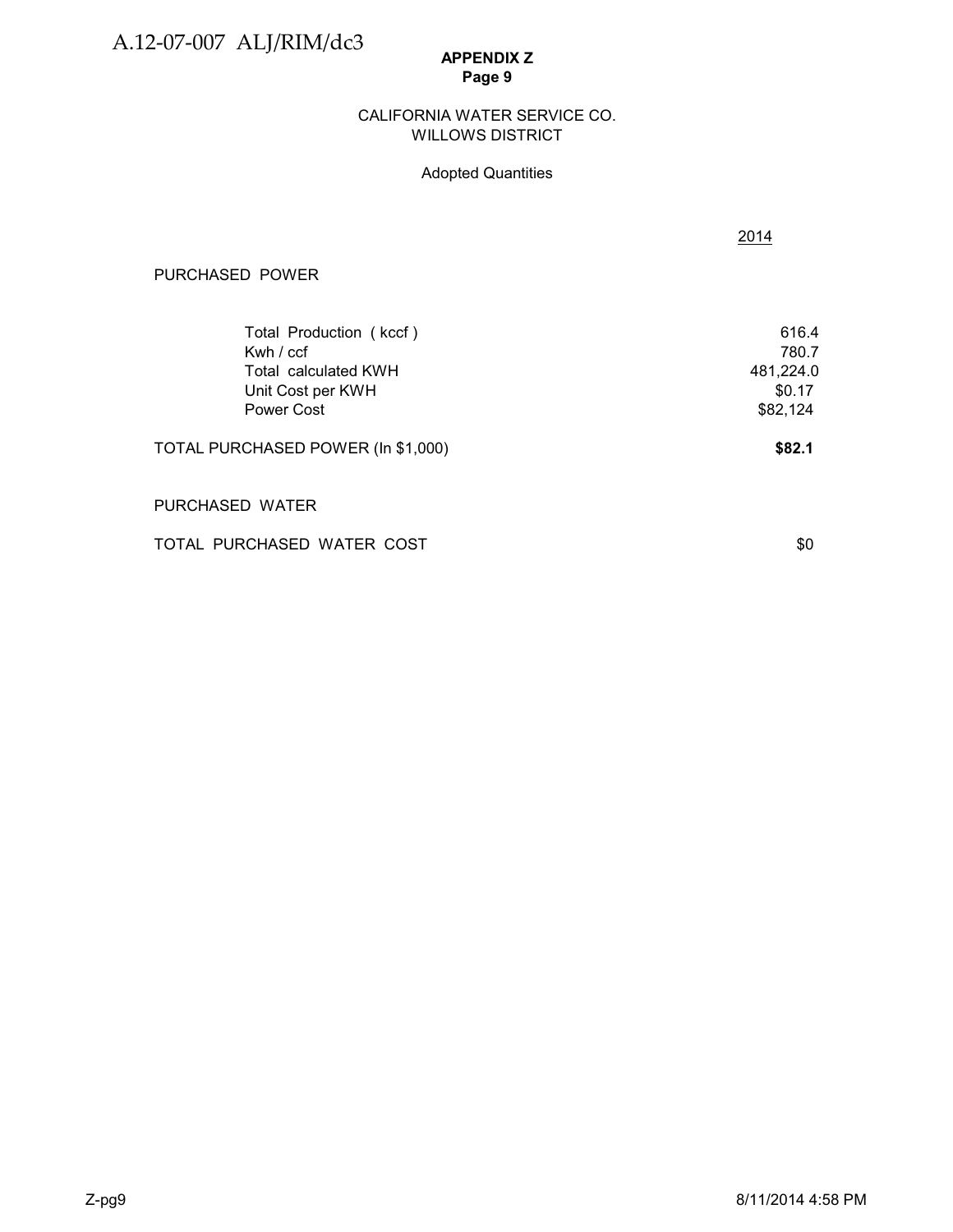**APPENDIX Z**
**Page 9**

CALIFORNIA WATER SERVICE CO.
WILLOWS DISTRICT

Adopted Quantities

| | 2014 |
|---|---|
| PURCHASED POWER | |
| Total Production ( kccf ) | 616.4 |
| Kwh / ccf | 780.7 |
| Total calculated KWH | 481,224.0 |
| Unit Cost per KWH | $0.17 |
| Power Cost | $82,124 |
| TOTAL PURCHASED POWER (In $1,000) | **$82.1** |
| PURCHASED WATER | |
| TOTAL PURCHASED WATER COST | $0 |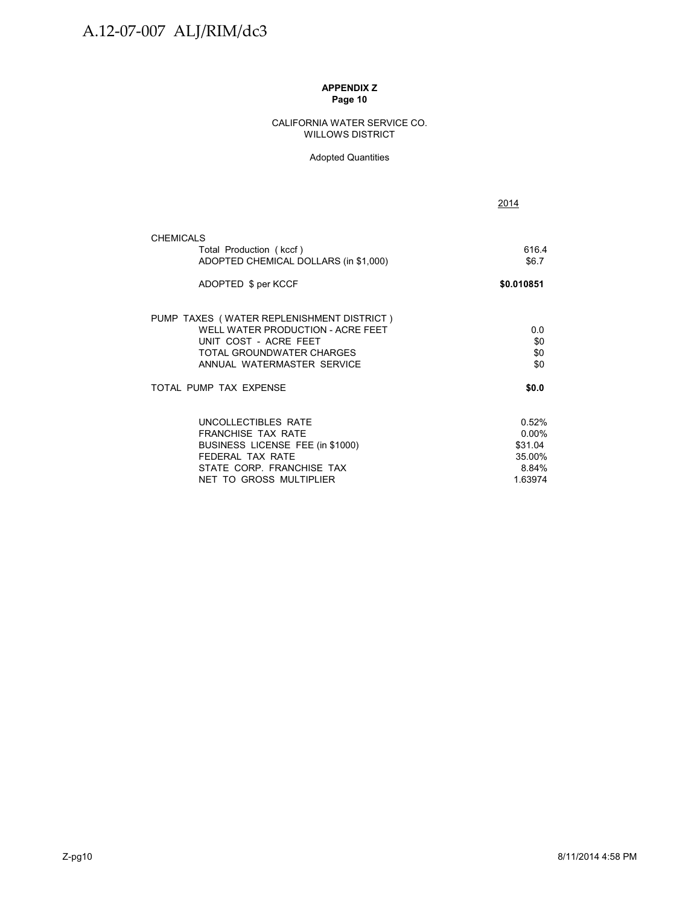**APPENDIX Z**
**Page 10**

CALIFORNIA WATER SERVICE CO.
WILLOWS DISTRICT

Adopted Quantities

| | 2014 |
|---|---|
| CHEMICALS | |
| Total Production ( kccf ) | 616.4 |
| ADOPTED CHEMICAL DOLLARS (in $1,000) | $6.7 |
| ADOPTED $ per KCCF | **$0.010851** |
| PUMP TAXES ( WATER REPLENISHMENT DISTRICT ) | |
| WELL WATER PRODUCTION - ACRE FEET | 0.0 |
| UNIT COST - ACRE FEET | $0 |
| TOTAL GROUNDWATER CHARGES | $0 |
| ANNUAL WATERMASTER SERVICE | $0 |
| TOTAL PUMP TAX EXPENSE | **$0.0** |
| UNCOLLECTIBLES RATE | 0.52% |
| FRANCHISE TAX RATE | 0.00% |
| BUSINESS LICENSE FEE (in $1000) | $31.04 |
| FEDERAL TAX RATE | 35.00% |
| STATE CORP. FRANCHISE TAX | 8.84% |
| NET TO GROSS MULTIPLIER | 1.63974 |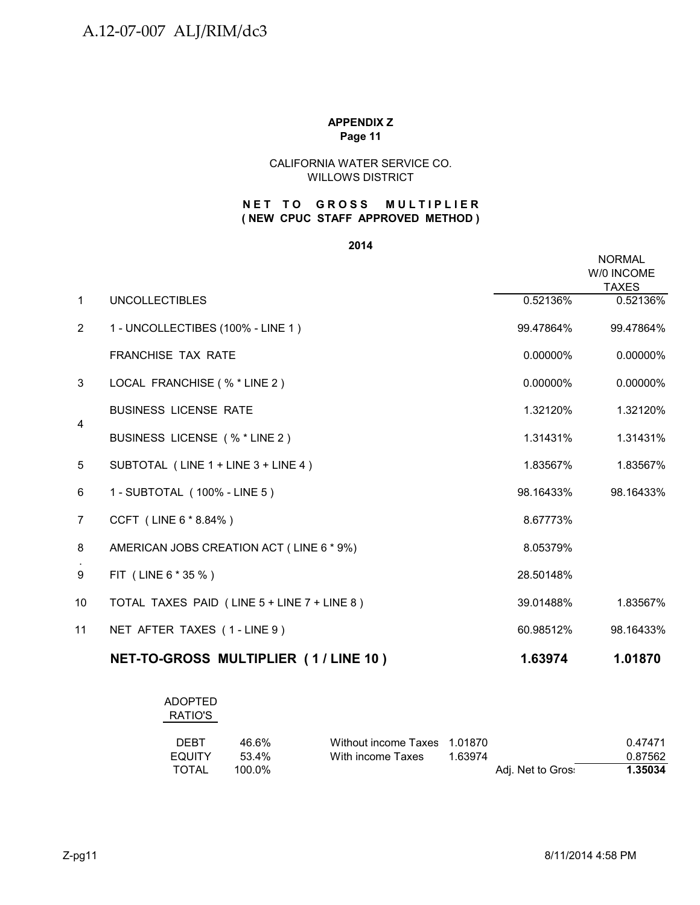A.12-07-007 ALJ/RIM/dc3

**APPENDIX Z**
**Page 11**

CALIFORNIA WATER SERVICE CO.
WILLOWS DISTRICT

**NET TO GROSS MULTIPLIER**
**( NEW CPUC STAFF APPROVED METHOD )**

**2014**

| | | | NORMAL W/0 INCOME TAXES |
|---|---|---|---|
| 1 | UNCOLLECTIBLES | 0.52136% | 0.52136% |
| 2 | 1 - UNCOLLECTIBES (100% - LINE 1 ) | 99.47864% | 99.47864% |
| | FRANCHISE TAX RATE | 0.00000% | 0.00000% |
| 3 | LOCAL FRANCHISE ( % * LINE 2 ) | 0.00000% | 0.00000% |
| 4 | BUSINESS LICENSE RATE | 1.32120% | 1.32120% |
| | BUSINESS LICENSE ( % * LINE 2 ) | 1.31431% | 1.31431% |
| 5 | SUBTOTAL ( LINE 1 + LINE 3 + LINE 4 ) | 1.83567% | 1.83567% |
| 6 | 1 - SUBTOTAL ( 100% - LINE 5 ) | 98.16433% | 98.16433% |
| 7 | CCFT ( LINE 6 * 8.84% ) | 8.67773% | |
| 8 | AMERICAN JOBS CREATION ACT ( LINE 6 * 9%) | 8.05379% | |
| 9 | FIT ( LINE 6 * 35 % ) | 28.50148% | |
| 10 | TOTAL TAXES PAID ( LINE 5 + LINE 7 + LINE 8 ) | 39.01488% | 1.83567% |
| 11 | NET AFTER TAXES ( 1 - LINE 9 ) | 60.98512% | 98.16433% |
| | **NET-TO-GROSS MULTIPLIER ( 1 / LINE 10 )** | **1.63974** | **1.01870** |

| ADOPTED RATIO'S | | | | | |
|---|---|---|---|---|---|
| DEBT | 46.6% | Without income Taxes | 1.01870 | | 0.47471 |
| EQUITY | 53.4% | With income Taxes | 1.63974 | | 0.87562 |
| TOTAL | 100.0% | | | Adj. Net to Gros: | **1.35034** |

Z-pg11 8/11/2014 4:58 PM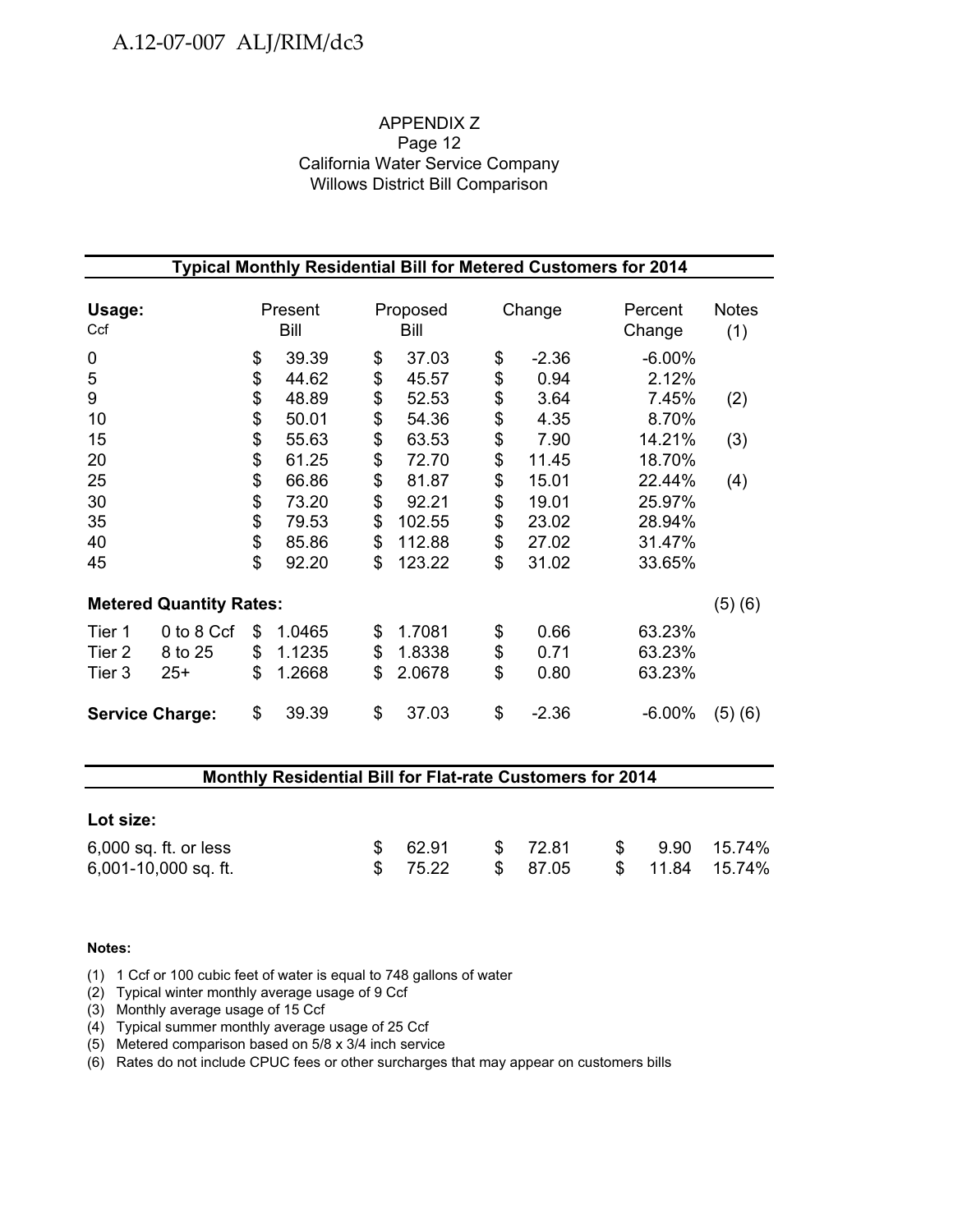APPENDIX Z
Page 12
California Water Service Company
Willows District Bill Comparison

**Typical Monthly Residential Bill for Metered Customers for 2014**

| Usage: Ccf | | Present Bill | Proposed Bill | Change | Percent Change | Notes (1) |
|---|---|---|---|---|---|---|
| 0 | | $ 39.39 | $ 37.03 | $ -2.36 | -6.00% | |
| 5 | | $ 44.62 | $ 45.57 | $ 0.94 | 2.12% | |
| 9 | | $ 48.89 | $ 52.53 | $ 3.64 | 7.45% | (2) |
| 10 | | $ 50.01 | $ 54.36 | $ 4.35 | 8.70% | |
| 15 | | $ 55.63 | $ 63.53 | $ 7.90 | 14.21% | (3) |
| 20 | | $ 61.25 | $ 72.70 | $ 11.45 | 18.70% | |
| 25 | | $ 66.86 | $ 81.87 | $ 15.01 | 22.44% | (4) |
| 30 | | $ 73.20 | $ 92.21 | $ 19.01 | 25.97% | |
| 35 | | $ 79.53 | $ 102.55 | $ 23.02 | 28.94% | |
| 40 | | $ 85.86 | $ 112.88 | $ 27.02 | 31.47% | |
| 45 | | $ 92.20 | $ 123.22 | $ 31.02 | 33.65% | |
| **Metered Quantity Rates:** | | | | | | (5) (6) |
| Tier 1 | 0 to 8 Ccf | $ 1.0465 | $ 1.7081 | $ 0.66 | 63.23% | |
| Tier 2 | 8 to 25 | $ 1.1235 | $ 1.8338 | $ 0.71 | 63.23% | |
| Tier 3 | 25+ | $ 1.2668 | $ 2.0678 | $ 0.80 | 63.23% | |
| **Service Charge:** | | $ 39.39 | $ 37.03 | $ -2.36 | -6.00% | (5) (6) |

**Monthly Residential Bill for Flat-rate Customers for 2014**

| Lot size: | Present Bill | Proposed Bill | Change | Percent Change |
|---|---|---|---|---|
| 6,000 sq. ft. or less | $ 62.91 | $ 72.81 | $ 9.90 | 15.74% |
| 6,001-10,000 sq. ft. | $ 75.22 | $ 87.05 | $ 11.84 | 15.74% |

**Notes:**

(1) 1 Ccf or 100 cubic feet of water is equal to 748 gallons of water
(2) Typical winter monthly average usage of 9 Ccf
(3) Monthly average usage of 15 Ccf
(4) Typical summer monthly average usage of 25 Ccf
(5) Metered comparison based on 5/8 x 3/4 inch service
(6) Rates do not include CPUC fees or other surcharges that may appear on customers bills